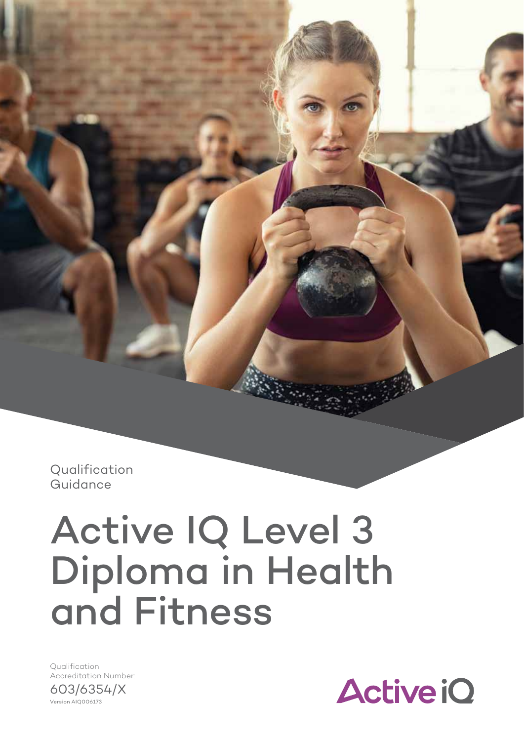Qualification Guidance

# Active IQ Level 3 Diploma in Health and Fitness

Qualification Accreditation Number:

603/6354/X

Version AIQ006173

Active iQ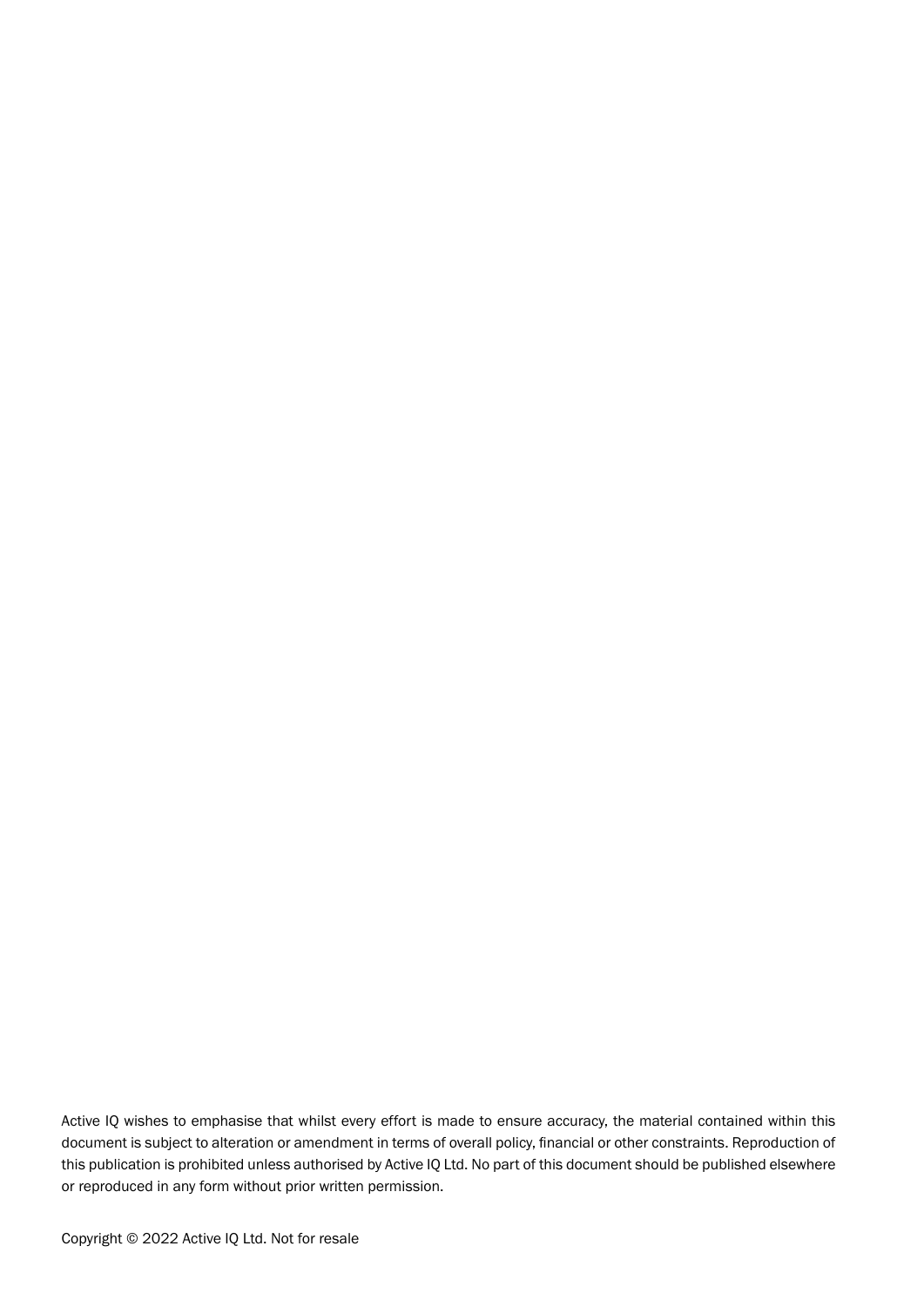Active IQ wishes to emphasise that whilst every effort is made to ensure accuracy, the material contained within this document is subject to alteration or amendment in terms of overall policy, financial or other constraints. Reproduction of this publication is prohibited unless authorised by Active IQ Ltd. No part of this document should be published elsewhere or reproduced in any form without prior written permission.

Copyright © 2022 Active IQ Ltd. Not for resale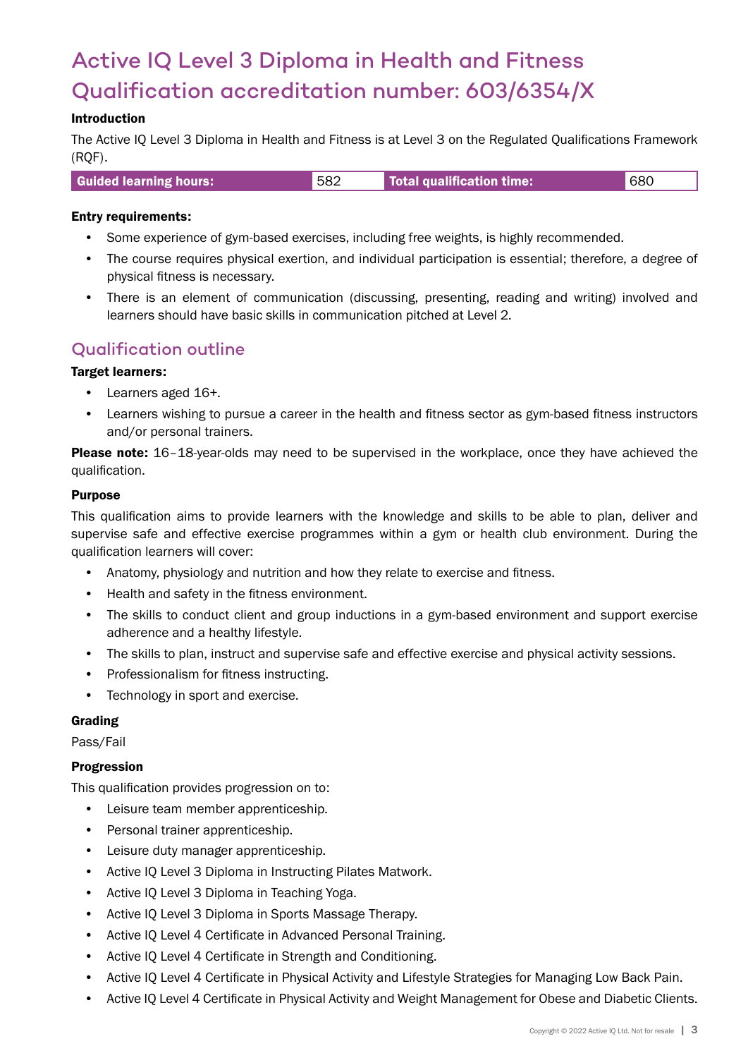# Active IQ Level 3 Diploma in Health and Fitness Qualification accreditation number: 603/6354/X

**Introduction**

The Active IQ Level 3 Diploma in Health and Fitness is at Level 3 on the Regulated Qualifications Framework (RQF).

| Guided learning hours: | 582 | Total qualification time: | 680 |
|---|---|---|---|

**Entry requirements:**

- Some experience of gym-based exercises, including free weights, is highly recommended.
- The course requires physical exertion, and individual participation is essential; therefore, a degree of physical fitness is necessary.
- There is an element of communication (discussing, presenting, reading and writing) involved and learners should have basic skills in communication pitched at Level 2.

## Qualification outline

**Target learners:**

- Learners aged 16+.
- Learners wishing to pursue a career in the health and fitness sector as gym-based fitness instructors and/or personal trainers.

**Please note:** 16–18-year-olds may need to be supervised in the workplace, once they have achieved the qualification.

**Purpose**

This qualification aims to provide learners with the knowledge and skills to be able to plan, deliver and supervise safe and effective exercise programmes within a gym or health club environment. During the qualification learners will cover:

- Anatomy, physiology and nutrition and how they relate to exercise and fitness.
- Health and safety in the fitness environment.
- The skills to conduct client and group inductions in a gym-based environment and support exercise adherence and a healthy lifestyle.
- The skills to plan, instruct and supervise safe and effective exercise and physical activity sessions.
- Professionalism for fitness instructing.
- Technology in sport and exercise.

**Grading**

Pass/Fail

**Progression**

This qualification provides progression on to:

- Leisure team member apprenticeship.
- Personal trainer apprenticeship.
- Leisure duty manager apprenticeship.
- Active IQ Level 3 Diploma in Instructing Pilates Matwork.
- Active IQ Level 3 Diploma in Teaching Yoga.
- Active IQ Level 3 Diploma in Sports Massage Therapy.
- Active IQ Level 4 Certificate in Advanced Personal Training.
- Active IQ Level 4 Certificate in Strength and Conditioning.
- Active IQ Level 4 Certificate in Physical Activity and Lifestyle Strategies for Managing Low Back Pain.
- Active IQ Level 4 Certificate in Physical Activity and Weight Management for Obese and Diabetic Clients.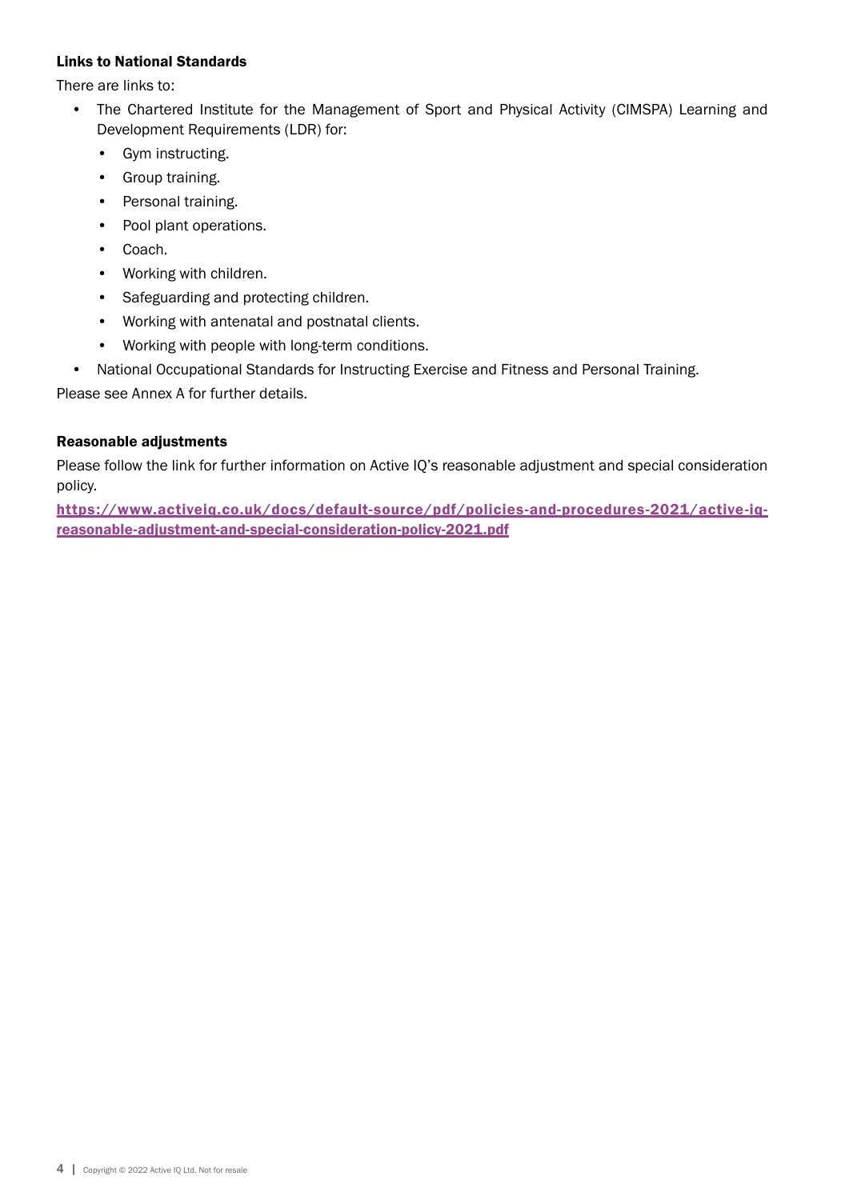### Links to National Standards

There are links to:

- The Chartered Institute for the Management of Sport and Physical Activity (CIMSPA) Learning and Development Requirements (LDR) for:
  - Gym instructing.
  - Group training.
  - Personal training.
  - Pool plant operations.
  - Coach.
  - Working with children.
  - Safeguarding and protecting children.
  - Working with antenatal and postnatal clients.
  - Working with people with long-term conditions.
- National Occupational Standards for Instructing Exercise and Fitness and Personal Training.

Please see Annex A for further details.

### Reasonable adjustments

Please follow the link for further information on Active IQ's reasonable adjustment and special consideration policy.

[https://www.activeiq.co.uk/docs/default-source/pdf/policies-and-procedures-2021/active-iq-reasonable-adjustment-and-special-consideration-policy-2021.pdf](https://www.activeiq.co.uk/docs/default-source/pdf/policies-and-procedures-2021/active-iq-reasonable-adjustment-and-special-consideration-policy-2021.pdf)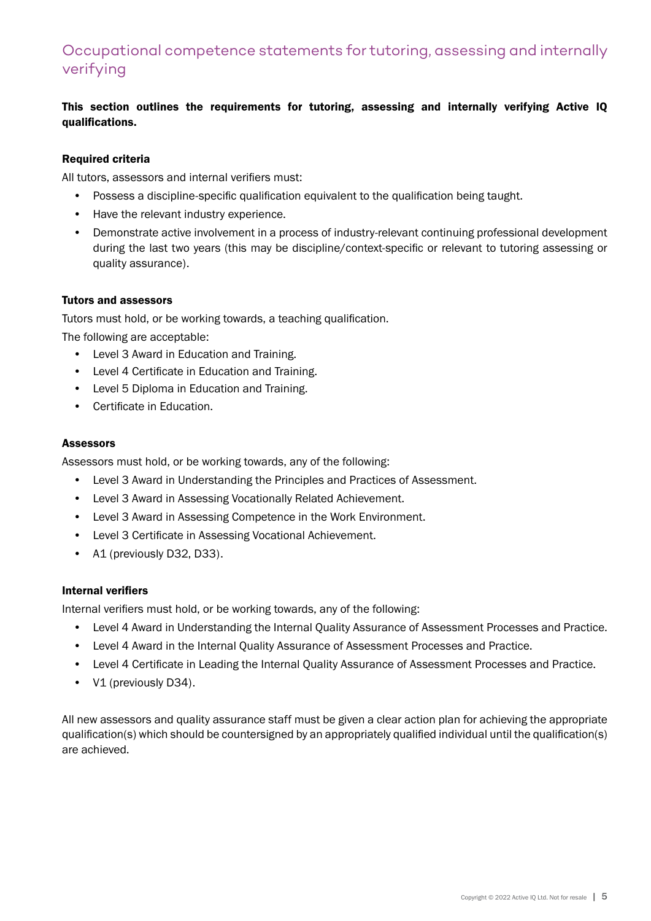## Occupational competence statements for tutoring, assessing and internally verifying

**This section outlines the requirements for tutoring, assessing and internally verifying Active IQ qualifications.**

#### Required criteria

All tutors, assessors and internal verifiers must:

- Possess a discipline-specific qualification equivalent to the qualification being taught.
- Have the relevant industry experience.
- Demonstrate active involvement in a process of industry-relevant continuing professional development during the last two years (this may be discipline/context-specific or relevant to tutoring assessing or quality assurance).

#### Tutors and assessors

Tutors must hold, or be working towards, a teaching qualification.

The following are acceptable:

- Level 3 Award in Education and Training.
- Level 4 Certificate in Education and Training.
- Level 5 Diploma in Education and Training.
- Certificate in Education.

#### Assessors

Assessors must hold, or be working towards, any of the following:

- Level 3 Award in Understanding the Principles and Practices of Assessment.
- Level 3 Award in Assessing Vocationally Related Achievement.
- Level 3 Award in Assessing Competence in the Work Environment.
- Level 3 Certificate in Assessing Vocational Achievement.
- A1 (previously D32, D33).

#### Internal verifiers

Internal verifiers must hold, or be working towards, any of the following:

- Level 4 Award in Understanding the Internal Quality Assurance of Assessment Processes and Practice.
- Level 4 Award in the Internal Quality Assurance of Assessment Processes and Practice.
- Level 4 Certificate in Leading the Internal Quality Assurance of Assessment Processes and Practice.
- V1 (previously D34).

All new assessors and quality assurance staff must be given a clear action plan for achieving the appropriate qualification(s) which should be countersigned by an appropriately qualified individual until the qualification(s) are achieved.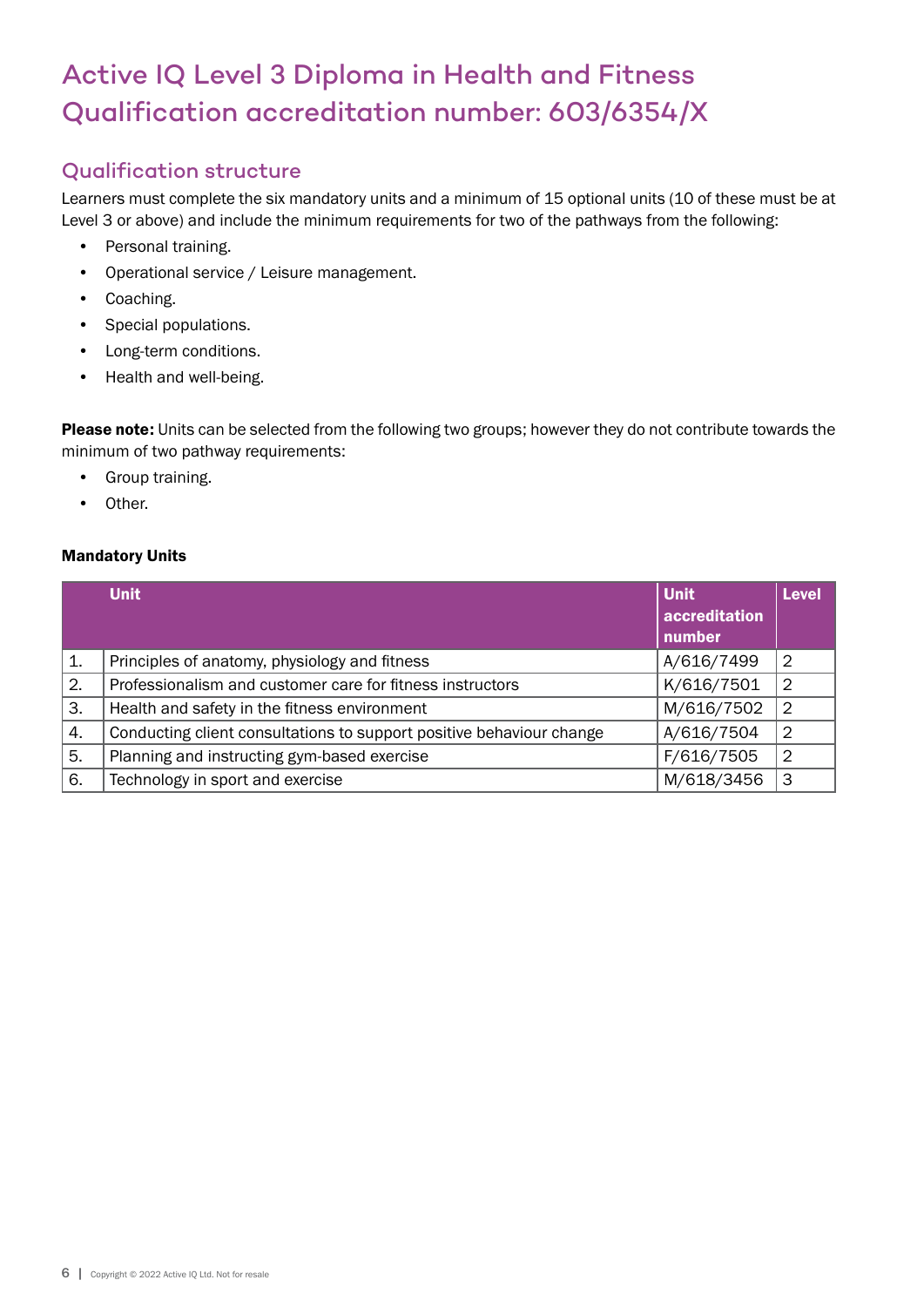# Active IQ Level 3 Diploma in Health and Fitness Qualification accreditation number: 603/6354/X

## Qualification structure

Learners must complete the six mandatory units and a minimum of 15 optional units (10 of these must be at Level 3 or above) and include the minimum requirements for two of the pathways from the following:

- Personal training.
- Operational service / Leisure management.
- Coaching.
- Special populations.
- Long-term conditions.
- Health and well-being.

**Please note:** Units can be selected from the following two groups; however they do not contribute towards the minimum of two pathway requirements:

- Group training.
- Other.

**Mandatory Units**

| | Unit | Unit accreditation number | Level |
|---|---|---|---|
| 1. | Principles of anatomy, physiology and fitness | A/616/7499 | 2 |
| 2. | Professionalism and customer care for fitness instructors | K/616/7501 | 2 |
| 3. | Health and safety in the fitness environment | M/616/7502 | 2 |
| 4. | Conducting client consultations to support positive behaviour change | A/616/7504 | 2 |
| 5. | Planning and instructing gym-based exercise | F/616/7505 | 2 |
| 6. | Technology in sport and exercise | M/618/3456 | 3 |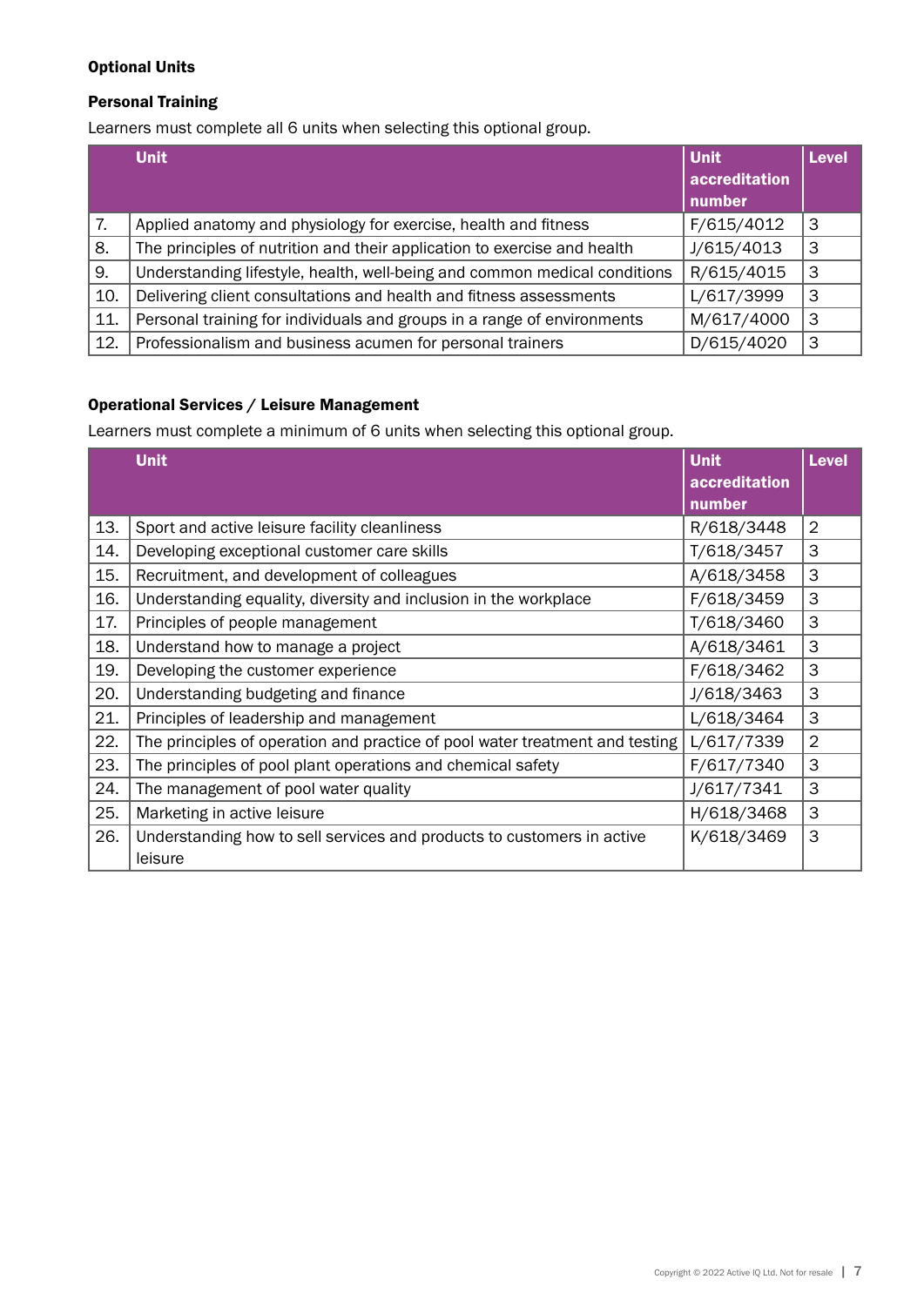### Optional Units

### Personal Training

Learners must complete all 6 units when selecting this optional group.

| | Unit | Unit accreditation number | Level |
|---|---|---|---|
| 7. | Applied anatomy and physiology for exercise, health and fitness | F/615/4012 | 3 |
| 8. | The principles of nutrition and their application to exercise and health | J/615/4013 | 3 |
| 9. | Understanding lifestyle, health, well-being and common medical conditions | R/615/4015 | 3 |
| 10. | Delivering client consultations and health and fitness assessments | L/617/3999 | 3 |
| 11. | Personal training for individuals and groups in a range of environments | M/617/4000 | 3 |
| 12. | Professionalism and business acumen for personal trainers | D/615/4020 | 3 |

### Operational Services / Leisure Management

Learners must complete a minimum of 6 units when selecting this optional group.

| | Unit | Unit accreditation number | Level |
|---|---|---|---|
| 13. | Sport and active leisure facility cleanliness | R/618/3448 | 2 |
| 14. | Developing exceptional customer care skills | T/618/3457 | 3 |
| 15. | Recruitment, and development of colleagues | A/618/3458 | 3 |
| 16. | Understanding equality, diversity and inclusion in the workplace | F/618/3459 | 3 |
| 17. | Principles of people management | T/618/3460 | 3 |
| 18. | Understand how to manage a project | A/618/3461 | 3 |
| 19. | Developing the customer experience | F/618/3462 | 3 |
| 20. | Understanding budgeting and finance | J/618/3463 | 3 |
| 21. | Principles of leadership and management | L/618/3464 | 3 |
| 22. | The principles of operation and practice of pool water treatment and testing | L/617/7339 | 2 |
| 23. | The principles of pool plant operations and chemical safety | F/617/7340 | 3 |
| 24. | The management of pool water quality | J/617/7341 | 3 |
| 25. | Marketing in active leisure | H/618/3468 | 3 |
| 26. | Understanding how to sell services and products to customers in active leisure | K/618/3469 | 3 |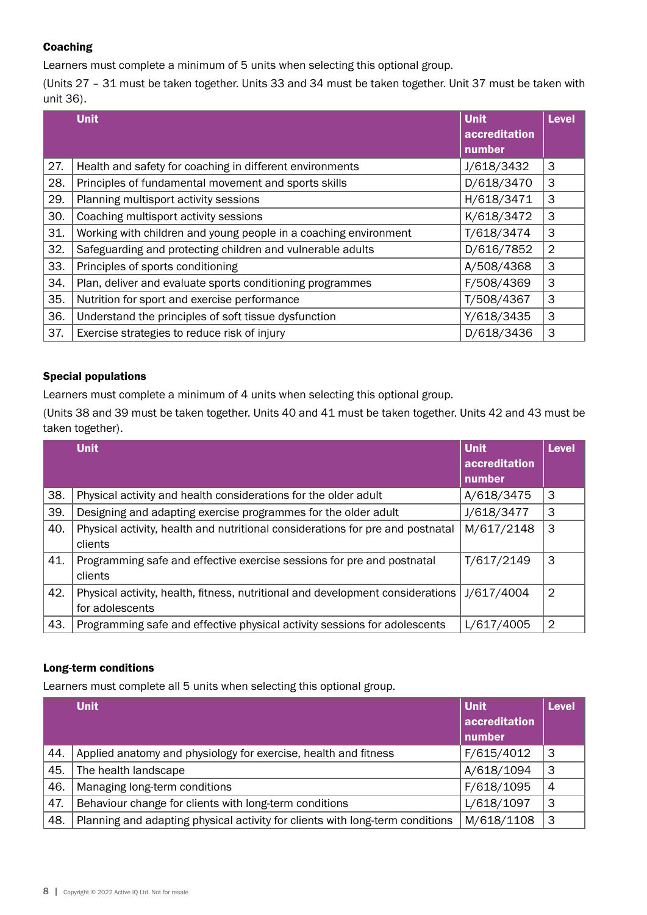### Coaching

Learners must complete a minimum of 5 units when selecting this optional group.

(Units 27 – 31 must be taken together. Units 33 and 34 must be taken together. Unit 37 must be taken with unit 36).

| | Unit | Unit accreditation number | Level |
|---|---|---|---|
| 27. | Health and safety for coaching in different environments | J/618/3432 | 3 |
| 28. | Principles of fundamental movement and sports skills | D/618/3470 | 3 |
| 29. | Planning multisport activity sessions | H/618/3471 | 3 |
| 30. | Coaching multisport activity sessions | K/618/3472 | 3 |
| 31. | Working with children and young people in a coaching environment | T/618/3474 | 3 |
| 32. | Safeguarding and protecting children and vulnerable adults | D/616/7852 | 2 |
| 33. | Principles of sports conditioning | A/508/4368 | 3 |
| 34. | Plan, deliver and evaluate sports conditioning programmes | F/508/4369 | 3 |
| 35. | Nutrition for sport and exercise performance | T/508/4367 | 3 |
| 36. | Understand the principles of soft tissue dysfunction | Y/618/3435 | 3 |
| 37. | Exercise strategies to reduce risk of injury | D/618/3436 | 3 |

### Special populations

Learners must complete a minimum of 4 units when selecting this optional group.

(Units 38 and 39 must be taken together. Units 40 and 41 must be taken together. Units 42 and 43 must be taken together).

| | Unit | Unit accreditation number | Level |
|---|---|---|---|
| 38. | Physical activity and health considerations for the older adult | A/618/3475 | 3 |
| 39. | Designing and adapting exercise programmes for the older adult | J/618/3477 | 3 |
| 40. | Physical activity, health and nutritional considerations for pre and postnatal clients | M/617/2148 | 3 |
| 41. | Programming safe and effective exercise sessions for pre and postnatal clients | T/617/2149 | 3 |
| 42. | Physical activity, health, fitness, nutritional and development considerations for adolescents | J/617/4004 | 2 |
| 43. | Programming safe and effective physical activity sessions for adolescents | L/617/4005 | 2 |

### Long-term conditions

Learners must complete all 5 units when selecting this optional group.

| | Unit | Unit accreditation number | Level |
|---|---|---|---|
| 44. | Applied anatomy and physiology for exercise, health and fitness | F/615/4012 | 3 |
| 45. | The health landscape | A/618/1094 | 3 |
| 46. | Managing long-term conditions | F/618/1095 | 4 |
| 47. | Behaviour change for clients with long-term conditions | L/618/1097 | 3 |
| 48. | Planning and adapting physical activity for clients with long-term conditions | M/618/1108 | 3 |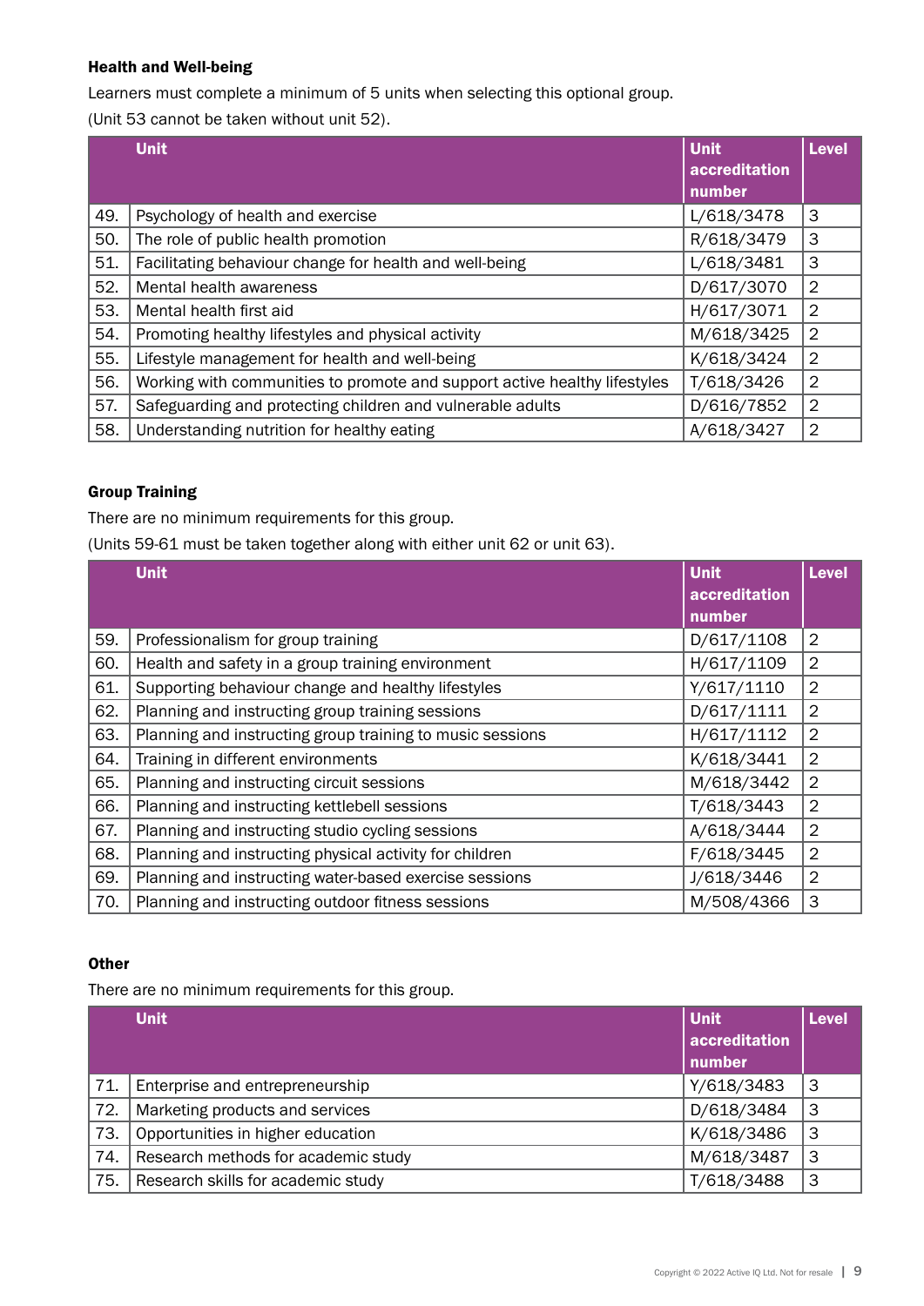**Health and Well-being**

Learners must complete a minimum of 5 units when selecting this optional group.

(Unit 53 cannot be taken without unit 52).

| | Unit | Unit accreditation number | Level |
|---|---|---|---|
| 49. | Psychology of health and exercise | L/618/3478 | 3 |
| 50. | The role of public health promotion | R/618/3479 | 3 |
| 51. | Facilitating behaviour change for health and well-being | L/618/3481 | 3 |
| 52. | Mental health awareness | D/617/3070 | 2 |
| 53. | Mental health first aid | H/617/3071 | 2 |
| 54. | Promoting healthy lifestyles and physical activity | M/618/3425 | 2 |
| 55. | Lifestyle management for health and well-being | K/618/3424 | 2 |
| 56. | Working with communities to promote and support active healthy lifestyles | T/618/3426 | 2 |
| 57. | Safeguarding and protecting children and vulnerable adults | D/616/7852 | 2 |
| 58. | Understanding nutrition for healthy eating | A/618/3427 | 2 |

**Group Training**

There are no minimum requirements for this group.

(Units 59-61 must be taken together along with either unit 62 or unit 63).

| | Unit | Unit accreditation number | Level |
|---|---|---|---|
| 59. | Professionalism for group training | D/617/1108 | 2 |
| 60. | Health and safety in a group training environment | H/617/1109 | 2 |
| 61. | Supporting behaviour change and healthy lifestyles | Y/617/1110 | 2 |
| 62. | Planning and instructing group training sessions | D/617/1111 | 2 |
| 63. | Planning and instructing group training to music sessions | H/617/1112 | 2 |
| 64. | Training in different environments | K/618/3441 | 2 |
| 65. | Planning and instructing circuit sessions | M/618/3442 | 2 |
| 66. | Planning and instructing kettlebell sessions | T/618/3443 | 2 |
| 67. | Planning and instructing studio cycling sessions | A/618/3444 | 2 |
| 68. | Planning and instructing physical activity for children | F/618/3445 | 2 |
| 69. | Planning and instructing water-based exercise sessions | J/618/3446 | 2 |
| 70. | Planning and instructing outdoor fitness sessions | M/508/4366 | 3 |

**Other**

There are no minimum requirements for this group.

| | Unit | Unit accreditation number | Level |
|---|---|---|---|
| 71. | Enterprise and entrepreneurship | Y/618/3483 | 3 |
| 72. | Marketing products and services | D/618/3484 | 3 |
| 73. | Opportunities in higher education | K/618/3486 | 3 |
| 74. | Research methods for academic study | M/618/3487 | 3 |
| 75. | Research skills for academic study | T/618/3488 | 3 |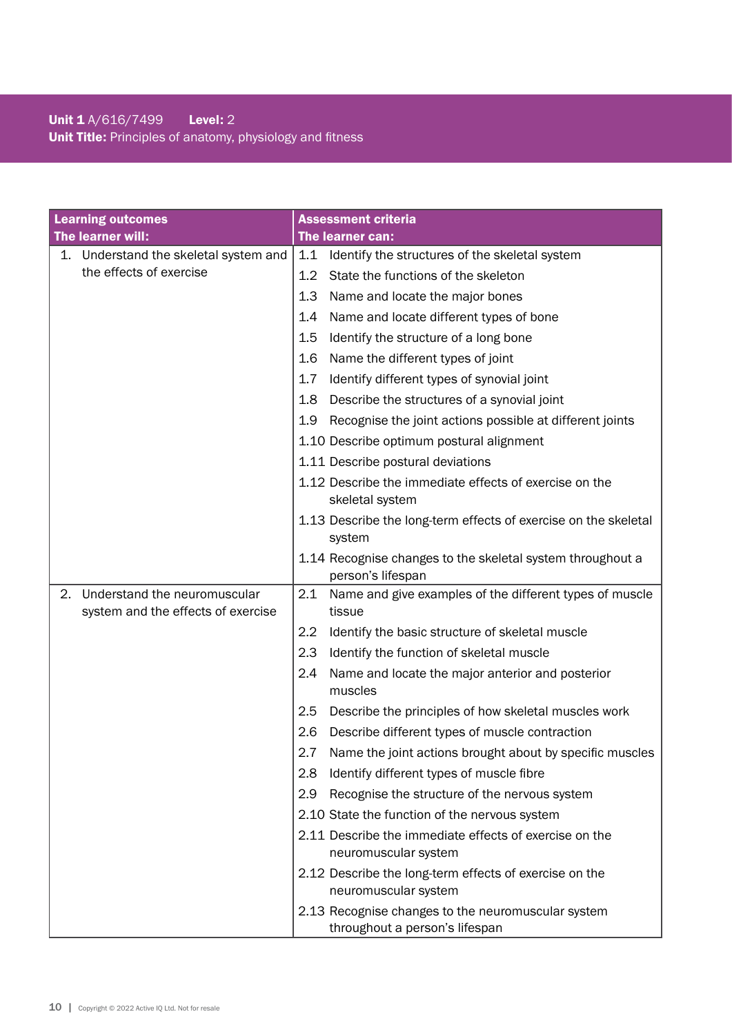**Unit 1** A/616/7499 **Level:** 2
**Unit Title:** Principles of anatomy, physiology and fitness

| Learning outcomes<br>The learner will: | Assessment criteria<br>The learner can: |
|---|---|
| 1. Understand the skeletal system and the effects of exercise | 1.1 Identify the structures of the skeletal system<br>1.2 State the functions of the skeleton<br>1.3 Name and locate the major bones<br>1.4 Name and locate different types of bone<br>1.5 Identify the structure of a long bone<br>1.6 Name the different types of joint<br>1.7 Identify different types of synovial joint<br>1.8 Describe the structures of a synovial joint<br>1.9 Recognise the joint actions possible at different joints<br>1.10 Describe optimum postural alignment<br>1.11 Describe postural deviations<br>1.12 Describe the immediate effects of exercise on the skeletal system<br>1.13 Describe the long-term effects of exercise on the skeletal system<br>1.14 Recognise changes to the skeletal system throughout a person's lifespan |
| 2. Understand the neuromuscular system and the effects of exercise | 2.1 Name and give examples of the different types of muscle tissue<br>2.2 Identify the basic structure of skeletal muscle<br>2.3 Identify the function of skeletal muscle<br>2.4 Name and locate the major anterior and posterior muscles<br>2.5 Describe the principles of how skeletal muscles work<br>2.6 Describe different types of muscle contraction<br>2.7 Name the joint actions brought about by specific muscles<br>2.8 Identify different types of muscle fibre<br>2.9 Recognise the structure of the nervous system<br>2.10 State the function of the nervous system<br>2.11 Describe the immediate effects of exercise on the neuromuscular system<br>2.12 Describe the long-term effects of exercise on the neuromuscular system<br>2.13 Recognise changes to the neuromuscular system throughout a person's lifespan |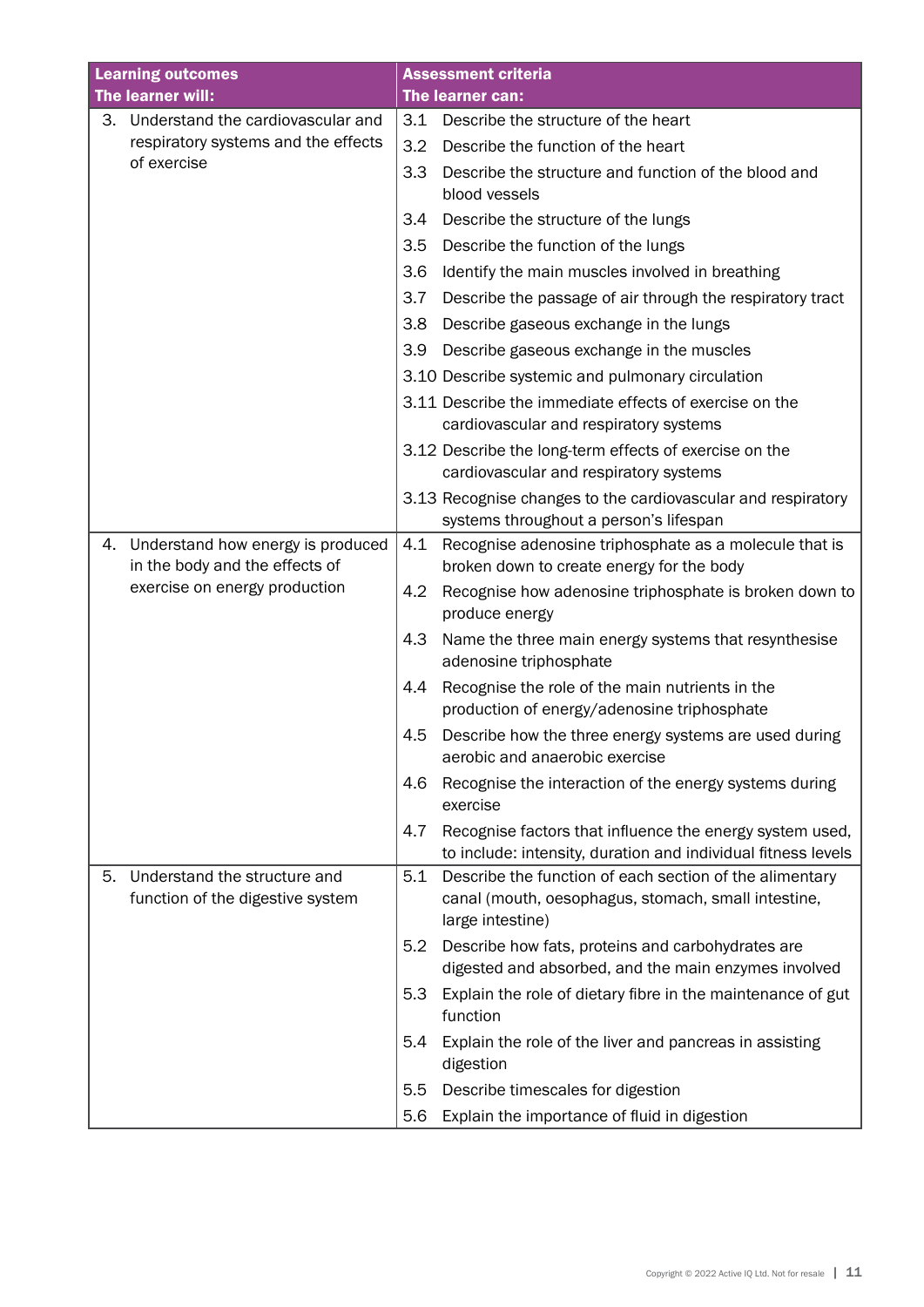| Learning outcomes<br>The learner will: | Assessment criteria<br>The learner can: |
|---|---|
| 3. Understand the cardiovascular and respiratory systems and the effects of exercise | 3.1 Describe the structure of the heart |
| | 3.2 Describe the function of the heart |
| | 3.3 Describe the structure and function of the blood and blood vessels |
| | 3.4 Describe the structure of the lungs |
| | 3.5 Describe the function of the lungs |
| | 3.6 Identify the main muscles involved in breathing |
| | 3.7 Describe the passage of air through the respiratory tract |
| | 3.8 Describe gaseous exchange in the lungs |
| | 3.9 Describe gaseous exchange in the muscles |
| | 3.10 Describe systemic and pulmonary circulation |
| | 3.11 Describe the immediate effects of exercise on the cardiovascular and respiratory systems |
| | 3.12 Describe the long-term effects of exercise on the cardiovascular and respiratory systems |
| | 3.13 Recognise changes to the cardiovascular and respiratory systems throughout a person's lifespan |
| 4. Understand how energy is produced in the body and the effects of exercise on energy production | 4.1 Recognise adenosine triphosphate as a molecule that is broken down to create energy for the body |
| | 4.2 Recognise how adenosine triphosphate is broken down to produce energy |
| | 4.3 Name the three main energy systems that resynthesise adenosine triphosphate |
| | 4.4 Recognise the role of the main nutrients in the production of energy/adenosine triphosphate |
| | 4.5 Describe how the three energy systems are used during aerobic and anaerobic exercise |
| | 4.6 Recognise the interaction of the energy systems during exercise |
| | 4.7 Recognise factors that influence the energy system used, to include: intensity, duration and individual fitness levels |
| 5. Understand the structure and function of the digestive system | 5.1 Describe the function of each section of the alimentary canal (mouth, oesophagus, stomach, small intestine, large intestine) |
| | 5.2 Describe how fats, proteins and carbohydrates are digested and absorbed, and the main enzymes involved |
| | 5.3 Explain the role of dietary fibre in the maintenance of gut function |
| | 5.4 Explain the role of the liver and pancreas in assisting digestion |
| | 5.5 Describe timescales for digestion |
| | 5.6 Explain the importance of fluid in digestion |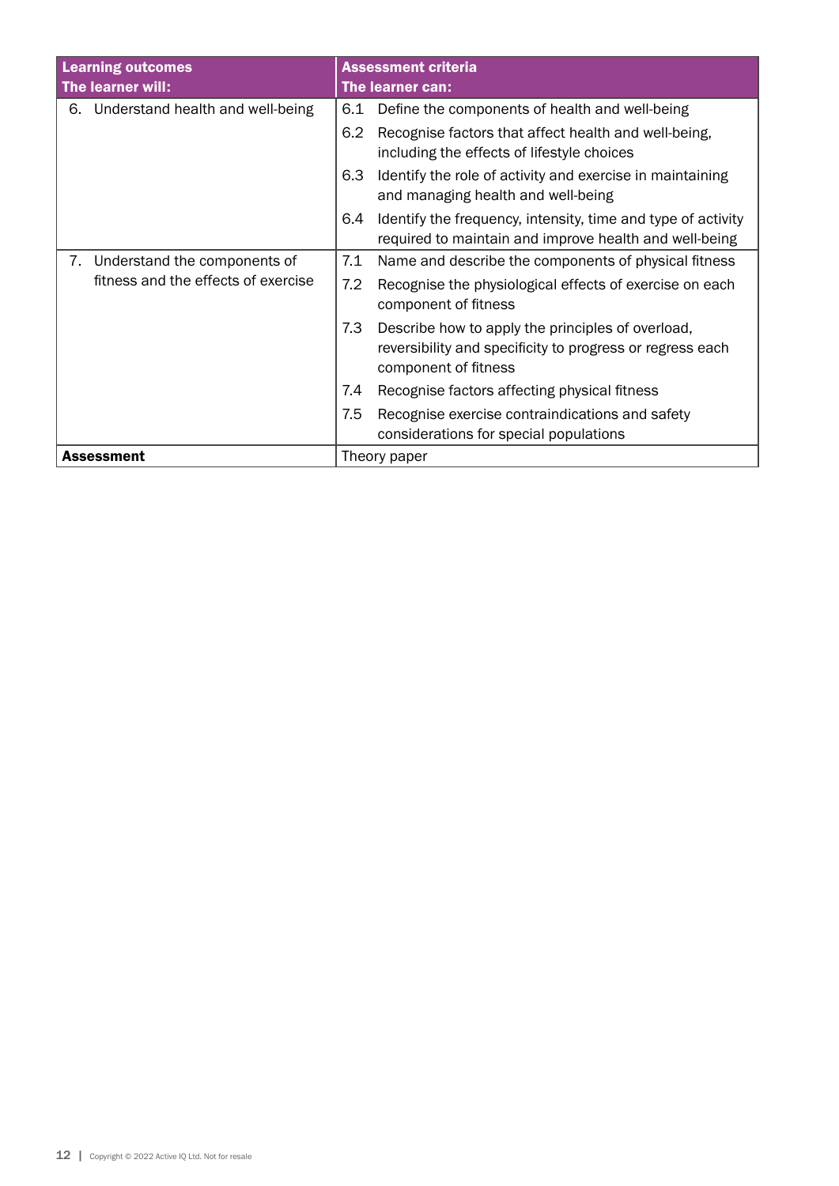| Learning outcomes<br>The learner will: | Assessment criteria<br>The learner can: |
|---|---|
| 6. Understand health and well-being | 6.1 Define the components of health and well-being |
| | 6.2 Recognise factors that affect health and well-being, including the effects of lifestyle choices |
| | 6.3 Identify the role of activity and exercise in maintaining and managing health and well-being |
| | 6.4 Identify the frequency, intensity, time and type of activity required to maintain and improve health and well-being |
| 7. Understand the components of fitness and the effects of exercise | 7.1 Name and describe the components of physical fitness |
| | 7.2 Recognise the physiological effects of exercise on each component of fitness |
| | 7.3 Describe how to apply the principles of overload, reversibility and specificity to progress or regress each component of fitness |
| | 7.4 Recognise factors affecting physical fitness |
| | 7.5 Recognise exercise contraindications and safety considerations for special populations |
| **Assessment** | Theory paper |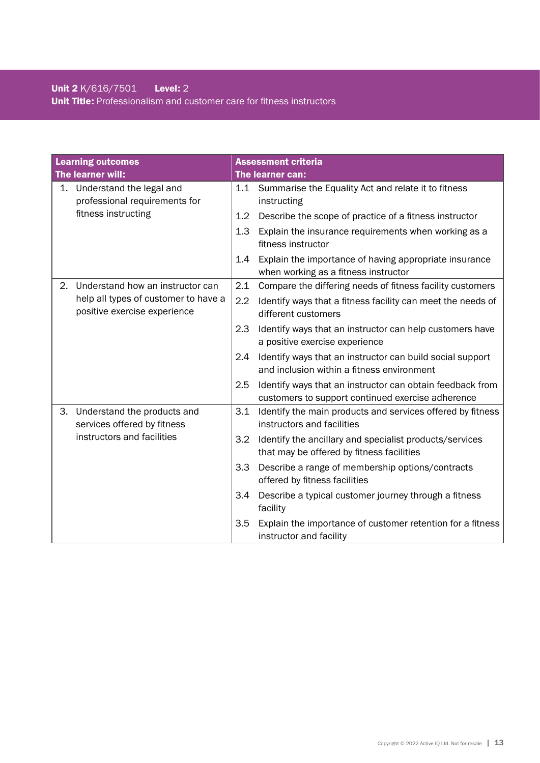**Unit 2** K/616/7501 **Level:** 2
**Unit Title:** Professionalism and customer care for fitness instructors

| **Learning outcomes**<br>**The learner will:** | **Assessment criteria**<br>**The learner can:** |
|---|---|
| 1. Understand the legal and professional requirements for fitness instructing | 1.1 Summarise the Equality Act and relate it to fitness instructing |
| | 1.2 Describe the scope of practice of a fitness instructor |
| | 1.3 Explain the insurance requirements when working as a fitness instructor |
| | 1.4 Explain the importance of having appropriate insurance when working as a fitness instructor |
| 2. Understand how an instructor can help all types of customer to have a positive exercise experience | 2.1 Compare the differing needs of fitness facility customers |
| | 2.2 Identify ways that a fitness facility can meet the needs of different customers |
| | 2.3 Identify ways that an instructor can help customers have a positive exercise experience |
| | 2.4 Identify ways that an instructor can build social support and inclusion within a fitness environment |
| | 2.5 Identify ways that an instructor can obtain feedback from customers to support continued exercise adherence |
| 3. Understand the products and services offered by fitness instructors and facilities | 3.1 Identify the main products and services offered by fitness instructors and facilities |
| | 3.2 Identify the ancillary and specialist products/services that may be offered by fitness facilities |
| | 3.3 Describe a range of membership options/contracts offered by fitness facilities |
| | 3.4 Describe a typical customer journey through a fitness facility |
| | 3.5 Explain the importance of customer retention for a fitness instructor and facility |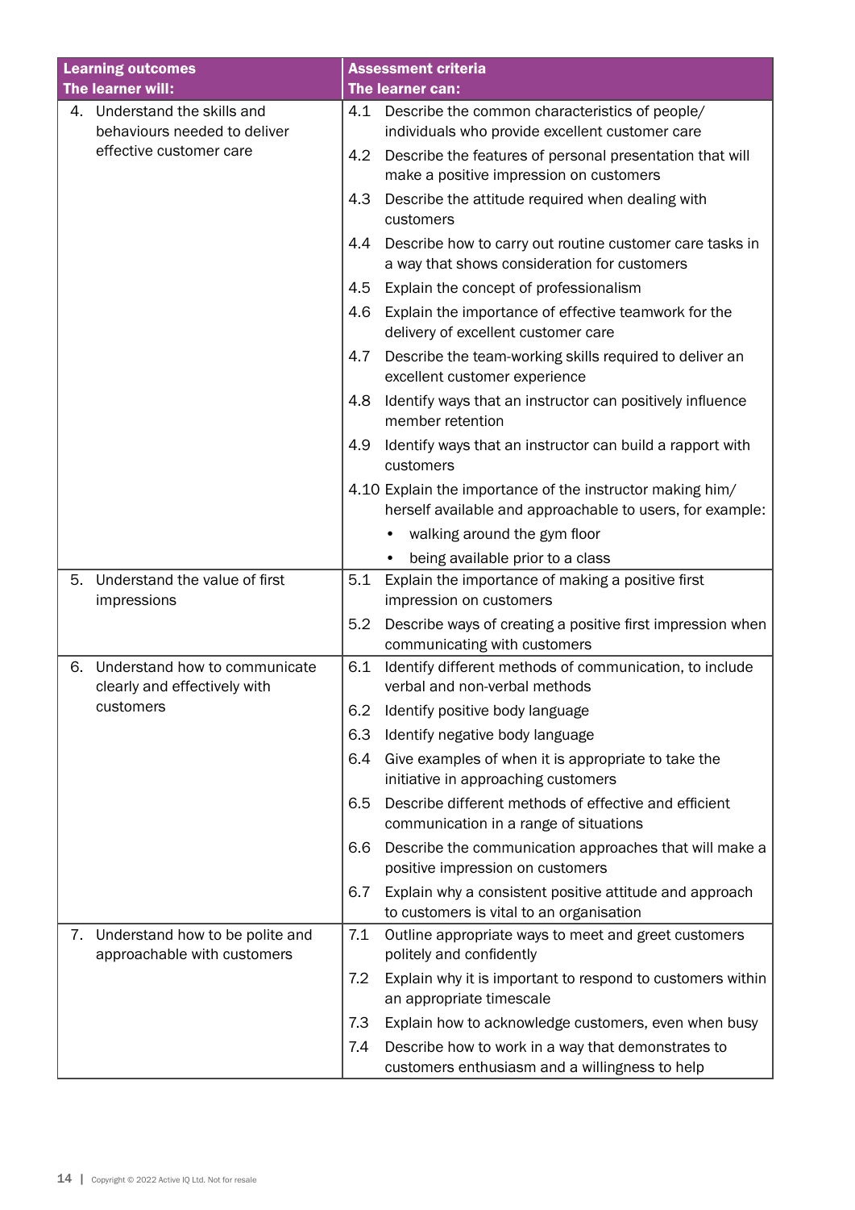| Learning outcomes<br>The learner will: | Assessment criteria<br>The learner can: |
|---|---|
| 4. Understand the skills and behaviours needed to deliver effective customer care | 4.1 Describe the common characteristics of people/individuals who provide excellent customer care |
| | 4.2 Describe the features of personal presentation that will make a positive impression on customers |
| | 4.3 Describe the attitude required when dealing with customers |
| | 4.4 Describe how to carry out routine customer care tasks in a way that shows consideration for customers |
| | 4.5 Explain the concept of professionalism |
| | 4.6 Explain the importance of effective teamwork for the delivery of excellent customer care |
| | 4.7 Describe the team-working skills required to deliver an excellent customer experience |
| | 4.8 Identify ways that an instructor can positively influence member retention |
| | 4.9 Identify ways that an instructor can build a rapport with customers |
| | 4.10 Explain the importance of the instructor making him/herself available and approachable to users, for example:<br>• walking around the gym floor<br>• being available prior to a class |
| 5. Understand the value of first impressions | 5.1 Explain the importance of making a positive first impression on customers |
| | 5.2 Describe ways of creating a positive first impression when communicating with customers |
| 6. Understand how to communicate clearly and effectively with customers | 6.1 Identify different methods of communication, to include verbal and non-verbal methods |
| | 6.2 Identify positive body language |
| | 6.3 Identify negative body language |
| | 6.4 Give examples of when it is appropriate to take the initiative in approaching customers |
| | 6.5 Describe different methods of effective and efficient communication in a range of situations |
| | 6.6 Describe the communication approaches that will make a positive impression on customers |
| | 6.7 Explain why a consistent positive attitude and approach to customers is vital to an organisation |
| 7. Understand how to be polite and approachable with customers | 7.1 Outline appropriate ways to meet and greet customers politely and confidently |
| | 7.2 Explain why it is important to respond to customers within an appropriate timescale |
| | 7.3 Explain how to acknowledge customers, even when busy |
| | 7.4 Describe how to work in a way that demonstrates to customers enthusiasm and a willingness to help |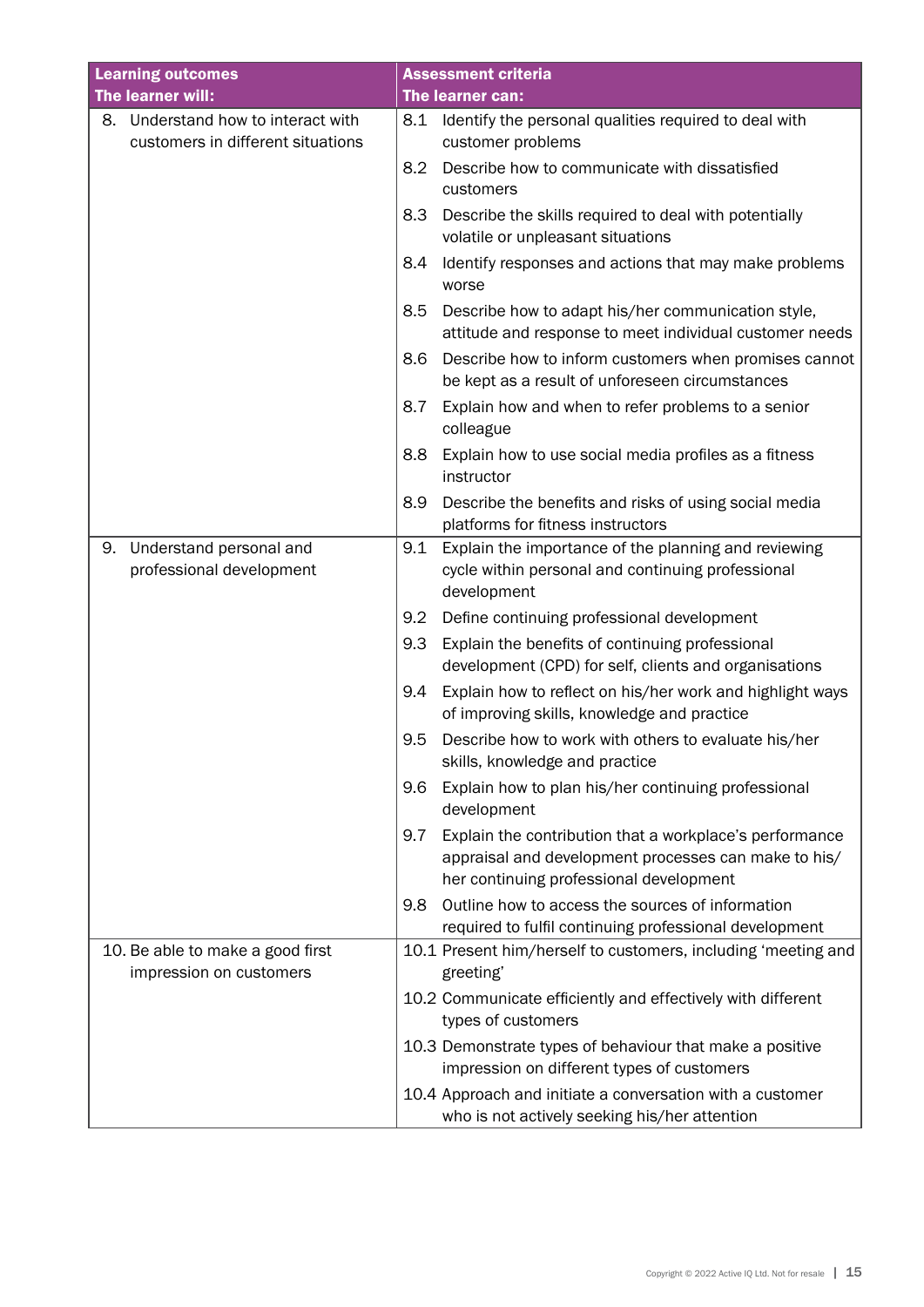| Learning outcomes<br>The learner will: | Assessment criteria<br>The learner can: |
|---|---|
| 8. Understand how to interact with customers in different situations | 8.1 Identify the personal qualities required to deal with customer problems |
| | 8.2 Describe how to communicate with dissatisfied customers |
| | 8.3 Describe the skills required to deal with potentially volatile or unpleasant situations |
| | 8.4 Identify responses and actions that may make problems worse |
| | 8.5 Describe how to adapt his/her communication style, attitude and response to meet individual customer needs |
| | 8.6 Describe how to inform customers when promises cannot be kept as a result of unforeseen circumstances |
| | 8.7 Explain how and when to refer problems to a senior colleague |
| | 8.8 Explain how to use social media profiles as a fitness instructor |
| | 8.9 Describe the benefits and risks of using social media platforms for fitness instructors |
| 9. Understand personal and professional development | 9.1 Explain the importance of the planning and reviewing cycle within personal and continuing professional development |
| | 9.2 Define continuing professional development |
| | 9.3 Explain the benefits of continuing professional development (CPD) for self, clients and organisations |
| | 9.4 Explain how to reflect on his/her work and highlight ways of improving skills, knowledge and practice |
| | 9.5 Describe how to work with others to evaluate his/her skills, knowledge and practice |
| | 9.6 Explain how to plan his/her continuing professional development |
| | 9.7 Explain the contribution that a workplace's performance appraisal and development processes can make to his/her continuing professional development |
| | 9.8 Outline how to access the sources of information required to fulfil continuing professional development |
| 10. Be able to make a good first impression on customers | 10.1 Present him/herself to customers, including 'meeting and greeting' |
| | 10.2 Communicate efficiently and effectively with different types of customers |
| | 10.3 Demonstrate types of behaviour that make a positive impression on different types of customers |
| | 10.4 Approach and initiate a conversation with a customer who is not actively seeking his/her attention |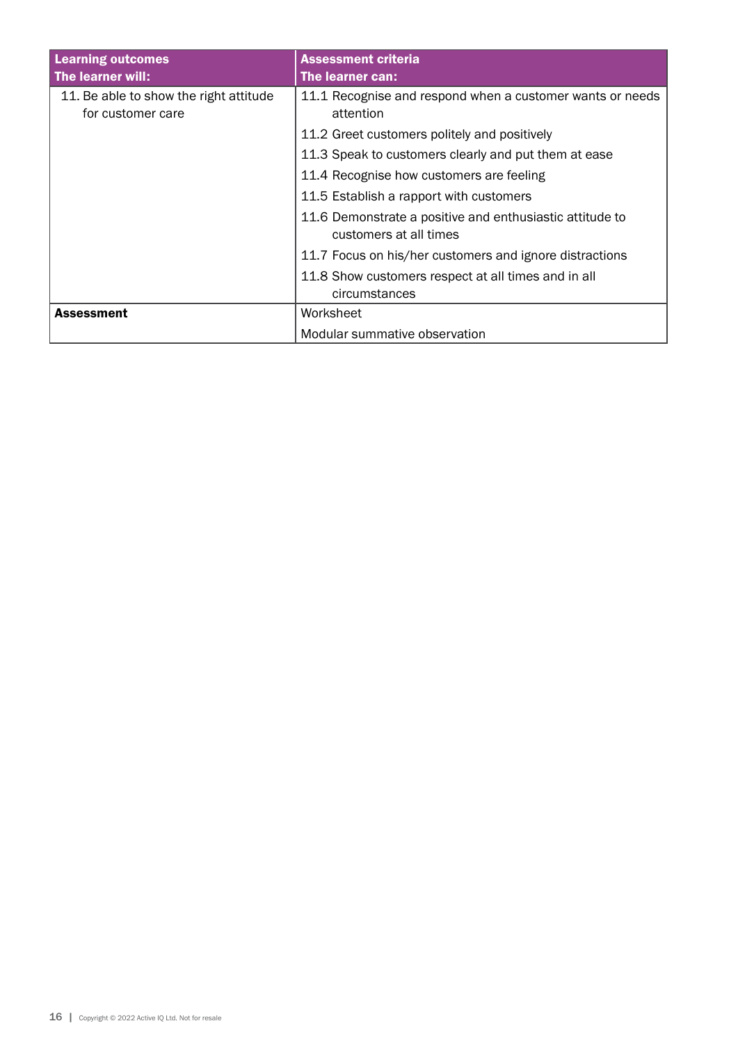| **Learning outcomes**<br>**The learner will:** | **Assessment criteria**<br>**The learner can:** |
|---|---|
| 11. Be able to show the right attitude for customer care | 11.1 Recognise and respond when a customer wants or needs attention |
| | 11.2 Greet customers politely and positively |
| | 11.3 Speak to customers clearly and put them at ease |
| | 11.4 Recognise how customers are feeling |
| | 11.5 Establish a rapport with customers |
| | 11.6 Demonstrate a positive and enthusiastic attitude to customers at all times |
| | 11.7 Focus on his/her customers and ignore distractions |
| | 11.8 Show customers respect at all times and in all circumstances |
| **Assessment** | Worksheet |
| | Modular summative observation |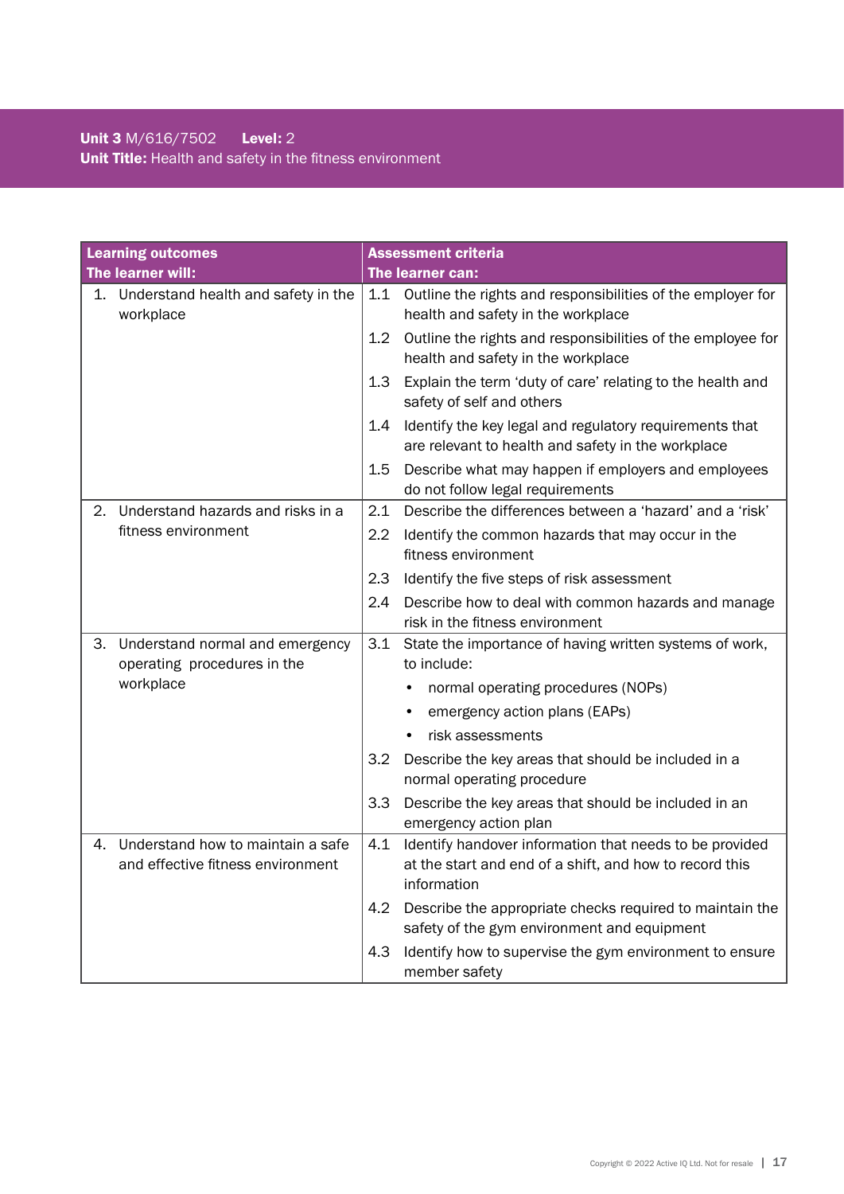**Unit 3** M/616/7502 **Level:** 2

**Unit Title:** Health and safety in the fitness environment

| **Learning outcomes**<br>**The learner will:** | **Assessment criteria**<br>**The learner can:** |
| --- | --- |
| 1. Understand health and safety in the workplace | 1.1 Outline the rights and responsibilities of the employer for health and safety in the workplace |
| | 1.2 Outline the rights and responsibilities of the employee for health and safety in the workplace |
| | 1.3 Explain the term 'duty of care' relating to the health and safety of self and others |
| | 1.4 Identify the key legal and regulatory requirements that are relevant to health and safety in the workplace |
| | 1.5 Describe what may happen if employers and employees do not follow legal requirements |
| 2. Understand hazards and risks in a fitness environment | 2.1 Describe the differences between a 'hazard' and a 'risk' |
| | 2.2 Identify the common hazards that may occur in the fitness environment |
| | 2.3 Identify the five steps of risk assessment |
| | 2.4 Describe how to deal with common hazards and manage risk in the fitness environment |
| 3. Understand normal and emergency operating procedures in the workplace | 3.1 State the importance of having written systems of work, to include:<br>• normal operating procedures (NOPs)<br>• emergency action plans (EAPs)<br>• risk assessments |
| | 3.2 Describe the key areas that should be included in a normal operating procedure |
| | 3.3 Describe the key areas that should be included in an emergency action plan |
| 4. Understand how to maintain a safe and effective fitness environment | 4.1 Identify handover information that needs to be provided at the start and end of a shift, and how to record this information |
| | 4.2 Describe the appropriate checks required to maintain the safety of the gym environment and equipment |
| | 4.3 Identify how to supervise the gym environment to ensure member safety |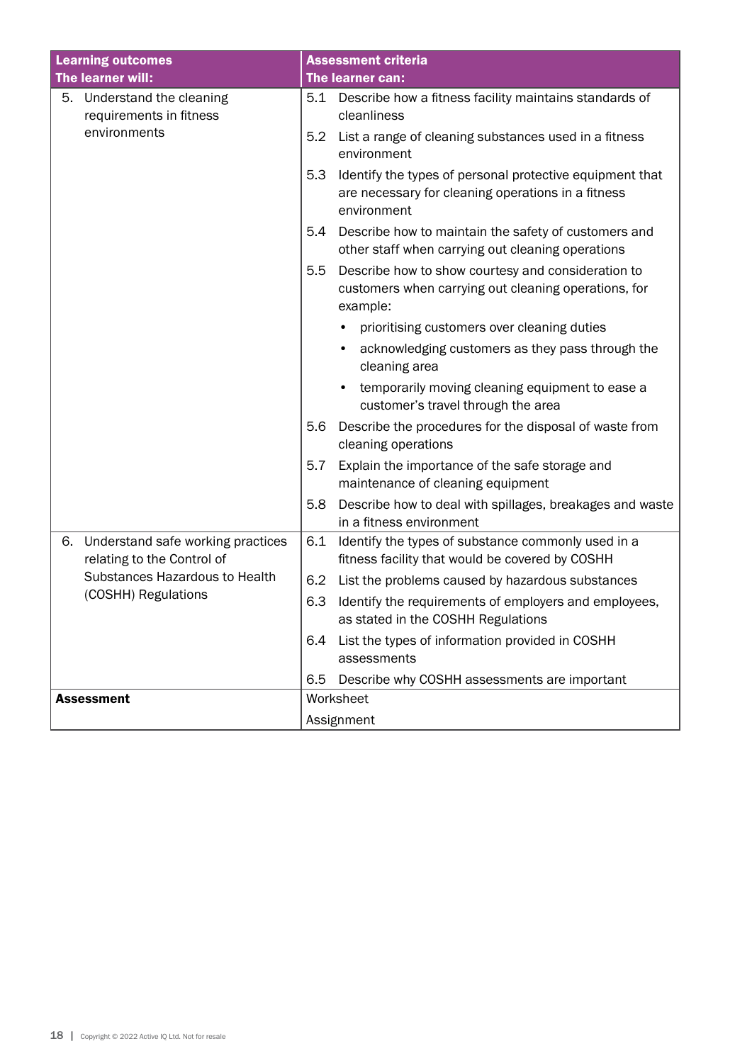| Learning outcomes<br>The learner will: | Assessment criteria<br>The learner can: |
|---|---|
| 5. Understand the cleaning requirements in fitness environments | 5.1 Describe how a fitness facility maintains standards of cleanliness |
| | 5.2 List a range of cleaning substances used in a fitness environment |
| | 5.3 Identify the types of personal protective equipment that are necessary for cleaning operations in a fitness environment |
| | 5.4 Describe how to maintain the safety of customers and other staff when carrying out cleaning operations |
| | 5.5 Describe how to show courtesy and consideration to customers when carrying out cleaning operations, for example:<br>• prioritising customers over cleaning duties<br>• acknowledging customers as they pass through the cleaning area<br>• temporarily moving cleaning equipment to ease a customer's travel through the area |
| | 5.6 Describe the procedures for the disposal of waste from cleaning operations |
| | 5.7 Explain the importance of the safe storage and maintenance of cleaning equipment |
| | 5.8 Describe how to deal with spillages, breakages and waste in a fitness environment |
| 6. Understand safe working practices relating to the Control of Substances Hazardous to Health (COSHH) Regulations | 6.1 Identify the types of substance commonly used in a fitness facility that would be covered by COSHH |
| | 6.2 List the problems caused by hazardous substances |
| | 6.3 Identify the requirements of employers and employees, as stated in the COSHH Regulations |
| | 6.4 List the types of information provided in COSHH assessments |
| | 6.5 Describe why COSHH assessments are important |
| **Assessment** | Worksheet<br>Assignment |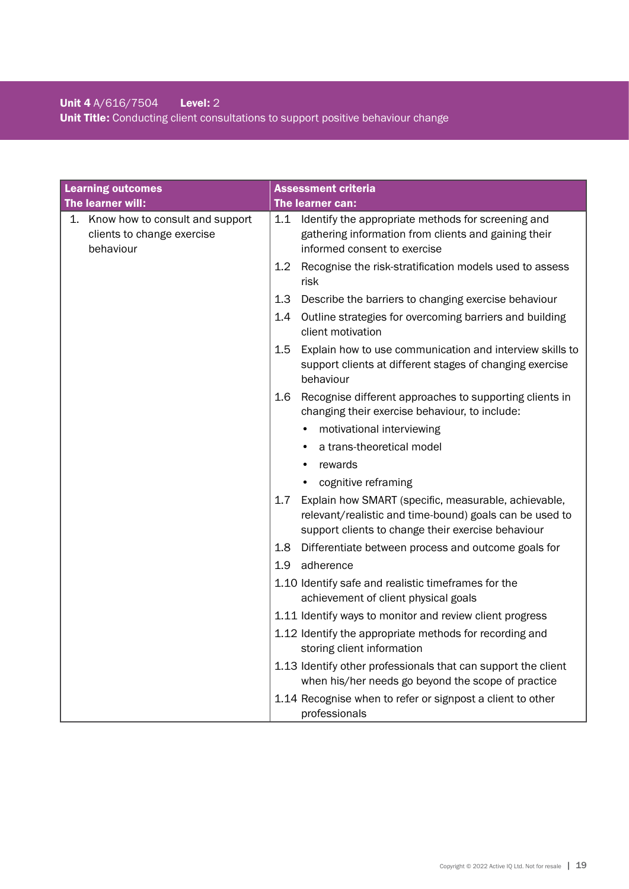**Unit 4** A/616/7504 **Level:** 2
**Unit Title:** Conducting client consultations to support positive behaviour change

| Learning outcomes<br>The learner will: | Assessment criteria<br>The learner can: |
|---|---|
| 1. Know how to consult and support clients to change exercise behaviour | 1.1 Identify the appropriate methods for screening and gathering information from clients and gaining their informed consent to exercise |
| | 1.2 Recognise the risk-stratification models used to assess risk |
| | 1.3 Describe the barriers to changing exercise behaviour |
| | 1.4 Outline strategies for overcoming barriers and building client motivation |
| | 1.5 Explain how to use communication and interview skills to support clients at different stages of changing exercise behaviour |
| | 1.6 Recognise different approaches to supporting clients in changing their exercise behaviour, to include:<br>• motivational interviewing<br>• a trans-theoretical model<br>• rewards<br>• cognitive reframing |
| | 1.7 Explain how SMART (specific, measurable, achievable, relevant/realistic and time-bound) goals can be used to support clients to change their exercise behaviour |
| | 1.8 Differentiate between process and outcome goals for |
| | 1.9 adherence |
| | 1.10 Identify safe and realistic timeframes for the achievement of client physical goals |
| | 1.11 Identify ways to monitor and review client progress |
| | 1.12 Identify the appropriate methods for recording and storing client information |
| | 1.13 Identify other professionals that can support the client when his/her needs go beyond the scope of practice |
| | 1.14 Recognise when to refer or signpost a client to other professionals |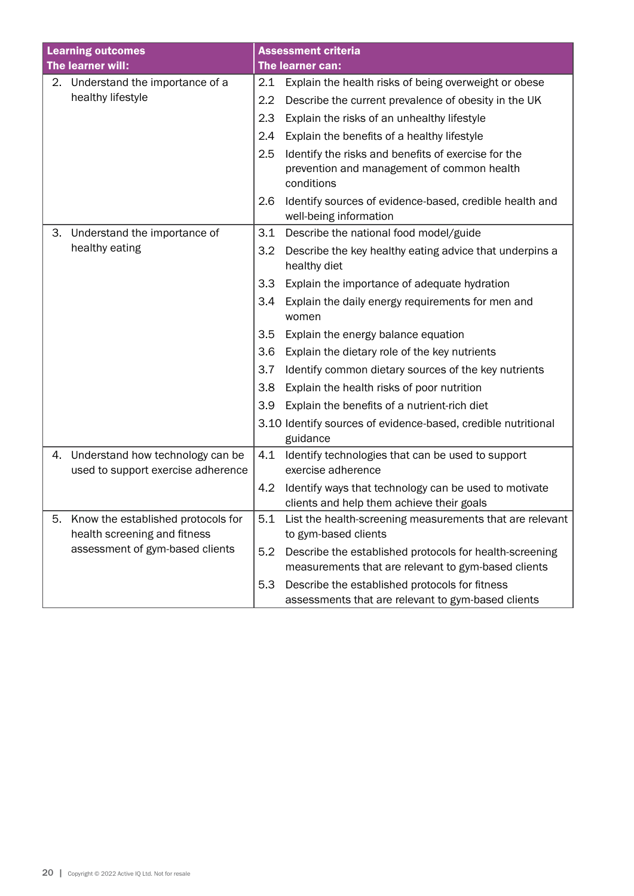| Learning outcomes<br>The learner will: | Assessment criteria<br>The learner can: |
|---|---|
| 2. Understand the importance of a healthy lifestyle | 2.1 Explain the health risks of being overweight or obese |
| | 2.2 Describe the current prevalence of obesity in the UK |
| | 2.3 Explain the risks of an unhealthy lifestyle |
| | 2.4 Explain the benefits of a healthy lifestyle |
| | 2.5 Identify the risks and benefits of exercise for the prevention and management of common health conditions |
| | 2.6 Identify sources of evidence-based, credible health and well-being information |
| 3. Understand the importance of healthy eating | 3.1 Describe the national food model/guide |
| | 3.2 Describe the key healthy eating advice that underpins a healthy diet |
| | 3.3 Explain the importance of adequate hydration |
| | 3.4 Explain the daily energy requirements for men and women |
| | 3.5 Explain the energy balance equation |
| | 3.6 Explain the dietary role of the key nutrients |
| | 3.7 Identify common dietary sources of the key nutrients |
| | 3.8 Explain the health risks of poor nutrition |
| | 3.9 Explain the benefits of a nutrient-rich diet |
| | 3.10 Identify sources of evidence-based, credible nutritional guidance |
| 4. Understand how technology can be used to support exercise adherence | 4.1 Identify technologies that can be used to support exercise adherence |
| | 4.2 Identify ways that technology can be used to motivate clients and help them achieve their goals |
| 5. Know the established protocols for health screening and fitness assessment of gym-based clients | 5.1 List the health-screening measurements that are relevant to gym-based clients |
| | 5.2 Describe the established protocols for health-screening measurements that are relevant to gym-based clients |
| | 5.3 Describe the established protocols for fitness assessments that are relevant to gym-based clients |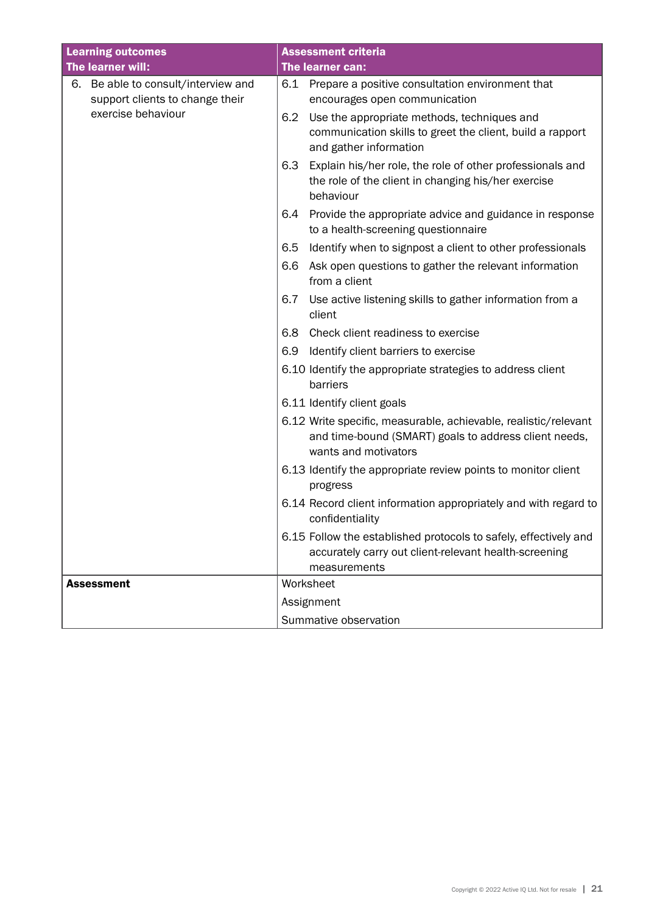| Learning outcomes<br>The learner will: | Assessment criteria<br>The learner can: |
|---|---|
| 6. Be able to consult/interview and support clients to change their exercise behaviour | 6.1 Prepare a positive consultation environment that encourages open communication |
| | 6.2 Use the appropriate methods, techniques and communication skills to greet the client, build a rapport and gather information |
| | 6.3 Explain his/her role, the role of other professionals and the role of the client in changing his/her exercise behaviour |
| | 6.4 Provide the appropriate advice and guidance in response to a health-screening questionnaire |
| | 6.5 Identify when to signpost a client to other professionals |
| | 6.6 Ask open questions to gather the relevant information from a client |
| | 6.7 Use active listening skills to gather information from a client |
| | 6.8 Check client readiness to exercise |
| | 6.9 Identify client barriers to exercise |
| | 6.10 Identify the appropriate strategies to address client barriers |
| | 6.11 Identify client goals |
| | 6.12 Write specific, measurable, achievable, realistic/relevant and time-bound (SMART) goals to address client needs, wants and motivators |
| | 6.13 Identify the appropriate review points to monitor client progress |
| | 6.14 Record client information appropriately and with regard to confidentiality |
| | 6.15 Follow the established protocols to safely, effectively and accurately carry out client-relevant health-screening measurements |
| **Assessment** | Worksheet |
| | Assignment |
| | Summative observation |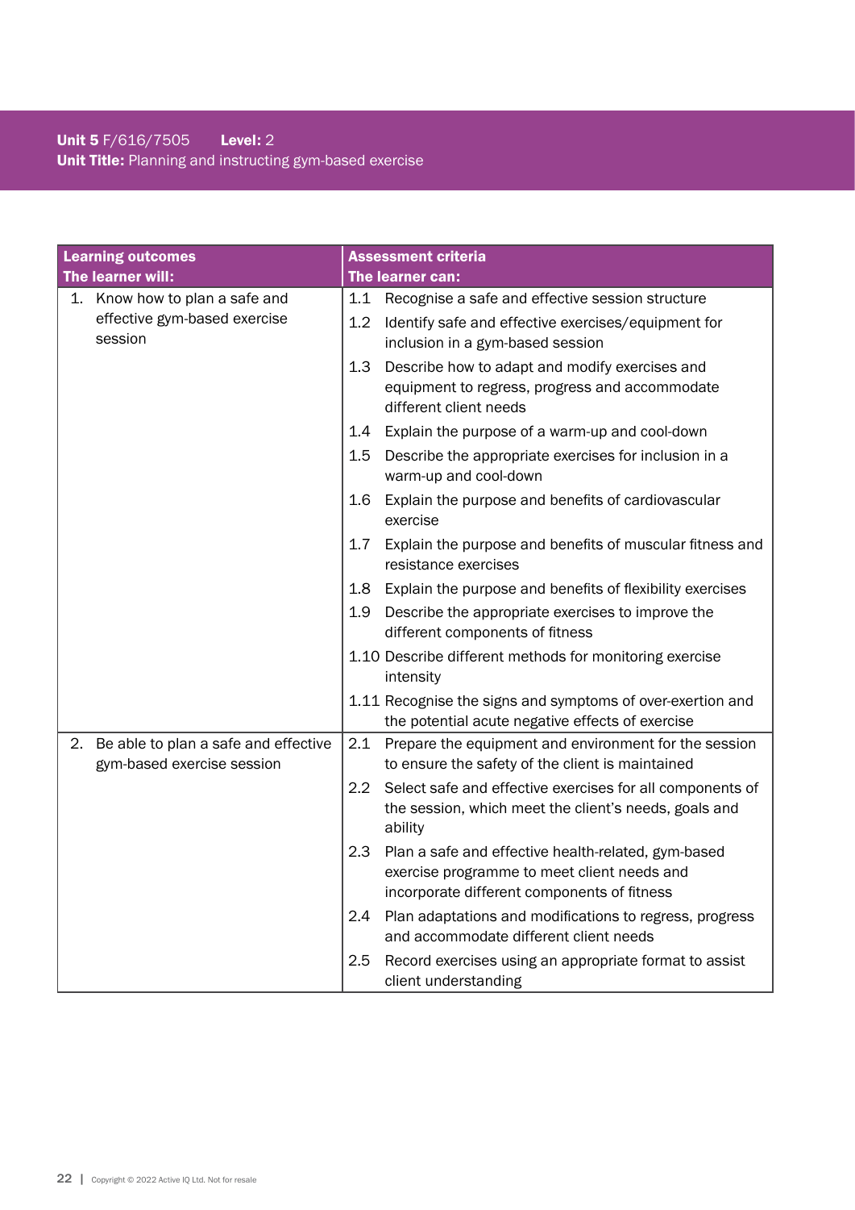**Unit 5** F/616/7505 **Level:** 2
**Unit Title:** Planning and instructing gym-based exercise

| **Learning outcomes**<br>**The learner will:** | **Assessment criteria**<br>**The learner can:** |
|---|---|
| 1. Know how to plan a safe and effective gym-based exercise session | 1.1 Recognise a safe and effective session structure |
| | 1.2 Identify safe and effective exercises/equipment for inclusion in a gym-based session |
| | 1.3 Describe how to adapt and modify exercises and equipment to regress, progress and accommodate different client needs |
| | 1.4 Explain the purpose of a warm-up and cool-down |
| | 1.5 Describe the appropriate exercises for inclusion in a warm-up and cool-down |
| | 1.6 Explain the purpose and benefits of cardiovascular exercise |
| | 1.7 Explain the purpose and benefits of muscular fitness and resistance exercises |
| | 1.8 Explain the purpose and benefits of flexibility exercises |
| | 1.9 Describe the appropriate exercises to improve the different components of fitness |
| | 1.10 Describe different methods for monitoring exercise intensity |
| | 1.11 Recognise the signs and symptoms of over-exertion and the potential acute negative effects of exercise |
| 2. Be able to plan a safe and effective gym-based exercise session | 2.1 Prepare the equipment and environment for the session to ensure the safety of the client is maintained |
| | 2.2 Select safe and effective exercises for all components of the session, which meet the client's needs, goals and ability |
| | 2.3 Plan a safe and effective health-related, gym-based exercise programme to meet client needs and incorporate different components of fitness |
| | 2.4 Plan adaptations and modifications to regress, progress and accommodate different client needs |
| | 2.5 Record exercises using an appropriate format to assist client understanding |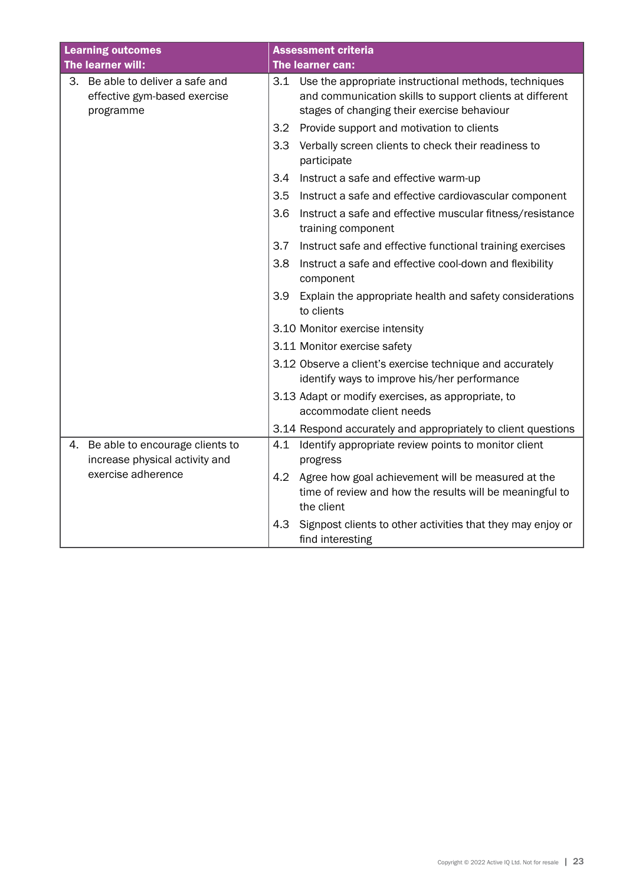| Learning outcomes<br>The learner will: | Assessment criteria<br>The learner can: |
|---|---|
| 3. Be able to deliver a safe and effective gym-based exercise programme | 3.1 Use the appropriate instructional methods, techniques and communication skills to support clients at different stages of changing their exercise behaviour |
| | 3.2 Provide support and motivation to clients |
| | 3.3 Verbally screen clients to check their readiness to participate |
| | 3.4 Instruct a safe and effective warm-up |
| | 3.5 Instruct a safe and effective cardiovascular component |
| | 3.6 Instruct a safe and effective muscular fitness/resistance training component |
| | 3.7 Instruct safe and effective functional training exercises |
| | 3.8 Instruct a safe and effective cool-down and flexibility component |
| | 3.9 Explain the appropriate health and safety considerations to clients |
| | 3.10 Monitor exercise intensity |
| | 3.11 Monitor exercise safety |
| | 3.12 Observe a client's exercise technique and accurately identify ways to improve his/her performance |
| | 3.13 Adapt or modify exercises, as appropriate, to accommodate client needs |
| | 3.14 Respond accurately and appropriately to client questions |
| 4. Be able to encourage clients to increase physical activity and exercise adherence | 4.1 Identify appropriate review points to monitor client progress |
| | 4.2 Agree how goal achievement will be measured at the time of review and how the results will be meaningful to the client |
| | 4.3 Signpost clients to other activities that they may enjoy or find interesting |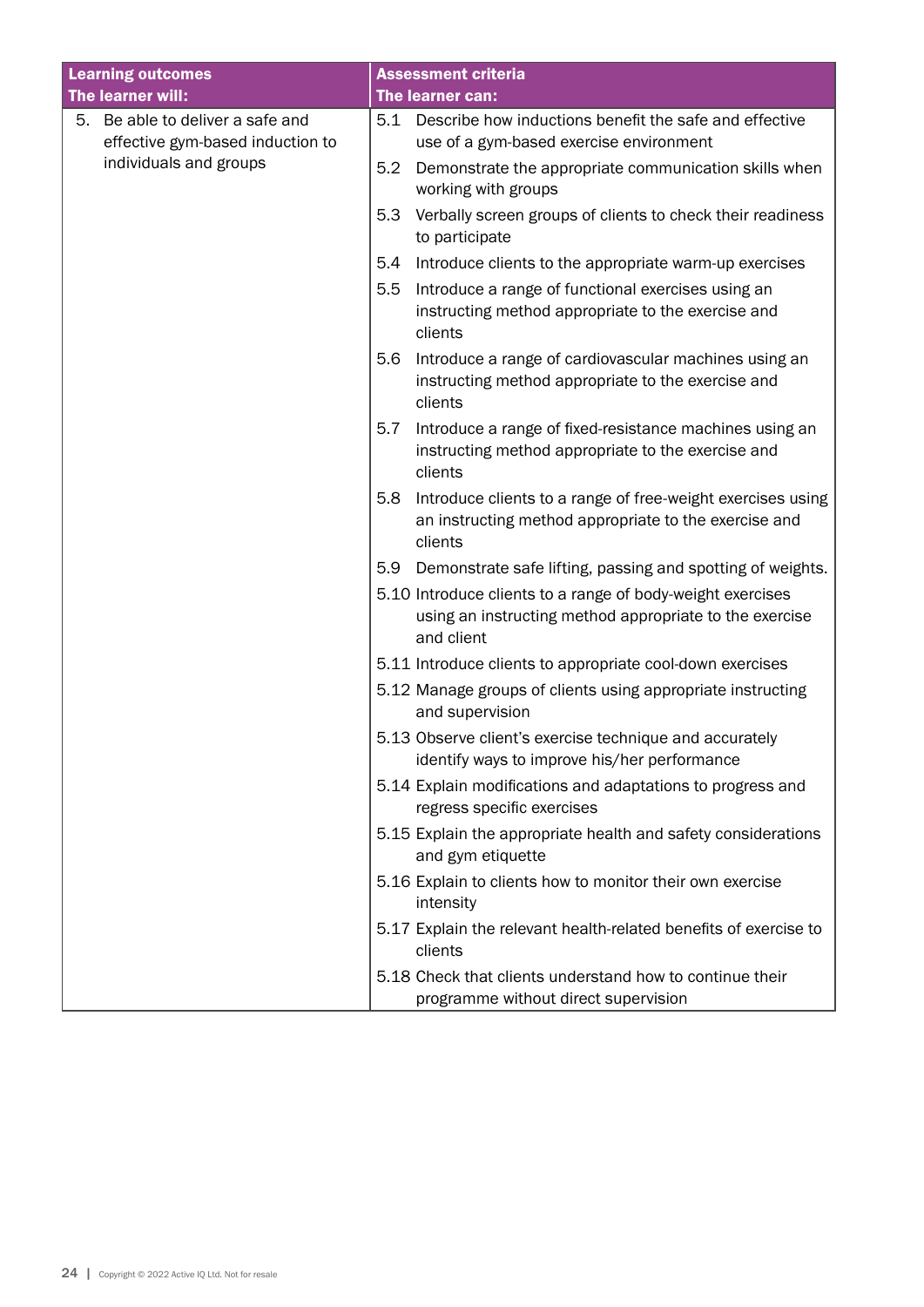| Learning outcomes<br>The learner will: | Assessment criteria<br>The learner can: |
|---|---|
| 5. Be able to deliver a safe and effective gym-based induction to individuals and groups | 5.1 Describe how inductions benefit the safe and effective use of a gym-based exercise environment |
| | 5.2 Demonstrate the appropriate communication skills when working with groups |
| | 5.3 Verbally screen groups of clients to check their readiness to participate |
| | 5.4 Introduce clients to the appropriate warm-up exercises |
| | 5.5 Introduce a range of functional exercises using an instructing method appropriate to the exercise and clients |
| | 5.6 Introduce a range of cardiovascular machines using an instructing method appropriate to the exercise and clients |
| | 5.7 Introduce a range of fixed-resistance machines using an instructing method appropriate to the exercise and clients |
| | 5.8 Introduce clients to a range of free-weight exercises using an instructing method appropriate to the exercise and clients |
| | 5.9 Demonstrate safe lifting, passing and spotting of weights. |
| | 5.10 Introduce clients to a range of body-weight exercises using an instructing method appropriate to the exercise and client |
| | 5.11 Introduce clients to appropriate cool-down exercises |
| | 5.12 Manage groups of clients using appropriate instructing and supervision |
| | 5.13 Observe client's exercise technique and accurately identify ways to improve his/her performance |
| | 5.14 Explain modifications and adaptations to progress and regress specific exercises |
| | 5.15 Explain the appropriate health and safety considerations and gym etiquette |
| | 5.16 Explain to clients how to monitor their own exercise intensity |
| | 5.17 Explain the relevant health-related benefits of exercise to clients |
| | 5.18 Check that clients understand how to continue their programme without direct supervision |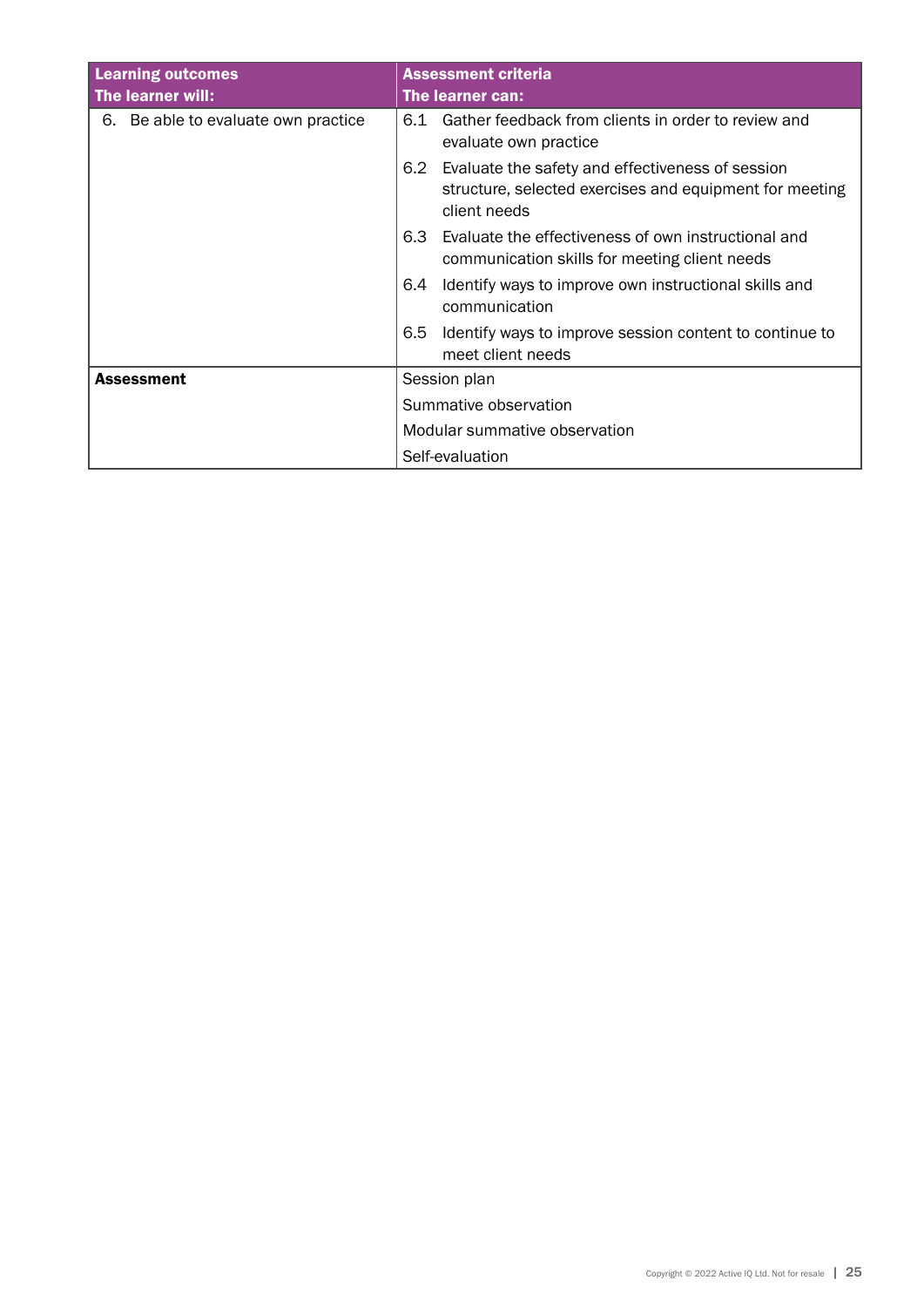| Learning outcomes<br>The learner will: | Assessment criteria<br>The learner can: |
|---|---|
| 6. Be able to evaluate own practice | 6.1 Gather feedback from clients in order to review and evaluate own practice |
| | 6.2 Evaluate the safety and effectiveness of session structure, selected exercises and equipment for meeting client needs |
| | 6.3 Evaluate the effectiveness of own instructional and communication skills for meeting client needs |
| | 6.4 Identify ways to improve own instructional skills and communication |
| | 6.5 Identify ways to improve session content to continue to meet client needs |
| **Assessment** | Session plan |
| | Summative observation |
| | Modular summative observation |
| | Self-evaluation |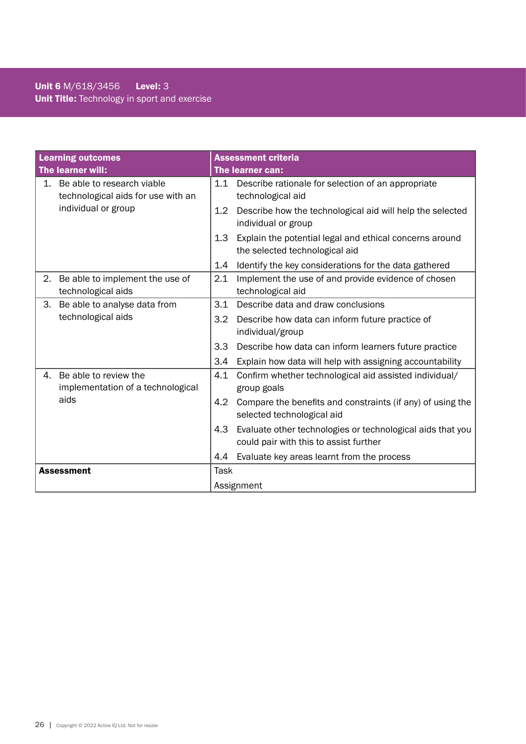**Unit 6** M/618/3456 **Level:** 3
**Unit Title:** Technology in sport and exercise

| Learning outcomes<br>The learner will: | Assessment criteria<br>The learner can: |
|---|---|
| 1. Be able to research viable technological aids for use with an individual or group | 1.1 Describe rationale for selection of an appropriate technological aid<br>1.2 Describe how the technological aid will help the selected individual or group<br>1.3 Explain the potential legal and ethical concerns around the selected technological aid<br>1.4 Identify the key considerations for the data gathered |
| 2. Be able to implement the use of technological aids | 2.1 Implement the use of and provide evidence of chosen technological aid |
| 3. Be able to analyse data from technological aids | 3.1 Describe data and draw conclusions<br>3.2 Describe how data can inform future practice of individual/group<br>3.3 Describe how data can inform learners future practice<br>3.4 Explain how data will help with assigning accountability |
| 4. Be able to review the implementation of a technological aids | 4.1 Confirm whether technological aid assisted individual/group goals<br>4.2 Compare the benefits and constraints (if any) of using the selected technological aid<br>4.3 Evaluate other technologies or technological aids that you could pair with this to assist further<br>4.4 Evaluate key areas learnt from the process |
| **Assessment** | Task<br>Assignment |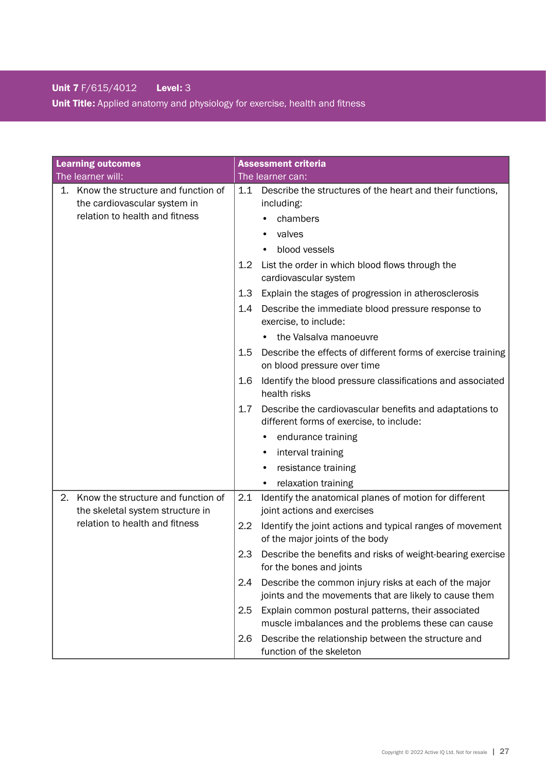**Unit 7** F/615/4012 **Level:** 3

**Unit Title:** Applied anatomy and physiology for exercise, health and fitness

| **Learning outcomes**<br>The learner will: | **Assessment criteria**<br>The learner can: |
|---|---|
| 1. Know the structure and function of the cardiovascular system in relation to health and fitness | 1.1 Describe the structures of the heart and their functions, including:<br>• chambers<br>• valves<br>• blood vessels<br>1.2 List the order in which blood flows through the cardiovascular system<br>1.3 Explain the stages of progression in atherosclerosis<br>1.4 Describe the immediate blood pressure response to exercise, to include:<br>• the Valsalva manoeuvre<br>1.5 Describe the effects of different forms of exercise training on blood pressure over time<br>1.6 Identify the blood pressure classifications and associated health risks<br>1.7 Describe the cardiovascular benefits and adaptations to different forms of exercise, to include:<br>• endurance training<br>• interval training<br>• resistance training<br>• relaxation training |
| 2. Know the structure and function of the skeletal system structure in relation to health and fitness | 2.1 Identify the anatomical planes of motion for different joint actions and exercises<br>2.2 Identify the joint actions and typical ranges of movement of the major joints of the body<br>2.3 Describe the benefits and risks of weight-bearing exercise for the bones and joints<br>2.4 Describe the common injury risks at each of the major joints and the movements that are likely to cause them<br>2.5 Explain common postural patterns, their associated muscle imbalances and the problems these can cause<br>2.6 Describe the relationship between the structure and function of the skeleton |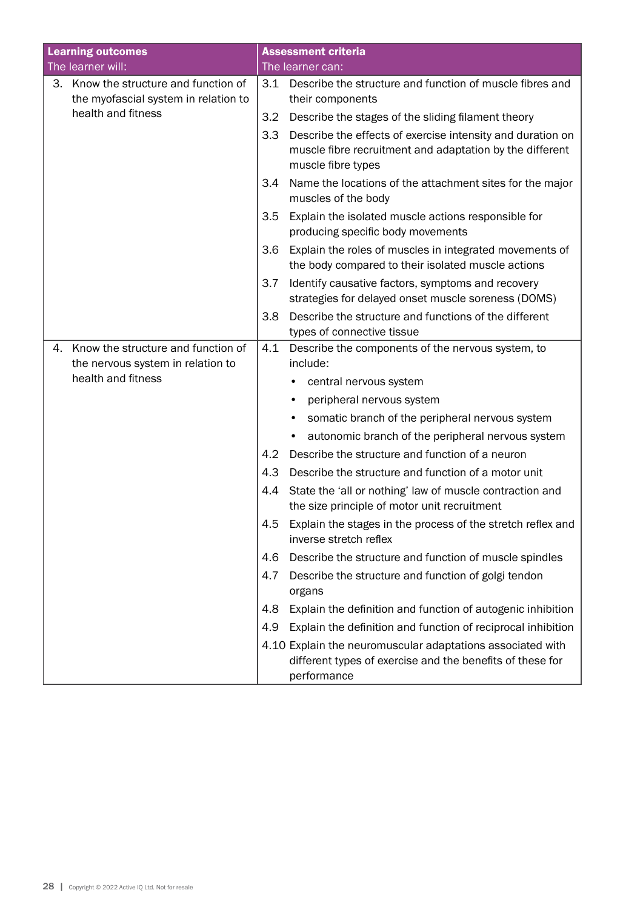| Learning outcomes<br>The learner will: | Assessment criteria<br>The learner can: |
|---|---|
| 3. Know the structure and function of the myofascial system in relation to health and fitness | 3.1 Describe the structure and function of muscle fibres and their components |
| | 3.2 Describe the stages of the sliding filament theory |
| | 3.3 Describe the effects of exercise intensity and duration on muscle fibre recruitment and adaptation by the different muscle fibre types |
| | 3.4 Name the locations of the attachment sites for the major muscles of the body |
| | 3.5 Explain the isolated muscle actions responsible for producing specific body movements |
| | 3.6 Explain the roles of muscles in integrated movements of the body compared to their isolated muscle actions |
| | 3.7 Identify causative factors, symptoms and recovery strategies for delayed onset muscle soreness (DOMS) |
| | 3.8 Describe the structure and functions of the different types of connective tissue |
| 4. Know the structure and function of the nervous system in relation to health and fitness | 4.1 Describe the components of the nervous system, to include:<br>• central nervous system<br>• peripheral nervous system<br>• somatic branch of the peripheral nervous system<br>• autonomic branch of the peripheral nervous system |
| | 4.2 Describe the structure and function of a neuron |
| | 4.3 Describe the structure and function of a motor unit |
| | 4.4 State the 'all or nothing' law of muscle contraction and the size principle of motor unit recruitment |
| | 4.5 Explain the stages in the process of the stretch reflex and inverse stretch reflex |
| | 4.6 Describe the structure and function of muscle spindles |
| | 4.7 Describe the structure and function of golgi tendon organs |
| | 4.8 Explain the definition and function of autogenic inhibition |
| | 4.9 Explain the definition and function of reciprocal inhibition |
| | 4.10 Explain the neuromuscular adaptations associated with different types of exercise and the benefits of these for performance |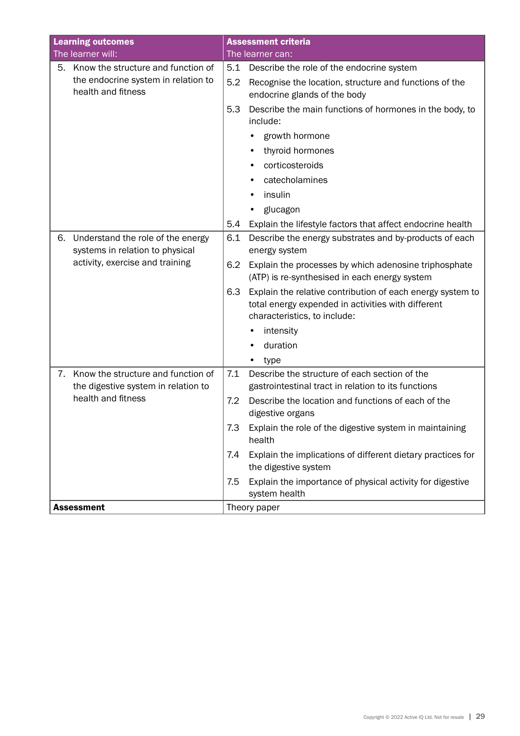| **Learning outcomes**<br>The learner will: | **Assessment criteria**<br>The learner can: |
|---|---|
| 5. Know the structure and function of the endocrine system in relation to health and fitness | 5.1 Describe the role of the endocrine system<br>5.2 Recognise the location, structure and functions of the endocrine glands of the body<br>5.3 Describe the main functions of hormones in the body, to include:<br>• growth hormone<br>• thyroid hormones<br>• corticosteroids<br>• catecholamines<br>• insulin<br>• glucagon<br>5.4 Explain the lifestyle factors that affect endocrine health |
| 6. Understand the role of the energy systems in relation to physical activity, exercise and training | 6.1 Describe the energy substrates and by-products of each energy system<br>6.2 Explain the processes by which adenosine triphosphate (ATP) is re-synthesised in each energy system<br>6.3 Explain the relative contribution of each energy system to total energy expended in activities with different characteristics, to include:<br>• intensity<br>• duration<br>• type |
| 7. Know the structure and function of the digestive system in relation to health and fitness | 7.1 Describe the structure of each section of the gastrointestinal tract in relation to its functions<br>7.2 Describe the location and functions of each of the digestive organs<br>7.3 Explain the role of the digestive system in maintaining health<br>7.4 Explain the implications of different dietary practices for the digestive system<br>7.5 Explain the importance of physical activity for digestive system health |
| **Assessment** | Theory paper |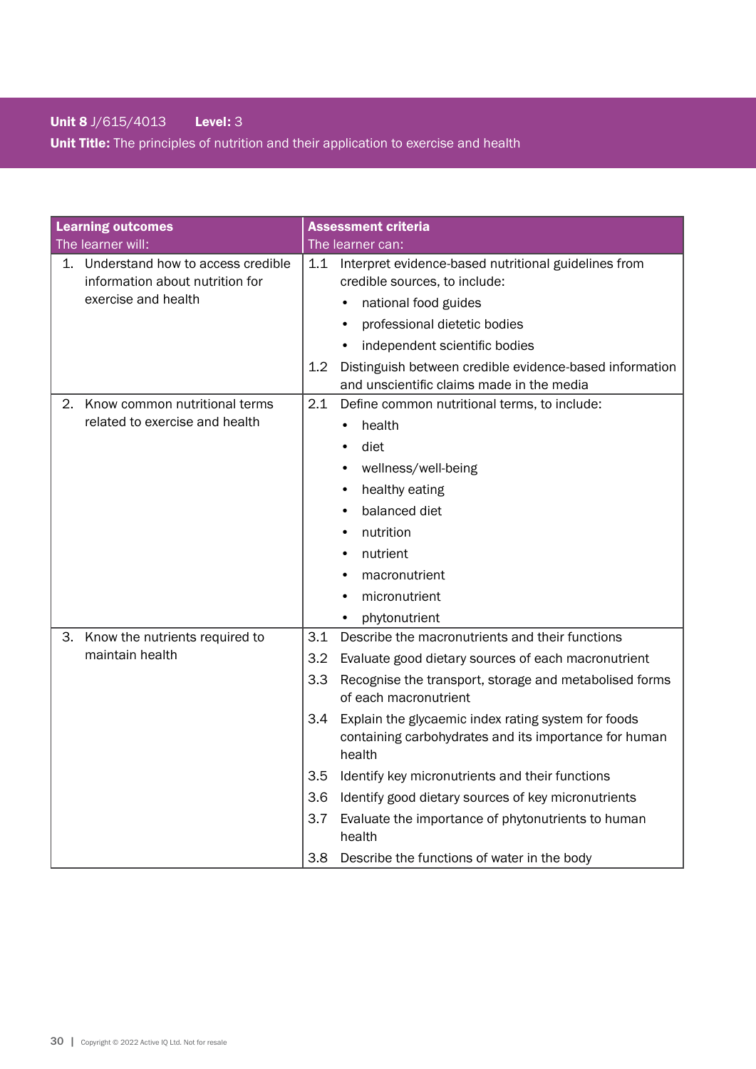**Unit 8** J/615/4013 **Level:** 3

**Unit Title:** The principles of nutrition and their application to exercise and health

| **Learning outcomes**<br>The learner will: | **Assessment criteria**<br>The learner can: |
|---|---|
| 1. Understand how to access credible information about nutrition for exercise and health | 1.1 Interpret evidence-based nutritional guidelines from credible sources, to include:<br>• national food guides<br>• professional dietetic bodies<br>• independent scientific bodies<br>1.2 Distinguish between credible evidence-based information and unscientific claims made in the media |
| 2. Know common nutritional terms related to exercise and health | 2.1 Define common nutritional terms, to include:<br>• health<br>• diet<br>• wellness/well-being<br>• healthy eating<br>• balanced diet<br>• nutrition<br>• nutrient<br>• macronutrient<br>• micronutrient<br>• phytonutrient |
| 3. Know the nutrients required to maintain health | 3.1 Describe the macronutrients and their functions<br>3.2 Evaluate good dietary sources of each macronutrient<br>3.3 Recognise the transport, storage and metabolised forms of each macronutrient<br>3.4 Explain the glycaemic index rating system for foods containing carbohydrates and its importance for human health<br>3.5 Identify key micronutrients and their functions<br>3.6 Identify good dietary sources of key micronutrients<br>3.7 Evaluate the importance of phytonutrients to human health<br>3.8 Describe the functions of water in the body |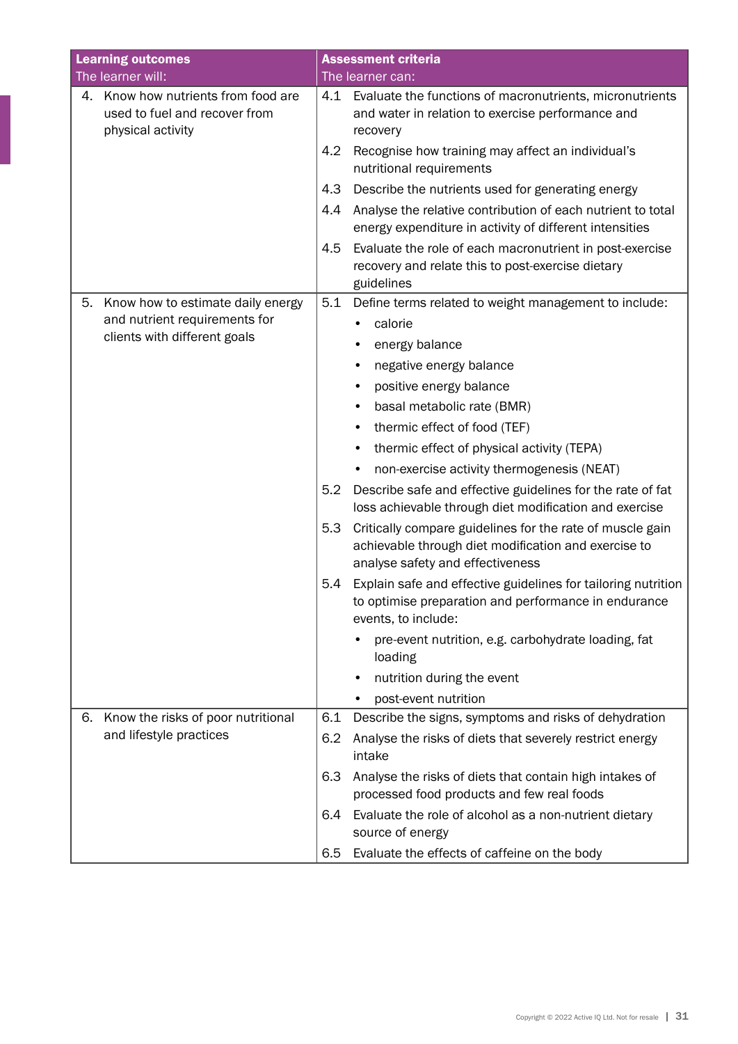| Learning outcomes<br>The learner will: | Assessment criteria<br>The learner can: |
|---|---|
| 4. Know how nutrients from food are used to fuel and recover from physical activity | 4.1 Evaluate the functions of macronutrients, micronutrients and water in relation to exercise performance and recovery<br>4.2 Recognise how training may affect an individual's nutritional requirements<br>4.3 Describe the nutrients used for generating energy<br>4.4 Analyse the relative contribution of each nutrient to total energy expenditure in activity of different intensities<br>4.5 Evaluate the role of each macronutrient in post-exercise recovery and relate this to post-exercise dietary guidelines |
| 5. Know how to estimate daily energy and nutrient requirements for clients with different goals | 5.1 Define terms related to weight management to include:<br>• calorie<br>• energy balance<br>• negative energy balance<br>• positive energy balance<br>• basal metabolic rate (BMR)<br>• thermic effect of food (TEF)<br>• thermic effect of physical activity (TEPA)<br>• non-exercise activity thermogenesis (NEAT)<br>5.2 Describe safe and effective guidelines for the rate of fat loss achievable through diet modification and exercise<br>5.3 Critically compare guidelines for the rate of muscle gain achievable through diet modification and exercise to analyse safety and effectiveness<br>5.4 Explain safe and effective guidelines for tailoring nutrition to optimise preparation and performance in endurance events, to include:<br>• pre-event nutrition, e.g. carbohydrate loading, fat loading<br>• nutrition during the event<br>• post-event nutrition |
| 6. Know the risks of poor nutritional and lifestyle practices | 6.1 Describe the signs, symptoms and risks of dehydration<br>6.2 Analyse the risks of diets that severely restrict energy intake<br>6.3 Analyse the risks of diets that contain high intakes of processed food products and few real foods<br>6.4 Evaluate the role of alcohol as a non-nutrient dietary source of energy<br>6.5 Evaluate the effects of caffeine on the body |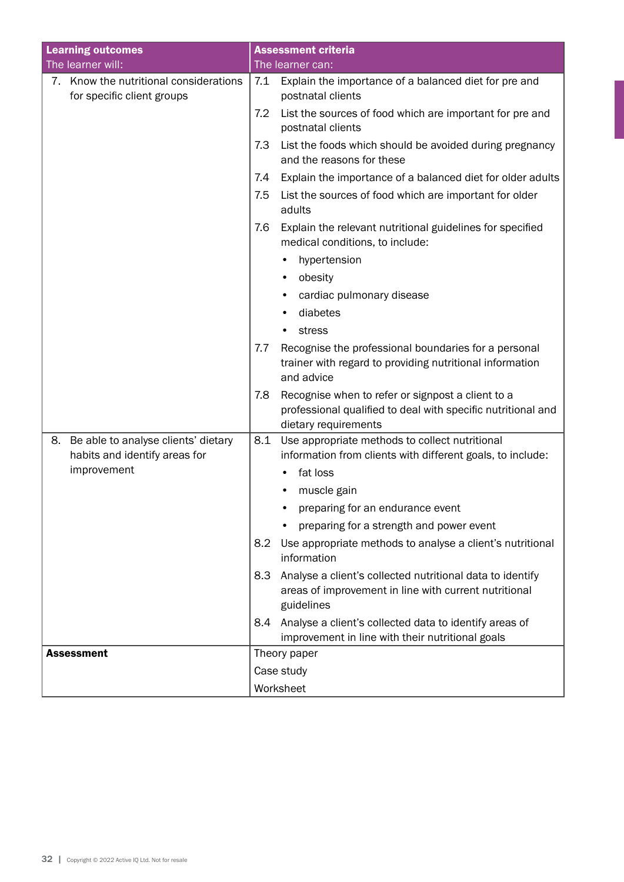| Learning outcomes<br>The learner will: | Assessment criteria<br>The learner can: |
|---|---|
| 7. Know the nutritional considerations for specific client groups | 7.1 Explain the importance of a balanced diet for pre and postnatal clients |
| | 7.2 List the sources of food which are important for pre and postnatal clients |
| | 7.3 List the foods which should be avoided during pregnancy and the reasons for these |
| | 7.4 Explain the importance of a balanced diet for older adults |
| | 7.5 List the sources of food which are important for older adults |
| | 7.6 Explain the relevant nutritional guidelines for specified medical conditions, to include:<br>• hypertension<br>• obesity<br>• cardiac pulmonary disease<br>• diabetes<br>• stress |
| | 7.7 Recognise the professional boundaries for a personal trainer with regard to providing nutritional information and advice |
| | 7.8 Recognise when to refer or signpost a client to a professional qualified to deal with specific nutritional and dietary requirements |
| 8. Be able to analyse clients' dietary habits and identify areas for improvement | 8.1 Use appropriate methods to collect nutritional information from clients with different goals, to include:<br>• fat loss<br>• muscle gain<br>• preparing for an endurance event<br>• preparing for a strength and power event |
| | 8.2 Use appropriate methods to analyse a client's nutritional information |
| | 8.3 Analyse a client's collected nutritional data to identify areas of improvement in line with current nutritional guidelines |
| | 8.4 Analyse a client's collected data to identify areas of improvement in line with their nutritional goals |
| **Assessment** | Theory paper<br>Case study<br>Worksheet |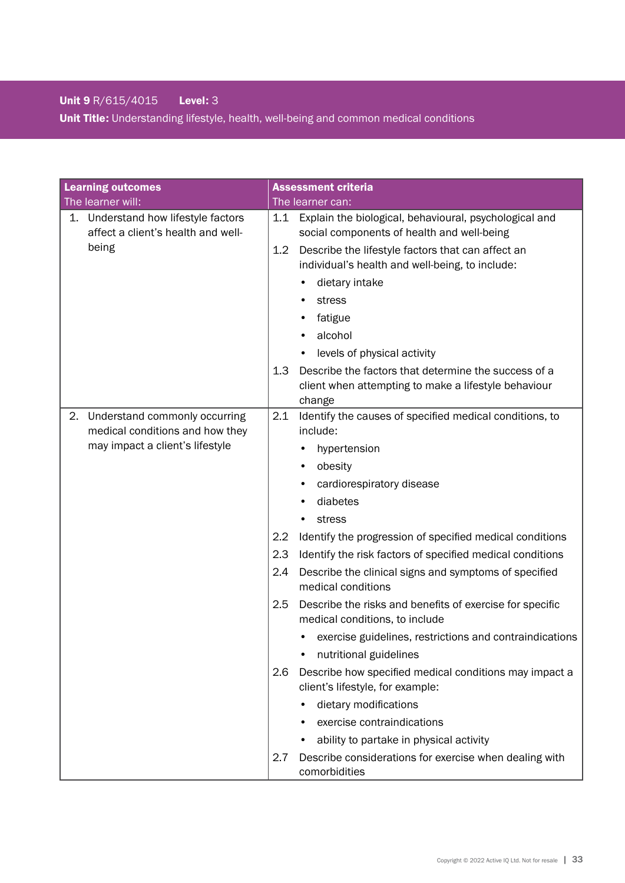**Unit 9** R/615/4015 **Level:** 3

**Unit Title:** Understanding lifestyle, health, well-being and common medical conditions

| **Learning outcomes**<br>The learner will: | **Assessment criteria**<br>The learner can: |
|---|---|
| 1. Understand how lifestyle factors affect a client's health and well-being | 1.1 Explain the biological, behavioural, psychological and social components of health and well-being<br>1.2 Describe the lifestyle factors that can affect an individual's health and well-being, to include:<br>• dietary intake<br>• stress<br>• fatigue<br>• alcohol<br>• levels of physical activity<br>1.3 Describe the factors that determine the success of a client when attempting to make a lifestyle behaviour change |
| 2. Understand commonly occurring medical conditions and how they may impact a client's lifestyle | 2.1 Identify the causes of specified medical conditions, to include:<br>• hypertension<br>• obesity<br>• cardiorespiratory disease<br>• diabetes<br>• stress<br>2.2 Identify the progression of specified medical conditions<br>2.3 Identify the risk factors of specified medical conditions<br>2.4 Describe the clinical signs and symptoms of specified medical conditions<br>2.5 Describe the risks and benefits of exercise for specific medical conditions, to include<br>• exercise guidelines, restrictions and contraindications<br>• nutritional guidelines<br>2.6 Describe how specified medical conditions may impact a client's lifestyle, for example:<br>• dietary modifications<br>• exercise contraindications<br>• ability to partake in physical activity<br>2.7 Describe considerations for exercise when dealing with comorbidities |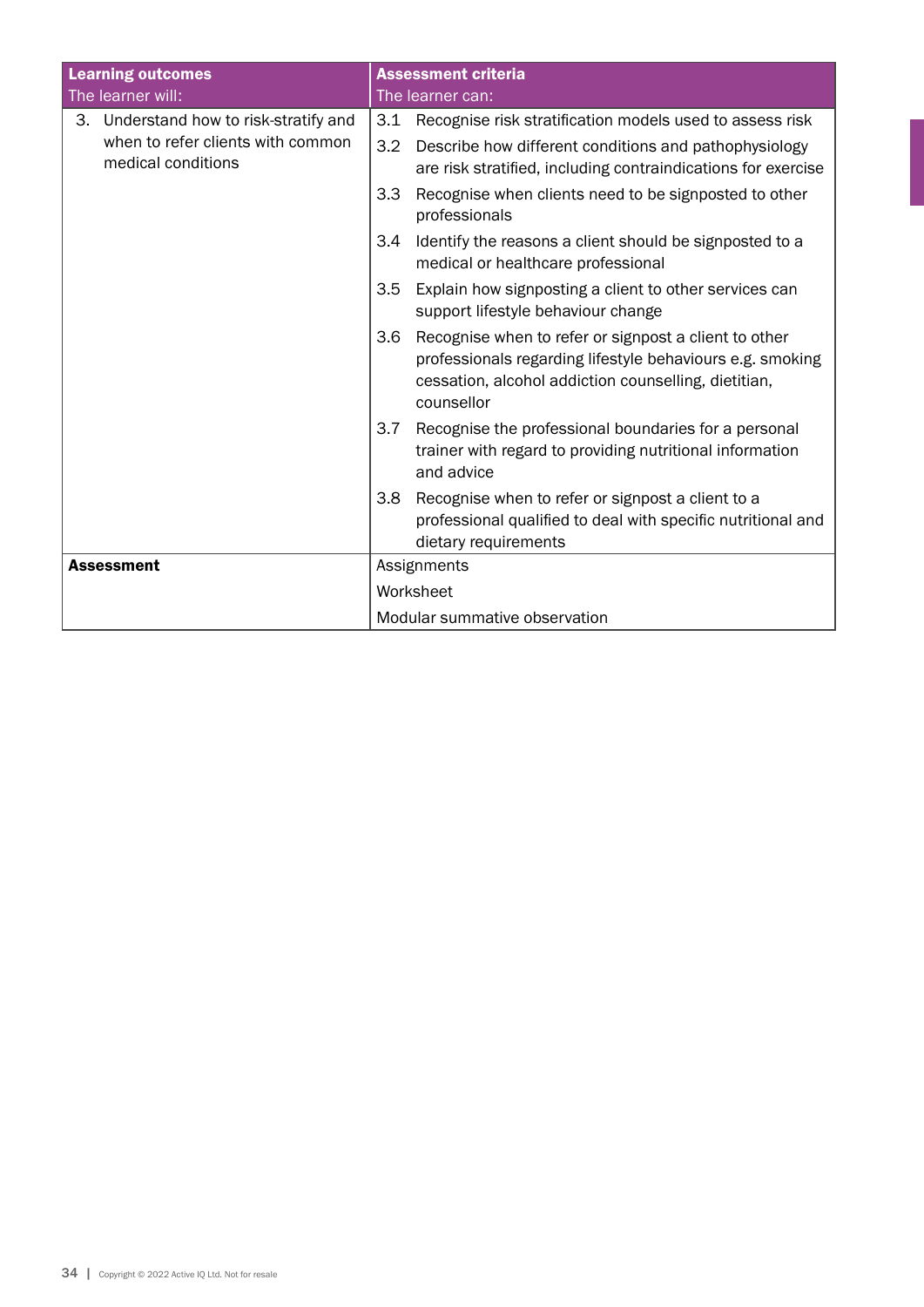| Learning outcomes<br>The learner will: | Assessment criteria<br>The learner can: |
|---|---|
| 3. Understand how to risk-stratify and when to refer clients with common medical conditions | 3.1 Recognise risk stratification models used to assess risk<br>3.2 Describe how different conditions and pathophysiology are risk stratified, including contraindications for exercise<br>3.3 Recognise when clients need to be signposted to other professionals<br>3.4 Identify the reasons a client should be signposted to a medical or healthcare professional<br>3.5 Explain how signposting a client to other services can support lifestyle behaviour change<br>3.6 Recognise when to refer or signpost a client to other professionals regarding lifestyle behaviours e.g. smoking cessation, alcohol addiction counselling, dietitian, counsellor<br>3.7 Recognise the professional boundaries for a personal trainer with regard to providing nutritional information and advice<br>3.8 Recognise when to refer or signpost a client to a professional qualified to deal with specific nutritional and dietary requirements |
| **Assessment** | Assignments<br>Worksheet<br>Modular summative observation |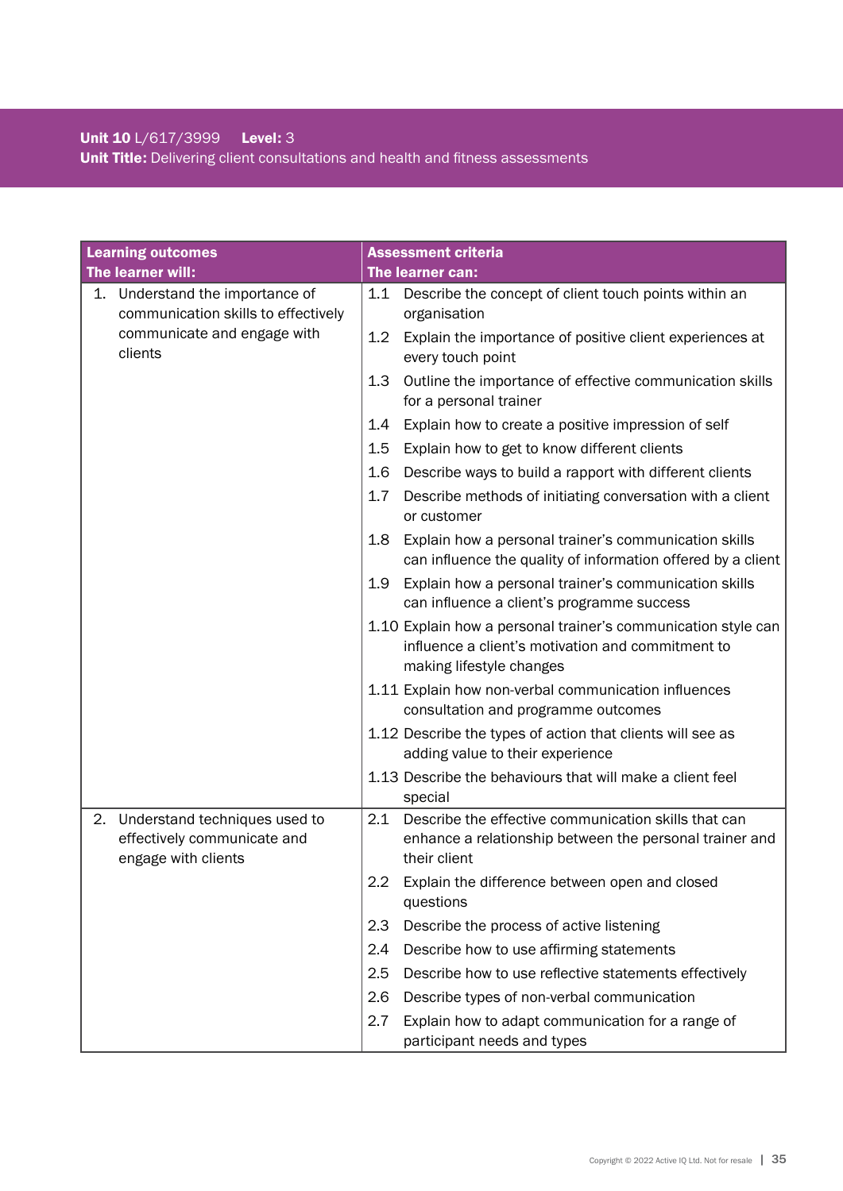**Unit 10** L/617/3999 **Level:** 3

**Unit Title:** Delivering client consultations and health and fitness assessments

| Learning outcomes<br>The learner will: | Assessment criteria<br>The learner can: |
|---|---|
| 1. Understand the importance of communication skills to effectively communicate and engage with clients | 1.1 Describe the concept of client touch points within an organisation |
| | 1.2 Explain the importance of positive client experiences at every touch point |
| | 1.3 Outline the importance of effective communication skills for a personal trainer |
| | 1.4 Explain how to create a positive impression of self |
| | 1.5 Explain how to get to know different clients |
| | 1.6 Describe ways to build a rapport with different clients |
| | 1.7 Describe methods of initiating conversation with a client or customer |
| | 1.8 Explain how a personal trainer's communication skills can influence the quality of information offered by a client |
| | 1.9 Explain how a personal trainer's communication skills can influence a client's programme success |
| | 1.10 Explain how a personal trainer's communication style can influence a client's motivation and commitment to making lifestyle changes |
| | 1.11 Explain how non-verbal communication influences consultation and programme outcomes |
| | 1.12 Describe the types of action that clients will see as adding value to their experience |
| | 1.13 Describe the behaviours that will make a client feel special |
| 2. Understand techniques used to effectively communicate and engage with clients | 2.1 Describe the effective communication skills that can enhance a relationship between the personal trainer and their client |
| | 2.2 Explain the difference between open and closed questions |
| | 2.3 Describe the process of active listening |
| | 2.4 Describe how to use affirming statements |
| | 2.5 Describe how to use reflective statements effectively |
| | 2.6 Describe types of non-verbal communication |
| | 2.7 Explain how to adapt communication for a range of participant needs and types |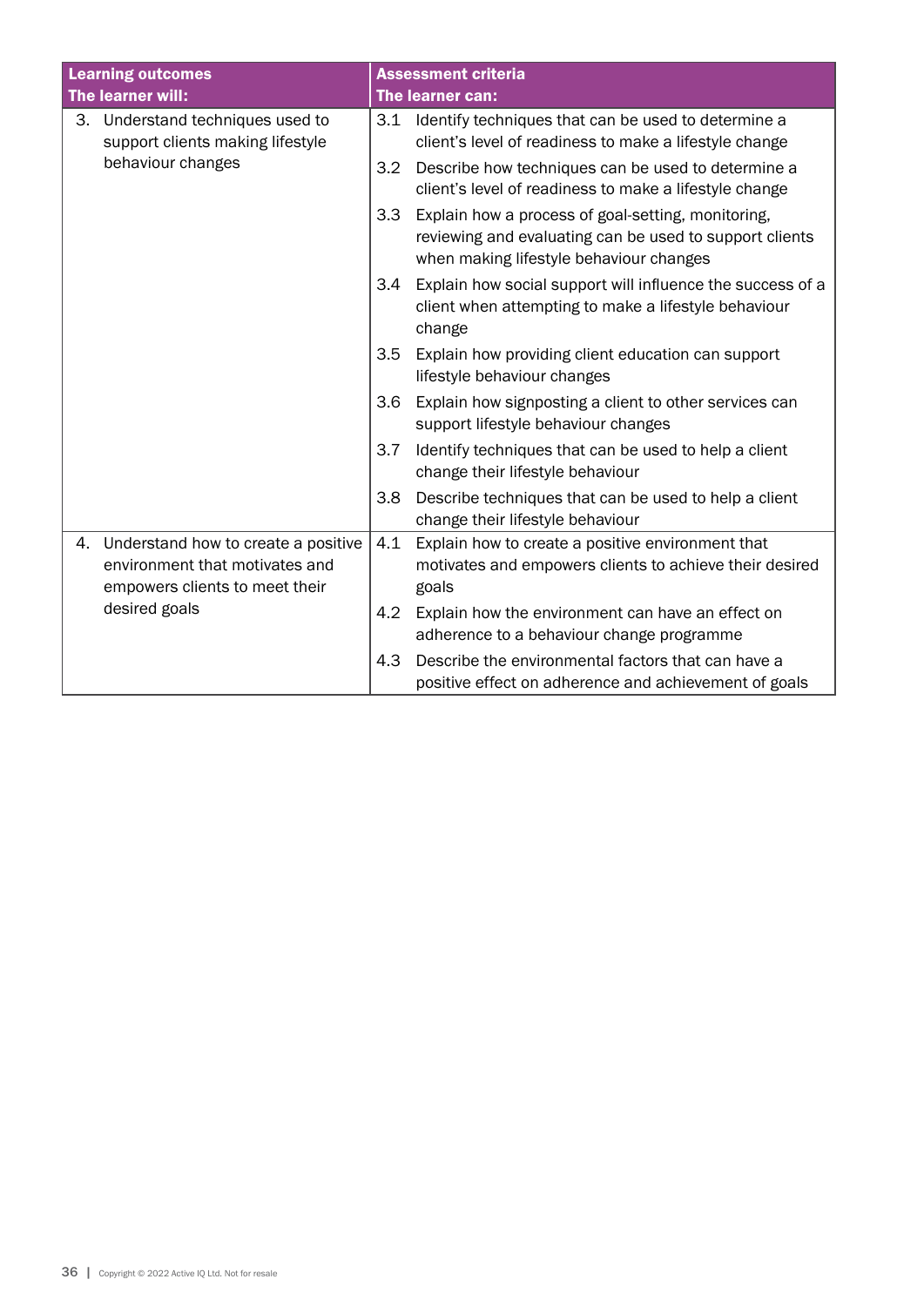| Learning outcomes<br>The learner will: | Assessment criteria<br>The learner can: |
|---|---|
| 3. Understand techniques used to support clients making lifestyle behaviour changes | 3.1 Identify techniques that can be used to determine a client's level of readiness to make a lifestyle change |
| | 3.2 Describe how techniques can be used to determine a client's level of readiness to make a lifestyle change |
| | 3.3 Explain how a process of goal-setting, monitoring, reviewing and evaluating can be used to support clients when making lifestyle behaviour changes |
| | 3.4 Explain how social support will influence the success of a client when attempting to make a lifestyle behaviour change |
| | 3.5 Explain how providing client education can support lifestyle behaviour changes |
| | 3.6 Explain how signposting a client to other services can support lifestyle behaviour changes |
| | 3.7 Identify techniques that can be used to help a client change their lifestyle behaviour |
| | 3.8 Describe techniques that can be used to help a client change their lifestyle behaviour |
| 4. Understand how to create a positive environment that motivates and empowers clients to meet their desired goals | 4.1 Explain how to create a positive environment that motivates and empowers clients to achieve their desired goals |
| | 4.2 Explain how the environment can have an effect on adherence to a behaviour change programme |
| | 4.3 Describe the environmental factors that can have a positive effect on adherence and achievement of goals |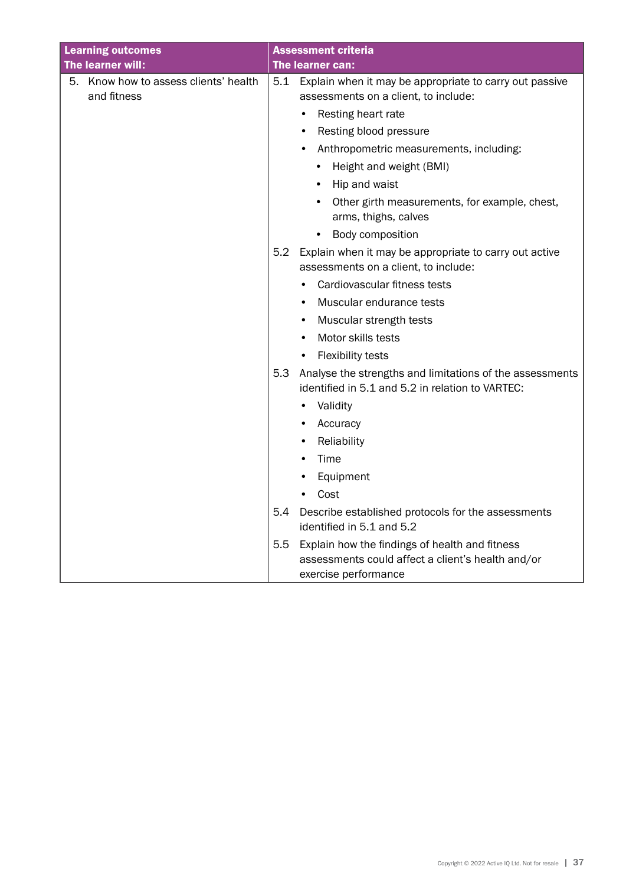| Learning outcomes<br>The learner will: | Assessment criteria<br>The learner can: |
|---|---|
| 5. Know how to assess clients' health and fitness | 5.1 Explain when it may be appropriate to carry out passive assessments on a client, to include:<br>• Resting heart rate<br>• Resting blood pressure<br>• Anthropometric measurements, including:<br>  • Height and weight (BMI)<br>  • Hip and waist<br>  • Other girth measurements, for example, chest, arms, thighs, calves<br>  • Body composition<br>5.2 Explain when it may be appropriate to carry out active assessments on a client, to include:<br>• Cardiovascular fitness tests<br>• Muscular endurance tests<br>• Muscular strength tests<br>• Motor skills tests<br>• Flexibility tests<br>5.3 Analyse the strengths and limitations of the assessments identified in 5.1 and 5.2 in relation to VARTEC:<br>• Validity<br>• Accuracy<br>• Reliability<br>• Time<br>• Equipment<br>• Cost<br>5.4 Describe established protocols for the assessments identified in 5.1 and 5.2<br>5.5 Explain how the findings of health and fitness assessments could affect a client's health and/or exercise performance |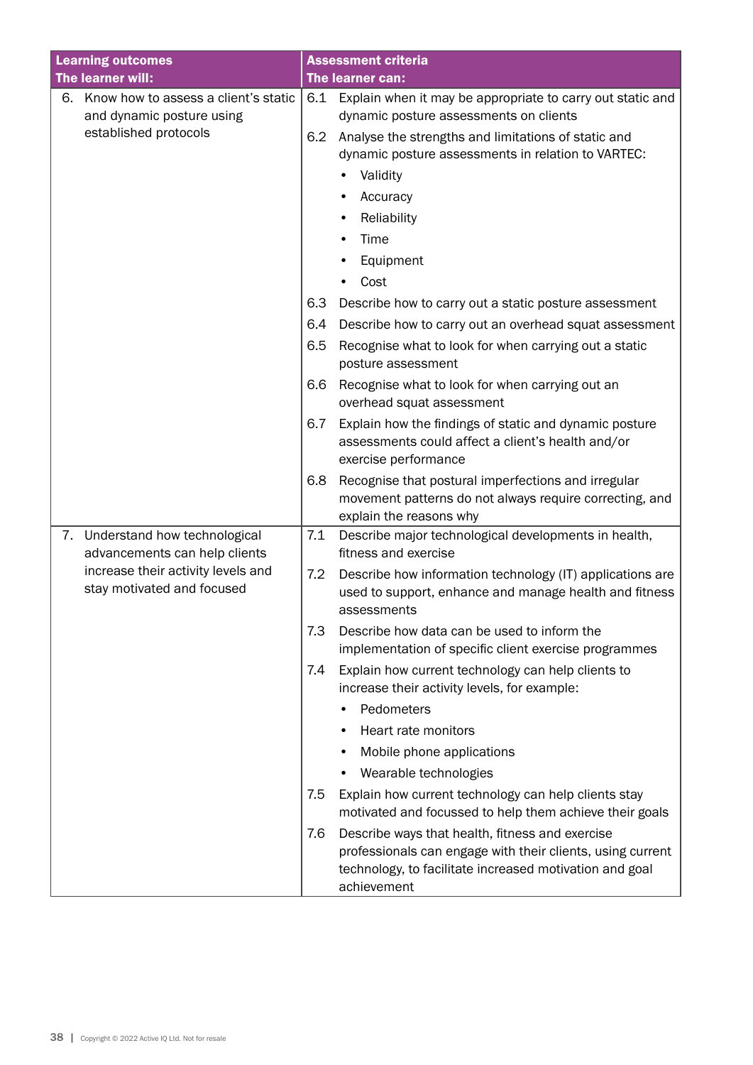| Learning outcomes<br>The learner will: | Assessment criteria<br>The learner can: |
|---|---|
| 6. Know how to assess a client's static and dynamic posture using established protocols | 6.1 Explain when it may be appropriate to carry out static and dynamic posture assessments on clients<br>6.2 Analyse the strengths and limitations of static and dynamic posture assessments in relation to VARTEC:<br>• Validity<br>• Accuracy<br>• Reliability<br>• Time<br>• Equipment<br>• Cost<br>6.3 Describe how to carry out a static posture assessment<br>6.4 Describe how to carry out an overhead squat assessment<br>6.5 Recognise what to look for when carrying out a static posture assessment<br>6.6 Recognise what to look for when carrying out an overhead squat assessment<br>6.7 Explain how the findings of static and dynamic posture assessments could affect a client's health and/or exercise performance<br>6.8 Recognise that postural imperfections and irregular movement patterns do not always require correcting, and explain the reasons why |
| 7. Understand how technological advancements can help clients increase their activity levels and stay motivated and focused | 7.1 Describe major technological developments in health, fitness and exercise<br>7.2 Describe how information technology (IT) applications are used to support, enhance and manage health and fitness assessments<br>7.3 Describe how data can be used to inform the implementation of specific client exercise programmes<br>7.4 Explain how current technology can help clients to increase their activity levels, for example:<br>• Pedometers<br>• Heart rate monitors<br>• Mobile phone applications<br>• Wearable technologies<br>7.5 Explain how current technology can help clients stay motivated and focussed to help them achieve their goals<br>7.6 Describe ways that health, fitness and exercise professionals can engage with their clients, using current technology, to facilitate increased motivation and goal achievement |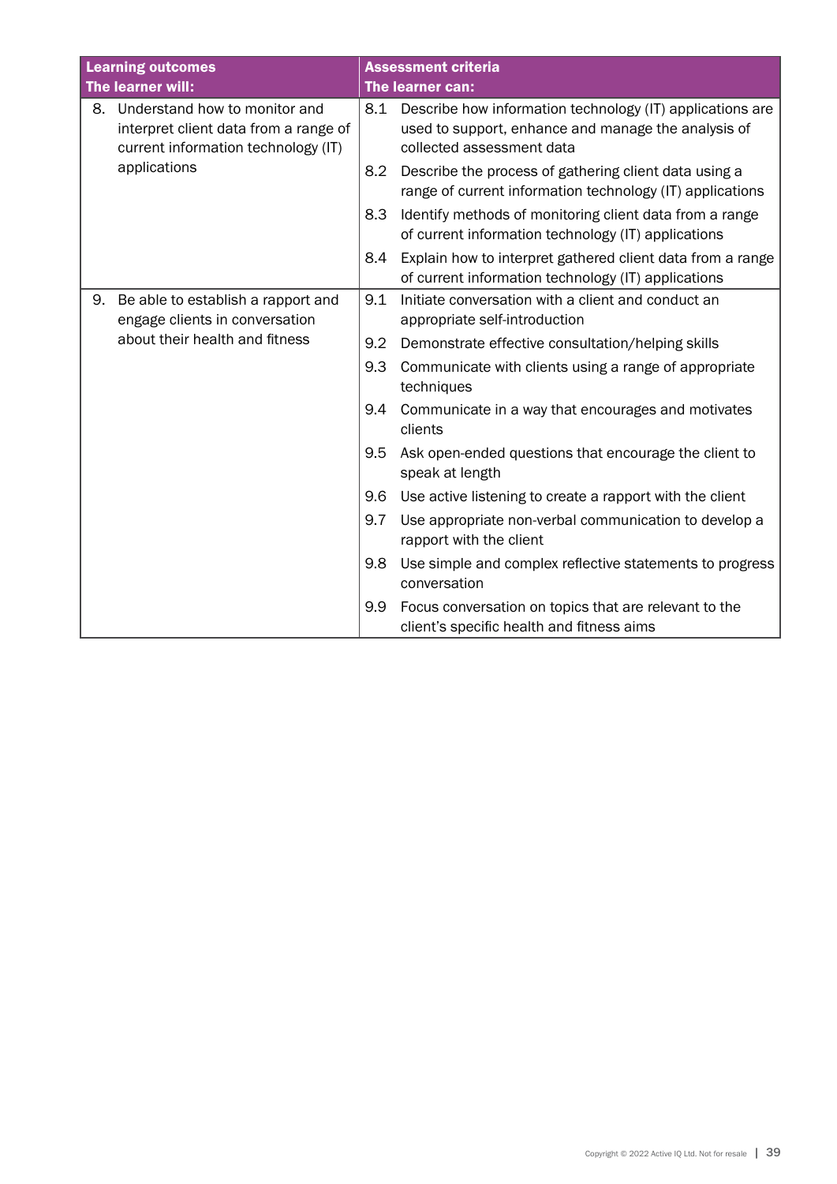| Learning outcomes<br>The learner will: | Assessment criteria<br>The learner can: |
|---|---|
| 8. Understand how to monitor and interpret client data from a range of current information technology (IT) applications | 8.1 Describe how information technology (IT) applications are used to support, enhance and manage the analysis of collected assessment data |
| | 8.2 Describe the process of gathering client data using a range of current information technology (IT) applications |
| | 8.3 Identify methods of monitoring client data from a range of current information technology (IT) applications |
| | 8.4 Explain how to interpret gathered client data from a range of current information technology (IT) applications |
| 9. Be able to establish a rapport and engage clients in conversation about their health and fitness | 9.1 Initiate conversation with a client and conduct an appropriate self-introduction |
| | 9.2 Demonstrate effective consultation/helping skills |
| | 9.3 Communicate with clients using a range of appropriate techniques |
| | 9.4 Communicate in a way that encourages and motivates clients |
| | 9.5 Ask open-ended questions that encourage the client to speak at length |
| | 9.6 Use active listening to create a rapport with the client |
| | 9.7 Use appropriate non-verbal communication to develop a rapport with the client |
| | 9.8 Use simple and complex reflective statements to progress conversation |
| | 9.9 Focus conversation on topics that are relevant to the client's specific health and fitness aims |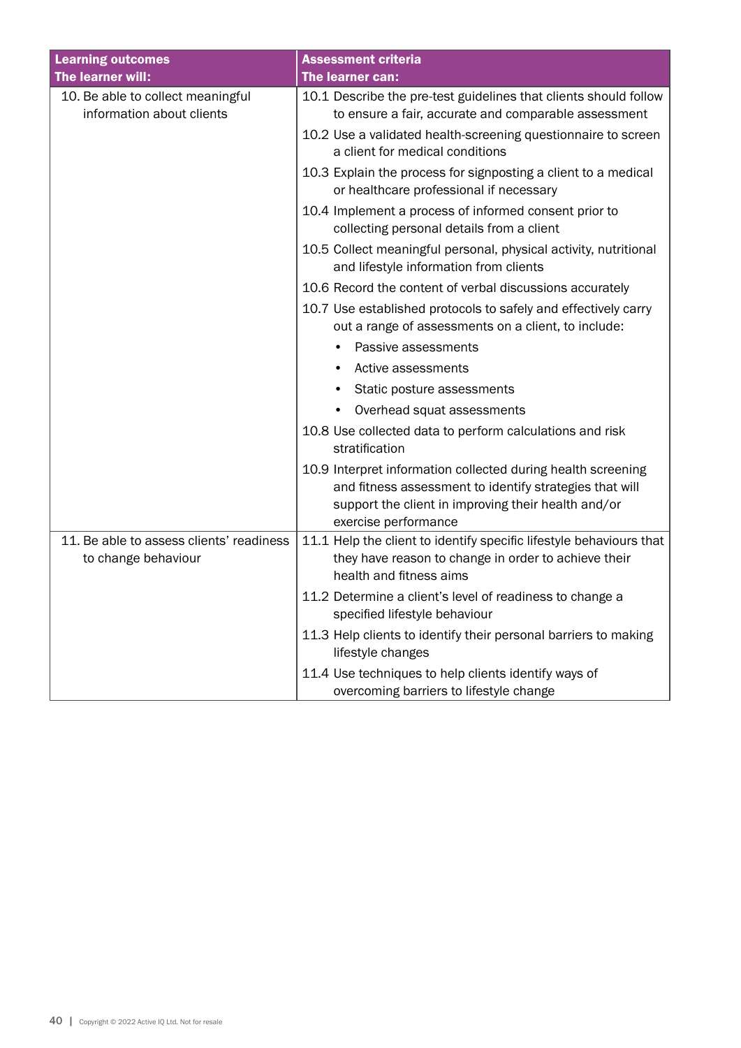| Learning outcomes<br>The learner will: | Assessment criteria<br>The learner can: |
|---|---|
| 10. Be able to collect meaningful information about clients | 10.1 Describe the pre-test guidelines that clients should follow to ensure a fair, accurate and comparable assessment |
| | 10.2 Use a validated health-screening questionnaire to screen a client for medical conditions |
| | 10.3 Explain the process for signposting a client to a medical or healthcare professional if necessary |
| | 10.4 Implement a process of informed consent prior to collecting personal details from a client |
| | 10.5 Collect meaningful personal, physical activity, nutritional and lifestyle information from clients |
| | 10.6 Record the content of verbal discussions accurately |
| | 10.7 Use established protocols to safely and effectively carry out a range of assessments on a client, to include:<br>• Passive assessments<br>• Active assessments<br>• Static posture assessments<br>• Overhead squat assessments |
| | 10.8 Use collected data to perform calculations and risk stratification |
| | 10.9 Interpret information collected during health screening and fitness assessment to identify strategies that will support the client in improving their health and/or exercise performance |
| 11. Be able to assess clients' readiness to change behaviour | 11.1 Help the client to identify specific lifestyle behaviours that they have reason to change in order to achieve their health and fitness aims |
| | 11.2 Determine a client's level of readiness to change a specified lifestyle behaviour |
| | 11.3 Help clients to identify their personal barriers to making lifestyle changes |
| | 11.4 Use techniques to help clients identify ways of overcoming barriers to lifestyle change |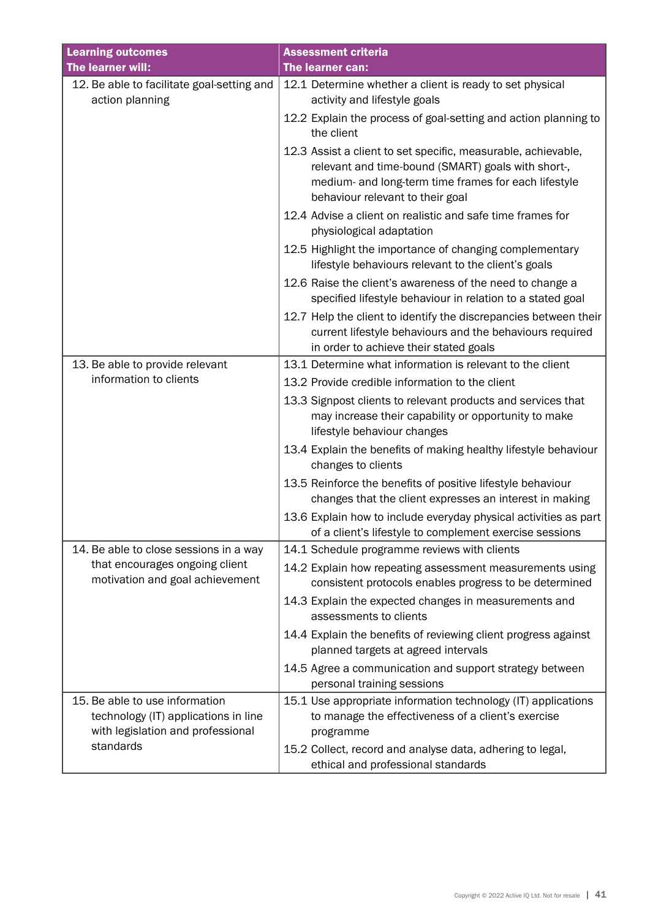| Learning outcomes<br>The learner will: | Assessment criteria<br>The learner can: |
|---|---|
| 12. Be able to facilitate goal-setting and action planning | 12.1 Determine whether a client is ready to set physical activity and lifestyle goals |
| | 12.2 Explain the process of goal-setting and action planning to the client |
| | 12.3 Assist a client to set specific, measurable, achievable, relevant and time-bound (SMART) goals with short-, medium- and long-term time frames for each lifestyle behaviour relevant to their goal |
| | 12.4 Advise a client on realistic and safe time frames for physiological adaptation |
| | 12.5 Highlight the importance of changing complementary lifestyle behaviours relevant to the client's goals |
| | 12.6 Raise the client's awareness of the need to change a specified lifestyle behaviour in relation to a stated goal |
| | 12.7 Help the client to identify the discrepancies between their current lifestyle behaviours and the behaviours required in order to achieve their stated goals |
| 13. Be able to provide relevant information to clients | 13.1 Determine what information is relevant to the client |
| | 13.2 Provide credible information to the client |
| | 13.3 Signpost clients to relevant products and services that may increase their capability or opportunity to make lifestyle behaviour changes |
| | 13.4 Explain the benefits of making healthy lifestyle behaviour changes to clients |
| | 13.5 Reinforce the benefits of positive lifestyle behaviour changes that the client expresses an interest in making |
| | 13.6 Explain how to include everyday physical activities as part of a client's lifestyle to complement exercise sessions |
| 14. Be able to close sessions in a way that encourages ongoing client motivation and goal achievement | 14.1 Schedule programme reviews with clients |
| | 14.2 Explain how repeating assessment measurements using consistent protocols enables progress to be determined |
| | 14.3 Explain the expected changes in measurements and assessments to clients |
| | 14.4 Explain the benefits of reviewing client progress against planned targets at agreed intervals |
| | 14.5 Agree a communication and support strategy between personal training sessions |
| 15. Be able to use information technology (IT) applications in line with legislation and professional standards | 15.1 Use appropriate information technology (IT) applications to manage the effectiveness of a client's exercise programme |
| | 15.2 Collect, record and analyse data, adhering to legal, ethical and professional standards |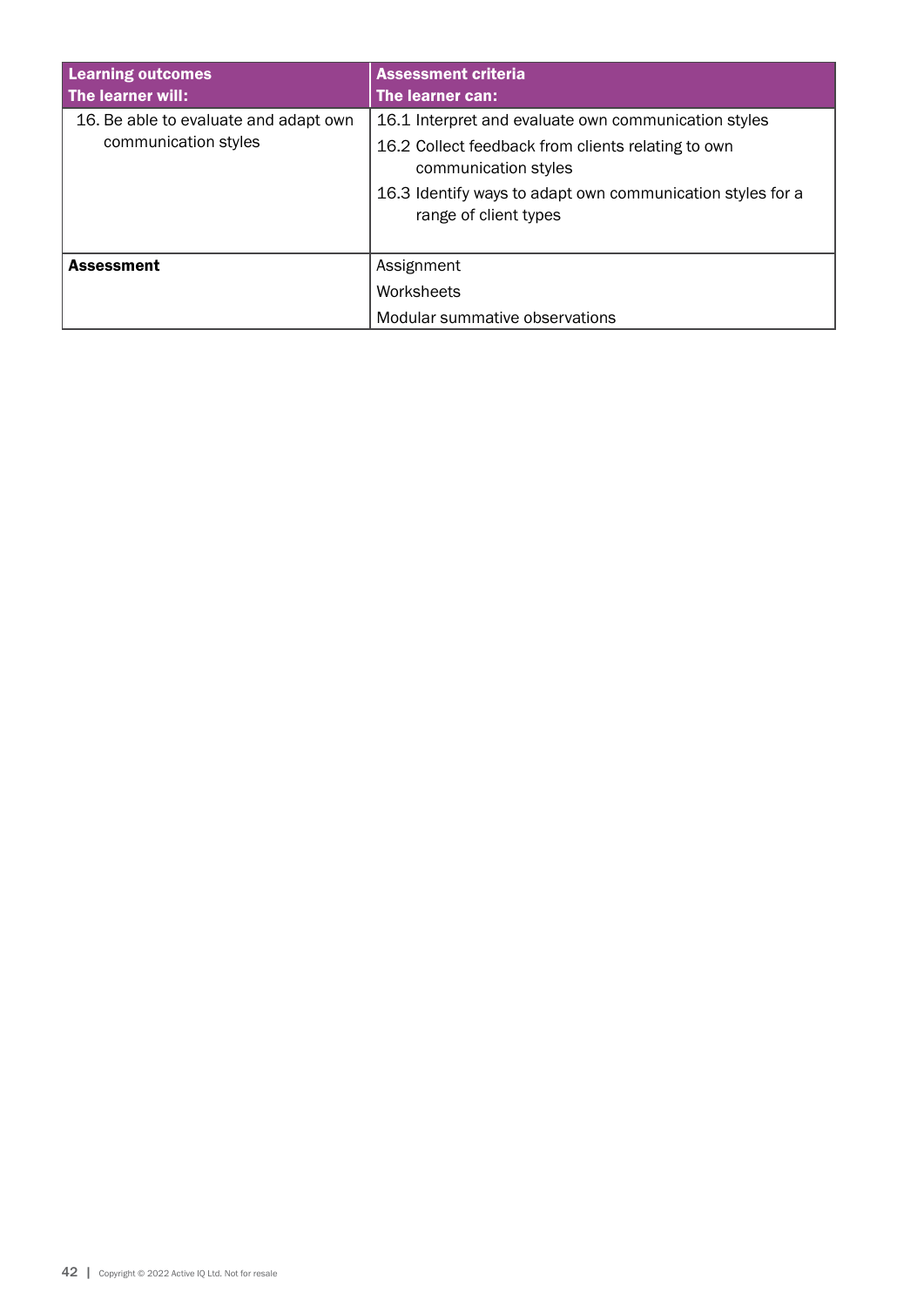| Learning outcomes<br>The learner will: | Assessment criteria<br>The learner can: |
|---|---|
| 16. Be able to evaluate and adapt own communication styles | 16.1 Interpret and evaluate own communication styles<br>16.2 Collect feedback from clients relating to own communication styles<br>16.3 Identify ways to adapt own communication styles for a range of client types |
| **Assessment** | Assignment<br>Worksheets<br>Modular summative observations |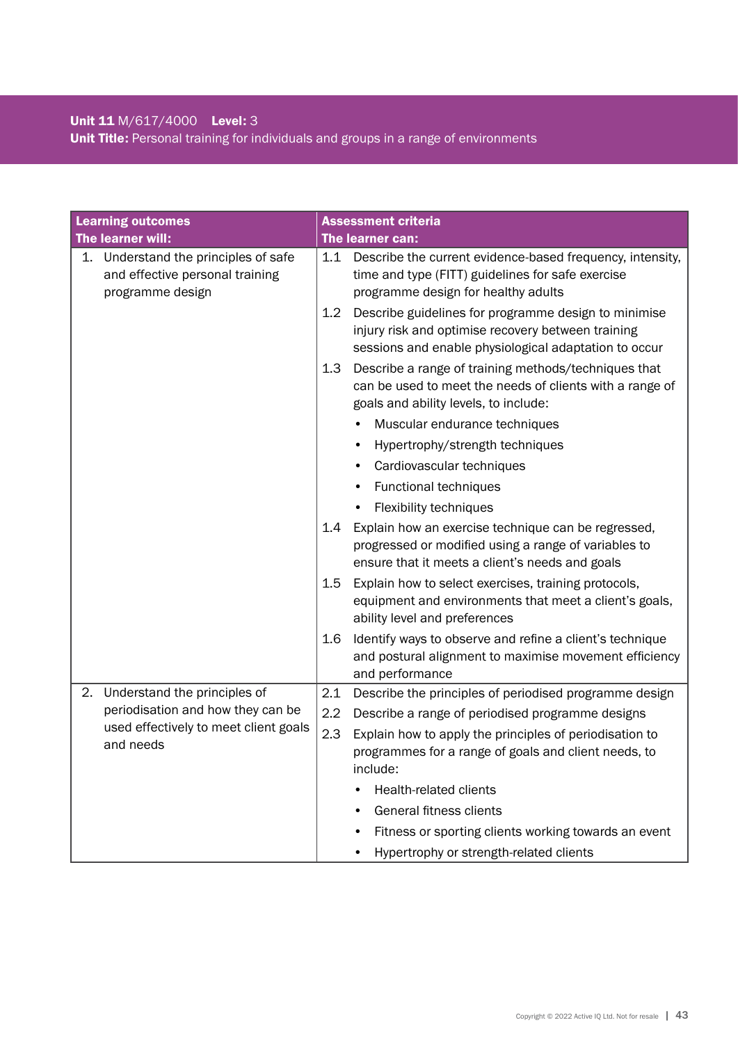**Unit 11** M/617/4000 **Level:** 3
**Unit Title:** Personal training for individuals and groups in a range of environments

| **Learning outcomes**<br>**The learner will:** | **Assessment criteria**<br>**The learner can:** |
|---|---|
| 1. Understand the principles of safe and effective personal training programme design | 1.1 Describe the current evidence-based frequency, intensity, time and type (FITT) guidelines for safe exercise programme design for healthy adults |
| | 1.2 Describe guidelines for programme design to minimise injury risk and optimise recovery between training sessions and enable physiological adaptation to occur |
| | 1.3 Describe a range of training methods/techniques that can be used to meet the needs of clients with a range of goals and ability levels, to include:<br>• Muscular endurance techniques<br>• Hypertrophy/strength techniques<br>• Cardiovascular techniques<br>• Functional techniques<br>• Flexibility techniques |
| | 1.4 Explain how an exercise technique can be regressed, progressed or modified using a range of variables to ensure that it meets a client's needs and goals |
| | 1.5 Explain how to select exercises, training protocols, equipment and environments that meet a client's goals, ability level and preferences |
| | 1.6 Identify ways to observe and refine a client's technique and postural alignment to maximise movement efficiency and performance |
| 2. Understand the principles of periodisation and how they can be used effectively to meet client goals and needs | 2.1 Describe the principles of periodised programme design |
| | 2.2 Describe a range of periodised programme designs |
| | 2.3 Explain how to apply the principles of periodisation to programmes for a range of goals and client needs, to include:<br>• Health-related clients<br>• General fitness clients<br>• Fitness or sporting clients working towards an event<br>• Hypertrophy or strength-related clients |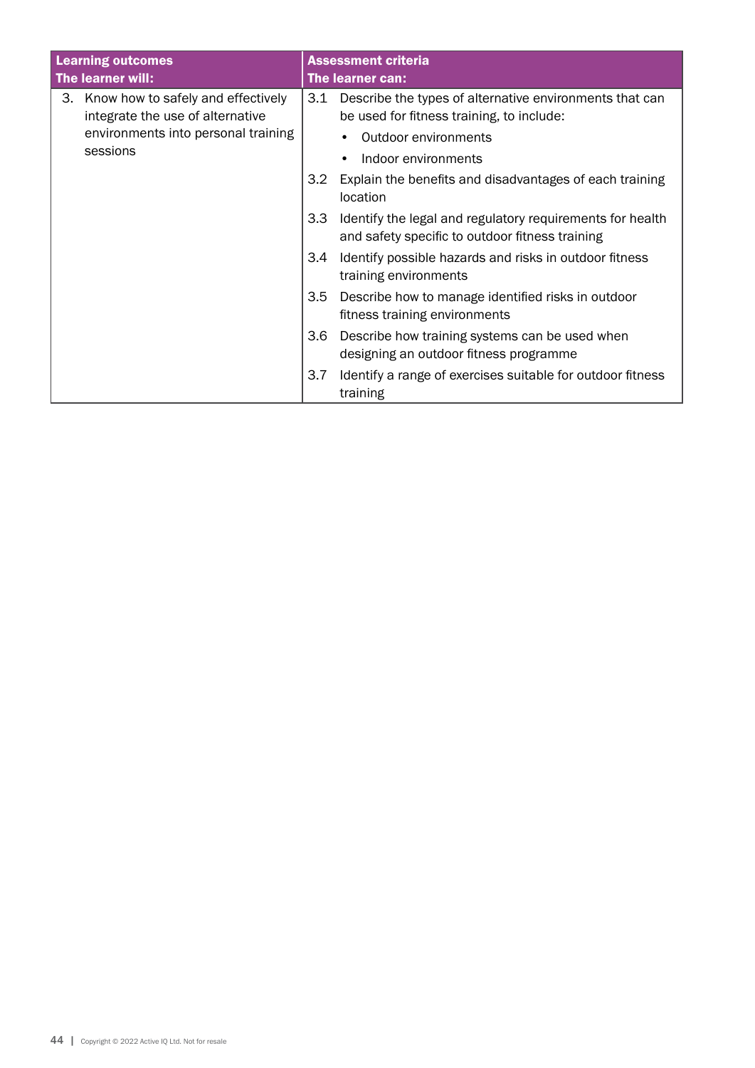| Learning outcomes<br>The learner will: | Assessment criteria<br>The learner can: |
|---|---|
| 3. Know how to safely and effectively integrate the use of alternative environments into personal training sessions | 3.1 Describe the types of alternative environments that can be used for fitness training, to include:<br>• Outdoor environments<br>• Indoor environments |
| | 3.2 Explain the benefits and disadvantages of each training location |
| | 3.3 Identify the legal and regulatory requirements for health and safety specific to outdoor fitness training |
| | 3.4 Identify possible hazards and risks in outdoor fitness training environments |
| | 3.5 Describe how to manage identified risks in outdoor fitness training environments |
| | 3.6 Describe how training systems can be used when designing an outdoor fitness programme |
| | 3.7 Identify a range of exercises suitable for outdoor fitness training |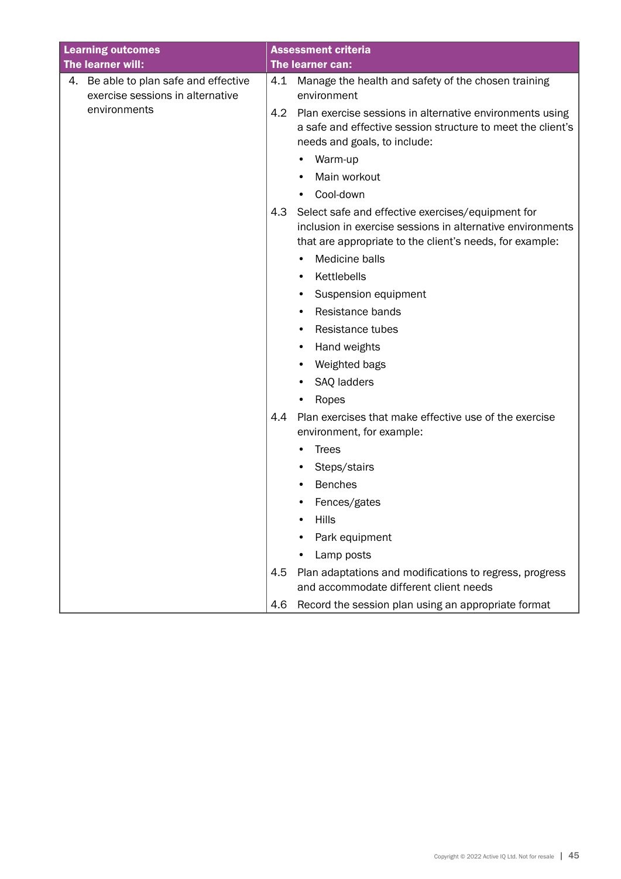| Learning outcomes<br>The learner will: | Assessment criteria<br>The learner can: |
|---|---|
| 4. Be able to plan safe and effective exercise sessions in alternative environments | 4.1 Manage the health and safety of the chosen training environment<br><br>4.2 Plan exercise sessions in alternative environments using a safe and effective session structure to meet the client's needs and goals, to include:<br>• Warm-up<br>• Main workout<br>• Cool-down<br><br>4.3 Select safe and effective exercises/equipment for inclusion in exercise sessions in alternative environments that are appropriate to the client's needs, for example:<br>• Medicine balls<br>• Kettlebells<br>• Suspension equipment<br>• Resistance bands<br>• Resistance tubes<br>• Hand weights<br>• Weighted bags<br>• SAQ ladders<br>• Ropes<br><br>4.4 Plan exercises that make effective use of the exercise environment, for example:<br>• Trees<br>• Steps/stairs<br>• Benches<br>• Fences/gates<br>• Hills<br>• Park equipment<br>• Lamp posts<br><br>4.5 Plan adaptations and modifications to regress, progress and accommodate different client needs<br><br>4.6 Record the session plan using an appropriate format |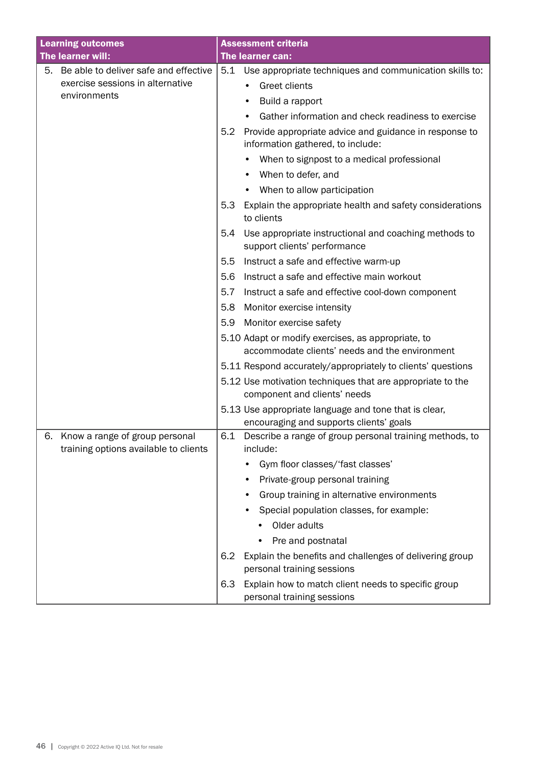| Learning outcomes<br>The learner will: | Assessment criteria<br>The learner can: |
|---|---|
| 5. Be able to deliver safe and effective exercise sessions in alternative environments | 5.1 Use appropriate techniques and communication skills to:<br>• Greet clients<br>• Build a rapport<br>• Gather information and check readiness to exercise<br>5.2 Provide appropriate advice and guidance in response to information gathered, to include:<br>• When to signpost to a medical professional<br>• When to defer, and<br>• When to allow participation<br>5.3 Explain the appropriate health and safety considerations to clients<br>5.4 Use appropriate instructional and coaching methods to support clients' performance<br>5.5 Instruct a safe and effective warm-up<br>5.6 Instruct a safe and effective main workout<br>5.7 Instruct a safe and effective cool-down component<br>5.8 Monitor exercise intensity<br>5.9 Monitor exercise safety<br>5.10 Adapt or modify exercises, as appropriate, to accommodate clients' needs and the environment<br>5.11 Respond accurately/appropriately to clients' questions<br>5.12 Use motivation techniques that are appropriate to the component and clients' needs<br>5.13 Use appropriate language and tone that is clear, encouraging and supports clients' goals |
| 6. Know a range of group personal training options available to clients | 6.1 Describe a range of group personal training methods, to include:<br>• Gym floor classes/'fast classes'<br>• Private-group personal training<br>• Group training in alternative environments<br>• Special population classes, for example:<br>  • Older adults<br>  • Pre and postnatal<br>6.2 Explain the benefits and challenges of delivering group personal training sessions<br>6.3 Explain how to match client needs to specific group personal training sessions |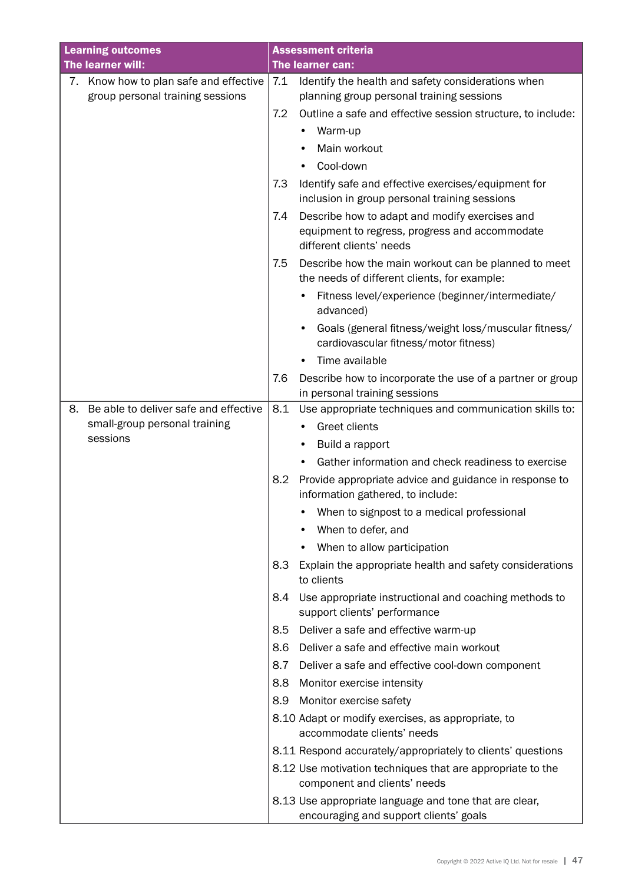| Learning outcomes<br>The learner will: | Assessment criteria<br>The learner can: |
|---|---|
| 7. Know how to plan safe and effective group personal training sessions | 7.1 Identify the health and safety considerations when planning group personal training sessions<br>7.2 Outline a safe and effective session structure, to include:<br>• Warm-up<br>• Main workout<br>• Cool-down<br>7.3 Identify safe and effective exercises/equipment for inclusion in group personal training sessions<br>7.4 Describe how to adapt and modify exercises and equipment to regress, progress and accommodate different clients' needs<br>7.5 Describe how the main workout can be planned to meet the needs of different clients, for example:<br>• Fitness level/experience (beginner/intermediate/advanced)<br>• Goals (general fitness/weight loss/muscular fitness/cardiovascular fitness/motor fitness)<br>• Time available<br>7.6 Describe how to incorporate the use of a partner or group in personal training sessions |
| 8. Be able to deliver safe and effective small-group personal training sessions | 8.1 Use appropriate techniques and communication skills to:<br>• Greet clients<br>• Build a rapport<br>• Gather information and check readiness to exercise<br>8.2 Provide appropriate advice and guidance in response to information gathered, to include:<br>• When to signpost to a medical professional<br>• When to defer, and<br>• When to allow participation<br>8.3 Explain the appropriate health and safety considerations to clients<br>8.4 Use appropriate instructional and coaching methods to support clients' performance<br>8.5 Deliver a safe and effective warm-up<br>8.6 Deliver a safe and effective main workout<br>8.7 Deliver a safe and effective cool-down component<br>8.8 Monitor exercise intensity<br>8.9 Monitor exercise safety<br>8.10 Adapt or modify exercises, as appropriate, to accommodate clients' needs<br>8.11 Respond accurately/appropriately to clients' questions<br>8.12 Use motivation techniques that are appropriate to the component and clients' needs<br>8.13 Use appropriate language and tone that are clear, encouraging and support clients' goals |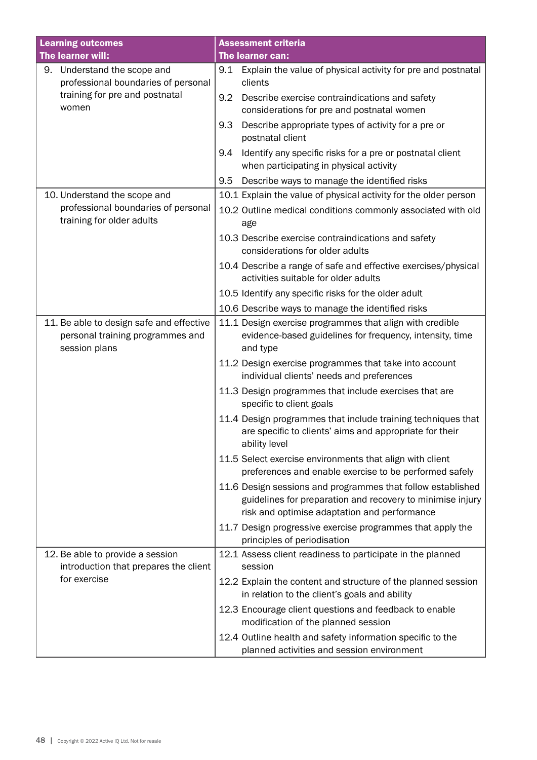| Learning outcomes<br>The learner will: | Assessment criteria<br>The learner can: |
|---|---|
| 9. Understand the scope and professional boundaries of personal training for pre and postnatal women | 9.1 Explain the value of physical activity for pre and postnatal clients |
| | 9.2 Describe exercise contraindications and safety considerations for pre and postnatal women |
| | 9.3 Describe appropriate types of activity for a pre or postnatal client |
| | 9.4 Identify any specific risks for a pre or postnatal client when participating in physical activity |
| | 9.5 Describe ways to manage the identified risks |
| 10. Understand the scope and professional boundaries of personal training for older adults | 10.1 Explain the value of physical activity for the older person |
| | 10.2 Outline medical conditions commonly associated with old age |
| | 10.3 Describe exercise contraindications and safety considerations for older adults |
| | 10.4 Describe a range of safe and effective exercises/physical activities suitable for older adults |
| | 10.5 Identify any specific risks for the older adult |
| | 10.6 Describe ways to manage the identified risks |
| 11. Be able to design safe and effective personal training programmes and session plans | 11.1 Design exercise programmes that align with credible evidence-based guidelines for frequency, intensity, time and type |
| | 11.2 Design exercise programmes that take into account individual clients' needs and preferences |
| | 11.3 Design programmes that include exercises that are specific to client goals |
| | 11.4 Design programmes that include training techniques that are specific to clients' aims and appropriate for their ability level |
| | 11.5 Select exercise environments that align with client preferences and enable exercise to be performed safely |
| | 11.6 Design sessions and programmes that follow established guidelines for preparation and recovery to minimise injury risk and optimise adaptation and performance |
| | 11.7 Design progressive exercise programmes that apply the principles of periodisation |
| 12. Be able to provide a session introduction that prepares the client for exercise | 12.1 Assess client readiness to participate in the planned session |
| | 12.2 Explain the content and structure of the planned session in relation to the client's goals and ability |
| | 12.3 Encourage client questions and feedback to enable modification of the planned session |
| | 12.4 Outline health and safety information specific to the planned activities and session environment |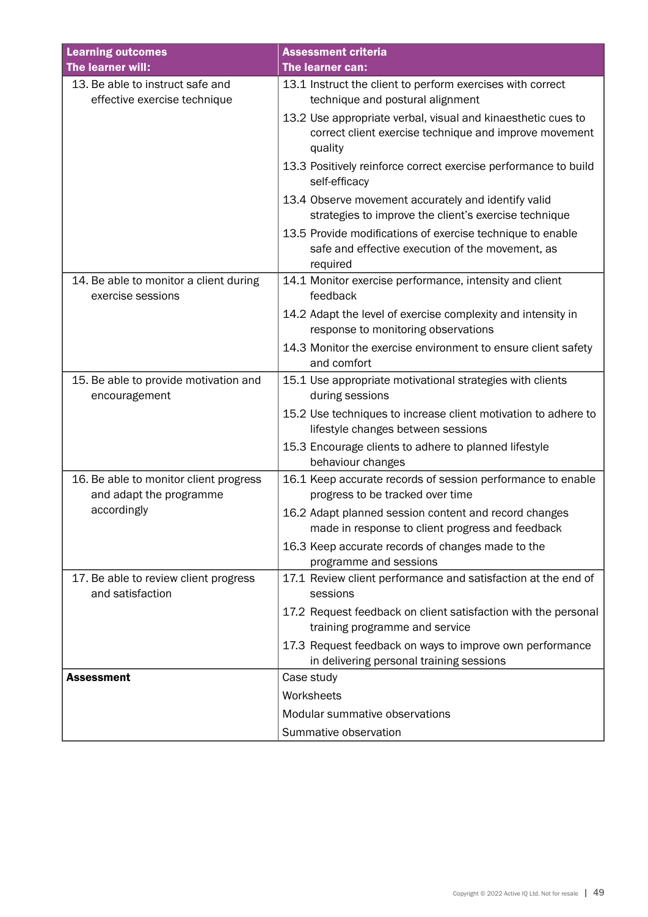| **Learning outcomes**<br>**The learner will:** | **Assessment criteria**<br>**The learner can:** |
|---|---|
| 13. Be able to instruct safe and effective exercise technique | 13.1 Instruct the client to perform exercises with correct technique and postural alignment |
| | 13.2 Use appropriate verbal, visual and kinaesthetic cues to correct client exercise technique and improve movement quality |
| | 13.3 Positively reinforce correct exercise performance to build self-efficacy |
| | 13.4 Observe movement accurately and identify valid strategies to improve the client's exercise technique |
| | 13.5 Provide modifications of exercise technique to enable safe and effective execution of the movement, as required |
| 14. Be able to monitor a client during exercise sessions | 14.1 Monitor exercise performance, intensity and client feedback |
| | 14.2 Adapt the level of exercise complexity and intensity in response to monitoring observations |
| | 14.3 Monitor the exercise environment to ensure client safety and comfort |
| 15. Be able to provide motivation and encouragement | 15.1 Use appropriate motivational strategies with clients during sessions |
| | 15.2 Use techniques to increase client motivation to adhere to lifestyle changes between sessions |
| | 15.3 Encourage clients to adhere to planned lifestyle behaviour changes |
| 16. Be able to monitor client progress and adapt the programme accordingly | 16.1 Keep accurate records of session performance to enable progress to be tracked over time |
| | 16.2 Adapt planned session content and record changes made in response to client progress and feedback |
| | 16.3 Keep accurate records of changes made to the programme and sessions |
| 17. Be able to review client progress and satisfaction | 17.1 Review client performance and satisfaction at the end of sessions |
| | 17.2 Request feedback on client satisfaction with the personal training programme and service |
| | 17.3 Request feedback on ways to improve own performance in delivering personal training sessions |
| **Assessment** | Case study |
| | Worksheets |
| | Modular summative observations |
| | Summative observation |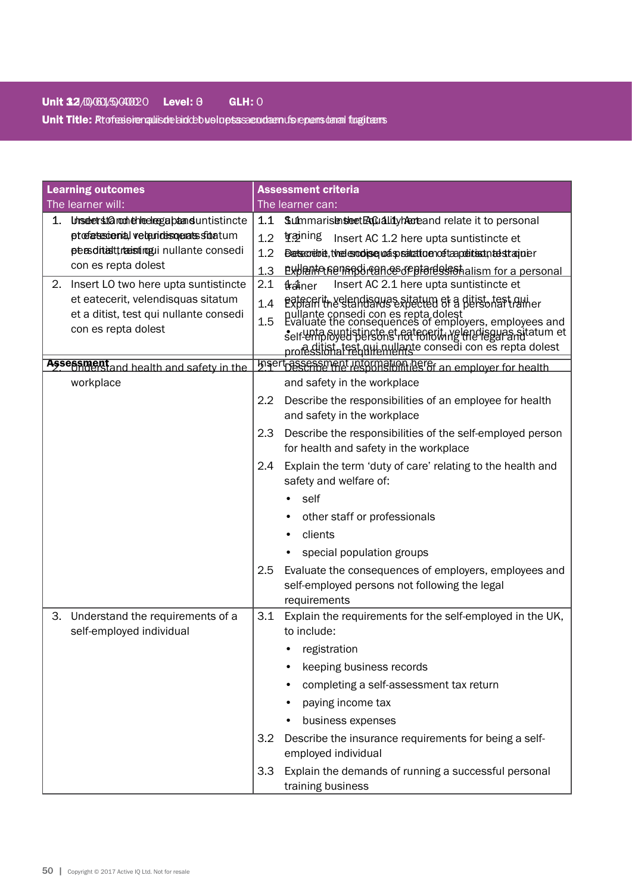**Unit 12/0061/0400** **Level: 3** **GLH: 0**

**Unit Title: Professionalism and business acumen for personal trainers**

| **Learning outcomes**<br>The learner will: | **Assessment criteria**<br>The learner can: |
|---|---|
| 1. Understand the legal and professional requirements for personal training | 1.1 Summarise the Equality Act and relate it to personal training<br>1.2 Describe the scope of practice of a personal trainer<br>1.3 Explain the importance of professionalism for a personal trainer<br>1.4 Explain the standards expected of a personal trainer<br>1.5 Evaluate the consequences of employers, employees and self-employed persons not following the legal and professional requirements |
| 2. Understand health and safety in the workplace | 2.1 Describe the responsibilities of an employer for health and safety in the workplace<br>2.2 Describe the responsibilities of an employee for health and safety in the workplace<br>2.3 Describe the responsibilities of the self-employed person for health and safety in the workplace<br>2.4 Explain the term 'duty of care' relating to the health and safety and welfare of:<br>• self<br>• other staff or professionals<br>• clients<br>• special population groups<br>2.5 Evaluate the consequences of employers, employees and self-employed persons not following the legal requirements |
| 3. Understand the requirements of a self-employed individual | 3.1 Explain the requirements for the self-employed in the UK, to include:<br>• registration<br>• keeping business records<br>• completing a self-assessment tax return<br>• paying income tax<br>• business expenses<br>3.2 Describe the insurance requirements for being a self-employed individual<br>3.3 Explain the demands of running a successful personal training business |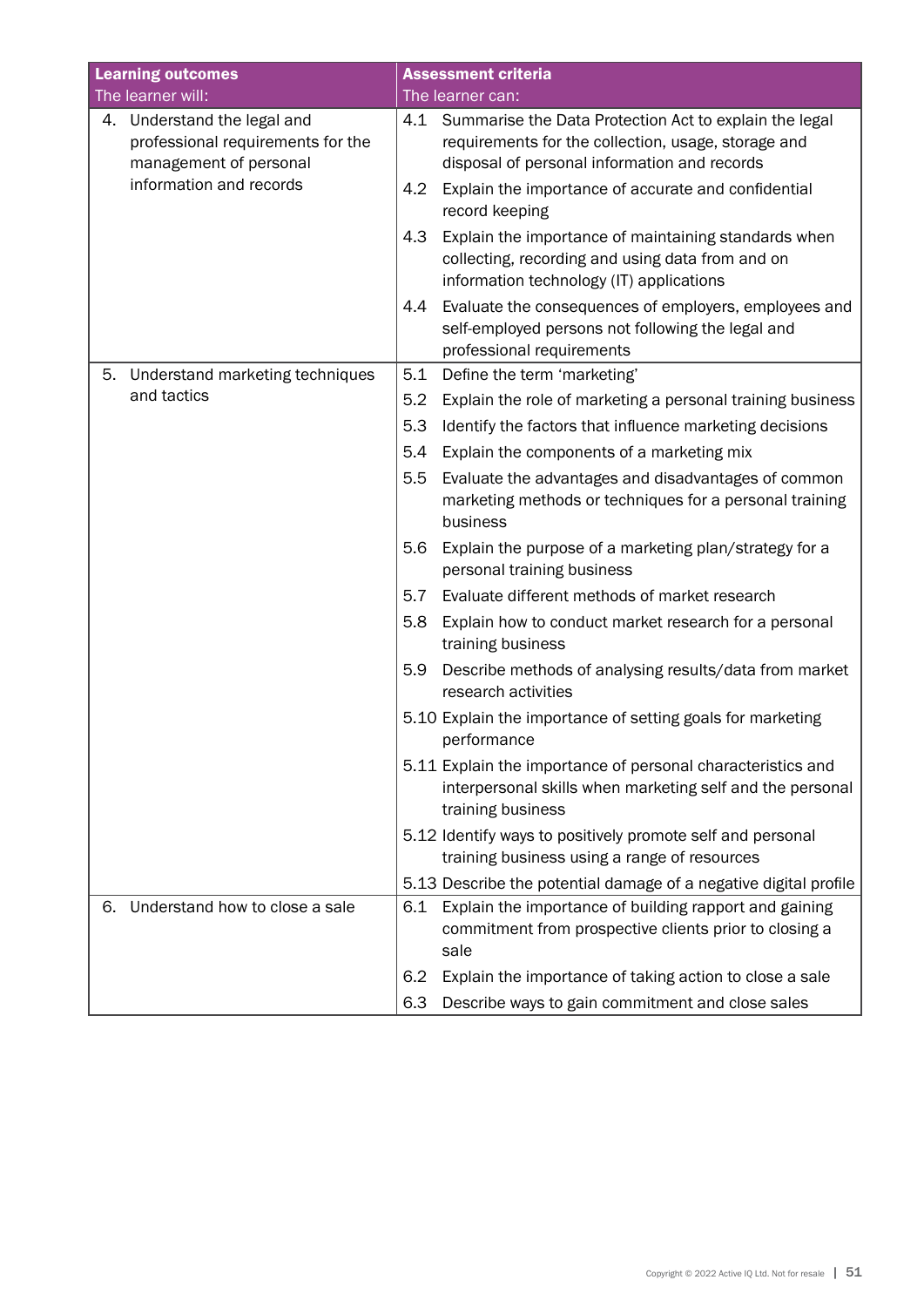| Learning outcomes<br>The learner will: | Assessment criteria<br>The learner can: |
|---|---|
| 4. Understand the legal and professional requirements for the management of personal information and records | 4.1 Summarise the Data Protection Act to explain the legal requirements for the collection, usage, storage and disposal of personal information and records |
| | 4.2 Explain the importance of accurate and confidential record keeping |
| | 4.3 Explain the importance of maintaining standards when collecting, recording and using data from and on information technology (IT) applications |
| | 4.4 Evaluate the consequences of employers, employees and self-employed persons not following the legal and professional requirements |
| 5. Understand marketing techniques and tactics | 5.1 Define the term 'marketing' |
| | 5.2 Explain the role of marketing a personal training business |
| | 5.3 Identify the factors that influence marketing decisions |
| | 5.4 Explain the components of a marketing mix |
| | 5.5 Evaluate the advantages and disadvantages of common marketing methods or techniques for a personal training business |
| | 5.6 Explain the purpose of a marketing plan/strategy for a personal training business |
| | 5.7 Evaluate different methods of market research |
| | 5.8 Explain how to conduct market research for a personal training business |
| | 5.9 Describe methods of analysing results/data from market research activities |
| | 5.10 Explain the importance of setting goals for marketing performance |
| | 5.11 Explain the importance of personal characteristics and interpersonal skills when marketing self and the personal training business |
| | 5.12 Identify ways to positively promote self and personal training business using a range of resources |
| | 5.13 Describe the potential damage of a negative digital profile |
| 6. Understand how to close a sale | 6.1 Explain the importance of building rapport and gaining commitment from prospective clients prior to closing a sale |
| | 6.2 Explain the importance of taking action to close a sale |
| | 6.3 Describe ways to gain commitment and close sales |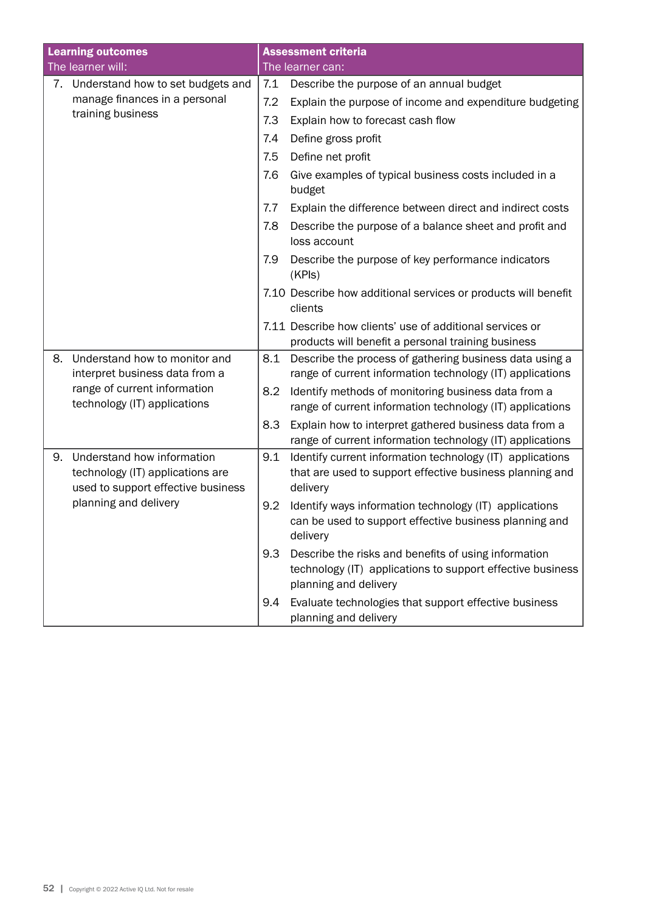| Learning outcomes<br>The learner will: | Assessment criteria<br>The learner can: |
|---|---|
| 7. Understand how to set budgets and manage finances in a personal training business | 7.1 Describe the purpose of an annual budget |
| | 7.2 Explain the purpose of income and expenditure budgeting |
| | 7.3 Explain how to forecast cash flow |
| | 7.4 Define gross profit |
| | 7.5 Define net profit |
| | 7.6 Give examples of typical business costs included in a budget |
| | 7.7 Explain the difference between direct and indirect costs |
| | 7.8 Describe the purpose of a balance sheet and profit and loss account |
| | 7.9 Describe the purpose of key performance indicators (KPIs) |
| | 7.10 Describe how additional services or products will benefit clients |
| | 7.11 Describe how clients' use of additional services or products will benefit a personal training business |
| 8. Understand how to monitor and interpret business data from a range of current information technology (IT) applications | 8.1 Describe the process of gathering business data using a range of current information technology (IT) applications |
| | 8.2 Identify methods of monitoring business data from a range of current information technology (IT) applications |
| | 8.3 Explain how to interpret gathered business data from a range of current information technology (IT) applications |
| 9. Understand how information technology (IT) applications are used to support effective business planning and delivery | 9.1 Identify current information technology (IT) applications that are used to support effective business planning and delivery |
| | 9.2 Identify ways information technology (IT) applications can be used to support effective business planning and delivery |
| | 9.3 Describe the risks and benefits of using information technology (IT) applications to support effective business planning and delivery |
| | 9.4 Evaluate technologies that support effective business planning and delivery |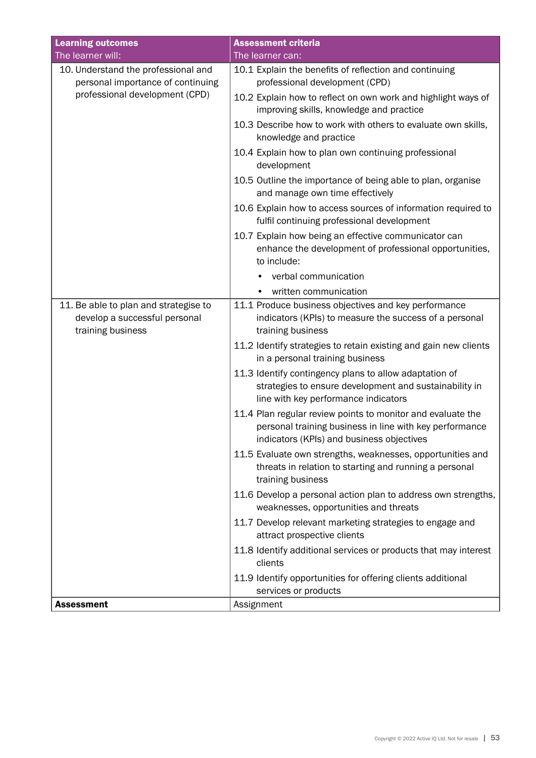| Learning outcomes<br>The learner will: | Assessment criteria<br>The learner can: |
|---|---|
| 10. Understand the professional and personal importance of continuing professional development (CPD) | 10.1 Explain the benefits of reflection and continuing professional development (CPD) |
| | 10.2 Explain how to reflect on own work and highlight ways of improving skills, knowledge and practice |
| | 10.3 Describe how to work with others to evaluate own skills, knowledge and practice |
| | 10.4 Explain how to plan own continuing professional development |
| | 10.5 Outline the importance of being able to plan, organise and manage own time effectively |
| | 10.6 Explain how to access sources of information required to fulfil continuing professional development |
| | 10.7 Explain how being an effective communicator can enhance the development of professional opportunities, to include:<br>• verbal communication<br>• written communication |
| 11. Be able to plan and strategise to develop a successful personal training business | 11.1 Produce business objectives and key performance indicators (KPIs) to measure the success of a personal training business |
| | 11.2 Identify strategies to retain existing and gain new clients in a personal training business |
| | 11.3 Identify contingency plans to allow adaptation of strategies to ensure development and sustainability in line with key performance indicators |
| | 11.4 Plan regular review points to monitor and evaluate the personal training business in line with key performance indicators (KPIs) and business objectives |
| | 11.5 Evaluate own strengths, weaknesses, opportunities and threats in relation to starting and running a personal training business |
| | 11.6 Develop a personal action plan to address own strengths, weaknesses, opportunities and threats |
| | 11.7 Develop relevant marketing strategies to engage and attract prospective clients |
| | 11.8 Identify additional services or products that may interest clients |
| | 11.9 Identify opportunities for offering clients additional services or products |
| **Assessment** | Assignment |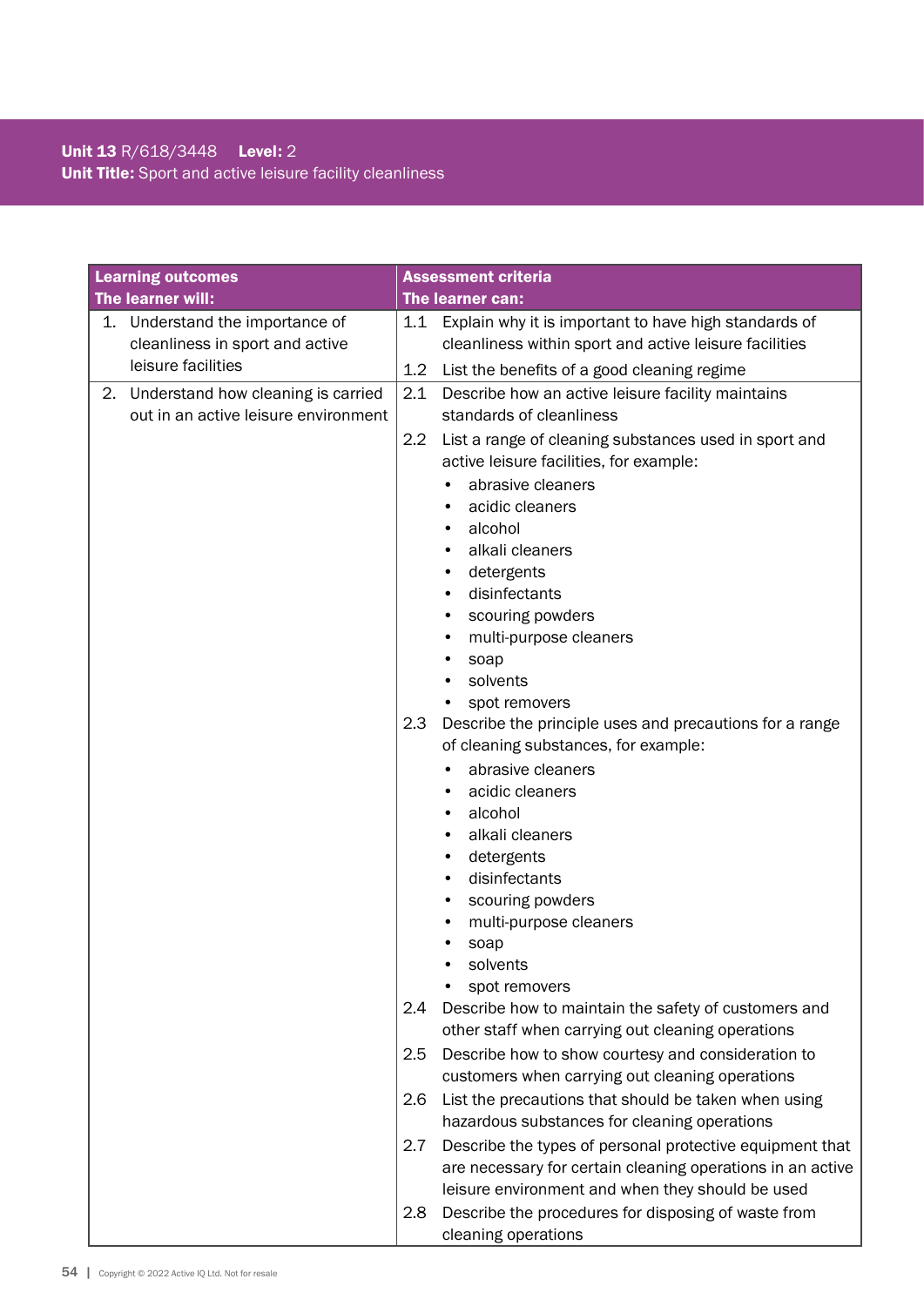**Unit 13** R/618/3448 **Level:** 2
**Unit Title:** Sport and active leisure facility cleanliness

| Learning outcomes<br>The learner will: | Assessment criteria<br>The learner can: |
|---|---|
| 1. Understand the importance of cleanliness in sport and active leisure facilities | 1.1 Explain why it is important to have high standards of cleanliness within sport and active leisure facilities<br>1.2 List the benefits of a good cleaning regime |
| 2. Understand how cleaning is carried out in an active leisure environment | 2.1 Describe how an active leisure facility maintains standards of cleanliness<br>2.2 List a range of cleaning substances used in sport and active leisure facilities, for example:<br>• abrasive cleaners<br>• acidic cleaners<br>• alcohol<br>• alkali cleaners<br>• detergents<br>• disinfectants<br>• scouring powders<br>• multi-purpose cleaners<br>• soap<br>• solvents<br>• spot removers<br>2.3 Describe the principle uses and precautions for a range of cleaning substances, for example:<br>• abrasive cleaners<br>• acidic cleaners<br>• alcohol<br>• alkali cleaners<br>• detergents<br>• disinfectants<br>• scouring powders<br>• multi-purpose cleaners<br>• soap<br>• solvents<br>• spot removers<br>2.4 Describe how to maintain the safety of customers and other staff when carrying out cleaning operations<br>2.5 Describe how to show courtesy and consideration to customers when carrying out cleaning operations<br>2.6 List the precautions that should be taken when using hazardous substances for cleaning operations<br>2.7 Describe the types of personal protective equipment that are necessary for certain cleaning operations in an active leisure environment and when they should be used<br>2.8 Describe the procedures for disposing of waste from cleaning operations |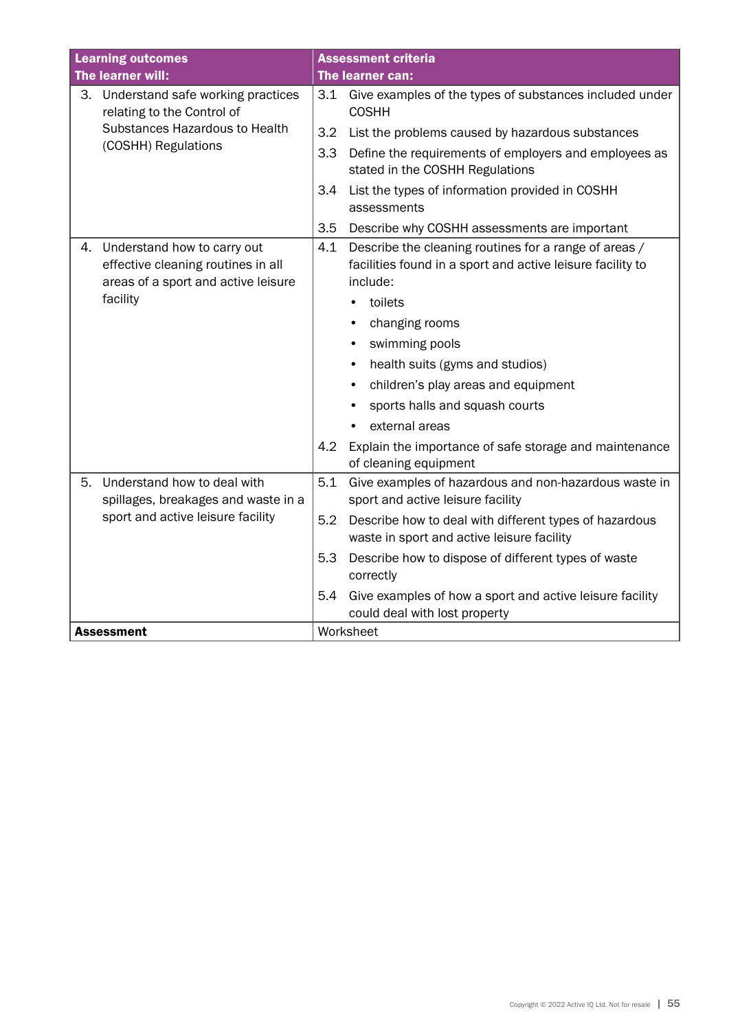| Learning outcomes<br>The learner will: | Assessment criteria<br>The learner can: |
|---|---|
| 3. Understand safe working practices relating to the Control of Substances Hazardous to Health (COSHH) Regulations | 3.1 Give examples of the types of substances included under COSHH<br>3.2 List the problems caused by hazardous substances<br>3.3 Define the requirements of employers and employees as stated in the COSHH Regulations<br>3.4 List the types of information provided in COSHH assessments<br>3.5 Describe why COSHH assessments are important |
| 4. Understand how to carry out effective cleaning routines in all areas of a sport and active leisure facility | 4.1 Describe the cleaning routines for a range of areas / facilities found in a sport and active leisure facility to include:<br>• toilets<br>• changing rooms<br>• swimming pools<br>• health suits (gyms and studios)<br>• children's play areas and equipment<br>• sports halls and squash courts<br>• external areas<br>4.2 Explain the importance of safe storage and maintenance of cleaning equipment |
| 5. Understand how to deal with spillages, breakages and waste in a sport and active leisure facility | 5.1 Give examples of hazardous and non-hazardous waste in sport and active leisure facility<br>5.2 Describe how to deal with different types of hazardous waste in sport and active leisure facility<br>5.3 Describe how to dispose of different types of waste correctly<br>5.4 Give examples of how a sport and active leisure facility could deal with lost property |
| **Assessment** | Worksheet |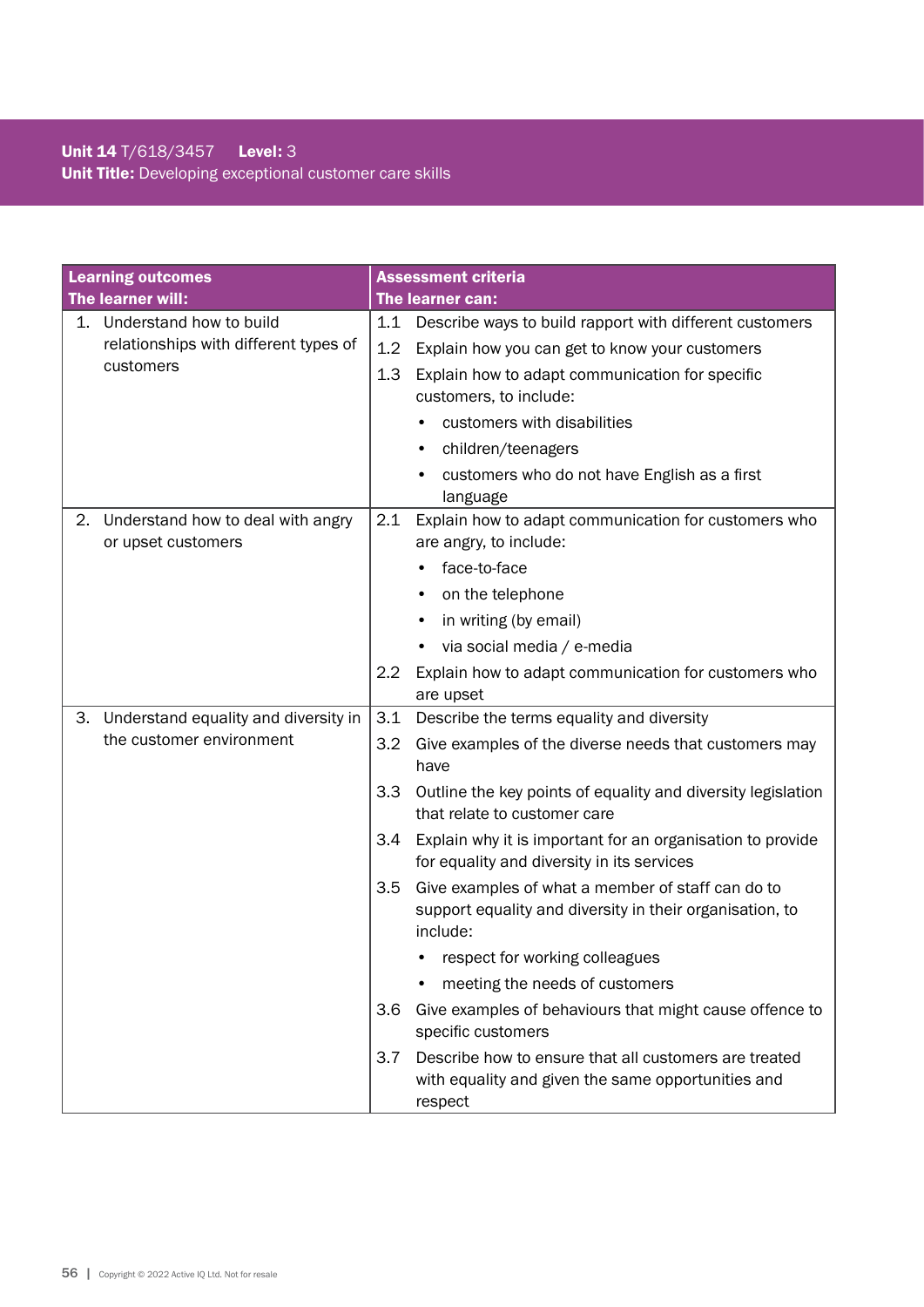**Unit 14** T/618/3457 **Level:** 3
**Unit Title:** Developing exceptional customer care skills

| Learning outcomes<br>The learner will: | Assessment criteria<br>The learner can: |
|---|---|
| 1. Understand how to build relationships with different types of customers | 1.1 Describe ways to build rapport with different customers<br>1.2 Explain how you can get to know your customers<br>1.3 Explain how to adapt communication for specific customers, to include:<br>• customers with disabilities<br>• children/teenagers<br>• customers who do not have English as a first language |
| 2. Understand how to deal with angry or upset customers | 2.1 Explain how to adapt communication for customers who are angry, to include:<br>• face-to-face<br>• on the telephone<br>• in writing (by email)<br>• via social media / e-media<br>2.2 Explain how to adapt communication for customers who are upset |
| 3. Understand equality and diversity in the customer environment | 3.1 Describe the terms equality and diversity<br>3.2 Give examples of the diverse needs that customers may have<br>3.3 Outline the key points of equality and diversity legislation that relate to customer care<br>3.4 Explain why it is important for an organisation to provide for equality and diversity in its services<br>3.5 Give examples of what a member of staff can do to support equality and diversity in their organisation, to include:<br>• respect for working colleagues<br>• meeting the needs of customers<br>3.6 Give examples of behaviours that might cause offence to specific customers<br>3.7 Describe how to ensure that all customers are treated with equality and given the same opportunities and respect |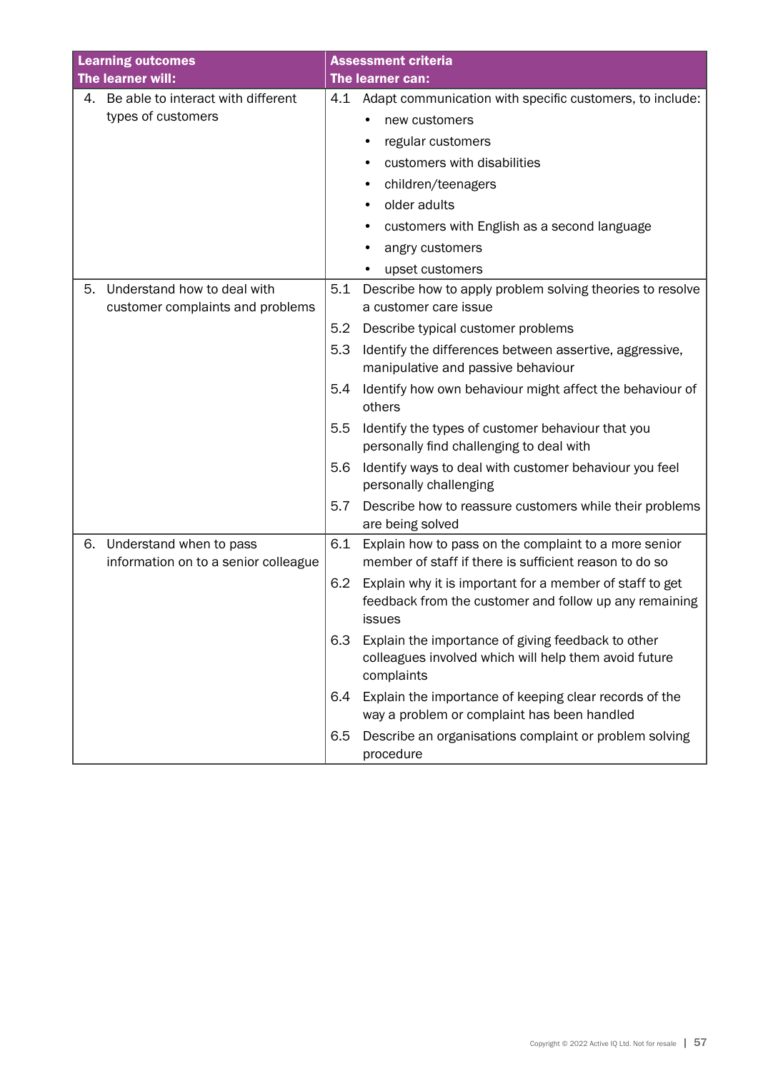| Learning outcomes<br>The learner will: | Assessment criteria<br>The learner can: |
|---|---|
| 4. Be able to interact with different types of customers | 4.1 Adapt communication with specific customers, to include:<br>• new customers<br>• regular customers<br>• customers with disabilities<br>• children/teenagers<br>• older adults<br>• customers with English as a second language<br>• angry customers<br>• upset customers |
| 5. Understand how to deal with customer complaints and problems | 5.1 Describe how to apply problem solving theories to resolve a customer care issue |
| | 5.2 Describe typical customer problems |
| | 5.3 Identify the differences between assertive, aggressive, manipulative and passive behaviour |
| | 5.4 Identify how own behaviour might affect the behaviour of others |
| | 5.5 Identify the types of customer behaviour that you personally find challenging to deal with |
| | 5.6 Identify ways to deal with customer behaviour you feel personally challenging |
| | 5.7 Describe how to reassure customers while their problems are being solved |
| 6. Understand when to pass information on to a senior colleague | 6.1 Explain how to pass on the complaint to a more senior member of staff if there is sufficient reason to do so |
| | 6.2 Explain why it is important for a member of staff to get feedback from the customer and follow up any remaining issues |
| | 6.3 Explain the importance of giving feedback to other colleagues involved which will help them avoid future complaints |
| | 6.4 Explain the importance of keeping clear records of the way a problem or complaint has been handled |
| | 6.5 Describe an organisations complaint or problem solving procedure |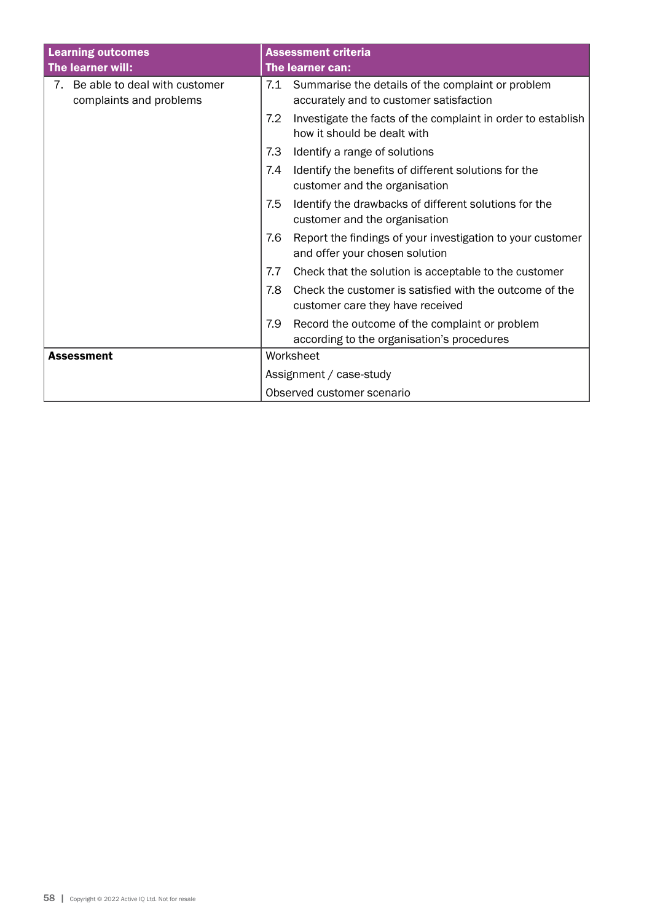| Learning outcomes<br>The learner will: | Assessment criteria<br>The learner can: |
|---|---|
| 7. Be able to deal with customer complaints and problems | 7.1 Summarise the details of the complaint or problem accurately and to customer satisfaction |
| | 7.2 Investigate the facts of the complaint in order to establish how it should be dealt with |
| | 7.3 Identify a range of solutions |
| | 7.4 Identify the benefits of different solutions for the customer and the organisation |
| | 7.5 Identify the drawbacks of different solutions for the customer and the organisation |
| | 7.6 Report the findings of your investigation to your customer and offer your chosen solution |
| | 7.7 Check that the solution is acceptable to the customer |
| | 7.8 Check the customer is satisfied with the outcome of the customer care they have received |
| | 7.9 Record the outcome of the complaint or problem according to the organisation's procedures |
| **Assessment** | Worksheet |
| | Assignment / case-study |
| | Observed customer scenario |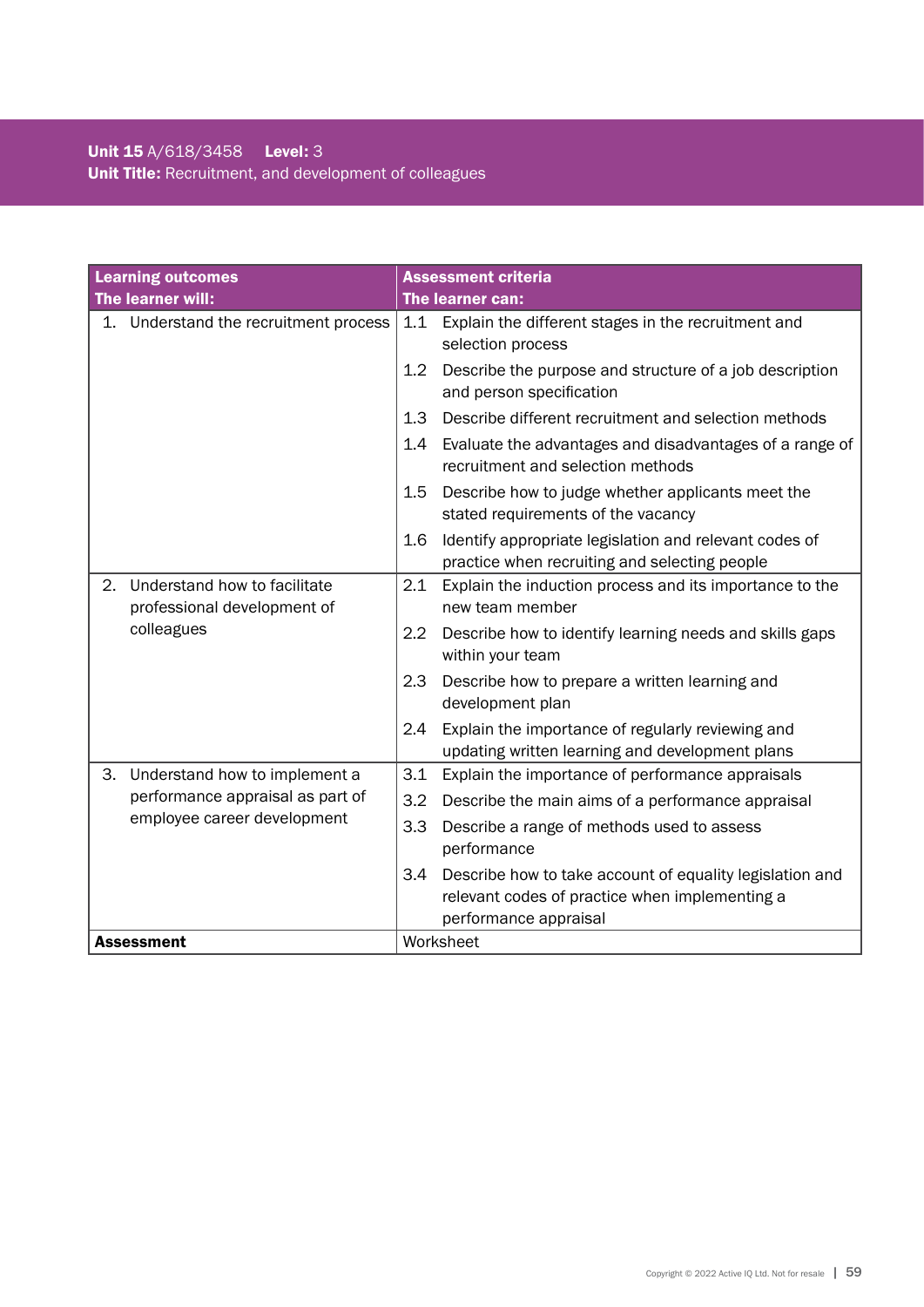**Unit 15** A/618/3458 **Level:** 3
**Unit Title:** Recruitment, and development of colleagues

| **Learning outcomes**<br>**The learner will:** | **Assessment criteria**<br>**The learner can:** |
|---|---|
| 1. Understand the recruitment process | 1.1 Explain the different stages in the recruitment and selection process |
| | 1.2 Describe the purpose and structure of a job description and person specification |
| | 1.3 Describe different recruitment and selection methods |
| | 1.4 Evaluate the advantages and disadvantages of a range of recruitment and selection methods |
| | 1.5 Describe how to judge whether applicants meet the stated requirements of the vacancy |
| | 1.6 Identify appropriate legislation and relevant codes of practice when recruiting and selecting people |
| 2. Understand how to facilitate professional development of colleagues | 2.1 Explain the induction process and its importance to the new team member |
| | 2.2 Describe how to identify learning needs and skills gaps within your team |
| | 2.3 Describe how to prepare a written learning and development plan |
| | 2.4 Explain the importance of regularly reviewing and updating written learning and development plans |
| 3. Understand how to implement a performance appraisal as part of employee career development | 3.1 Explain the importance of performance appraisals |
| | 3.2 Describe the main aims of a performance appraisal |
| | 3.3 Describe a range of methods used to assess performance |
| | 3.4 Describe how to take account of equality legislation and relevant codes of practice when implementing a performance appraisal |
| **Assessment** | Worksheet |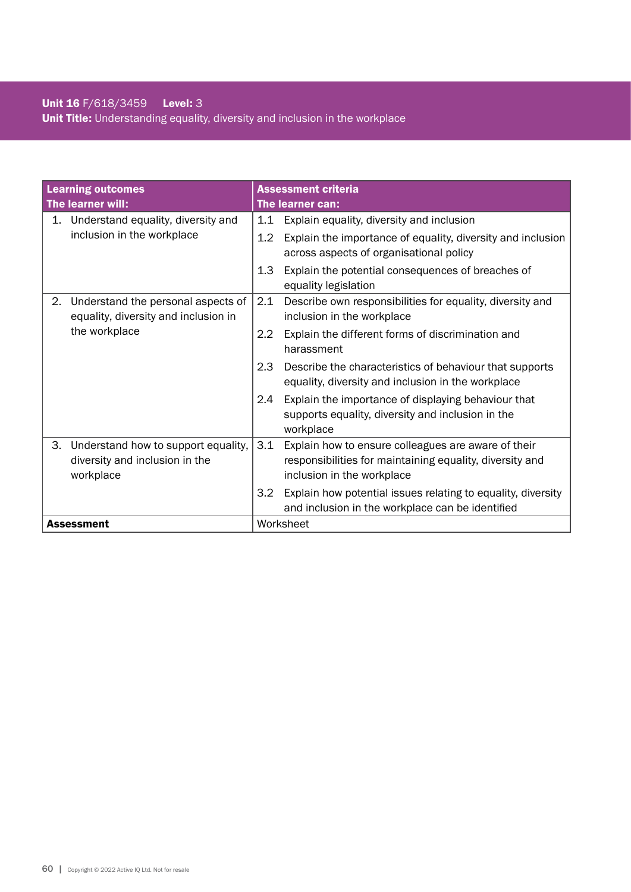**Unit 16** F/618/3459 **Level:** 3
**Unit Title:** Understanding equality, diversity and inclusion in the workplace

| **Learning outcomes**<br>**The learner will:** | **Assessment criteria**<br>**The learner can:** |
|---|---|
| 1. Understand equality, diversity and inclusion in the workplace | 1.1 Explain equality, diversity and inclusion |
| | 1.2 Explain the importance of equality, diversity and inclusion across aspects of organisational policy |
| | 1.3 Explain the potential consequences of breaches of equality legislation |
| 2. Understand the personal aspects of equality, diversity and inclusion in the workplace | 2.1 Describe own responsibilities for equality, diversity and inclusion in the workplace |
| | 2.2 Explain the different forms of discrimination and harassment |
| | 2.3 Describe the characteristics of behaviour that supports equality, diversity and inclusion in the workplace |
| | 2.4 Explain the importance of displaying behaviour that supports equality, diversity and inclusion in the workplace |
| 3. Understand how to support equality, diversity and inclusion in the workplace | 3.1 Explain how to ensure colleagues are aware of their responsibilities for maintaining equality, diversity and inclusion in the workplace |
| | 3.2 Explain how potential issues relating to equality, diversity and inclusion in the workplace can be identified |
| **Assessment** | Worksheet |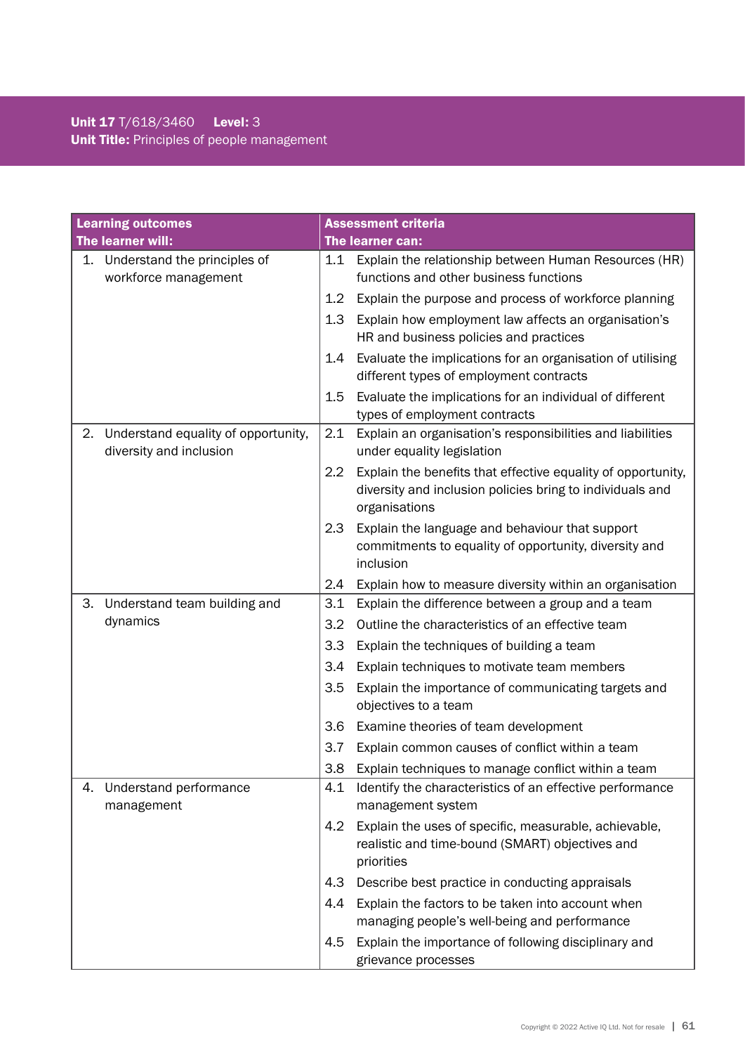**Unit 17** T/618/3460 **Level:** 3
**Unit Title:** Principles of people management

| **Learning outcomes**<br>**The learner will:** | **Assessment criteria**<br>**The learner can:** |
|---|---|
| 1. Understand the principles of workforce management | 1.1 Explain the relationship between Human Resources (HR) functions and other business functions |
| | 1.2 Explain the purpose and process of workforce planning |
| | 1.3 Explain how employment law affects an organisation's HR and business policies and practices |
| | 1.4 Evaluate the implications for an organisation of utilising different types of employment contracts |
| | 1.5 Evaluate the implications for an individual of different types of employment contracts |
| 2. Understand equality of opportunity, diversity and inclusion | 2.1 Explain an organisation's responsibilities and liabilities under equality legislation |
| | 2.2 Explain the benefits that effective equality of opportunity, diversity and inclusion policies bring to individuals and organisations |
| | 2.3 Explain the language and behaviour that support commitments to equality of opportunity, diversity and inclusion |
| | 2.4 Explain how to measure diversity within an organisation |
| 3. Understand team building and dynamics | 3.1 Explain the difference between a group and a team |
| | 3.2 Outline the characteristics of an effective team |
| | 3.3 Explain the techniques of building a team |
| | 3.4 Explain techniques to motivate team members |
| | 3.5 Explain the importance of communicating targets and objectives to a team |
| | 3.6 Examine theories of team development |
| | 3.7 Explain common causes of conflict within a team |
| | 3.8 Explain techniques to manage conflict within a team |
| 4. Understand performance management | 4.1 Identify the characteristics of an effective performance management system |
| | 4.2 Explain the uses of specific, measurable, achievable, realistic and time-bound (SMART) objectives and priorities |
| | 4.3 Describe best practice in conducting appraisals |
| | 4.4 Explain the factors to be taken into account when managing people's well-being and performance |
| | 4.5 Explain the importance of following disciplinary and grievance processes |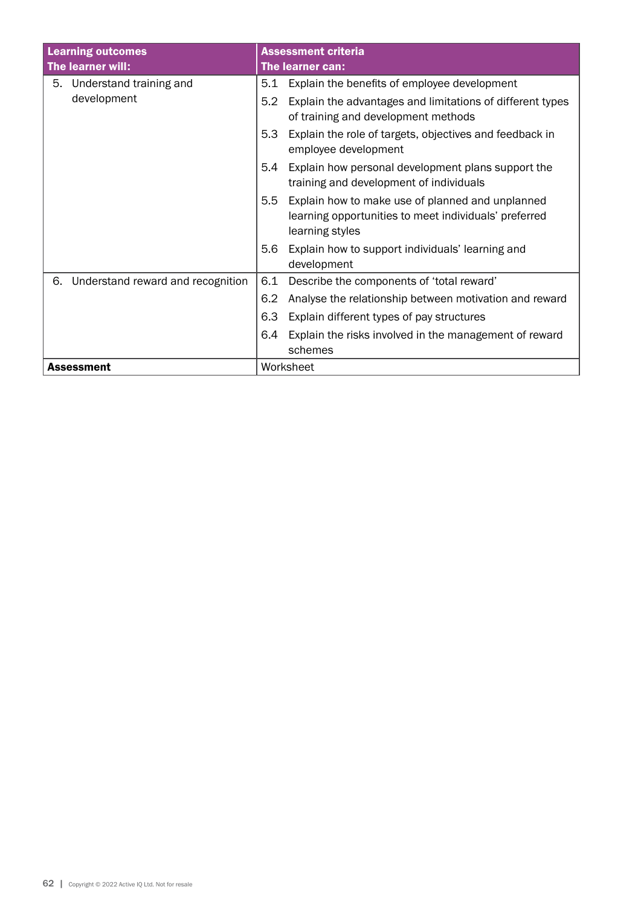| Learning outcomes<br>The learner will: | Assessment criteria<br>The learner can: |
|---|---|
| 5. Understand training and development | 5.1 Explain the benefits of employee development<br>5.2 Explain the advantages and limitations of different types of training and development methods<br>5.3 Explain the role of targets, objectives and feedback in employee development<br>5.4 Explain how personal development plans support the training and development of individuals<br>5.5 Explain how to make use of planned and unplanned learning opportunities to meet individuals' preferred learning styles<br>5.6 Explain how to support individuals' learning and development |
| 6. Understand reward and recognition | 6.1 Describe the components of 'total reward'<br>6.2 Analyse the relationship between motivation and reward<br>6.3 Explain different types of pay structures<br>6.4 Explain the risks involved in the management of reward schemes |
| **Assessment** | Worksheet |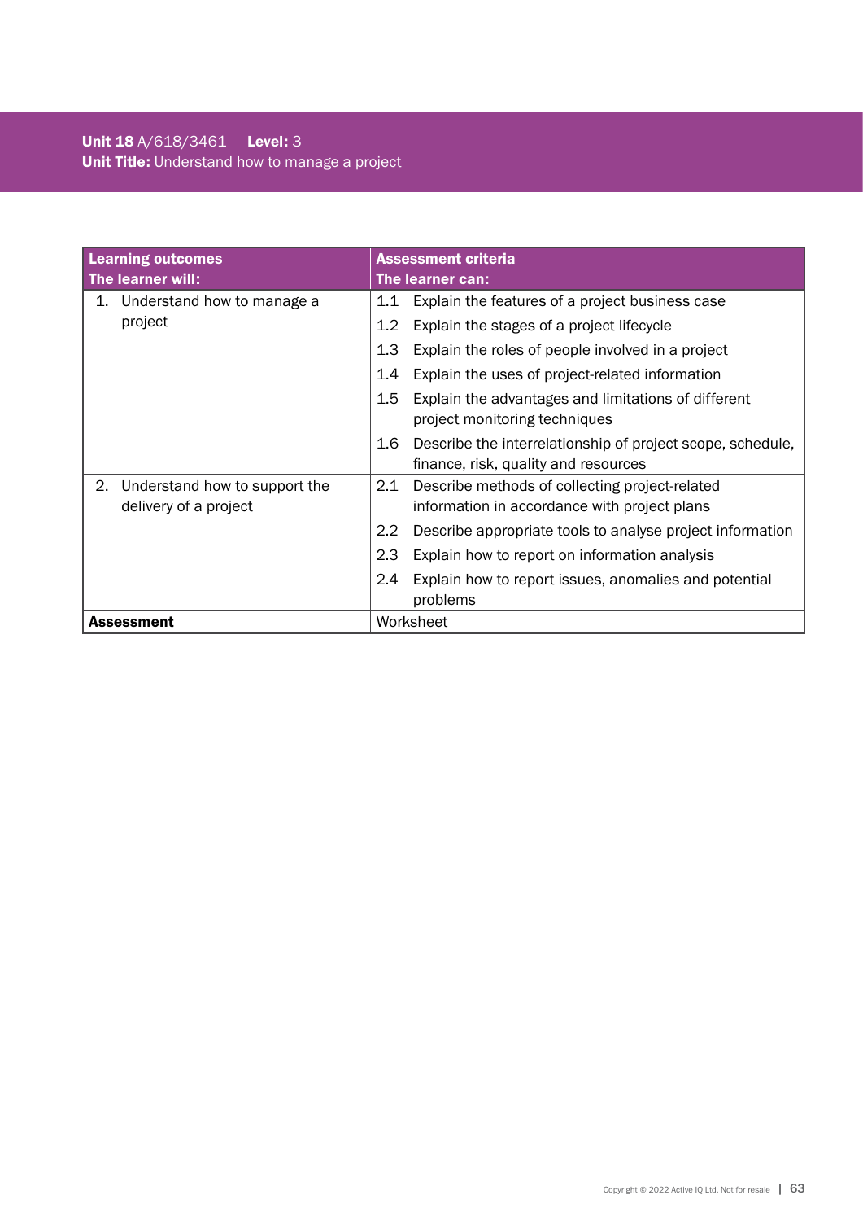**Unit 18** A/618/3461 **Level:** 3
**Unit Title:** Understand how to manage a project

| **Learning outcomes**<br>**The learner will:** | **Assessment criteria**<br>**The learner can:** |
|---|---|
| 1. Understand how to manage a project | 1.1 Explain the features of a project business case<br>1.2 Explain the stages of a project lifecycle<br>1.3 Explain the roles of people involved in a project<br>1.4 Explain the uses of project-related information<br>1.5 Explain the advantages and limitations of different project monitoring techniques<br>1.6 Describe the interrelationship of project scope, schedule, finance, risk, quality and resources |
| 2. Understand how to support the delivery of a project | 2.1 Describe methods of collecting project-related information in accordance with project plans<br>2.2 Describe appropriate tools to analyse project information<br>2.3 Explain how to report on information analysis<br>2.4 Explain how to report issues, anomalies and potential problems |
| **Assessment** | Worksheet |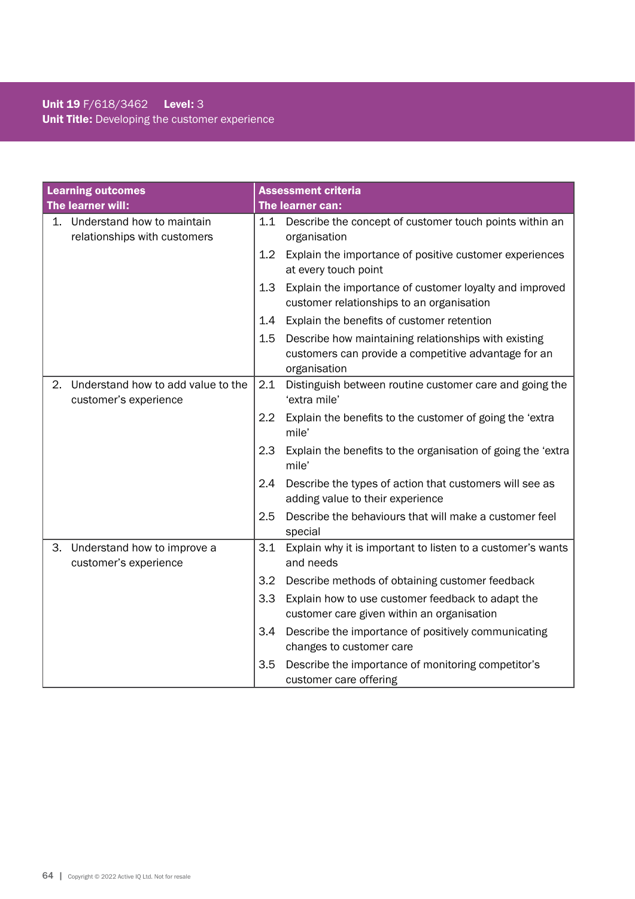**Unit 19** F/618/3462 **Level:** 3
**Unit Title:** Developing the customer experience

| **Learning outcomes**<br>**The learner will:** | **Assessment criteria**<br>**The learner can:** |
|---|---|
| 1. Understand how to maintain relationships with customers | 1.1 Describe the concept of customer touch points within an organisation<br>1.2 Explain the importance of positive customer experiences at every touch point<br>1.3 Explain the importance of customer loyalty and improved customer relationships to an organisation<br>1.4 Explain the benefits of customer retention<br>1.5 Describe how maintaining relationships with existing customers can provide a competitive advantage for an organisation |
| 2. Understand how to add value to the customer's experience | 2.1 Distinguish between routine customer care and going the 'extra mile'<br>2.2 Explain the benefits to the customer of going the 'extra mile'<br>2.3 Explain the benefits to the organisation of going the 'extra mile'<br>2.4 Describe the types of action that customers will see as adding value to their experience<br>2.5 Describe the behaviours that will make a customer feel special |
| 3. Understand how to improve a customer's experience | 3.1 Explain why it is important to listen to a customer's wants and needs<br>3.2 Describe methods of obtaining customer feedback<br>3.3 Explain how to use customer feedback to adapt the customer care given within an organisation<br>3.4 Describe the importance of positively communicating changes to customer care<br>3.5 Describe the importance of monitoring competitor's customer care offering |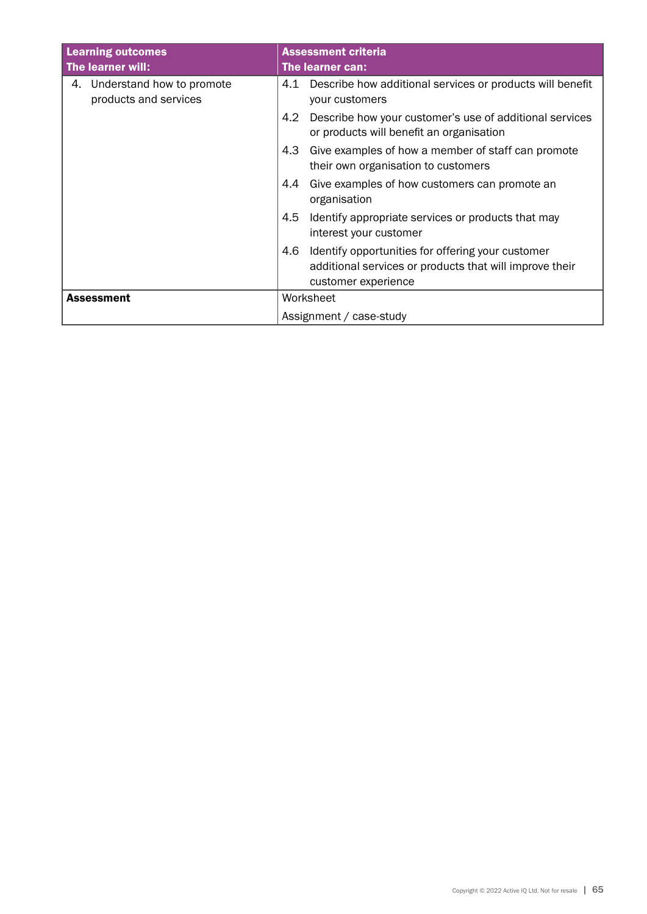| Learning outcomes<br>The learner will: | Assessment criteria<br>The learner can: |
|---|---|
| 4. Understand how to promote products and services | 4.1 Describe how additional services or products will benefit your customers |
| | 4.2 Describe how your customer's use of additional services or products will benefit an organisation |
| | 4.3 Give examples of how a member of staff can promote their own organisation to customers |
| | 4.4 Give examples of how customers can promote an organisation |
| | 4.5 Identify appropriate services or products that may interest your customer |
| | 4.6 Identify opportunities for offering your customer additional services or products that will improve their customer experience |
| **Assessment** | Worksheet |
| | Assignment / case-study |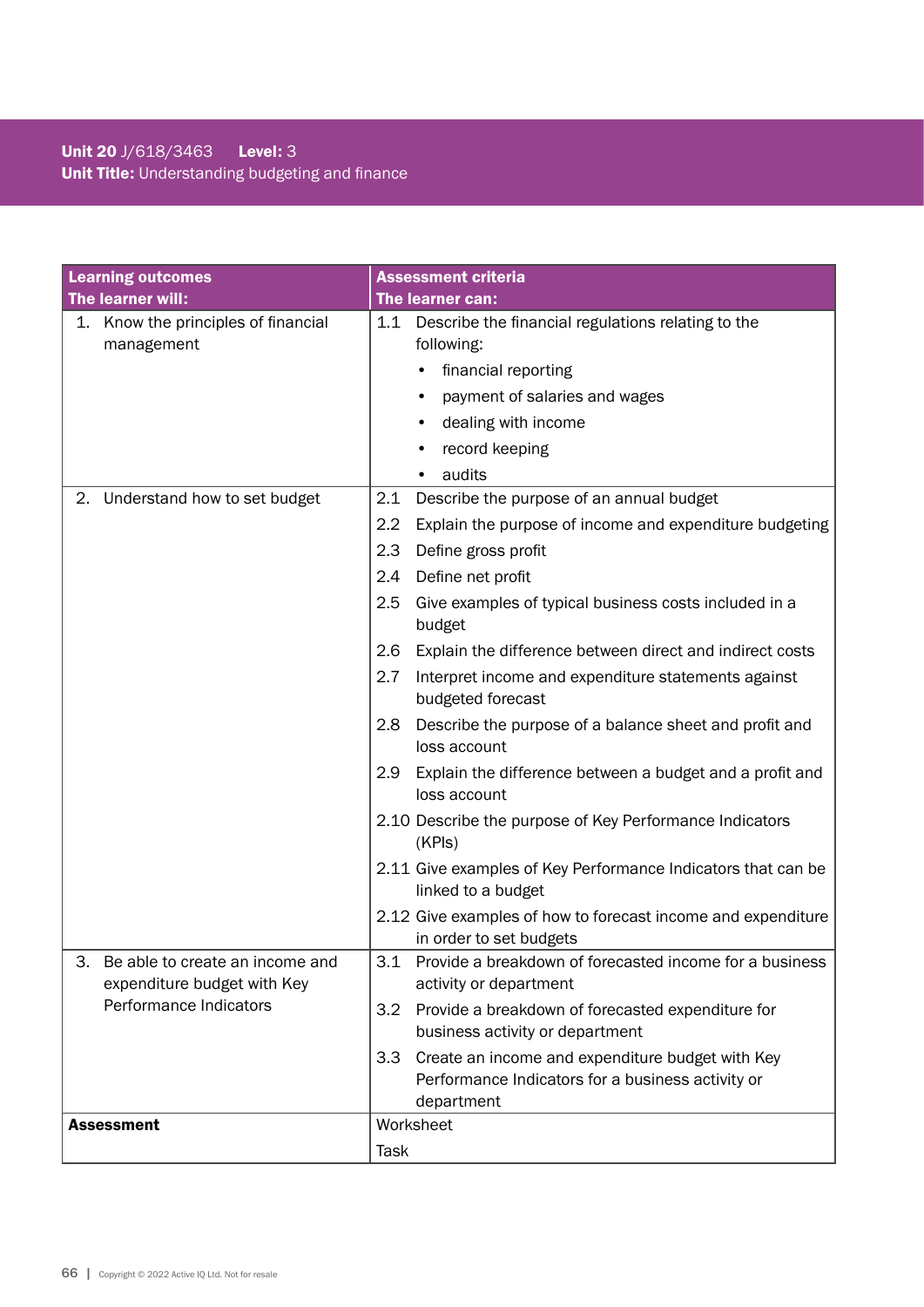**Unit 20** J/618/3463 **Level:** 3
**Unit Title:** Understanding budgeting and finance

| **Learning outcomes**<br>**The learner will:** | **Assessment criteria**<br>**The learner can:** |
|---|---|
| 1. Know the principles of financial management | 1.1 Describe the financial regulations relating to the following:<br>• financial reporting<br>• payment of salaries and wages<br>• dealing with income<br>• record keeping<br>• audits |
| 2. Understand how to set budget | 2.1 Describe the purpose of an annual budget<br>2.2 Explain the purpose of income and expenditure budgeting<br>2.3 Define gross profit<br>2.4 Define net profit<br>2.5 Give examples of typical business costs included in a budget<br>2.6 Explain the difference between direct and indirect costs<br>2.7 Interpret income and expenditure statements against budgeted forecast<br>2.8 Describe the purpose of a balance sheet and profit and loss account<br>2.9 Explain the difference between a budget and a profit and loss account<br>2.10 Describe the purpose of Key Performance Indicators (KPIs)<br>2.11 Give examples of Key Performance Indicators that can be linked to a budget<br>2.12 Give examples of how to forecast income and expenditure in order to set budgets |
| 3. Be able to create an income and expenditure budget with Key Performance Indicators | 3.1 Provide a breakdown of forecasted income for a business activity or department<br>3.2 Provide a breakdown of forecasted expenditure for business activity or department<br>3.3 Create an income and expenditure budget with Key Performance Indicators for a business activity or department |
| **Assessment** | Worksheet<br>Task |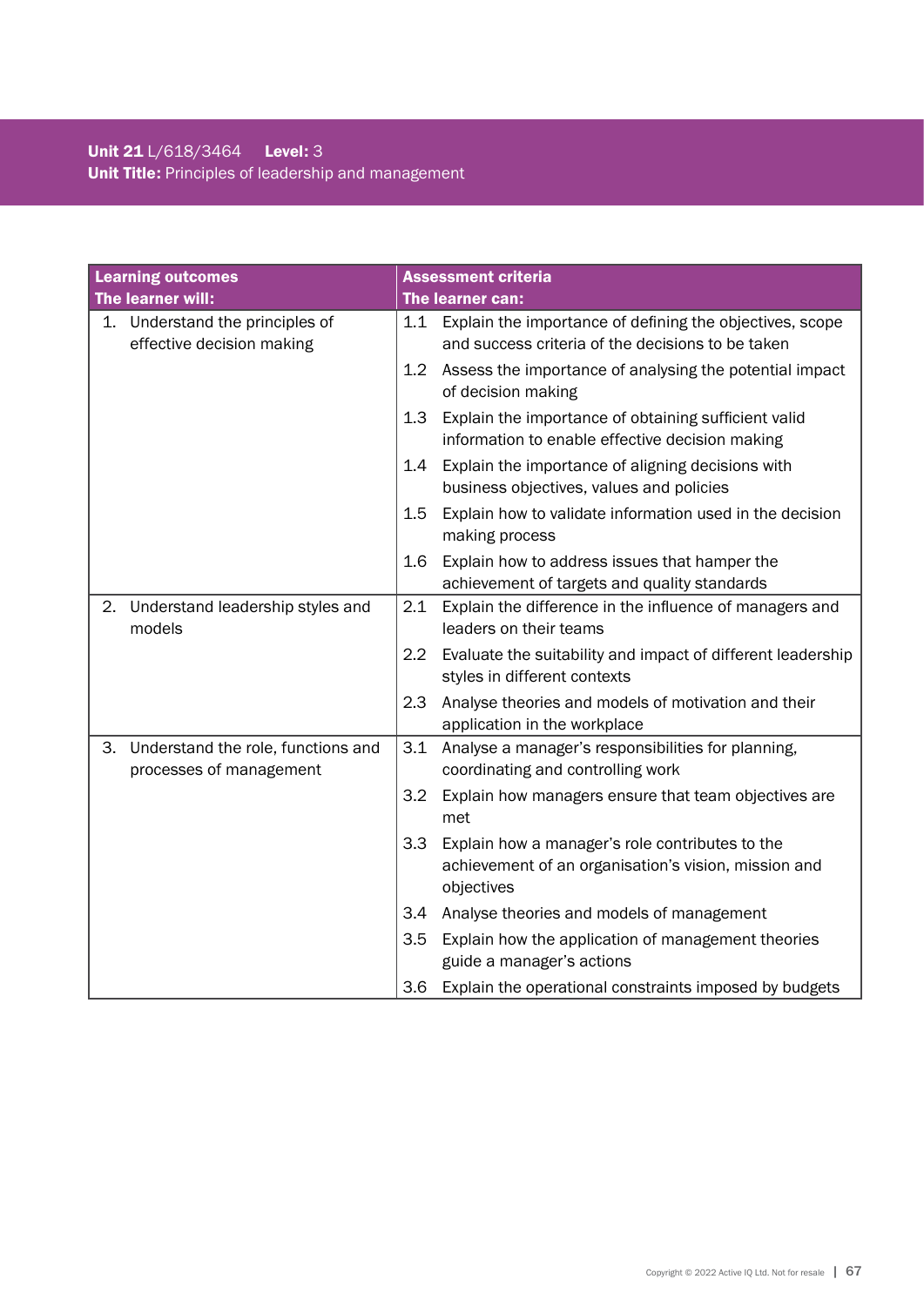**Unit 21** L/618/3464 **Level:** 3
**Unit Title:** Principles of leadership and management

| Learning outcomes<br>The learner will: | Assessment criteria<br>The learner can: |
| --- | --- |
| 1. Understand the principles of effective decision making | 1.1 Explain the importance of defining the objectives, scope and success criteria of the decisions to be taken |
| | 1.2 Assess the importance of analysing the potential impact of decision making |
| | 1.3 Explain the importance of obtaining sufficient valid information to enable effective decision making |
| | 1.4 Explain the importance of aligning decisions with business objectives, values and policies |
| | 1.5 Explain how to validate information used in the decision making process |
| | 1.6 Explain how to address issues that hamper the achievement of targets and quality standards |
| 2. Understand leadership styles and models | 2.1 Explain the difference in the influence of managers and leaders on their teams |
| | 2.2 Evaluate the suitability and impact of different leadership styles in different contexts |
| | 2.3 Analyse theories and models of motivation and their application in the workplace |
| 3. Understand the role, functions and processes of management | 3.1 Analyse a manager's responsibilities for planning, coordinating and controlling work |
| | 3.2 Explain how managers ensure that team objectives are met |
| | 3.3 Explain how a manager's role contributes to the achievement of an organisation's vision, mission and objectives |
| | 3.4 Analyse theories and models of management |
| | 3.5 Explain how the application of management theories guide a manager's actions |
| | 3.6 Explain the operational constraints imposed by budgets |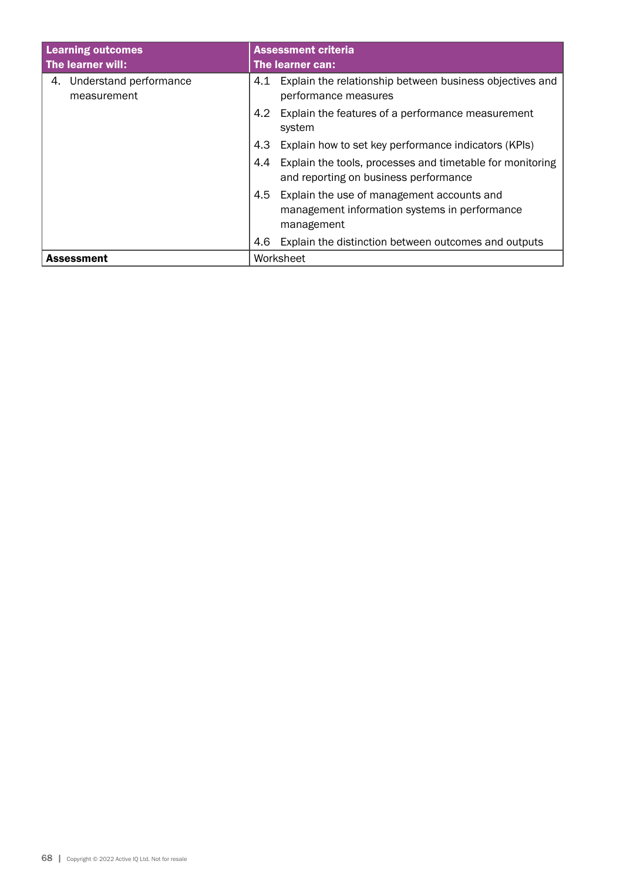| Learning outcomes<br>The learner will: | Assessment criteria<br>The learner can: |
|---|---|
| 4. Understand performance measurement | 4.1 Explain the relationship between business objectives and performance measures |
| | 4.2 Explain the features of a performance measurement system |
| | 4.3 Explain how to set key performance indicators (KPIs) |
| | 4.4 Explain the tools, processes and timetable for monitoring and reporting on business performance |
| | 4.5 Explain the use of management accounts and management information systems in performance management |
| | 4.6 Explain the distinction between outcomes and outputs |
| **Assessment** | Worksheet |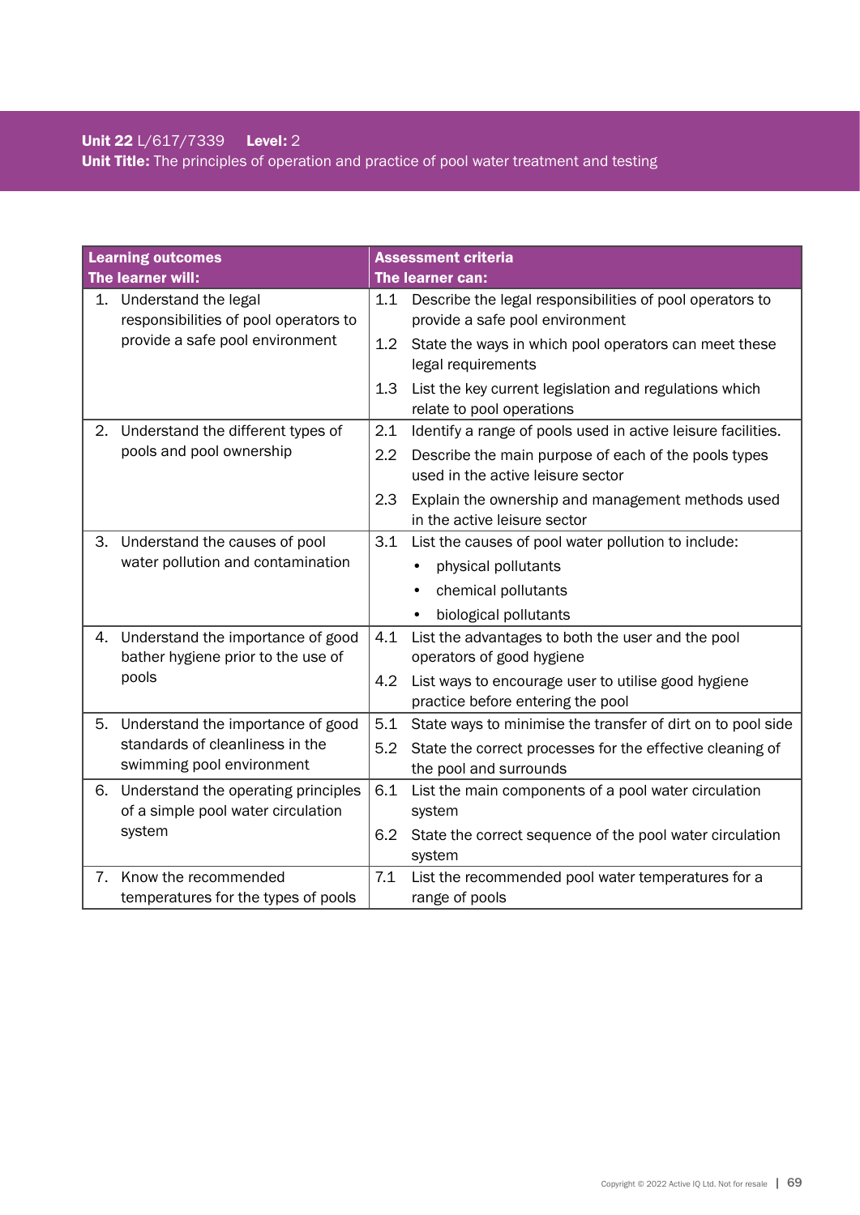**Unit 22** L/617/7339 **Level:** 2
**Unit Title:** The principles of operation and practice of pool water treatment and testing

| Learning outcomes<br>The learner will: | Assessment criteria<br>The learner can: |
|---|---|
| 1. Understand the legal responsibilities of pool operators to provide a safe pool environment | 1.1 Describe the legal responsibilities of pool operators to provide a safe pool environment<br>1.2 State the ways in which pool operators can meet these legal requirements<br>1.3 List the key current legislation and regulations which relate to pool operations |
| 2. Understand the different types of pools and pool ownership | 2.1 Identify a range of pools used in active leisure facilities.<br>2.2 Describe the main purpose of each of the pools types used in the active leisure sector<br>2.3 Explain the ownership and management methods used in the active leisure sector |
| 3. Understand the causes of pool water pollution and contamination | 3.1 List the causes of pool water pollution to include:<br>• physical pollutants<br>• chemical pollutants<br>• biological pollutants |
| 4. Understand the importance of good bather hygiene prior to the use of pools | 4.1 List the advantages to both the user and the pool operators of good hygiene<br>4.2 List ways to encourage user to utilise good hygiene practice before entering the pool |
| 5. Understand the importance of good standards of cleanliness in the swimming pool environment | 5.1 State ways to minimise the transfer of dirt on to pool side<br>5.2 State the correct processes for the effective cleaning of the pool and surrounds |
| 6. Understand the operating principles of a simple pool water circulation system | 6.1 List the main components of a pool water circulation system<br>6.2 State the correct sequence of the pool water circulation system |
| 7. Know the recommended temperatures for the types of pools | 7.1 List the recommended pool water temperatures for a range of pools |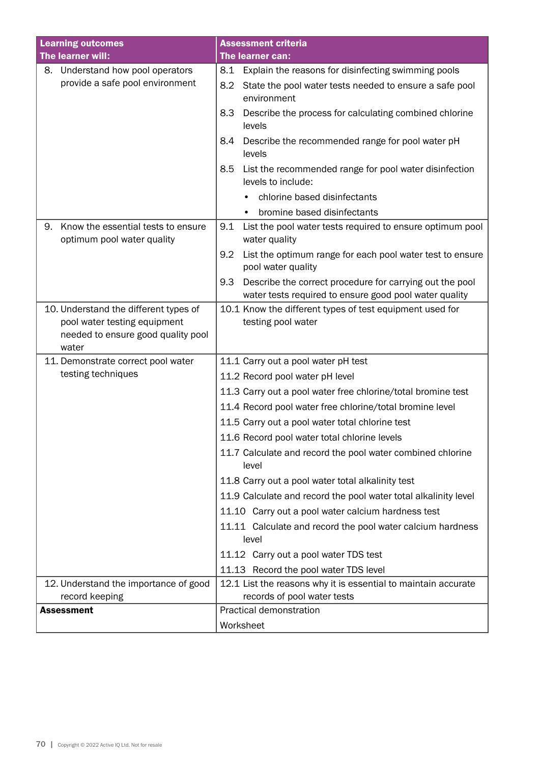| Learning outcomes<br>The learner will: | Assessment criteria<br>The learner can: |
|---|---|
| 8. Understand how pool operators provide a safe pool environment | 8.1 Explain the reasons for disinfecting swimming pools<br>8.2 State the pool water tests needed to ensure a safe pool environment<br>8.3 Describe the process for calculating combined chlorine levels<br>8.4 Describe the recommended range for pool water pH levels<br>8.5 List the recommended range for pool water disinfection levels to include:<br>• chlorine based disinfectants<br>• bromine based disinfectants |
| 9. Know the essential tests to ensure optimum pool water quality | 9.1 List the pool water tests required to ensure optimum pool water quality<br>9.2 List the optimum range for each pool water test to ensure pool water quality<br>9.3 Describe the correct procedure for carrying out the pool water tests required to ensure good pool water quality |
| 10. Understand the different types of pool water testing equipment needed to ensure good quality pool water | 10.1 Know the different types of test equipment used for testing pool water |
| 11. Demonstrate correct pool water testing techniques | 11.1 Carry out a pool water pH test<br>11.2 Record pool water pH level<br>11.3 Carry out a pool water free chlorine/total bromine test<br>11.4 Record pool water free chlorine/total bromine level<br>11.5 Carry out a pool water total chlorine test<br>11.6 Record pool water total chlorine levels<br>11.7 Calculate and record the pool water combined chlorine level<br>11.8 Carry out a pool water total alkalinity test<br>11.9 Calculate and record the pool water total alkalinity level<br>11.10 Carry out a pool water calcium hardness test<br>11.11 Calculate and record the pool water calcium hardness level<br>11.12 Carry out a pool water TDS test<br>11.13 Record the pool water TDS level |
| 12. Understand the importance of good record keeping | 12.1 List the reasons why it is essential to maintain accurate records of pool water tests |
| **Assessment** | Practical demonstration<br>Worksheet |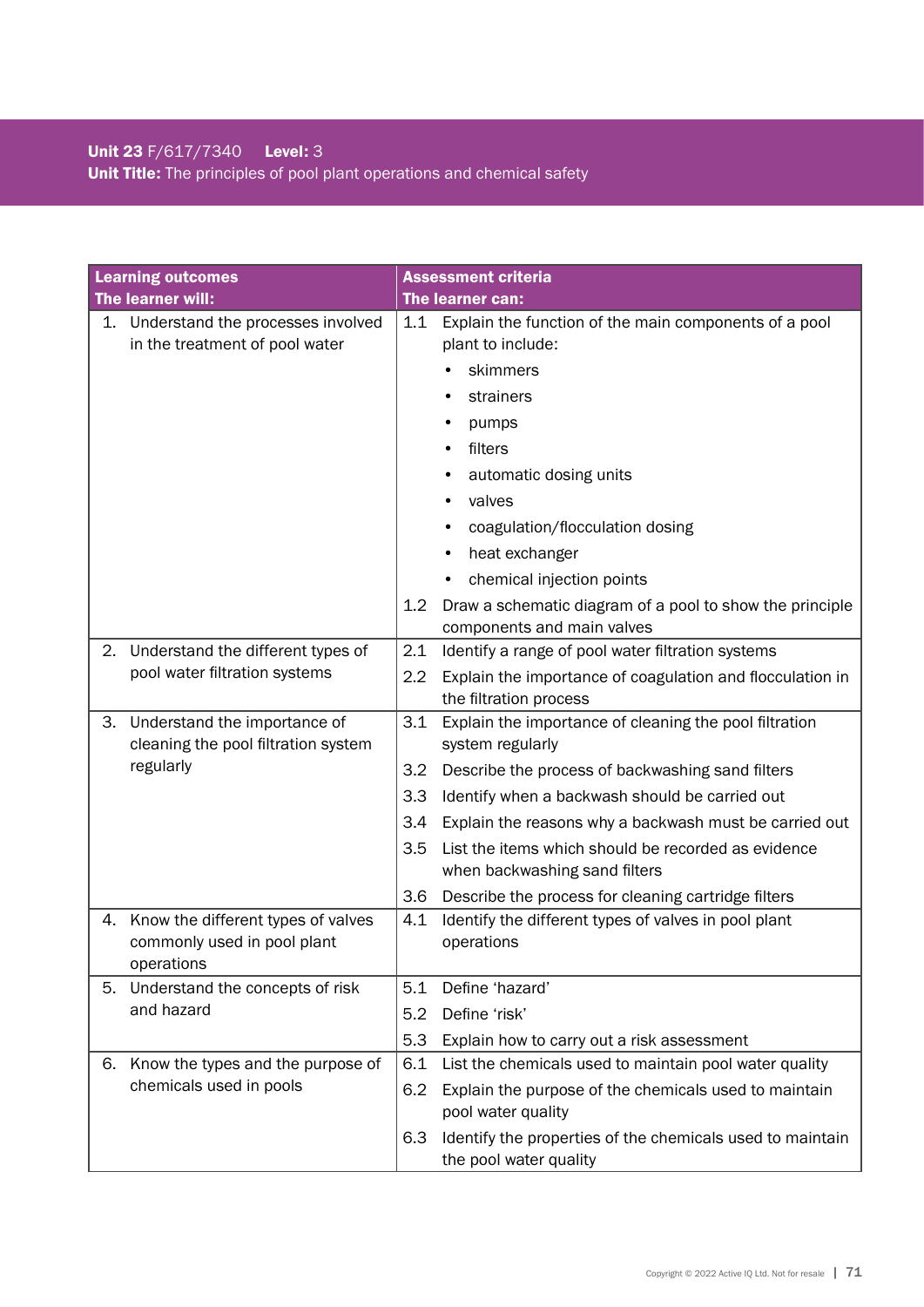**Unit 23** F/617/7340 **Level:** 3
**Unit Title:** The principles of pool plant operations and chemical safety

| Learning outcomes<br>The learner will: | Assessment criteria<br>The learner can: |
|---|---|
| 1. Understand the processes involved in the treatment of pool water | 1.1 Explain the function of the main components of a pool plant to include:<br>• skimmers<br>• strainers<br>• pumps<br>• filters<br>• automatic dosing units<br>• valves<br>• coagulation/flocculation dosing<br>• heat exchanger<br>• chemical injection points<br>1.2 Draw a schematic diagram of a pool to show the principle components and main valves |
| 2. Understand the different types of pool water filtration systems | 2.1 Identify a range of pool water filtration systems<br>2.2 Explain the importance of coagulation and flocculation in the filtration process |
| 3. Understand the importance of cleaning the pool filtration system regularly | 3.1 Explain the importance of cleaning the pool filtration system regularly<br>3.2 Describe the process of backwashing sand filters<br>3.3 Identify when a backwash should be carried out<br>3.4 Explain the reasons why a backwash must be carried out<br>3.5 List the items which should be recorded as evidence when backwashing sand filters<br>3.6 Describe the process for cleaning cartridge filters |
| 4. Know the different types of valves commonly used in pool plant operations | 4.1 Identify the different types of valves in pool plant operations |
| 5. Understand the concepts of risk and hazard | 5.1 Define 'hazard'<br>5.2 Define 'risk'<br>5.3 Explain how to carry out a risk assessment |
| 6. Know the types and the purpose of chemicals used in pools | 6.1 List the chemicals used to maintain pool water quality<br>6.2 Explain the purpose of the chemicals used to maintain pool water quality<br>6.3 Identify the properties of the chemicals used to maintain the pool water quality |

Copyright © 2022 Active IQ Ltd. Not for resale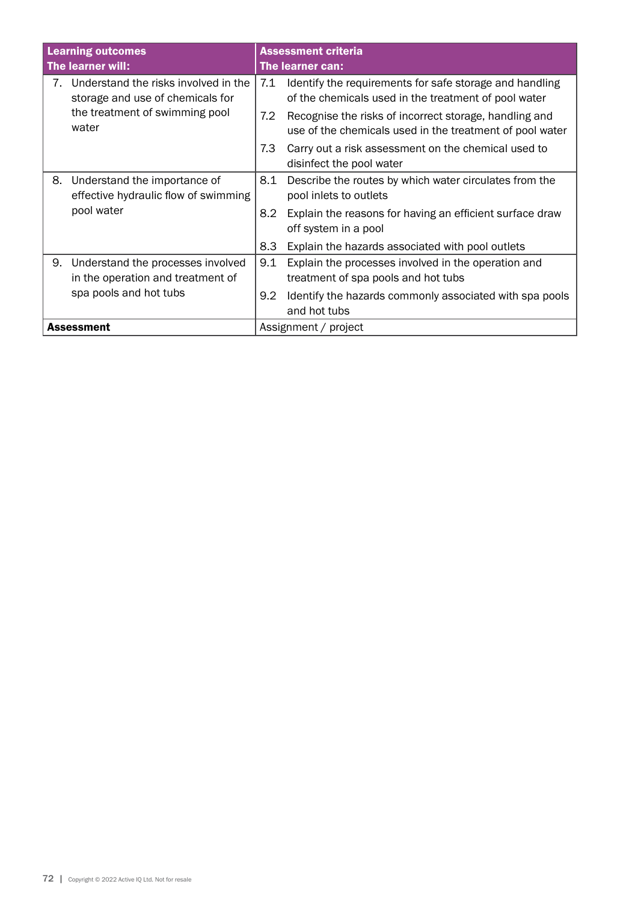| Learning outcomes<br>The learner will: | Assessment criteria<br>The learner can: |
|---|---|
| 7. Understand the risks involved in the storage and use of chemicals for the treatment of swimming pool water | 7.1 Identify the requirements for safe storage and handling of the chemicals used in the treatment of pool water<br>7.2 Recognise the risks of incorrect storage, handling and use of the chemicals used in the treatment of pool water<br>7.3 Carry out a risk assessment on the chemical used to disinfect the pool water |
| 8. Understand the importance of effective hydraulic flow of swimming pool water | 8.1 Describe the routes by which water circulates from the pool inlets to outlets<br>8.2 Explain the reasons for having an efficient surface draw off system in a pool<br>8.3 Explain the hazards associated with pool outlets |
| 9. Understand the processes involved in the operation and treatment of spa pools and hot tubs | 9.1 Explain the processes involved in the operation and treatment of spa pools and hot tubs<br>9.2 Identify the hazards commonly associated with spa pools and hot tubs |
| **Assessment** | Assignment / project |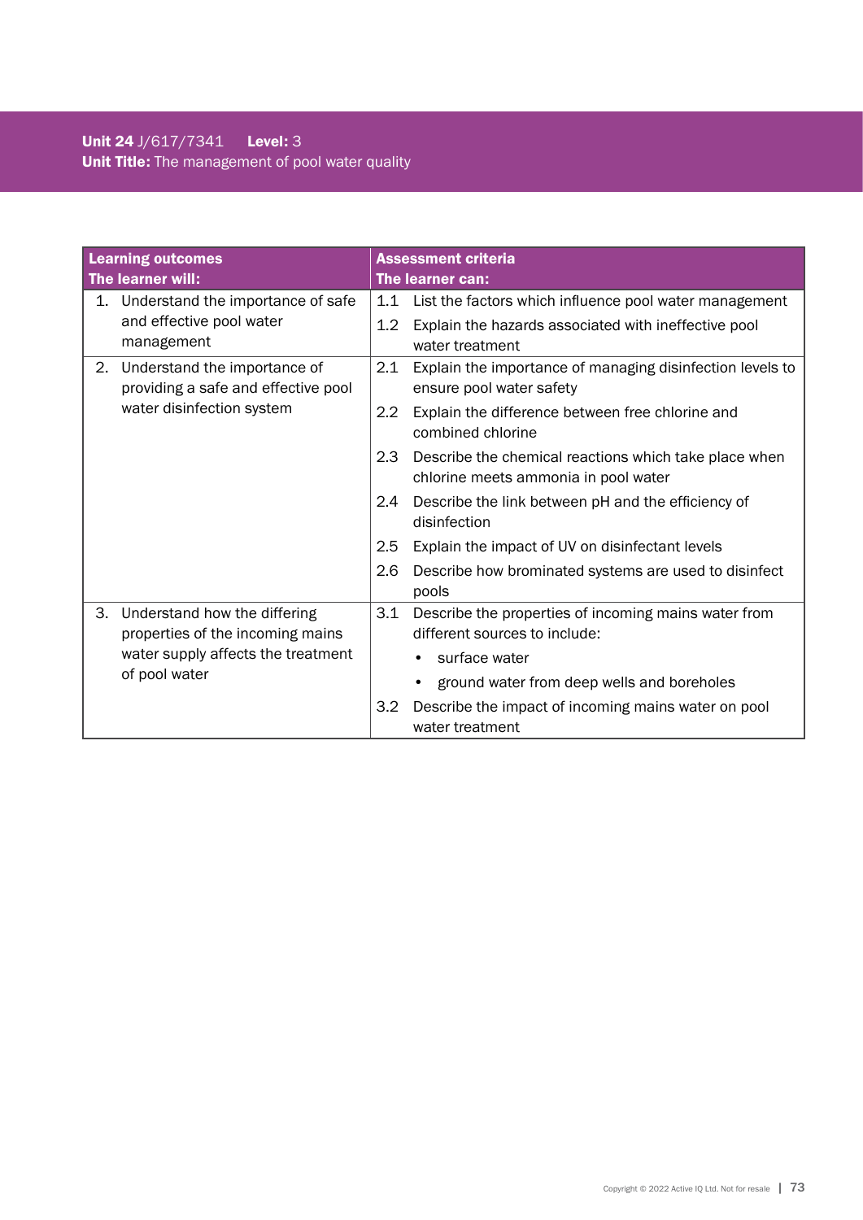**Unit 24** J/617/7341 **Level:** 3
**Unit Title:** The management of pool water quality

| **Learning outcomes**<br>**The learner will:** | **Assessment criteria**<br>**The learner can:** |
|---|---|
| 1. Understand the importance of safe and effective pool water management | 1.1 List the factors which influence pool water management<br>1.2 Explain the hazards associated with ineffective pool water treatment |
| 2. Understand the importance of providing a safe and effective pool water disinfection system | 2.1 Explain the importance of managing disinfection levels to ensure pool water safety<br>2.2 Explain the difference between free chlorine and combined chlorine<br>2.3 Describe the chemical reactions which take place when chlorine meets ammonia in pool water<br>2.4 Describe the link between pH and the efficiency of disinfection<br>2.5 Explain the impact of UV on disinfectant levels<br>2.6 Describe how brominated systems are used to disinfect pools |
| 3. Understand how the differing properties of the incoming mains water supply affects the treatment of pool water | 3.1 Describe the properties of incoming mains water from different sources to include:<br>• surface water<br>• ground water from deep wells and boreholes<br>3.2 Describe the impact of incoming mains water on pool water treatment |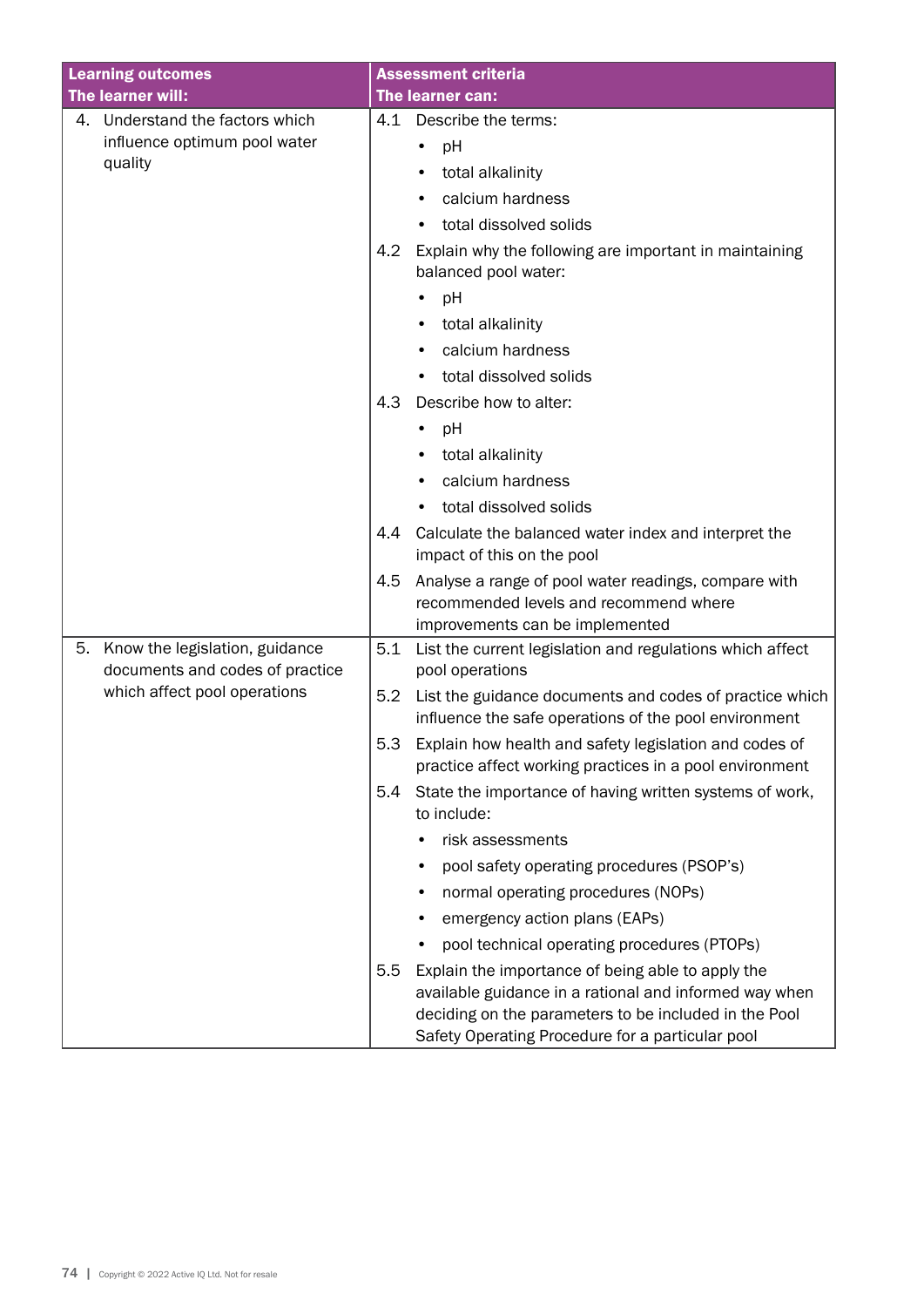| Learning outcomes<br>The learner will: | Assessment criteria<br>The learner can: |
|---|---|
| 4. Understand the factors which influence optimum pool water quality | 4.1 Describe the terms:<br>• pH<br>• total alkalinity<br>• calcium hardness<br>• total dissolved solids<br>4.2 Explain why the following are important in maintaining balanced pool water:<br>• pH<br>• total alkalinity<br>• calcium hardness<br>• total dissolved solids<br>4.3 Describe how to alter:<br>• pH<br>• total alkalinity<br>• calcium hardness<br>• total dissolved solids<br>4.4 Calculate the balanced water index and interpret the impact of this on the pool<br>4.5 Analyse a range of pool water readings, compare with recommended levels and recommend where improvements can be implemented |
| 5. Know the legislation, guidance documents and codes of practice which affect pool operations | 5.1 List the current legislation and regulations which affect pool operations<br>5.2 List the guidance documents and codes of practice which influence the safe operations of the pool environment<br>5.3 Explain how health and safety legislation and codes of practice affect working practices in a pool environment<br>5.4 State the importance of having written systems of work, to include:<br>• risk assessments<br>• pool safety operating procedures (PSOP's)<br>• normal operating procedures (NOPs)<br>• emergency action plans (EAPs)<br>• pool technical operating procedures (PTOPs)<br>5.5 Explain the importance of being able to apply the available guidance in a rational and informed way when deciding on the parameters to be included in the Pool Safety Operating Procedure for a particular pool |

Copyright © 2022 Active IQ Ltd. Not for resale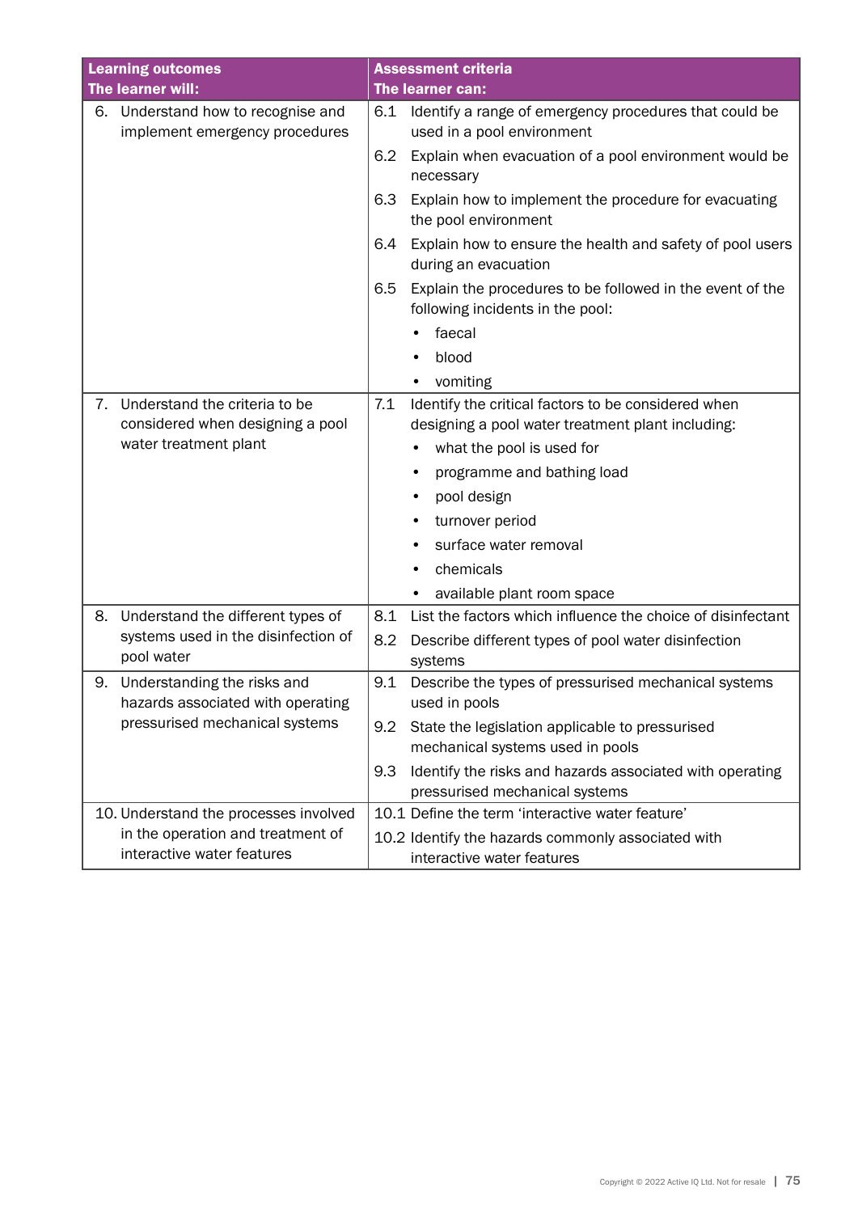| Learning outcomes<br>The learner will: | Assessment criteria<br>The learner can: |
|---|---|
| 6. Understand how to recognise and implement emergency procedures | 6.1 Identify a range of emergency procedures that could be used in a pool environment<br>6.2 Explain when evacuation of a pool environment would be necessary<br>6.3 Explain how to implement the procedure for evacuating the pool environment<br>6.4 Explain how to ensure the health and safety of pool users during an evacuation<br>6.5 Explain the procedures to be followed in the event of the following incidents in the pool:<br>• faecal<br>• blood<br>• vomiting |
| 7. Understand the criteria to be considered when designing a pool water treatment plant | 7.1 Identify the critical factors to be considered when designing a pool water treatment plant including:<br>• what the pool is used for<br>• programme and bathing load<br>• pool design<br>• turnover period<br>• surface water removal<br>• chemicals<br>• available plant room space |
| 8. Understand the different types of systems used in the disinfection of pool water | 8.1 List the factors which influence the choice of disinfectant<br>8.2 Describe different types of pool water disinfection systems |
| 9. Understanding the risks and hazards associated with operating pressurised mechanical systems | 9.1 Describe the types of pressurised mechanical systems used in pools<br>9.2 State the legislation applicable to pressurised mechanical systems used in pools<br>9.3 Identify the risks and hazards associated with operating pressurised mechanical systems |
| 10. Understand the processes involved in the operation and treatment of interactive water features | 10.1 Define the term 'interactive water feature'<br>10.2 Identify the hazards commonly associated with interactive water features |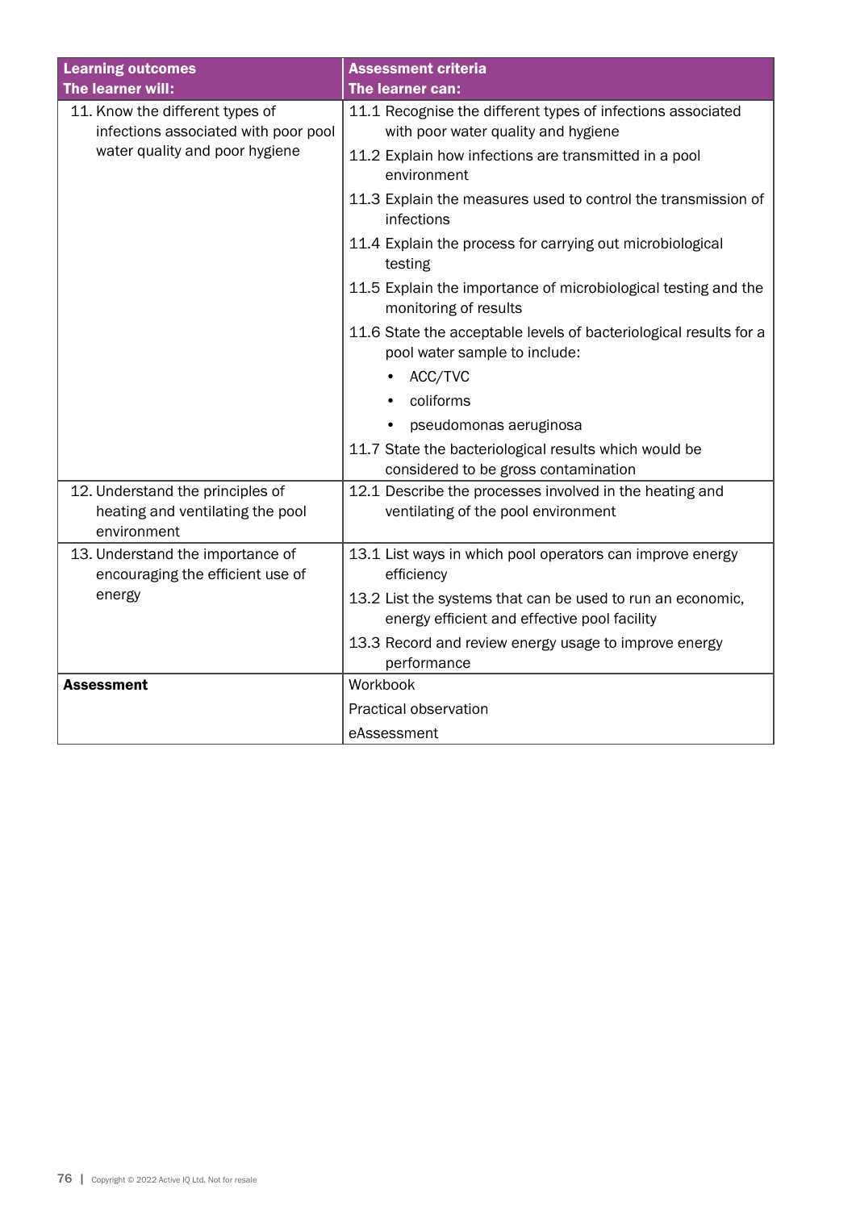| Learning outcomes<br>The learner will: | Assessment criteria<br>The learner can: |
|---|---|
| 11. Know the different types of infections associated with poor pool water quality and poor hygiene | 11.1 Recognise the different types of infections associated with poor water quality and hygiene<br>11.2 Explain how infections are transmitted in a pool environment<br>11.3 Explain the measures used to control the transmission of infections<br>11.4 Explain the process for carrying out microbiological testing<br>11.5 Explain the importance of microbiological testing and the monitoring of results<br>11.6 State the acceptable levels of bacteriological results for a pool water sample to include:<br>• ACC/TVC<br>• coliforms<br>• pseudomonas aeruginosa<br>11.7 State the bacteriological results which would be considered to be gross contamination |
| 12. Understand the principles of heating and ventilating the pool environment | 12.1 Describe the processes involved in the heating and ventilating of the pool environment |
| 13. Understand the importance of encouraging the efficient use of energy | 13.1 List ways in which pool operators can improve energy efficiency<br>13.2 List the systems that can be used to run an economic, energy efficient and effective pool facility<br>13.3 Record and review energy usage to improve energy performance |
| **Assessment** | Workbook<br>Practical observation<br>eAssessment |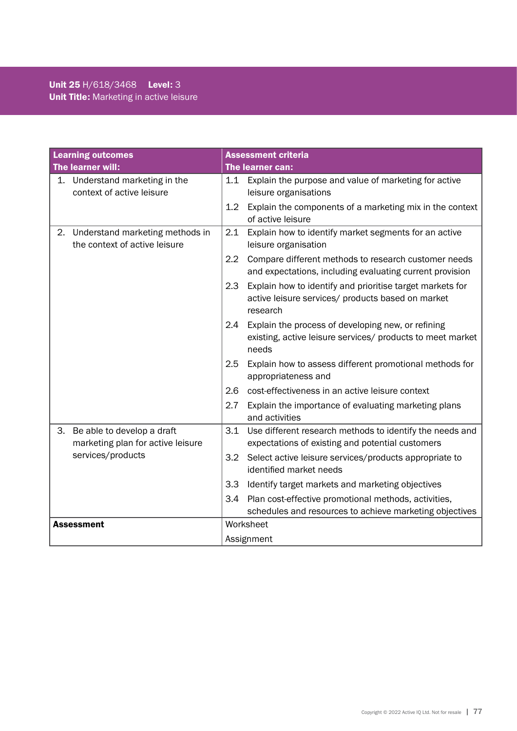**Unit 25** H/618/3468 **Level:** 3
**Unit Title:** Marketing in active leisure

| **Learning outcomes**<br>**The learner will:** | **Assessment criteria**<br>**The learner can:** |
|---|---|
| 1. Understand marketing in the context of active leisure | 1.1 Explain the purpose and value of marketing for active leisure organisations |
| | 1.2 Explain the components of a marketing mix in the context of active leisure |
| 2. Understand marketing methods in the context of active leisure | 2.1 Explain how to identify market segments for an active leisure organisation |
| | 2.2 Compare different methods to research customer needs and expectations, including evaluating current provision |
| | 2.3 Explain how to identify and prioritise target markets for active leisure services/ products based on market research |
| | 2.4 Explain the process of developing new, or refining existing, active leisure services/ products to meet market needs |
| | 2.5 Explain how to assess different promotional methods for appropriateness and |
| | 2.6 cost-effectiveness in an active leisure context |
| | 2.7 Explain the importance of evaluating marketing plans and activities |
| 3. Be able to develop a draft marketing plan for active leisure services/products | 3.1 Use different research methods to identify the needs and expectations of existing and potential customers |
| | 3.2 Select active leisure services/products appropriate to identified market needs |
| | 3.3 Identify target markets and marketing objectives |
| | 3.4 Plan cost-effective promotional methods, activities, schedules and resources to achieve marketing objectives |
| **Assessment** | Worksheet<br>Assignment |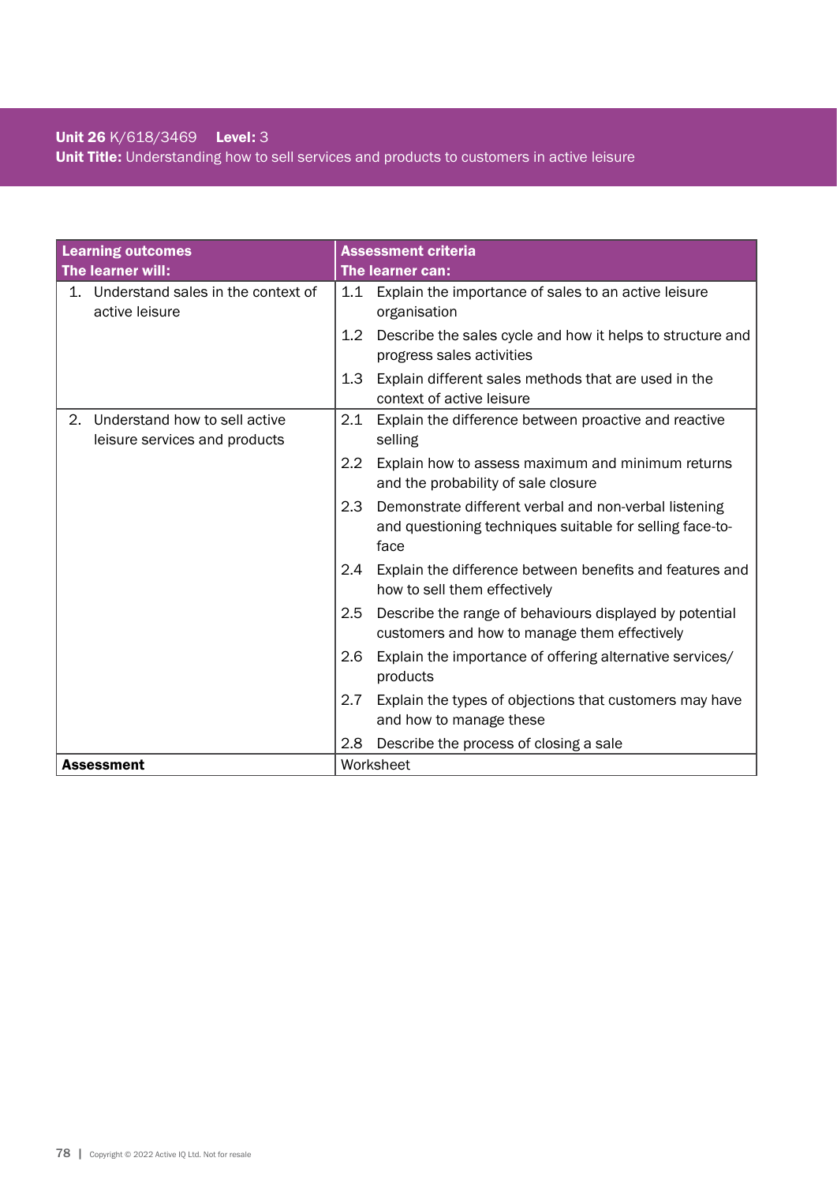**Unit 26** K/618/3469 **Level:** 3
**Unit Title:** Understanding how to sell services and products to customers in active leisure

| **Learning outcomes**<br>**The learner will:** | **Assessment criteria**<br>**The learner can:** |
|---|---|
| 1. Understand sales in the context of active leisure | 1.1 Explain the importance of sales to an active leisure organisation |
| | 1.2 Describe the sales cycle and how it helps to structure and progress sales activities |
| | 1.3 Explain different sales methods that are used in the context of active leisure |
| 2. Understand how to sell active leisure services and products | 2.1 Explain the difference between proactive and reactive selling |
| | 2.2 Explain how to assess maximum and minimum returns and the probability of sale closure |
| | 2.3 Demonstrate different verbal and non-verbal listening and questioning techniques suitable for selling face-to-face |
| | 2.4 Explain the difference between benefits and features and how to sell them effectively |
| | 2.5 Describe the range of behaviours displayed by potential customers and how to manage them effectively |
| | 2.6 Explain the importance of offering alternative services/ products |
| | 2.7 Explain the types of objections that customers may have and how to manage these |
| | 2.8 Describe the process of closing a sale |
| **Assessment** | Worksheet |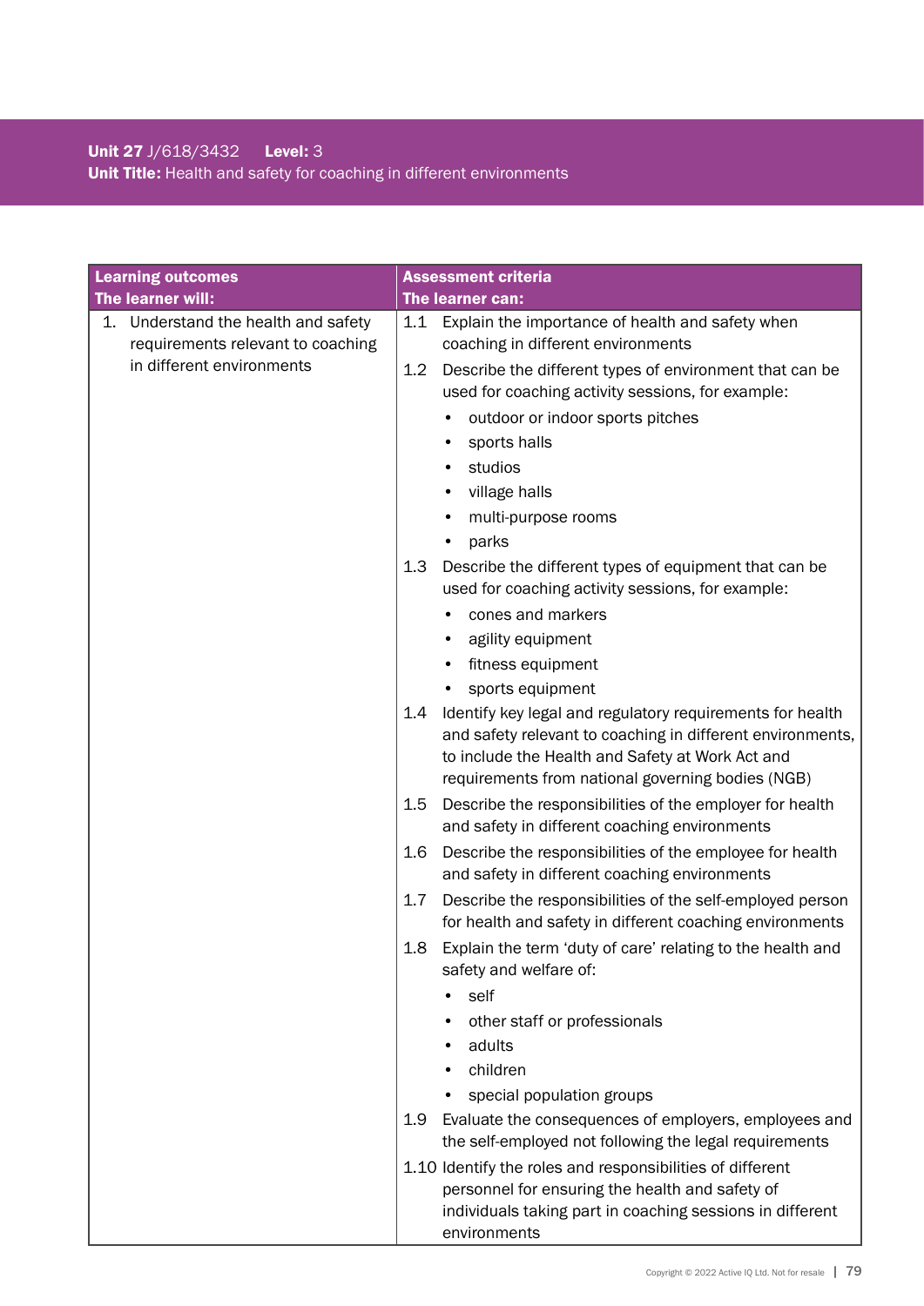**Unit 27** J/618/3432 **Level:** 3
**Unit Title:** Health and safety for coaching in different environments

| **Learning outcomes**<br>**The learner will:** | **Assessment criteria**<br>**The learner can:** |
|---|---|
| 1. Understand the health and safety requirements relevant to coaching in different environments | 1.1 Explain the importance of health and safety when coaching in different environments<br>1.2 Describe the different types of environment that can be used for coaching activity sessions, for example:<br>• outdoor or indoor sports pitches<br>• sports halls<br>• studios<br>• village halls<br>• multi-purpose rooms<br>• parks<br>1.3 Describe the different types of equipment that can be used for coaching activity sessions, for example:<br>• cones and markers<br>• agility equipment<br>• fitness equipment<br>• sports equipment<br>1.4 Identify key legal and regulatory requirements for health and safety relevant to coaching in different environments, to include the Health and Safety at Work Act and requirements from national governing bodies (NGB)<br>1.5 Describe the responsibilities of the employer for health and safety in different coaching environments<br>1.6 Describe the responsibilities of the employee for health and safety in different coaching environments<br>1.7 Describe the responsibilities of the self-employed person for health and safety in different coaching environments<br>1.8 Explain the term 'duty of care' relating to the health and safety and welfare of:<br>• self<br>• other staff or professionals<br>• adults<br>• children<br>• special population groups<br>1.9 Evaluate the consequences of employers, employees and the self-employed not following the legal requirements<br>1.10 Identify the roles and responsibilities of different personnel for ensuring the health and safety of individuals taking part in coaching sessions in different environments |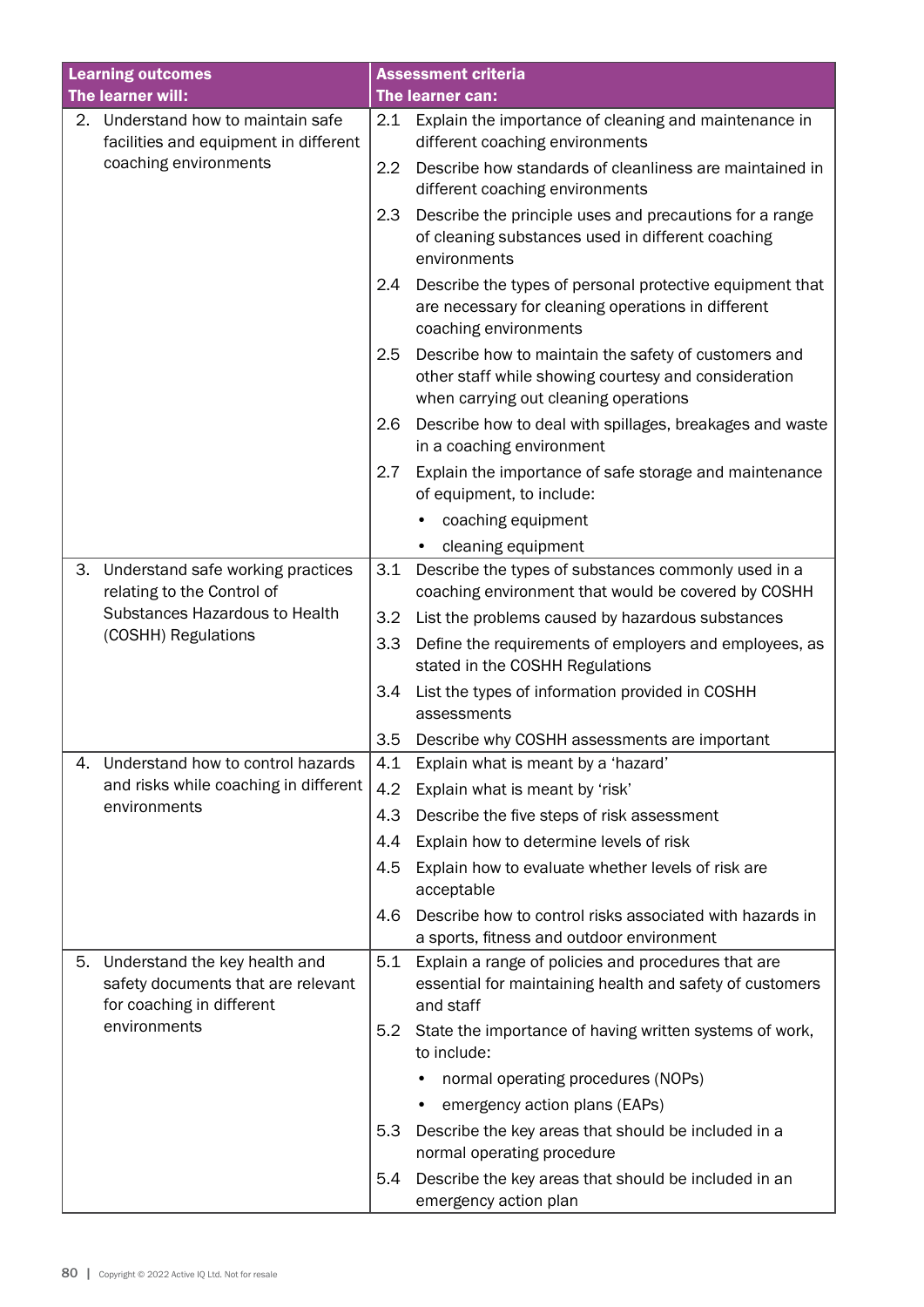| Learning outcomes<br>The learner will: | Assessment criteria<br>The learner can: |
|---|---|
| 2. Understand how to maintain safe facilities and equipment in different coaching environments | 2.1 Explain the importance of cleaning and maintenance in different coaching environments<br>2.2 Describe how standards of cleanliness are maintained in different coaching environments<br>2.3 Describe the principle uses and precautions for a range of cleaning substances used in different coaching environments<br>2.4 Describe the types of personal protective equipment that are necessary for cleaning operations in different coaching environments<br>2.5 Describe how to maintain the safety of customers and other staff while showing courtesy and consideration when carrying out cleaning operations<br>2.6 Describe how to deal with spillages, breakages and waste in a coaching environment<br>2.7 Explain the importance of safe storage and maintenance of equipment, to include:<br>• coaching equipment<br>• cleaning equipment |
| 3. Understand safe working practices relating to the Control of Substances Hazardous to Health (COSHH) Regulations | 3.1 Describe the types of substances commonly used in a coaching environment that would be covered by COSHH<br>3.2 List the problems caused by hazardous substances<br>3.3 Define the requirements of employers and employees, as stated in the COSHH Regulations<br>3.4 List the types of information provided in COSHH assessments<br>3.5 Describe why COSHH assessments are important |
| 4. Understand how to control hazards and risks while coaching in different environments | 4.1 Explain what is meant by a 'hazard'<br>4.2 Explain what is meant by 'risk'<br>4.3 Describe the five steps of risk assessment<br>4.4 Explain how to determine levels of risk<br>4.5 Explain how to evaluate whether levels of risk are acceptable<br>4.6 Describe how to control risks associated with hazards in a sports, fitness and outdoor environment |
| 5. Understand the key health and safety documents that are relevant for coaching in different environments | 5.1 Explain a range of policies and procedures that are essential for maintaining health and safety of customers and staff<br>5.2 State the importance of having written systems of work, to include:<br>• normal operating procedures (NOPs)<br>• emergency action plans (EAPs)<br>5.3 Describe the key areas that should be included in a normal operating procedure<br>5.4 Describe the key areas that should be included in an emergency action plan |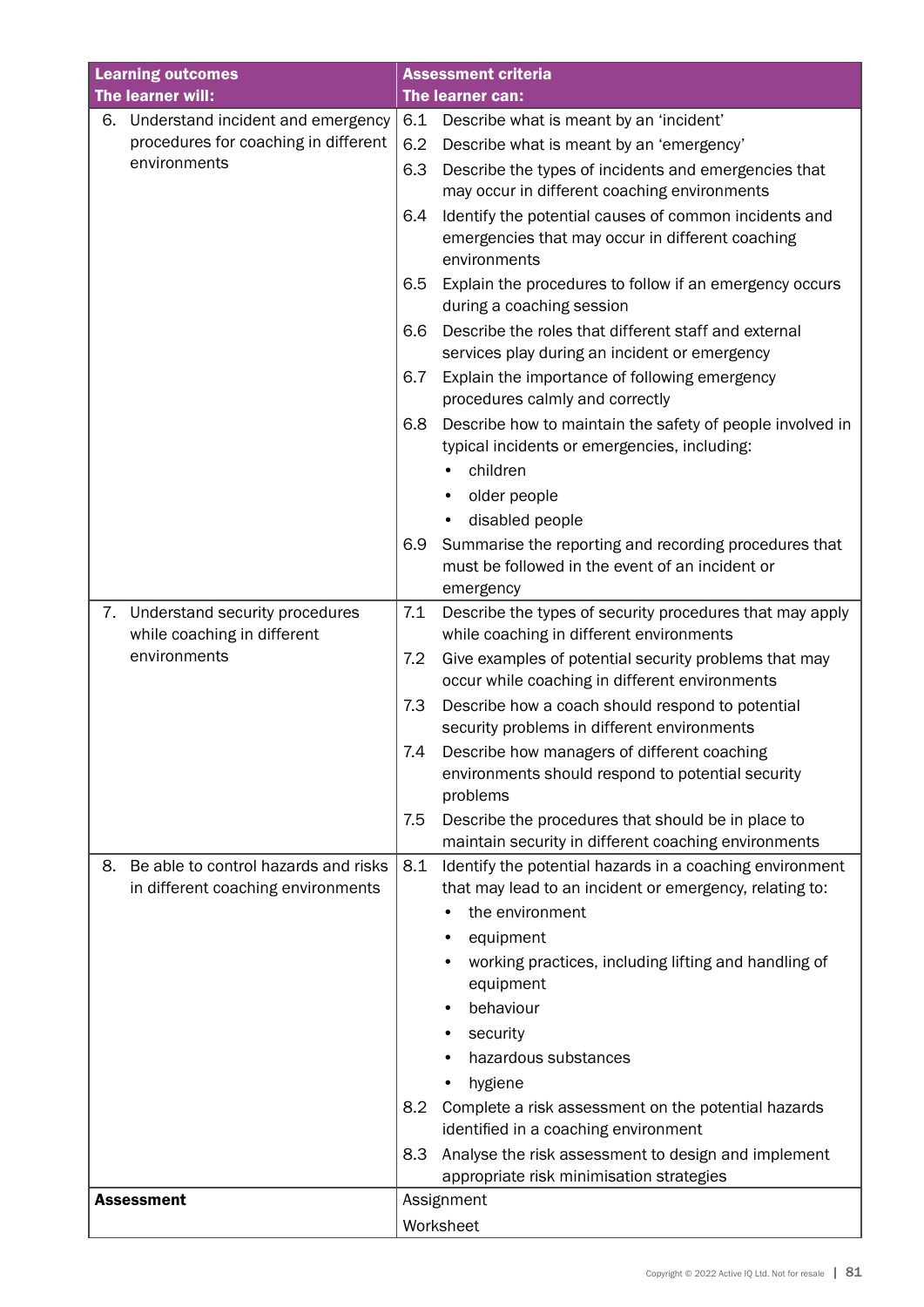| Learning outcomes<br>The learner will: | Assessment criteria<br>The learner can: |
|---|---|
| 6. Understand incident and emergency procedures for coaching in different environments | 6.1 Describe what is meant by an 'incident'<br>6.2 Describe what is meant by an 'emergency'<br>6.3 Describe the types of incidents and emergencies that may occur in different coaching environments<br>6.4 Identify the potential causes of common incidents and emergencies that may occur in different coaching environments<br>6.5 Explain the procedures to follow if an emergency occurs during a coaching session<br>6.6 Describe the roles that different staff and external services play during an incident or emergency<br>6.7 Explain the importance of following emergency procedures calmly and correctly<br>6.8 Describe how to maintain the safety of people involved in typical incidents or emergencies, including:<br>• children<br>• older people<br>• disabled people<br>6.9 Summarise the reporting and recording procedures that must be followed in the event of an incident or emergency |
| 7. Understand security procedures while coaching in different environments | 7.1 Describe the types of security procedures that may apply while coaching in different environments<br>7.2 Give examples of potential security problems that may occur while coaching in different environments<br>7.3 Describe how a coach should respond to potential security problems in different environments<br>7.4 Describe how managers of different coaching environments should respond to potential security problems<br>7.5 Describe the procedures that should be in place to maintain security in different coaching environments |
| 8. Be able to control hazards and risks in different coaching environments | 8.1 Identify the potential hazards in a coaching environment that may lead to an incident or emergency, relating to:<br>• the environment<br>• equipment<br>• working practices, including lifting and handling of equipment<br>• behaviour<br>• security<br>• hazardous substances<br>• hygiene<br>8.2 Complete a risk assessment on the potential hazards identified in a coaching environment<br>8.3 Analyse the risk assessment to design and implement appropriate risk minimisation strategies |
| **Assessment** | Assignment<br>Worksheet |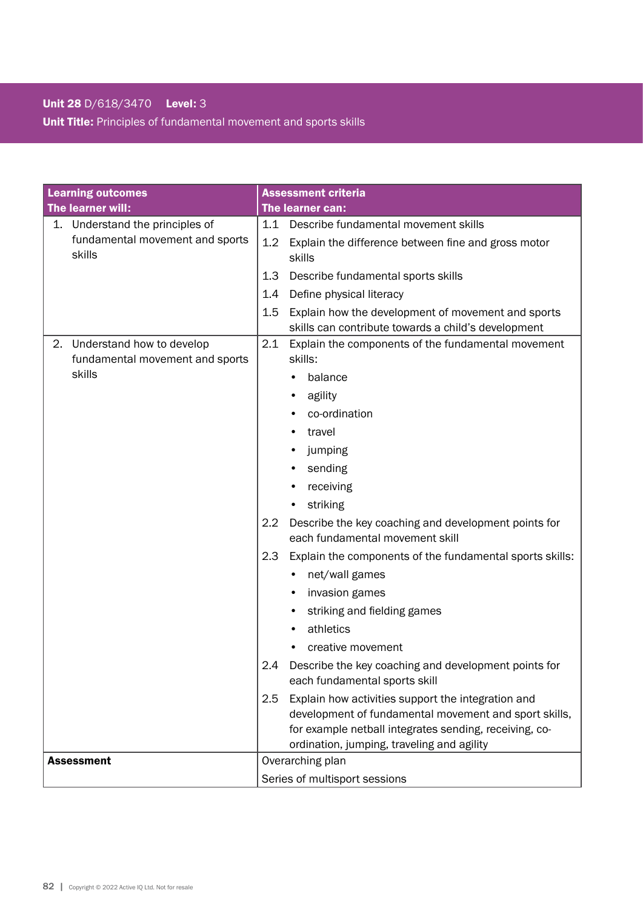**Unit 28** D/618/3470 **Level:** 3

**Unit Title:** Principles of fundamental movement and sports skills

| **Learning outcomes**<br>**The learner will:** | **Assessment criteria**<br>**The learner can:** |
|---|---|
| 1. Understand the principles of fundamental movement and sports skills | 1.1 Describe fundamental movement skills<br>1.2 Explain the difference between fine and gross motor skills<br>1.3 Describe fundamental sports skills<br>1.4 Define physical literacy<br>1.5 Explain how the development of movement and sports skills can contribute towards a child's development |
| 2. Understand how to develop fundamental movement and sports skills | 2.1 Explain the components of the fundamental movement skills:<br>• balance<br>• agility<br>• co-ordination<br>• travel<br>• jumping<br>• sending<br>• receiving<br>• striking<br>2.2 Describe the key coaching and development points for each fundamental movement skill<br>2.3 Explain the components of the fundamental sports skills:<br>• net/wall games<br>• invasion games<br>• striking and fielding games<br>• athletics<br>• creative movement<br>2.4 Describe the key coaching and development points for each fundamental sports skill<br>2.5 Explain how activities support the integration and development of fundamental movement and sport skills, for example netball integrates sending, receiving, co-ordination, jumping, traveling and agility |
| **Assessment** | Overarching plan<br>Series of multisport sessions |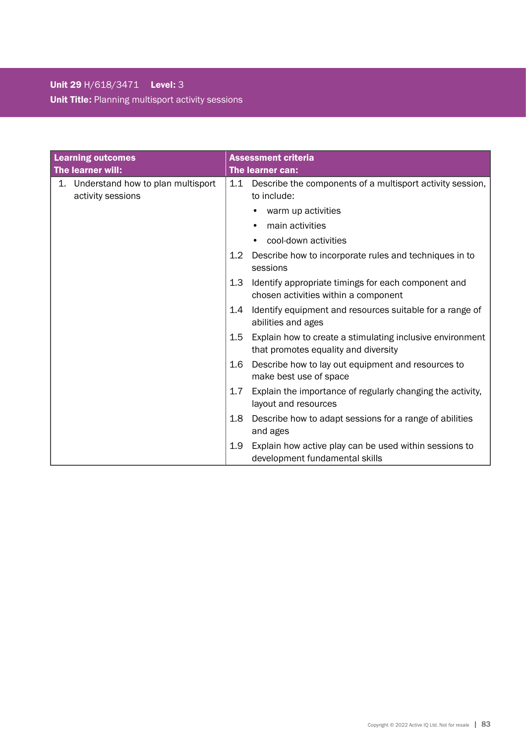**Unit 29** H/618/3471 **Level:** 3
**Unit Title:** Planning multisport activity sessions

| Learning outcomes<br>The learner will: | Assessment criteria<br>The learner can: |
|---|---|
| 1. Understand how to plan multisport activity sessions | 1.1 Describe the components of a multisport activity session, to include:<br>• warm up activities<br>• main activities<br>• cool-down activities |
| | 1.2 Describe how to incorporate rules and techniques in to sessions |
| | 1.3 Identify appropriate timings for each component and chosen activities within a component |
| | 1.4 Identify equipment and resources suitable for a range of abilities and ages |
| | 1.5 Explain how to create a stimulating inclusive environment that promotes equality and diversity |
| | 1.6 Describe how to lay out equipment and resources to make best use of space |
| | 1.7 Explain the importance of regularly changing the activity, layout and resources |
| | 1.8 Describe how to adapt sessions for a range of abilities and ages |
| | 1.9 Explain how active play can be used within sessions to development fundamental skills |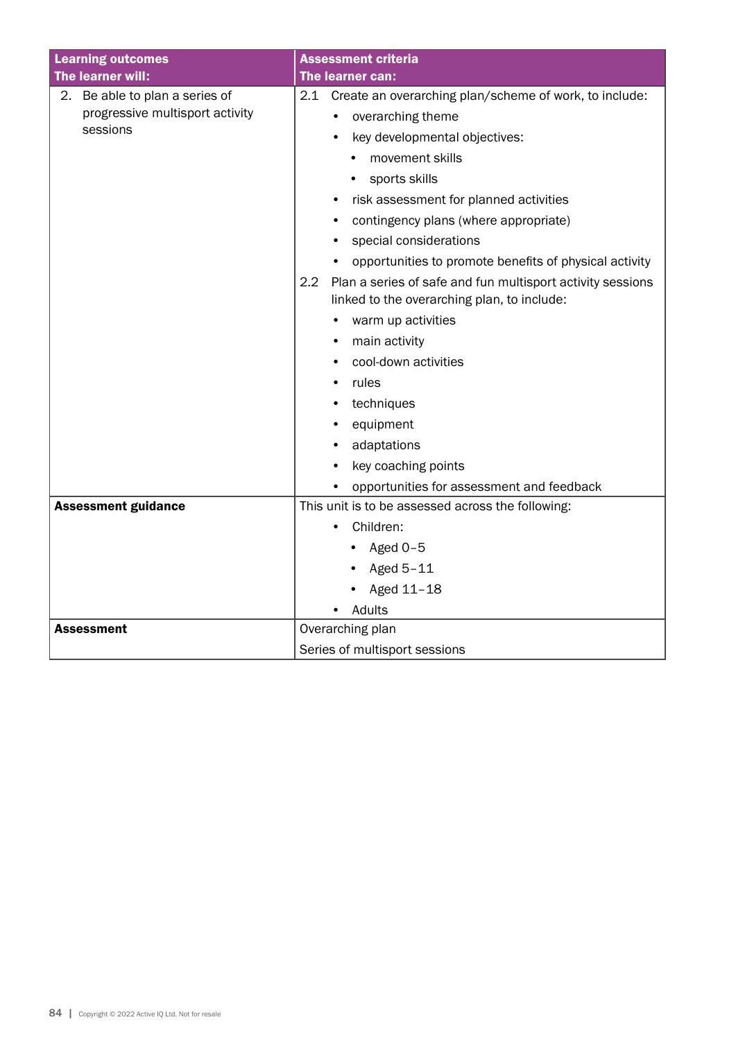| Learning outcomes<br>The learner will: | Assessment criteria<br>The learner can: |
|---|---|
| 2. Be able to plan a series of progressive multisport activity sessions | 2.1 Create an overarching plan/scheme of work, to include:<br>• overarching theme<br>• key developmental objectives:<br>  • movement skills<br>  • sports skills<br>• risk assessment for planned activities<br>• contingency plans (where appropriate)<br>• special considerations<br>• opportunities to promote benefits of physical activity<br>2.2 Plan a series of safe and fun multisport activity sessions linked to the overarching plan, to include:<br>• warm up activities<br>• main activity<br>• cool-down activities<br>• rules<br>• techniques<br>• equipment<br>• adaptations<br>• key coaching points<br>• opportunities for assessment and feedback |
| **Assessment guidance** | This unit is to be assessed across the following:<br>• Children:<br>  • Aged 0–5<br>  • Aged 5–11<br>  • Aged 11–18<br>• Adults |
| **Assessment** | Overarching plan<br>Series of multisport sessions |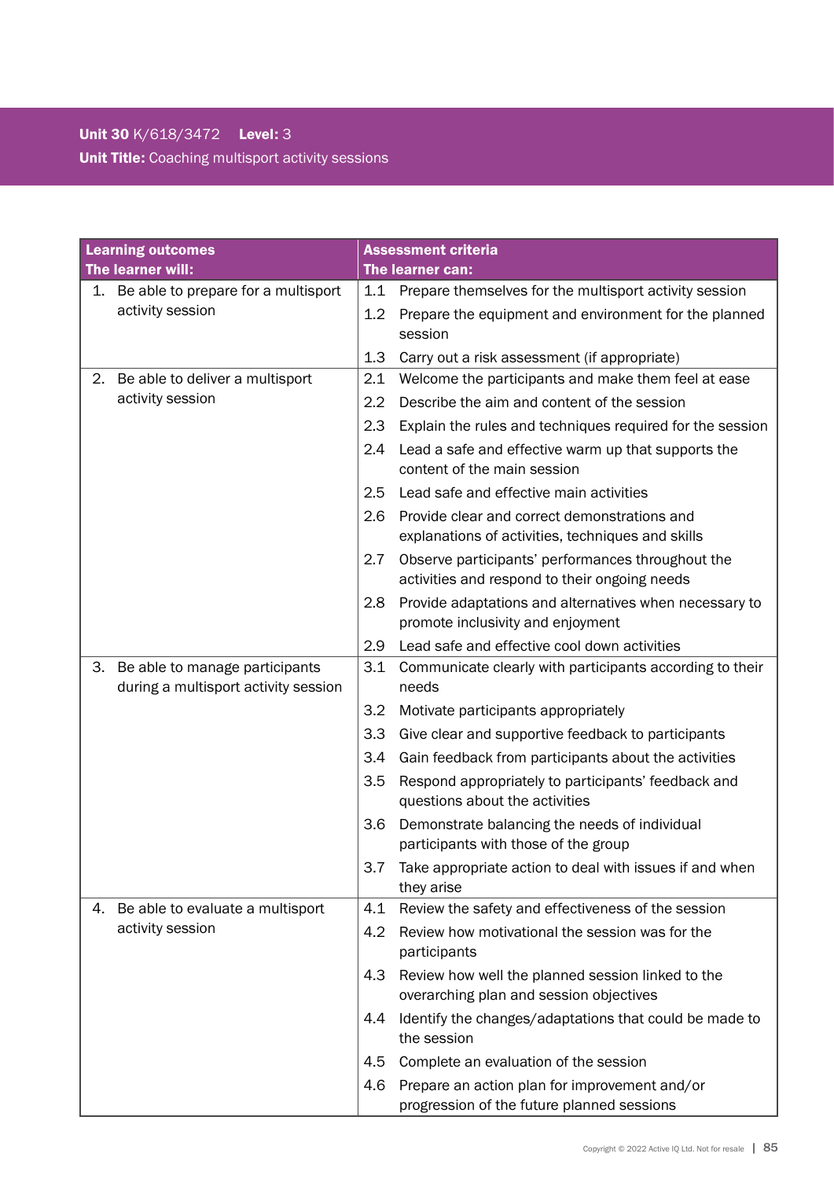**Unit 30** K/618/3472 **Level:** 3
**Unit Title:** Coaching multisport activity sessions

| **Learning outcomes**<br>**The learner will:** | **Assessment criteria**<br>**The learner can:** |
|---|---|
| 1. Be able to prepare for a multisport activity session | 1.1 Prepare themselves for the multisport activity session<br>1.2 Prepare the equipment and environment for the planned session<br>1.3 Carry out a risk assessment (if appropriate) |
| 2. Be able to deliver a multisport activity session | 2.1 Welcome the participants and make them feel at ease<br>2.2 Describe the aim and content of the session<br>2.3 Explain the rules and techniques required for the session<br>2.4 Lead a safe and effective warm up that supports the content of the main session<br>2.5 Lead safe and effective main activities<br>2.6 Provide clear and correct demonstrations and explanations of activities, techniques and skills<br>2.7 Observe participants' performance throughout the activities and respond to their ongoing needs<br>2.8 Provide adaptations and alternatives when necessary to promote inclusivity and enjoyment<br>2.9 Lead safe and effective cool down activities |
| 3. Be able to manage participants during a multisport activity session | 3.1 Communicate clearly with participants according to their needs<br>3.2 Motivate participants appropriately<br>3.3 Give clear and supportive feedback to participants<br>3.4 Gain feedback from participants about the activities<br>3.5 Respond appropriately to participants' feedback and questions about the activities<br>3.6 Demonstrate balancing the needs of individual participants with those of the group<br>3.7 Take appropriate action to deal with issues if and when they arise |
| 4. Be able to evaluate a multisport activity session | 4.1 Review the safety and effectiveness of the session<br>4.2 Review how motivational the session was for the participants<br>4.3 Review how well the planned session linked to the overarching plan and session objectives<br>4.4 Identify the changes/adaptations that could be made to the session<br>4.5 Complete an evaluation of the session<br>4.6 Prepare an action plan for improvement and/or progression of the future planned sessions |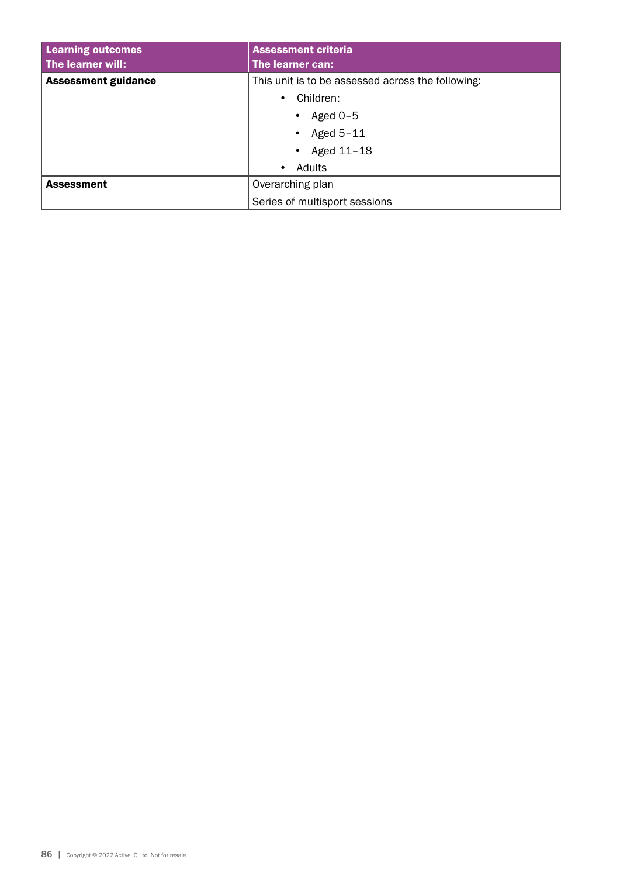| Learning outcomes<br>The learner will: | Assessment criteria<br>The learner can: |
|---|---|
| **Assessment guidance** | This unit is to be assessed across the following:<br>• Children:<br>  • Aged 0–5<br>  • Aged 5–11<br>  • Aged 11–18<br>• Adults |
| **Assessment** | Overarching plan<br>Series of multisport sessions |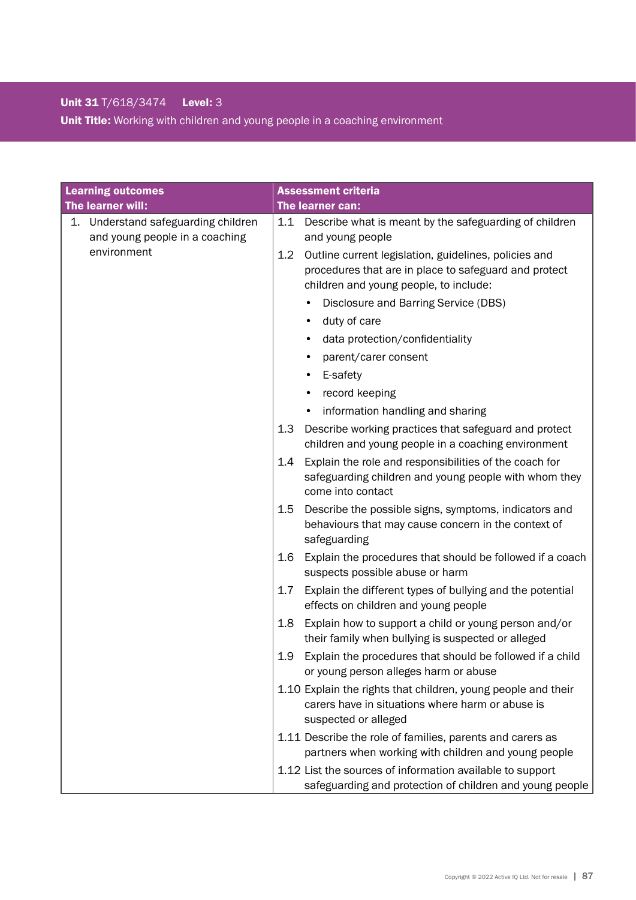**Unit 31** T/618/3474 **Level:** 3

**Unit Title:** Working with children and young people in a coaching environment

| **Learning outcomes**<br>**The learner will:** | **Assessment criteria**<br>**The learner can:** |
|---|---|
| 1. Understand safeguarding children and young people in a coaching environment | 1.1 Describe what is meant by the safeguarding of children and young people<br>1.2 Outline current legislation, guidelines, policies and procedures that are in place to safeguard and protect children and young people, to include:<br>• Disclosure and Barring Service (DBS)<br>• duty of care<br>• data protection/confidentiality<br>• parent/carer consent<br>• E-safety<br>• record keeping<br>• information handling and sharing<br>1.3 Describe working practices that safeguard and protect children and young people in a coaching environment<br>1.4 Explain the role and responsibilities of the coach for safeguarding children and young people with whom they come into contact<br>1.5 Describe the possible signs, symptoms, indicators and behaviours that may cause concern in the context of safeguarding<br>1.6 Explain the procedures that should be followed if a coach suspects possible abuse or harm<br>1.7 Explain the different types of bullying and the potential effects on children and young people<br>1.8 Explain how to support a child or young person and/or their family when bullying is suspected or alleged<br>1.9 Explain the procedures that should be followed if a child or young person alleges harm or abuse<br>1.10 Explain the rights that children, young people and their carers have in situations where harm or abuse is suspected or alleged<br>1.11 Describe the role of families, parents and carers as partners when working with children and young people<br>1.12 List the sources of information available to support safeguarding and protection of children and young people |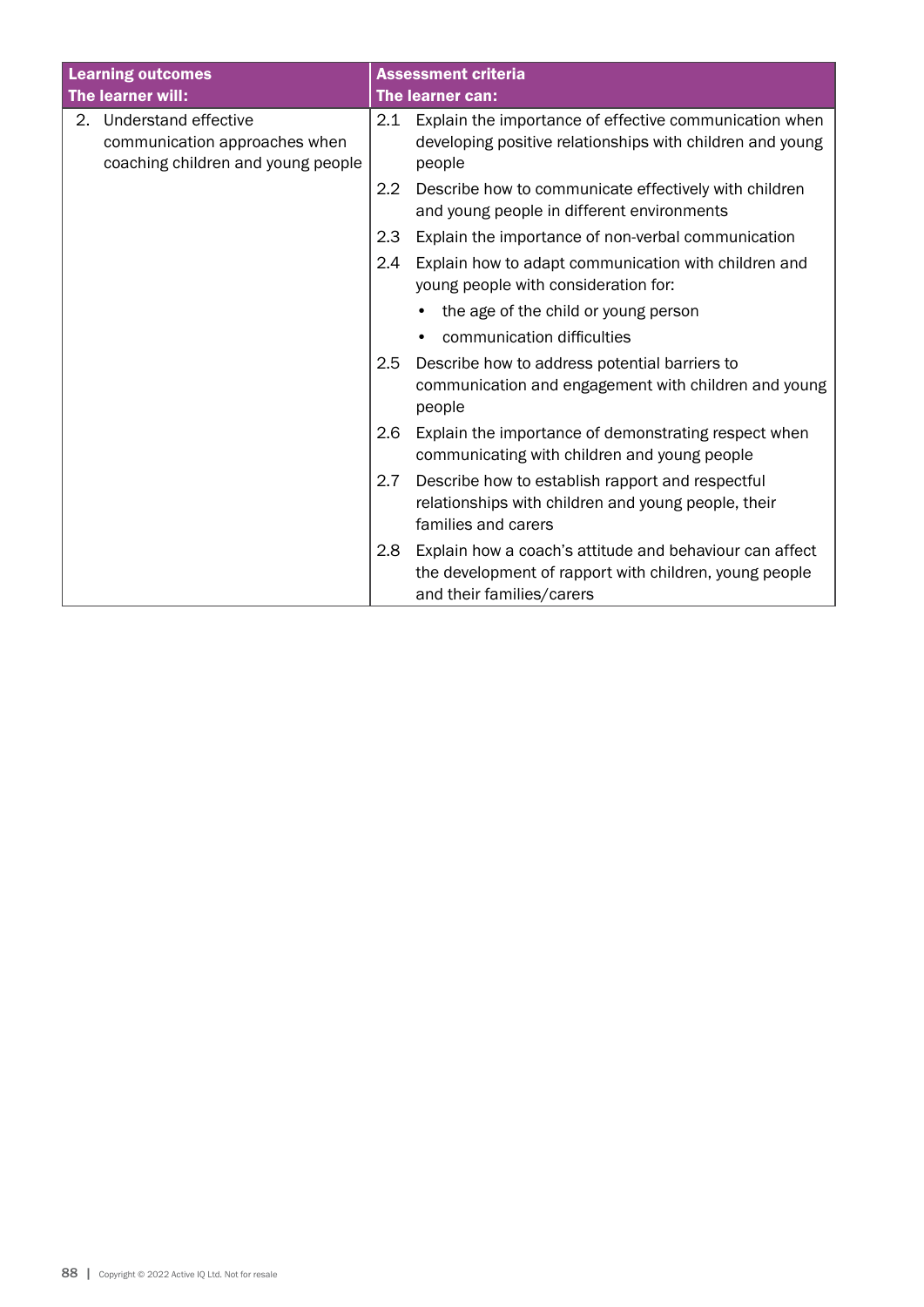| Learning outcomes<br>The learner will: | Assessment criteria<br>The learner can: |
|---|---|
| 2. Understand effective communication approaches when coaching children and young people | 2.1 Explain the importance of effective communication when developing positive relationships with children and young people |
| | 2.2 Describe how to communicate effectively with children and young people in different environments |
| | 2.3 Explain the importance of non-verbal communication |
| | 2.4 Explain how to adapt communication with children and young people with consideration for:<br>• the age of the child or young person<br>• communication difficulties |
| | 2.5 Describe how to address potential barriers to communication and engagement with children and young people |
| | 2.6 Explain the importance of demonstrating respect when communicating with children and young people |
| | 2.7 Describe how to establish rapport and respectful relationships with children and young people, their families and carers |
| | 2.8 Explain how a coach's attitude and behaviour can affect the development of rapport with children, young people and their families/carers |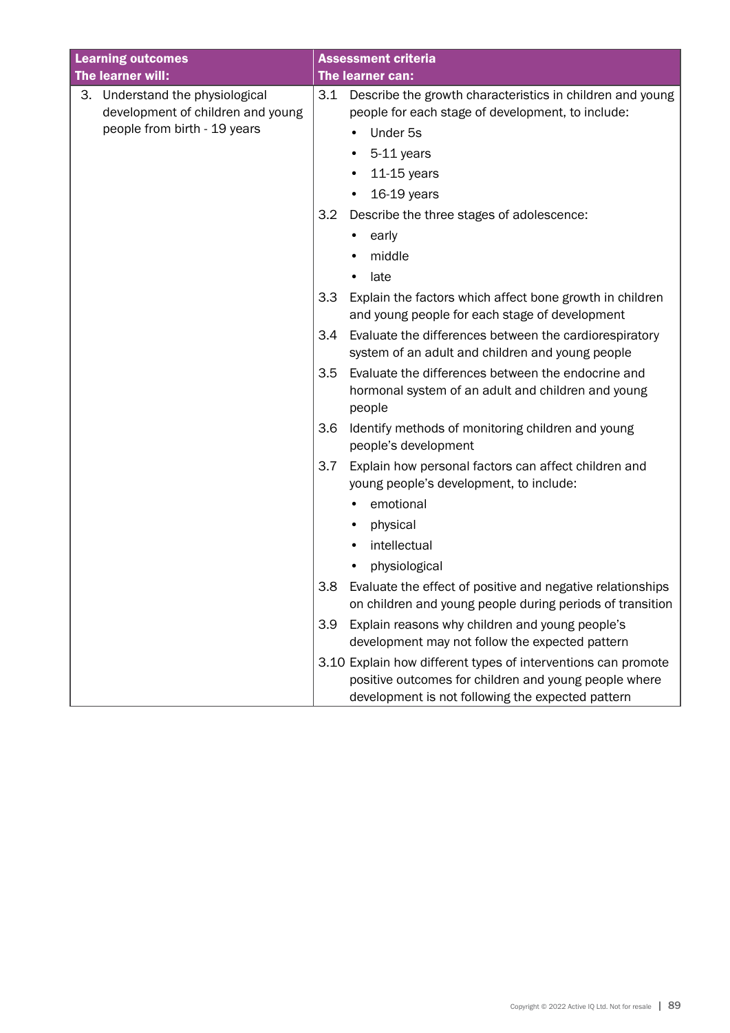| Learning outcomes<br>The learner will: | Assessment criteria<br>The learner can: |
|---|---|
| 3. Understand the physiological development of children and young people from birth - 19 years | 3.1 Describe the growth characteristics in children and young people for each stage of development, to include:<br>• Under 5s<br>• 5-11 years<br>• 11-15 years<br>• 16-19 years |
| | 3.2 Describe the three stages of adolescence:<br>• early<br>• middle<br>• late |
| | 3.3 Explain the factors which affect bone growth in children and young people for each stage of development |
| | 3.4 Evaluate the differences between the cardiorespiratory system of an adult and children and young people |
| | 3.5 Evaluate the differences between the endocrine and hormonal system of an adult and children and young people |
| | 3.6 Identify methods of monitoring children and young people's development |
| | 3.7 Explain how personal factors can affect children and young people's development, to include:<br>• emotional<br>• physical<br>• intellectual<br>• physiological |
| | 3.8 Evaluate the effect of positive and negative relationships on children and young people during periods of transition |
| | 3.9 Explain reasons why children and young people's development may not follow the expected pattern |
| | 3.10 Explain how different types of interventions can promote positive outcomes for children and young people where development is not following the expected pattern |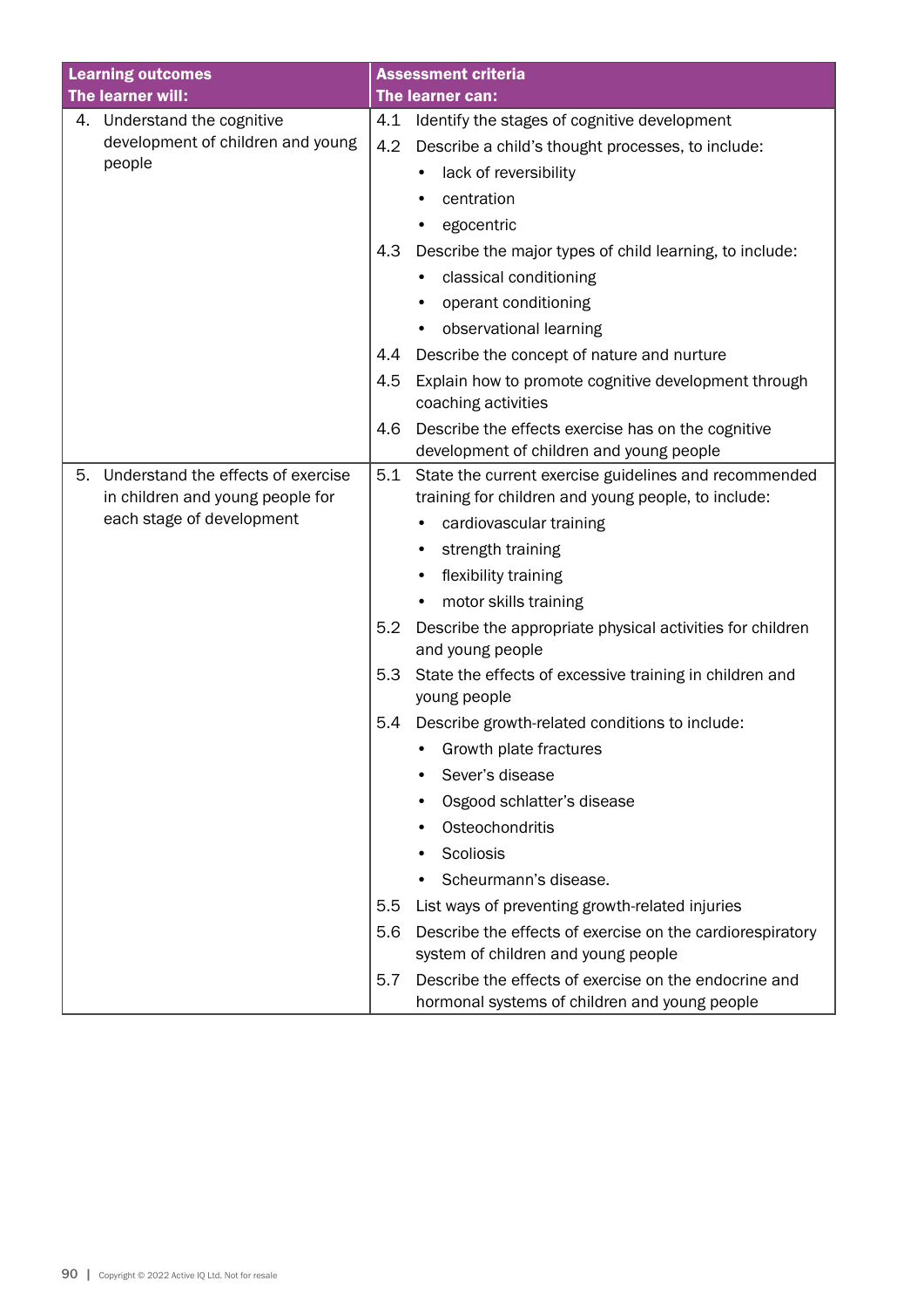| Learning outcomes<br>The learner will: | Assessment criteria<br>The learner can: |
|---|---|
| 4. Understand the cognitive development of children and young people | 4.1 Identify the stages of cognitive development<br>4.2 Describe a child's thought processes, to include:<br>• lack of reversibility<br>• centration<br>• egocentric<br>4.3 Describe the major types of child learning, to include:<br>• classical conditioning<br>• operant conditioning<br>• observational learning<br>4.4 Describe the concept of nature and nurture<br>4.5 Explain how to promote cognitive development through coaching activities<br>4.6 Describe the effects exercise has on the cognitive development of children and young people |
| 5. Understand the effects of exercise in children and young people for each stage of development | 5.1 State the current exercise guidelines and recommended training for children and young people, to include:<br>• cardiovascular training<br>• strength training<br>• flexibility training<br>• motor skills training<br>5.2 Describe the appropriate physical activities for children and young people<br>5.3 State the effects of excessive training in children and young people<br>5.4 Describe growth-related conditions to include:<br>• Growth plate fractures<br>• Sever's disease<br>• Osgood schlatter's disease<br>• Osteochondritis<br>• Scoliosis<br>• Scheurmann's disease.<br>5.5 List ways of preventing growth-related injuries<br>5.6 Describe the effects of exercise on the cardiorespiratory system of children and young people<br>5.7 Describe the effects of exercise on the endocrine and hormonal systems of children and young people |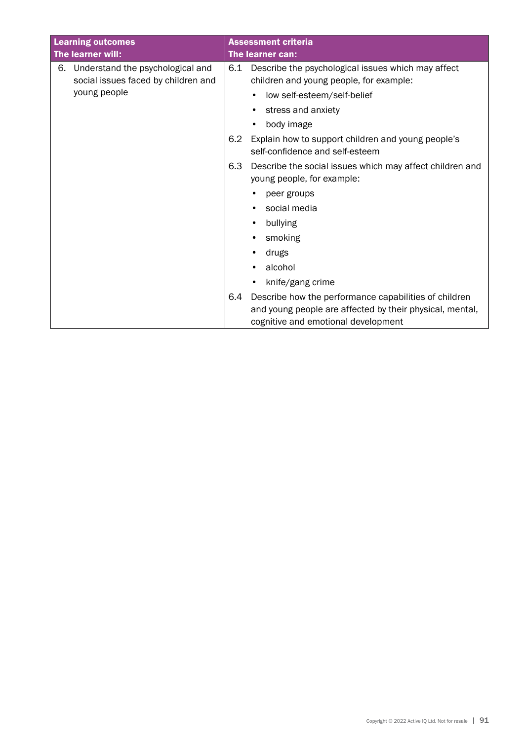| Learning outcomes<br>The learner will: | Assessment criteria<br>The learner can: |
|---|---|
| 6. Understand the psychological and social issues faced by children and young people | 6.1 Describe the psychological issues which may affect children and young people, for example:<br>• low self-esteem/self-belief<br>• stress and anxiety<br>• body image |
| | 6.2 Explain how to support children and young people's self-confidence and self-esteem |
| | 6.3 Describe the social issues which may affect children and young people, for example:<br>• peer groups<br>• social media<br>• bullying<br>• smoking<br>• drugs<br>• alcohol<br>• knife/gang crime |
| | 6.4 Describe how the performance capabilities of children and young people are affected by their physical, mental, cognitive and emotional development |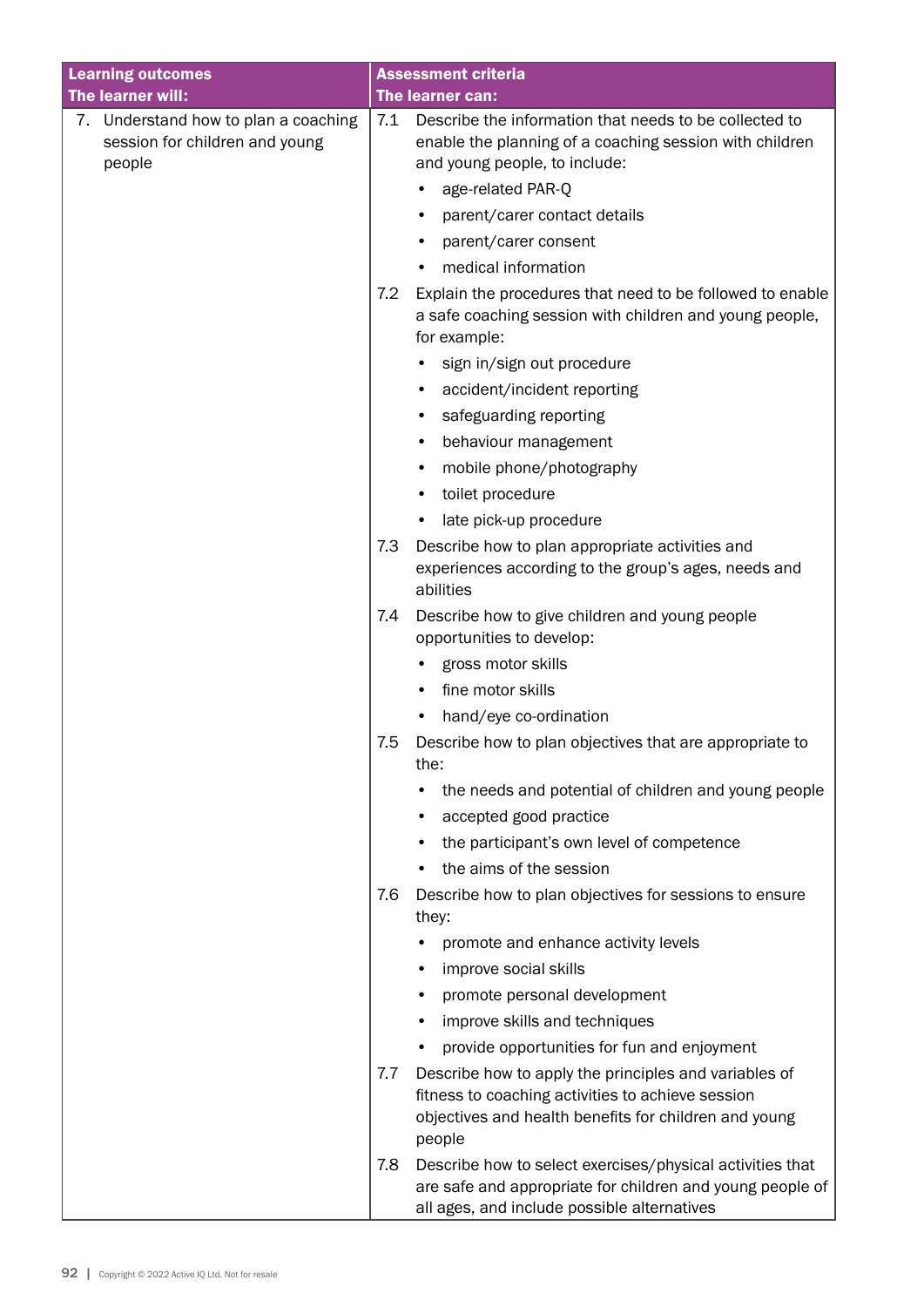| Learning outcomes<br>The learner will: | Assessment criteria<br>The learner can: |
|---|---|
| 7. Understand how to plan a coaching session for children and young people | 7.1 Describe the information that needs to be collected to enable the planning of a coaching session with children and young people, to include:<br>• age-related PAR-Q<br>• parent/carer contact details<br>• parent/carer consent<br>• medical information<br>7.2 Explain the procedures that need to be followed to enable a safe coaching session with children and young people, for example:<br>• sign in/sign out procedure<br>• accident/incident reporting<br>• safeguarding reporting<br>• behaviour management<br>• mobile phone/photography<br>• toilet procedure<br>• late pick-up procedure<br>7.3 Describe how to plan appropriate activities and experiences according to the group's ages, needs and abilities<br>7.4 Describe how to give children and young people opportunities to develop:<br>• gross motor skills<br>• fine motor skills<br>• hand/eye co-ordination<br>7.5 Describe how to plan objectives that are appropriate to the:<br>• the needs and potential of children and young people<br>• accepted good practice<br>• the participant's own level of competence<br>• the aims of the session<br>7.6 Describe how to plan objectives for sessions to ensure they:<br>• promote and enhance activity levels<br>• improve social skills<br>• promote personal development<br>• improve skills and techniques<br>• provide opportunities for fun and enjoyment<br>7.7 Describe how to apply the principles and variables of fitness to coaching activities to achieve session objectives and health benefits for children and young people<br>7.8 Describe how to select exercises/physical activities that are safe and appropriate for children and young people of all ages, and include possible alternatives |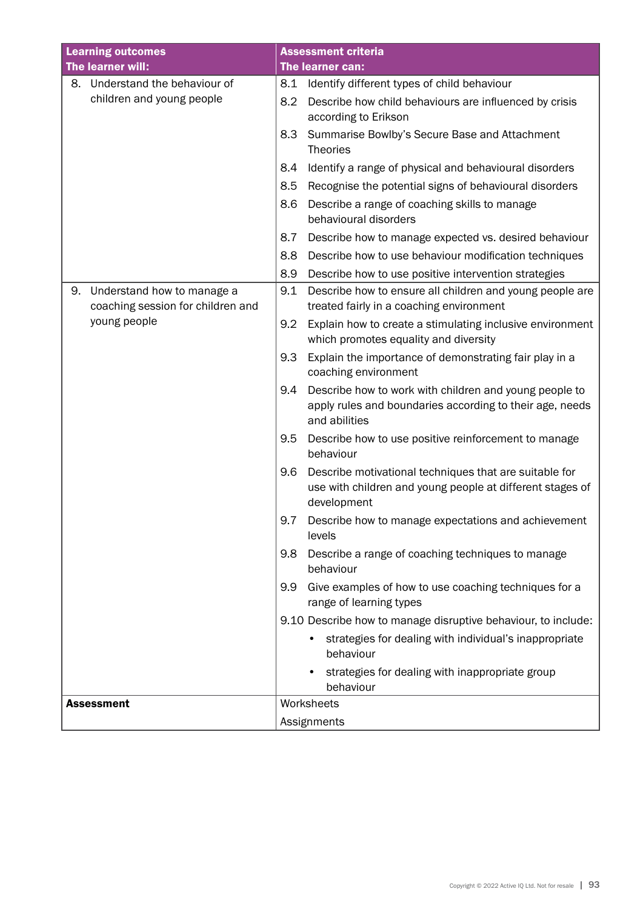| Learning outcomes<br>The learner will: | Assessment criteria<br>The learner can: |
|---|---|
| 8. Understand the behaviour of children and young people | 8.1 Identify different types of child behaviour |
| | 8.2 Describe how child behaviours are influenced by crisis according to Erikson |
| | 8.3 Summarise Bowlby's Secure Base and Attachment Theories |
| | 8.4 Identify a range of physical and behavioural disorders |
| | 8.5 Recognise the potential signs of behavioural disorders |
| | 8.6 Describe a range of coaching skills to manage behavioural disorders |
| | 8.7 Describe how to manage expected vs. desired behaviour |
| | 8.8 Describe how to use behaviour modification techniques |
| | 8.9 Describe how to use positive intervention strategies |
| 9. Understand how to manage a coaching session for children and young people | 9.1 Describe how to ensure all children and young people are treated fairly in a coaching environment |
| | 9.2 Explain how to create a stimulating inclusive environment which promotes equality and diversity |
| | 9.3 Explain the importance of demonstrating fair play in a coaching environment |
| | 9.4 Describe how to work with children and young people to apply rules and boundaries according to their age, needs and abilities |
| | 9.5 Describe how to use positive reinforcement to manage behaviour |
| | 9.6 Describe motivational techniques that are suitable for use with children and young people at different stages of development |
| | 9.7 Describe how to manage expectations and achievement levels |
| | 9.8 Describe a range of coaching techniques to manage behaviour |
| | 9.9 Give examples of how to use coaching techniques for a range of learning types |
| | 9.10 Describe how to manage disruptive behaviour, to include:<br>• strategies for dealing with individual's inappropriate behaviour<br>• strategies for dealing with inappropriate group behaviour |
| **Assessment** | Worksheets<br>Assignments |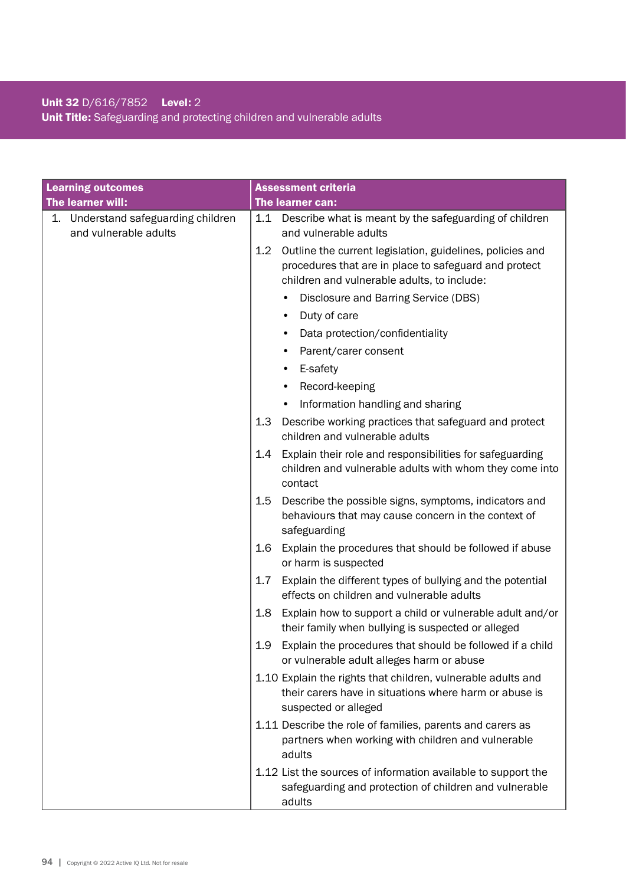**Unit 32** D/616/7852 **Level:** 2
**Unit Title:** Safeguarding and protecting children and vulnerable adults

| Learning outcomes<br>The learner will: | Assessment criteria<br>The learner can: |
|---|---|
| 1. Understand safeguarding children and vulnerable adults | 1.1 Describe what is meant by the safeguarding of children and vulnerable adults |
| | 1.2 Outline the current legislation, guidelines, policies and procedures that are in place to safeguard and protect children and vulnerable adults, to include:<br>• Disclosure and Barring Service (DBS)<br>• Duty of care<br>• Data protection/confidentiality<br>• Parent/carer consent<br>• E-safety<br>• Record-keeping<br>• Information handling and sharing |
| | 1.3 Describe working practices that safeguard and protect children and vulnerable adults |
| | 1.4 Explain their role and responsibilities for safeguarding children and vulnerable adults with whom they come into contact |
| | 1.5 Describe the possible signs, symptoms, indicators and behaviours that may cause concern in the context of safeguarding |
| | 1.6 Explain the procedures that should be followed if abuse or harm is suspected |
| | 1.7 Explain the different types of bullying and the potential effects on children and vulnerable adults |
| | 1.8 Explain how to support a child or vulnerable adult and/or their family when bullying is suspected or alleged |
| | 1.9 Explain the procedures that should be followed if a child or vulnerable adult alleges harm or abuse |
| | 1.10 Explain the rights that children, vulnerable adults and their carers have in situations where harm or abuse is suspected or alleged |
| | 1.11 Describe the role of families, parents and carers as partners when working with children and vulnerable adults |
| | 1.12 List the sources of information available to support the safeguarding and protection of children and vulnerable adults |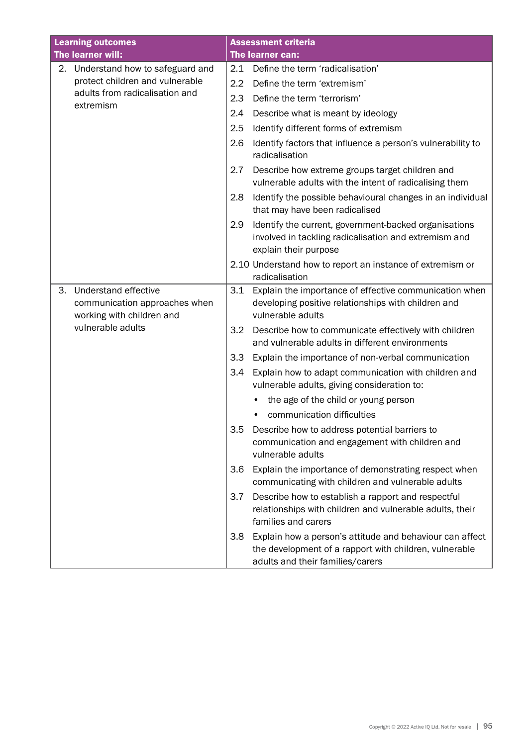| Learning outcomes<br>The learner will: | Assessment criteria<br>The learner can: |
|---|---|
| 2. Understand how to safeguard and protect children and vulnerable adults from radicalisation and extremism | 2.1 Define the term 'radicalisation' |
| | 2.2 Define the term 'extremism' |
| | 2.3 Define the term 'terrorism' |
| | 2.4 Describe what is meant by ideology |
| | 2.5 Identify different forms of extremism |
| | 2.6 Identify factors that influence a person's vulnerability to radicalisation |
| | 2.7 Describe how extreme groups target children and vulnerable adults with the intent of radicalising them |
| | 2.8 Identify the possible behavioural changes in an individual that may have been radicalised |
| | 2.9 Identify the current, government-backed organisations involved in tackling radicalisation and extremism and explain their purpose |
| | 2.10 Understand how to report an instance of extremism or radicalisation |
| 3. Understand effective communication approaches when working with children and vulnerable adults | 3.1 Explain the importance of effective communication when developing positive relationships with children and vulnerable adults |
| | 3.2 Describe how to communicate effectively with children and vulnerable adults in different environments |
| | 3.3 Explain the importance of non-verbal communication |
| | 3.4 Explain how to adapt communication with children and vulnerable adults, giving consideration to:<br>• the age of the child or young person<br>• communication difficulties |
| | 3.5 Describe how to address potential barriers to communication and engagement with children and vulnerable adults |
| | 3.6 Explain the importance of demonstrating respect when communicating with children and vulnerable adults |
| | 3.7 Describe how to establish a rapport and respectful relationships with children and vulnerable adults, their families and carers |
| | 3.8 Explain how a person's attitude and behaviour can affect the development of a rapport with children, vulnerable adults and their families/carers |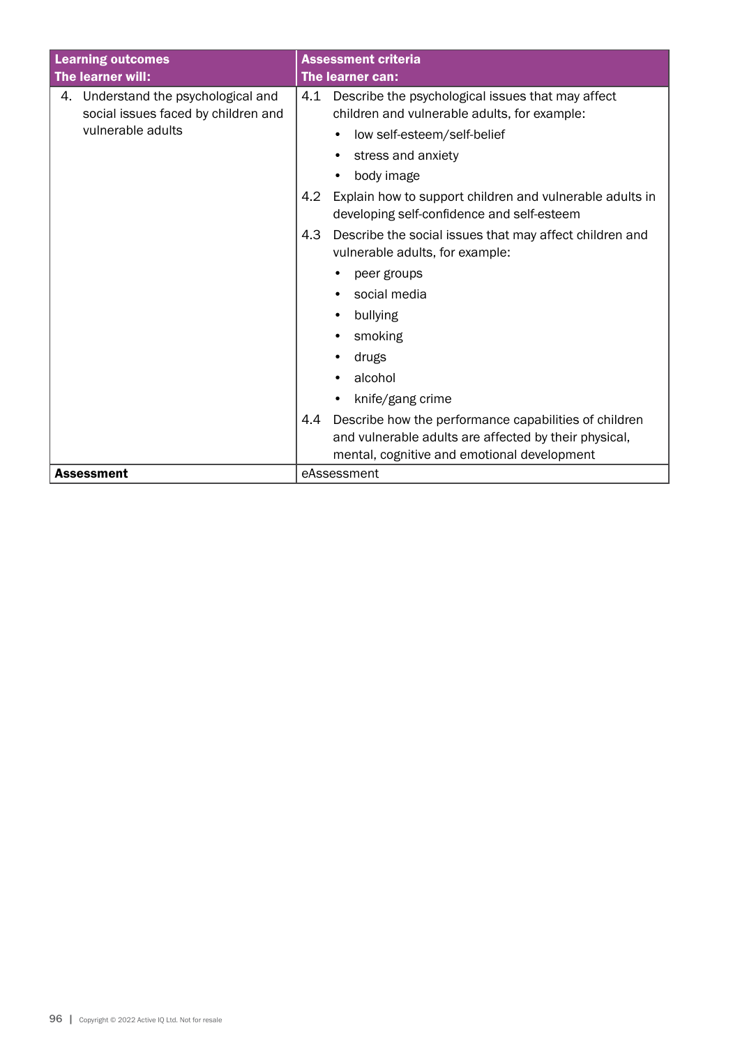| Learning outcomes<br>The learner will: | Assessment criteria<br>The learner can: |
|---|---|
| 4. Understand the psychological and social issues faced by children and vulnerable adults | 4.1 Describe the psychological issues that may affect children and vulnerable adults, for example:<br>• low self-esteem/self-belief<br>• stress and anxiety<br>• body image<br>4.2 Explain how to support children and vulnerable adults in developing self-confidence and self-esteem<br>4.3 Describe the social issues that may affect children and vulnerable adults, for example:<br>• peer groups<br>• social media<br>• bullying<br>• smoking<br>• drugs<br>• alcohol<br>• knife/gang crime<br>4.4 Describe how the performance capabilities of children and vulnerable adults are affected by their physical, mental, cognitive and emotional development |
| **Assessment** | eAssessment |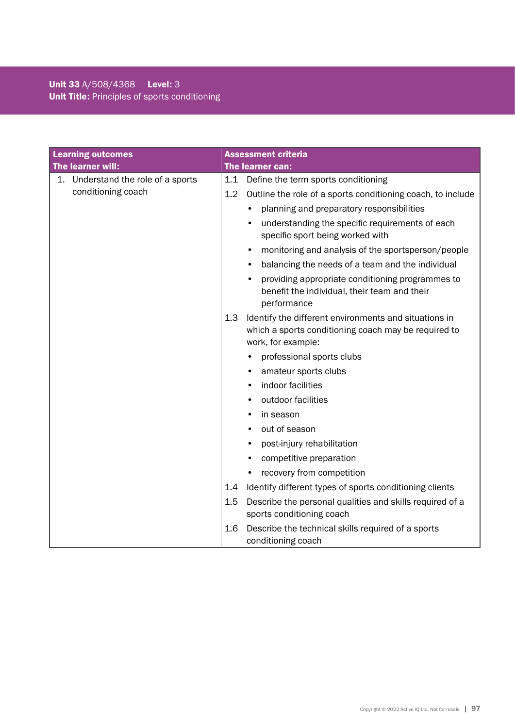**Unit 33** A/508/4368 **Level:** 3
**Unit Title:** Principles of sports conditioning

| Learning outcomes<br>The learner will: | Assessment criteria<br>The learner can: |
|---|---|
| 1. Understand the role of a sports conditioning coach | 1.1 Define the term sports conditioning<br>1.2 Outline the role of a sports conditioning coach, to include<br>• planning and preparatory responsibilities<br>• understanding the specific requirements of each specific sport being worked with<br>• monitoring and analysis of the sportsperson/people<br>• balancing the needs of a team and the individual<br>• providing appropriate conditioning programmes to benefit the individual, their team and their performance<br>1.3 Identify the different environments and situations in which a sports conditioning coach may be required to work, for example:<br>• professional sports clubs<br>• amateur sports clubs<br>• indoor facilities<br>• outdoor facilities<br>• in season<br>• out of season<br>• post-injury rehabilitation<br>• competitive preparation<br>• recovery from competition<br>1.4 Identify different types of sports conditioning clients<br>1.5 Describe the personal qualities and skills required of a sports conditioning coach<br>1.6 Describe the technical skills required of a sports conditioning coach |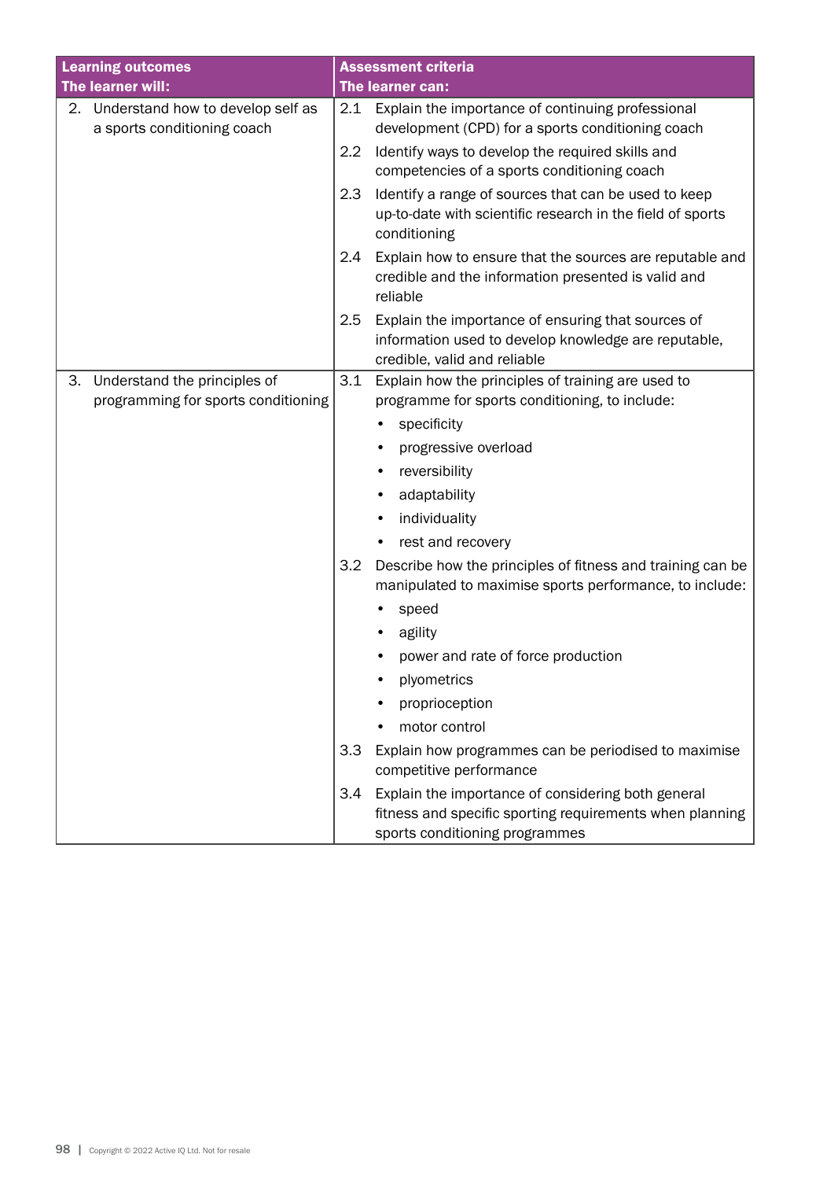| Learning outcomes<br>The learner will: | Assessment criteria<br>The learner can: |
|---|---|
| 2. Understand how to develop self as a sports conditioning coach | 2.1 Explain the importance of continuing professional development (CPD) for a sports conditioning coach |
| | 2.2 Identify ways to develop the required skills and competencies of a sports conditioning coach |
| | 2.3 Identify a range of sources that can be used to keep up-to-date with scientific research in the field of sports conditioning |
| | 2.4 Explain how to ensure that the sources are reputable and credible and the information presented is valid and reliable |
| | 2.5 Explain the importance of ensuring that sources of information used to develop knowledge are reputable, credible, valid and reliable |
| 3. Understand the principles of programming for sports conditioning | 3.1 Explain how the principles of training are used to programme for sports conditioning, to include:<br>• specificity<br>• progressive overload<br>• reversibility<br>• adaptability<br>• individuality<br>• rest and recovery |
| | 3.2 Describe how the principles of fitness and training can be manipulated to maximise sports performance, to include:<br>• speed<br>• agility<br>• power and rate of force production<br>• plyometrics<br>• proprioception<br>• motor control |
| | 3.3 Explain how programmes can be periodised to maximise competitive performance |
| | 3.4 Explain the importance of considering both general fitness and specific sporting requirements when planning sports conditioning programmes |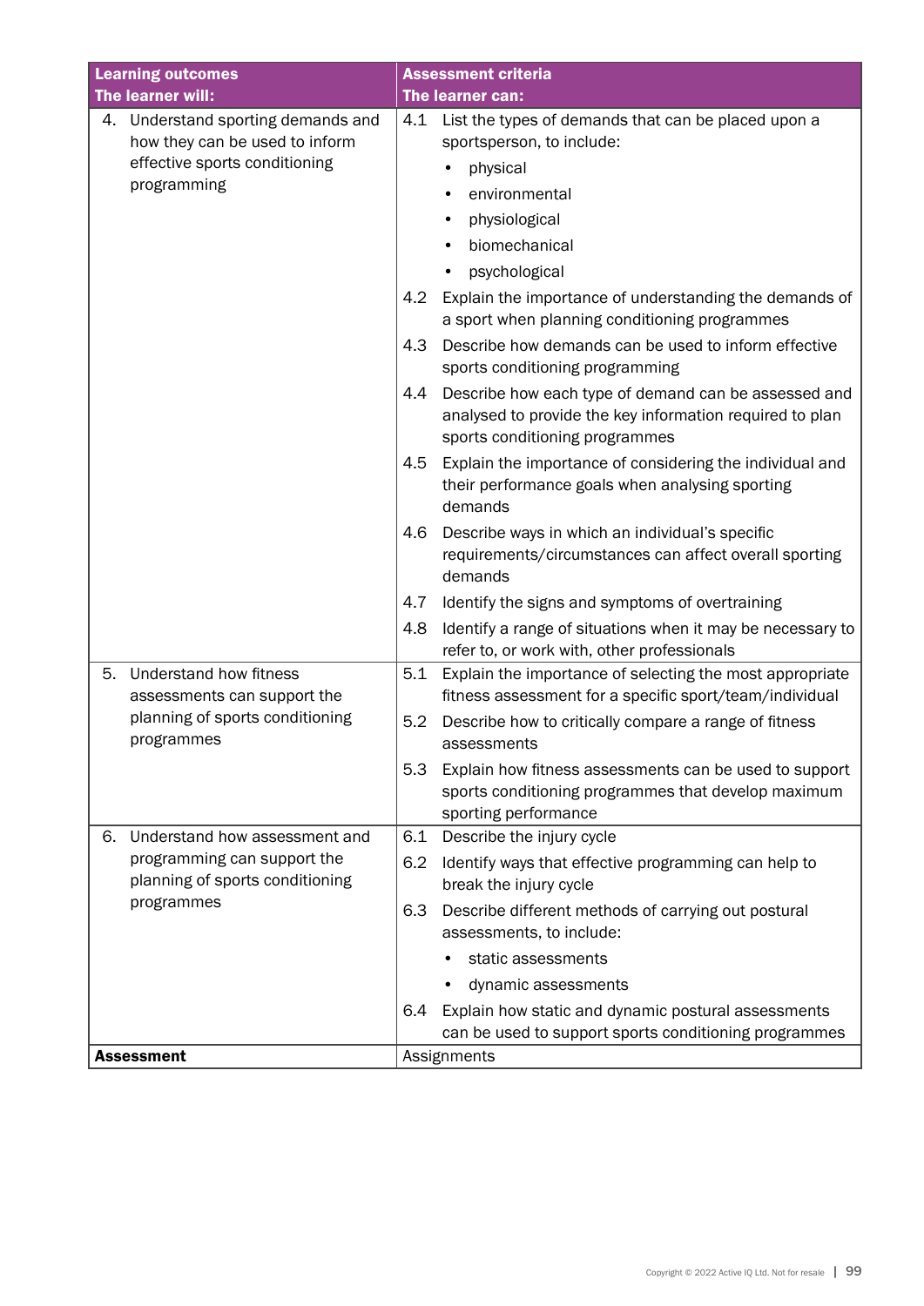| Learning outcomes<br>The learner will: | Assessment criteria<br>The learner can: |
|---|---|
| 4. Understand sporting demands and how they can be used to inform effective sports conditioning programming | 4.1 List the types of demands that can be placed upon a sportsperson, to include:<br>• physical<br>• environmental<br>• physiological<br>• biomechanical<br>• psychological<br>4.2 Explain the importance of understanding the demands of a sport when planning conditioning programmes<br>4.3 Describe how demands can be used to inform effective sports conditioning programming<br>4.4 Describe how each type of demand can be assessed and analysed to provide the key information required to plan sports conditioning programmes<br>4.5 Explain the importance of considering the individual and their performance goals when analysing sporting demands<br>4.6 Describe ways in which an individual's specific requirements/circumstances can affect overall sporting demands<br>4.7 Identify the signs and symptoms of overtraining<br>4.8 Identify a range of situations when it may be necessary to refer to, or work with, other professionals |
| 5. Understand how fitness assessments can support the planning of sports conditioning programmes | 5.1 Explain the importance of selecting the most appropriate fitness assessment for a specific sport/team/individual<br>5.2 Describe how to critically compare a range of fitness assessments<br>5.3 Explain how fitness assessments can be used to support sports conditioning programmes that develop maximum sporting performance |
| 6. Understand how assessment and programming can support the planning of sports conditioning programmes | 6.1 Describe the injury cycle<br>6.2 Identify ways that effective programming can help to break the injury cycle<br>6.3 Describe different methods of carrying out postural assessments, to include:<br>• static assessments<br>• dynamic assessments<br>6.4 Explain how static and dynamic postural assessments can be used to support sports conditioning programmes |
| **Assessment** | Assignments |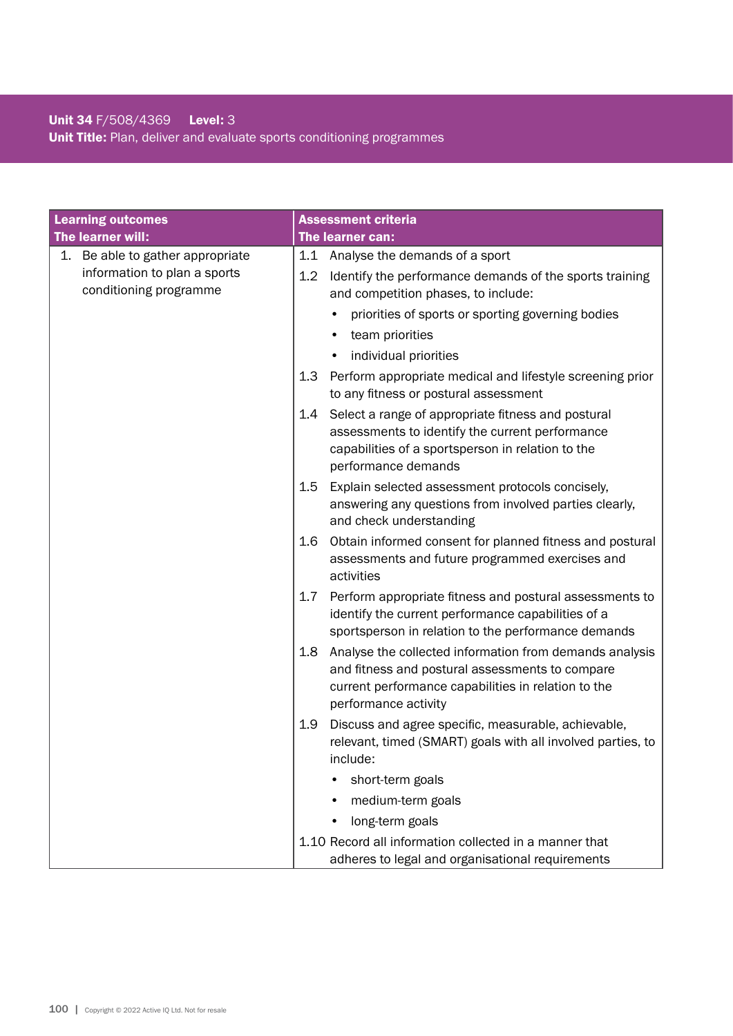**Unit 34** F/508/4369 **Level:** 3
**Unit Title:** Plan, deliver and evaluate sports conditioning programmes

| Learning outcomes<br>The learner will: | Assessment criteria<br>The learner can: |
|---|---|
| 1. Be able to gather appropriate information to plan a sports conditioning programme | 1.1 Analyse the demands of a sport<br>1.2 Identify the performance demands of the sports training and competition phases, to include:<br>• priorities of sports or sporting governing bodies<br>• team priorities<br>• individual priorities<br>1.3 Perform appropriate medical and lifestyle screening prior to any fitness or postural assessment<br>1.4 Select a range of appropriate fitness and postural assessments to identify the current performance capabilities of a sportsperson in relation to the performance demands<br>1.5 Explain selected assessment protocols concisely, answering any questions from involved parties clearly, and check understanding<br>1.6 Obtain informed consent for planned fitness and postural assessments and future programmed exercises and activities<br>1.7 Perform appropriate fitness and postural assessments to identify the current performance capabilities of a sportsperson in relation to the performance demands<br>1.8 Analyse the collected information from demands analysis and fitness and postural assessments to compare current performance capabilities in relation to the performance activity<br>1.9 Discuss and agree specific, measurable, achievable, relevant, timed (SMART) goals with all involved parties, to include:<br>• short-term goals<br>• medium-term goals<br>• long-term goals<br>1.10 Record all information collected in a manner that adheres to legal and organisational requirements |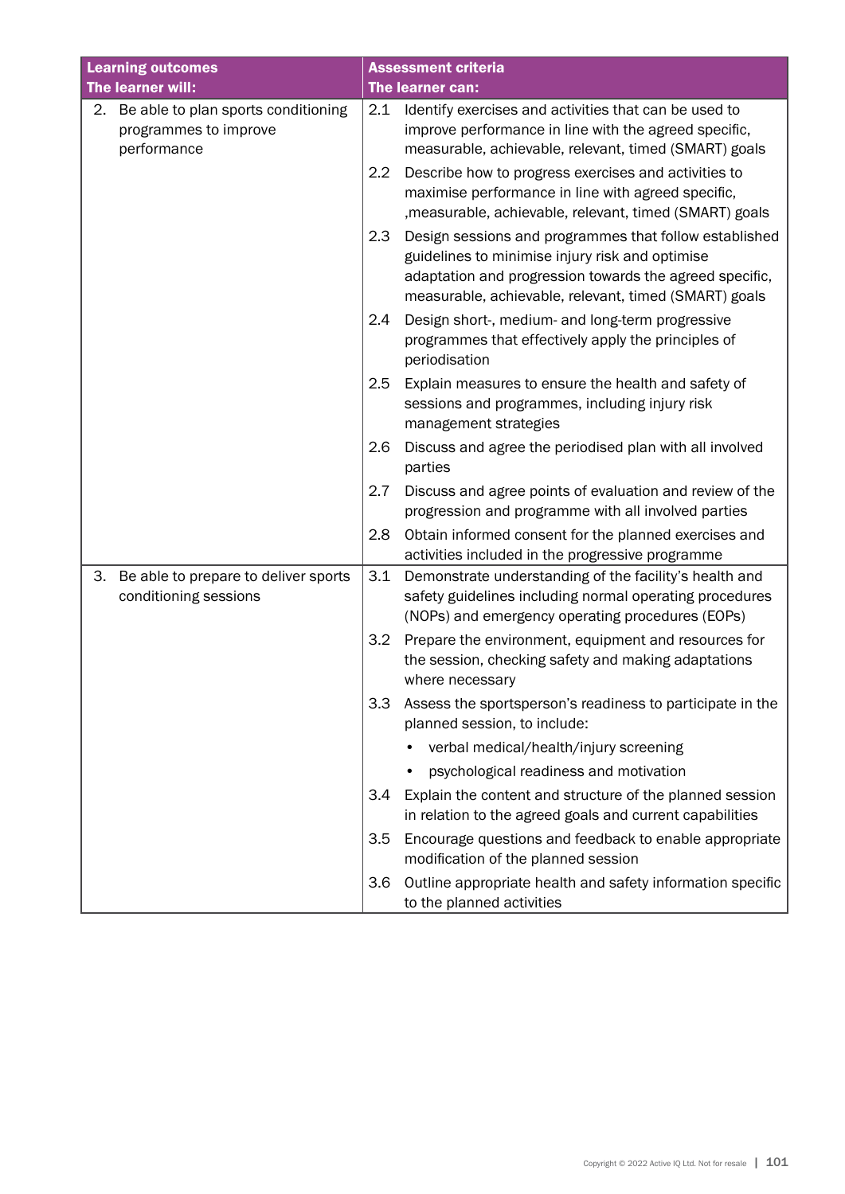| Learning outcomes<br>The learner will: | Assessment criteria<br>The learner can: |
|---|---|
| 2. Be able to plan sports conditioning programmes to improve performance | 2.1 Identify exercises and activities that can be used to improve performance in line with the agreed specific, measurable, achievable, relevant, timed (SMART) goals |
| | 2.2 Describe how to progress exercises and activities to maximise performance in line with agreed specific, ,measurable, achievable, relevant, timed (SMART) goals |
| | 2.3 Design sessions and programmes that follow established guidelines to minimise injury risk and optimise adaptation and progression towards the agreed specific, measurable, achievable, relevant, timed (SMART) goals |
| | 2.4 Design short-, medium- and long-term progressive programmes that effectively apply the principles of periodisation |
| | 2.5 Explain measures to ensure the health and safety of sessions and programmes, including injury risk management strategies |
| | 2.6 Discuss and agree the periodised plan with all involved parties |
| | 2.7 Discuss and agree points of evaluation and review of the progression and programme with all involved parties |
| | 2.8 Obtain informed consent for the planned exercises and activities included in the progressive programme |
| 3. Be able to prepare to deliver sports conditioning sessions | 3.1 Demonstrate understanding of the facility's health and safety guidelines including normal operating procedures (NOPs) and emergency operating procedures (EOPs) |
| | 3.2 Prepare the environment, equipment and resources for the session, checking safety and making adaptations where necessary |
| | 3.3 Assess the sportsperson's readiness to participate in the planned session, to include:<br>• verbal medical/health/injury screening<br>• psychological readiness and motivation |
| | 3.4 Explain the content and structure of the planned session in relation to the agreed goals and current capabilities |
| | 3.5 Encourage questions and feedback to enable appropriate modification of the planned session |
| | 3.6 Outline appropriate health and safety information specific to the planned activities |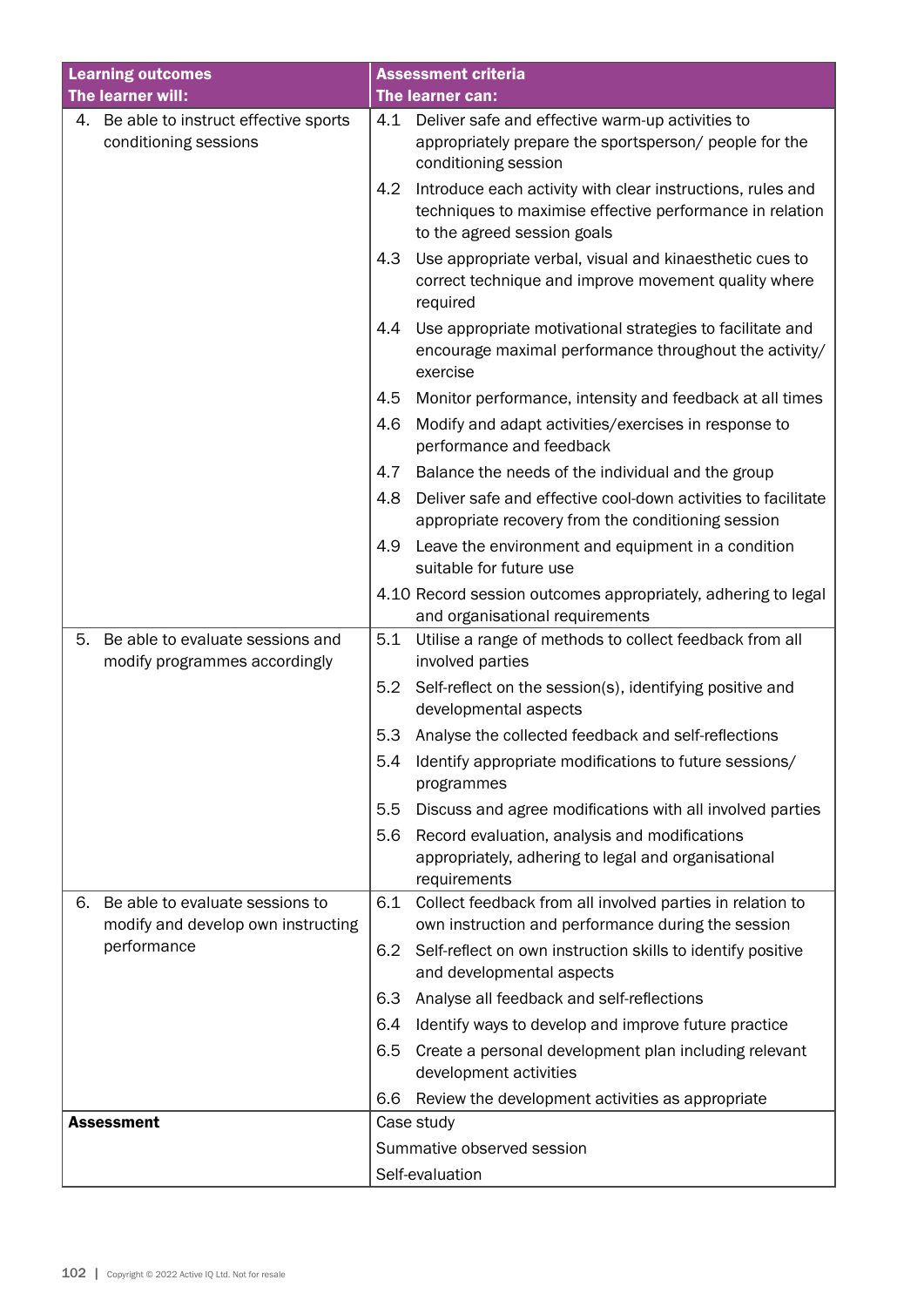| Learning outcomes<br>The learner will: | Assessment criteria<br>The learner can: |
|---|---|
| 4. Be able to instruct effective sports conditioning sessions | 4.1 Deliver safe and effective warm-up activities to appropriately prepare the sportsperson/ people for the conditioning session |
| | 4.2 Introduce each activity with clear instructions, rules and techniques to maximise effective performance in relation to the agreed session goals |
| | 4.3 Use appropriate verbal, visual and kinaesthetic cues to correct technique and improve movement quality where required |
| | 4.4 Use appropriate motivational strategies to facilitate and encourage maximal performance throughout the activity/ exercise |
| | 4.5 Monitor performance, intensity and feedback at all times |
| | 4.6 Modify and adapt activities/exercises in response to performance and feedback |
| | 4.7 Balance the needs of the individual and the group |
| | 4.8 Deliver safe and effective cool-down activities to facilitate appropriate recovery from the conditioning session |
| | 4.9 Leave the environment and equipment in a condition suitable for future use |
| | 4.10 Record session outcomes appropriately, adhering to legal and organisational requirements |
| 5. Be able to evaluate sessions and modify programmes accordingly | 5.1 Utilise a range of methods to collect feedback from all involved parties |
| | 5.2 Self-reflect on the session(s), identifying positive and developmental aspects |
| | 5.3 Analyse the collected feedback and self-reflections |
| | 5.4 Identify appropriate modifications to future sessions/ programmes |
| | 5.5 Discuss and agree modifications with all involved parties |
| | 5.6 Record evaluation, analysis and modifications appropriately, adhering to legal and organisational requirements |
| 6. Be able to evaluate sessions to modify and develop own instructing performance | 6.1 Collect feedback from all involved parties in relation to own instruction and performance during the session |
| | 6.2 Self-reflect on own instruction skills to identify positive and developmental aspects |
| | 6.3 Analyse all feedback and self-reflections |
| | 6.4 Identify ways to develop and improve future practice |
| | 6.5 Create a personal development plan including relevant development activities |
| | 6.6 Review the development activities as appropriate |
| **Assessment** | Case study<br>Summative observed session<br>Self-evaluation |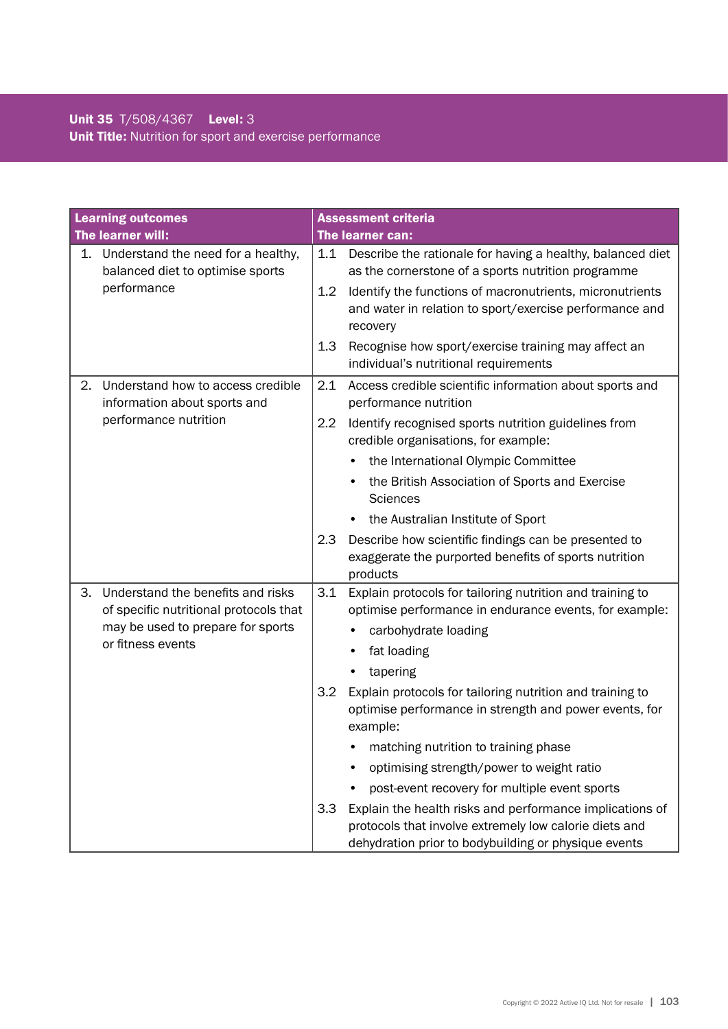**Unit 35** T/508/4367 **Level:** 3
**Unit Title:** Nutrition for sport and exercise performance

| **Learning outcomes**<br>**The learner will:** | **Assessment criteria**<br>**The learner can:** |
|---|---|
| 1. Understand the need for a healthy, balanced diet to optimise sports performance | 1.1 Describe the rationale for having a healthy, balanced diet as the cornerstone of a sports nutrition programme<br>1.2 Identify the functions of macronutrients, micronutrients and water in relation to sport/exercise performance and recovery<br>1.3 Recognise how sport/exercise training may affect an individual's nutritional requirements |
| 2. Understand how to access credible information about sports and performance nutrition | 2.1 Access credible scientific information about sports and performance nutrition<br>2.2 Identify recognised sports nutrition guidelines from credible organisations, for example:<br>• the International Olympic Committee<br>• the British Association of Sports and Exercise Sciences<br>• the Australian Institute of Sport<br>2.3 Describe how scientific findings can be presented to exaggerate the purported benefits of sports nutrition products |
| 3. Understand the benefits and risks of specific nutritional protocols that may be used to prepare for sports or fitness events | 3.1 Explain protocols for tailoring nutrition and training to optimise performance in endurance events, for example:<br>• carbohydrate loading<br>• fat loading<br>• tapering<br>3.2 Explain protocols for tailoring nutrition and training to optimise performance in strength and power events, for example:<br>• matching nutrition to training phase<br>• optimising strength/power to weight ratio<br>• post-event recovery for multiple event sports<br>3.3 Explain the health risks and performance implications of protocols that involve extremely low calorie diets and dehydration prior to bodybuilding or physique events |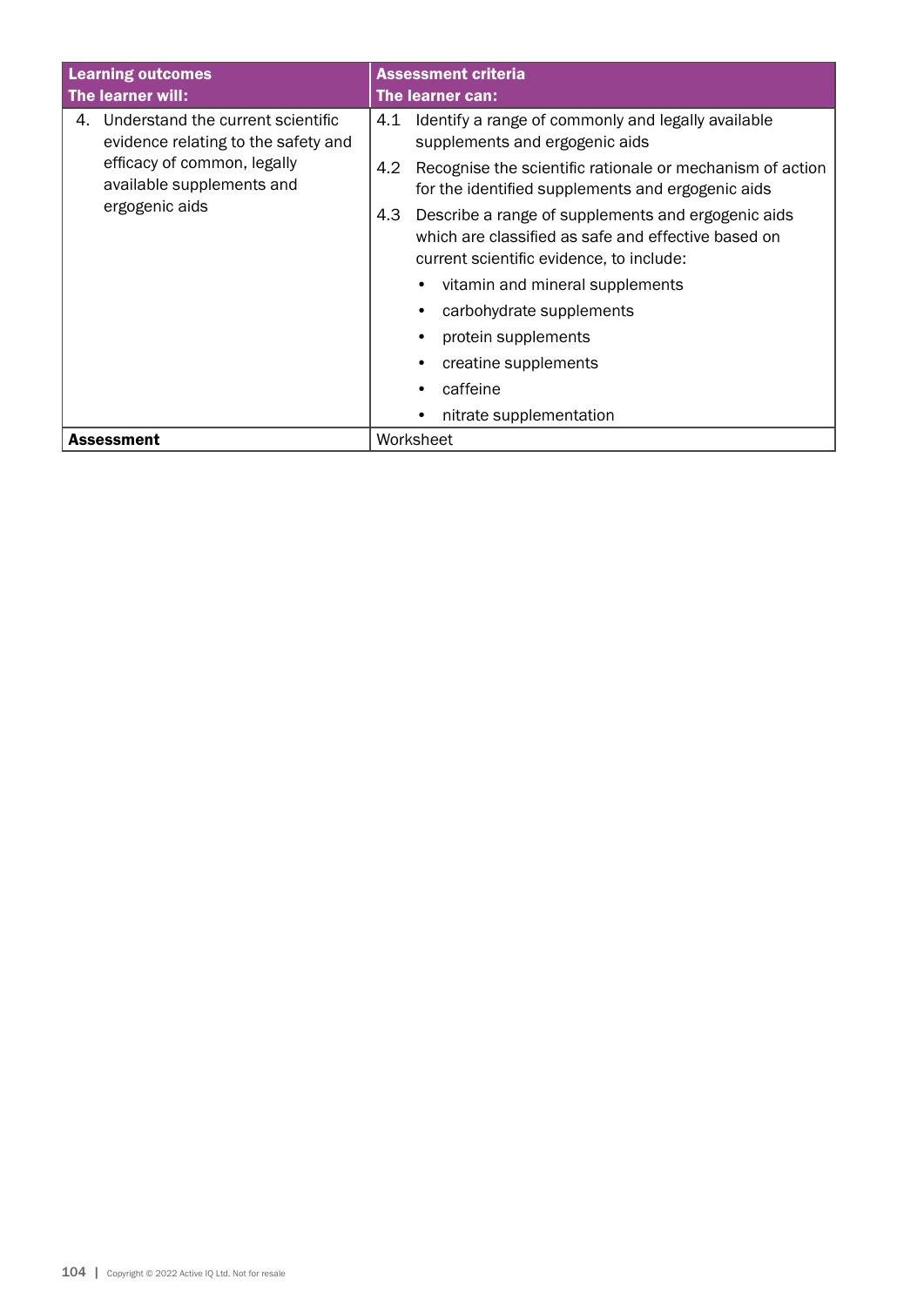| Learning outcomes<br>The learner will: | Assessment criteria<br>The learner can: |
|---|---|
| 4. Understand the current scientific evidence relating to the safety and efficacy of common, legally available supplements and ergogenic aids | 4.1 Identify a range of commonly and legally available supplements and ergogenic aids<br>4.2 Recognise the scientific rationale or mechanism of action for the identified supplements and ergogenic aids<br>4.3 Describe a range of supplements and ergogenic aids which are classified as safe and effective based on current scientific evidence, to include:<br>• vitamin and mineral supplements<br>• carbohydrate supplements<br>• protein supplements<br>• creatine supplements<br>• caffeine<br>• nitrate supplementation |
| **Assessment** | Worksheet |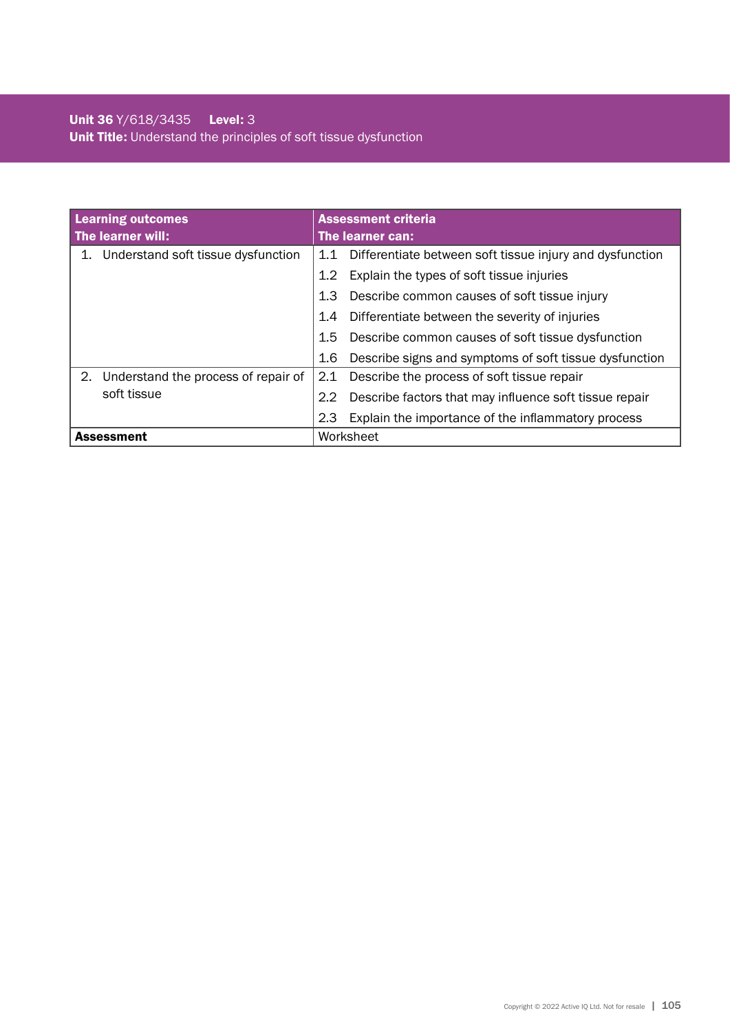**Unit 36** Y/618/3435 **Level:** 3
**Unit Title:** Understand the principles of soft tissue dysfunction

| **Learning outcomes**<br>**The learner will:** | **Assessment criteria**<br>**The learner can:** |
|---|---|
| 1. Understand soft tissue dysfunction | 1.1 Differentiate between soft tissue injury and dysfunction |
| | 1.2 Explain the types of soft tissue injuries |
| | 1.3 Describe common causes of soft tissue injury |
| | 1.4 Differentiate between the severity of injuries |
| | 1.5 Describe common causes of soft tissue dysfunction |
| | 1.6 Describe signs and symptoms of soft tissue dysfunction |
| 2. Understand the process of repair of soft tissue | 2.1 Describe the process of soft tissue repair |
| | 2.2 Describe factors that may influence soft tissue repair |
| | 2.3 Explain the importance of the inflammatory process |
| **Assessment** | Worksheet |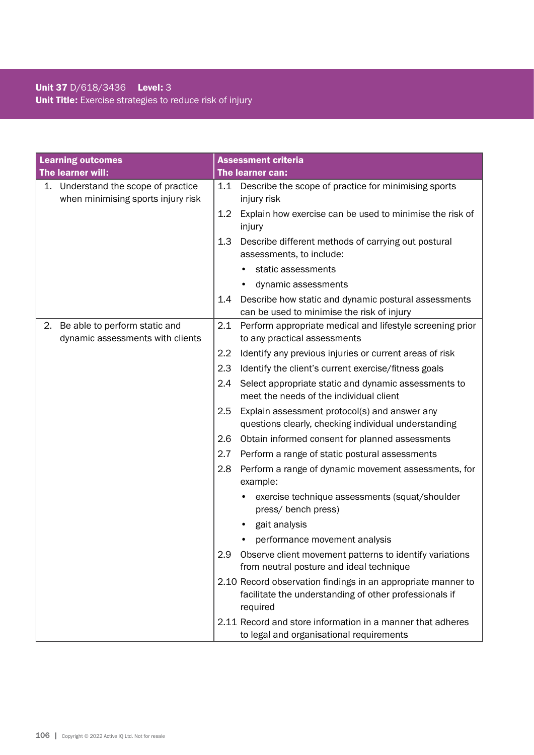**Unit 37** D/618/3436 **Level:** 3
**Unit Title:** Exercise strategies to reduce risk of injury

| **Learning outcomes** **The learner will:** | **Assessment criteria** **The learner can:** |
|---|---|
| 1. Understand the scope of practice when minimising sports injury risk | 1.1 Describe the scope of practice for minimising sports injury risk |
| | 1.2 Explain how exercise can be used to minimise the risk of injury |
| | 1.3 Describe different methods of carrying out postural assessments, to include:<br>• static assessments<br>• dynamic assessments |
| | 1.4 Describe how static and dynamic postural assessments can be used to minimise the risk of injury |
| 2. Be able to perform static and dynamic assessments with clients | 2.1 Perform appropriate medical and lifestyle screening prior to any practical assessments |
| | 2.2 Identify any previous injuries or current areas of risk |
| | 2.3 Identify the client's current exercise/fitness goals |
| | 2.4 Select appropriate static and dynamic assessments to meet the needs of the individual client |
| | 2.5 Explain assessment protocol(s) and answer any questions clearly, checking individual understanding |
| | 2.6 Obtain informed consent for planned assessments |
| | 2.7 Perform a range of static postural assessments |
| | 2.8 Perform a range of dynamic movement assessments, for example:<br>• exercise technique assessments (squat/shoulder press/ bench press)<br>• gait analysis<br>• performance movement analysis |
| | 2.9 Observe client movement patterns to identify variations from neutral posture and ideal technique |
| | 2.10 Record observation findings in an appropriate manner to facilitate the understanding of other professionals if required |
| | 2.11 Record and store information in a manner that adheres to legal and organisational requirements |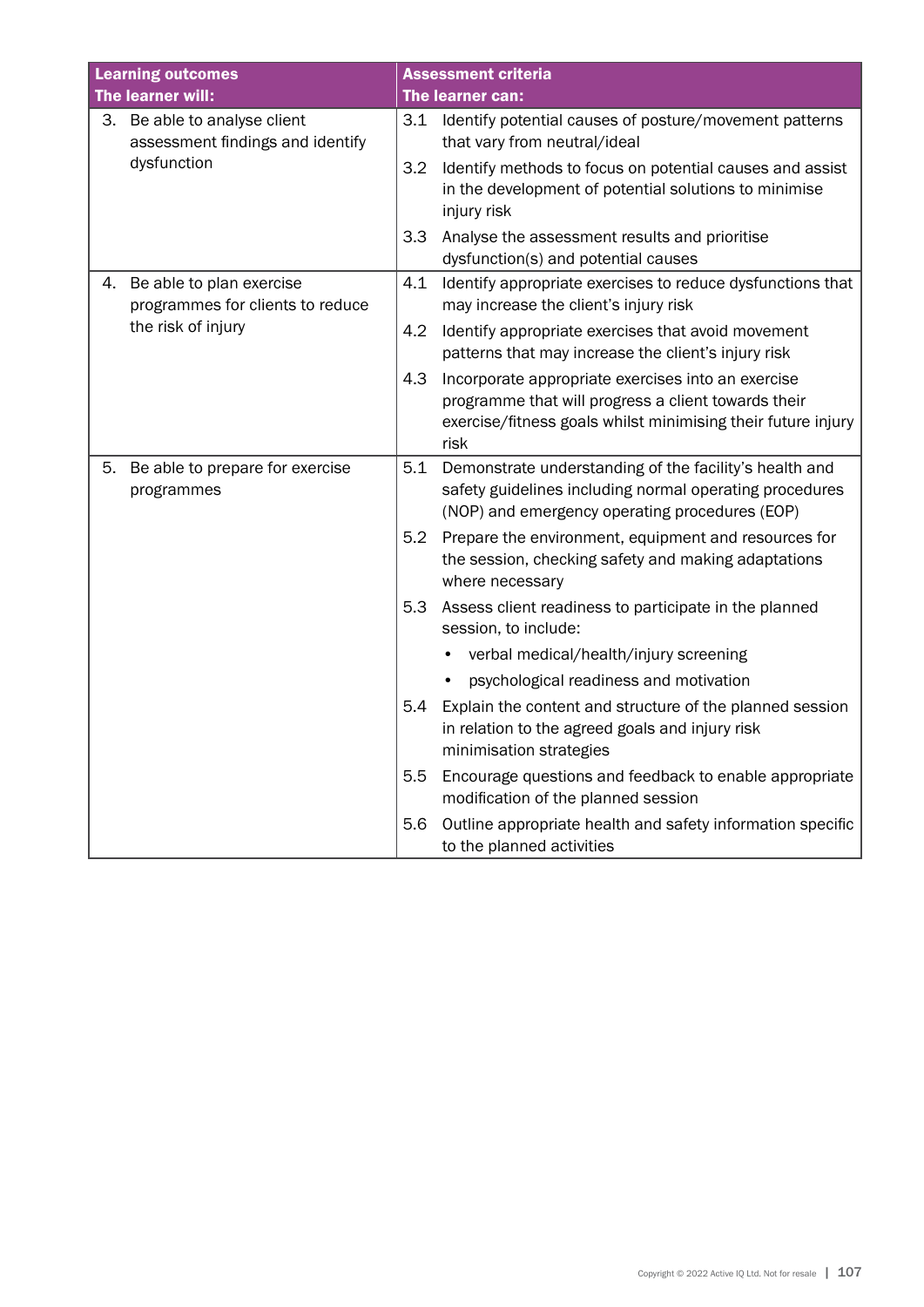| Learning outcomes<br>The learner will: | Assessment criteria<br>The learner can: |
|---|---|
| 3. Be able to analyse client assessment findings and identify dysfunction | 3.1 Identify potential causes of posture/movement patterns that vary from neutral/ideal<br>3.2 Identify methods to focus on potential causes and assist in the development of potential solutions to minimise injury risk<br>3.3 Analyse the assessment results and prioritise dysfunction(s) and potential causes |
| 4. Be able to plan exercise programmes for clients to reduce the risk of injury | 4.1 Identify appropriate exercises to reduce dysfunctions that may increase the client's injury risk<br>4.2 Identify appropriate exercises that avoid movement patterns that may increase the client's injury risk<br>4.3 Incorporate appropriate exercises into an exercise programme that will progress a client towards their exercise/fitness goals whilst minimising their future injury risk |
| 5. Be able to prepare for exercise programmes | 5.1 Demonstrate understanding of the facility's health and safety guidelines including normal operating procedures (NOP) and emergency operating procedures (EOP)<br>5.2 Prepare the environment, equipment and resources for the session, checking safety and making adaptations where necessary<br>5.3 Assess client readiness to participate in the planned session, to include:<br>• verbal medical/health/injury screening<br>• psychological readiness and motivation<br>5.4 Explain the content and structure of the planned session in relation to the agreed goals and injury risk minimisation strategies<br>5.5 Encourage questions and feedback to enable appropriate modification of the planned session<br>5.6 Outline appropriate health and safety information specific to the planned activities |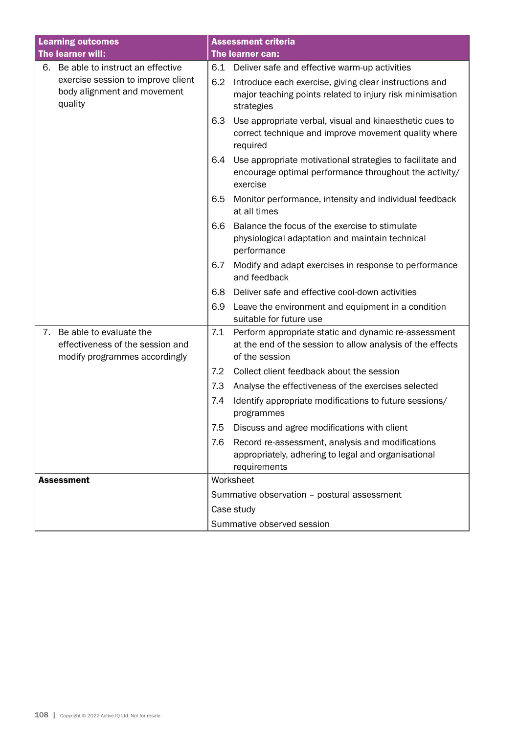| Learning outcomes<br>The learner will: | Assessment criteria<br>The learner can: |
|---|---|
| 6. Be able to instruct an effective exercise session to improve client body alignment and movement quality | 6.1 Deliver safe and effective warm-up activities |
| | 6.2 Introduce each exercise, giving clear instructions and major teaching points related to injury risk minimisation strategies |
| | 6.3 Use appropriate verbal, visual and kinaesthetic cues to correct technique and improve movement quality where required |
| | 6.4 Use appropriate motivational strategies to facilitate and encourage optimal performance throughout the activity/ exercise |
| | 6.5 Monitor performance, intensity and individual feedback at all times |
| | 6.6 Balance the focus of the exercise to stimulate physiological adaptation and maintain technical performance |
| | 6.7 Modify and adapt exercises in response to performance and feedback |
| | 6.8 Deliver safe and effective cool-down activities |
| | 6.9 Leave the environment and equipment in a condition suitable for future use |
| 7. Be able to evaluate the effectiveness of the session and modify programmes accordingly | 7.1 Perform appropriate static and dynamic re-assessment at the end of the session to allow analysis of the effects of the session |
| | 7.2 Collect client feedback about the session |
| | 7.3 Analyse the effectiveness of the exercises selected |
| | 7.4 Identify appropriate modifications to future sessions/ programmes |
| | 7.5 Discuss and agree modifications with client |
| | 7.6 Record re-assessment, analysis and modifications appropriately, adhering to legal and organisational requirements |
| **Assessment** | Worksheet |
| | Summative observation – postural assessment |
| | Case study |
| | Summative observed session |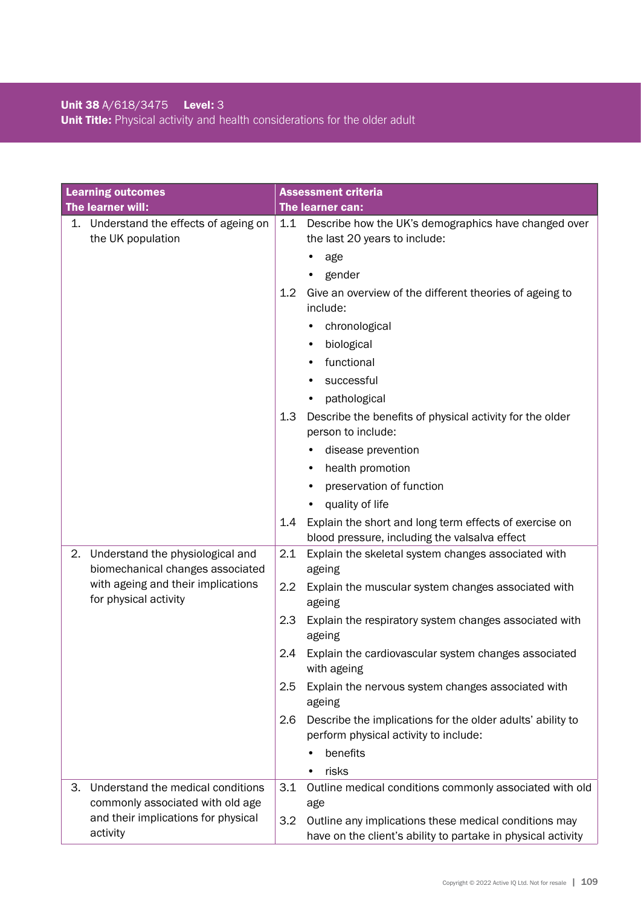**Unit 38** A/618/3475 **Level:** 3
**Unit Title:** Physical activity and health considerations for the older adult

| Learning outcomes<br>The learner will: | Assessment criteria<br>The learner can: |
|---|---|
| 1. Understand the effects of ageing on the UK population | 1.1 Describe how the UK's demographics have changed over the last 20 years to include:<br>• age<br>• gender<br>1.2 Give an overview of the different theories of ageing to include:<br>• chronological<br>• biological<br>• functional<br>• successful<br>• pathological<br>1.3 Describe the benefits of physical activity for the older person to include:<br>• disease prevention<br>• health promotion<br>• preservation of function<br>• quality of life<br>1.4 Explain the short and long term effects of exercise on blood pressure, including the valsalva effect |
| 2. Understand the physiological and biomechanical changes associated with ageing and their implications for physical activity | 2.1 Explain the skeletal system changes associated with ageing<br>2.2 Explain the muscular system changes associated with ageing<br>2.3 Explain the respiratory system changes associated with ageing<br>2.4 Explain the cardiovascular system changes associated with ageing<br>2.5 Explain the nervous system changes associated with ageing<br>2.6 Describe the implications for the older adults' ability to perform physical activity to include:<br>• benefits<br>• risks |
| 3. Understand the medical conditions commonly associated with old age and their implications for physical activity | 3.1 Outline medical conditions commonly associated with old age<br>3.2 Outline any implications these medical conditions may have on the client's ability to partake in physical activity |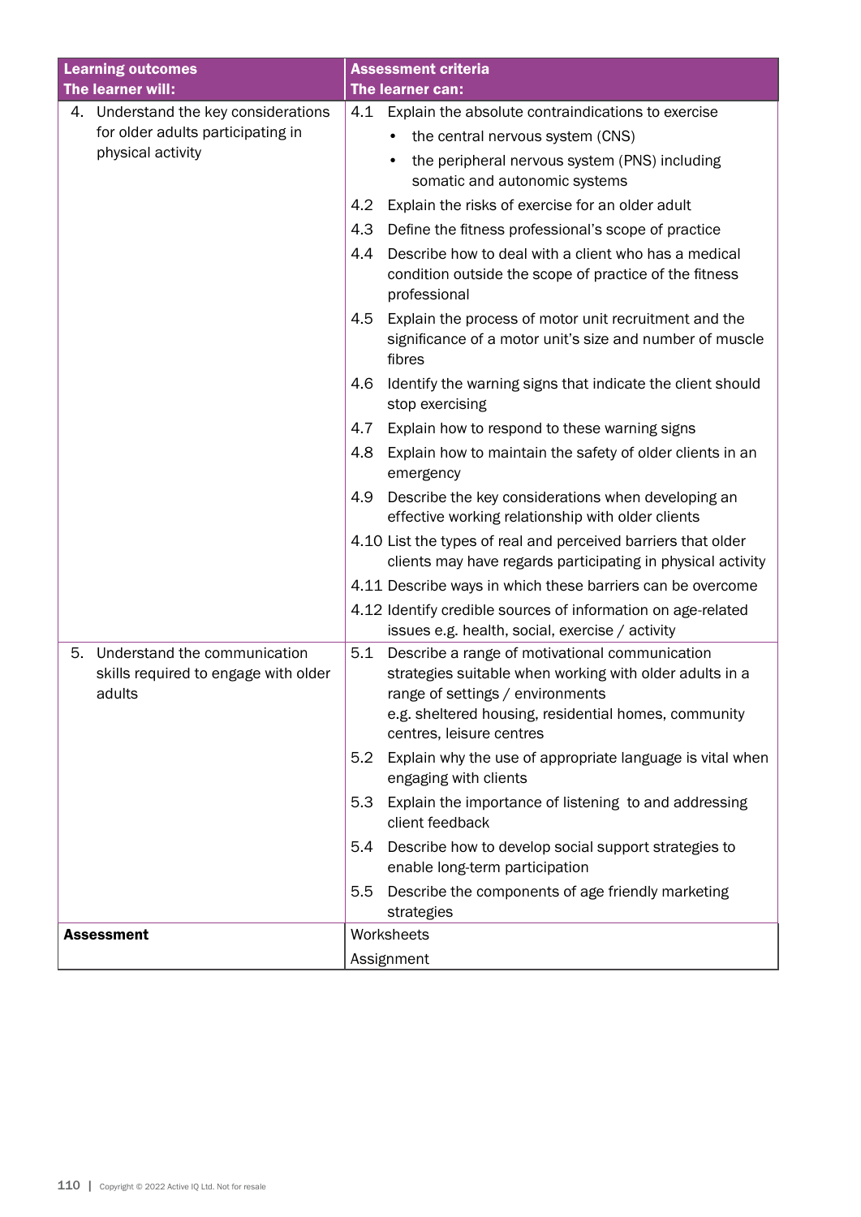| Learning outcomes<br>The learner will: | Assessment criteria<br>The learner can: |
|---|---|
| 4. Understand the key considerations for older adults participating in physical activity | 4.1 Explain the absolute contraindications to exercise<br>• the central nervous system (CNS)<br>• the peripheral nervous system (PNS) including somatic and autonomic systems<br>4.2 Explain the risks of exercise for an older adult<br>4.3 Define the fitness professional's scope of practice<br>4.4 Describe how to deal with a client who has a medical condition outside the scope of practice of the fitness professional<br>4.5 Explain the process of motor unit recruitment and the significance of a motor unit's size and number of muscle fibres<br>4.6 Identify the warning signs that indicate the client should stop exercising<br>4.7 Explain how to respond to these warning signs<br>4.8 Explain how to maintain the safety of older clients in an emergency<br>4.9 Describe the key considerations when developing an effective working relationship with older clients<br>4.10 List the types of real and perceived barriers that older clients may have regards participating in physical activity<br>4.11 Describe ways in which these barriers can be overcome<br>4.12 Identify credible sources of information on age-related issues e.g. health, social, exercise / activity |
| 5. Understand the communication skills required to engage with older adults | 5.1 Describe a range of motivational communication strategies suitable when working with older adults in a range of settings / environments e.g. sheltered housing, residential homes, community centres, leisure centres<br>5.2 Explain why the use of appropriate language is vital when engaging with clients<br>5.3 Explain the importance of listening to and addressing client feedback<br>5.4 Describe how to develop social support strategies to enable long-term participation<br>5.5 Describe the components of age friendly marketing strategies |
| **Assessment** | Worksheets<br>Assignment |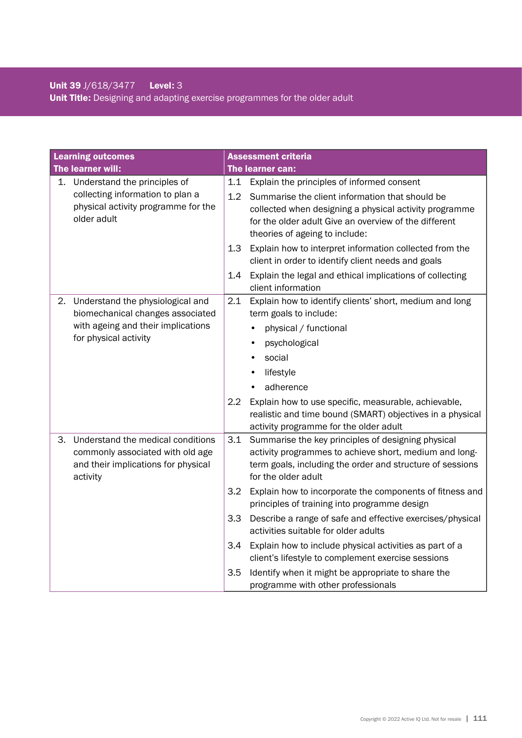**Unit 39** J/618/3477 **Level:** 3
**Unit Title:** Designing and adapting exercise programmes for the older adult

| Learning outcomes<br>The learner will: | Assessment criteria<br>The learner can: |
|---|---|
| 1. Understand the principles of collecting information to plan a physical activity programme for the older adult | 1.1 Explain the principles of informed consent<br>1.2 Summarise the client information that should be collected when designing a physical activity programme for the older adult Give an overview of the different theories of ageing to include:<br>1.3 Explain how to interpret information collected from the client in order to identify client needs and goals<br>1.4 Explain the legal and ethical implications of collecting client information |
| 2. Understand the physiological and biomechanical changes associated with ageing and their implications for physical activity | 2.1 Explain how to identify clients' short, medium and long term goals to include:<br>• physical / functional<br>• psychological<br>• social<br>• lifestyle<br>• adherence<br>2.2 Explain how to use specific, measurable, achievable, realistic and time bound (SMART) objectives in a physical activity programme for the older adult |
| 3. Understand the medical conditions commonly associated with old age and their implications for physical activity | 3.1 Summarise the key principles of designing physical activity programmes to achieve short, medium and long-term goals, including the order and structure of sessions for the older adult<br>3.2 Explain how to incorporate the components of fitness and principles of training into programme design<br>3.3 Describe a range of safe and effective exercises/physical activities suitable for older adults<br>3.4 Explain how to include physical activities as part of a client's lifestyle to complement exercise sessions<br>3.5 Identify when it might be appropriate to share the programme with other professionals |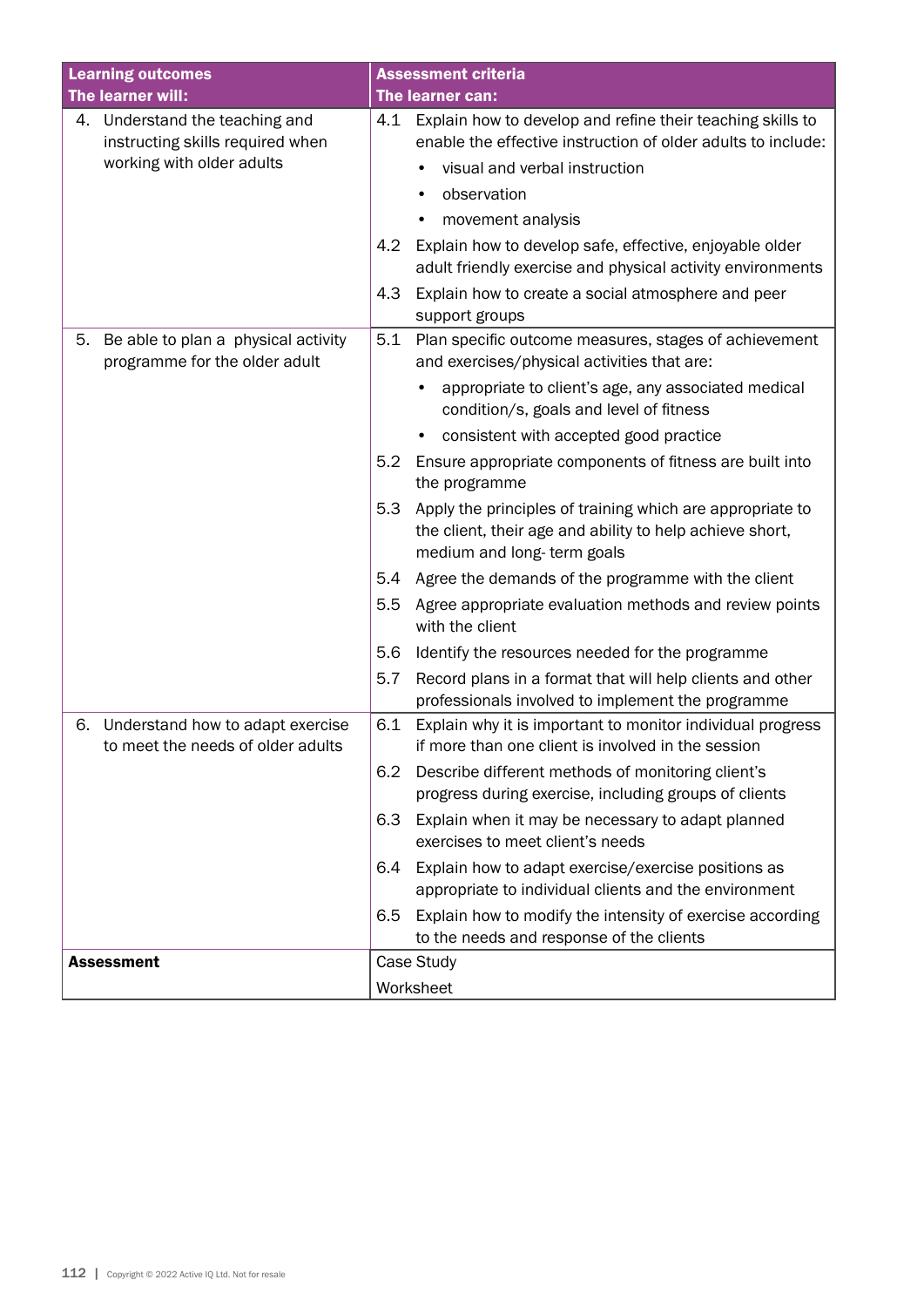| Learning outcomes<br>The learner will: | Assessment criteria<br>The learner can: |
|---|---|
| 4. Understand the teaching and instructing skills required when working with older adults | 4.1 Explain how to develop and refine their teaching skills to enable the effective instruction of older adults to include:<br>• visual and verbal instruction<br>• observation<br>• movement analysis<br>4.2 Explain how to develop safe, effective, enjoyable older adult friendly exercise and physical activity environments<br>4.3 Explain how to create a social atmosphere and peer support groups |
| 5. Be able to plan a physical activity programme for the older adult | 5.1 Plan specific outcome measures, stages of achievement and exercises/physical activities that are:<br>• appropriate to client's age, any associated medical condition/s, goals and level of fitness<br>• consistent with accepted good practice<br>5.2 Ensure appropriate components of fitness are built into the programme<br>5.3 Apply the principles of training which are appropriate to the client, their age and ability to help achieve short, medium and long- term goals<br>5.4 Agree the demands of the programme with the client<br>5.5 Agree appropriate evaluation methods and review points with the client<br>5.6 Identify the resources needed for the programme<br>5.7 Record plans in a format that will help clients and other professionals involved to implement the programme |
| 6. Understand how to adapt exercise to meet the needs of older adults | 6.1 Explain why it is important to monitor individual progress if more than one client is involved in the session<br>6.2 Describe different methods of monitoring client's progress during exercise, including groups of clients<br>6.3 Explain when it may be necessary to adapt planned exercises to meet client's needs<br>6.4 Explain how to adapt exercise/exercise positions as appropriate to individual clients and the environment<br>6.5 Explain how to modify the intensity of exercise according to the needs and response of the clients |
| **Assessment** | Case Study<br>Worksheet |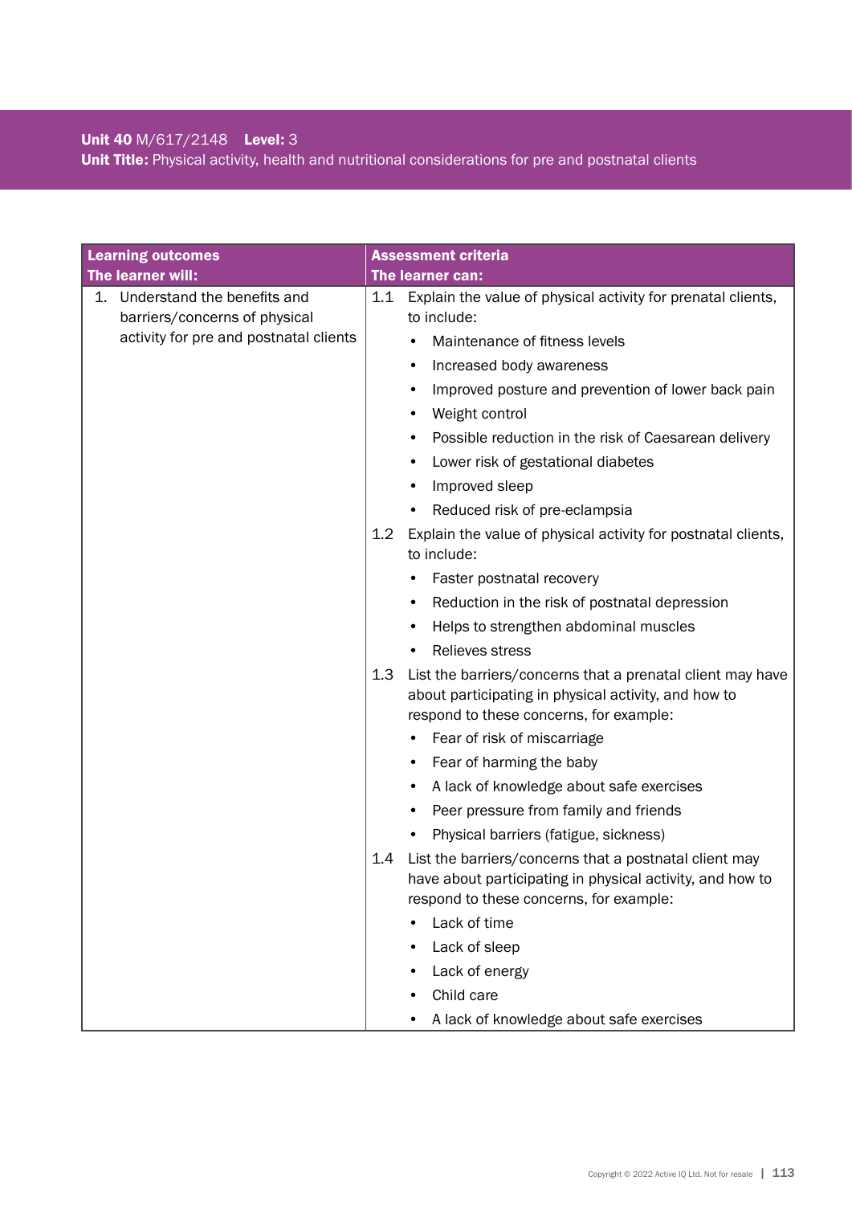**Unit 40** M/617/2148 **Level:** 3
**Unit Title:** Physical activity, health and nutritional considerations for pre and postnatal clients

| **Learning outcomes**<br>**The learner will:** | **Assessment criteria**<br>**The learner can:** |
|---|---|
| 1. Understand the benefits and barriers/concerns of physical activity for pre and postnatal clients | 1.1 Explain the value of physical activity for prenatal clients, to include:<br>• Maintenance of fitness levels<br>• Increased body awareness<br>• Improved posture and prevention of lower back pain<br>• Weight control<br>• Possible reduction in the risk of Caesarean delivery<br>• Lower risk of gestational diabetes<br>• Improved sleep<br>• Reduced risk of pre-eclampsia<br>1.2 Explain the value of physical activity for postnatal clients, to include:<br>• Faster postnatal recovery<br>• Reduction in the risk of postnatal depression<br>• Helps to strengthen abdominal muscles<br>• Relieves stress<br>1.3 List the barriers/concerns that a prenatal client may have about participating in physical activity, and how to respond to these concerns, for example:<br>• Fear of risk of miscarriage<br>• Fear of harming the baby<br>• A lack of knowledge about safe exercises<br>• Peer pressure from family and friends<br>• Physical barriers (fatigue, sickness)<br>1.4 List the barriers/concerns that a postnatal client may have about participating in physical activity, and how to respond to these concerns, for example:<br>• Lack of time<br>• Lack of sleep<br>• Lack of energy<br>• Child care<br>• A lack of knowledge about safe exercises |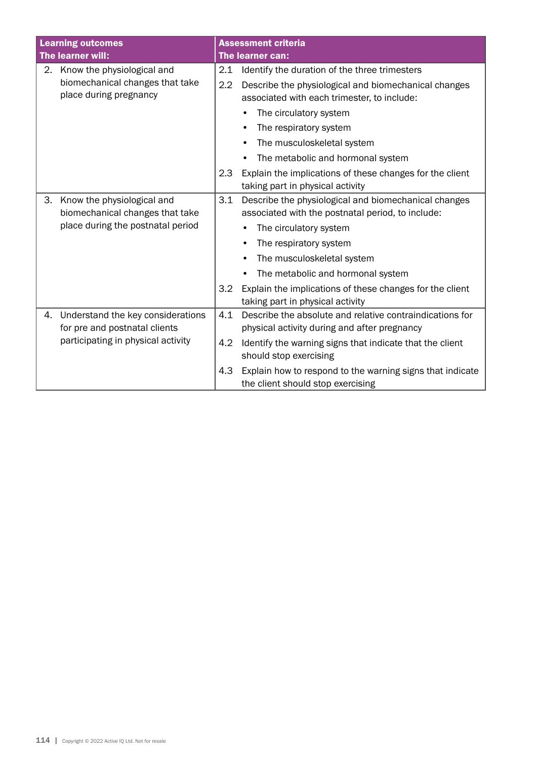| Learning outcomes<br>The learner will: | Assessment criteria<br>The learner can: |
|---|---|
| 2. Know the physiological and biomechanical changes that take place during pregnancy | 2.1 Identify the duration of the three trimesters<br>2.2 Describe the physiological and biomechanical changes associated with each trimester, to include:<br>• The circulatory system<br>• The respiratory system<br>• The musculoskeletal system<br>• The metabolic and hormonal system<br>2.3 Explain the implications of these changes for the client taking part in physical activity |
| 3. Know the physiological and biomechanical changes that take place during the postnatal period | 3.1 Describe the physiological and biomechanical changes associated with the postnatal period, to include:<br>• The circulatory system<br>• The respiratory system<br>• The musculoskeletal system<br>• The metabolic and hormonal system<br>3.2 Explain the implications of these changes for the client taking part in physical activity |
| 4. Understand the key considerations for pre and postnatal clients participating in physical activity | 4.1 Describe the absolute and relative contraindications for physical activity during and after pregnancy<br>4.2 Identify the warning signs that indicate that the client should stop exercising<br>4.3 Explain how to respond to the warning signs that indicate the client should stop exercising |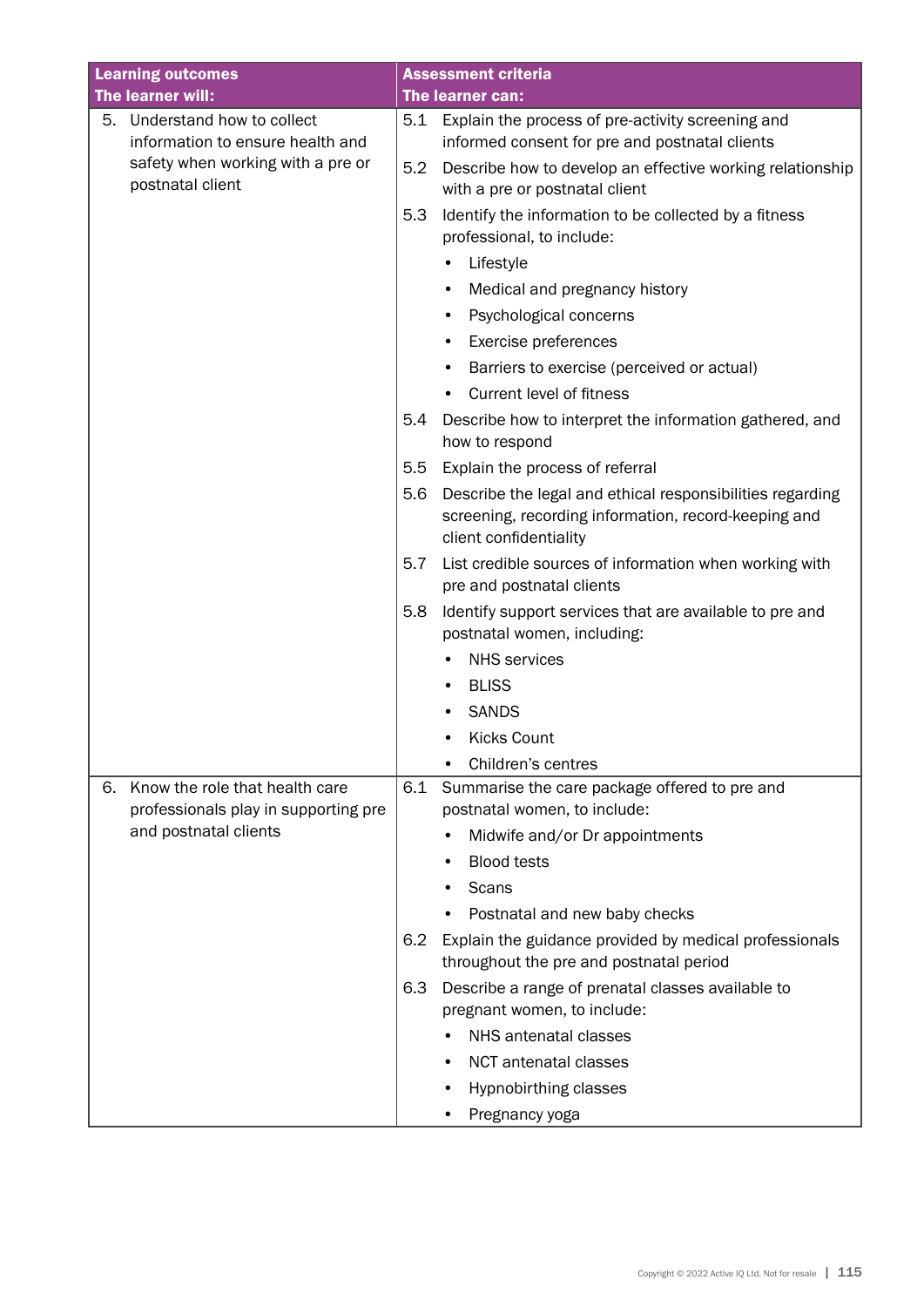| Learning outcomes<br>The learner will: | Assessment criteria<br>The learner can: |
|---|---|
| 5. Understand how to collect information to ensure health and safety when working with a pre or postnatal client | 5.1 Explain the process of pre-activity screening and informed consent for pre and postnatal clients<br>5.2 Describe how to develop an effective working relationship with a pre or postnatal client<br>5.3 Identify the information to be collected by a fitness professional, to include:<br>• Lifestyle<br>• Medical and pregnancy history<br>• Psychological concerns<br>• Exercise preferences<br>• Barriers to exercise (perceived or actual)<br>• Current level of fitness<br>5.4 Describe how to interpret the information gathered, and how to respond<br>5.5 Explain the process of referral<br>5.6 Describe the legal and ethical responsibilities regarding screening, recording information, record-keeping and client confidentiality<br>5.7 List credible sources of information when working with pre and postnatal clients<br>5.8 Identify support services that are available to pre and postnatal women, including:<br>• NHS services<br>• BLISS<br>• SANDS<br>• Kicks Count<br>• Children's centres |
| 6. Know the role that health care professionals play in supporting pre and postnatal clients | 6.1 Summarise the care package offered to pre and postnatal women, to include:<br>• Midwife and/or Dr appointments<br>• Blood tests<br>• Scans<br>• Postnatal and new baby checks<br>6.2 Explain the guidance provided by medical professionals throughout the pre and postnatal period<br>6.3 Describe a range of prenatal classes available to pregnant women, to include:<br>• NHS antenatal classes<br>• NCT antenatal classes<br>• Hypnobirthing classes<br>• Pregnancy yoga |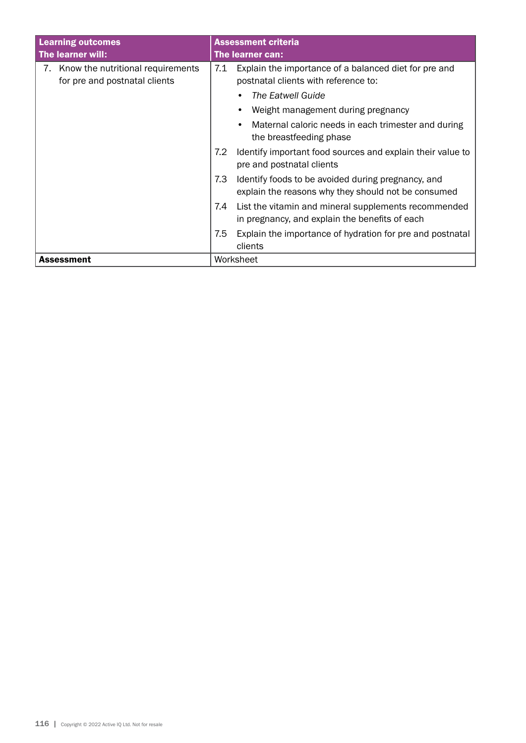| Learning outcomes<br>The learner will: | Assessment criteria<br>The learner can: |
|---|---|
| 7. Know the nutritional requirements for pre and postnatal clients | 7.1 Explain the importance of a balanced diet for pre and postnatal clients with reference to:<br>• *The Eatwell Guide*<br>• Weight management during pregnancy<br>• Maternal caloric needs in each trimester and during the breastfeeding phase<br>7.2 Identify important food sources and explain their value to pre and postnatal clients<br>7.3 Identify foods to be avoided during pregnancy, and explain the reasons why they should not be consumed<br>7.4 List the vitamin and mineral supplements recommended in pregnancy, and explain the benefits of each<br>7.5 Explain the importance of hydration for pre and postnatal clients |
| **Assessment** | Worksheet |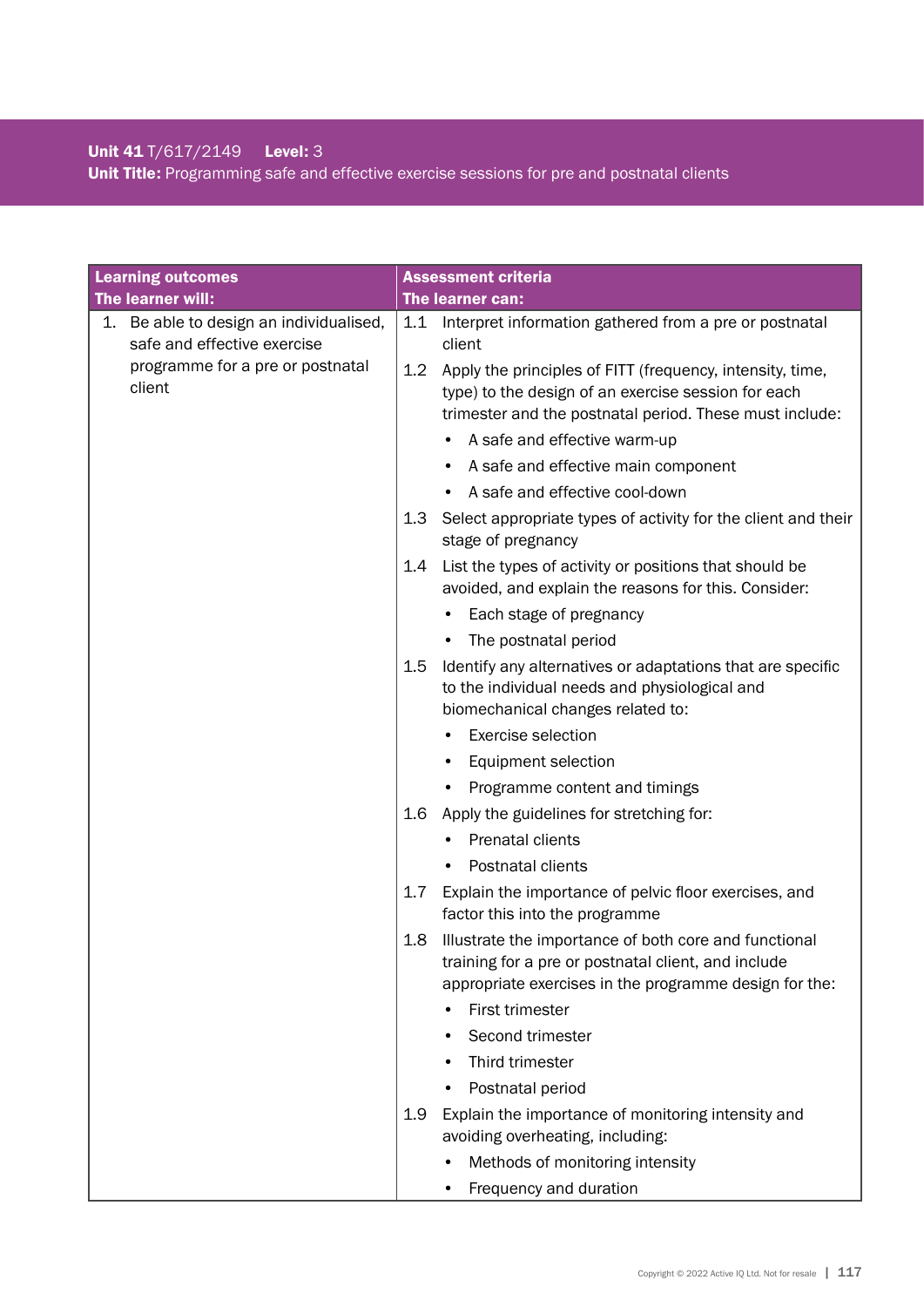**Unit 41** T/617/2149 **Level:** 3

**Unit Title:** Programming safe and effective exercise sessions for pre and postnatal clients

| Learning outcomes<br>The learner will: | Assessment criteria<br>The learner can: |
|---|---|
| 1. Be able to design an individualised, safe and effective exercise programme for a pre or postnatal client | 1.1 Interpret information gathered from a pre or postnatal client |
| | 1.2 Apply the principles of FITT (frequency, intensity, time, type) to the design of an exercise session for each trimester and the postnatal period. These must include:<br>• A safe and effective warm-up<br>• A safe and effective main component<br>• A safe and effective cool-down |
| | 1.3 Select appropriate types of activity for the client and their stage of pregnancy |
| | 1.4 List the types of activity or positions that should be avoided, and explain the reasons for this. Consider:<br>• Each stage of pregnancy<br>• The postnatal period |
| | 1.5 Identify any alternatives or adaptations that are specific to the individual needs and physiological and biomechanical changes related to:<br>• Exercise selection<br>• Equipment selection<br>• Programme content and timings |
| | 1.6 Apply the guidelines for stretching for:<br>• Prenatal clients<br>• Postnatal clients |
| | 1.7 Explain the importance of pelvic floor exercises, and factor this into the programme |
| | 1.8 Illustrate the importance of both core and functional training for a pre or postnatal client, and include appropriate exercises in the programme design for the:<br>• First trimester<br>• Second trimester<br>• Third trimester<br>• Postnatal period |
| | 1.9 Explain the importance of monitoring intensity and avoiding overheating, including:<br>• Methods of monitoring intensity<br>• Frequency and duration |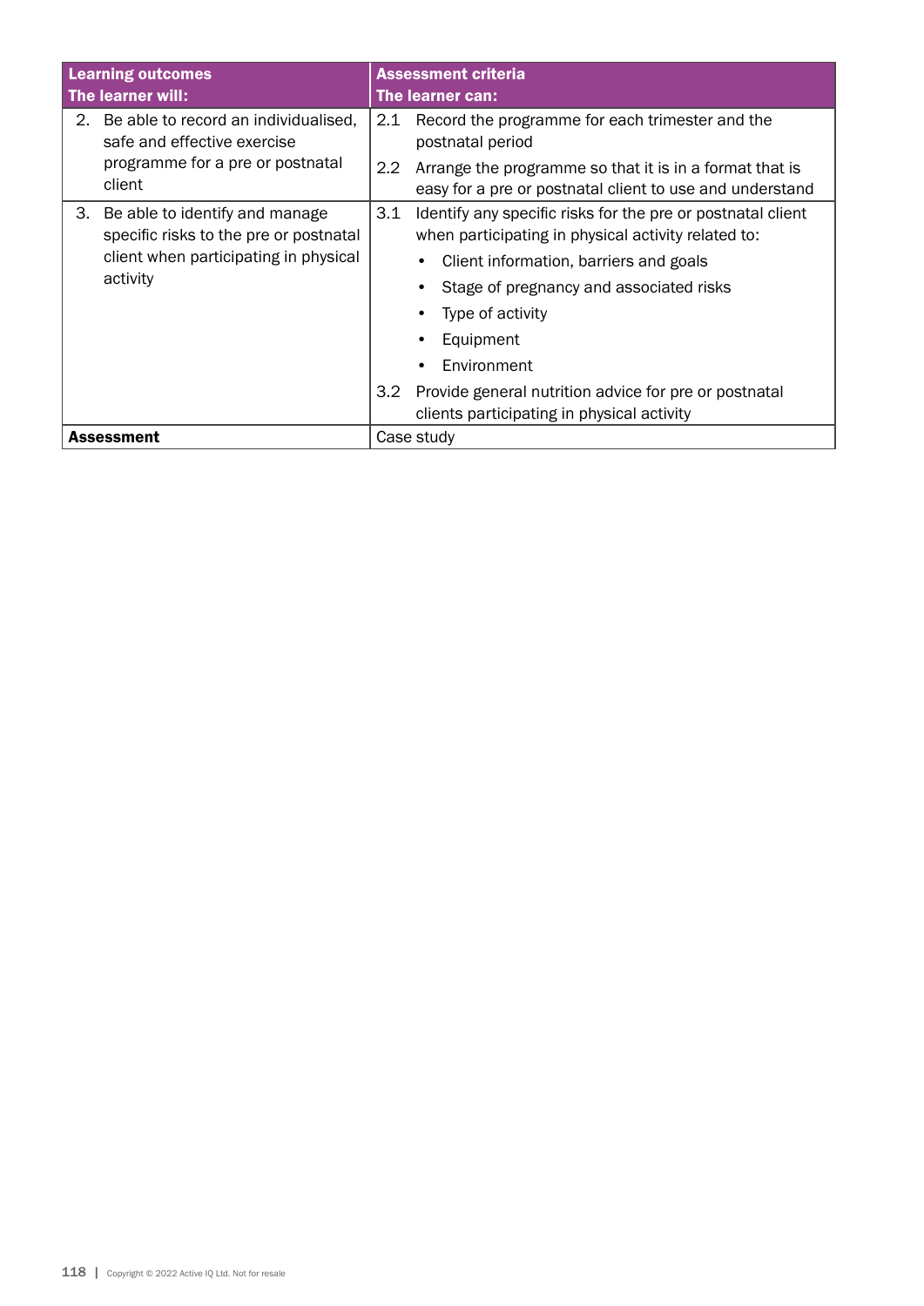| Learning outcomes<br>The learner will: | Assessment criteria<br>The learner can: |
|---|---|
| 2. Be able to record an individualised, safe and effective exercise programme for a pre or postnatal client | 2.1 Record the programme for each trimester and the postnatal period<br>2.2 Arrange the programme so that it is in a format that is easy for a pre or postnatal client to use and understand |
| 3. Be able to identify and manage specific risks to the pre or postnatal client when participating in physical activity | 3.1 Identify any specific risks for the pre or postnatal client when participating in physical activity related to:<br>• Client information, barriers and goals<br>• Stage of pregnancy and associated risks<br>• Type of activity<br>• Equipment<br>• Environment<br>3.2 Provide general nutrition advice for pre or postnatal clients participating in physical activity |
| **Assessment** | Case study |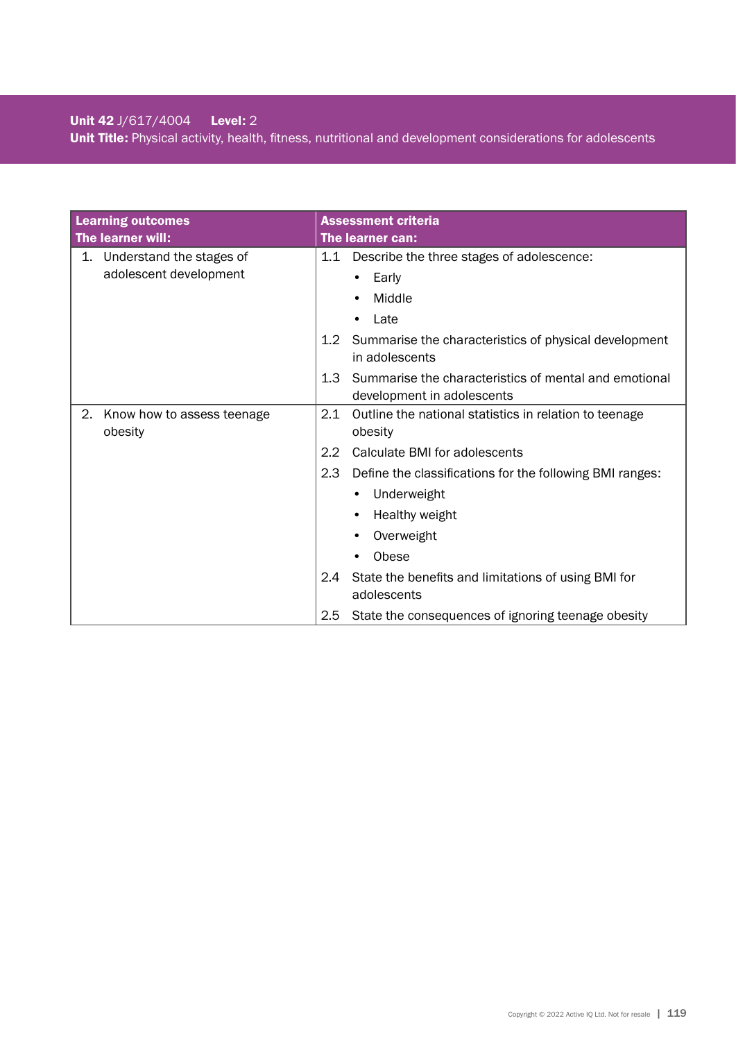**Unit 42** J/617/4004 **Level:** 2

**Unit Title:** Physical activity, health, fitness, nutritional and development considerations for adolescents

| **Learning outcomes**<br>**The learner will:** | **Assessment criteria**<br>**The learner can:** |
|---|---|
| 1. Understand the stages of adolescent development | 1.1 Describe the three stages of adolescence:<br>• Early<br>• Middle<br>• Late |
| | 1.2 Summarise the characteristics of physical development in adolescents |
| | 1.3 Summarise the characteristics of mental and emotional development in adolescents |
| 2. Know how to assess teenage obesity | 2.1 Outline the national statistics in relation to teenage obesity |
| | 2.2 Calculate BMI for adolescents |
| | 2.3 Define the classifications for the following BMI ranges:<br>• Underweight<br>• Healthy weight<br>• Overweight<br>• Obese |
| | 2.4 State the benefits and limitations of using BMI for adolescents |
| | 2.5 State the consequences of ignoring teenage obesity |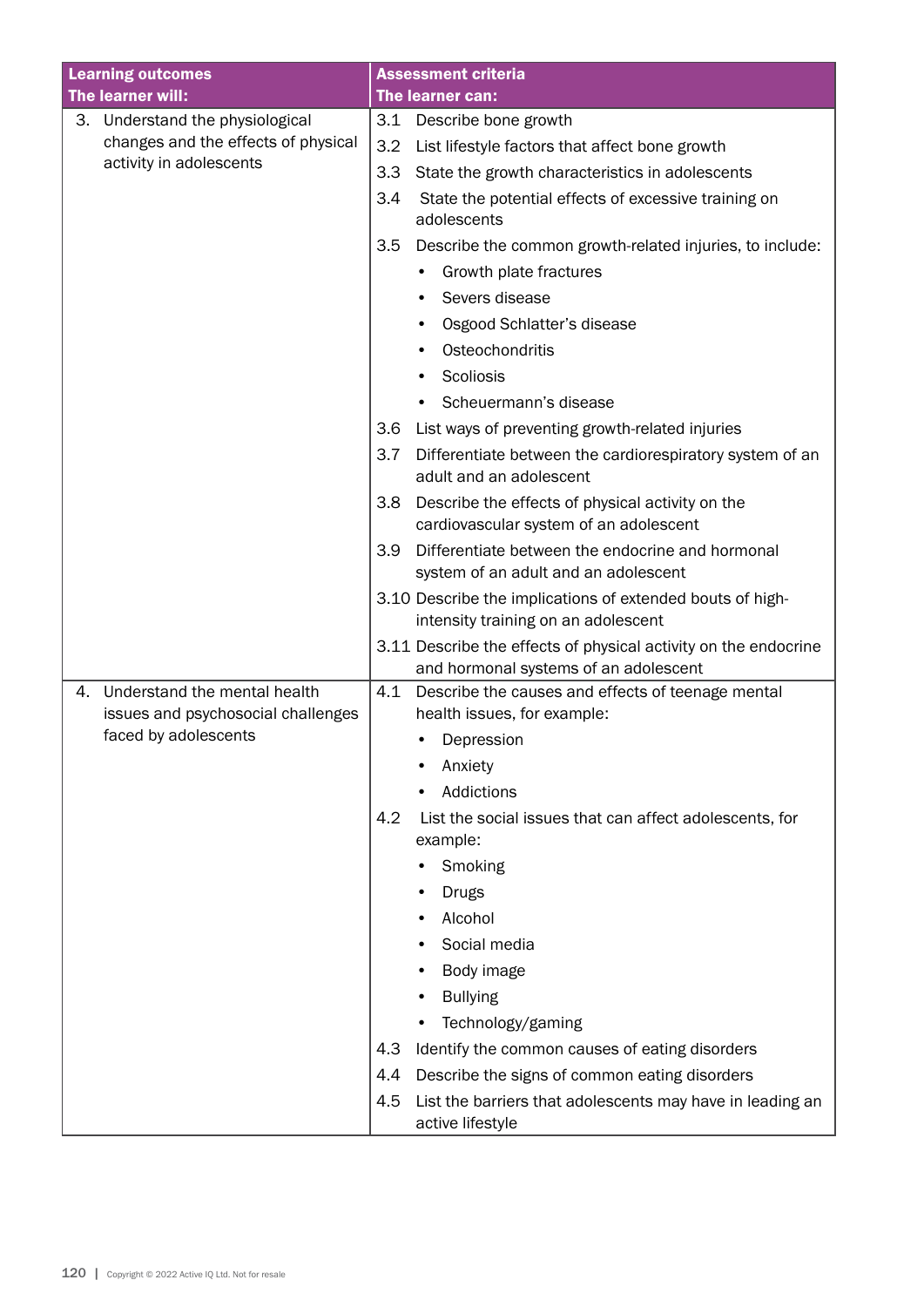| Learning outcomes<br>The learner will: | Assessment criteria<br>The learner can: |
| --- | --- |
| 3. Understand the physiological changes and the effects of physical activity in adolescents | 3.1 Describe bone growth<br>3.2 List lifestyle factors that affect bone growth<br>3.3 State the growth characteristics in adolescents<br>3.4 State the potential effects of excessive training on adolescents<br>3.5 Describe the common growth-related injuries, to include:<br>• Growth plate fractures<br>• Severs disease<br>• Osgood Schlatter's disease<br>• Osteochondritis<br>• Scoliosis<br>• Scheuermann's disease<br>3.6 List ways of preventing growth-related injuries<br>3.7 Differentiate between the cardiorespiratory system of an adult and an adolescent<br>3.8 Describe the effects of physical activity on the cardiovascular system of an adolescent<br>3.9 Differentiate between the endocrine and hormonal system of an adult and an adolescent<br>3.10 Describe the implications of extended bouts of high-intensity training on an adolescent<br>3.11 Describe the effects of physical activity on the endocrine and hormonal systems of an adolescent |
| 4. Understand the mental health issues and psychosocial challenges faced by adolescents | 4.1 Describe the causes and effects of teenage mental health issues, for example:<br>• Depression<br>• Anxiety<br>• Addictions<br>4.2 List the social issues that can affect adolescents, for example:<br>• Smoking<br>• Drugs<br>• Alcohol<br>• Social media<br>• Body image<br>• Bullying<br>• Technology/gaming<br>4.3 Identify the common causes of eating disorders<br>4.4 Describe the signs of common eating disorders<br>4.5 List the barriers that adolescents may have in leading an active lifestyle |

Copyright © 2022 Active IQ Ltd. Not for resale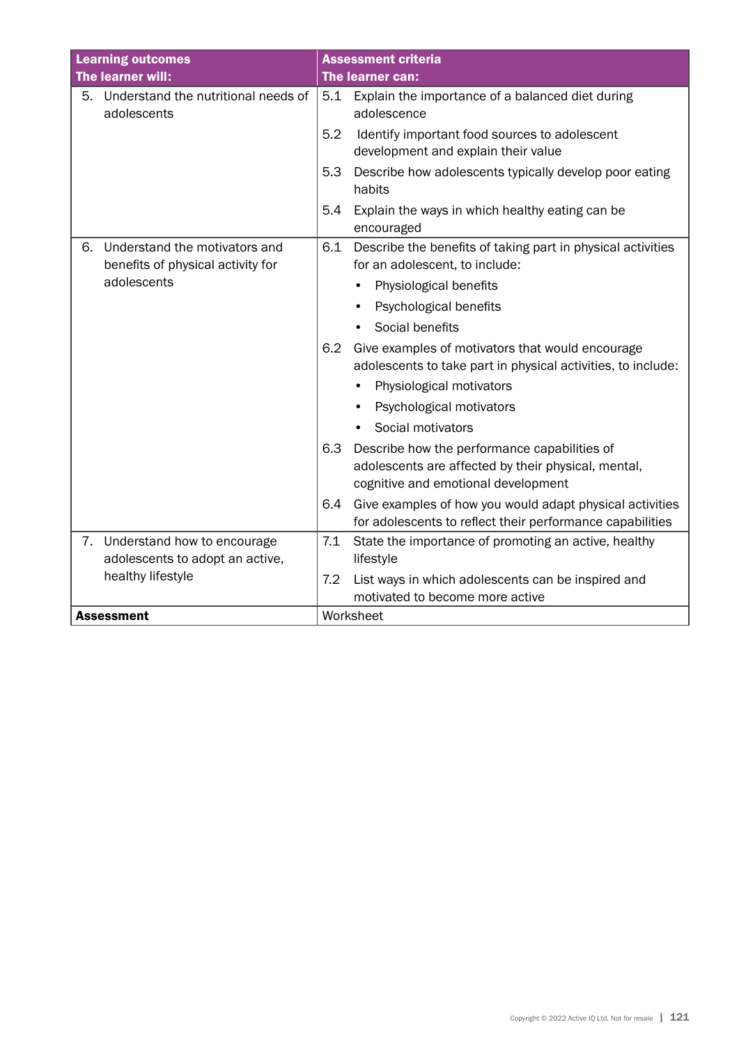| Learning outcomes<br>The learner will: | Assessment criteria<br>The learner can: |
|---|---|
| 5. Understand the nutritional needs of adolescents | 5.1 Explain the importance of a balanced diet during adolescence<br>5.2 Identify important food sources to adolescent development and explain their value<br>5.3 Describe how adolescents typically develop poor eating habits<br>5.4 Explain the ways in which healthy eating can be encouraged |
| 6. Understand the motivators and benefits of physical activity for adolescents | 6.1 Describe the benefits of taking part in physical activities for an adolescent, to include:<br>• Physiological benefits<br>• Psychological benefits<br>• Social benefits<br>6.2 Give examples of motivators that would encourage adolescents to take part in physical activities, to include:<br>• Physiological motivators<br>• Psychological motivators<br>• Social motivators<br>6.3 Describe how the performance capabilities of adolescents are affected by their physical, mental, cognitive and emotional development<br>6.4 Give examples of how you would adapt physical activities for adolescents to reflect their performance capabilities |
| 7. Understand how to encourage adolescents to adopt an active, healthy lifestyle | 7.1 State the importance of promoting an active, healthy lifestyle<br>7.2 List ways in which adolescents can be inspired and motivated to become more active |
| **Assessment** | Worksheet |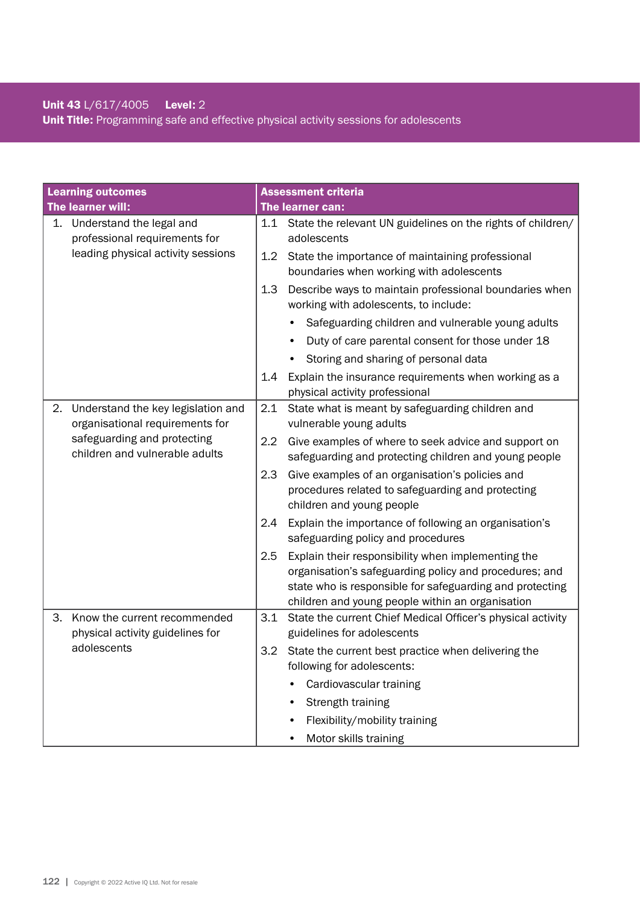**Unit 43** L/617/4005 **Level:** 2
**Unit Title:** Programming safe and effective physical activity sessions for adolescents

| Learning outcomes<br>The learner will: | Assessment criteria<br>The learner can: |
|---|---|
| 1. Understand the legal and professional requirements for leading physical activity sessions | 1.1 State the relevant UN guidelines on the rights of children/ adolescents<br>1.2 State the importance of maintaining professional boundaries when working with adolescents<br>1.3 Describe ways to maintain professional boundaries when working with adolescents, to include:<br>• Safeguarding children and vulnerable young adults<br>• Duty of care parental consent for those under 18<br>• Storing and sharing of personal data<br>1.4 Explain the insurance requirements when working as a physical activity professional |
| 2. Understand the key legislation and organisational requirements for safeguarding and protecting children and vulnerable adults | 2.1 State what is meant by safeguarding children and vulnerable young adults<br>2.2 Give examples of where to seek advice and support on safeguarding and protecting children and young people<br>2.3 Give examples of an organisation's policies and procedures related to safeguarding and protecting children and young people<br>2.4 Explain the importance of following an organisation's safeguarding policy and procedures<br>2.5 Explain their responsibility when implementing the organisation's safeguarding policy and procedures; and state who is responsible for safeguarding and protecting children and young people within an organisation |
| 3. Know the current recommended physical activity guidelines for adolescents | 3.1 State the current Chief Medical Officer's physical activity guidelines for adolescents<br>3.2 State the current best practice when delivering the following for adolescents:<br>• Cardiovascular training<br>• Strength training<br>• Flexibility/mobility training<br>• Motor skills training |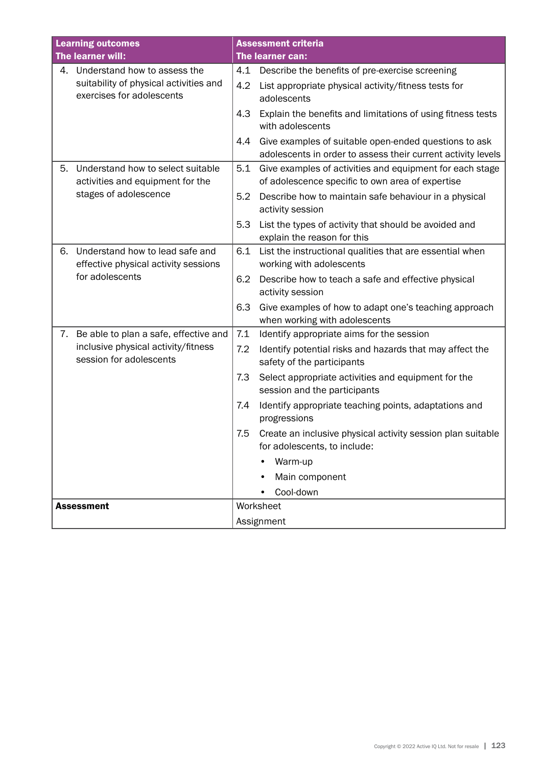| Learning outcomes<br>The learner will: | Assessment criteria<br>The learner can: |
|---|---|
| 4. Understand how to assess the suitability of physical activities and exercises for adolescents | 4.1 Describe the benefits of pre-exercise screening<br>4.2 List appropriate physical activity/fitness tests for adolescents<br>4.3 Explain the benefits and limitations of using fitness tests with adolescents<br>4.4 Give examples of suitable open-ended questions to ask adolescents in order to assess their current activity levels |
| 5. Understand how to select suitable activities and equipment for the stages of adolescence | 5.1 Give examples of activities and equipment for each stage of adolescence specific to own area of expertise<br>5.2 Describe how to maintain safe behaviour in a physical activity session<br>5.3 List the types of activity that should be avoided and explain the reason for this |
| 6. Understand how to lead safe and effective physical activity sessions for adolescents | 6.1 List the instructional qualities that are essential when working with adolescents<br>6.2 Describe how to teach a safe and effective physical activity session<br>6.3 Give examples of how to adapt one's teaching approach when working with adolescents |
| 7. Be able to plan a safe, effective and inclusive physical activity/fitness session for adolescents | 7.1 Identify appropriate aims for the session<br>7.2 Identify potential risks and hazards that may affect the safety of the participants<br>7.3 Select appropriate activities and equipment for the session and the participants<br>7.4 Identify appropriate teaching points, adaptations and progressions<br>7.5 Create an inclusive physical activity session plan suitable for adolescents, to include:<br>• Warm-up<br>• Main component<br>• Cool-down |
| **Assessment** | Worksheet<br>Assignment |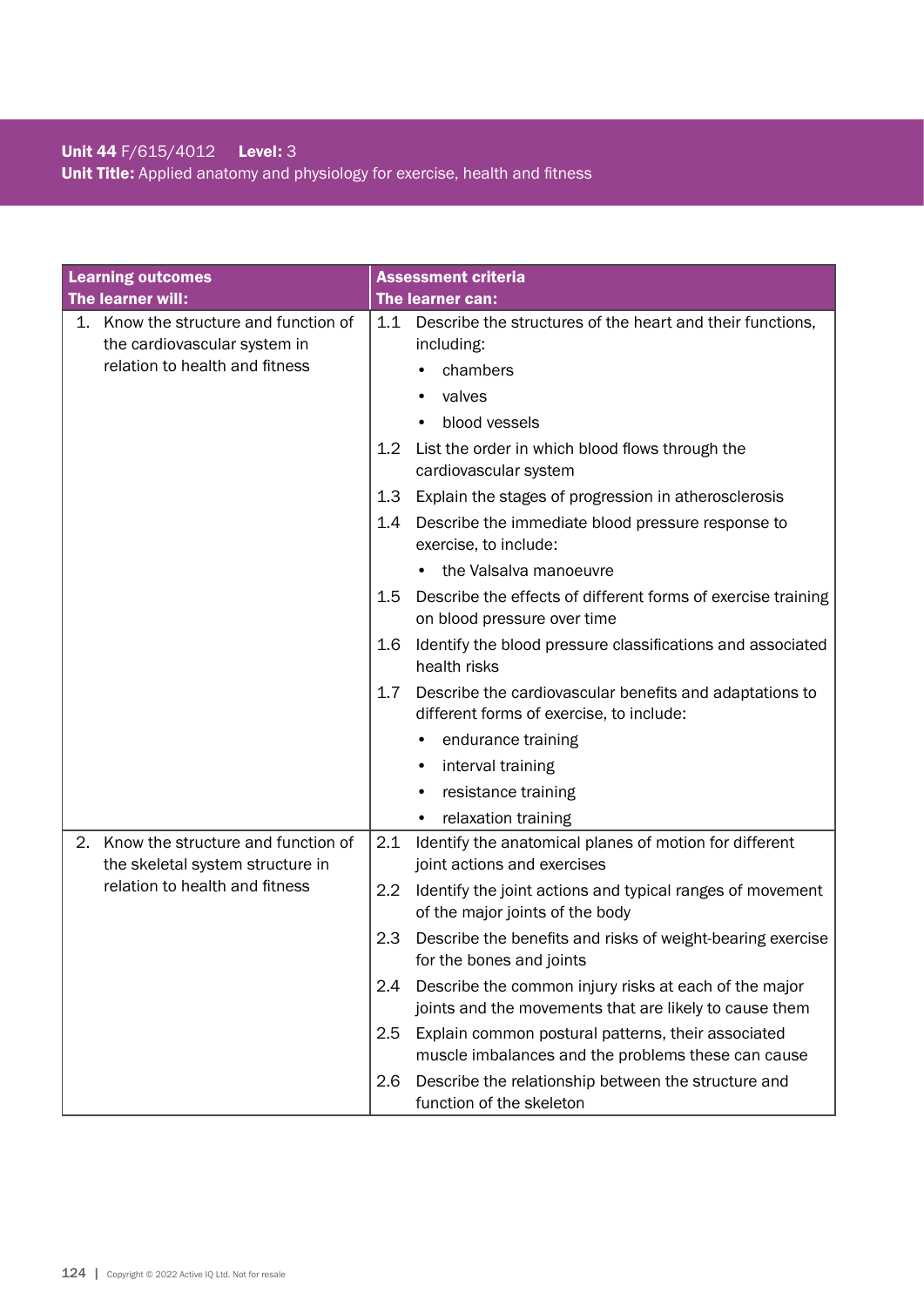**Unit 44** F/615/4012 **Level:** 3
**Unit Title:** Applied anatomy and physiology for exercise, health and fitness

| Learning outcomes<br>The learner will: | Assessment criteria<br>The learner can: |
|---|---|
| 1. Know the structure and function of the cardiovascular system in relation to health and fitness | 1.1 Describe the structures of the heart and their functions, including:<br>• chambers<br>• valves<br>• blood vessels |
| | 1.2 List the order in which blood flows through the cardiovascular system |
| | 1.3 Explain the stages of progression in atherosclerosis |
| | 1.4 Describe the immediate blood pressure response to exercise, to include:<br>• the Valsalva manoeuvre |
| | 1.5 Describe the effects of different forms of exercise training on blood pressure over time |
| | 1.6 Identify the blood pressure classifications and associated health risks |
| | 1.7 Describe the cardiovascular benefits and adaptations to different forms of exercise, to include:<br>• endurance training<br>• interval training<br>• resistance training<br>• relaxation training |
| 2. Know the structure and function of the skeletal system structure in relation to health and fitness | 2.1 Identify the anatomical planes of motion for different joint actions and exercises |
| | 2.2 Identify the joint actions and typical ranges of movement of the major joints of the body |
| | 2.3 Describe the benefits and risks of weight-bearing exercise for the bones and joints |
| | 2.4 Describe the common injury risks at each of the major joints and the movements that are likely to cause them |
| | 2.5 Explain common postural patterns, their associated muscle imbalances and the problems these can cause |
| | 2.6 Describe the relationship between the structure and function of the skeleton |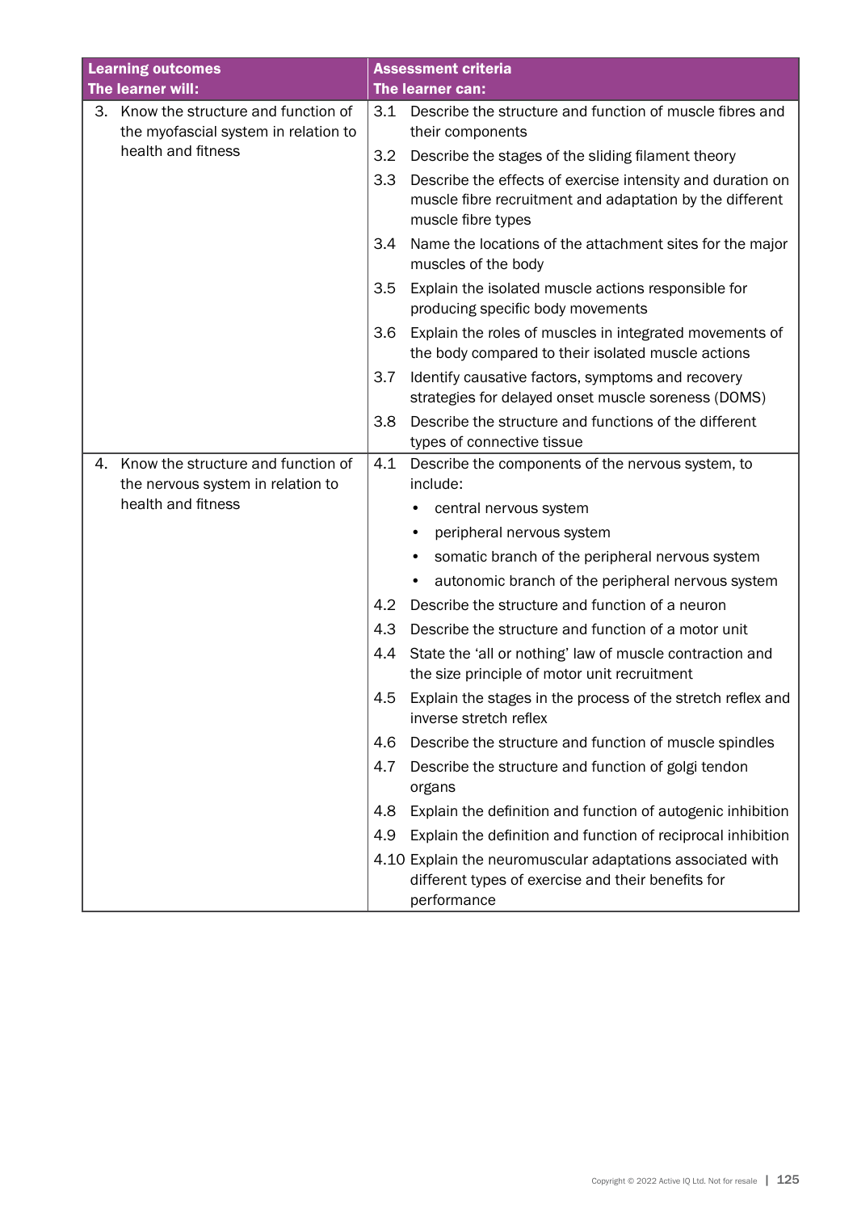| Learning outcomes<br>The learner will: | Assessment criteria<br>The learner can: |
|---|---|
| 3. Know the structure and function of the myofascial system in relation to health and fitness | 3.1 Describe the structure and function of muscle fibres and their components |
| | 3.2 Describe the stages of the sliding filament theory |
| | 3.3 Describe the effects of exercise intensity and duration on muscle fibre recruitment and adaptation by the different muscle fibre types |
| | 3.4 Name the locations of the attachment sites for the major muscles of the body |
| | 3.5 Explain the isolated muscle actions responsible for producing specific body movements |
| | 3.6 Explain the roles of muscles in integrated movements of the body compared to their isolated muscle actions |
| | 3.7 Identify causative factors, symptoms and recovery strategies for delayed onset muscle soreness (DOMS) |
| | 3.8 Describe the structure and functions of the different types of connective tissue |
| 4. Know the structure and function of the nervous system in relation to health and fitness | 4.1 Describe the components of the nervous system, to include:<br>• central nervous system<br>• peripheral nervous system<br>• somatic branch of the peripheral nervous system<br>• autonomic branch of the peripheral nervous system |
| | 4.2 Describe the structure and function of a neuron |
| | 4.3 Describe the structure and function of a motor unit |
| | 4.4 State the 'all or nothing' law of muscle contraction and the size principle of motor unit recruitment |
| | 4.5 Explain the stages in the process of the stretch reflex and inverse stretch reflex |
| | 4.6 Describe the structure and function of muscle spindles |
| | 4.7 Describe the structure and function of golgi tendon organs |
| | 4.8 Explain the definition and function of autogenic inhibition |
| | 4.9 Explain the definition and function of reciprocal inhibition |
| | 4.10 Explain the neuromuscular adaptations associated with different types of exercise and their benefits for performance |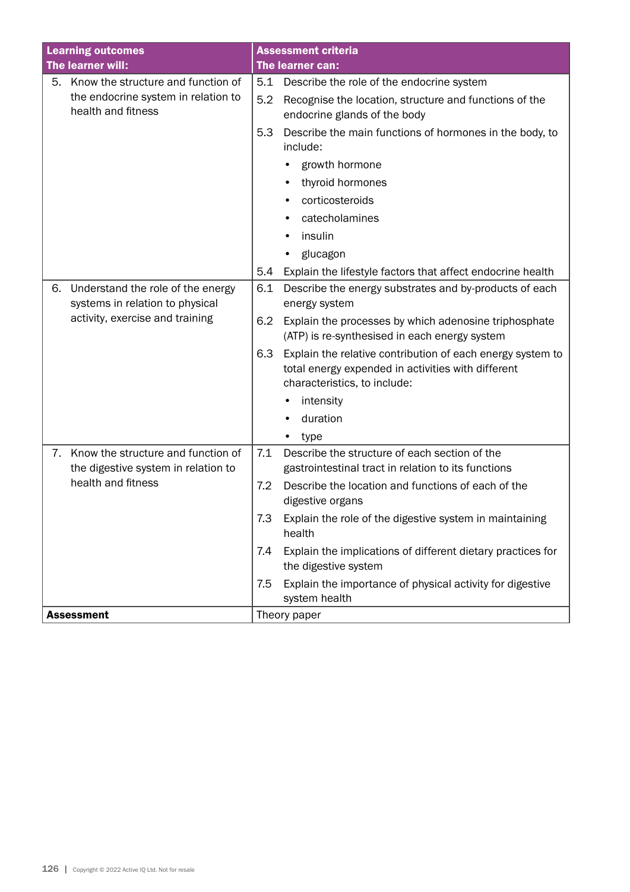| Learning outcomes<br>The learner will: | Assessment criteria<br>The learner can: |
|---|---|
| 5. Know the structure and function of the endocrine system in relation to health and fitness | 5.1 Describe the role of the endocrine system<br>5.2 Recognise the location, structure and functions of the endocrine glands of the body<br>5.3 Describe the main functions of hormones in the body, to include:<br>• growth hormone<br>• thyroid hormones<br>• corticosteroids<br>• catecholamines<br>• insulin<br>• glucagon<br>5.4 Explain the lifestyle factors that affect endocrine health |
| 6. Understand the role of the energy systems in relation to physical activity, exercise and training | 6.1 Describe the energy substrates and by-products of each energy system<br>6.2 Explain the processes by which adenosine triphosphate (ATP) is re-synthesised in each energy system<br>6.3 Explain the relative contribution of each energy system to total energy expended in activities with different characteristics, to include:<br>• intensity<br>• duration<br>• type |
| 7. Know the structure and function of the digestive system in relation to health and fitness | 7.1 Describe the structure of each section of the gastrointestinal tract in relation to its functions<br>7.2 Describe the location and functions of each of the digestive organs<br>7.3 Explain the role of the digestive system in maintaining health<br>7.4 Explain the implications of different dietary practices for the digestive system<br>7.5 Explain the importance of physical activity for digestive system health |
| **Assessment** | Theory paper |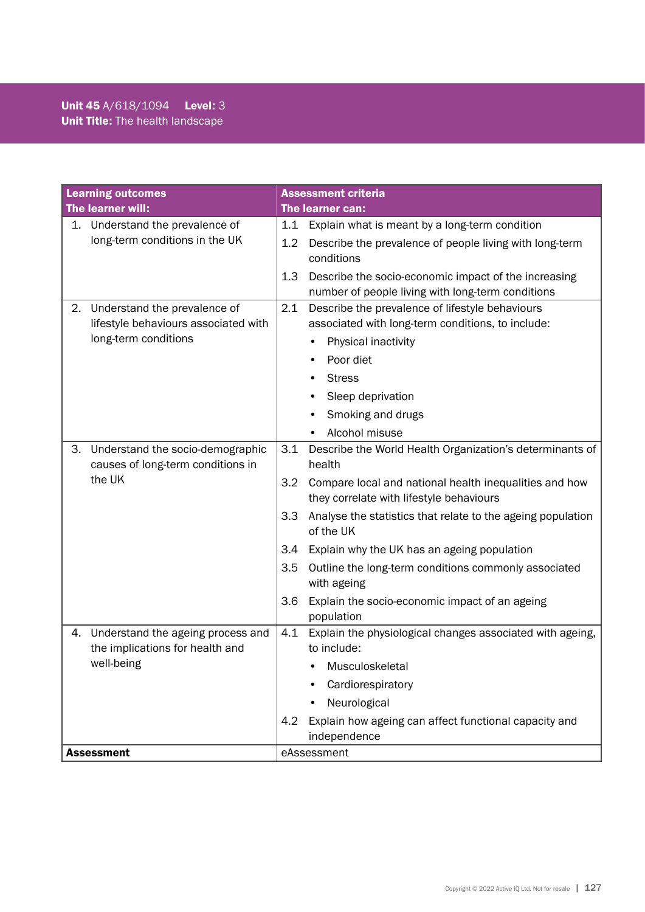**Unit 45** A/618/1094 **Level:** 3
**Unit Title:** The health landscape

| **Learning outcomes**<br>**The learner will:** | **Assessment criteria**<br>**The learner can:** |
|---|---|
| 1. Understand the prevalence of long-term conditions in the UK | 1.1 Explain what is meant by a long-term condition<br>1.2 Describe the prevalence of people living with long-term conditions<br>1.3 Describe the socio-economic impact of the increasing number of people living with long-term conditions |
| 2. Understand the prevalence of lifestyle behaviours associated with long-term conditions | 2.1 Describe the prevalence of lifestyle behaviours associated with long-term conditions, to include:<br>• Physical inactivity<br>• Poor diet<br>• Stress<br>• Sleep deprivation<br>• Smoking and drugs<br>• Alcohol misuse |
| 3. Understand the socio-demographic causes of long-term conditions in the UK | 3.1 Describe the World Health Organization's determinants of health<br>3.2 Compare local and national health inequalities and how they correlate with lifestyle behaviours<br>3.3 Analyse the statistics that relate to the ageing population of the UK<br>3.4 Explain why the UK has an ageing population<br>3.5 Outline the long-term conditions commonly associated with ageing<br>3.6 Explain the socio-economic impact of an ageing population |
| 4. Understand the ageing process and the implications for health and well-being | 4.1 Explain the physiological changes associated with ageing, to include:<br>• Musculoskeletal<br>• Cardiorespiratory<br>• Neurological<br>4.2 Explain how ageing can affect functional capacity and independence |
| **Assessment** | eAssessment |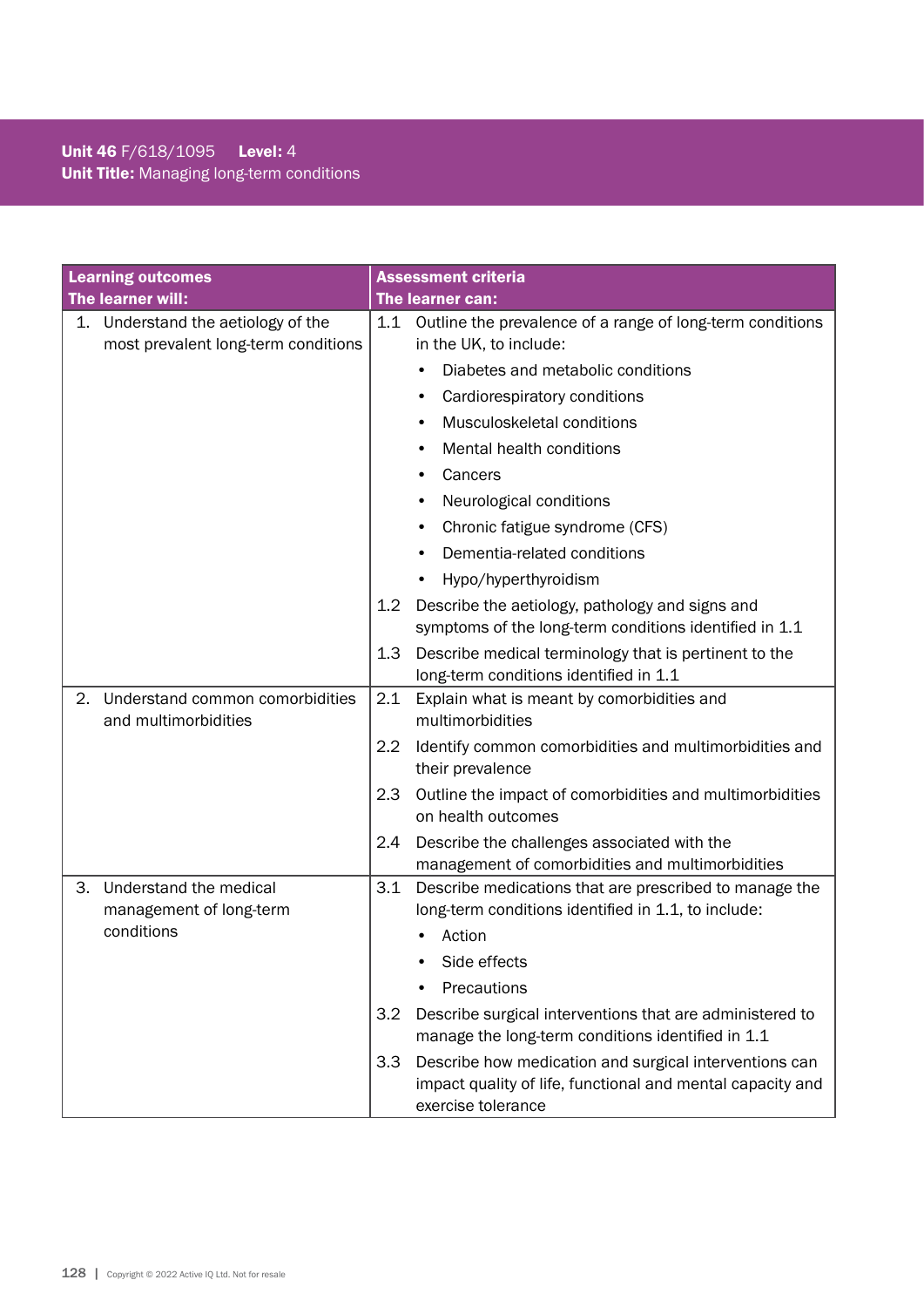**Unit 46** F/618/1095 **Level:** 4
**Unit Title:** Managing long-term conditions

| **Learning outcomes**<br>**The learner will:** | **Assessment criteria**<br>**The learner can:** |
|---|---|
| 1. Understand the aetiology of the most prevalent long-term conditions | 1.1 Outline the prevalence of a range of long-term conditions in the UK, to include:<br>• Diabetes and metabolic conditions<br>• Cardiorespiratory conditions<br>• Musculoskeletal conditions<br>• Mental health conditions<br>• Cancers<br>• Neurological conditions<br>• Chronic fatigue syndrome (CFS)<br>• Dementia-related conditions<br>• Hypo/hyperthyroidism |
| | 1.2 Describe the aetiology, pathology and signs and symptoms of the long-term conditions identified in 1.1 |
| | 1.3 Describe medical terminology that is pertinent to the long-term conditions identified in 1.1 |
| 2. Understand common comorbidities and multimorbidities | 2.1 Explain what is meant by comorbidities and multimorbidities |
| | 2.2 Identify common comorbidities and multimorbidities and their prevalence |
| | 2.3 Outline the impact of comorbidities and multimorbidities on health outcomes |
| | 2.4 Describe the challenges associated with the management of comorbidities and multimorbidities |
| 3. Understand the medical management of long-term conditions | 3.1 Describe medications that are prescribed to manage the long-term conditions identified in 1.1, to include:<br>• Action<br>• Side effects<br>• Precautions |
| | 3.2 Describe surgical interventions that are administered to manage the long-term conditions identified in 1.1 |
| | 3.3 Describe how medication and surgical interventions can impact quality of life, functional and mental capacity and exercise tolerance |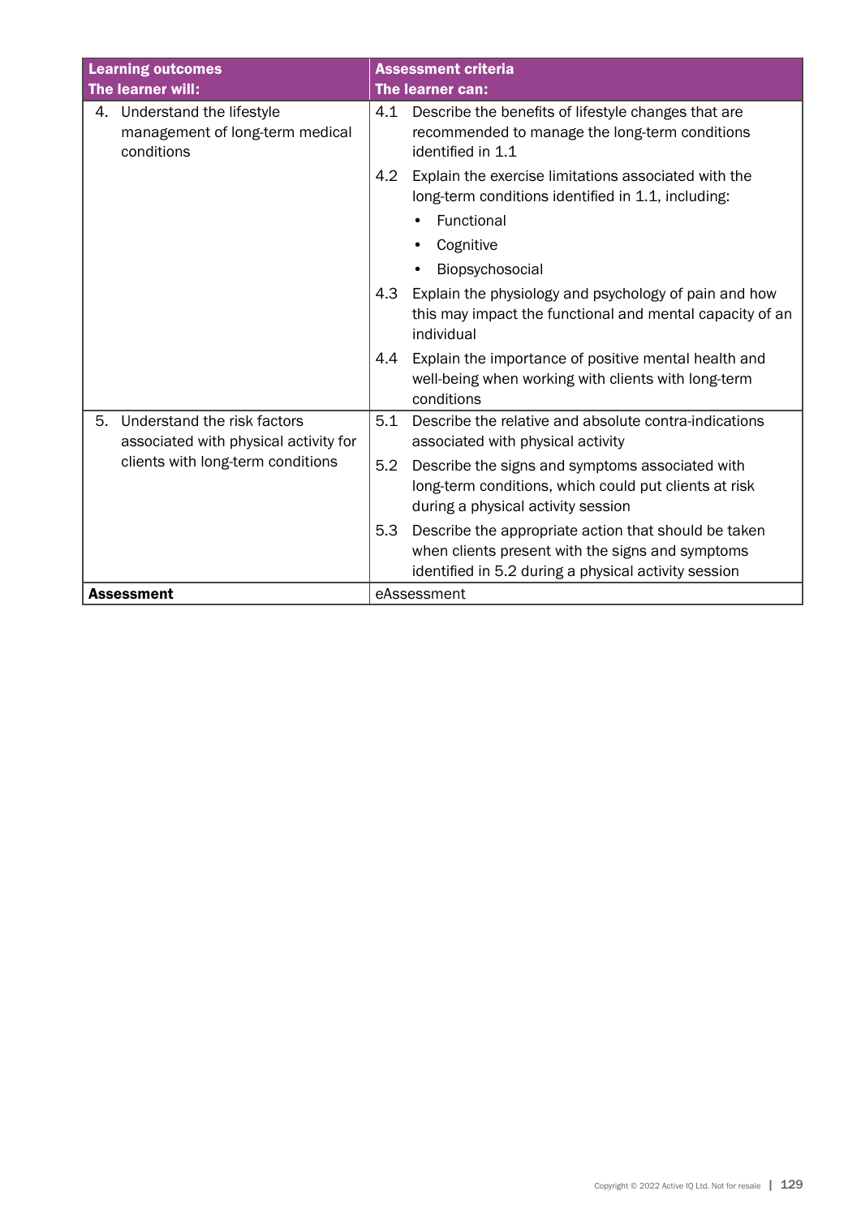| Learning outcomes<br>The learner will: | Assessment criteria<br>The learner can: |
|---|---|
| 4. Understand the lifestyle management of long-term medical conditions | 4.1 Describe the benefits of lifestyle changes that are recommended to manage the long-term conditions identified in 1.1<br><br>4.2 Explain the exercise limitations associated with the long-term conditions identified in 1.1, including:<br>• Functional<br>• Cognitive<br>• Biopsychosocial<br><br>4.3 Explain the physiology and psychology of pain and how this may impact the functional and mental capacity of an individual<br><br>4.4 Explain the importance of positive mental health and well-being when working with clients with long-term conditions |
| 5. Understand the risk factors associated with physical activity for clients with long-term conditions | 5.1 Describe the relative and absolute contra-indications associated with physical activity<br><br>5.2 Describe the signs and symptoms associated with long-term conditions, which could put clients at risk during a physical activity session<br><br>5.3 Describe the appropriate action that should be taken when clients present with the signs and symptoms identified in 5.2 during a physical activity session |
| **Assessment** | eAssessment |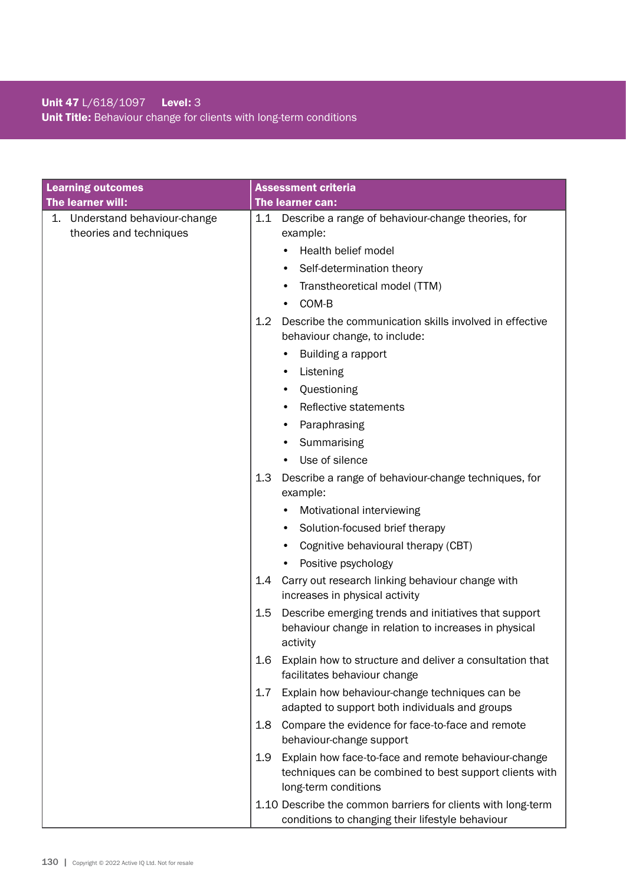**Unit 47** L/618/1097 **Level:** 3
**Unit Title:** Behaviour change for clients with long-term conditions

| Learning outcomes<br>The learner will: | Assessment criteria<br>The learner can: |
|---|---|
| 1. Understand behaviour-change theories and techniques | 1.1 Describe a range of behaviour-change theories, for example:<br>• Health belief model<br>• Self-determination theory<br>• Transtheoretical model (TTM)<br>• COM-B |
| | 1.2 Describe the communication skills involved in effective behaviour change, to include:<br>• Building a rapport<br>• Listening<br>• Questioning<br>• Reflective statements<br>• Paraphrasing<br>• Summarising<br>• Use of silence |
| | 1.3 Describe a range of behaviour-change techniques, for example:<br>• Motivational interviewing<br>• Solution-focused brief therapy<br>• Cognitive behavioural therapy (CBT)<br>• Positive psychology |
| | 1.4 Carry out research linking behaviour change with increases in physical activity |
| | 1.5 Describe emerging trends and initiatives that support behaviour change in relation to increases in physical activity |
| | 1.6 Explain how to structure and deliver a consultation that facilitates behaviour change |
| | 1.7 Explain how behaviour-change techniques can be adapted to support both individuals and groups |
| | 1.8 Compare the evidence for face-to-face and remote behaviour-change support |
| | 1.9 Explain how face-to-face and remote behaviour-change techniques can be combined to best support clients with long-term conditions |
| | 1.10 Describe the common barriers for clients with long-term conditions to changing their lifestyle behaviour |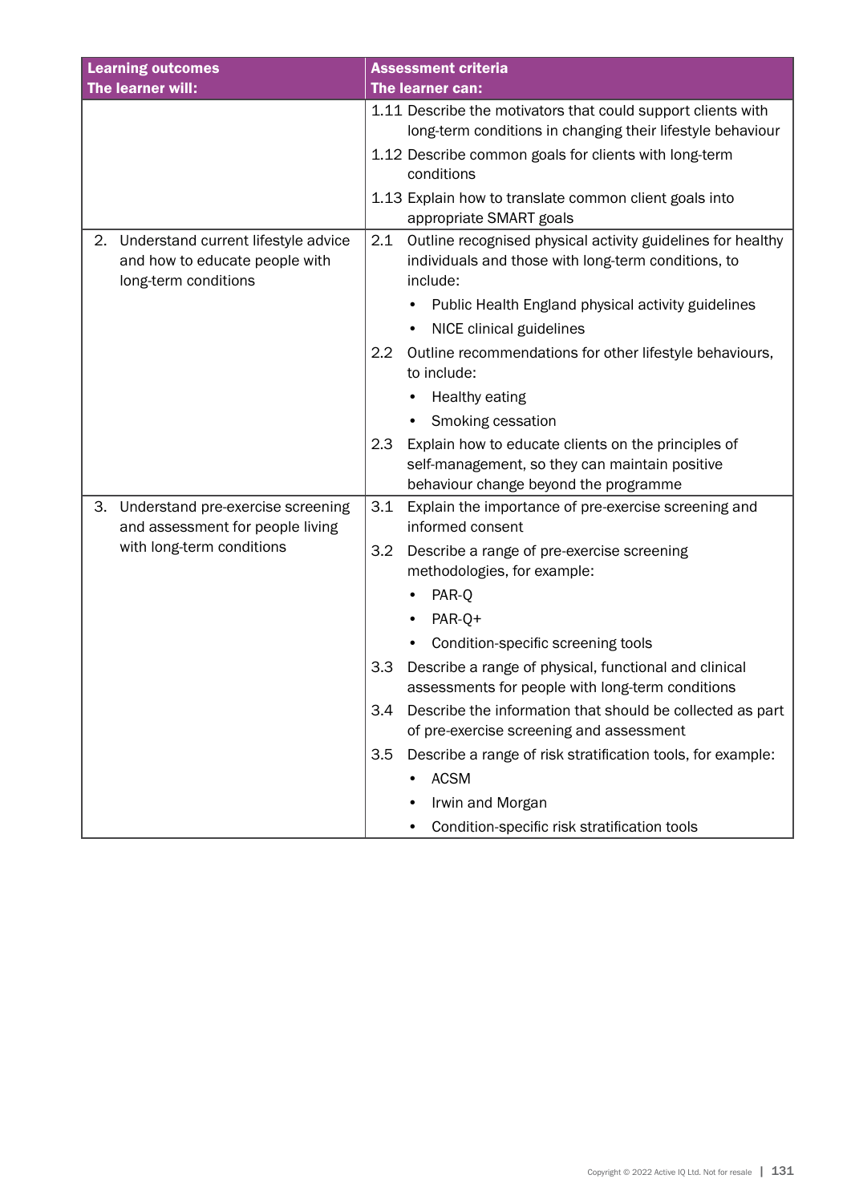| Learning outcomes<br>The learner will: | Assessment criteria<br>The learner can: |
|---|---|
| | 1.11 Describe the motivators that could support clients with long-term conditions in changing their lifestyle behaviour<br>1.12 Describe common goals for clients with long-term conditions<br>1.13 Explain how to translate common client goals into appropriate SMART goals |
| 2. Understand current lifestyle advice and how to educate people with long-term conditions | 2.1 Outline recognised physical activity guidelines for healthy individuals and those with long-term conditions, to include:<br>• Public Health England physical activity guidelines<br>• NICE clinical guidelines<br>2.2 Outline recommendations for other lifestyle behaviours, to include:<br>• Healthy eating<br>• Smoking cessation<br>2.3 Explain how to educate clients on the principles of self-management, so they can maintain positive behaviour change beyond the programme |
| 3. Understand pre-exercise screening and assessment for people living with long-term conditions | 3.1 Explain the importance of pre-exercise screening and informed consent<br>3.2 Describe a range of pre-exercise screening methodologies, for example:<br>• PAR-Q<br>• PAR-Q+<br>• Condition-specific screening tools<br>3.3 Describe a range of physical, functional and clinical assessments for people with long-term conditions<br>3.4 Describe the information that should be collected as part of pre-exercise screening and assessment<br>3.5 Describe a range of risk stratification tools, for example:<br>• ACSM<br>• Irwin and Morgan<br>• Condition-specific risk stratification tools |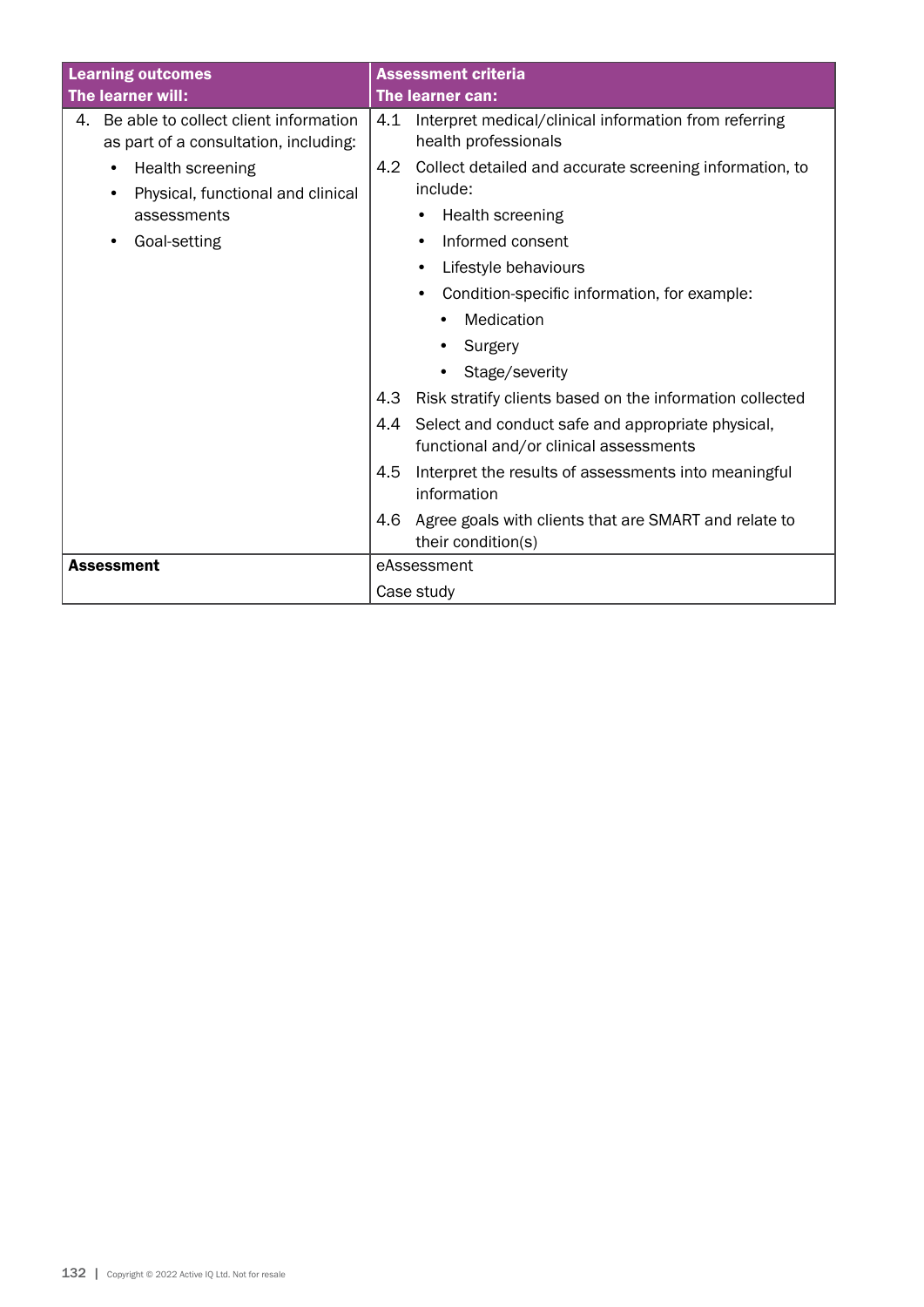| Learning outcomes<br>The learner will: | Assessment criteria<br>The learner can: |
|---|---|
| 4. Be able to collect client information as part of a consultation, including:<br>• Health screening<br>• Physical, functional and clinical assessments<br>• Goal-setting | 4.1 Interpret medical/clinical information from referring health professionals<br>4.2 Collect detailed and accurate screening information, to include:<br>• Health screening<br>• Informed consent<br>• Lifestyle behaviours<br>• Condition-specific information, for example:<br>  • Medication<br>  • Surgery<br>  • Stage/severity<br>4.3 Risk stratify clients based on the information collected<br>4.4 Select and conduct safe and appropriate physical, functional and/or clinical assessments<br>4.5 Interpret the results of assessments into meaningful information<br>4.6 Agree goals with clients that are SMART and relate to their condition(s) |
| **Assessment** | eAssessment<br>Case study |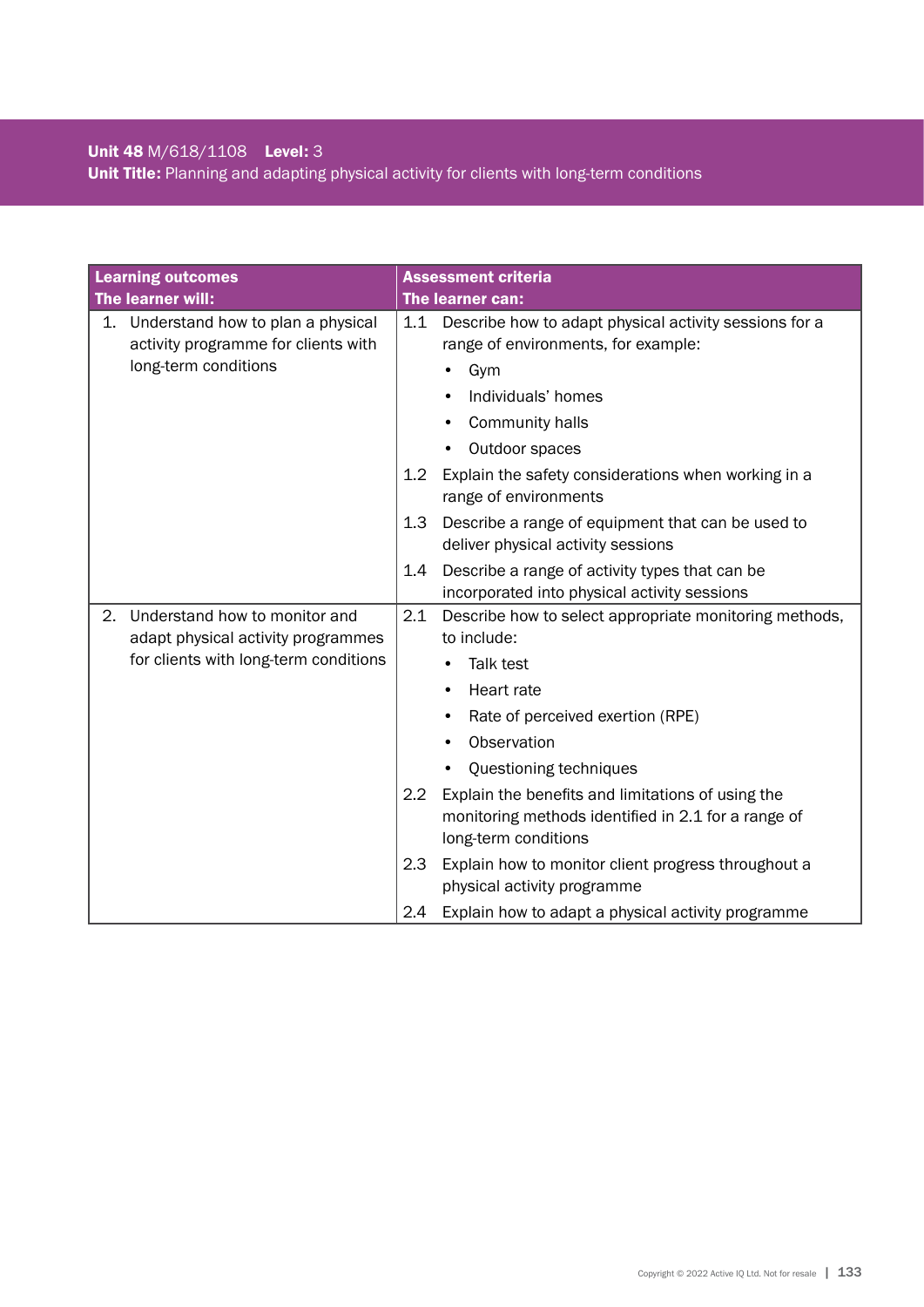**Unit 48** M/618/1108 **Level:** 3
**Unit Title:** Planning and adapting physical activity for clients with long-term conditions

| **Learning outcomes**<br>**The learner will:** | **Assessment criteria**<br>**The learner can:** |
|---|---|
| 1. Understand how to plan a physical activity programme for clients with long-term conditions | 1.1 Describe how to adapt physical activity sessions for a range of environments, for example:<br>• Gym<br>• Individuals' homes<br>• Community halls<br>• Outdoor spaces |
| | 1.2 Explain the safety considerations when working in a range of environments |
| | 1.3 Describe a range of equipment that can be used to deliver physical activity sessions |
| | 1.4 Describe a range of activity types that can be incorporated into physical activity sessions |
| 2. Understand how to monitor and adapt physical activity programmes for clients with long-term conditions | 2.1 Describe how to select appropriate monitoring methods, to include:<br>• Talk test<br>• Heart rate<br>• Rate of perceived exertion (RPE)<br>• Observation<br>• Questioning techniques |
| | 2.2 Explain the benefits and limitations of using the monitoring methods identified in 2.1 for a range of long-term conditions |
| | 2.3 Explain how to monitor client progress throughout a physical activity programme |
| | 2.4 Explain how to adapt a physical activity programme |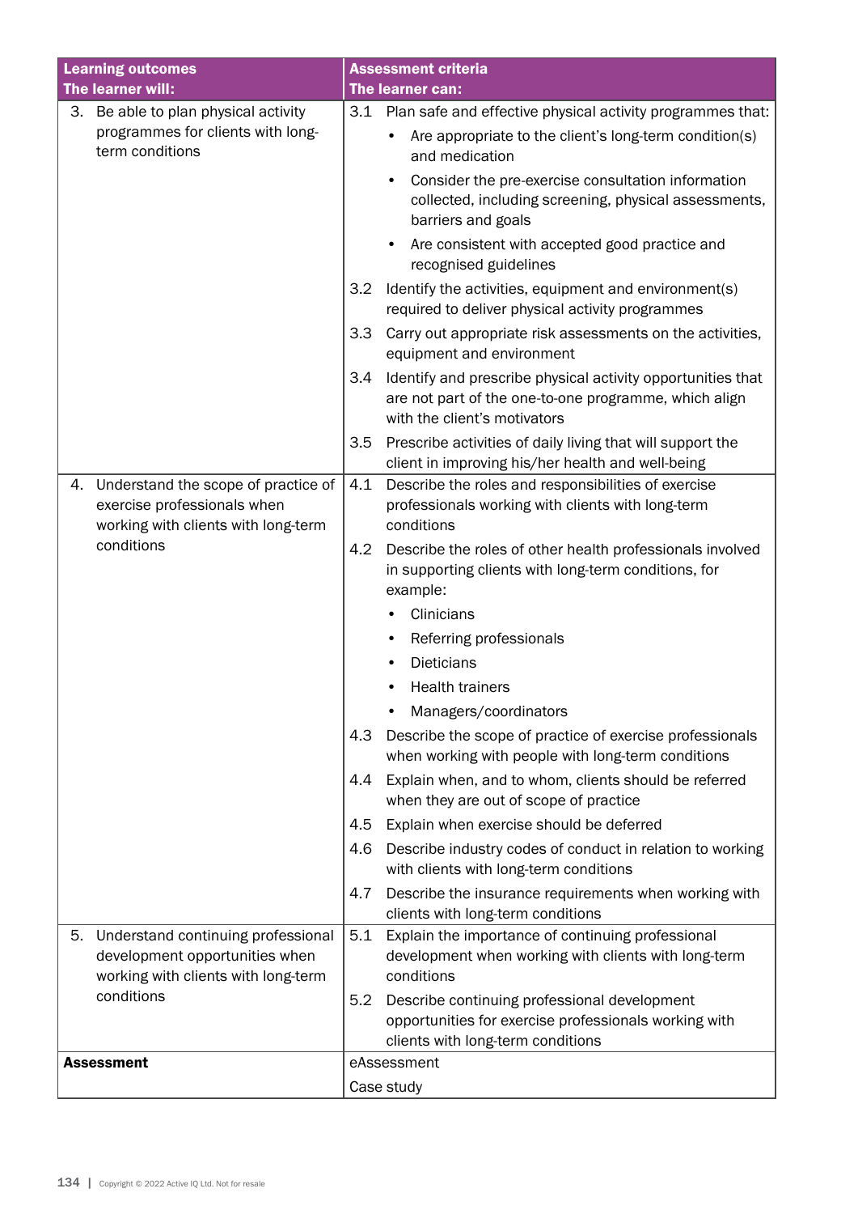| Learning outcomes<br>The learner will: | Assessment criteria<br>The learner can: |
|---|---|
| 3. Be able to plan physical activity programmes for clients with long-term conditions | 3.1 Plan safe and effective physical activity programmes that:<br>• Are appropriate to the client's long-term condition(s) and medication<br>• Consider the pre-exercise consultation information collected, including screening, physical assessments, barriers and goals<br>• Are consistent with accepted good practice and recognised guidelines |
| | 3.2 Identify the activities, equipment and environment(s) required to deliver physical activity programmes |
| | 3.3 Carry out appropriate risk assessments on the activities, equipment and environment |
| | 3.4 Identify and prescribe physical activity opportunities that are not part of the one-to-one programme, which align with the client's motivators |
| | 3.5 Prescribe activities of daily living that will support the client in improving his/her health and well-being |
| 4. Understand the scope of practice of exercise professionals when working with clients with long-term conditions | 4.1 Describe the roles and responsibilities of exercise professionals working with clients with long-term conditions |
| | 4.2 Describe the roles of other health professionals involved in supporting clients with long-term conditions, for example:<br>• Clinicians<br>• Referring professionals<br>• Dieticians<br>• Health trainers<br>• Managers/coordinators |
| | 4.3 Describe the scope of practice of exercise professionals when working with people with long-term conditions |
| | 4.4 Explain when, and to whom, clients should be referred when they are out of scope of practice |
| | 4.5 Explain when exercise should be deferred |
| | 4.6 Describe industry codes of conduct in relation to working with clients with long-term conditions |
| | 4.7 Describe the insurance requirements when working with clients with long-term conditions |
| 5. Understand continuing professional development opportunities when working with clients with long-term conditions | 5.1 Explain the importance of continuing professional development when working with clients with long-term conditions |
| | 5.2 Describe continuing professional development opportunities for exercise professionals working with clients with long-term conditions |
| **Assessment** | eAssessment<br>Case study |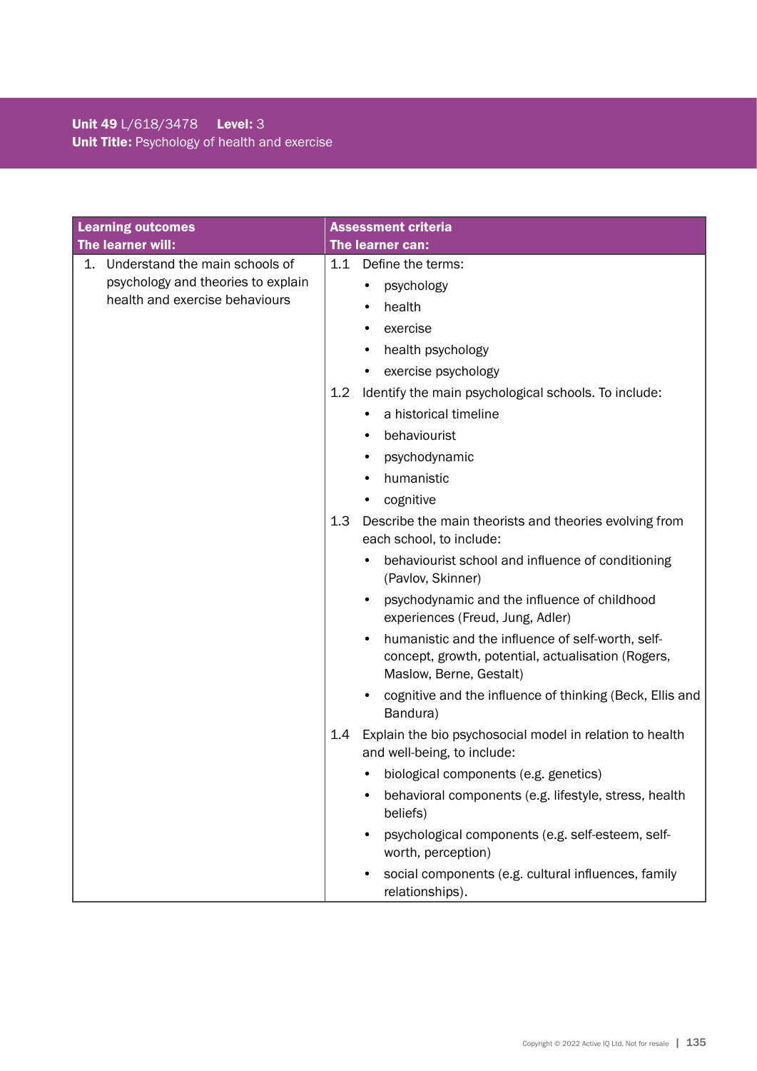**Unit 49** L/618/3478 **Level:** 3
**Unit Title:** Psychology of health and exercise

| Learning outcomes<br>The learner will: | Assessment criteria<br>The learner can: |
|---|---|
| 1. Understand the main schools of psychology and theories to explain health and exercise behaviours | 1.1 Define the terms:<br>• psychology<br>• health<br>• exercise<br>• health psychology<br>• exercise psychology<br>1.2 Identify the main psychological schools. To include:<br>• a historical timeline<br>• behaviourist<br>• psychodynamic<br>• humanistic<br>• cognitive<br>1.3 Describe the main theorists and theories evolving from each school, to include:<br>• behaviourist school and influence of conditioning (Pavlov, Skinner)<br>• psychodynamic and the influence of childhood experiences (Freud, Jung, Adler)<br>• humanistic and the influence of self-worth, self-concept, growth, potential, actualisation (Rogers, Maslow, Berne, Gestalt)<br>• cognitive and the influence of thinking (Beck, Ellis and Bandura)<br>1.4 Explain the bio psychosocial model in relation to health and well-being, to include:<br>• biological components (e.g. genetics)<br>• behavioral components (e.g. lifestyle, stress, health beliefs)<br>• psychological components (e.g. self-esteem, self-worth, perception)<br>• social components (e.g. cultural influences, family relationships). |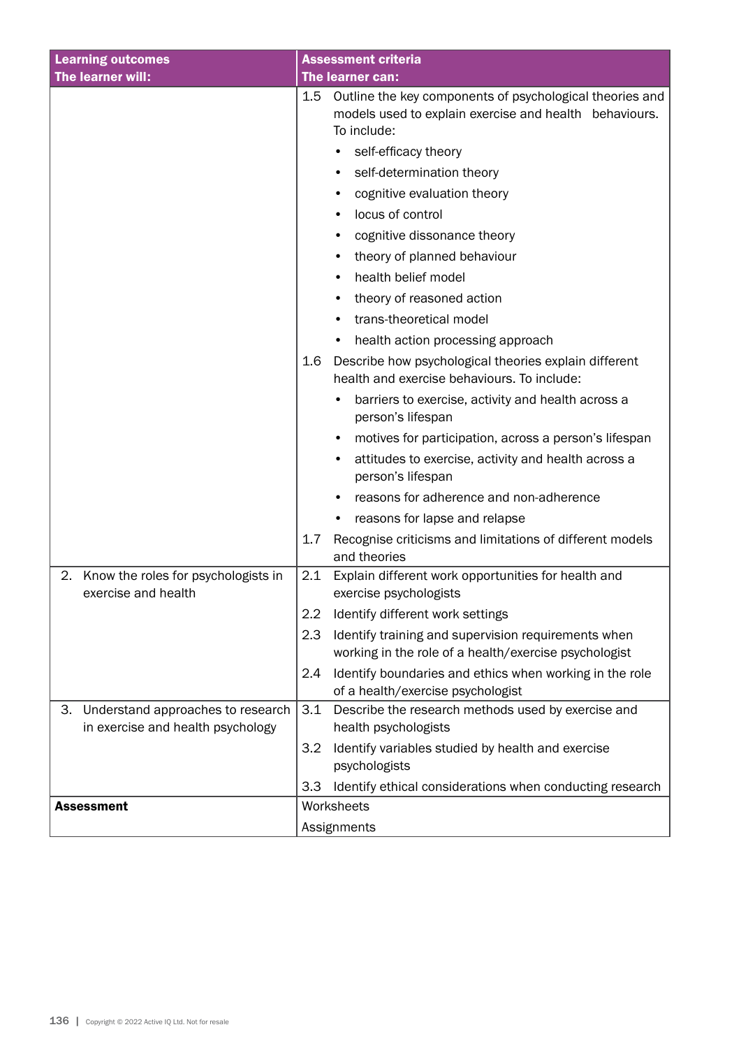| Learning outcomes<br>The learner will: | Assessment criteria<br>The learner can: |
|---|---|
| | 1.5 Outline the key components of psychological theories and models used to explain exercise and health behaviours. To include:<br>• self-efficacy theory<br>• self-determination theory<br>• cognitive evaluation theory<br>• locus of control<br>• cognitive dissonance theory<br>• theory of planned behaviour<br>• health belief model<br>• theory of reasoned action<br>• trans-theoretical model<br>• health action processing approach |
| | 1.6 Describe how psychological theories explain different health and exercise behaviours. To include:<br>• barriers to exercise, activity and health across a person's lifespan<br>• motives for participation, across a person's lifespan<br>• attitudes to exercise, activity and health across a person's lifespan<br>• reasons for adherence and non-adherence<br>• reasons for lapse and relapse |
| | 1.7 Recognise criticisms and limitations of different models and theories |
| 2. Know the roles for psychologists in exercise and health | 2.1 Explain different work opportunities for health and exercise psychologists |
| | 2.2 Identify different work settings |
| | 2.3 Identify training and supervision requirements when working in the role of a health/exercise psychologist |
| | 2.4 Identify boundaries and ethics when working in the role of a health/exercise psychologist |
| 3. Understand approaches to research in exercise and health psychology | 3.1 Describe the research methods used by exercise and health psychologists |
| | 3.2 Identify variables studied by health and exercise psychologists |
| | 3.3 Identify ethical considerations when conducting research |
| **Assessment** | Worksheets<br>Assignments |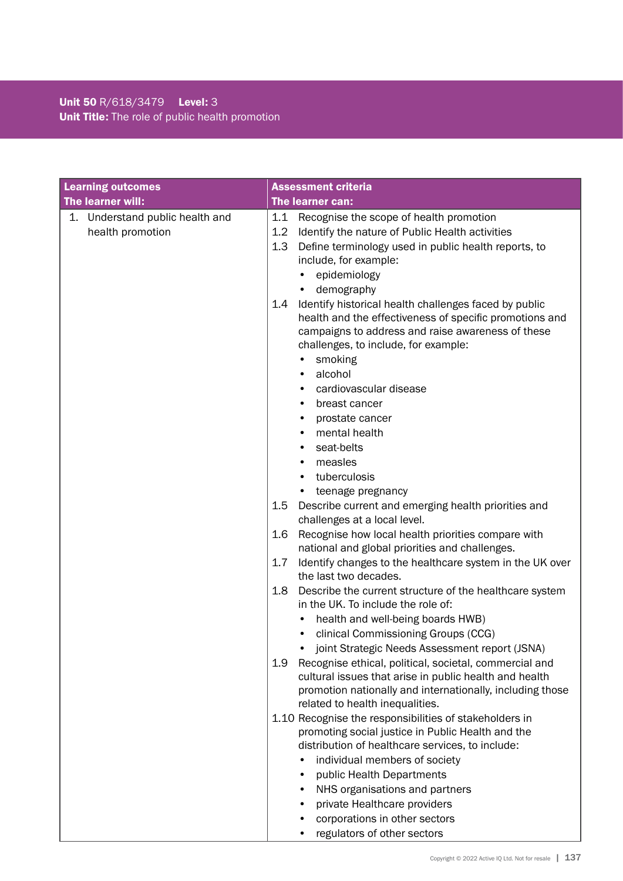**Unit 50** R/618/3479 **Level:** 3
**Unit Title:** The role of public health promotion

| **Learning outcomes**<br>**The learner will:** | **Assessment criteria**<br>**The learner can:** |
|---|---|
| 1. Understand public health and health promotion | 1.1 Recognise the scope of health promotion<br>1.2 Identify the nature of Public Health activities<br>1.3 Define terminology used in public health reports, to include, for example:<br>• epidemiology<br>• demography<br>1.4 Identify historical health challenges faced by public health and the effectiveness of specific promotions and campaigns to address and raise awareness of these challenges, to include, for example:<br>• smoking<br>• alcohol<br>• cardiovascular disease<br>• breast cancer<br>• prostate cancer<br>• mental health<br>• seat-belts<br>• measles<br>• tuberculosis<br>• teenage pregnancy<br>1.5 Describe current and emerging health priorities and challenges at a local level.<br>1.6 Recognise how local health priorities compare with national and global priorities and challenges.<br>1.7 Identify changes to the healthcare system in the UK over the last two decades.<br>1.8 Describe the current structure of the healthcare system in the UK. To include the role of:<br>• health and well-being boards HWB)<br>• clinical Commissioning Groups (CCG)<br>• joint Strategic Needs Assessment report (JSNA)<br>1.9 Recognise ethical, political, societal, commercial and cultural issues that arise in public health and health promotion nationally and internationally, including those related to health inequalities.<br>1.10 Recognise the responsibilities of stakeholders in promoting social justice in Public Health and the distribution of healthcare services, to include:<br>• individual members of society<br>• public Health Departments<br>• NHS organisations and partners<br>• private Healthcare providers<br>• corporations in other sectors<br>• regulators of other sectors |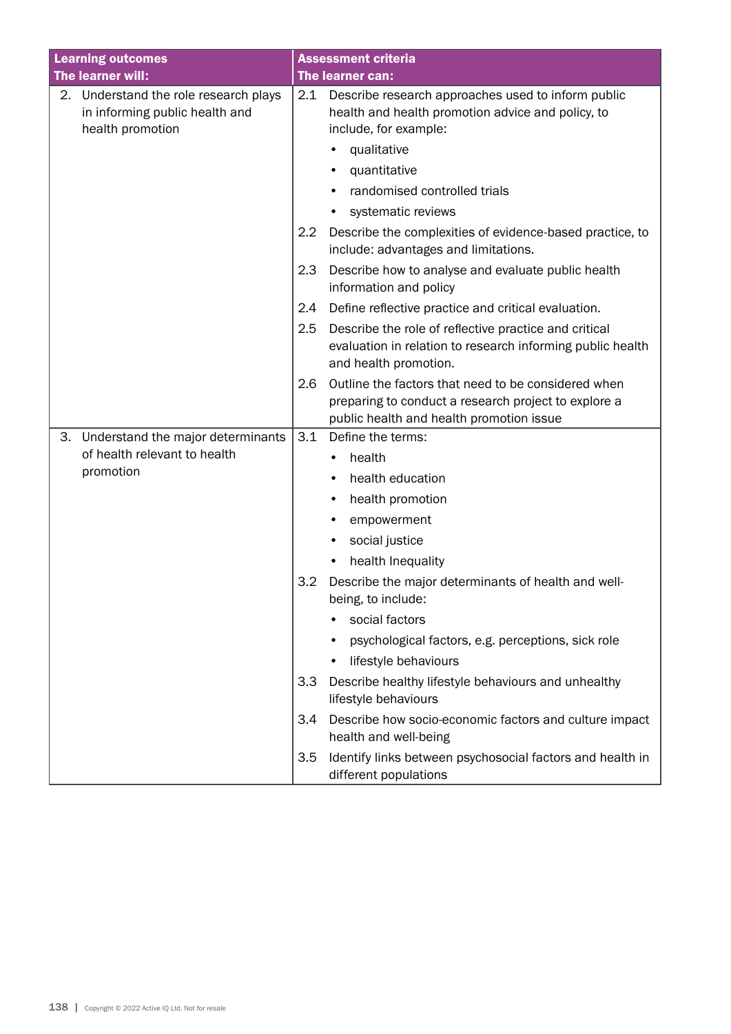| Learning outcomes<br>The learner will: | Assessment criteria<br>The learner can: |
|---|---|
| 2. Understand the role research plays in informing public health and health promotion | 2.1 Describe research approaches used to inform public health and health promotion advice and policy, to include, for example:<br>• qualitative<br>• quantitative<br>• randomised controlled trials<br>• systematic reviews |
| | 2.2 Describe the complexities of evidence-based practice, to include: advantages and limitations. |
| | 2.3 Describe how to analyse and evaluate public health information and policy |
| | 2.4 Define reflective practice and critical evaluation. |
| | 2.5 Describe the role of reflective practice and critical evaluation in relation to research informing public health and health promotion. |
| | 2.6 Outline the factors that need to be considered when preparing to conduct a research project to explore a public health and health promotion issue |
| 3. Understand the major determinants of health relevant to health promotion | 3.1 Define the terms:<br>• health<br>• health education<br>• health promotion<br>• empowerment<br>• social justice<br>• health Inequality |
| | 3.2 Describe the major determinants of health and well-being, to include:<br>• social factors<br>• psychological factors, e.g. perceptions, sick role<br>• lifestyle behaviours |
| | 3.3 Describe healthy lifestyle behaviours and unhealthy lifestyle behaviours |
| | 3.4 Describe how socio-economic factors and culture impact health and well-being |
| | 3.5 Identify links between psychosocial factors and health in different populations |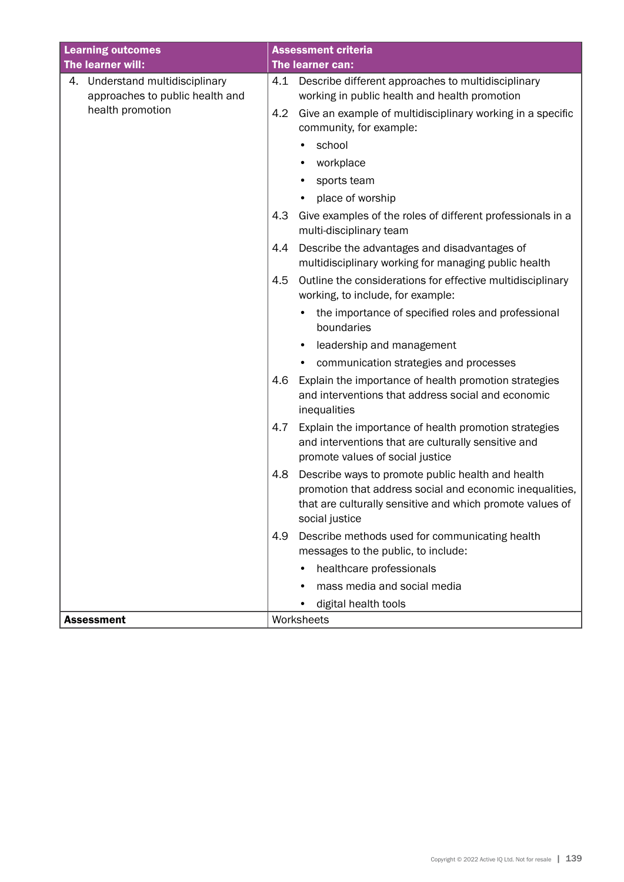| Learning outcomes<br>The learner will: | Assessment criteria<br>The learner can: |
|---|---|
| 4. Understand multidisciplinary approaches to public health and health promotion | 4.1 Describe different approaches to multidisciplinary working in public health and health promotion<br>4.2 Give an example of multidisciplinary working in a specific community, for example:<br>• school<br>• workplace<br>• sports team<br>• place of worship<br>4.3 Give examples of the roles of different professionals in a multi-disciplinary team<br>4.4 Describe the advantages and disadvantages of multidisciplinary working for managing public health<br>4.5 Outline the considerations for effective multidisciplinary working, to include, for example:<br>• the importance of specified roles and professional boundaries<br>• leadership and management<br>• communication strategies and processes<br>4.6 Explain the importance of health promotion strategies and interventions that address social and economic inequalities<br>4.7 Explain the importance of health promotion strategies and interventions that are culturally sensitive and promote values of social justice<br>4.8 Describe ways to promote public health and health promotion that address social and economic inequalities, that are culturally sensitive and which promote values of social justice<br>4.9 Describe methods used for communicating health messages to the public, to include:<br>• healthcare professionals<br>• mass media and social media<br>• digital health tools |
| **Assessment** | Worksheets |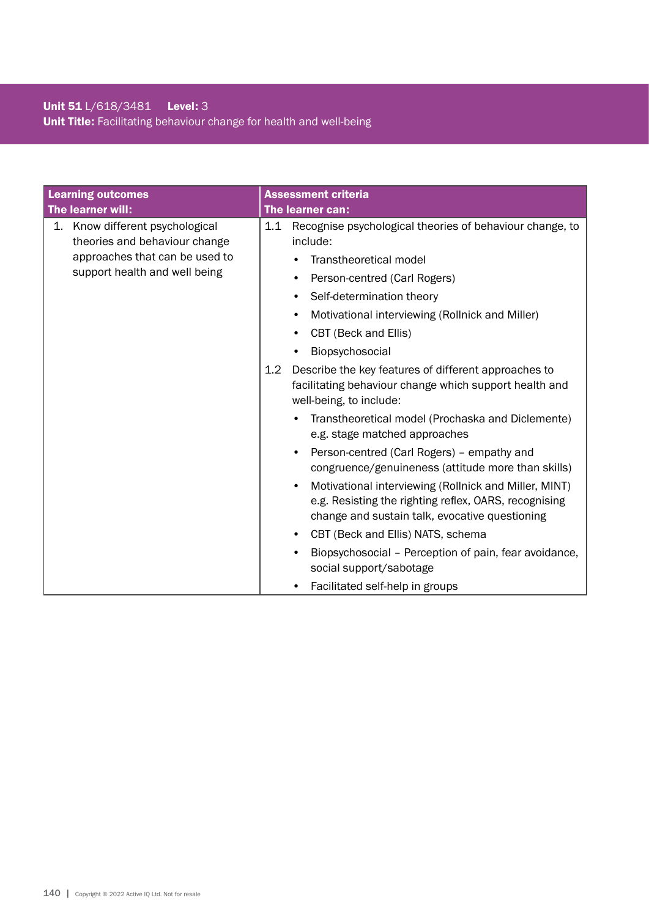**Unit 51** L/618/3481 **Level:** 3
**Unit Title:** Facilitating behaviour change for health and well-being

| Learning outcomes<br>The learner will: | Assessment criteria<br>The learner can: |
|---|---|
| 1. Know different psychological theories and behaviour change approaches that can be used to support health and well being | 1.1 Recognise psychological theories of behaviour change, to include:<br>• Transtheoretical model<br>• Person-centred (Carl Rogers)<br>• Self-determination theory<br>• Motivational interviewing (Rollnick and Miller)<br>• CBT (Beck and Ellis)<br>• Biopsychosocial<br>1.2 Describe the key features of different approaches to facilitating behaviour change which support health and well-being, to include:<br>• Transtheoretical model (Prochaska and Diclemente) e.g. stage matched approaches<br>• Person-centred (Carl Rogers) – empathy and congruence/genuineness (attitude more than skills)<br>• Motivational interviewing (Rollnick and Miller, MINT) e.g. Resisting the righting reflex, OARS, recognising change and sustain talk, evocative questioning<br>• CBT (Beck and Ellis) NATS, schema<br>• Biopsychosocial – Perception of pain, fear avoidance, social support/sabotage<br>• Facilitated self-help in groups |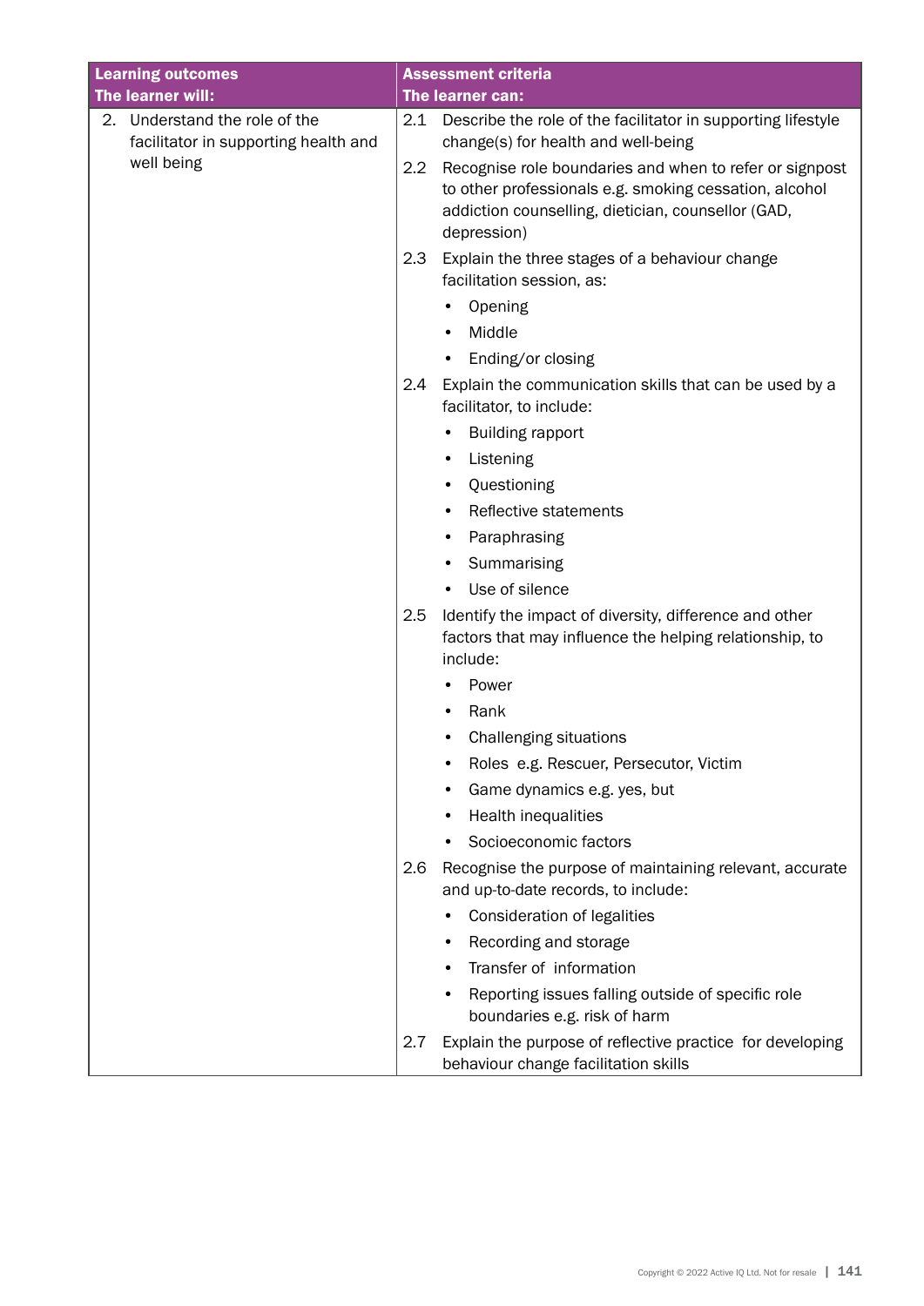| Learning outcomes<br>The learner will: | Assessment criteria<br>The learner can: |
| --- | --- |
| 2. Understand the role of the facilitator in supporting health and well being | 2.1 Describe the role of the facilitator in supporting lifestyle change(s) for health and well-being<br><br>2.2 Recognise role boundaries and when to refer or signpost to other professionals e.g. smoking cessation, alcohol addiction counselling, dietician, counsellor (GAD, depression)<br><br>2.3 Explain the three stages of a behaviour change facilitation session, as:<br>• Opening<br>• Middle<br>• Ending/or closing<br><br>2.4 Explain the communication skills that can be used by a facilitator, to include:<br>• Building rapport<br>• Listening<br>• Questioning<br>• Reflective statements<br>• Paraphrasing<br>• Summarising<br>• Use of silence<br><br>2.5 Identify the impact of diversity, difference and other factors that may influence the helping relationship, to include:<br>• Power<br>• Rank<br>• Challenging situations<br>• Roles e.g. Rescuer, Persecutor, Victim<br>• Game dynamics e.g. yes, but<br>• Health inequalities<br>• Socioeconomic factors<br><br>2.6 Recognise the purpose of maintaining relevant, accurate and up-to-date records, to include:<br>• Consideration of legalities<br>• Recording and storage<br>• Transfer of information<br>• Reporting issues falling outside of specific role boundaries e.g. risk of harm<br><br>2.7 Explain the purpose of reflective practice for developing behaviour change facilitation skills |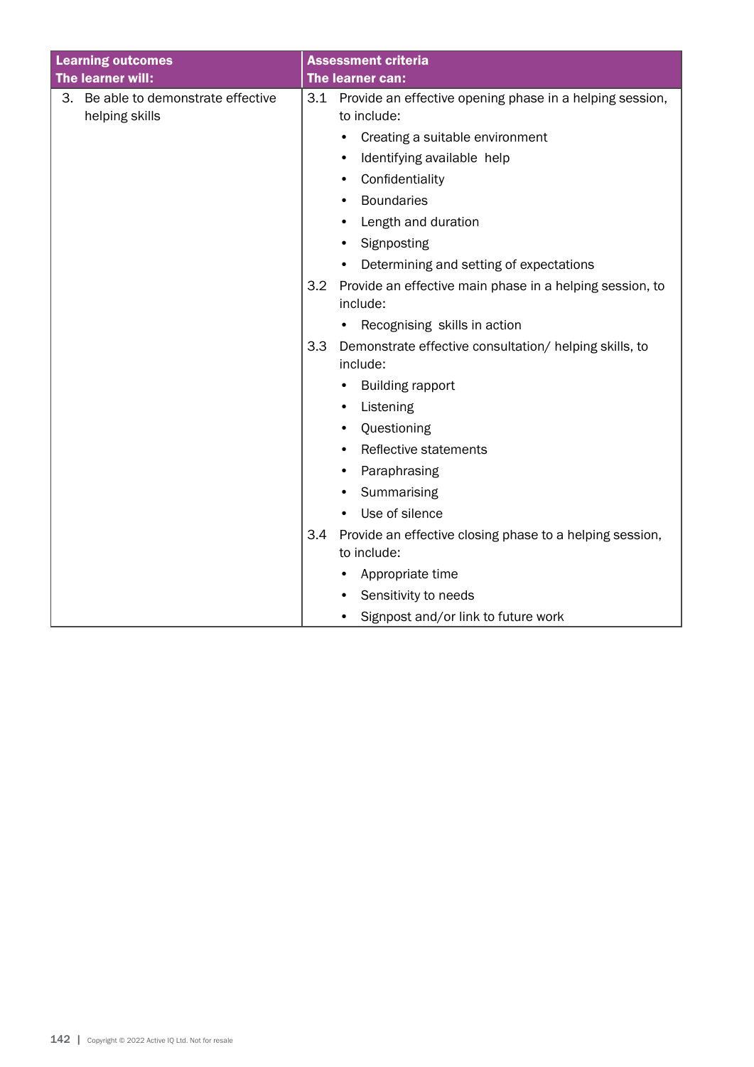| Learning outcomes<br>The learner will: | Assessment criteria<br>The learner can: |
|---|---|
| 3. Be able to demonstrate effective helping skills | 3.1 Provide an effective opening phase in a helping session, to include:<br>• Creating a suitable environment<br>• Identifying available help<br>• Confidentiality<br>• Boundaries<br>• Length and duration<br>• Signposting<br>• Determining and setting of expectations<br>3.2 Provide an effective main phase in a helping session, to include:<br>• Recognising skills in action<br>3.3 Demonstrate effective consultation/ helping skills, to include:<br>• Building rapport<br>• Listening<br>• Questioning<br>• Reflective statements<br>• Paraphrasing<br>• Summarising<br>• Use of silence<br>3.4 Provide an effective closing phase to a helping session, to include:<br>• Appropriate time<br>• Sensitivity to needs<br>• Signpost and/or link to future work |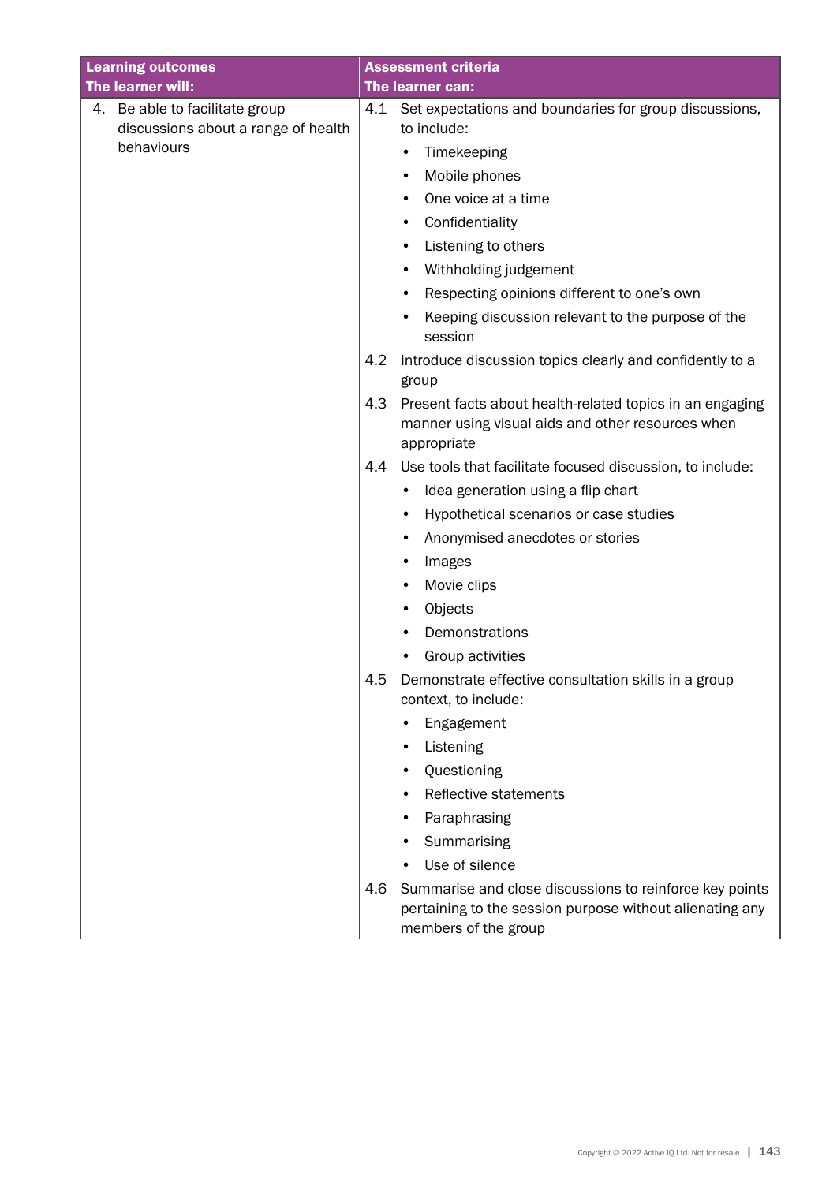| Learning outcomes<br>The learner will: | Assessment criteria<br>The learner can: |
|---|---|
| 4. Be able to facilitate group discussions about a range of health behaviours | 4.1 Set expectations and boundaries for group discussions, to include:<br>• Timekeeping<br>• Mobile phones<br>• One voice at a time<br>• Confidentiality<br>• Listening to others<br>• Withholding judgement<br>• Respecting opinions different to one's own<br>• Keeping discussion relevant to the purpose of the session<br>4.2 Introduce discussion topics clearly and confidently to a group<br>4.3 Present facts about health-related topics in an engaging manner using visual aids and other resources when appropriate<br>4.4 Use tools that facilitate focused discussion, to include:<br>• Idea generation using a flip chart<br>• Hypothetical scenarios or case studies<br>• Anonymised anecdotes or stories<br>• Images<br>• Movie clips<br>• Objects<br>• Demonstrations<br>• Group activities<br>4.5 Demonstrate effective consultation skills in a group context, to include:<br>• Engagement<br>• Listening<br>• Questioning<br>• Reflective statements<br>• Paraphrasing<br>• Summarising<br>• Use of silence<br>4.6 Summarise and close discussions to reinforce key points pertaining to the session purpose without alienating any members of the group |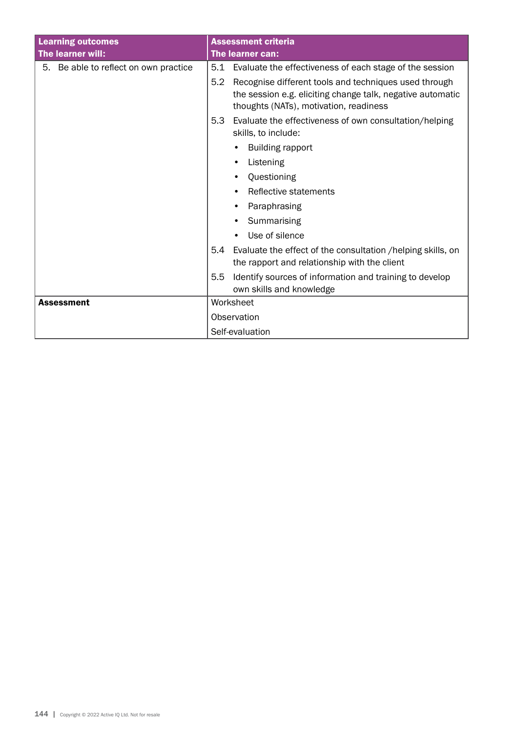| Learning outcomes<br>The learner will: | Assessment criteria<br>The learner can: |
|---|---|
| 5. Be able to reflect on own practice | 5.1 Evaluate the effectiveness of each stage of the session<br>5.2 Recognise different tools and techniques used through the session e.g. eliciting change talk, negative automatic thoughts (NATs), motivation, readiness<br>5.3 Evaluate the effectiveness of own consultation/helping skills, to include:<br>• Building rapport<br>• Listening<br>• Questioning<br>• Reflective statements<br>• Paraphrasing<br>• Summarising<br>• Use of silence<br>5.4 Evaluate the effect of the consultation /helping skills, on the rapport and relationship with the client<br>5.5 Identify sources of information and training to develop own skills and knowledge |
| **Assessment** | Worksheet<br>Observation<br>Self-evaluation |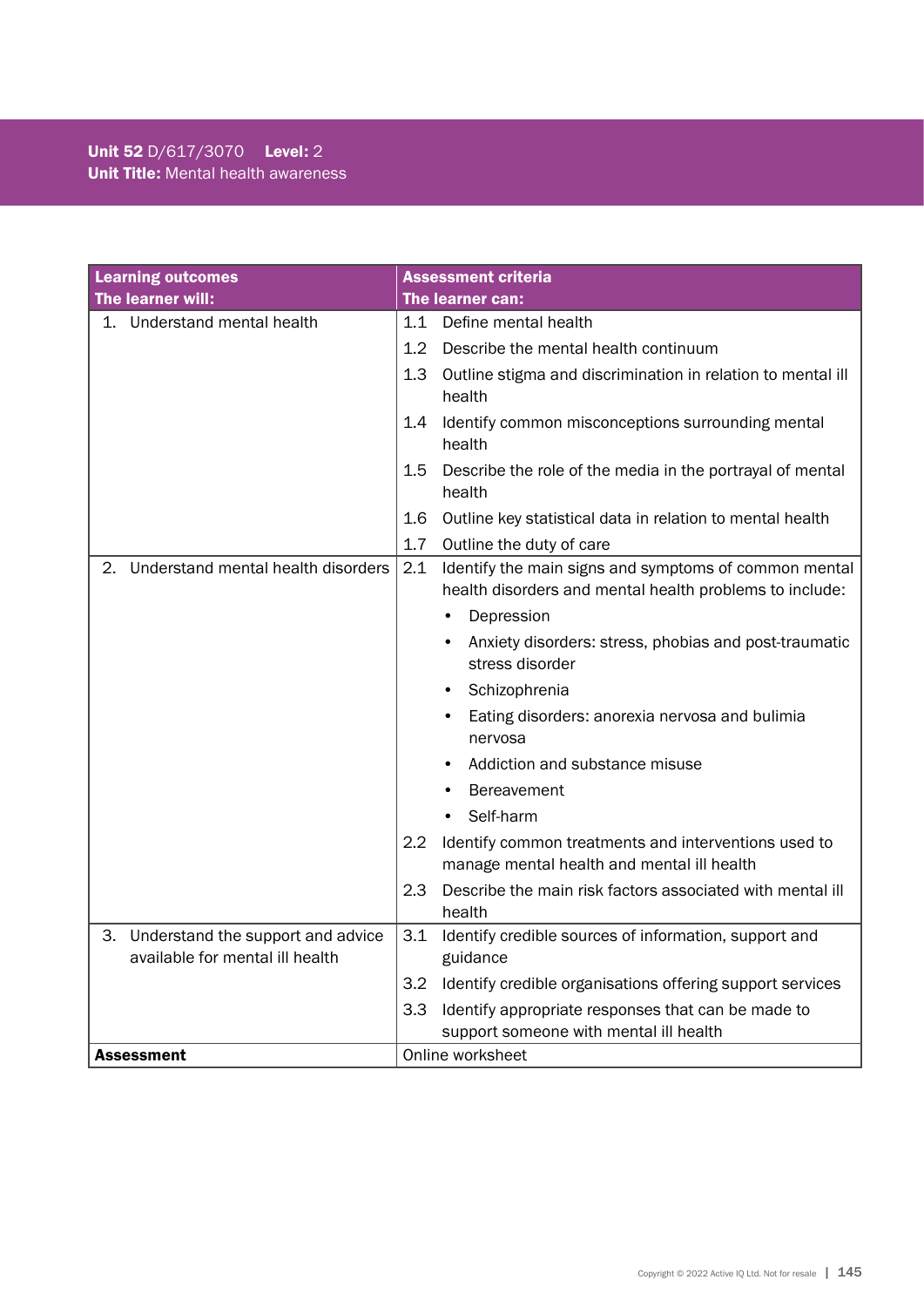**Unit 52** D/617/3070 **Level:** 2
**Unit Title:** Mental health awareness

| **Learning outcomes**<br>**The learner will:** | **Assessment criteria**<br>**The learner can:** |
|---|---|
| 1. Understand mental health | 1.1 Define mental health |
| | 1.2 Describe the mental health continuum |
| | 1.3 Outline stigma and discrimination in relation to mental ill health |
| | 1.4 Identify common misconceptions surrounding mental health |
| | 1.5 Describe the role of the media in the portrayal of mental health |
| | 1.6 Outline key statistical data in relation to mental health |
| | 1.7 Outline the duty of care |
| 2. Understand mental health disorders | 2.1 Identify the main signs and symptoms of common mental health disorders and mental health problems to include:<br>• Depression<br>• Anxiety disorders: stress, phobias and post-traumatic stress disorder<br>• Schizophrenia<br>• Eating disorders: anorexia nervosa and bulimia nervosa<br>• Addiction and substance misuse<br>• Bereavement<br>• Self-harm |
| | 2.2 Identify common treatments and interventions used to manage mental health and mental ill health |
| | 2.3 Describe the main risk factors associated with mental ill health |
| 3. Understand the support and advice available for mental ill health | 3.1 Identify credible sources of information, support and guidance |
| | 3.2 Identify credible organisations offering support services |
| | 3.3 Identify appropriate responses that can be made to support someone with mental ill health |
| **Assessment** | Online worksheet |

Copyright © 2022 Active IQ Ltd. Not for resale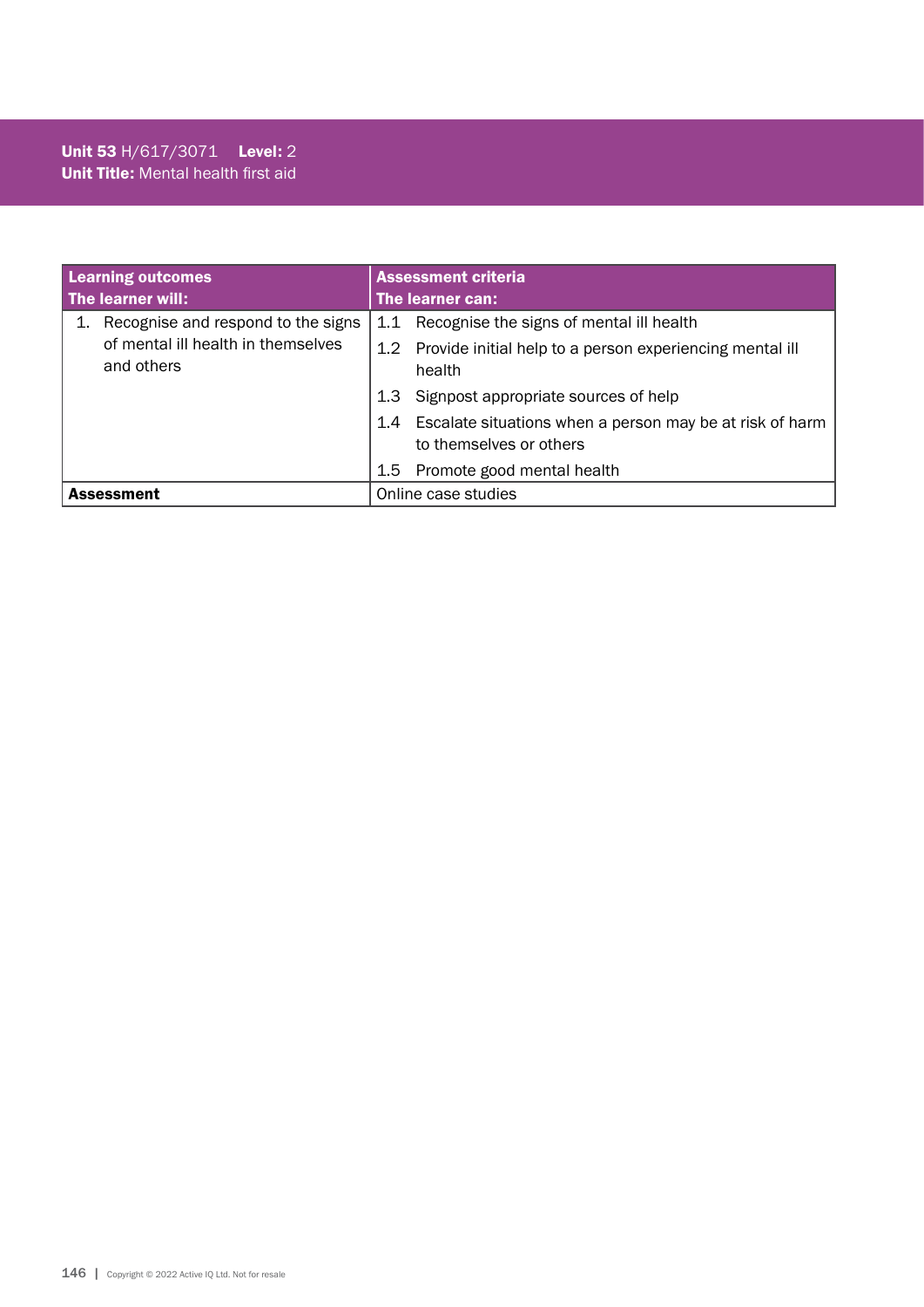**Unit 53** H/617/3071 **Level:** 2
**Unit Title:** Mental health first aid

| **Learning outcomes**<br>**The learner will:** | **Assessment criteria**<br>**The learner can:** |
|---|---|
| 1. Recognise and respond to the signs of mental ill health in themselves and others | 1.1 Recognise the signs of mental ill health<br>1.2 Provide initial help to a person experiencing mental ill health<br>1.3 Signpost appropriate sources of help<br>1.4 Escalate situations when a person may be at risk of harm to themselves or others<br>1.5 Promote good mental health |
| **Assessment** | Online case studies |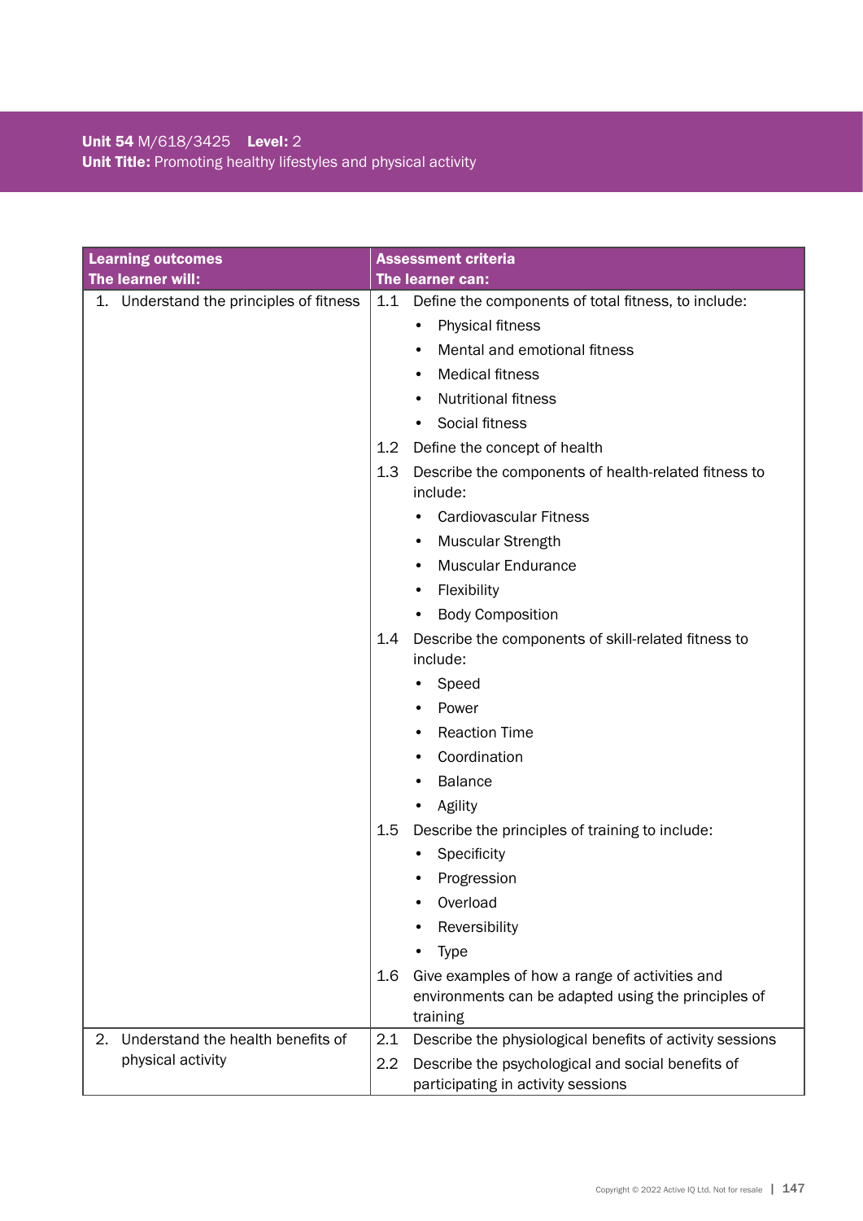**Unit 54** M/618/3425 **Level:** 2
**Unit Title:** Promoting healthy lifestyles and physical activity

| Learning outcomes<br>The learner will: | Assessment criteria<br>The learner can: |
|---|---|
| 1. Understand the principles of fitness | 1.1 Define the components of total fitness, to include:<br>• Physical fitness<br>• Mental and emotional fitness<br>• Medical fitness<br>• Nutritional fitness<br>• Social fitness<br>1.2 Define the concept of health<br>1.3 Describe the components of health-related fitness to include:<br>• Cardiovascular Fitness<br>• Muscular Strength<br>• Muscular Endurance<br>• Flexibility<br>• Body Composition<br>1.4 Describe the components of skill-related fitness to include:<br>• Speed<br>• Power<br>• Reaction Time<br>• Coordination<br>• Balance<br>• Agility<br>1.5 Describe the principles of training to include:<br>• Specificity<br>• Progression<br>• Overload<br>• Reversibility<br>• Type<br>1.6 Give examples of how a range of activities and environments can be adapted using the principles of training |
| 2. Understand the health benefits of physical activity | 2.1 Describe the physiological benefits of activity sessions<br>2.2 Describe the psychological and social benefits of participating in activity sessions |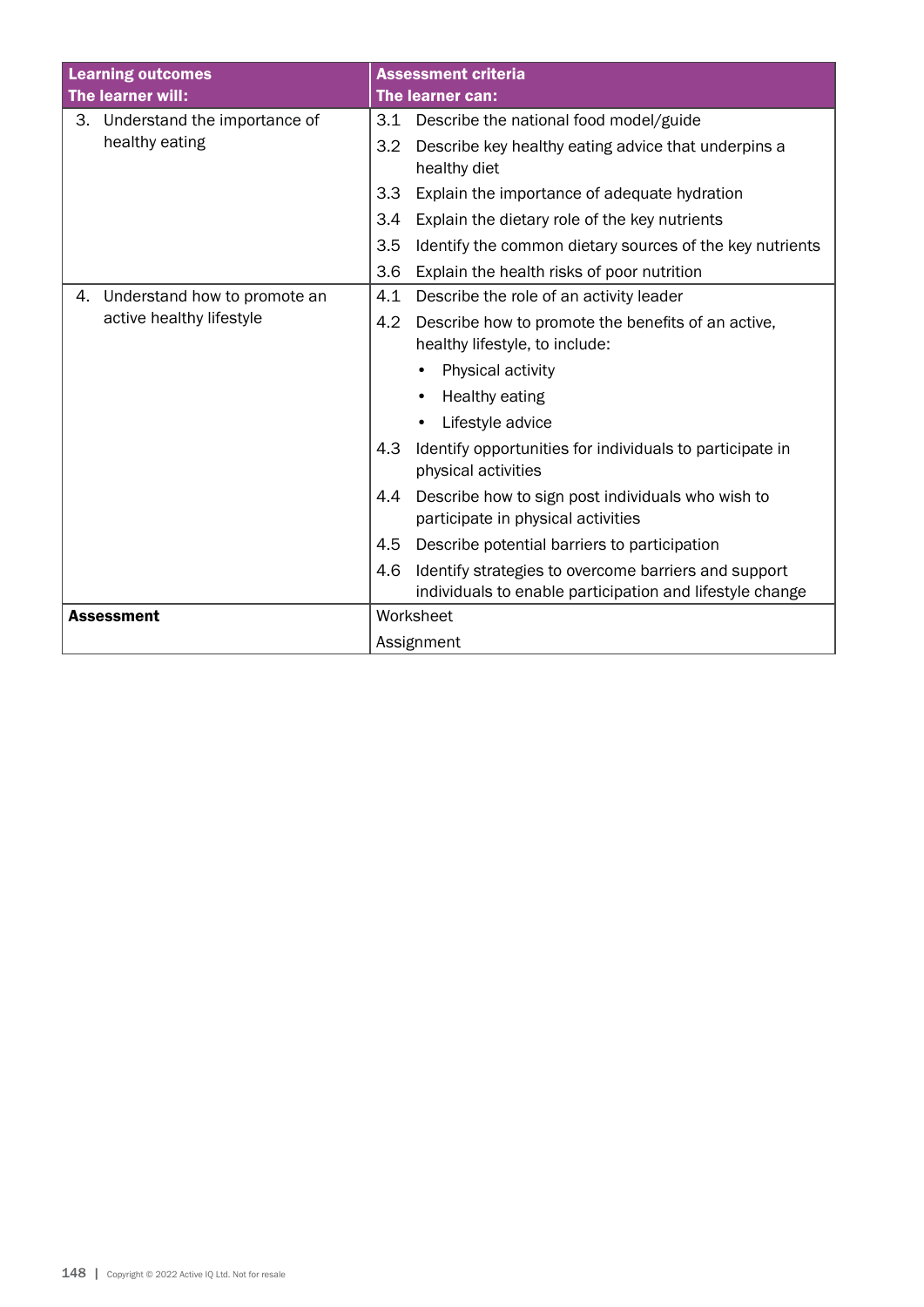| Learning outcomes<br>The learner will: | Assessment criteria<br>The learner can: |
|---|---|
| 3. Understand the importance of healthy eating | 3.1 Describe the national food model/guide |
| | 3.2 Describe key healthy eating advice that underpins a healthy diet |
| | 3.3 Explain the importance of adequate hydration |
| | 3.4 Explain the dietary role of the key nutrients |
| | 3.5 Identify the common dietary sources of the key nutrients |
| | 3.6 Explain the health risks of poor nutrition |
| 4. Understand how to promote an active healthy lifestyle | 4.1 Describe the role of an activity leader |
| | 4.2 Describe how to promote the benefits of an active, healthy lifestyle, to include:<br>• Physical activity<br>• Healthy eating<br>• Lifestyle advice |
| | 4.3 Identify opportunities for individuals to participate in physical activities |
| | 4.4 Describe how to sign post individuals who wish to participate in physical activities |
| | 4.5 Describe potential barriers to participation |
| | 4.6 Identify strategies to overcome barriers and support individuals to enable participation and lifestyle change |
| **Assessment** | Worksheet<br>Assignment |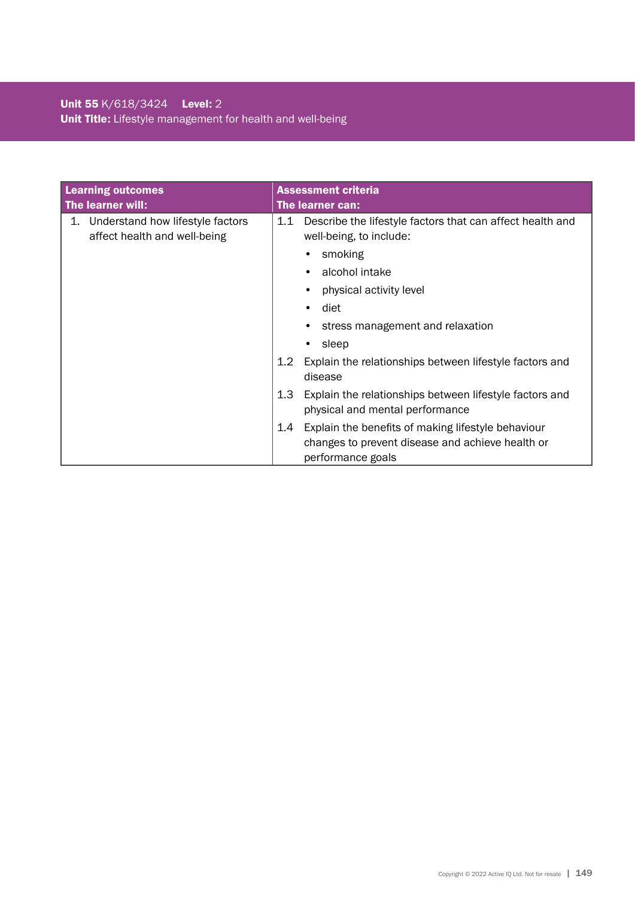**Unit 55** K/618/3424 **Level:** 2
**Unit Title:** Lifestyle management for health and well-being

| Learning outcomes<br>The learner will: | Assessment criteria<br>The learner can: |
|---|---|
| 1. Understand how lifestyle factors affect health and well-being | 1.1 Describe the lifestyle factors that can affect health and well-being, to include:<br>• smoking<br>• alcohol intake<br>• physical activity level<br>• diet<br>• stress management and relaxation<br>• sleep |
| | 1.2 Explain the relationships between lifestyle factors and disease |
| | 1.3 Explain the relationships between lifestyle factors and physical and mental performance |
| | 1.4 Explain the benefits of making lifestyle behaviour changes to prevent disease and achieve health or performance goals |

Copyright © 2022 Active IQ Ltd. Not for resale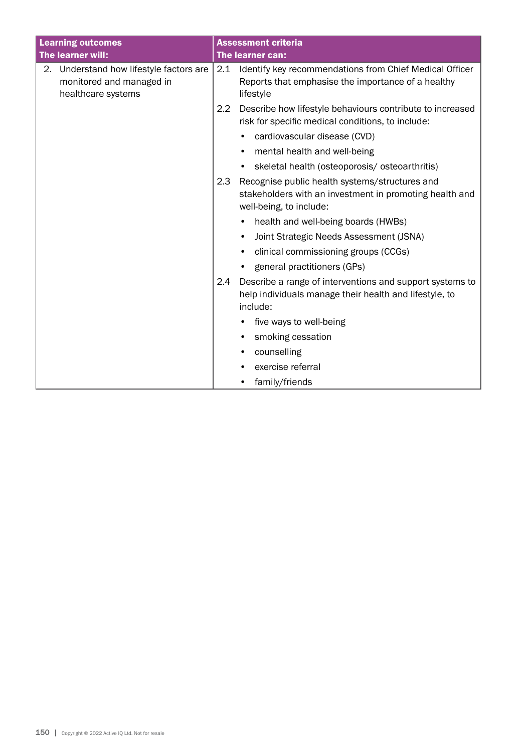| Learning outcomes<br>The learner will: | Assessment criteria<br>The learner can: |
|---|---|
| 2. Understand how lifestyle factors are monitored and managed in healthcare systems | 2.1 Identify key recommendations from Chief Medical Officer Reports that emphasise the importance of a healthy lifestyle |
| | 2.2 Describe how lifestyle behaviours contribute to increased risk for specific medical conditions, to include:<br>• cardiovascular disease (CVD)<br>• mental health and well-being<br>• skeletal health (osteoporosis/ osteoarthritis) |
| | 2.3 Recognise public health systems/structures and stakeholders with an investment in promoting health and well-being, to include:<br>• health and well-being boards (HWBs)<br>• Joint Strategic Needs Assessment (JSNA)<br>• clinical commissioning groups (CCGs)<br>• general practitioners (GPs) |
| | 2.4 Describe a range of interventions and support systems to help individuals manage their health and lifestyle, to include:<br>• five ways to well-being<br>• smoking cessation<br>• counselling<br>• exercise referral<br>• family/friends |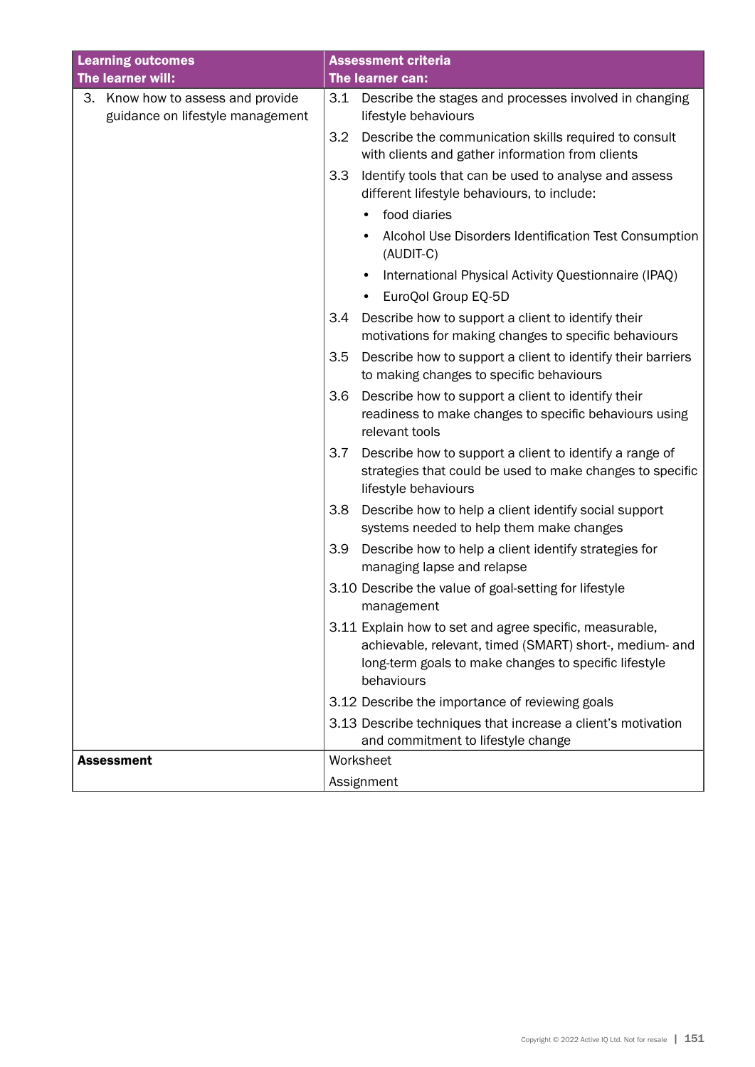| Learning outcomes<br>The learner will: | Assessment criteria<br>The learner can: |
|---|---|
| 3. Know how to assess and provide guidance on lifestyle management | 3.1 Describe the stages and processes involved in changing lifestyle behaviours<br>3.2 Describe the communication skills required to consult with clients and gather information from clients<br>3.3 Identify tools that can be used to analyse and assess different lifestyle behaviours, to include:<br>• food diaries<br>• Alcohol Use Disorders Identification Test Consumption (AUDIT-C)<br>• International Physical Activity Questionnaire (IPAQ)<br>• EuroQol Group EQ-5D<br>3.4 Describe how to support a client to identify their motivations for making changes to specific behaviours<br>3.5 Describe how to support a client to identify their barriers to making changes to specific behaviours<br>3.6 Describe how to support a client to identify their readiness to make changes to specific behaviours using relevant tools<br>3.7 Describe how to support a client to identify a range of strategies that could be used to make changes to specific lifestyle behaviours<br>3.8 Describe how to help a client identify social support systems needed to help them make changes<br>3.9 Describe how to help a client identify strategies for managing lapse and relapse<br>3.10 Describe the value of goal-setting for lifestyle management<br>3.11 Explain how to set and agree specific, measurable, achievable, relevant, timed (SMART) short-, medium- and long-term goals to make changes to specific lifestyle behaviours<br>3.12 Describe the importance of reviewing goals<br>3.13 Describe techniques that increase a client's motivation and commitment to lifestyle change |
| **Assessment** | Worksheet<br>Assignment |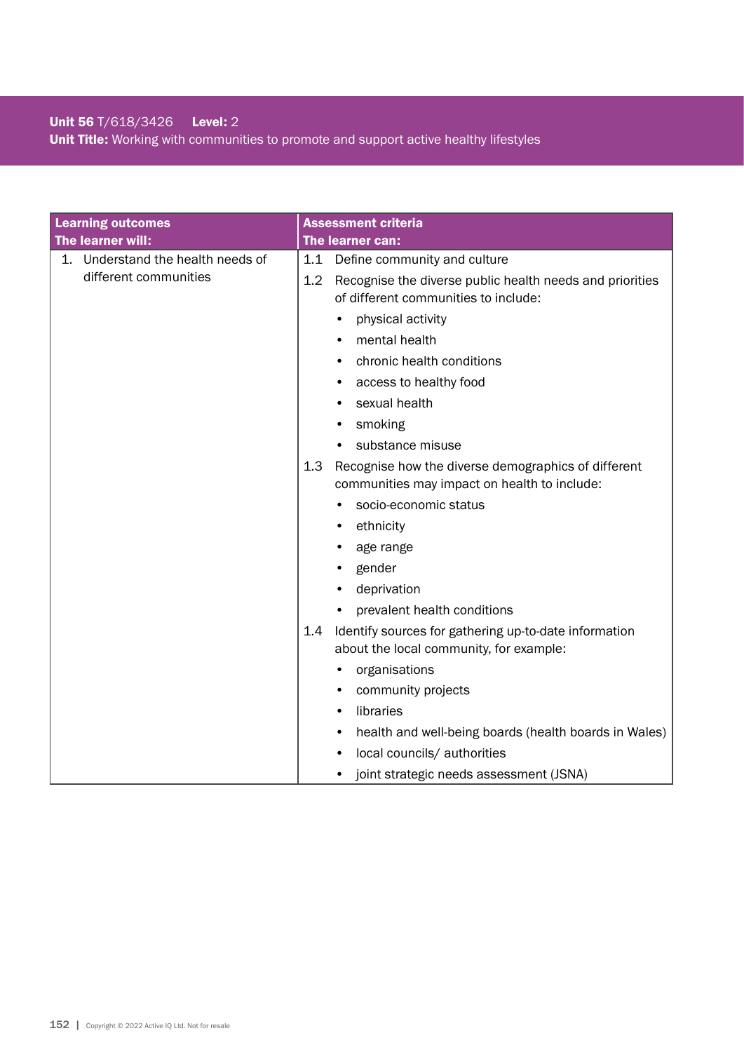**Unit 56** T/618/3426 **Level:** 2
**Unit Title:** Working with communities to promote and support active healthy lifestyles

| **Learning outcomes**<br>**The learner will:** | **Assessment criteria**<br>**The learner can:** |
|---|---|
| 1. Understand the health needs of different communities | 1.1 Define community and culture<br>1.2 Recognise the diverse public health needs and priorities of different communities to include:<br>• physical activity<br>• mental health<br>• chronic health conditions<br>• access to healthy food<br>• sexual health<br>• smoking<br>• substance misuse<br>1.3 Recognise how the diverse demographics of different communities may impact on health to include:<br>• socio-economic status<br>• ethnicity<br>• age range<br>• gender<br>• deprivation<br>• prevalent health conditions<br>1.4 Identify sources for gathering up-to-date information about the local community, for example:<br>• organisations<br>• community projects<br>• libraries<br>• health and well-being boards (health boards in Wales)<br>• local councils/ authorities<br>• joint strategic needs assessment (JSNA) |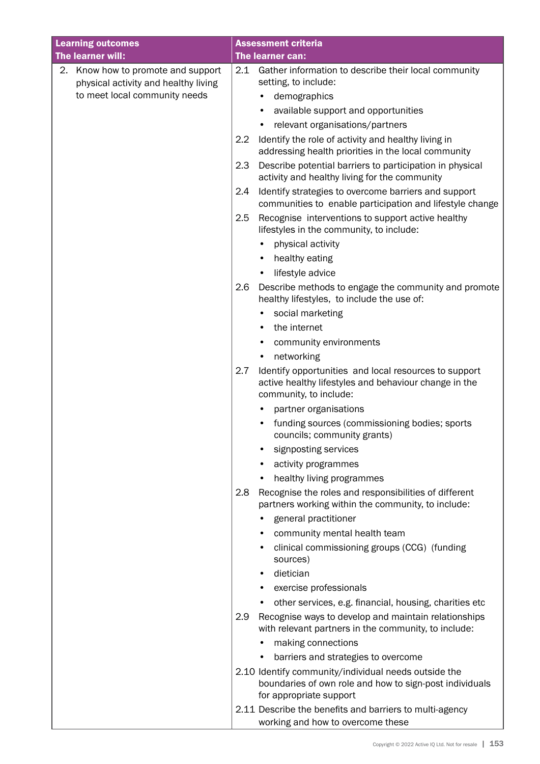| Learning outcomes<br>The learner will: | Assessment criteria<br>The learner can: |
|---|---|
| 2. Know how to promote and support physical activity and healthy living to meet local community needs | 2.1 Gather information to describe their local community setting, to include:<br>• demographics<br>• available support and opportunities<br>• relevant organisations/partners<br>2.2 Identify the role of activity and healthy living in addressing health priorities in the local community<br>2.3 Describe potential barriers to participation in physical activity and healthy living for the community<br>2.4 Identify strategies to overcome barriers and support communities to enable participation and lifestyle change<br>2.5 Recognise interventions to support active healthy lifestyles in the community, to include:<br>• physical activity<br>• healthy eating<br>• lifestyle advice<br>2.6 Describe methods to engage the community and promote healthy lifestyles, to include the use of:<br>• social marketing<br>• the internet<br>• community environments<br>• networking<br>2.7 Identify opportunities and local resources to support active healthy lifestyles and behaviour change in the community, to include:<br>• partner organisations<br>• funding sources (commissioning bodies; sports councils; community grants)<br>• signposting services<br>• activity programmes<br>• healthy living programmes<br>2.8 Recognise the roles and responsibilities of different partners working within the community, to include:<br>• general practitioner<br>• community mental health team<br>• clinical commissioning groups (CCG) (funding sources)<br>• dietician<br>• exercise professionals<br>• other services, e.g. financial, housing, charities etc<br>2.9 Recognise ways to develop and maintain relationships with relevant partners in the community, to include:<br>• making connections<br>• barriers and strategies to overcome<br>2.10 Identify community/individual needs outside the boundaries of own role and how to sign-post individuals for appropriate support<br>2.11 Describe the benefits and barriers to multi-agency working and how to overcome these |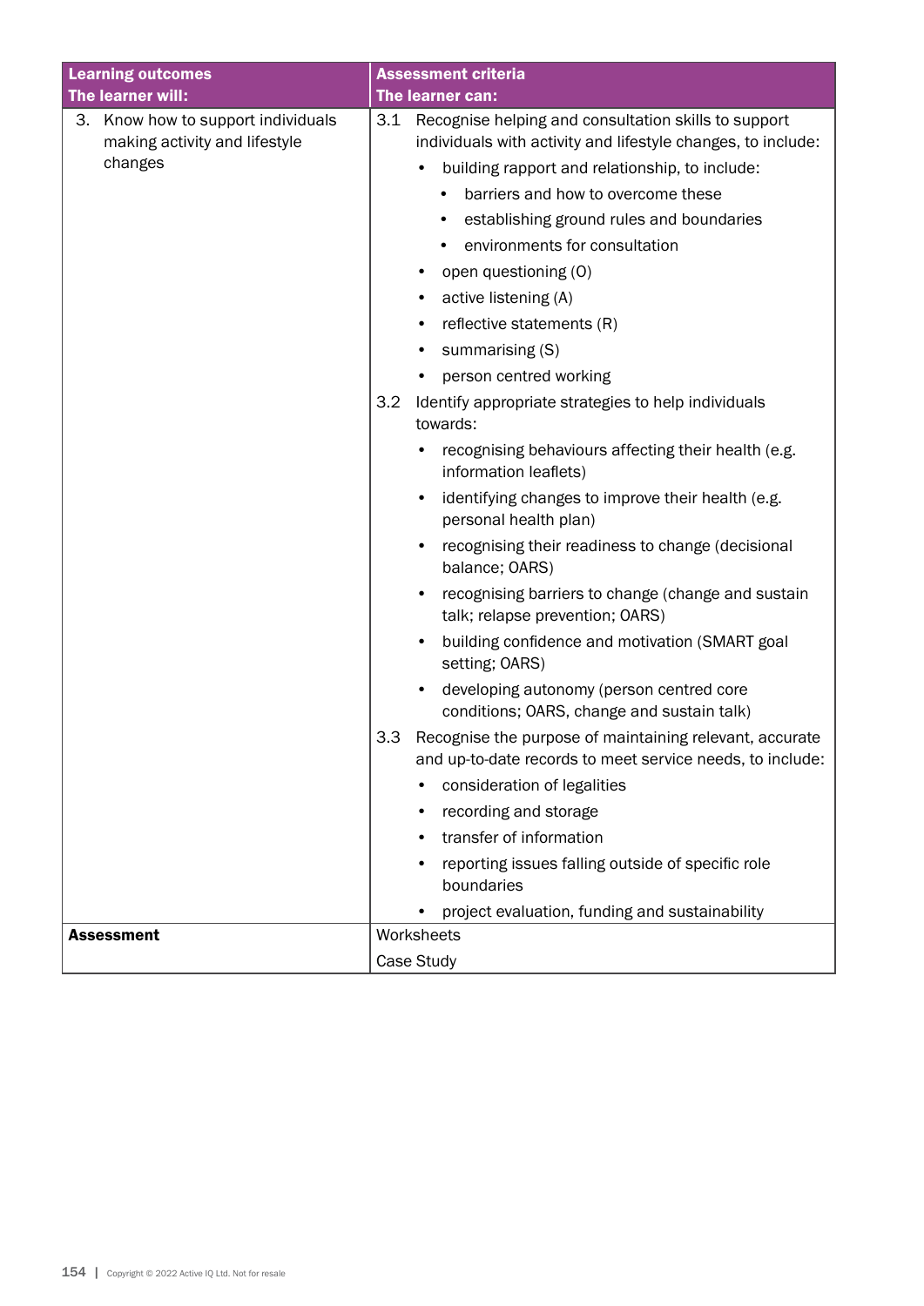| Learning outcomes<br>The learner will: | Assessment criteria<br>The learner can: |
|---|---|
| 3. Know how to support individuals making activity and lifestyle changes | 3.1 Recognise helping and consultation skills to support individuals with activity and lifestyle changes, to include:<br>• building rapport and relationship, to include:<br>&nbsp;&nbsp;&nbsp;&nbsp;• barriers and how to overcome these<br>&nbsp;&nbsp;&nbsp;&nbsp;• establishing ground rules and boundaries<br>&nbsp;&nbsp;&nbsp;&nbsp;• environments for consultation<br>• open questioning (O)<br>• active listening (A)<br>• reflective statements (R)<br>• summarising (S)<br>• person centred working<br>3.2 Identify appropriate strategies to help individuals towards:<br>• recognising behaviours affecting their health (e.g. information leaflets)<br>• identifying changes to improve their health (e.g. personal health plan)<br>• recognising their readiness to change (decisional balance; OARS)<br>• recognising barriers to change (change and sustain talk; relapse prevention; OARS)<br>• building confidence and motivation (SMART goal setting; OARS)<br>• developing autonomy (person centred core conditions; OARS, change and sustain talk)<br>3.3 Recognise the purpose of maintaining relevant, accurate and up-to-date records to meet service needs, to include:<br>• consideration of legalities<br>• recording and storage<br>• transfer of information<br>• reporting issues falling outside of specific role boundaries<br>• project evaluation, funding and sustainability |
| **Assessment** | Worksheets<br>Case Study |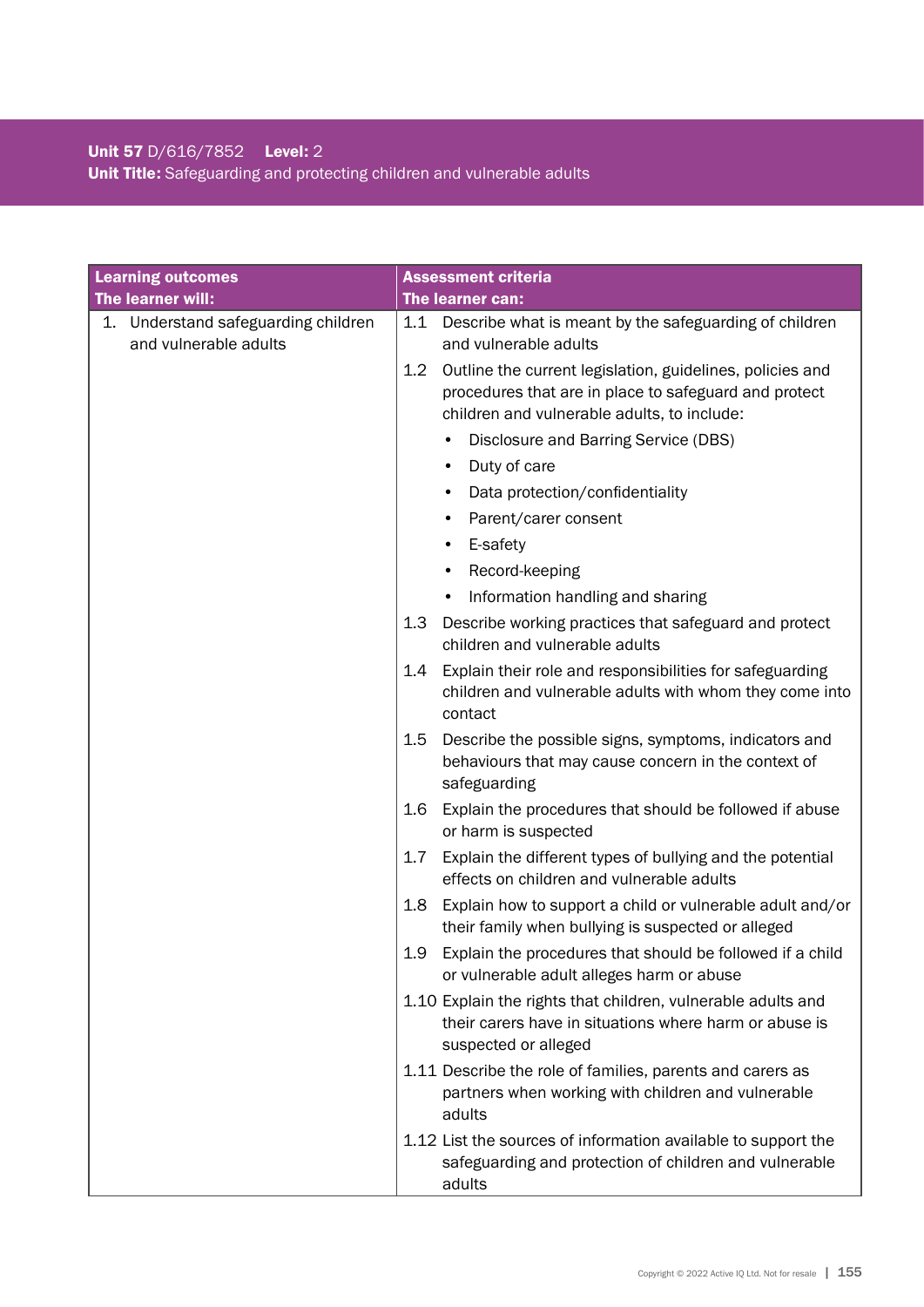**Unit 57** D/616/7852 **Level:** 2
**Unit Title:** Safeguarding and protecting children and vulnerable adults

| Learning outcomes<br>The learner will: | Assessment criteria<br>The learner can: |
|---|---|
| 1. Understand safeguarding children and vulnerable adults | 1.1 Describe what is meant by the safeguarding of children and vulnerable adults |
| | 1.2 Outline the current legislation, guidelines, policies and procedures that are in place to safeguard and protect children and vulnerable adults, to include:<br>• Disclosure and Barring Service (DBS)<br>• Duty of care<br>• Data protection/confidentiality<br>• Parent/carer consent<br>• E-safety<br>• Record-keeping<br>• Information handling and sharing |
| | 1.3 Describe working practices that safeguard and protect children and vulnerable adults |
| | 1.4 Explain their role and responsibilities for safeguarding children and vulnerable adults with whom they come into contact |
| | 1.5 Describe the possible signs, symptoms, indicators and behaviours that may cause concern in the context of safeguarding |
| | 1.6 Explain the procedures that should be followed if abuse or harm is suspected |
| | 1.7 Explain the different types of bullying and the potential effects on children and vulnerable adults |
| | 1.8 Explain how to support a child or vulnerable adult and/or their family when bullying is suspected or alleged |
| | 1.9 Explain the procedures that should be followed if a child or vulnerable adult alleges harm or abuse |
| | 1.10 Explain the rights that children, vulnerable adults and their carers have in situations where harm or abuse is suspected or alleged |
| | 1.11 Describe the role of families, parents and carers as partners when working with children and vulnerable adults |
| | 1.12 List the sources of information available to support the safeguarding and protection of children and vulnerable adults |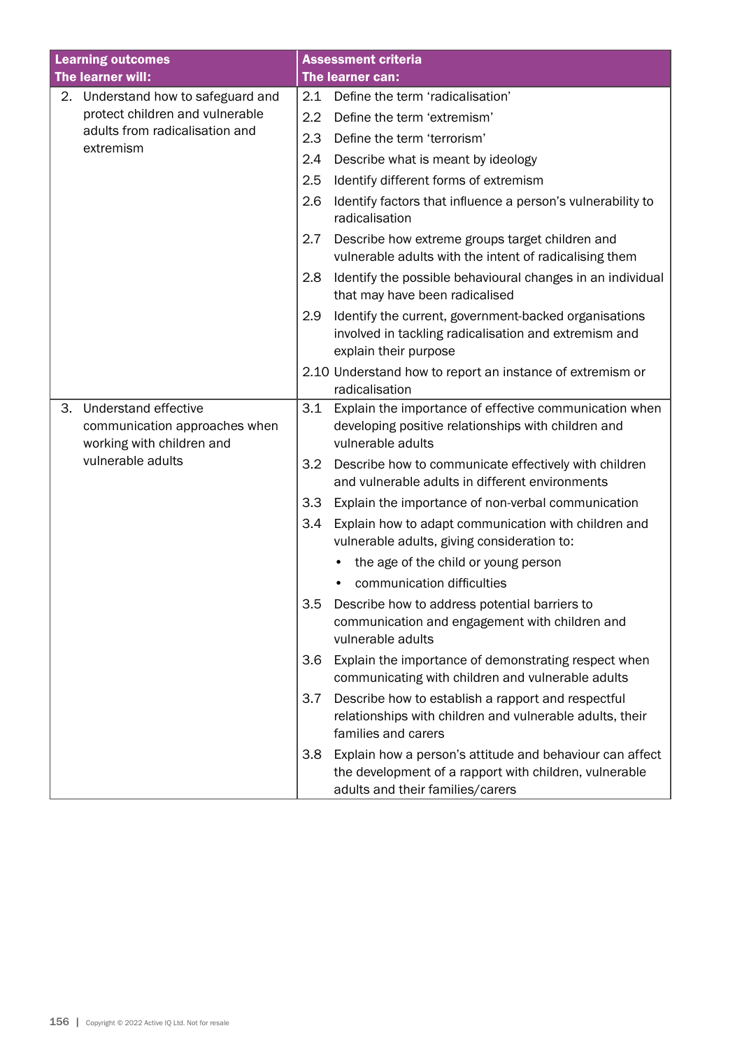| Learning outcomes<br>The learner will: | Assessment criteria<br>The learner can: |
|---|---|
| 2. Understand how to safeguard and protect children and vulnerable adults from radicalisation and extremism | 2.1 Define the term 'radicalisation' |
| | 2.2 Define the term 'extremism' |
| | 2.3 Define the term 'terrorism' |
| | 2.4 Describe what is meant by ideology |
| | 2.5 Identify different forms of extremism |
| | 2.6 Identify factors that influence a person's vulnerability to radicalisation |
| | 2.7 Describe how extreme groups target children and vulnerable adults with the intent of radicalising them |
| | 2.8 Identify the possible behavioural changes in an individual that may have been radicalised |
| | 2.9 Identify the current, government-backed organisations involved in tackling radicalisation and extremism and explain their purpose |
| | 2.10 Understand how to report an instance of extremism or radicalisation |
| 3. Understand effective communication approaches when working with children and vulnerable adults | 3.1 Explain the importance of effective communication when developing positive relationships with children and vulnerable adults |
| | 3.2 Describe how to communicate effectively with children and vulnerable adults in different environments |
| | 3.3 Explain the importance of non-verbal communication |
| | 3.4 Explain how to adapt communication with children and vulnerable adults, giving consideration to:<br>• the age of the child or young person<br>• communication difficulties |
| | 3.5 Describe how to address potential barriers to communication and engagement with children and vulnerable adults |
| | 3.6 Explain the importance of demonstrating respect when communicating with children and vulnerable adults |
| | 3.7 Describe how to establish a rapport and respectful relationships with children and vulnerable adults, their families and carers |
| | 3.8 Explain how a person's attitude and behaviour can affect the development of a rapport with children, vulnerable adults and their families/carers |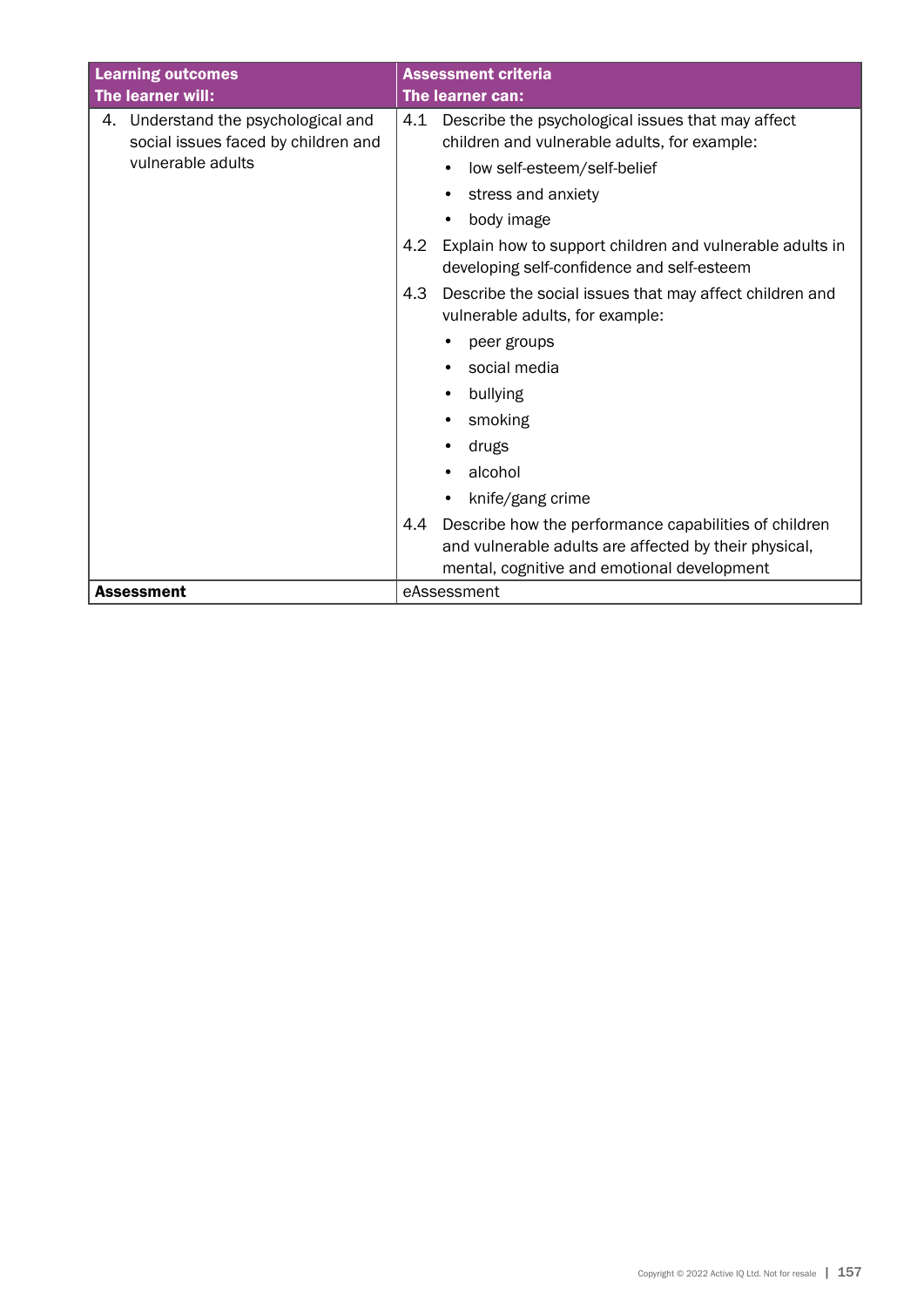| Learning outcomes<br>The learner will: | Assessment criteria<br>The learner can: |
|---|---|
| 4. Understand the psychological and social issues faced by children and vulnerable adults | 4.1 Describe the psychological issues that may affect children and vulnerable adults, for example:<br>• low self-esteem/self-belief<br>• stress and anxiety<br>• body image<br>4.2 Explain how to support children and vulnerable adults in developing self-confidence and self-esteem<br>4.3 Describe the social issues that may affect children and vulnerable adults, for example:<br>• peer groups<br>• social media<br>• bullying<br>• smoking<br>• drugs<br>• alcohol<br>• knife/gang crime<br>4.4 Describe how the performance capabilities of children and vulnerable adults are affected by their physical, mental, cognitive and emotional development |
| **Assessment** | eAssessment |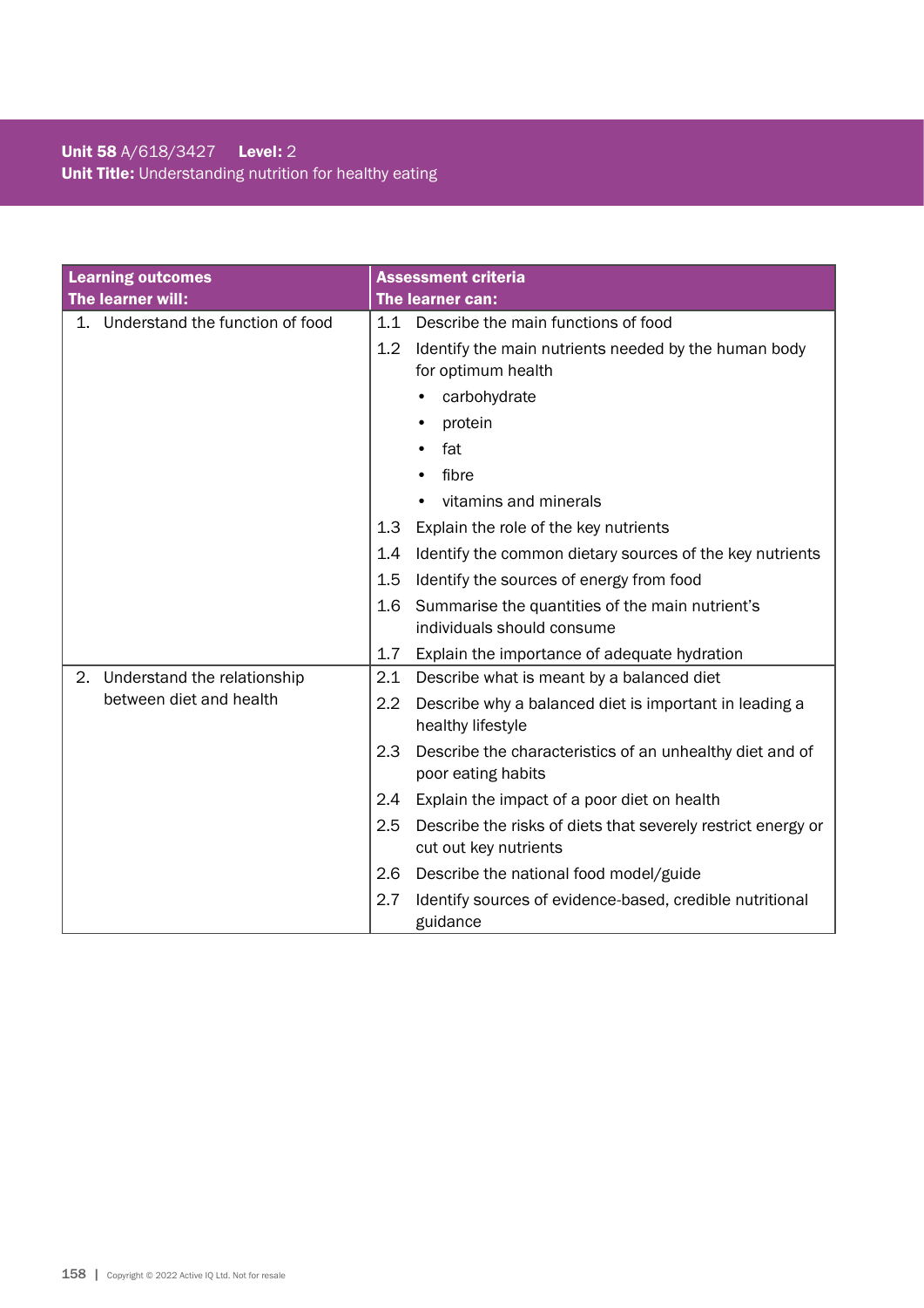**Unit 58** A/618/3427 **Level:** 2
**Unit Title:** Understanding nutrition for healthy eating

| **Learning outcomes**<br>**The learner will:** | **Assessment criteria**<br>**The learner can:** |
|---|---|
| 1. Understand the function of food | 1.1 Describe the main functions of food |
| | 1.2 Identify the main nutrients needed by the human body for optimum health<br>• carbohydrate<br>• protein<br>• fat<br>• fibre<br>• vitamins and minerals |
| | 1.3 Explain the role of the key nutrients |
| | 1.4 Identify the common dietary sources of the key nutrients |
| | 1.5 Identify the sources of energy from food |
| | 1.6 Summarise the quantities of the main nutrient's individuals should consume |
| | 1.7 Explain the importance of adequate hydration |
| 2. Understand the relationship between diet and health | 2.1 Describe what is meant by a balanced diet |
| | 2.2 Describe why a balanced diet is important in leading a healthy lifestyle |
| | 2.3 Describe the characteristics of an unhealthy diet and of poor eating habits |
| | 2.4 Explain the impact of a poor diet on health |
| | 2.5 Describe the risks of diets that severely restrict energy or cut out key nutrients |
| | 2.6 Describe the national food model/guide |
| | 2.7 Identify sources of evidence-based, credible nutritional guidance |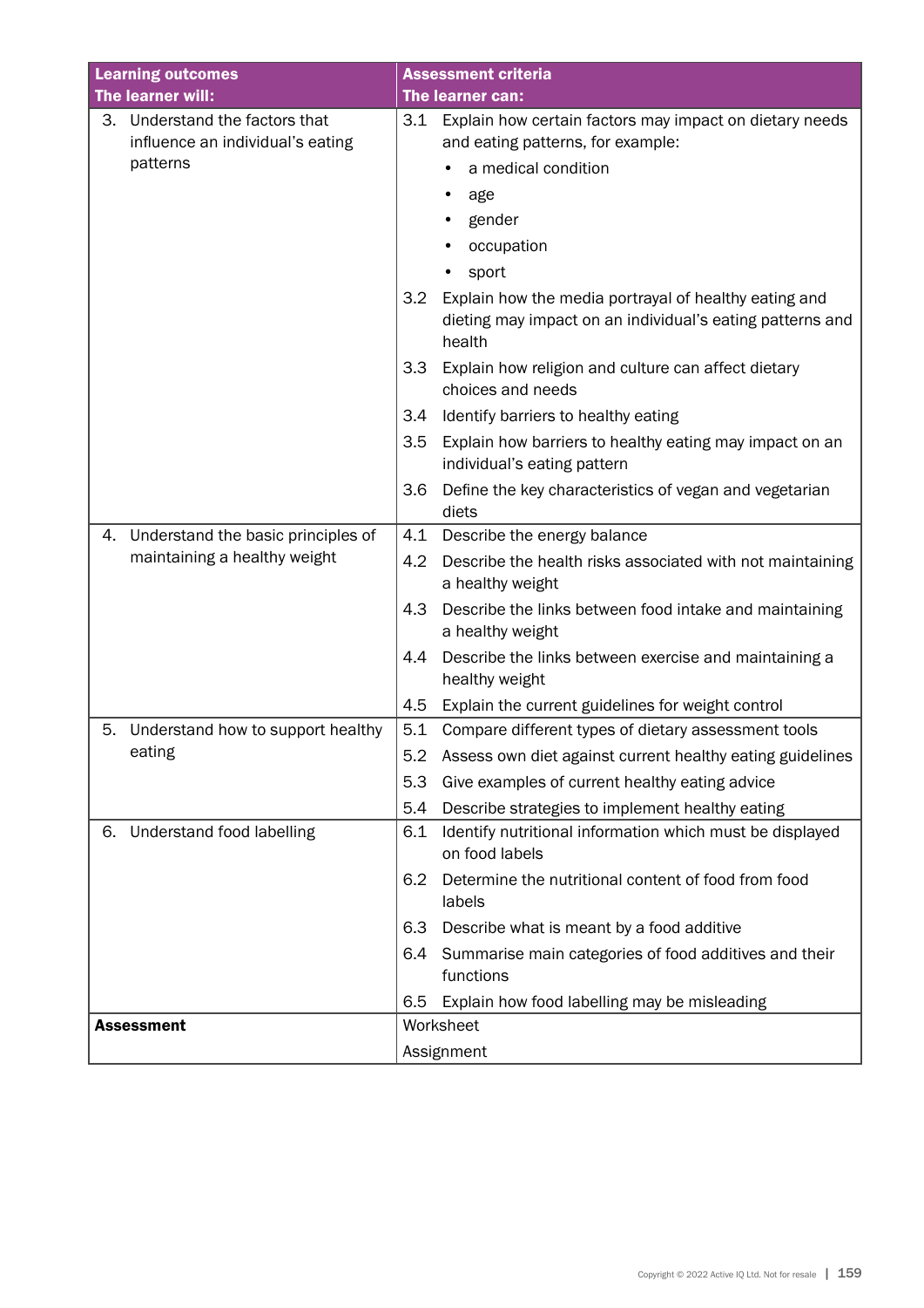| Learning outcomes<br>The learner will: | Assessment criteria<br>The learner can: |
|---|---|
| 3. Understand the factors that influence an individual's eating patterns | 3.1 Explain how certain factors may impact on dietary needs and eating patterns, for example:<br>• a medical condition<br>• age<br>• gender<br>• occupation<br>• sport |
| | 3.2 Explain how the media portrayal of healthy eating and dieting may impact on an individual's eating patterns and health |
| | 3.3 Explain how religion and culture can affect dietary choices and needs |
| | 3.4 Identify barriers to healthy eating |
| | 3.5 Explain how barriers to healthy eating may impact on an individual's eating pattern |
| | 3.6 Define the key characteristics of vegan and vegetarian diets |
| 4. Understand the basic principles of maintaining a healthy weight | 4.1 Describe the energy balance |
| | 4.2 Describe the health risks associated with not maintaining a healthy weight |
| | 4.3 Describe the links between food intake and maintaining a healthy weight |
| | 4.4 Describe the links between exercise and maintaining a healthy weight |
| | 4.5 Explain the current guidelines for weight control |
| 5. Understand how to support healthy eating | 5.1 Compare different types of dietary assessment tools |
| | 5.2 Assess own diet against current healthy eating guidelines |
| | 5.3 Give examples of current healthy eating advice |
| | 5.4 Describe strategies to implement healthy eating |
| 6. Understand food labelling | 6.1 Identify nutritional information which must be displayed on food labels |
| | 6.2 Determine the nutritional content of food from food labels |
| | 6.3 Describe what is meant by a food additive |
| | 6.4 Summarise main categories of food additives and their functions |
| | 6.5 Explain how food labelling may be misleading |
| **Assessment** | Worksheet<br>Assignment |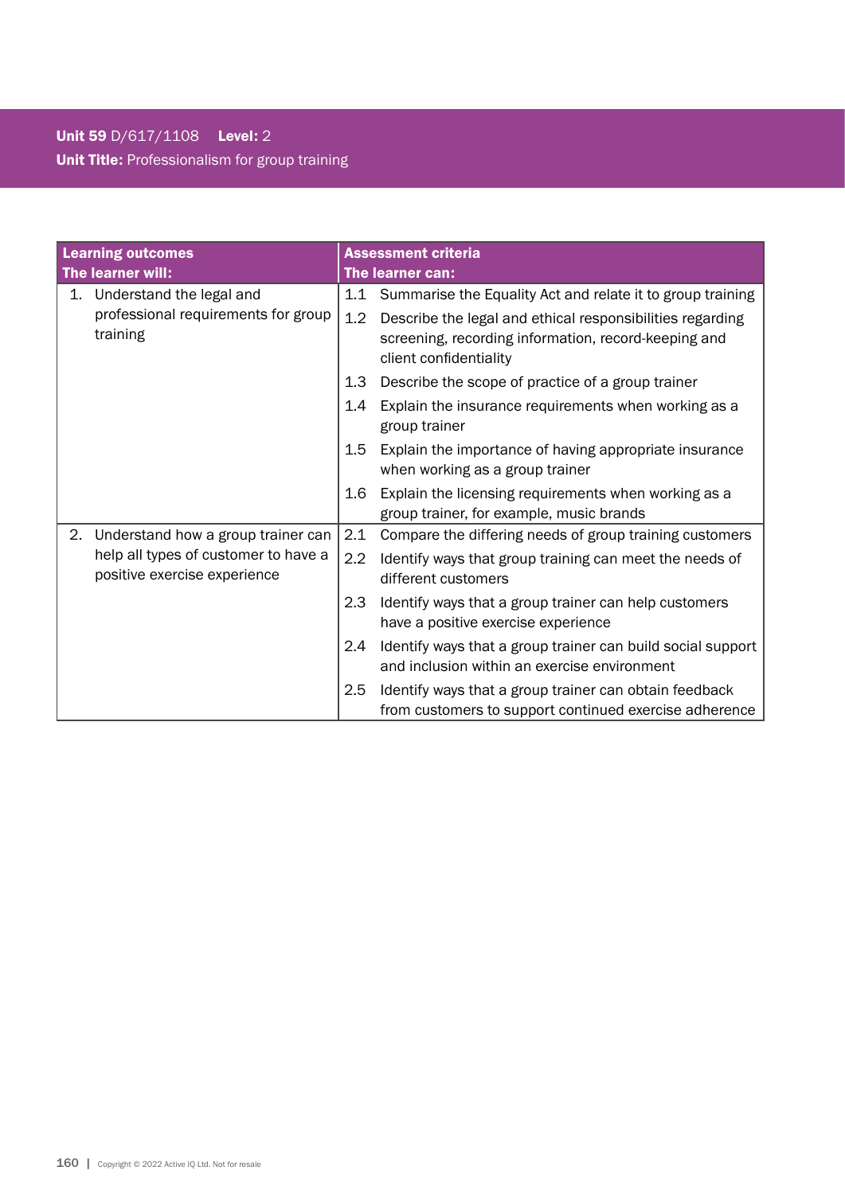**Unit 59** D/617/1108 **Level:** 2

**Unit Title:** Professionalism for group training

| Learning outcomes<br>The learner will: | Assessment criteria<br>The learner can: |
|---|---|
| 1. Understand the legal and professional requirements for group training | 1.1 Summarise the Equality Act and relate it to group training |
| | 1.2 Describe the legal and ethical responsibilities regarding screening, recording information, record-keeping and client confidentiality |
| | 1.3 Describe the scope of practice of a group trainer |
| | 1.4 Explain the insurance requirements when working as a group trainer |
| | 1.5 Explain the importance of having appropriate insurance when working as a group trainer |
| | 1.6 Explain the licensing requirements when working as a group trainer, for example, music brands |
| 2. Understand how a group trainer can help all types of customer to have a positive exercise experience | 2.1 Compare the differing needs of group training customers |
| | 2.2 Identify ways that group training can meet the needs of different customers |
| | 2.3 Identify ways that a group trainer can help customers have a positive exercise experience |
| | 2.4 Identify ways that a group trainer can build social support and inclusion within an exercise environment |
| | 2.5 Identify ways that a group trainer can obtain feedback from customers to support continued exercise adherence |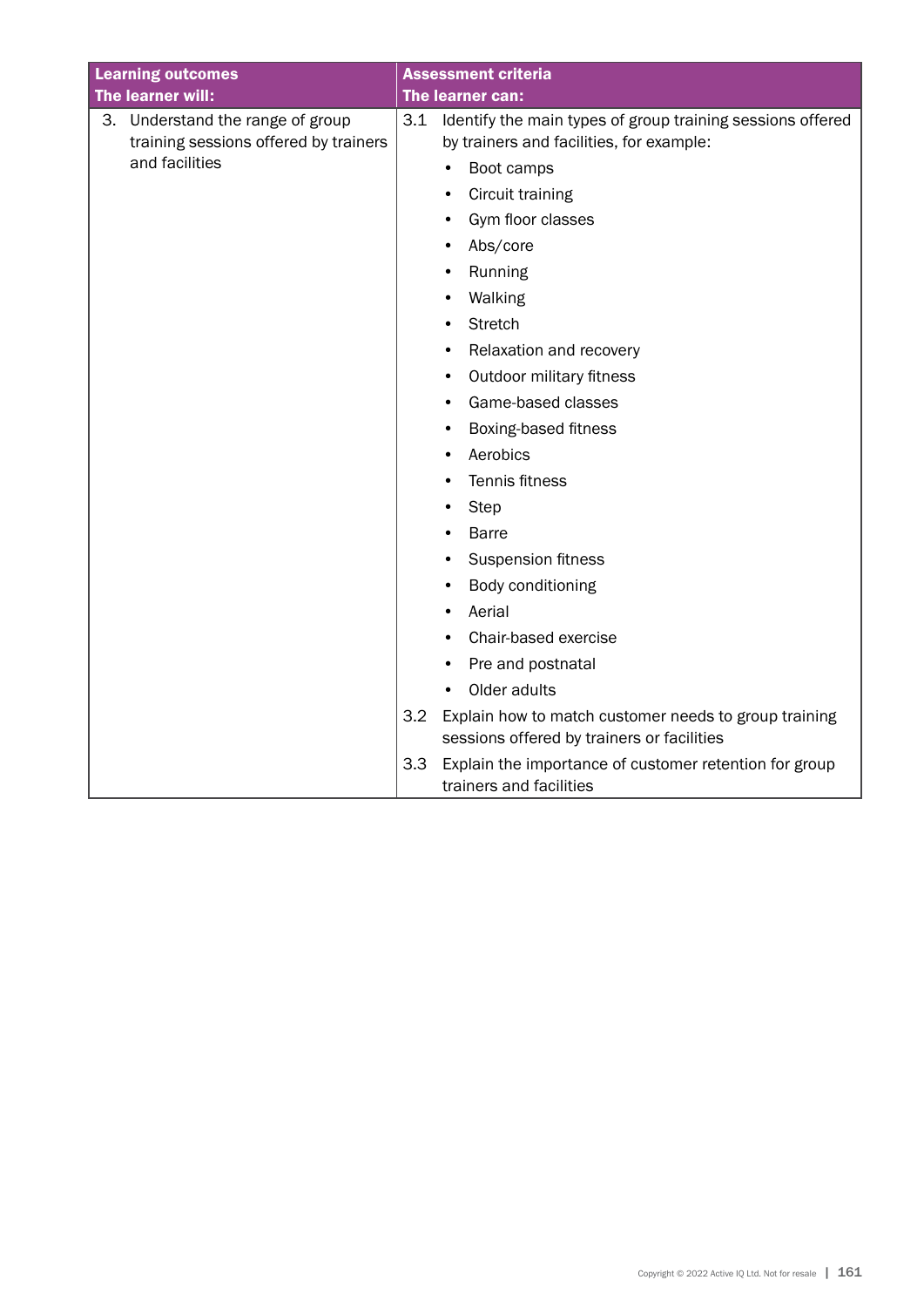| Learning outcomes<br>The learner will: | Assessment criteria<br>The learner can: |
| --- | --- |
| 3. Understand the range of group training sessions offered by trainers and facilities | 3.1 Identify the main types of group training sessions offered by trainers and facilities, for example:<br>• Boot camps<br>• Circuit training<br>• Gym floor classes<br>• Abs/core<br>• Running<br>• Walking<br>• Stretch<br>• Relaxation and recovery<br>• Outdoor military fitness<br>• Game-based classes<br>• Boxing-based fitness<br>• Aerobics<br>• Tennis fitness<br>• Step<br>• Barre<br>• Suspension fitness<br>• Body conditioning<br>• Aerial<br>• Chair-based exercise<br>• Pre and postnatal<br>• Older adults<br>3.2 Explain how to match customer needs to group training sessions offered by trainers or facilities<br>3.3 Explain the importance of customer retention for group trainers and facilities |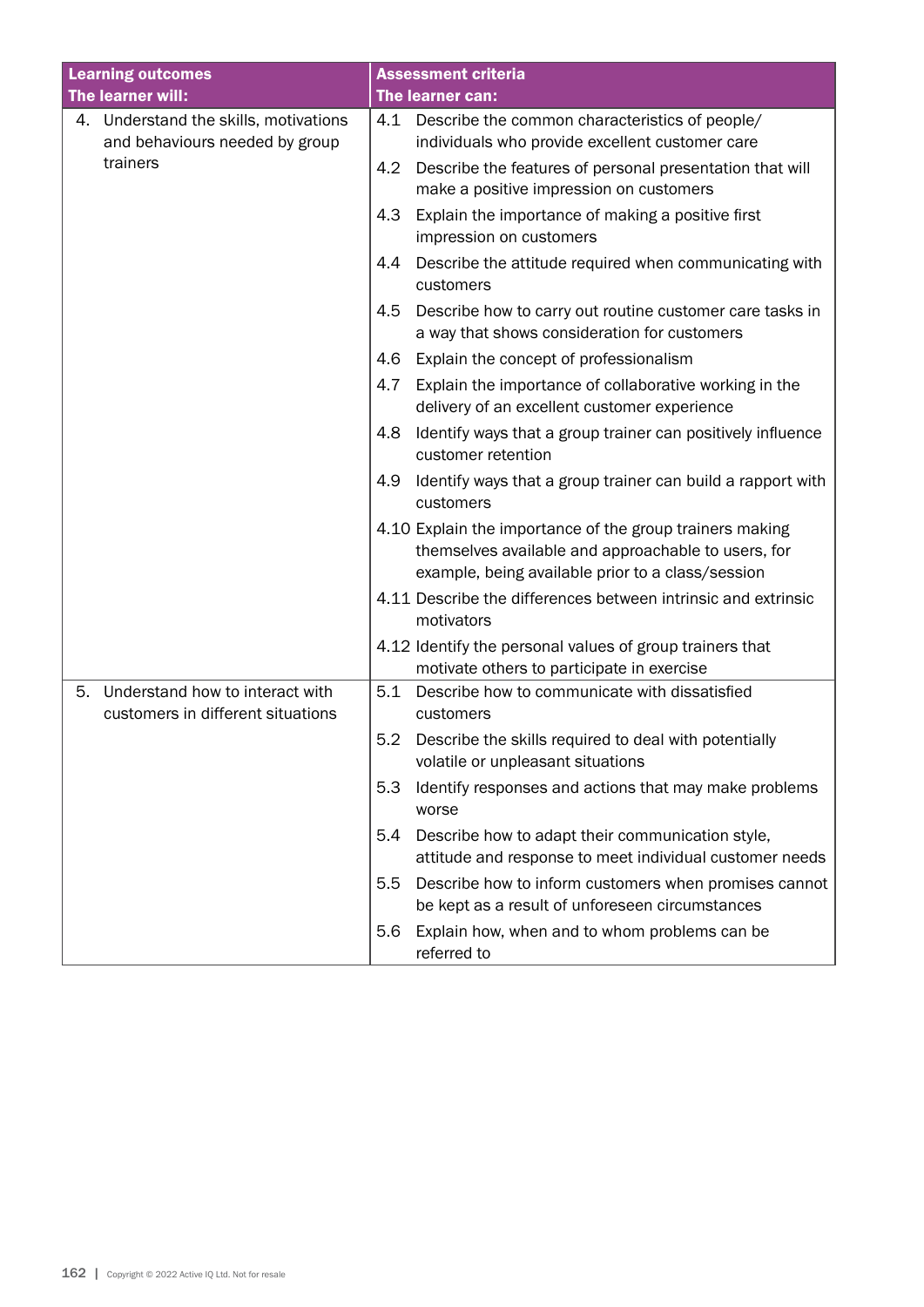| Learning outcomes<br>The learner will: | Assessment criteria<br>The learner can: |
|---|---|
| 4. Understand the skills, motivations and behaviours needed by group trainers | 4.1 Describe the common characteristics of people/ individuals who provide excellent customer care |
| | 4.2 Describe the features of personal presentation that will make a positive impression on customers |
| | 4.3 Explain the importance of making a positive first impression on customers |
| | 4.4 Describe the attitude required when communicating with customers |
| | 4.5 Describe how to carry out routine customer care tasks in a way that shows consideration for customers |
| | 4.6 Explain the concept of professionalism |
| | 4.7 Explain the importance of collaborative working in the delivery of an excellent customer experience |
| | 4.8 Identify ways that a group trainer can positively influence customer retention |
| | 4.9 Identify ways that a group trainer can build a rapport with customers |
| | 4.10 Explain the importance of the group trainers making themselves available and approachable to users, for example, being available prior to a class/session |
| | 4.11 Describe the differences between intrinsic and extrinsic motivators |
| | 4.12 Identify the personal values of group trainers that motivate others to participate in exercise |
| 5. Understand how to interact with customers in different situations | 5.1 Describe how to communicate with dissatisfied customers |
| | 5.2 Describe the skills required to deal with potentially volatile or unpleasant situations |
| | 5.3 Identify responses and actions that may make problems worse |
| | 5.4 Describe how to adapt their communication style, attitude and response to meet individual customer needs |
| | 5.5 Describe how to inform customers when promises cannot be kept as a result of unforeseen circumstances |
| | 5.6 Explain how, when and to whom problems can be referred to |

Copyright © 2022 Active IQ Ltd. Not for resale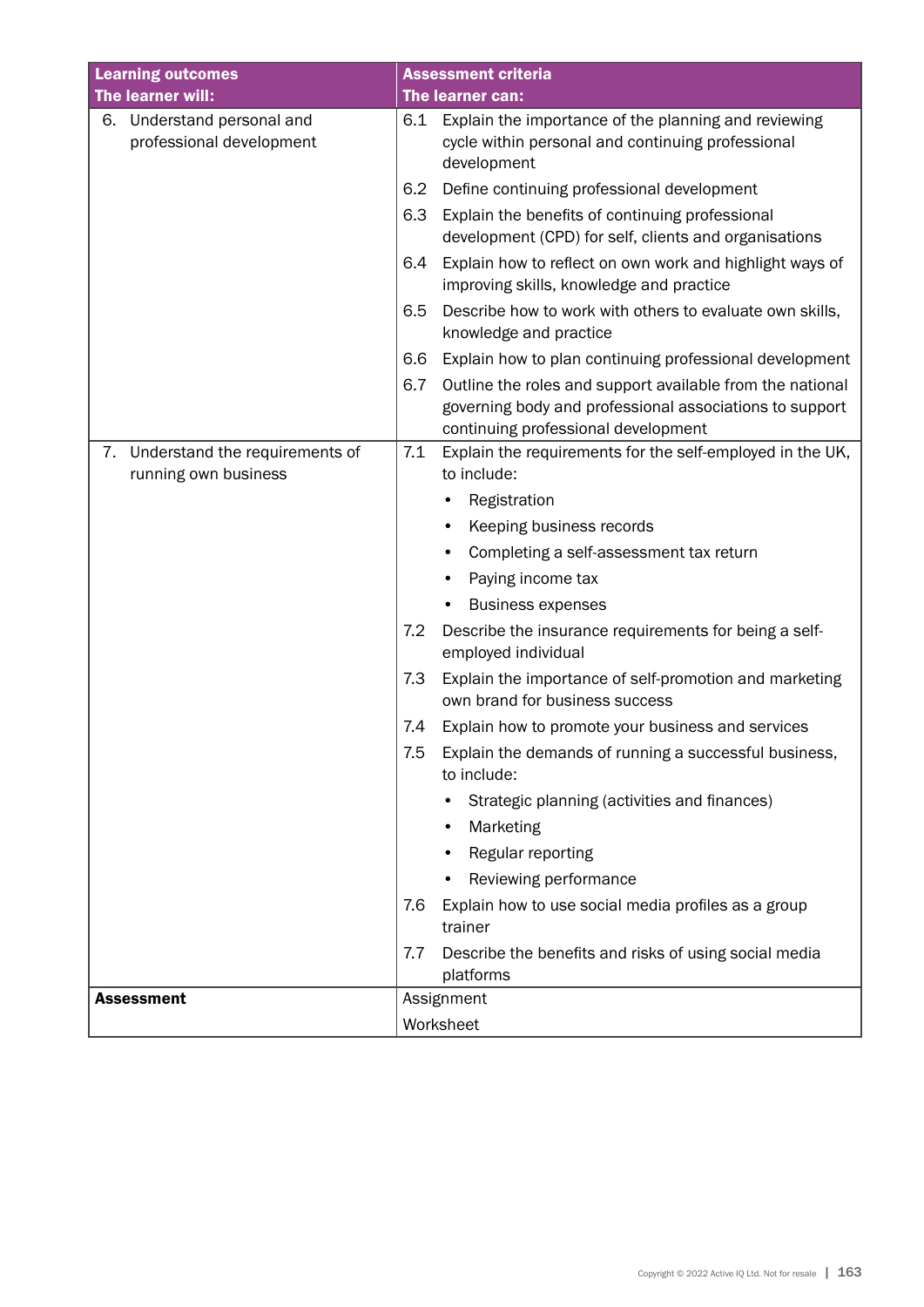| **Learning outcomes**<br>**The learner will:** | **Assessment criteria**<br>**The learner can:** |
|---|---|
| 6. Understand personal and professional development | 6.1 Explain the importance of the planning and reviewing cycle within personal and continuing professional development<br>6.2 Define continuing professional development<br>6.3 Explain the benefits of continuing professional development (CPD) for self, clients and organisations<br>6.4 Explain how to reflect on own work and highlight ways of improving skills, knowledge and practice<br>6.5 Describe how to work with others to evaluate own skills, knowledge and practice<br>6.6 Explain how to plan continuing professional development<br>6.7 Outline the roles and support available from the national governing body and professional associations to support continuing professional development |
| 7. Understand the requirements of running own business | 7.1 Explain the requirements for the self-employed in the UK, to include:<br>• Registration<br>• Keeping business records<br>• Completing a self-assessment tax return<br>• Paying income tax<br>• Business expenses<br>7.2 Describe the insurance requirements for being a self-employed individual<br>7.3 Explain the importance of self-promotion and marketing own brand for business success<br>7.4 Explain how to promote your business and services<br>7.5 Explain the demands of running a successful business, to include:<br>• Strategic planning (activities and finances)<br>• Marketing<br>• Regular reporting<br>• Reviewing performance<br>7.6 Explain how to use social media profiles as a group trainer<br>7.7 Describe the benefits and risks of using social media platforms |
| **Assessment** | Assignment<br>Worksheet |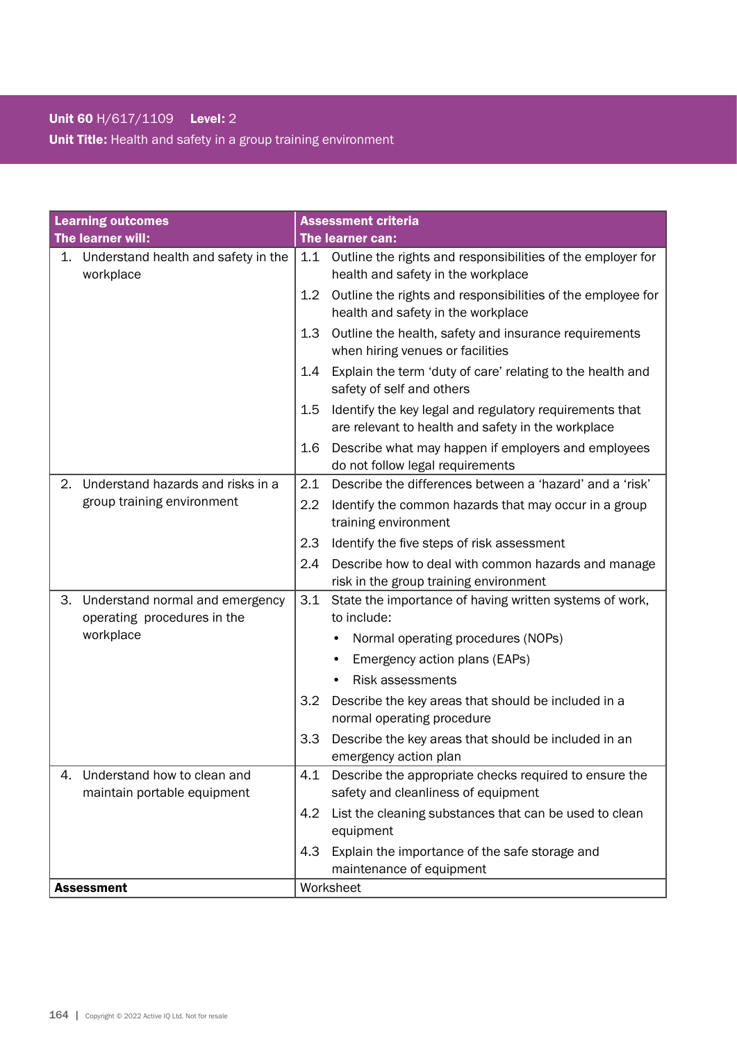**Unit 60** H/617/1109 **Level:** 2

**Unit Title:** Health and safety in a group training environment

| **Learning outcomes**<br>**The learner will:** | **Assessment criteria**<br>**The learner can:** |
|---|---|
| 1. Understand health and safety in the workplace | 1.1 Outline the rights and responsibilities of the employer for health and safety in the workplace<br>1.2 Outline the rights and responsibilities of the employee for health and safety in the workplace<br>1.3 Outline the health, safety and insurance requirements when hiring venues or facilities<br>1.4 Explain the term 'duty of care' relating to the health and safety of self and others<br>1.5 Identify the key legal and regulatory requirements that are relevant to health and safety in the workplace<br>1.6 Describe what may happen if employers and employees do not follow legal requirements |
| 2. Understand hazards and risks in a group training environment | 2.1 Describe the differences between a 'hazard' and a 'risk'<br>2.2 Identify the common hazards that may occur in a group training environment<br>2.3 Identify the five steps of risk assessment<br>2.4 Describe how to deal with common hazards and manage risk in the group training environment |
| 3. Understand normal and emergency operating procedures in the workplace | 3.1 State the importance of having written systems of work, to include:<br>• Normal operating procedures (NOPs)<br>• Emergency action plans (EAPs)<br>• Risk assessments<br>3.2 Describe the key areas that should be included in a normal operating procedure<br>3.3 Describe the key areas that should be included in an emergency action plan |
| 4. Understand how to clean and maintain portable equipment | 4.1 Describe the appropriate checks required to ensure the safety and cleanliness of equipment<br>4.2 List the cleaning substances that can be used to clean equipment<br>4.3 Explain the importance of the safe storage and maintenance of equipment |
| **Assessment** | Worksheet |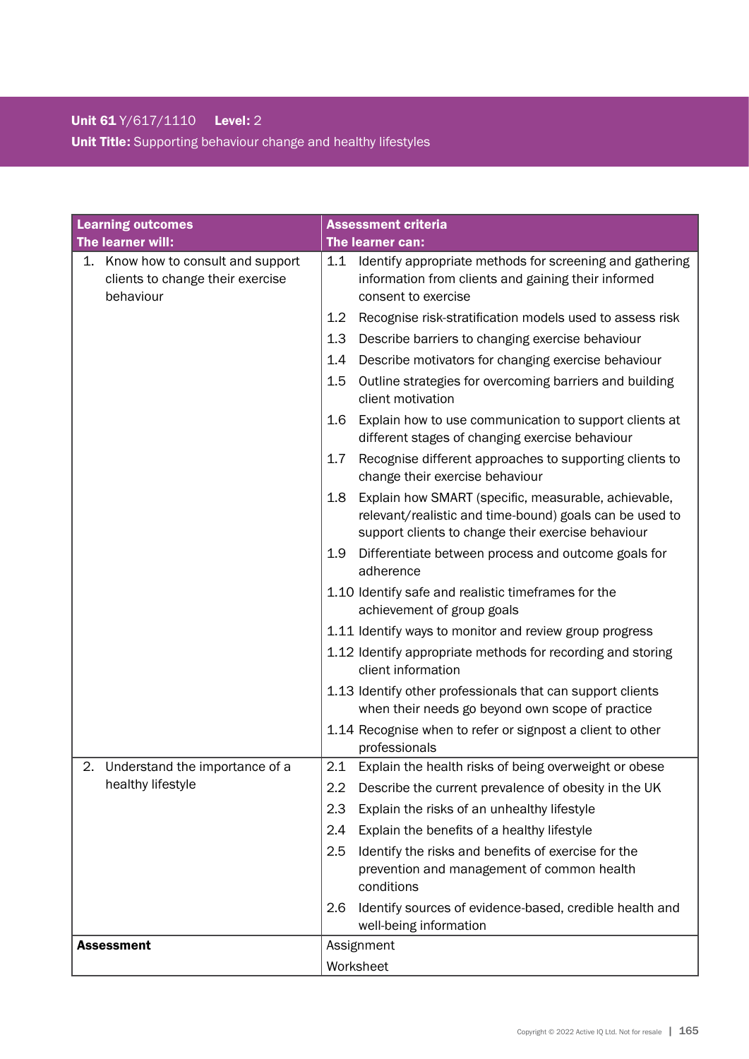**Unit 61** Y/617/1110 **Level:** 2

**Unit Title:** Supporting behaviour change and healthy lifestyles

| **Learning outcomes**<br>**The learner will:** | **Assessment criteria**<br>**The learner can:** |
|---|---|
| 1. Know how to consult and support clients to change their exercise behaviour | 1.1 Identify appropriate methods for screening and gathering information from clients and gaining their informed consent to exercise |
| | 1.2 Recognise risk-stratification models used to assess risk |
| | 1.3 Describe barriers to changing exercise behaviour |
| | 1.4 Describe motivators for changing exercise behaviour |
| | 1.5 Outline strategies for overcoming barriers and building client motivation |
| | 1.6 Explain how to use communication to support clients at different stages of changing exercise behaviour |
| | 1.7 Recognise different approaches to supporting clients to change their exercise behaviour |
| | 1.8 Explain how SMART (specific, measurable, achievable, relevant/realistic and time-bound) goals can be used to support clients to change their exercise behaviour |
| | 1.9 Differentiate between process and outcome goals for adherence |
| | 1.10 Identify safe and realistic timeframes for the achievement of group goals |
| | 1.11 Identify ways to monitor and review group progress |
| | 1.12 Identify appropriate methods for recording and storing client information |
| | 1.13 Identify other professionals that can support clients when their needs go beyond own scope of practice |
| | 1.14 Recognise when to refer or signpost a client to other professionals |
| 2. Understand the importance of a healthy lifestyle | 2.1 Explain the health risks of being overweight or obese |
| | 2.2 Describe the current prevalence of obesity in the UK |
| | 2.3 Explain the risks of an unhealthy lifestyle |
| | 2.4 Explain the benefits of a healthy lifestyle |
| | 2.5 Identify the risks and benefits of exercise for the prevention and management of common health conditions |
| | 2.6 Identify sources of evidence-based, credible health and well-being information |
| **Assessment** | Assignment<br>Worksheet |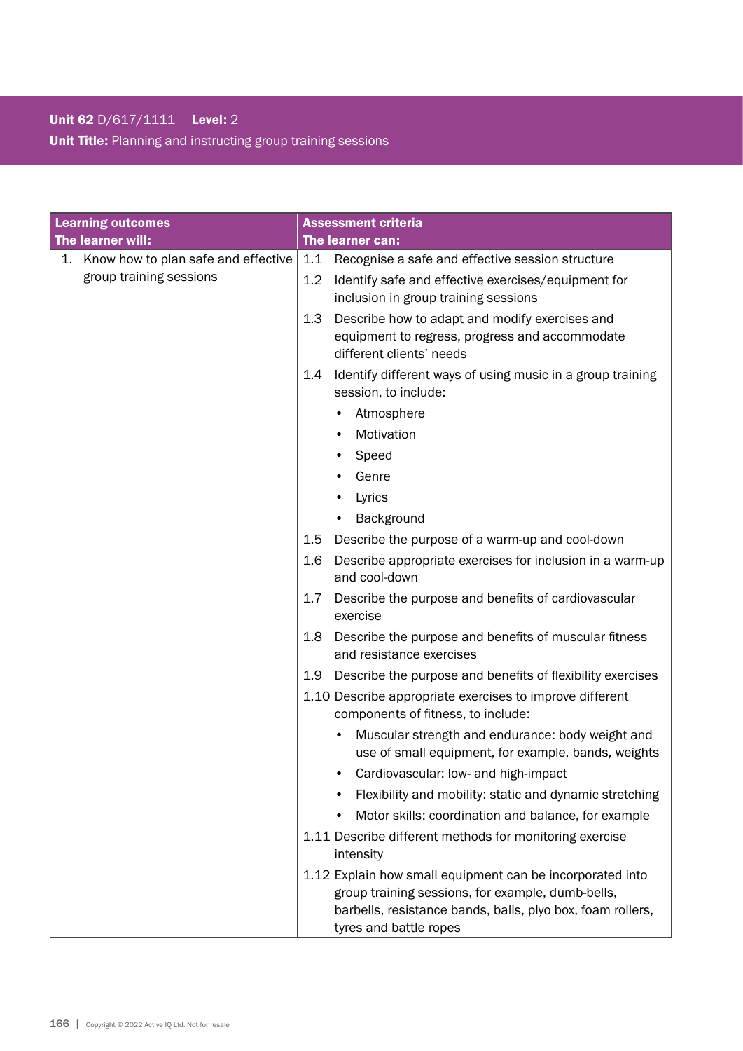**Unit 62** D/617/1111 **Level:** 2

**Unit Title:** Planning and instructing group training sessions

| **Learning outcomes**<br>**The learner will:** | **Assessment criteria**<br>**The learner can:** |
|---|---|
| 1. Know how to plan safe and effective group training sessions | 1.1 Recognise a safe and effective session structure<br>1.2 Identify safe and effective exercises/equipment for inclusion in group training sessions<br>1.3 Describe how to adapt and modify exercises and equipment to regress, progress and accommodate different clients' needs<br>1.4 Identify different ways of using music in a group training session, to include:<br>• Atmosphere<br>• Motivation<br>• Speed<br>• Genre<br>• Lyrics<br>• Background<br>1.5 Describe the purpose of a warm-up and cool-down<br>1.6 Describe appropriate exercises for inclusion in a warm-up and cool-down<br>1.7 Describe the purpose and benefits of cardiovascular exercise<br>1.8 Describe the purpose and benefits of muscular fitness and resistance exercises<br>1.9 Describe the purpose and benefits of flexibility exercises<br>1.10 Describe appropriate exercises to improve different components of fitness, to include:<br>• Muscular strength and endurance: body weight and use of small equipment, for example, bands, weights<br>• Cardiovascular: low- and high-impact<br>• Flexibility and mobility: static and dynamic stretching<br>• Motor skills: coordination and balance, for example<br>1.11 Describe different methods for monitoring exercise intensity<br>1.12 Explain how small equipment can be incorporated into group training sessions, for example, dumb-bells, barbells, resistance bands, balls, plyo box, foam rollers, tyres and battle ropes |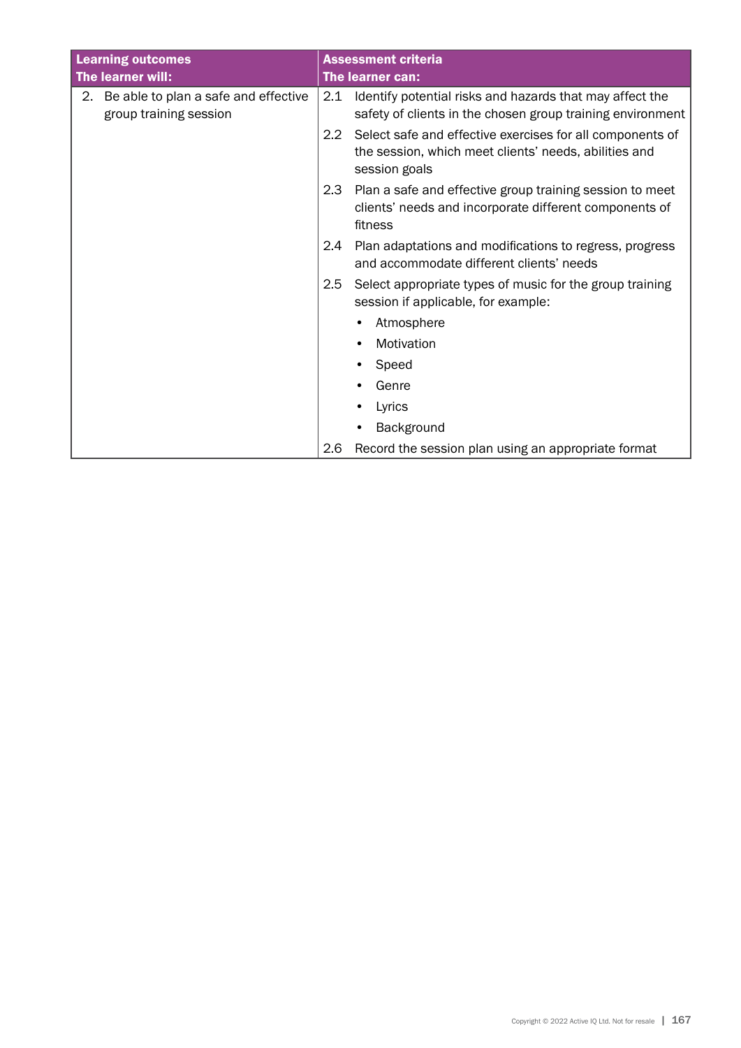| Learning outcomes<br>The learner will: | Assessment criteria<br>The learner can: |
|---|---|
| 2. Be able to plan a safe and effective group training session | 2.1 Identify potential risks and hazards that may affect the safety of clients in the chosen group training environment |
| | 2.2 Select safe and effective exercises for all components of the session, which meet clients' needs, abilities and session goals |
| | 2.3 Plan a safe and effective group training session to meet clients' needs and incorporate different components of fitness |
| | 2.4 Plan adaptations and modifications to regress, progress and accommodate different clients' needs |
| | 2.5 Select appropriate types of music for the group training session if applicable, for example:<br>• Atmosphere<br>• Motivation<br>• Speed<br>• Genre<br>• Lyrics<br>• Background |
| | 2.6 Record the session plan using an appropriate format |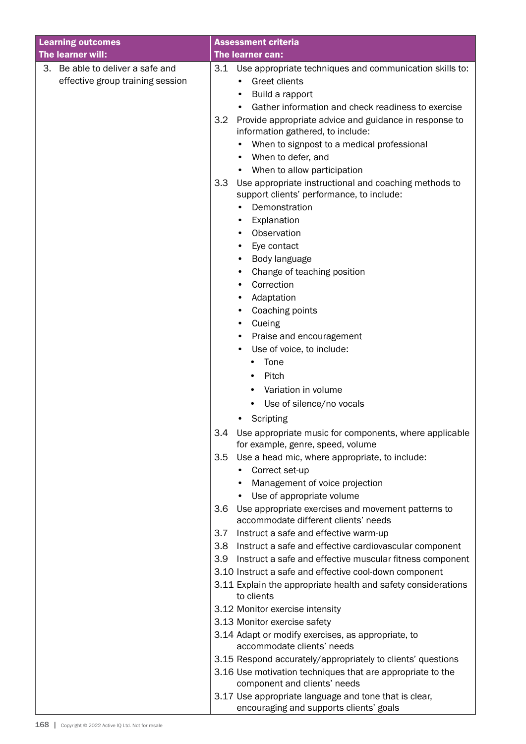| Learning outcomes<br>The learner will: | Assessment criteria<br>The learner can: |
|---|---|
| 3. Be able to deliver a safe and effective group training session | 3.1 Use appropriate techniques and communication skills to:<br>• Greet clients<br>• Build a rapport<br>• Gather information and check readiness to exercise<br>3.2 Provide appropriate advice and guidance in response to information gathered, to include:<br>• When to signpost to a medical professional<br>• When to defer, and<br>• When to allow participation<br>3.3 Use appropriate instructional and coaching methods to support clients' performance, to include:<br>• Demonstration<br>• Explanation<br>• Observation<br>• Eye contact<br>• Body language<br>• Change of teaching position<br>• Correction<br>• Adaptation<br>• Coaching points<br>• Cueing<br>• Praise and encouragement<br>• Use of voice, to include:<br>&nbsp;&nbsp;• Tone<br>&nbsp;&nbsp;• Pitch<br>&nbsp;&nbsp;• Variation in volume<br>&nbsp;&nbsp;• Use of silence/no vocals<br>• Scripting<br>3.4 Use appropriate music for components, where applicable for example, genre, speed, volume<br>3.5 Use a head mic, where appropriate, to include:<br>• Correct set-up<br>• Management of voice projection<br>• Use of appropriate volume<br>3.6 Use appropriate exercises and movement patterns to accommodate different clients' needs<br>3.7 Instruct a safe and effective warm-up<br>3.8 Instruct a safe and effective cardiovascular component<br>3.9 Instruct a safe and effective muscular fitness component<br>3.10 Instruct a safe and effective cool-down component<br>3.11 Explain the appropriate health and safety considerations to clients<br>3.12 Monitor exercise intensity<br>3.13 Monitor exercise safety<br>3.14 Adapt or modify exercises, as appropriate, to accommodate clients' needs<br>3.15 Respond accurately/appropriately to clients' questions<br>3.16 Use motivation techniques that are appropriate to the component and clients' needs<br>3.17 Use appropriate language and tone that is clear, encouraging and supports clients' goals |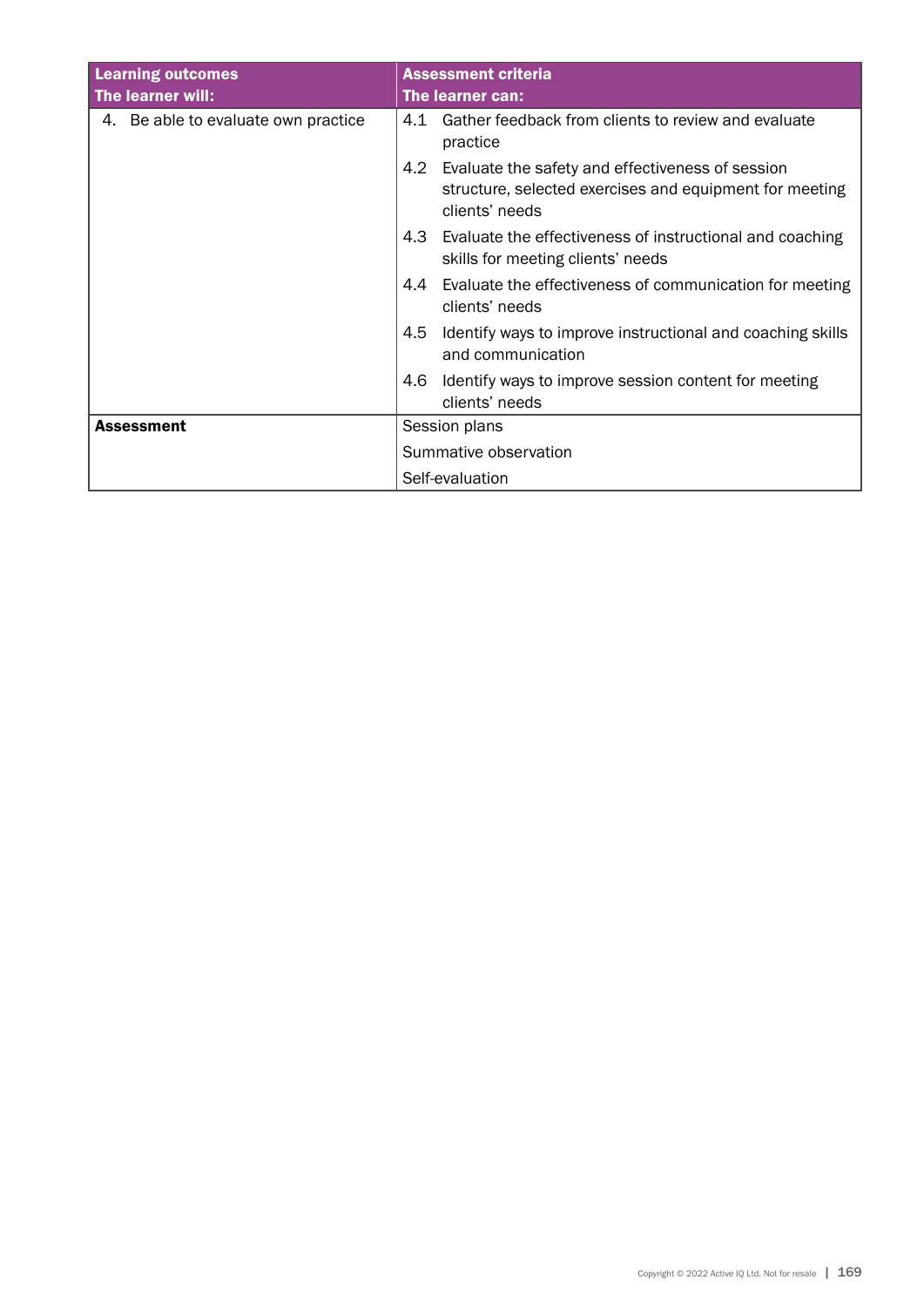| Learning outcomes<br>The learner will: | Assessment criteria<br>The learner can: |
|---|---|
| 4. Be able to evaluate own practice | 4.1 Gather feedback from clients to review and evaluate practice<br>4.2 Evaluate the safety and effectiveness of session structure, selected exercises and equipment for meeting clients' needs<br>4.3 Evaluate the effectiveness of instructional and coaching skills for meeting clients' needs<br>4.4 Evaluate the effectiveness of communication for meeting clients' needs<br>4.5 Identify ways to improve instructional and coaching skills and communication<br>4.6 Identify ways to improve session content for meeting clients' needs |
| **Assessment** | Session plans<br>Summative observation<br>Self-evaluation |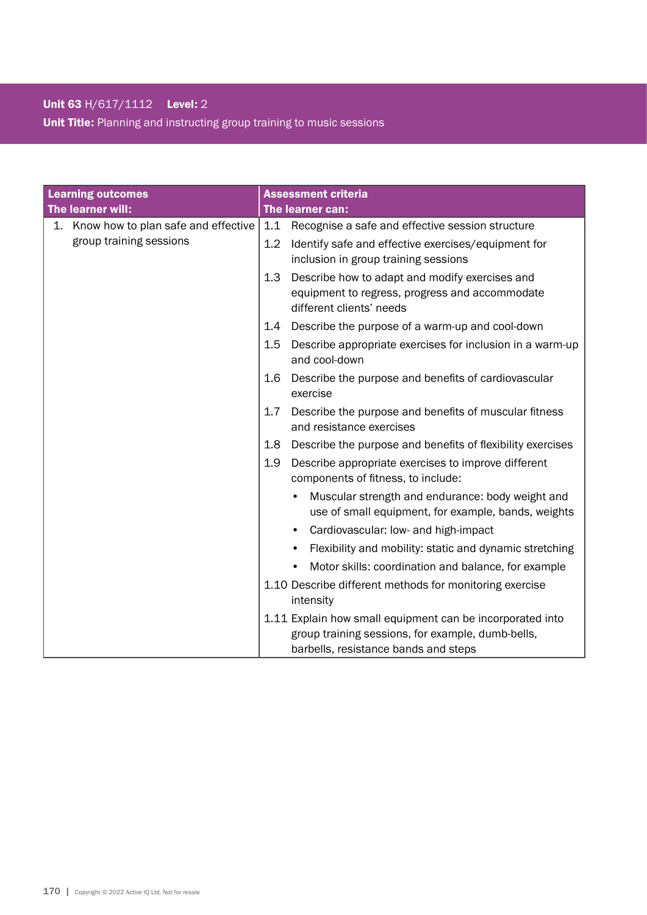**Unit 63** H/617/1112 **Level:** 2
**Unit Title:** Planning and instructing group training to music sessions

| **Learning outcomes**<br>**The learner will:** | **Assessment criteria**<br>**The learner can:** |
| --- | --- |
| 1. Know how to plan safe and effective group training sessions | 1.1 Recognise a safe and effective session structure |
| | 1.2 Identify safe and effective exercises/equipment for inclusion in group training sessions |
| | 1.3 Describe how to adapt and modify exercises and equipment to regress, progress and accommodate different clients' needs |
| | 1.4 Describe the purpose of a warm-up and cool-down |
| | 1.5 Describe appropriate exercises for inclusion in a warm-up and cool-down |
| | 1.6 Describe the purpose and benefits of cardiovascular exercise |
| | 1.7 Describe the purpose and benefits of muscular fitness and resistance exercises |
| | 1.8 Describe the purpose and benefits of flexibility exercises |
| | 1.9 Describe appropriate exercises to improve different components of fitness, to include:<br>• Muscular strength and endurance: body weight and use of small equipment, for example, bands, weights<br>• Cardiovascular: low- and high-impact<br>• Flexibility and mobility: static and dynamic stretching<br>• Motor skills: coordination and balance, for example |
| | 1.10 Describe different methods for monitoring exercise intensity |
| | 1.11 Explain how small equipment can be incorporated into group training sessions, for example, dumb-bells, barbells, resistance bands and steps |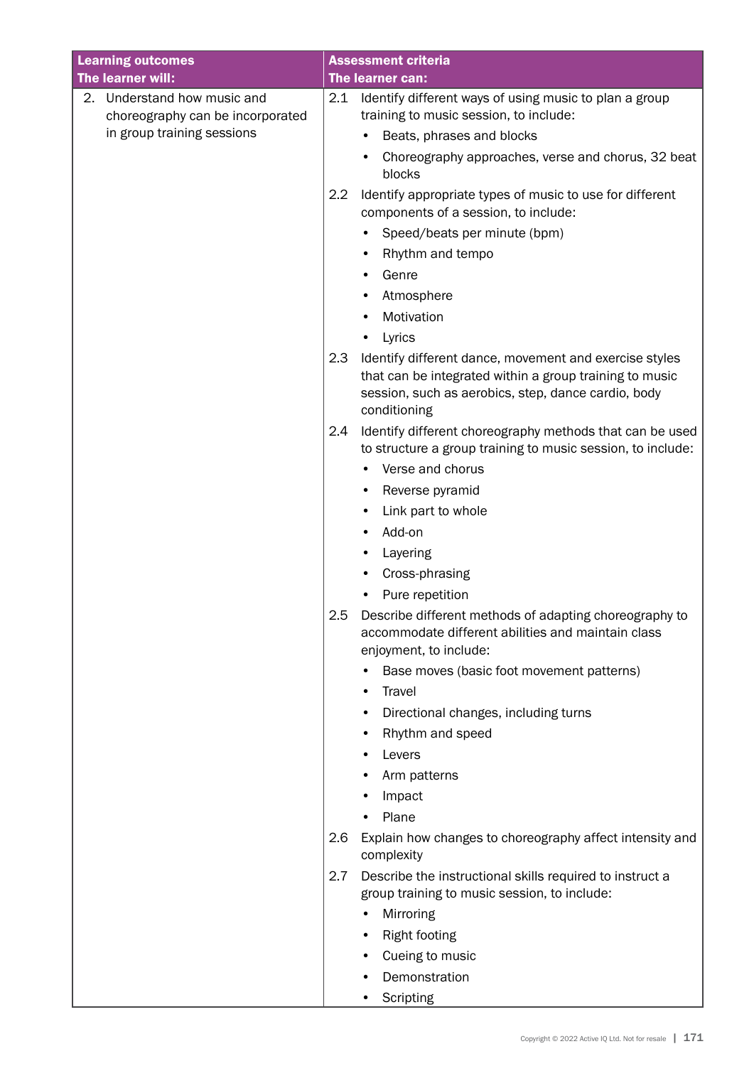| Learning outcomes<br>The learner will: | Assessment criteria<br>The learner can: |
|---|---|
| 2. Understand how music and choreography can be incorporated in group training sessions | 2.1 Identify different ways of using music to plan a group training to music session, to include:<br>• Beats, phrases and blocks<br>• Choreography approaches, verse and chorus, 32 beat blocks<br>2.2 Identify appropriate types of music to use for different components of a session, to include:<br>• Speed/beats per minute (bpm)<br>• Rhythm and tempo<br>• Genre<br>• Atmosphere<br>• Motivation<br>• Lyrics<br>2.3 Identify different dance, movement and exercise styles that can be integrated within a group training to music session, such as aerobics, step, dance cardio, body conditioning<br>2.4 Identify different choreography methods that can be used to structure a group training to music session, to include:<br>• Verse and chorus<br>• Reverse pyramid<br>• Link part to whole<br>• Add-on<br>• Layering<br>• Cross-phrasing<br>• Pure repetition<br>2.5 Describe different methods of adapting choreography to accommodate different abilities and maintain class enjoyment, to include:<br>• Base moves (basic foot movement patterns)<br>• Travel<br>• Directional changes, including turns<br>• Rhythm and speed<br>• Levers<br>• Arm patterns<br>• Impact<br>• Plane<br>2.6 Explain how changes to choreography affect intensity and complexity<br>2.7 Describe the instructional skills required to instruct a group training to music session, to include:<br>• Mirroring<br>• Right footing<br>• Cueing to music<br>• Demonstration<br>• Scripting |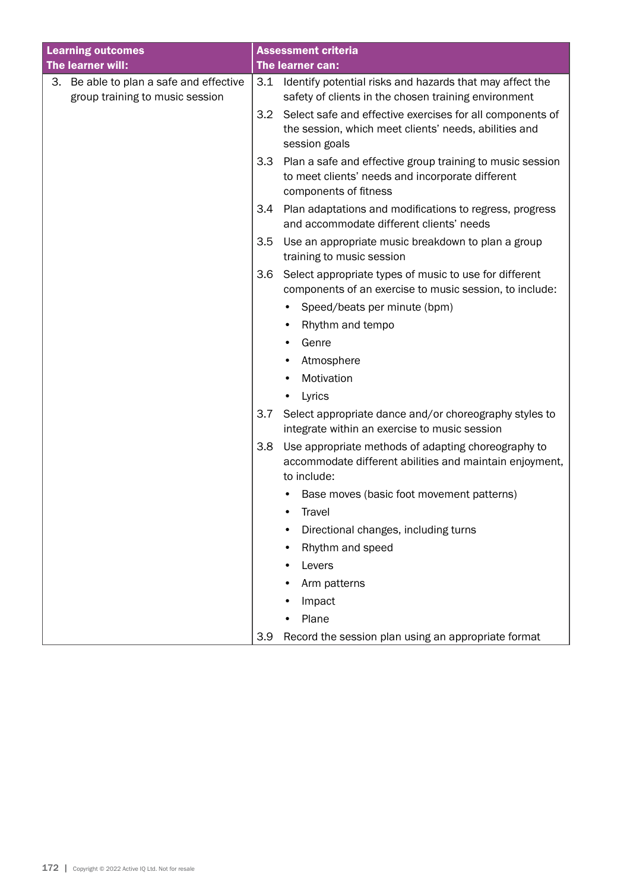| Learning outcomes<br>The learner will: | Assessment criteria<br>The learner can: |
|---|---|
| 3. Be able to plan a safe and effective group training to music session | 3.1 Identify potential risks and hazards that may affect the safety of clients in the chosen training environment |
| | 3.2 Select safe and effective exercises for all components of the session, which meet clients' needs, abilities and session goals |
| | 3.3 Plan a safe and effective group training to music session to meet clients' needs and incorporate different components of fitness |
| | 3.4 Plan adaptations and modifications to regress, progress and accommodate different clients' needs |
| | 3.5 Use an appropriate music breakdown to plan a group training to music session |
| | 3.6 Select appropriate types of music to use for different components of an exercise to music session, to include:<br>• Speed/beats per minute (bpm)<br>• Rhythm and tempo<br>• Genre<br>• Atmosphere<br>• Motivation<br>• Lyrics |
| | 3.7 Select appropriate dance and/or choreography styles to integrate within an exercise to music session |
| | 3.8 Use appropriate methods of adapting choreography to accommodate different abilities and maintain enjoyment, to include:<br>• Base moves (basic foot movement patterns)<br>• Travel<br>• Directional changes, including turns<br>• Rhythm and speed<br>• Levers<br>• Arm patterns<br>• Impact<br>• Plane |
| | 3.9 Record the session plan using an appropriate format |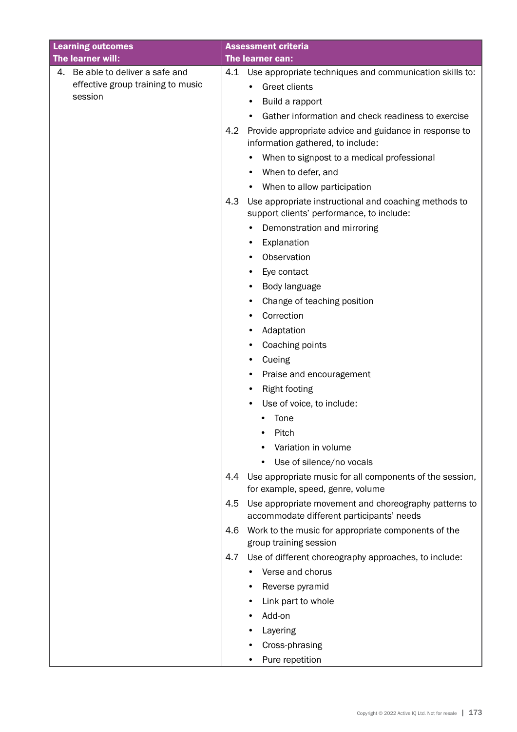| Learning outcomes<br>The learner will: | Assessment criteria<br>The learner can: |
| --- | --- |
| 4. Be able to deliver a safe and effective group training to music session | 4.1 Use appropriate techniques and communication skills to:<br>• Greet clients<br>• Build a rapport<br>• Gather information and check readiness to exercise<br>4.2 Provide appropriate advice and guidance in response to information gathered, to include:<br>• When to signpost to a medical professional<br>• When to defer, and<br>• When to allow participation<br>4.3 Use appropriate instructional and coaching methods to support clients' performance, to include:<br>• Demonstration and mirroring<br>• Explanation<br>• Observation<br>• Eye contact<br>• Body language<br>• Change of teaching position<br>• Correction<br>• Adaptation<br>• Coaching points<br>• Cueing<br>• Praise and encouragement<br>• Right footing<br>• Use of voice, to include:<br>  • Tone<br>  • Pitch<br>  • Variation in volume<br>  • Use of silence/no vocals<br>4.4 Use appropriate music for all components of the session, for example, speed, genre, volume<br>4.5 Use appropriate movement and choreography patterns to accommodate different participants' needs<br>4.6 Work to the music for appropriate components of the group training session<br>4.7 Use of different choreography approaches, to include:<br>• Verse and chorus<br>• Reverse pyramid<br>• Link part to whole<br>• Add-on<br>• Layering<br>• Cross-phrasing<br>• Pure repetition |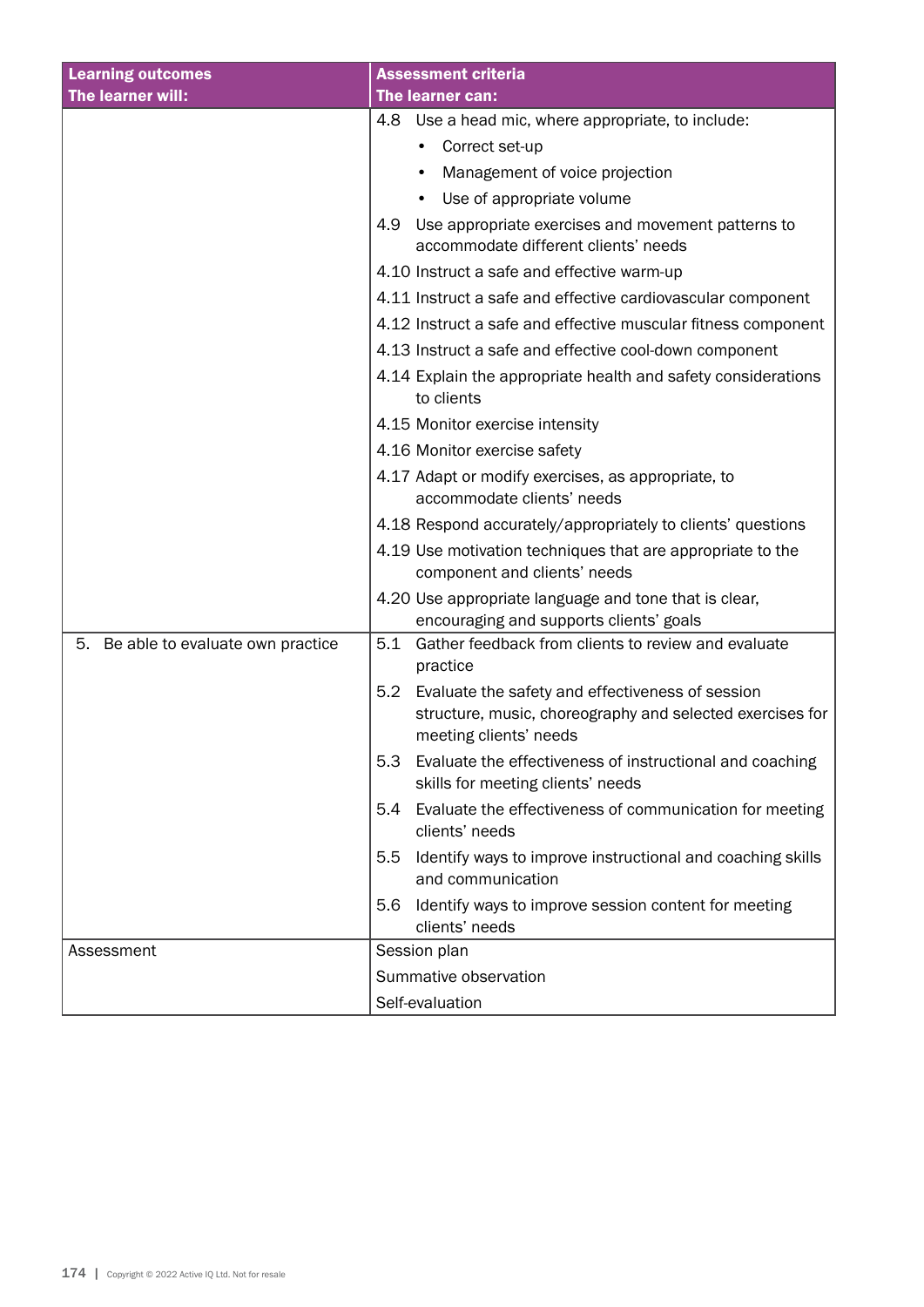| Learning outcomes<br>The learner will: | Assessment criteria<br>The learner can: |
|---|---|
| | 4.8 Use a head mic, where appropriate, to include:<br>• Correct set-up<br>• Management of voice projection<br>• Use of appropriate volume<br>4.9 Use appropriate exercises and movement patterns to accommodate different clients' needs<br>4.10 Instruct a safe and effective warm-up<br>4.11 Instruct a safe and effective cardiovascular component<br>4.12 Instruct a safe and effective muscular fitness component<br>4.13 Instruct a safe and effective cool-down component<br>4.14 Explain the appropriate health and safety considerations to clients<br>4.15 Monitor exercise intensity<br>4.16 Monitor exercise safety<br>4.17 Adapt or modify exercises, as appropriate, to accommodate clients' needs<br>4.18 Respond accurately/appropriately to clients' questions<br>4.19 Use motivation techniques that are appropriate to the component and clients' needs<br>4.20 Use appropriate language and tone that is clear, encouraging and supports clients' goals |
| 5. Be able to evaluate own practice | 5.1 Gather feedback from clients to review and evaluate practice<br>5.2 Evaluate the safety and effectiveness of session structure, music, choreography and selected exercises for meeting clients' needs<br>5.3 Evaluate the effectiveness of instructional and coaching skills for meeting clients' needs<br>5.4 Evaluate the effectiveness of communication for meeting clients' needs<br>5.5 Identify ways to improve instructional and coaching skills and communication<br>5.6 Identify ways to improve session content for meeting clients' needs |
| Assessment | Session plan<br>Summative observation<br>Self-evaluation |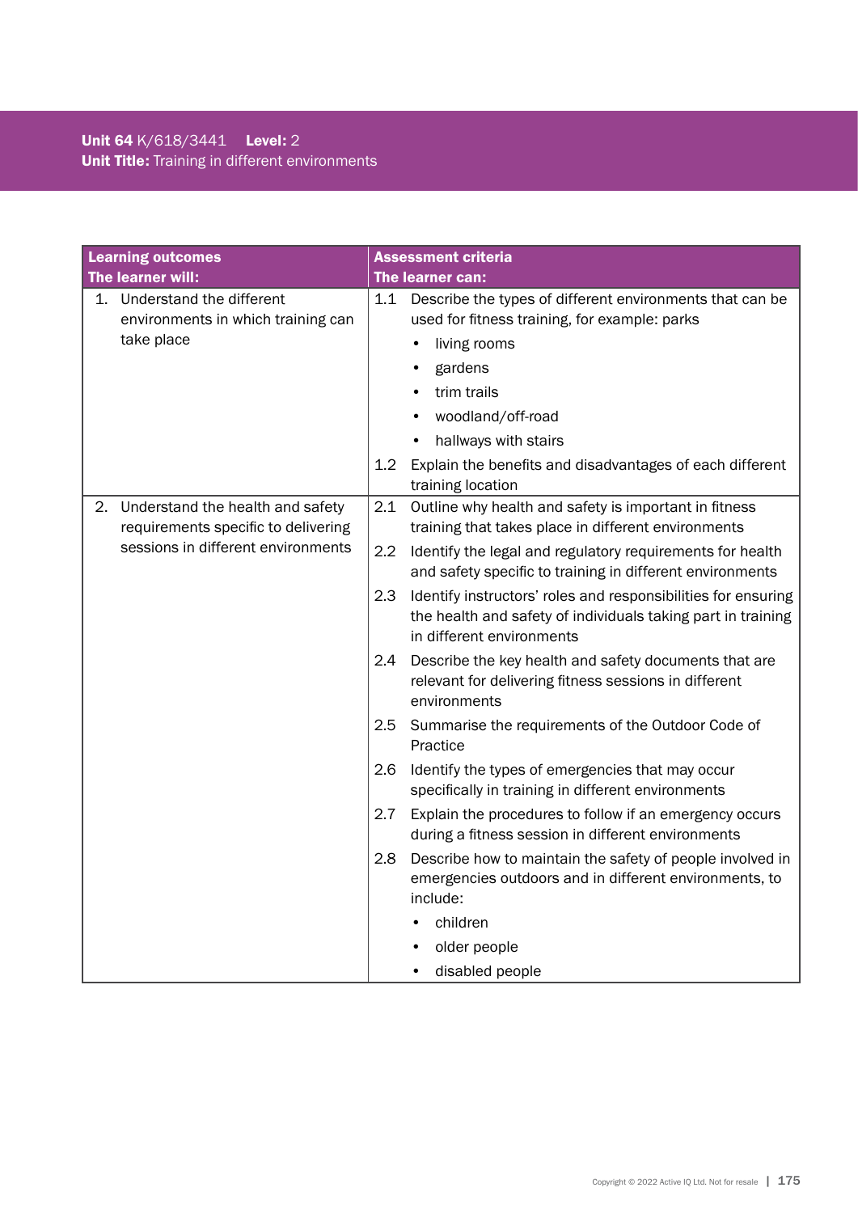**Unit 64** K/618/3441 **Level:** 2
**Unit Title:** Training in different environments

| **Learning outcomes**<br>**The learner will:** | **Assessment criteria**<br>**The learner can:** |
|---|---|
| 1. Understand the different environments in which training can take place | 1.1 Describe the types of different environments that can be used for fitness training, for example: parks<br>• living rooms<br>• gardens<br>• trim trails<br>• woodland/off-road<br>• hallways with stairs |
| | 1.2 Explain the benefits and disadvantages of each different training location |
| 2. Understand the health and safety requirements specific to delivering sessions in different environments | 2.1 Outline why health and safety is important in fitness training that takes place in different environments |
| | 2.2 Identify the legal and regulatory requirements for health and safety specific to training in different environments |
| | 2.3 Identify instructors' roles and responsibilities for ensuring the health and safety of individuals taking part in training in different environments |
| | 2.4 Describe the key health and safety documents that are relevant for delivering fitness sessions in different environments |
| | 2.5 Summarise the requirements of the Outdoor Code of Practice |
| | 2.6 Identify the types of emergencies that may occur specifically in training in different environments |
| | 2.7 Explain the procedures to follow if an emergency occurs during a fitness session in different environments |
| | 2.8 Describe how to maintain the safety of people involved in emergencies outdoors and in different environments, to include:<br>• children<br>• older people<br>• disabled people |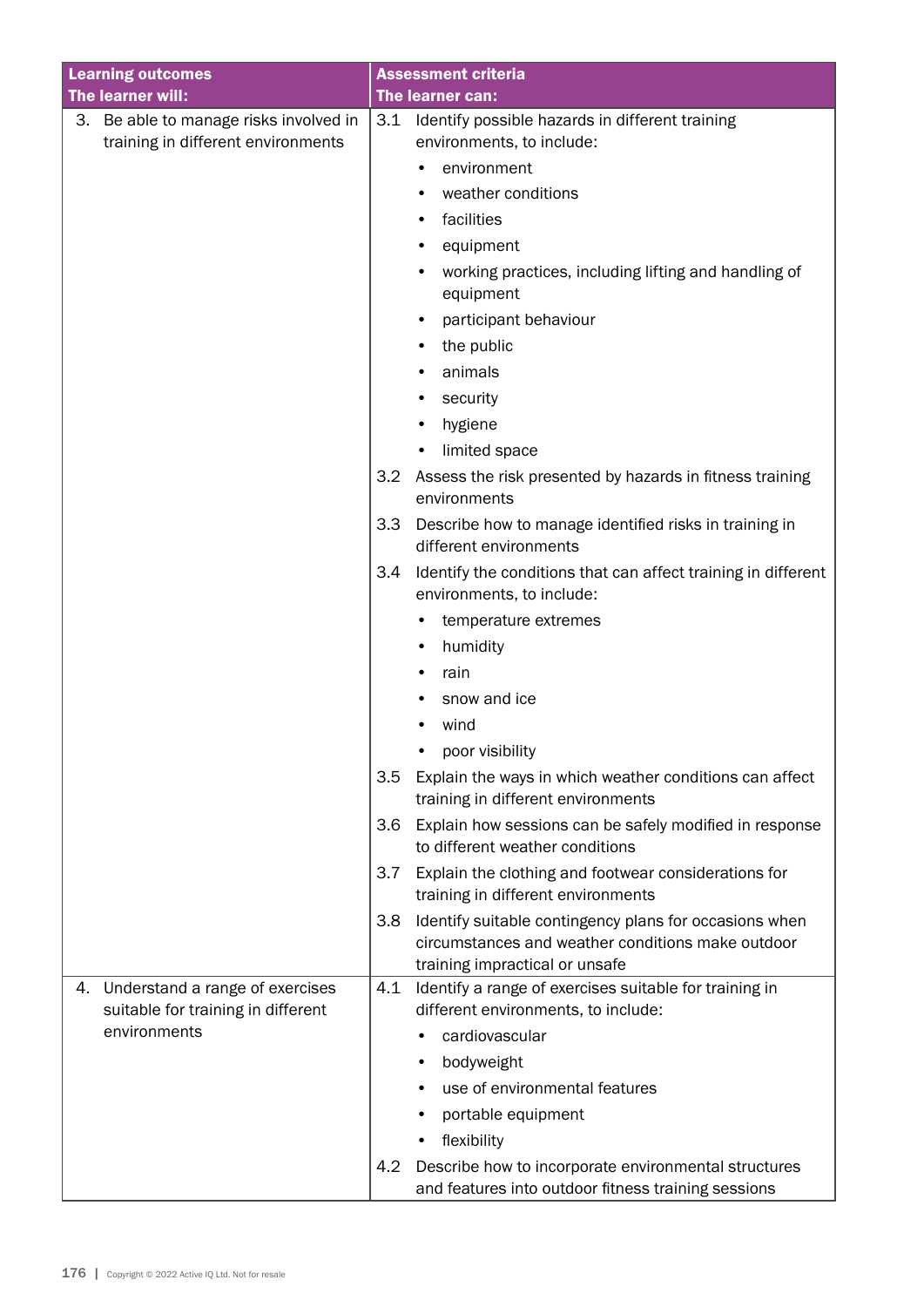| Learning outcomes<br>The learner will: | Assessment criteria<br>The learner can: |
|---|---|
| 3. Be able to manage risks involved in training in different environments | 3.1 Identify possible hazards in different training environments, to include:<br>• environment<br>• weather conditions<br>• facilities<br>• equipment<br>• working practices, including lifting and handling of equipment<br>• participant behaviour<br>• the public<br>• animals<br>• security<br>• hygiene<br>• limited space |
| | 3.2 Assess the risk presented by hazards in fitness training environments |
| | 3.3 Describe how to manage identified risks in training in different environments |
| | 3.4 Identify the conditions that can affect training in different environments, to include:<br>• temperature extremes<br>• humidity<br>• rain<br>• snow and ice<br>• wind<br>• poor visibility |
| | 3.5 Explain the ways in which weather conditions can affect training in different environments |
| | 3.6 Explain how sessions can be safely modified in response to different weather conditions |
| | 3.7 Explain the clothing and footwear considerations for training in different environments |
| | 3.8 Identify suitable contingency plans for occasions when circumstances and weather conditions make outdoor training impractical or unsafe |
| 4. Understand a range of exercises suitable for training in different environments | 4.1 Identify a range of exercises suitable for training in different environments, to include:<br>• cardiovascular<br>• bodyweight<br>• use of environmental features<br>• portable equipment<br>• flexibility |
| | 4.2 Describe how to incorporate environmental structures and features into outdoor fitness training sessions |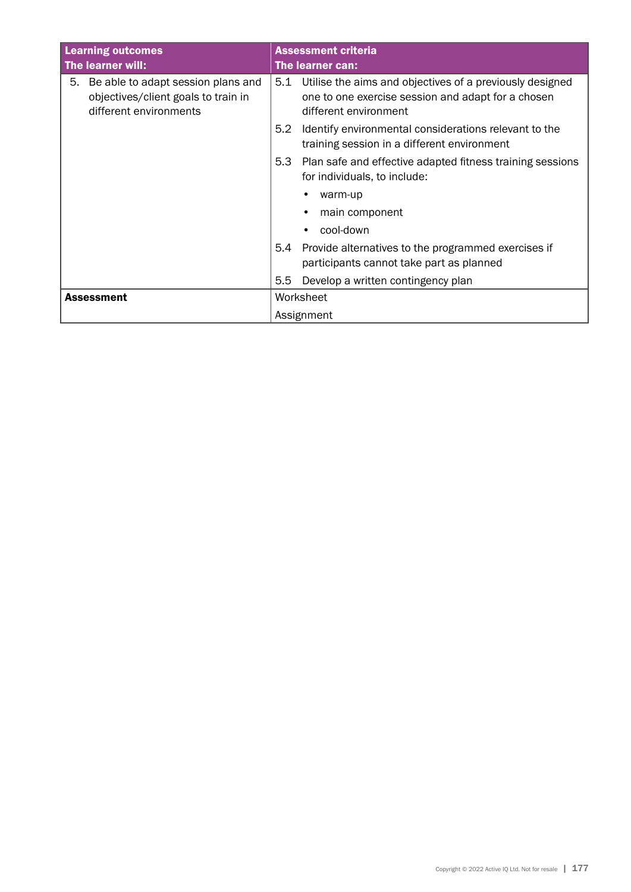| Learning outcomes<br>The learner will: | Assessment criteria<br>The learner can: |
|---|---|
| 5. Be able to adapt session plans and objectives/client goals to train in different environments | 5.1 Utilise the aims and objectives of a previously designed one to one exercise session and adapt for a chosen different environment |
| | 5.2 Identify environmental considerations relevant to the training session in a different environment |
| | 5.3 Plan safe and effective adapted fitness training sessions for individuals, to include:<br>• warm-up<br>• main component<br>• cool-down |
| | 5.4 Provide alternatives to the programmed exercises if participants cannot take part as planned |
| | 5.5 Develop a written contingency plan |
| **Assessment** | Worksheet<br>Assignment |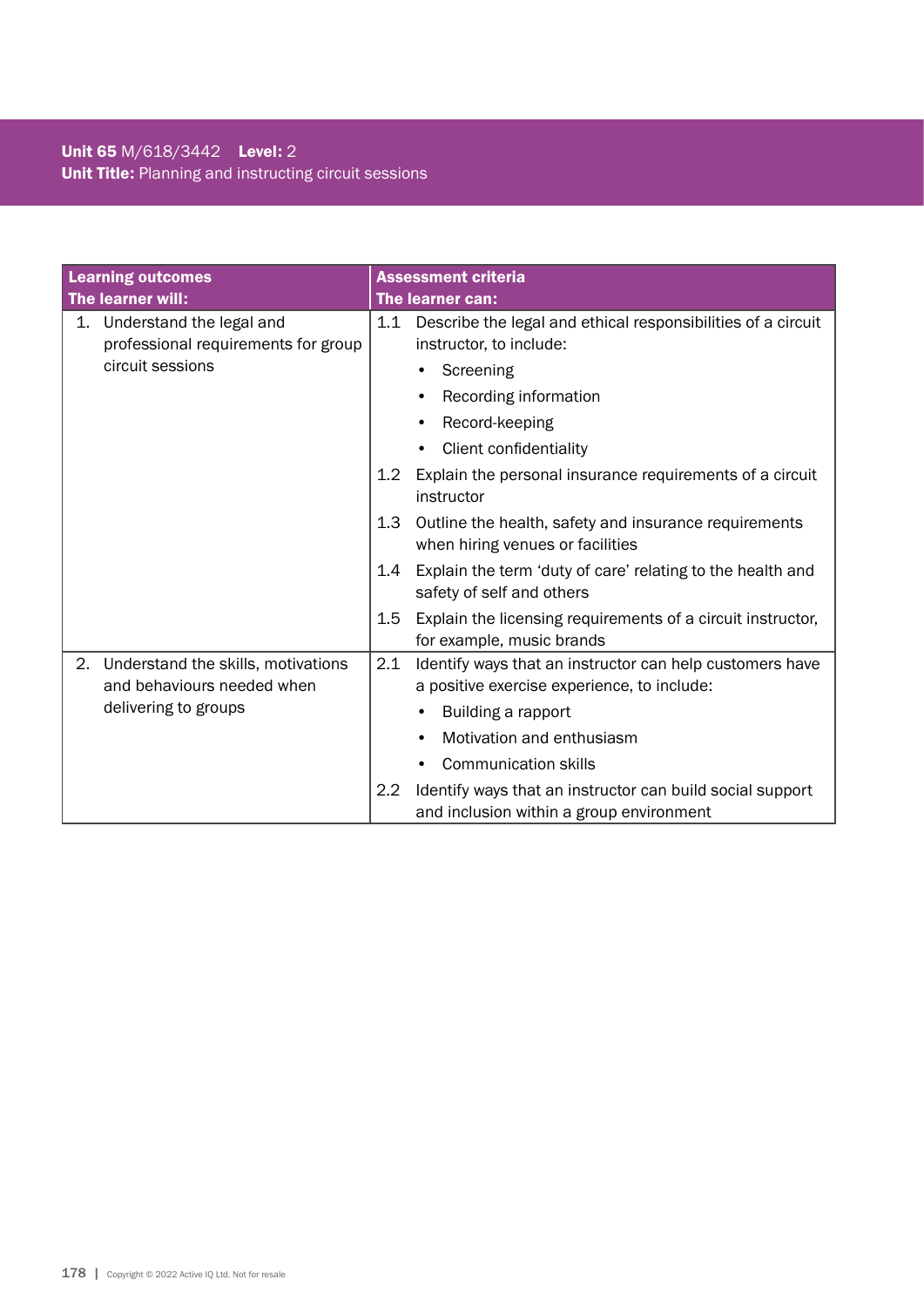**Unit 65** M/618/3442 **Level:** 2
**Unit Title:** Planning and instructing circuit sessions

| Learning outcomes<br>The learner will: | Assessment criteria<br>The learner can: |
|---|---|
| 1. Understand the legal and professional requirements for group circuit sessions | 1.1 Describe the legal and ethical responsibilities of a circuit instructor, to include:<br>• Screening<br>• Recording information<br>• Record-keeping<br>• Client confidentiality |
| | 1.2 Explain the personal insurance requirements of a circuit instructor |
| | 1.3 Outline the health, safety and insurance requirements when hiring venues or facilities |
| | 1.4 Explain the term 'duty of care' relating to the health and safety of self and others |
| | 1.5 Explain the licensing requirements of a circuit instructor, for example, music brands |
| 2. Understand the skills, motivations and behaviours needed when delivering to groups | 2.1 Identify ways that an instructor can help customers have a positive exercise experience, to include:<br>• Building a rapport<br>• Motivation and enthusiasm<br>• Communication skills |
| | 2.2 Identify ways that an instructor can build social support and inclusion within a group environment |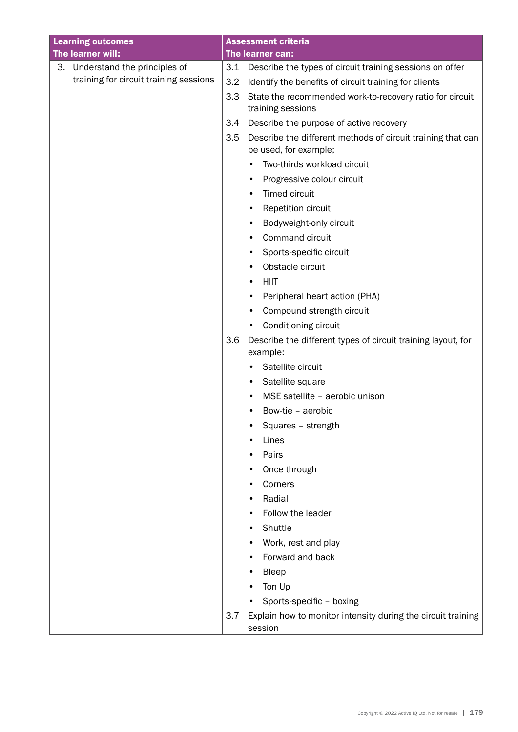| Learning outcomes<br>The learner will: | Assessment criteria<br>The learner can: |
|---|---|
| 3. Understand the principles of training for circuit training sessions | 3.1 Describe the types of circuit training sessions on offer<br>3.2 Identify the benefits of circuit training for clients<br>3.3 State the recommended work-to-recovery ratio for circuit training sessions<br>3.4 Describe the purpose of active recovery<br>3.5 Describe the different methods of circuit training that can be used, for example;<br>• Two-thirds workload circuit<br>• Progressive colour circuit<br>• Timed circuit<br>• Repetition circuit<br>• Bodyweight-only circuit<br>• Command circuit<br>• Sports-specific circuit<br>• Obstacle circuit<br>• HIIT<br>• Peripheral heart action (PHA)<br>• Compound strength circuit<br>• Conditioning circuit<br>3.6 Describe the different types of circuit training layout, for example:<br>• Satellite circuit<br>• Satellite square<br>• MSE satellite – aerobic unison<br>• Bow-tie – aerobic<br>• Squares – strength<br>• Lines<br>• Pairs<br>• Once through<br>• Corners<br>• Radial<br>• Follow the leader<br>• Shuttle<br>• Work, rest and play<br>• Forward and back<br>• Bleep<br>• Ton Up<br>• Sports-specific – boxing<br>3.7 Explain how to monitor intensity during the circuit training session |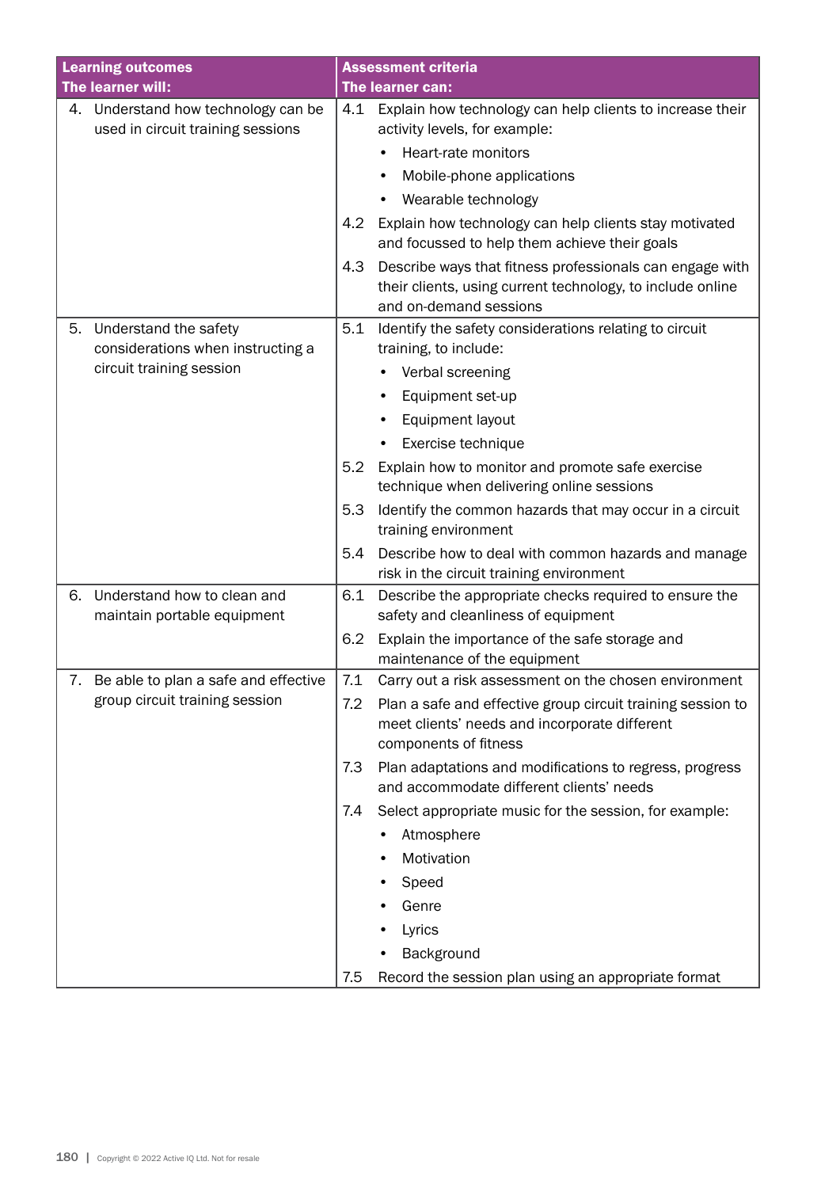| Learning outcomes<br>The learner will: | Assessment criteria<br>The learner can: |
|---|---|
| 4. Understand how technology can be used in circuit training sessions | 4.1 Explain how technology can help clients to increase their activity levels, for example:<br>• Heart-rate monitors<br>• Mobile-phone applications<br>• Wearable technology<br>4.2 Explain how technology can help clients stay motivated and focussed to help them achieve their goals<br>4.3 Describe ways that fitness professionals can engage with their clients, using current technology, to include online and on-demand sessions |
| 5. Understand the safety considerations when instructing a circuit training session | 5.1 Identify the safety considerations relating to circuit training, to include:<br>• Verbal screening<br>• Equipment set-up<br>• Equipment layout<br>• Exercise technique<br>5.2 Explain how to monitor and promote safe exercise technique when delivering online sessions<br>5.3 Identify the common hazards that may occur in a circuit training environment<br>5.4 Describe how to deal with common hazards and manage risk in the circuit training environment |
| 6. Understand how to clean and maintain portable equipment | 6.1 Describe the appropriate checks required to ensure the safety and cleanliness of equipment<br>6.2 Explain the importance of the safe storage and maintenance of the equipment |
| 7. Be able to plan a safe and effective group circuit training session | 7.1 Carry out a risk assessment on the chosen environment<br>7.2 Plan a safe and effective group circuit training session to meet clients' needs and incorporate different components of fitness<br>7.3 Plan adaptations and modifications to regress, progress and accommodate different clients' needs<br>7.4 Select appropriate music for the session, for example:<br>• Atmosphere<br>• Motivation<br>• Speed<br>• Genre<br>• Lyrics<br>• Background<br>7.5 Record the session plan using an appropriate format |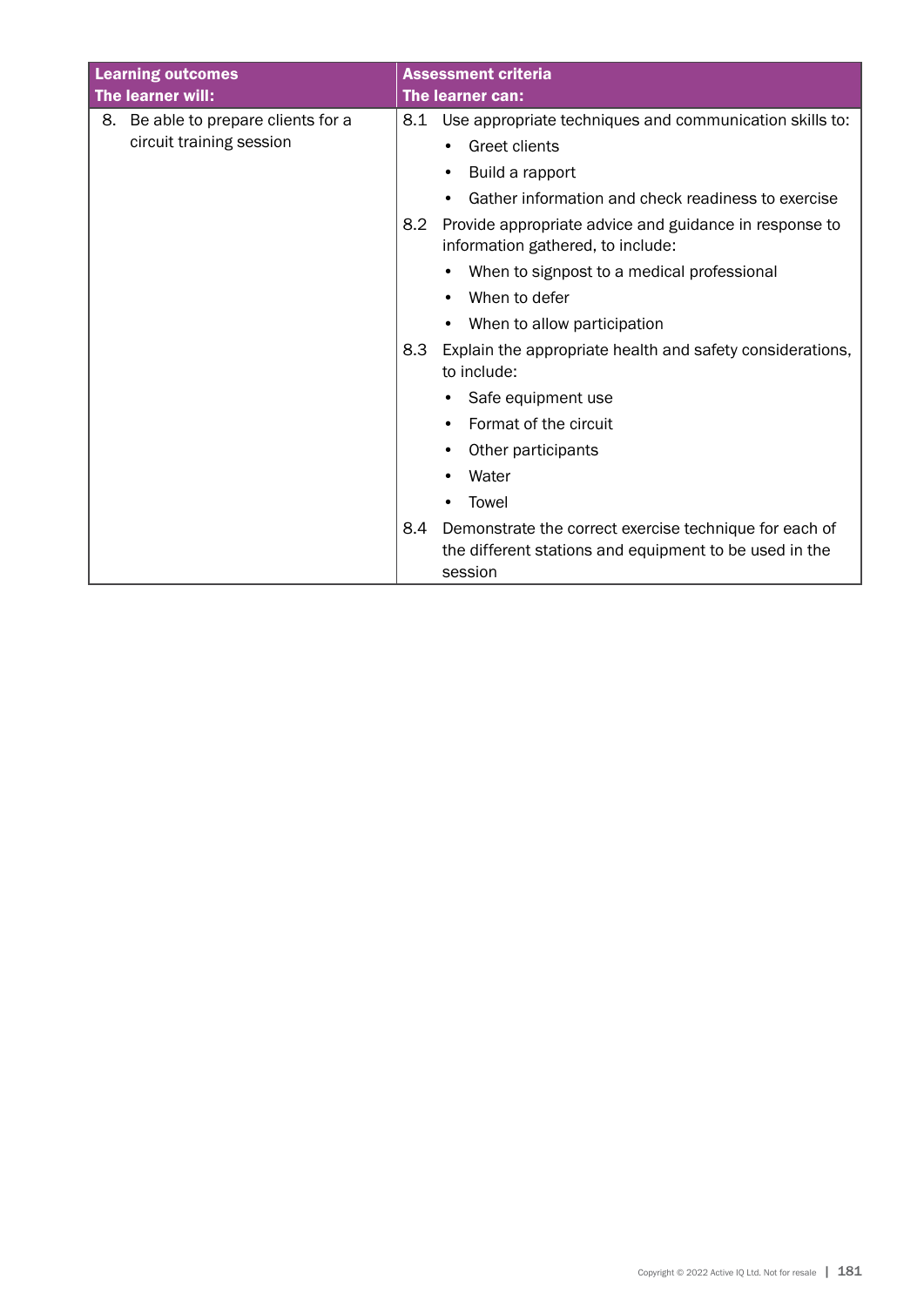| Learning outcomes<br>The learner will: | Assessment criteria<br>The learner can: |
|---|---|
| 8. Be able to prepare clients for a circuit training session | 8.1 Use appropriate techniques and communication skills to:<br>• Greet clients<br>• Build a rapport<br>• Gather information and check readiness to exercise |
| | 8.2 Provide appropriate advice and guidance in response to information gathered, to include:<br>• When to signpost to a medical professional<br>• When to defer<br>• When to allow participation |
| | 8.3 Explain the appropriate health and safety considerations, to include:<br>• Safe equipment use<br>• Format of the circuit<br>• Other participants<br>• Water<br>• Towel |
| | 8.4 Demonstrate the correct exercise technique for each of the different stations and equipment to be used in the session |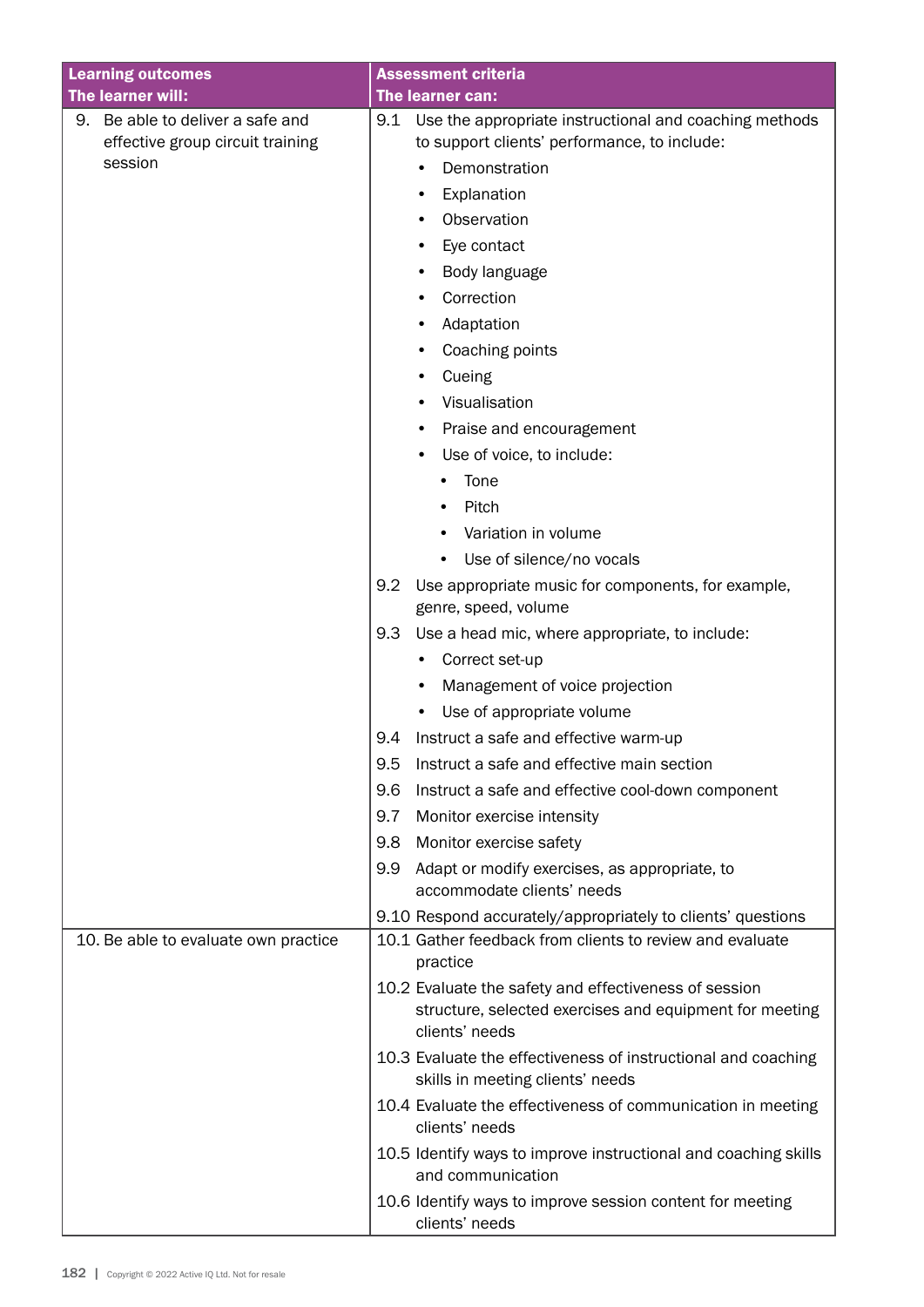| Learning outcomes<br>The learner will: | Assessment criteria<br>The learner can: |
|---|---|
| 9. Be able to deliver a safe and effective group circuit training session | 9.1 Use the appropriate instructional and coaching methods to support clients' performance, to include:<br>• Demonstration<br>• Explanation<br>• Observation<br>• Eye contact<br>• Body language<br>• Correction<br>• Adaptation<br>• Coaching points<br>• Cueing<br>• Visualisation<br>• Praise and encouragement<br>• Use of voice, to include:<br>  • Tone<br>  • Pitch<br>  • Variation in volume<br>  • Use of silence/no vocals<br>9.2 Use appropriate music for components, for example, genre, speed, volume<br>9.3 Use a head mic, where appropriate, to include:<br>• Correct set-up<br>• Management of voice projection<br>• Use of appropriate volume<br>9.4 Instruct a safe and effective warm-up<br>9.5 Instruct a safe and effective main section<br>9.6 Instruct a safe and effective cool-down component<br>9.7 Monitor exercise intensity<br>9.8 Monitor exercise safety<br>9.9 Adapt or modify exercises, as appropriate, to accommodate clients' needs<br>9.10 Respond accurately/appropriately to clients' questions |
| 10. Be able to evaluate own practice | 10.1 Gather feedback from clients to review and evaluate practice<br>10.2 Evaluate the safety and effectiveness of session structure, selected exercises and equipment for meeting clients' needs<br>10.3 Evaluate the effectiveness of instructional and coaching skills in meeting clients' needs<br>10.4 Evaluate the effectiveness of communication in meeting clients' needs<br>10.5 Identify ways to improve instructional and coaching skills and communication<br>10.6 Identify ways to improve session content for meeting clients' needs |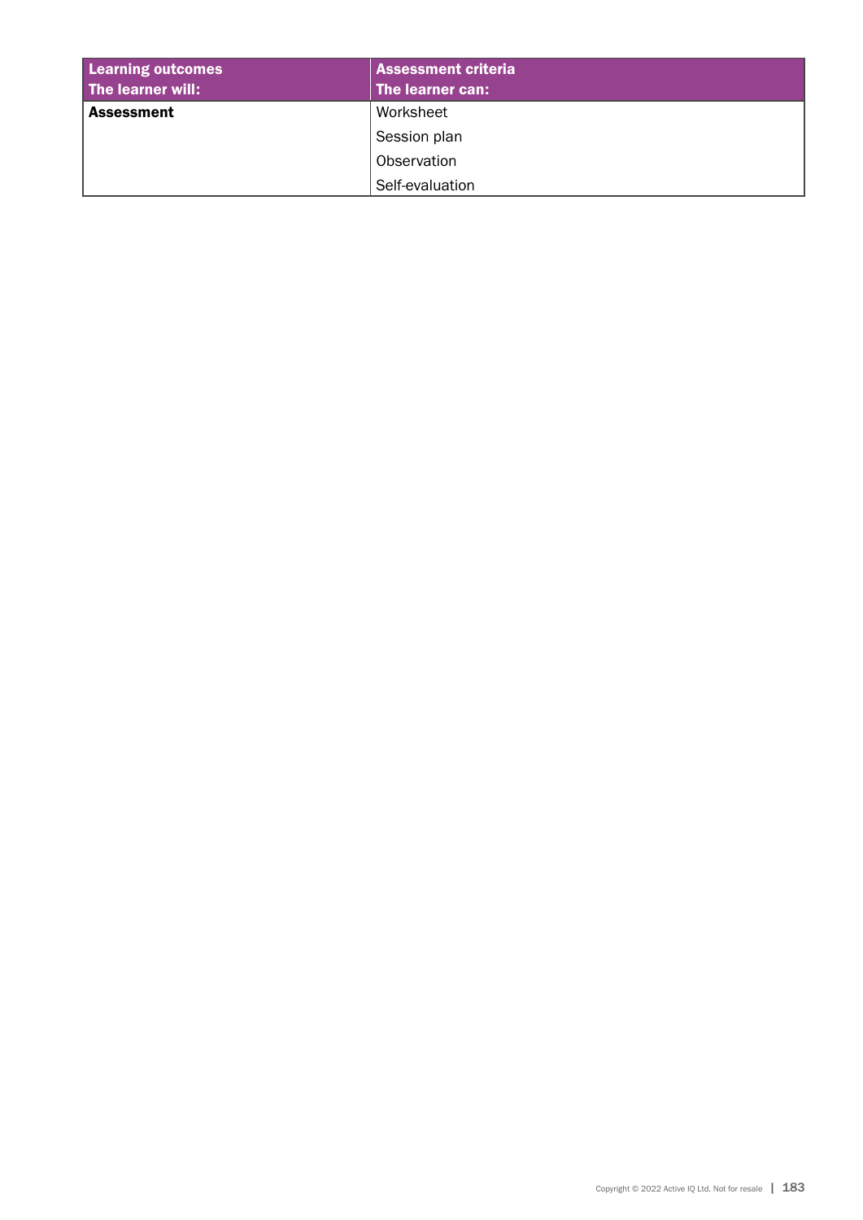| Learning outcomes<br>The learner will: | Assessment criteria<br>The learner can: |
|---|---|
| **Assessment** | Worksheet |
| | Session plan |
| | Observation |
| | Self-evaluation |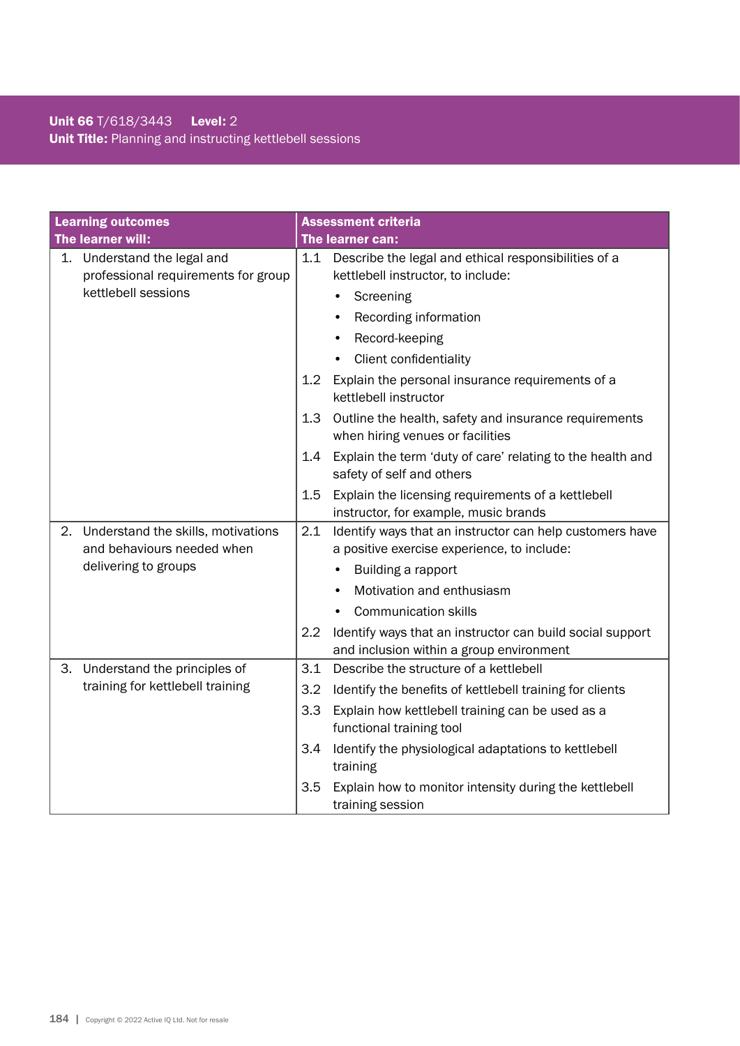**Unit 66** T/618/3443 **Level:** 2
**Unit Title:** Planning and instructing kettlebell sessions

| Learning outcomes<br>The learner will: | Assessment criteria<br>The learner can: |
|---|---|
| 1. Understand the legal and professional requirements for group kettlebell sessions | 1.1 Describe the legal and ethical responsibilities of a kettlebell instructor, to include:<br>• Screening<br>• Recording information<br>• Record-keeping<br>• Client confidentiality |
| | 1.2 Explain the personal insurance requirements of a kettlebell instructor |
| | 1.3 Outline the health, safety and insurance requirements when hiring venues or facilities |
| | 1.4 Explain the term 'duty of care' relating to the health and safety of self and others |
| | 1.5 Explain the licensing requirements of a kettlebell instructor, for example, music brands |
| 2. Understand the skills, motivations and behaviours needed when delivering to groups | 2.1 Identify ways that an instructor can help customers have a positive exercise experience, to include:<br>• Building a rapport<br>• Motivation and enthusiasm<br>• Communication skills |
| | 2.2 Identify ways that an instructor can build social support and inclusion within a group environment |
| 3. Understand the principles of training for kettlebell training | 3.1 Describe the structure of a kettlebell |
| | 3.2 Identify the benefits of kettlebell training for clients |
| | 3.3 Explain how kettlebell training can be used as a functional training tool |
| | 3.4 Identify the physiological adaptations to kettlebell training |
| | 3.5 Explain how to monitor intensity during the kettlebell training session |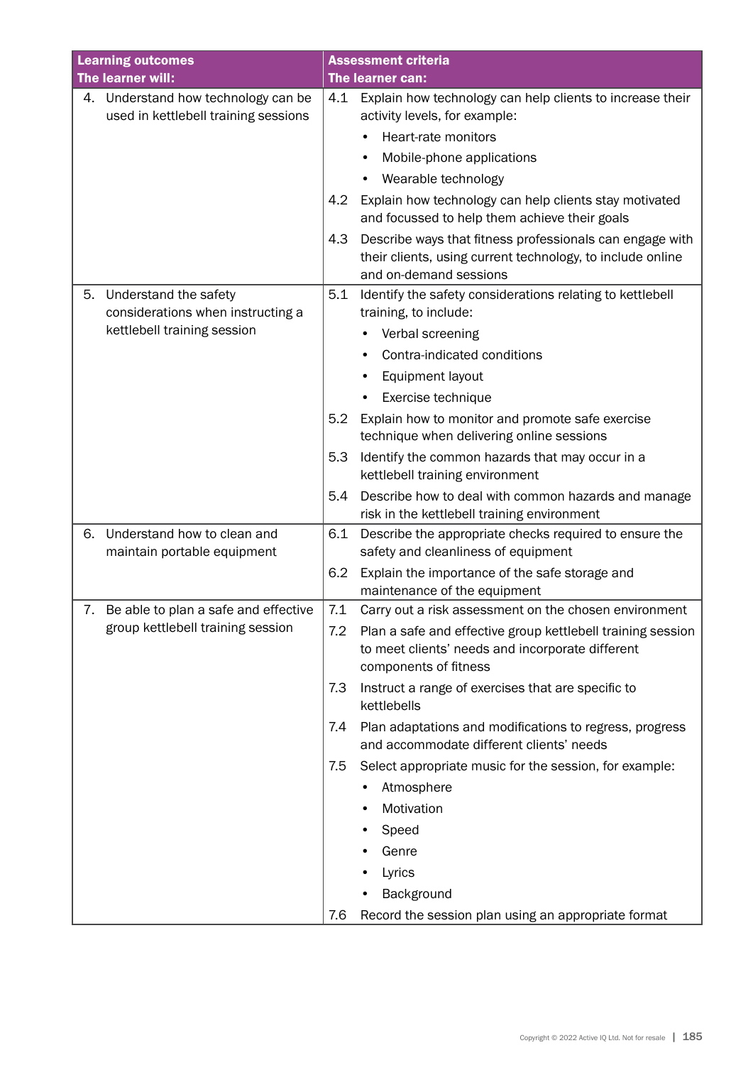| Learning outcomes<br>The learner will: | Assessment criteria<br>The learner can: |
|---|---|
| 4. Understand how technology can be used in kettlebell training sessions | 4.1 Explain how technology can help clients to increase their activity levels, for example:<br>• Heart-rate monitors<br>• Mobile-phone applications<br>• Wearable technology<br>4.2 Explain how technology can help clients stay motivated and focussed to help them achieve their goals<br>4.3 Describe ways that fitness professionals can engage with their clients, using current technology, to include online and on-demand sessions |
| 5. Understand the safety considerations when instructing a kettlebell training session | 5.1 Identify the safety considerations relating to kettlebell training, to include:<br>• Verbal screening<br>• Contra-indicated conditions<br>• Equipment layout<br>• Exercise technique<br>5.2 Explain how to monitor and promote safe exercise technique when delivering online sessions<br>5.3 Identify the common hazards that may occur in a kettlebell training environment<br>5.4 Describe how to deal with common hazards and manage risk in the kettlebell training environment |
| 6. Understand how to clean and maintain portable equipment | 6.1 Describe the appropriate checks required to ensure the safety and cleanliness of equipment<br>6.2 Explain the importance of the safe storage and maintenance of the equipment |
| 7. Be able to plan a safe and effective group kettlebell training session | 7.1 Carry out a risk assessment on the chosen environment<br>7.2 Plan a safe and effective group kettlebell training session to meet clients' needs and incorporate different components of fitness<br>7.3 Instruct a range of exercises that are specific to kettlebells<br>7.4 Plan adaptations and modifications to regress, progress and accommodate different clients' needs<br>7.5 Select appropriate music for the session, for example:<br>• Atmosphere<br>• Motivation<br>• Speed<br>• Genre<br>• Lyrics<br>• Background<br>7.6 Record the session plan using an appropriate format |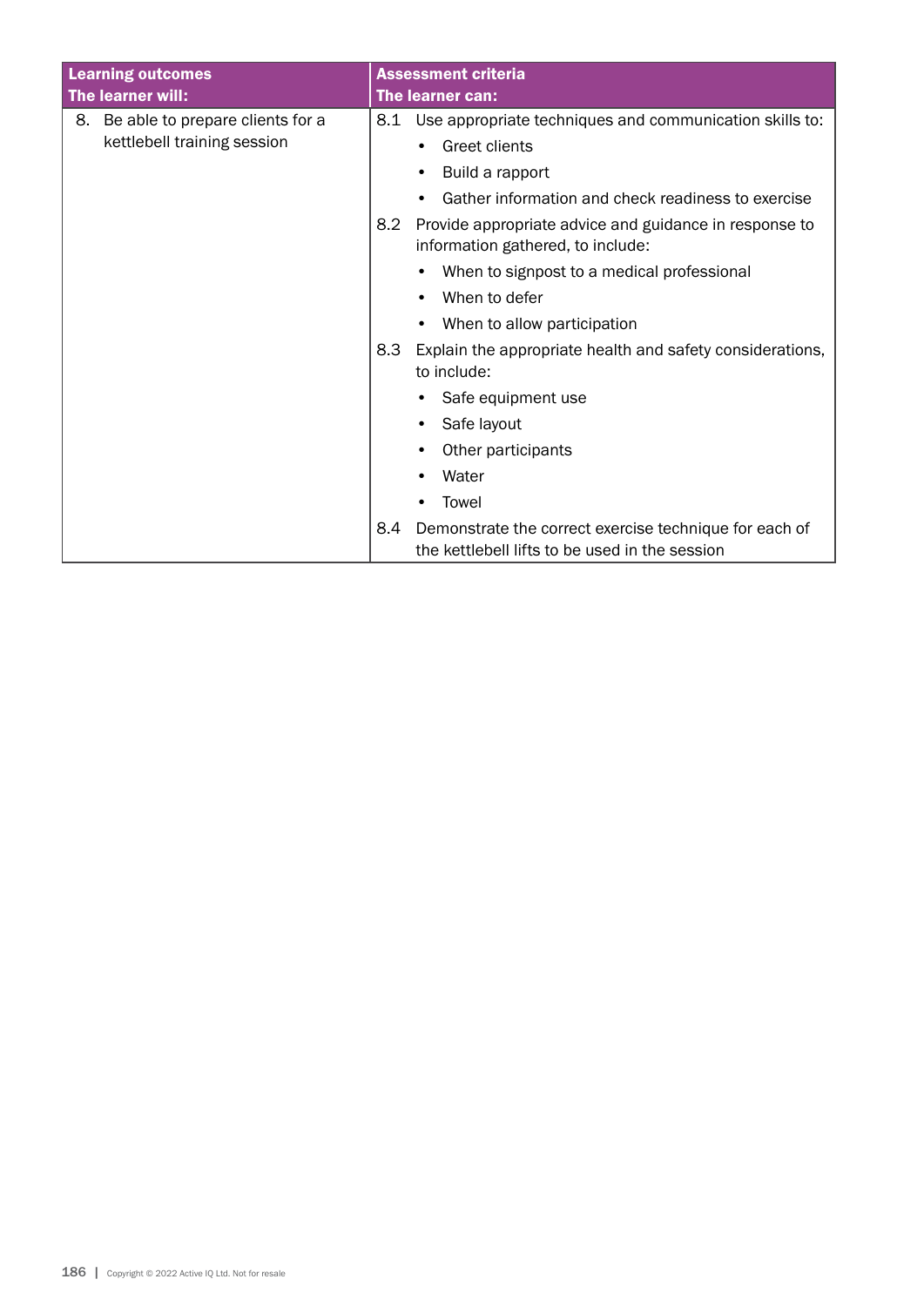| Learning outcomes<br>The learner will: | Assessment criteria<br>The learner can: |
|---|---|
| 8. Be able to prepare clients for a kettlebell training session | 8.1 Use appropriate techniques and communication skills to:<br>• Greet clients<br>• Build a rapport<br>• Gather information and check readiness to exercise<br>8.2 Provide appropriate advice and guidance in response to information gathered, to include:<br>• When to signpost to a medical professional<br>• When to defer<br>• When to allow participation<br>8.3 Explain the appropriate health and safety considerations, to include:<br>• Safe equipment use<br>• Safe layout<br>• Other participants<br>• Water<br>• Towel<br>8.4 Demonstrate the correct exercise technique for each of the kettlebell lifts to be used in the session |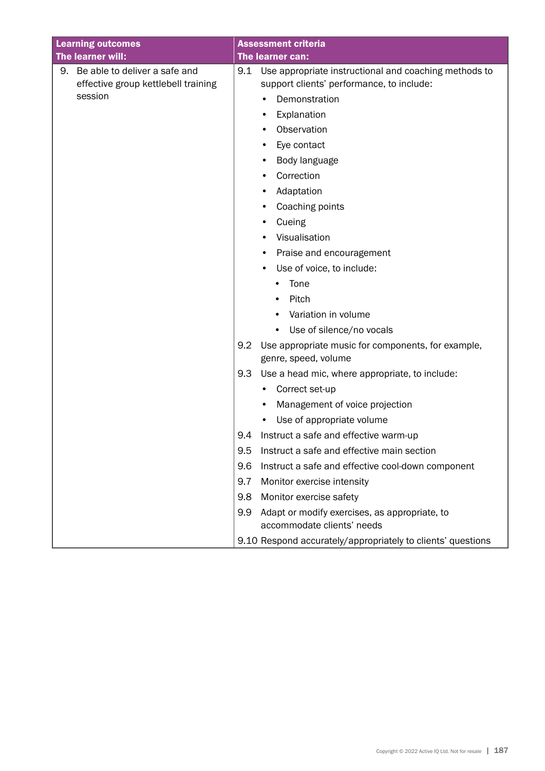| Learning outcomes<br>The learner will: | Assessment criteria<br>The learner can: |
|---|---|
| 9. Be able to deliver a safe and effective group kettlebell training session | 9.1 Use appropriate instructional and coaching methods to support clients' performance, to include:<br>• Demonstration<br>• Explanation<br>• Observation<br>• Eye contact<br>• Body language<br>• Correction<br>• Adaptation<br>• Coaching points<br>• Cueing<br>• Visualisation<br>• Praise and encouragement<br>• Use of voice, to include:<br>&nbsp;&nbsp;&nbsp;&nbsp;• Tone<br>&nbsp;&nbsp;&nbsp;&nbsp;• Pitch<br>&nbsp;&nbsp;&nbsp;&nbsp;• Variation in volume<br>&nbsp;&nbsp;&nbsp;&nbsp;• Use of silence/no vocals |
| | 9.2 Use appropriate music for components, for example, genre, speed, volume |
| | 9.3 Use a head mic, where appropriate, to include:<br>• Correct set-up<br>• Management of voice projection<br>• Use of appropriate volume |
| | 9.4 Instruct a safe and effective warm-up |
| | 9.5 Instruct a safe and effective main section |
| | 9.6 Instruct a safe and effective cool-down component |
| | 9.7 Monitor exercise intensity |
| | 9.8 Monitor exercise safety |
| | 9.9 Adapt or modify exercises, as appropriate, to accommodate clients' needs |
| | 9.10 Respond accurately/appropriately to clients' questions |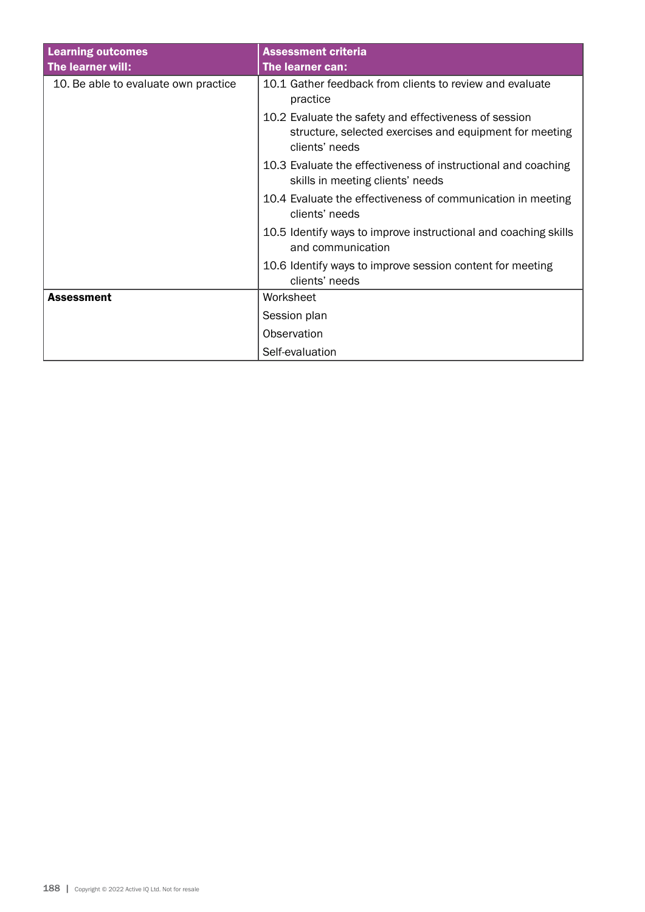| Learning outcomes<br>The learner will: | Assessment criteria<br>The learner can: |
|---|---|
| 10. Be able to evaluate own practice | 10.1 Gather feedback from clients to review and evaluate practice<br>10.2 Evaluate the safety and effectiveness of session structure, selected exercises and equipment for meeting clients' needs<br>10.3 Evaluate the effectiveness of instructional and coaching skills in meeting clients' needs<br>10.4 Evaluate the effectiveness of communication in meeting clients' needs<br>10.5 Identify ways to improve instructional and coaching skills and communication<br>10.6 Identify ways to improve session content for meeting clients' needs |
| **Assessment** | Worksheet<br>Session plan<br>Observation<br>Self-evaluation |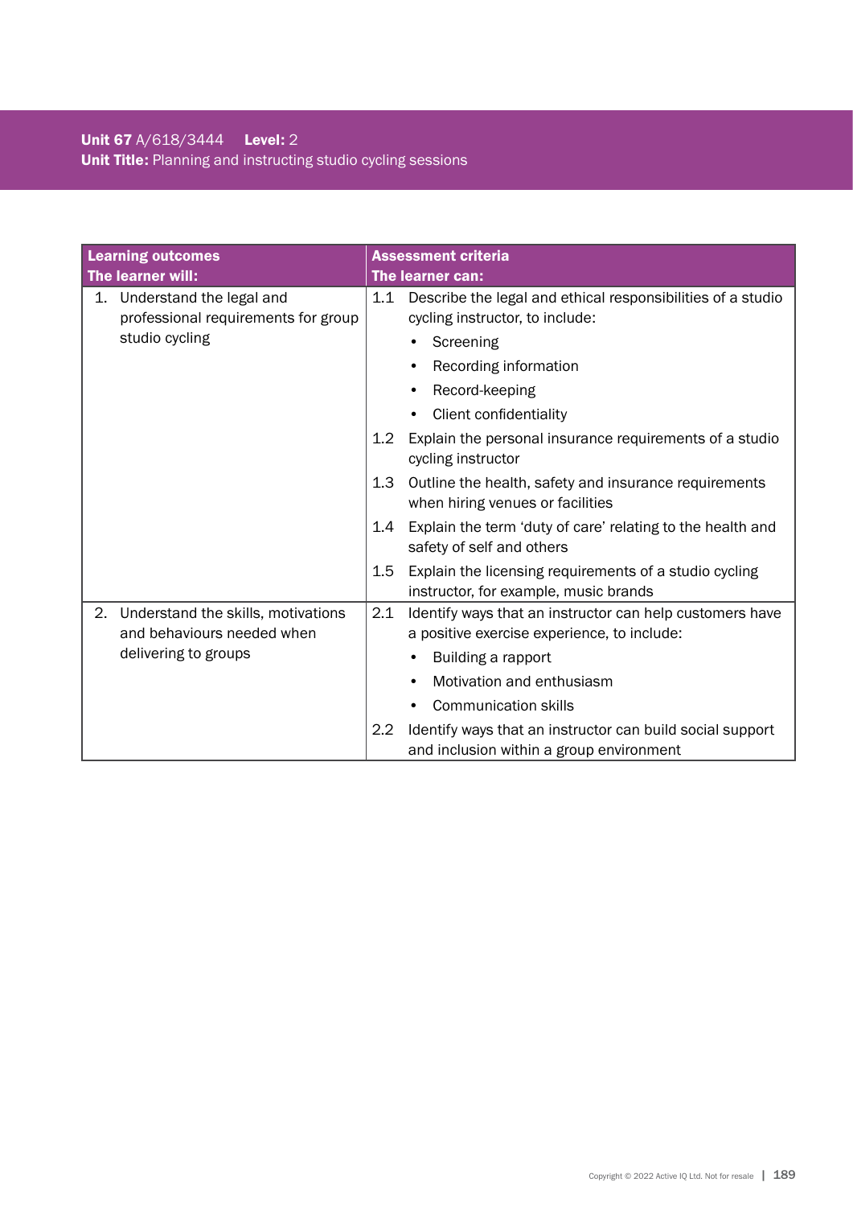**Unit 67** A/618/3444 **Level:** 2
**Unit Title:** Planning and instructing studio cycling sessions

| **Learning outcomes**<br>**The learner will:** | **Assessment criteria**<br>**The learner can:** |
| --- | --- |
| 1. Understand the legal and professional requirements for group studio cycling | 1.1 Describe the legal and ethical responsibilities of a studio cycling instructor, to include:<br>• Screening<br>• Recording information<br>• Record-keeping<br>• Client confidentiality |
| | 1.2 Explain the personal insurance requirements of a studio cycling instructor |
| | 1.3 Outline the health, safety and insurance requirements when hiring venues or facilities |
| | 1.4 Explain the term 'duty of care' relating to the health and safety of self and others |
| | 1.5 Explain the licensing requirements of a studio cycling instructor, for example, music brands |
| 2. Understand the skills, motivations and behaviours needed when delivering to groups | 2.1 Identify ways that an instructor can help customers have a positive exercise experience, to include:<br>• Building a rapport<br>• Motivation and enthusiasm<br>• Communication skills |
| | 2.2 Identify ways that an instructor can build social support and inclusion within a group environment |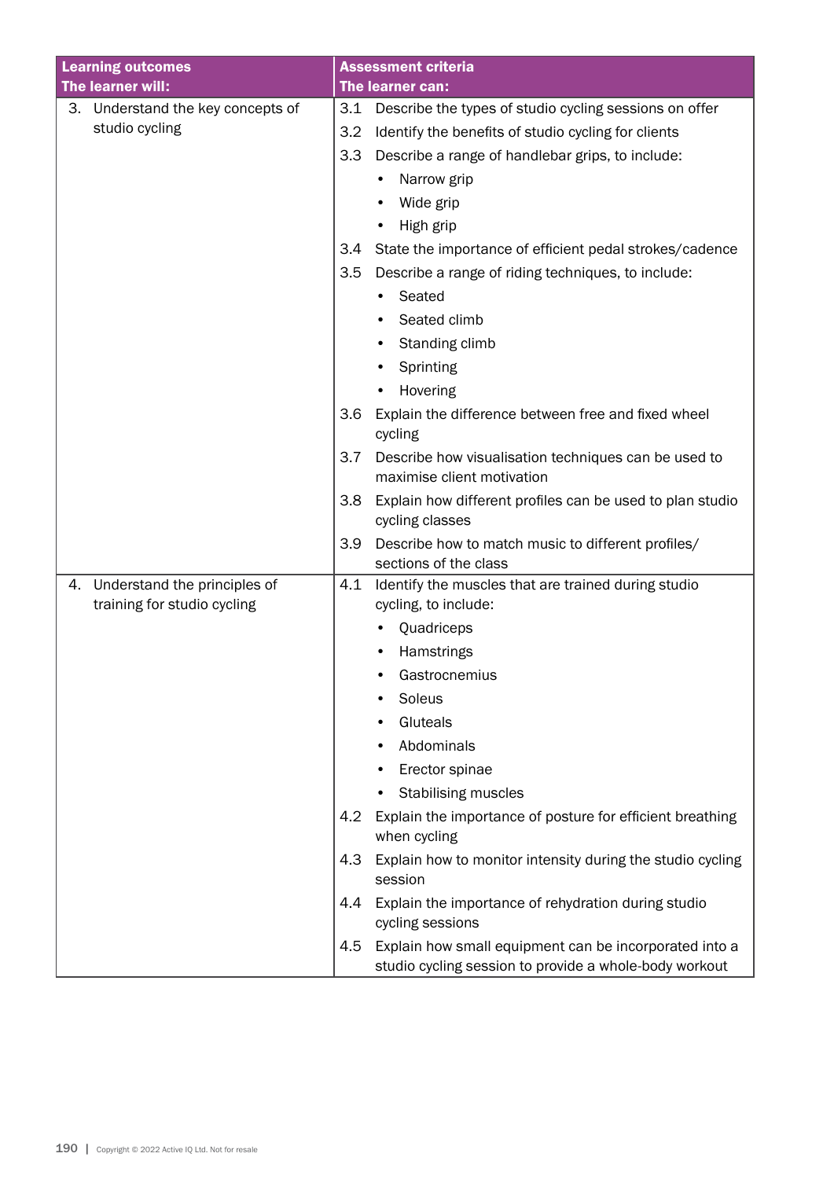| Learning outcomes<br>The learner will: | Assessment criteria<br>The learner can: |
|---|---|
| 3. Understand the key concepts of studio cycling | 3.1 Describe the types of studio cycling sessions on offer<br>3.2 Identify the benefits of studio cycling for clients<br>3.3 Describe a range of handlebar grips, to include:<br>• Narrow grip<br>• Wide grip<br>• High grip<br>3.4 State the importance of efficient pedal strokes/cadence<br>3.5 Describe a range of riding techniques, to include:<br>• Seated<br>• Seated climb<br>• Standing climb<br>• Sprinting<br>• Hovering<br>3.6 Explain the difference between free and fixed wheel cycling<br>3.7 Describe how visualisation techniques can be used to maximise client motivation<br>3.8 Explain how different profiles can be used to plan studio cycling classes<br>3.9 Describe how to match music to different profiles/ sections of the class |
| 4. Understand the principles of training for studio cycling | 4.1 Identify the muscles that are trained during studio cycling, to include:<br>• Quadriceps<br>• Hamstrings<br>• Gastrocnemius<br>• Soleus<br>• Gluteals<br>• Abdominals<br>• Erector spinae<br>• Stabilising muscles<br>4.2 Explain the importance of posture for efficient breathing when cycling<br>4.3 Explain how to monitor intensity during the studio cycling session<br>4.4 Explain the importance of rehydration during studio cycling sessions<br>4.5 Explain how small equipment can be incorporated into a studio cycling session to provide a whole-body workout |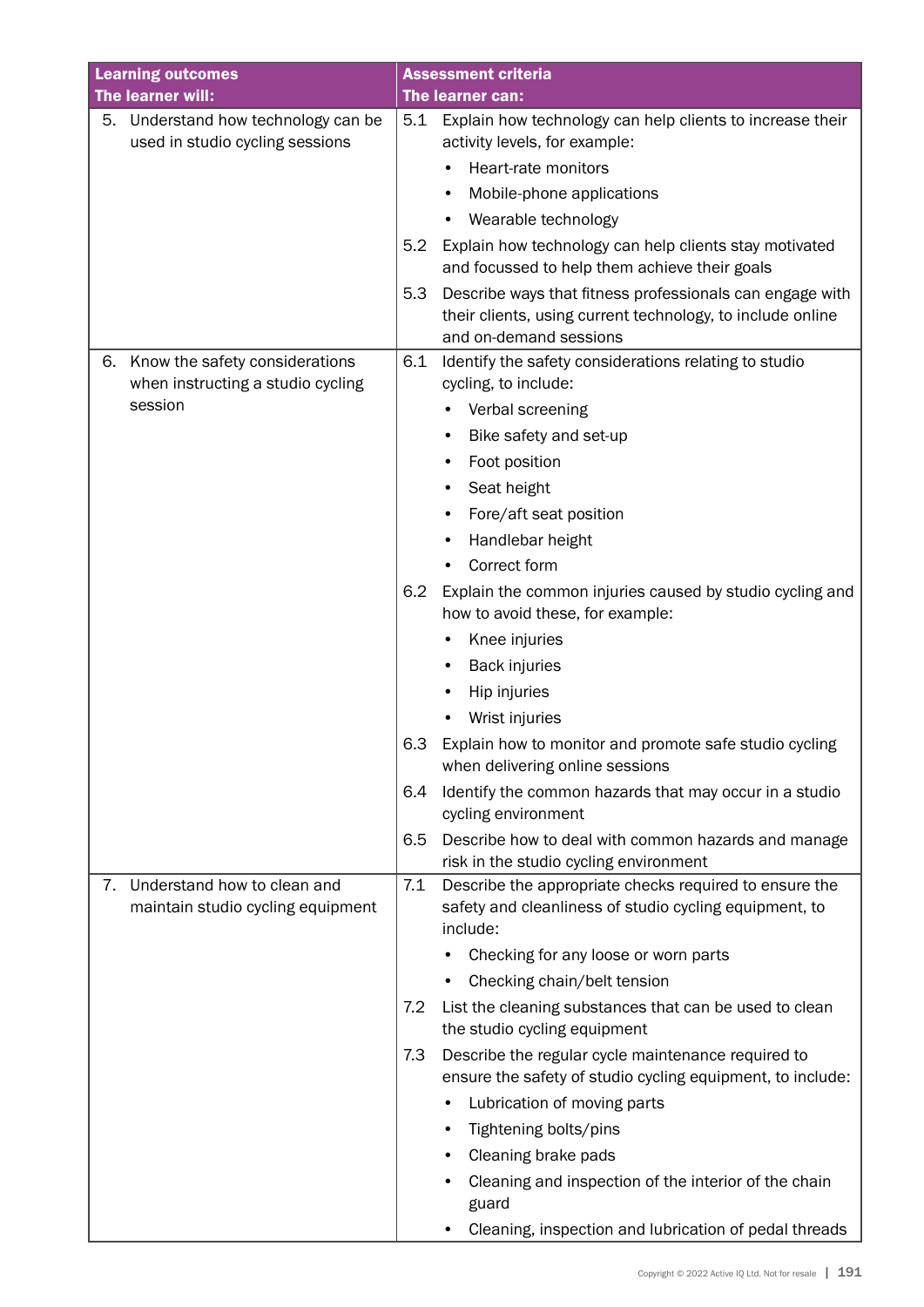| Learning outcomes<br>The learner will: | Assessment criteria<br>The learner can: |
|---|---|
| 5. Understand how technology can be used in studio cycling sessions | 5.1 Explain how technology can help clients to increase their activity levels, for example:<br>• Heart-rate monitors<br>• Mobile-phone applications<br>• Wearable technology<br>5.2 Explain how technology can help clients stay motivated and focussed to help them achieve their goals<br>5.3 Describe ways that fitness professionals can engage with their clients, using current technology, to include online and on-demand sessions |
| 6. Know the safety considerations when instructing a studio cycling session | 6.1 Identify the safety considerations relating to studio cycling, to include:<br>• Verbal screening<br>• Bike safety and set-up<br>• Foot position<br>• Seat height<br>• Fore/aft seat position<br>• Handlebar height<br>• Correct form<br>6.2 Explain the common injuries caused by studio cycling and how to avoid these, for example:<br>• Knee injuries<br>• Back injuries<br>• Hip injuries<br>• Wrist injuries<br>6.3 Explain how to monitor and promote safe studio cycling when delivering online sessions<br>6.4 Identify the common hazards that may occur in a studio cycling environment<br>6.5 Describe how to deal with common hazards and manage risk in the studio cycling environment |
| 7. Understand how to clean and maintain studio cycling equipment | 7.1 Describe the appropriate checks required to ensure the safety and cleanliness of studio cycling equipment, to include:<br>• Checking for any loose or worn parts<br>• Checking chain/belt tension<br>7.2 List the cleaning substances that can be used to clean the studio cycling equipment<br>7.3 Describe the regular cycle maintenance required to ensure the safety of studio cycling equipment, to include:<br>• Lubrication of moving parts<br>• Tightening bolts/pins<br>• Cleaning brake pads<br>• Cleaning and inspection of the interior of the chain guard<br>• Cleaning, inspection and lubrication of pedal threads |

Copyright © 2022 Active IQ Ltd. Not for resale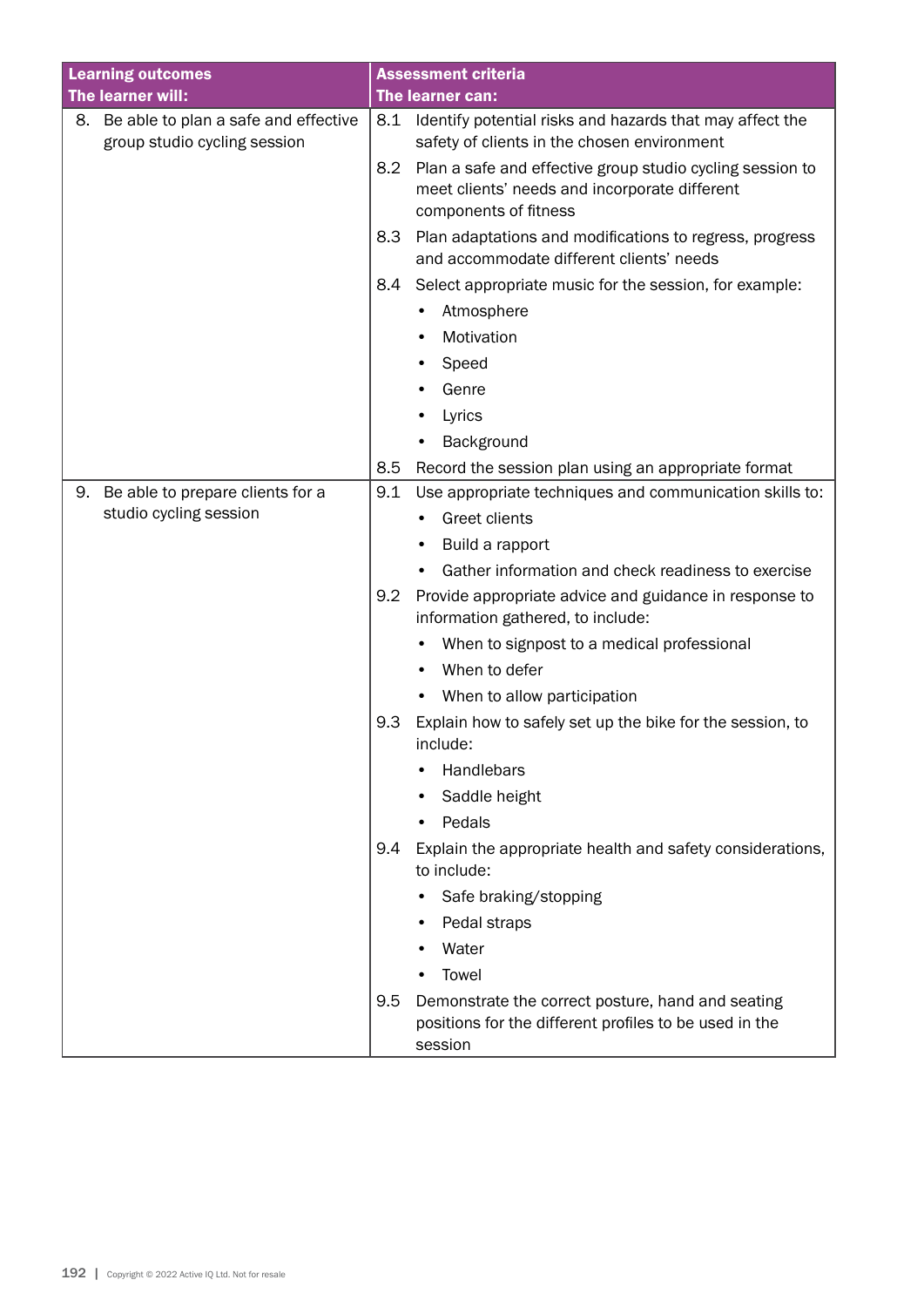| Learning outcomes<br>The learner will: | Assessment criteria<br>The learner can: |
|---|---|
| 8. Be able to plan a safe and effective group studio cycling session | 8.1 Identify potential risks and hazards that may affect the safety of clients in the chosen environment<br>8.2 Plan a safe and effective group studio cycling session to meet clients' needs and incorporate different components of fitness<br>8.3 Plan adaptations and modifications to regress, progress and accommodate different clients' needs<br>8.4 Select appropriate music for the session, for example:<br>• Atmosphere<br>• Motivation<br>• Speed<br>• Genre<br>• Lyrics<br>• Background<br>8.5 Record the session plan using an appropriate format |
| 9. Be able to prepare clients for a studio cycling session | 9.1 Use appropriate techniques and communication skills to:<br>• Greet clients<br>• Build a rapport<br>• Gather information and check readiness to exercise<br>9.2 Provide appropriate advice and guidance in response to information gathered, to include:<br>• When to signpost to a medical professional<br>• When to defer<br>• When to allow participation<br>9.3 Explain how to safely set up the bike for the session, to include:<br>• Handlebars<br>• Saddle height<br>• Pedals<br>9.4 Explain the appropriate health and safety considerations, to include:<br>• Safe braking/stopping<br>• Pedal straps<br>• Water<br>• Towel<br>9.5 Demonstrate the correct posture, hand and seating positions for the different profiles to be used in the session |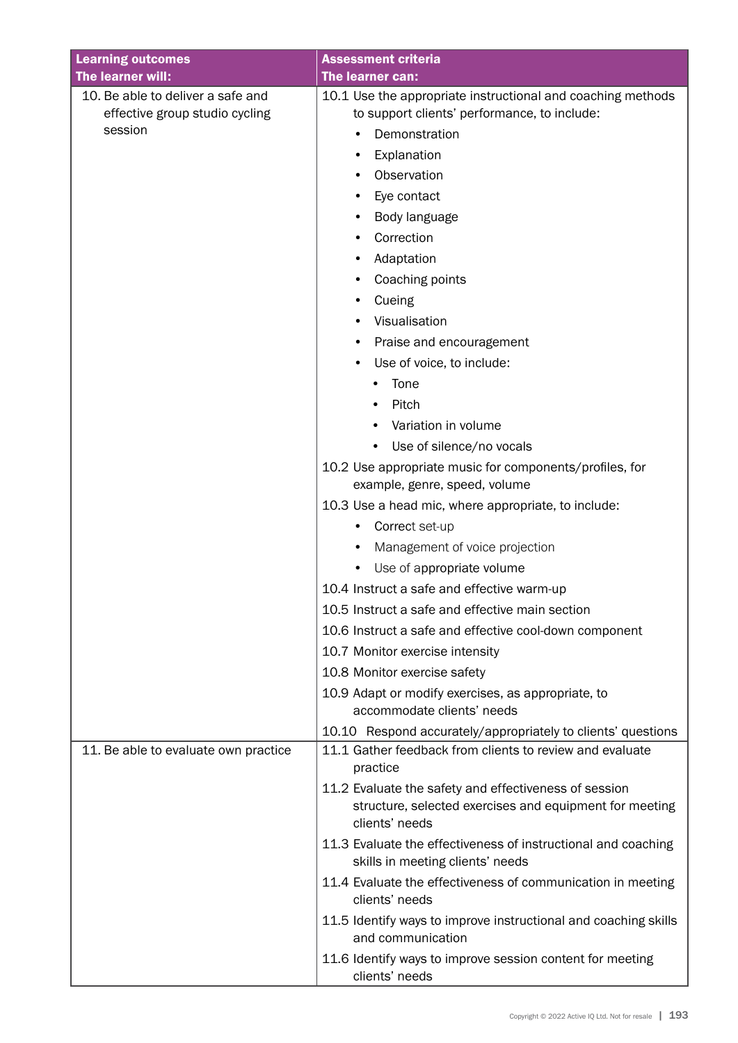| Learning outcomes<br>The learner will: | Assessment criteria<br>The learner can: |
|---|---|
| 10. Be able to deliver a safe and effective group studio cycling session | 10.1 Use the appropriate instructional and coaching methods to support clients' performance, to include:<br>• Demonstration<br>• Explanation<br>• Observation<br>• Eye contact<br>• Body language<br>• Correction<br>• Adaptation<br>• Coaching points<br>• Cueing<br>• Visualisation<br>• Praise and encouragement<br>• Use of voice, to include:<br>&nbsp;&nbsp;&nbsp;&nbsp;• Tone<br>&nbsp;&nbsp;&nbsp;&nbsp;• Pitch<br>&nbsp;&nbsp;&nbsp;&nbsp;• Variation in volume<br>&nbsp;&nbsp;&nbsp;&nbsp;• Use of silence/no vocals<br>10.2 Use appropriate music for components/profiles, for example, genre, speed, volume<br>10.3 Use a head mic, where appropriate, to include:<br>• Correct set-up<br>• Management of voice projection<br>• Use of appropriate volume<br>10.4 Instruct a safe and effective warm-up<br>10.5 Instruct a safe and effective main section<br>10.6 Instruct a safe and effective cool-down component<br>10.7 Monitor exercise intensity<br>10.8 Monitor exercise safety<br>10.9 Adapt or modify exercises, as appropriate, to accommodate clients' needs<br>10.10 Respond accurately/appropriately to clients' questions |
| 11. Be able to evaluate own practice | 11.1 Gather feedback from clients to review and evaluate practice<br>11.2 Evaluate the safety and effectiveness of session structure, selected exercises and equipment for meeting clients' needs<br>11.3 Evaluate the effectiveness of instructional and coaching skills in meeting clients' needs<br>11.4 Evaluate the effectiveness of communication in meeting clients' needs<br>11.5 Identify ways to improve instructional and coaching skills and communication<br>11.6 Identify ways to improve session content for meeting clients' needs |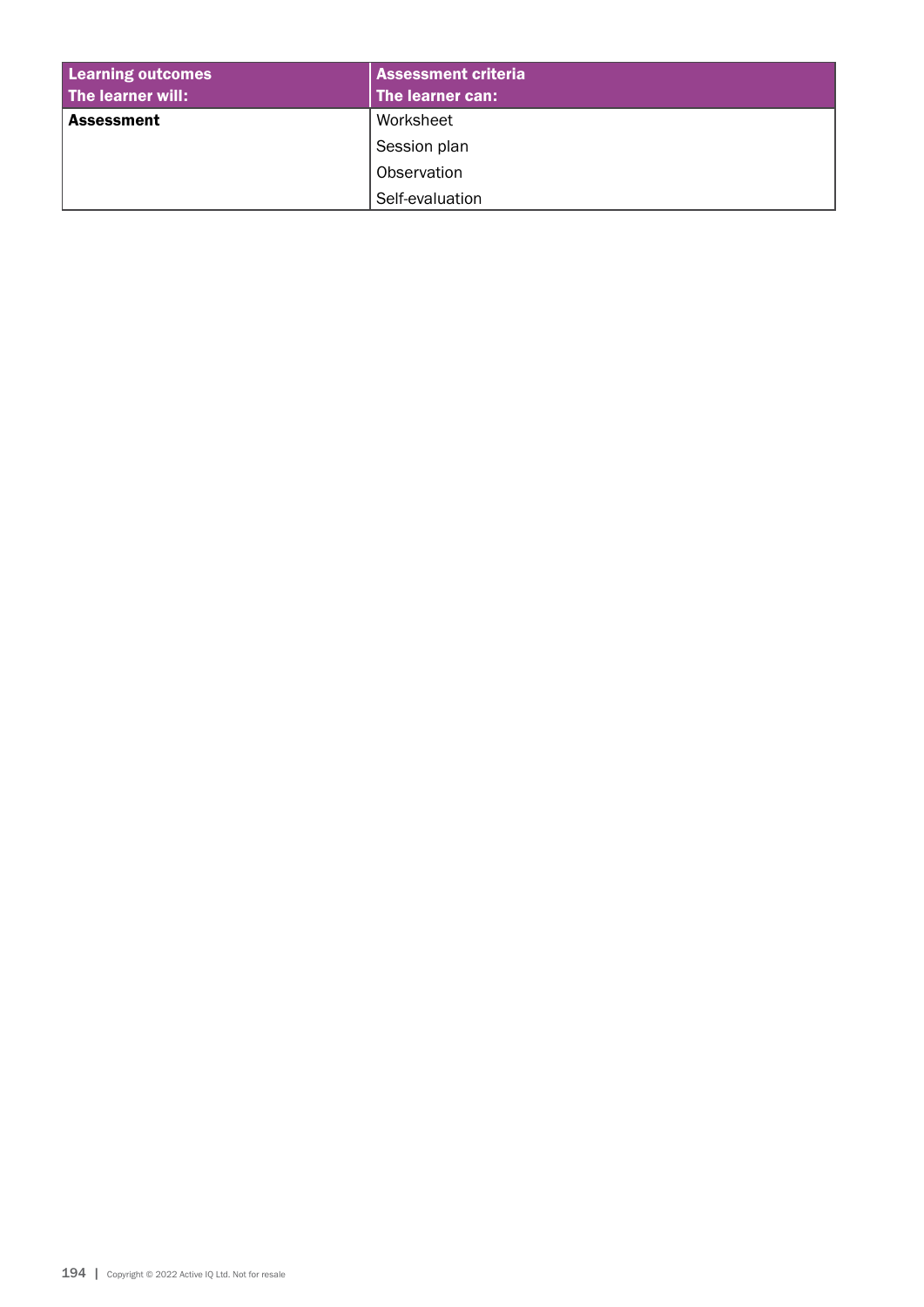| Learning outcomes<br>The learner will: | Assessment criteria<br>The learner can: |
|---|---|
| **Assessment** | Worksheet |
| | Session plan |
| | Observation |
| | Self-evaluation |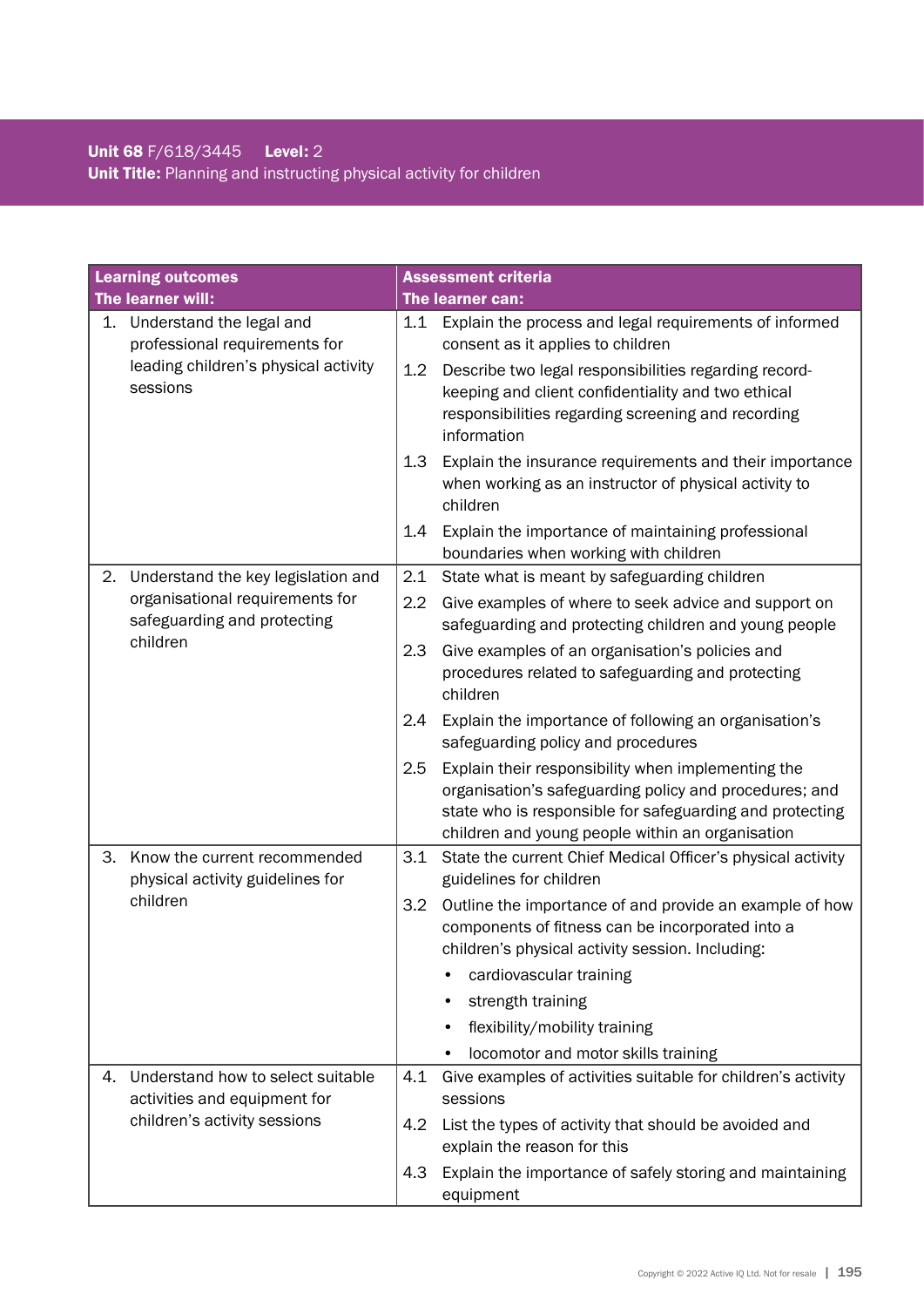**Unit 68** F/618/3445 **Level:** 2
**Unit Title:** Planning and instructing physical activity for children

| **Learning outcomes** The learner will: | **Assessment criteria** The learner can: |
|---|---|
| 1. Understand the legal and professional requirements for leading children's physical activity sessions | 1.1 Explain the process and legal requirements of informed consent as it applies to children |
| | 1.2 Describe two legal responsibilities regarding record-keeping and client confidentiality and two ethical responsibilities regarding screening and recording information |
| | 1.3 Explain the insurance requirements and their importance when working as an instructor of physical activity to children |
| | 1.4 Explain the importance of maintaining professional boundaries when working with children |
| 2. Understand the key legislation and organisational requirements for safeguarding and protecting children | 2.1 State what is meant by safeguarding children |
| | 2.2 Give examples of where to seek advice and support on safeguarding and protecting children and young people |
| | 2.3 Give examples of an organisation's policies and procedures related to safeguarding and protecting children |
| | 2.4 Explain the importance of following an organisation's safeguarding policy and procedures |
| | 2.5 Explain their responsibility when implementing the organisation's safeguarding policy and procedures; and state who is responsible for safeguarding and protecting children and young people within an organisation |
| 3. Know the current recommended physical activity guidelines for children | 3.1 State the current Chief Medical Officer's physical activity guidelines for children |
| | 3.2 Outline the importance of and provide an example of how components of fitness can be incorporated into a children's physical activity session. Including: • cardiovascular training • strength training • flexibility/mobility training • locomotor and motor skills training |
| 4. Understand how to select suitable activities and equipment for children's activity sessions | 4.1 Give examples of activities suitable for children's activity sessions |
| | 4.2 List the types of activity that should be avoided and explain the reason for this |
| | 4.3 Explain the importance of safely storing and maintaining equipment |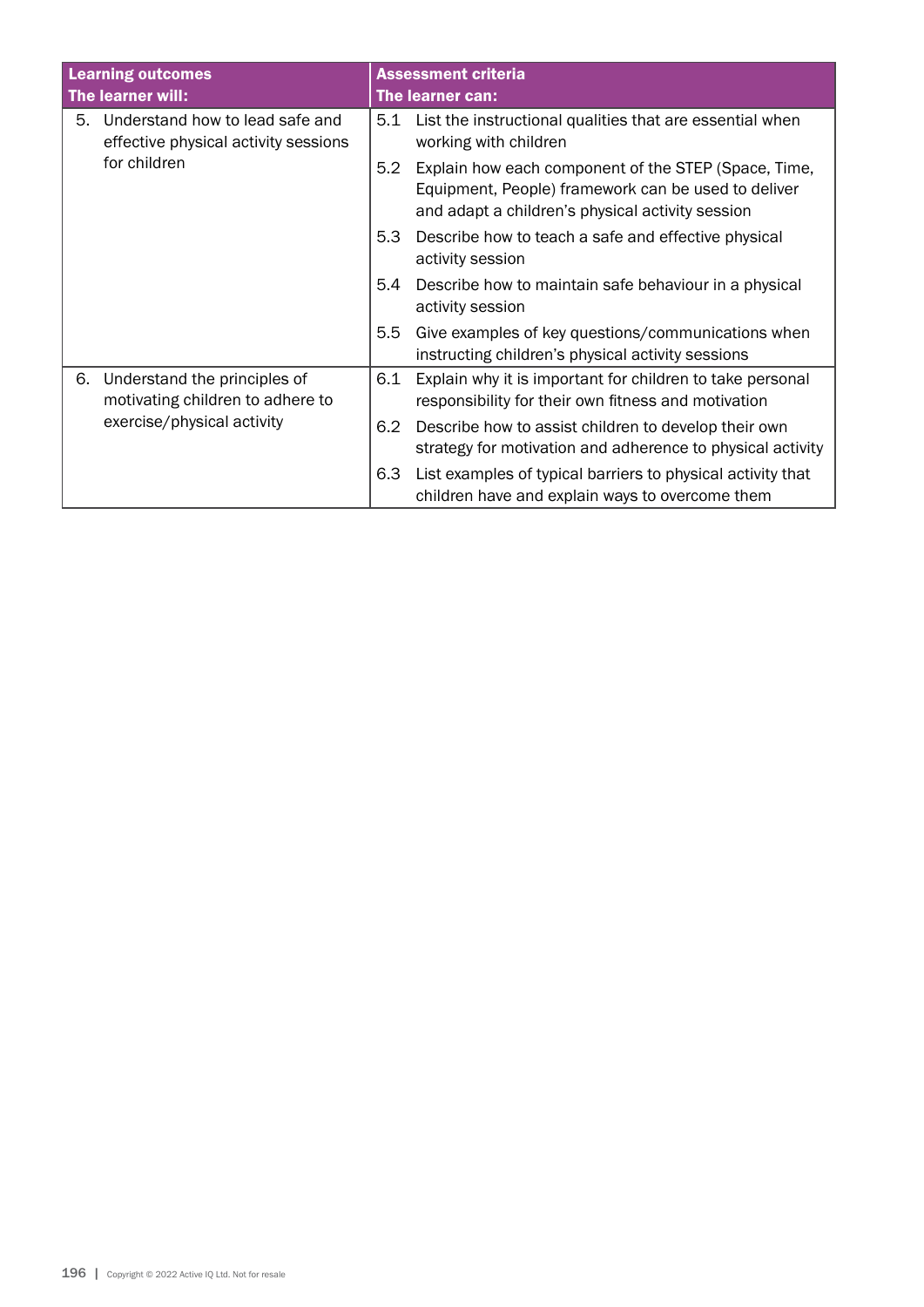| Learning outcomes<br>The learner will: | Assessment criteria<br>The learner can: |
|---|---|
| 5. Understand how to lead safe and effective physical activity sessions for children | 5.1 List the instructional qualities that are essential when working with children |
| | 5.2 Explain how each component of the STEP (Space, Time, Equipment, People) framework can be used to deliver and adapt a children's physical activity session |
| | 5.3 Describe how to teach a safe and effective physical activity session |
| | 5.4 Describe how to maintain safe behaviour in a physical activity session |
| | 5.5 Give examples of key questions/communications when instructing children's physical activity sessions |
| 6. Understand the principles of motivating children to adhere to exercise/physical activity | 6.1 Explain why it is important for children to take personal responsibility for their own fitness and motivation |
| | 6.2 Describe how to assist children to develop their own strategy for motivation and adherence to physical activity |
| | 6.3 List examples of typical barriers to physical activity that children have and explain ways to overcome them |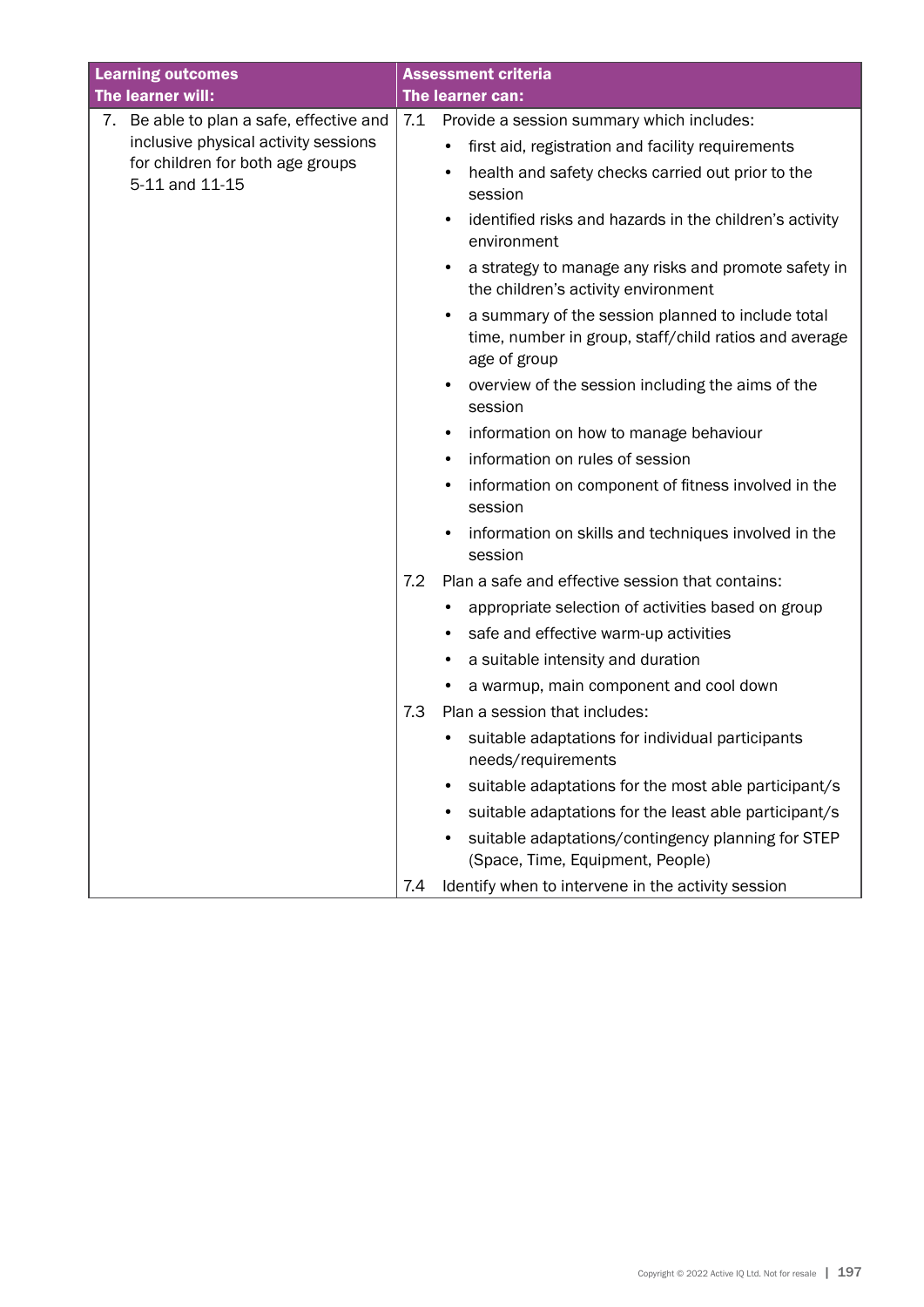| Learning outcomes<br>The learner will: | Assessment criteria<br>The learner can: |
|---|---|
| 7. Be able to plan a safe, effective and inclusive physical activity sessions for children for both age groups 5-11 and 11-15 | 7.1 Provide a session summary which includes:<br>• first aid, registration and facility requirements<br>• health and safety checks carried out prior to the session<br>• identified risks and hazards in the children's activity environment<br>• a strategy to manage any risks and promote safety in the children's activity environment<br>• a summary of the session planned to include total time, number in group, staff/child ratios and average age of group<br>• overview of the session including the aims of the session<br>• information on how to manage behaviour<br>• information on rules of session<br>• information on component of fitness involved in the session<br>• information on skills and techniques involved in the session |
| | 7.2 Plan a safe and effective session that contains:<br>• appropriate selection of activities based on group<br>• safe and effective warm-up activities<br>• a suitable intensity and duration<br>• a warmup, main component and cool down |
| | 7.3 Plan a session that includes:<br>• suitable adaptations for individual participants needs/requirements<br>• suitable adaptations for the most able participant/s<br>• suitable adaptations for the least able participant/s<br>• suitable adaptations/contingency planning for STEP (Space, Time, Equipment, People) |
| | 7.4 Identify when to intervene in the activity session |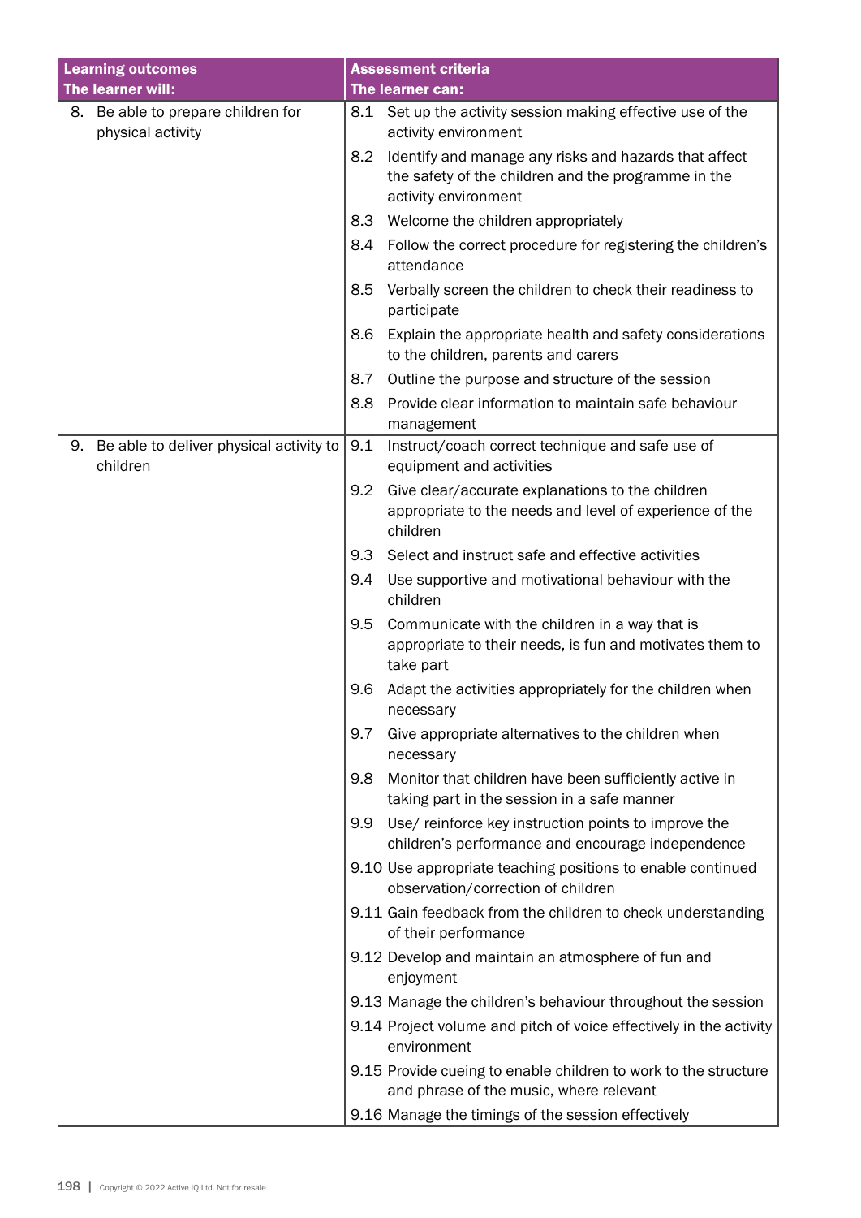| Learning outcomes<br>The learner will: | Assessment criteria<br>The learner can: |
|---|---|
| 8. Be able to prepare children for physical activity | 8.1 Set up the activity session making effective use of the activity environment |
| | 8.2 Identify and manage any risks and hazards that affect the safety of the children and the programme in the activity environment |
| | 8.3 Welcome the children appropriately |
| | 8.4 Follow the correct procedure for registering the children's attendance |
| | 8.5 Verbally screen the children to check their readiness to participate |
| | 8.6 Explain the appropriate health and safety considerations to the children, parents and carers |
| | 8.7 Outline the purpose and structure of the session |
| | 8.8 Provide clear information to maintain safe behaviour management |
| 9. Be able to deliver physical activity to children | 9.1 Instruct/coach correct technique and safe use of equipment and activities |
| | 9.2 Give clear/accurate explanations to the children appropriate to the needs and level of experience of the children |
| | 9.3 Select and instruct safe and effective activities |
| | 9.4 Use supportive and motivational behaviour with the children |
| | 9.5 Communicate with the children in a way that is appropriate to their needs, is fun and motivates them to take part |
| | 9.6 Adapt the activities appropriately for the children when necessary |
| | 9.7 Give appropriate alternatives to the children when necessary |
| | 9.8 Monitor that children have been sufficiently active in taking part in the session in a safe manner |
| | 9.9 Use/ reinforce key instruction points to improve the children's performance and encourage independence |
| | 9.10 Use appropriate teaching positions to enable continued observation/correction of children |
| | 9.11 Gain feedback from the children to check understanding of their performance |
| | 9.12 Develop and maintain an atmosphere of fun and enjoyment |
| | 9.13 Manage the children's behaviour throughout the session |
| | 9.14 Project volume and pitch of voice effectively in the activity environment |
| | 9.15 Provide cueing to enable children to work to the structure and phrase of the music, where relevant |
| | 9.16 Manage the timings of the session effectively |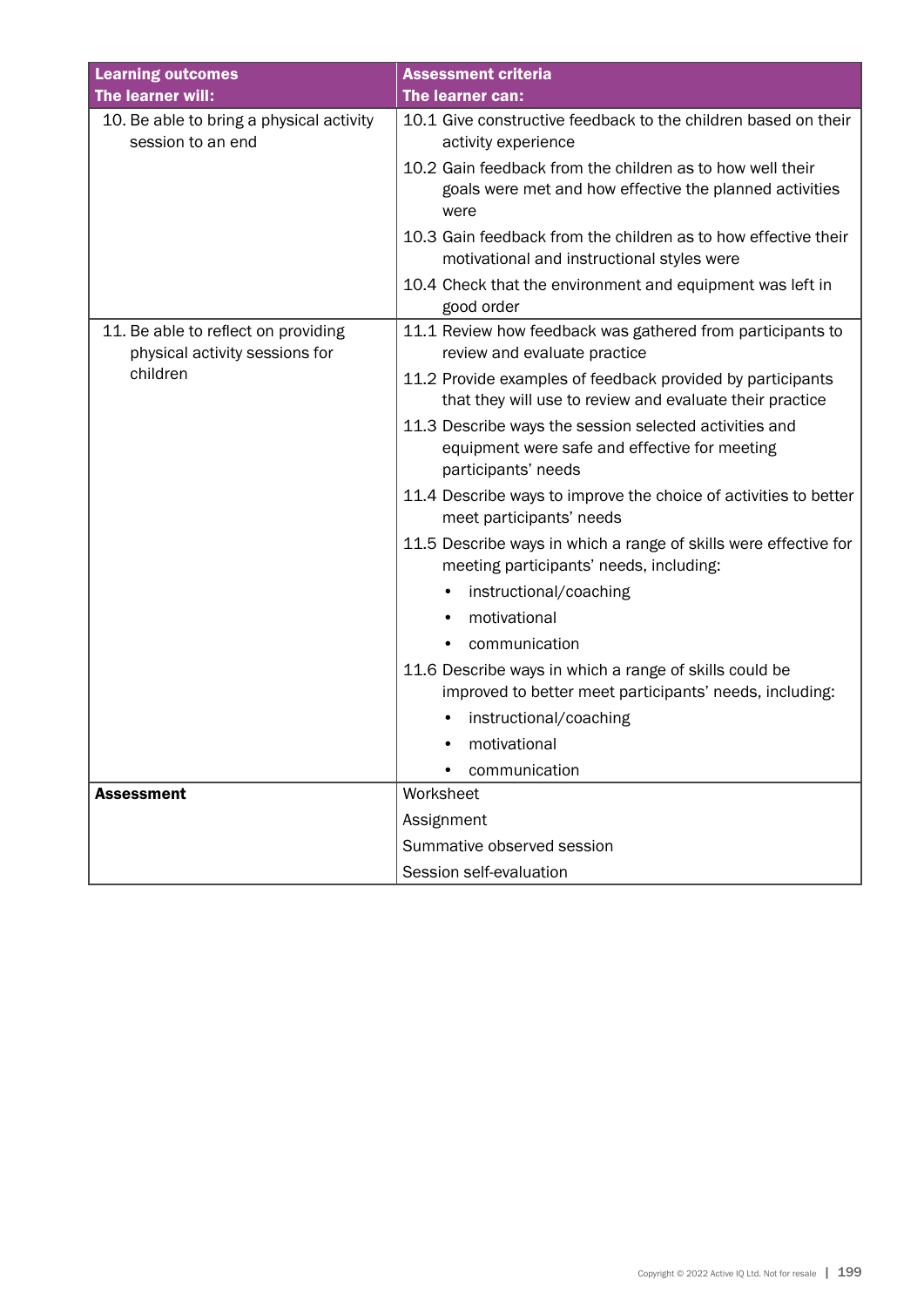| Learning outcomes<br>The learner will: | Assessment criteria<br>The learner can: |
|---|---|
| 10. Be able to bring a physical activity session to an end | 10.1 Give constructive feedback to the children based on their activity experience |
| | 10.2 Gain feedback from the children as to how well their goals were met and how effective the planned activities were |
| | 10.3 Gain feedback from the children as to how effective their motivational and instructional styles were |
| | 10.4 Check that the environment and equipment was left in good order |
| 11. Be able to reflect on providing physical activity sessions for children | 11.1 Review how feedback was gathered from participants to review and evaluate practice |
| | 11.2 Provide examples of feedback provided by participants that they will use to review and evaluate their practice |
| | 11.3 Describe ways the session selected activities and equipment were safe and effective for meeting participants' needs |
| | 11.4 Describe ways to improve the choice of activities to better meet participants' needs |
| | 11.5 Describe ways in which a range of skills were effective for meeting participants' needs, including:<br>• instructional/coaching<br>• motivational<br>• communication |
| | 11.6 Describe ways in which a range of skills could be improved to better meet participants' needs, including:<br>• instructional/coaching<br>• motivational<br>• communication |
| **Assessment** | Worksheet |
| | Assignment |
| | Summative observed session |
| | Session self-evaluation |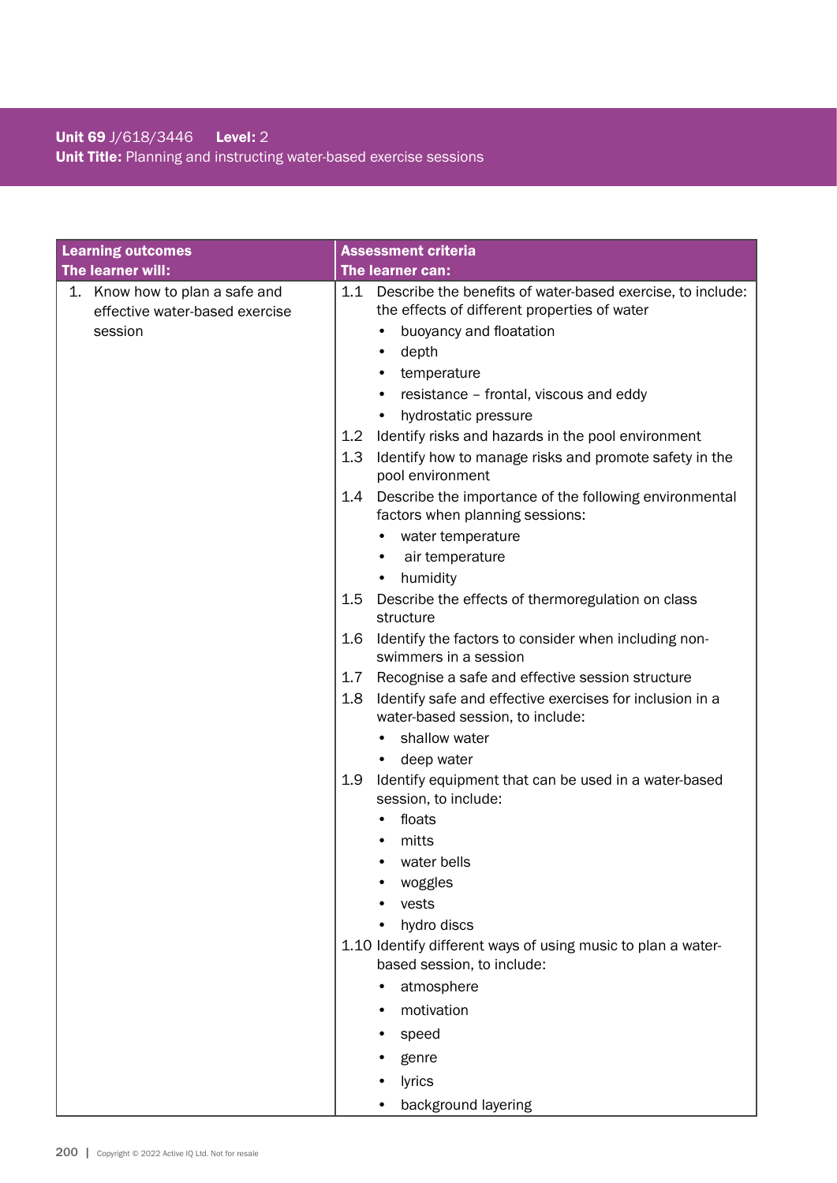**Unit 69** J/618/3446 **Level:** 2
**Unit Title:** Planning and instructing water-based exercise sessions

| Learning outcomes<br>The learner will: | Assessment criteria<br>The learner can: |
|---|---|
| 1. Know how to plan a safe and effective water-based exercise session | 1.1 Describe the benefits of water-based exercise, to include: the effects of different properties of water<br>• buoyancy and floatation<br>• depth<br>• temperature<br>• resistance – frontal, viscous and eddy<br>• hydrostatic pressure<br>1.2 Identify risks and hazards in the pool environment<br>1.3 Identify how to manage risks and promote safety in the pool environment<br>1.4 Describe the importance of the following environmental factors when planning sessions:<br>• water temperature<br>• air temperature<br>• humidity<br>1.5 Describe the effects of thermoregulation on class structure<br>1.6 Identify the factors to consider when including non-swimmers in a session<br>1.7 Recognise a safe and effective session structure<br>1.8 Identify safe and effective exercises for inclusion in a water-based session, to include:<br>• shallow water<br>• deep water<br>1.9 Identify equipment that can be used in a water-based session, to include:<br>• floats<br>• mitts<br>• water bells<br>• woggles<br>• vests<br>• hydro discs<br>1.10 Identify different ways of using music to plan a water-based session, to include:<br>• atmosphere<br>• motivation<br>• speed<br>• genre<br>• lyrics<br>• background layering |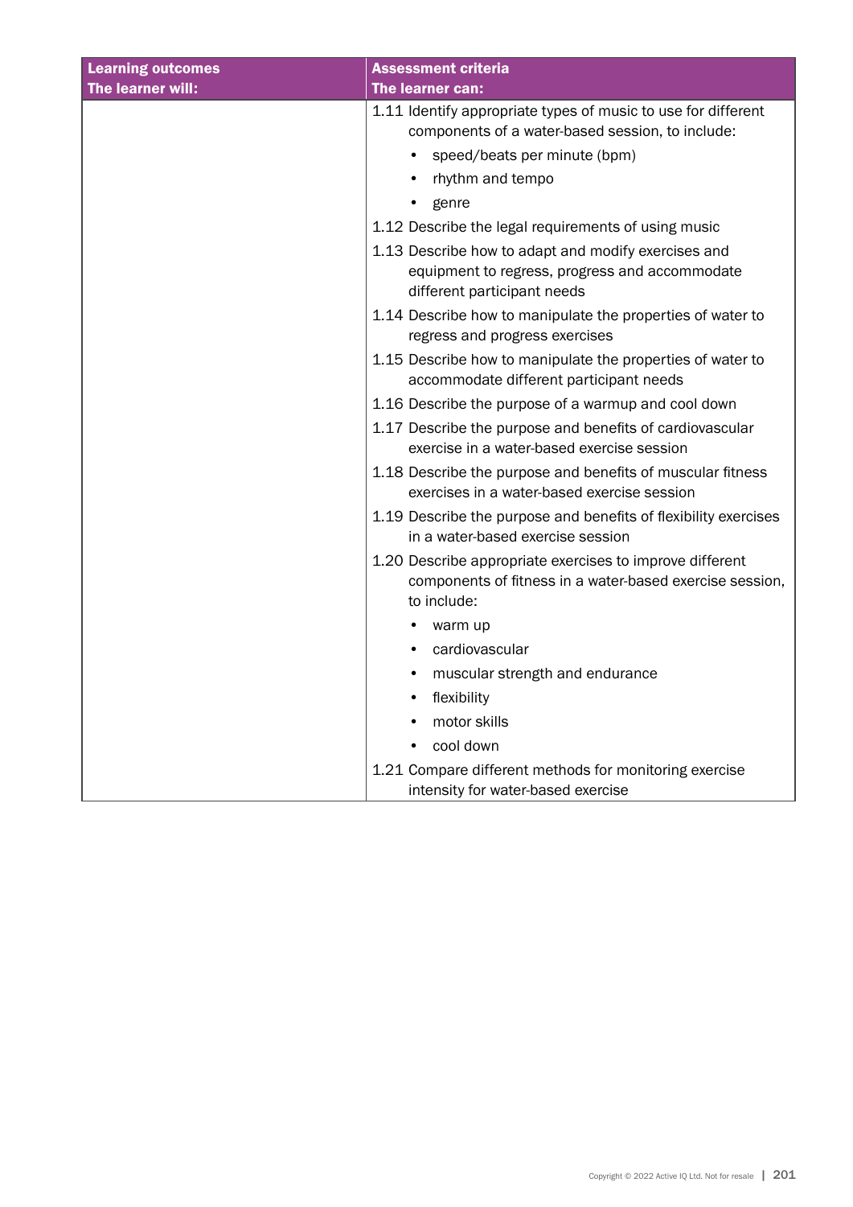| Learning outcomes<br>The learner will: | Assessment criteria<br>The learner can: |
|---|---|
| | 1.11 Identify appropriate types of music to use for different components of a water-based session, to include:<br>• speed/beats per minute (bpm)<br>• rhythm and tempo<br>• genre |
| | 1.12 Describe the legal requirements of using music |
| | 1.13 Describe how to adapt and modify exercises and equipment to regress, progress and accommodate different participant needs |
| | 1.14 Describe how to manipulate the properties of water to regress and progress exercises |
| | 1.15 Describe how to manipulate the properties of water to accommodate different participant needs |
| | 1.16 Describe the purpose of a warmup and cool down |
| | 1.17 Describe the purpose and benefits of cardiovascular exercise in a water-based exercise session |
| | 1.18 Describe the purpose and benefits of muscular fitness exercises in a water-based exercise session |
| | 1.19 Describe the purpose and benefits of flexibility exercises in a water-based exercise session |
| | 1.20 Describe appropriate exercises to improve different components of fitness in a water-based exercise session, to include:<br>• warm up<br>• cardiovascular<br>• muscular strength and endurance<br>• flexibility<br>• motor skills<br>• cool down |
| | 1.21 Compare different methods for monitoring exercise intensity for water-based exercise |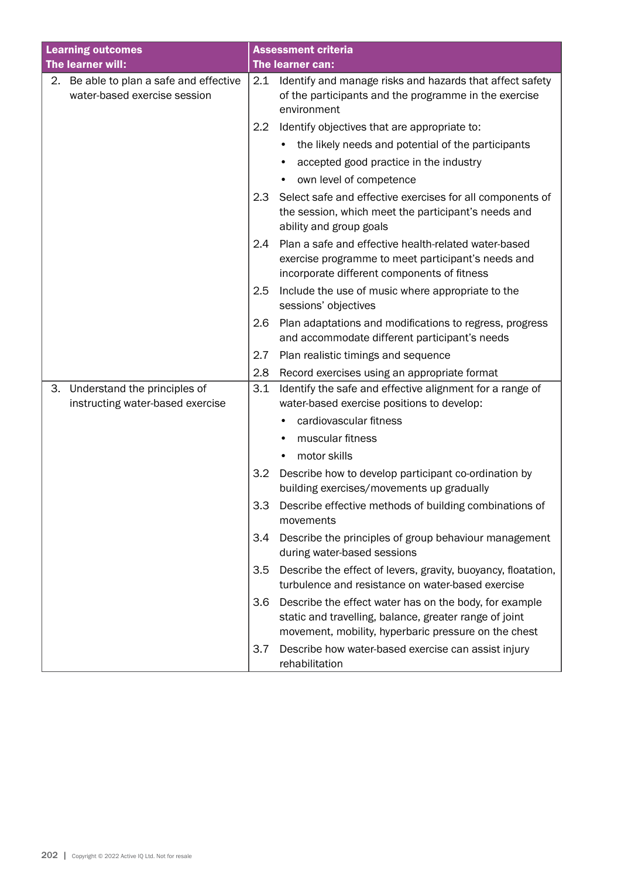| Learning outcomes<br>The learner will: | Assessment criteria<br>The learner can: |
|---|---|
| 2. Be able to plan a safe and effective water-based exercise session | 2.1 Identify and manage risks and hazards that affect safety of the participants and the programme in the exercise environment |
| | 2.2 Identify objectives that are appropriate to:<br>• the likely needs and potential of the participants<br>• accepted good practice in the industry<br>• own level of competence |
| | 2.3 Select safe and effective exercises for all components of the session, which meet the participant's needs and ability and group goals |
| | 2.4 Plan a safe and effective health-related water-based exercise programme to meet participant's needs and incorporate different components of fitness |
| | 2.5 Include the use of music where appropriate to the sessions' objectives |
| | 2.6 Plan adaptations and modifications to regress, progress and accommodate different participant's needs |
| | 2.7 Plan realistic timings and sequence |
| | 2.8 Record exercises using an appropriate format |
| 3. Understand the principles of instructing water-based exercise | 3.1 Identify the safe and effective alignment for a range of water-based exercise positions to develop:<br>• cardiovascular fitness<br>• muscular fitness<br>• motor skills |
| | 3.2 Describe how to develop participant co-ordination by building exercises/movements up gradually |
| | 3.3 Describe effective methods of building combinations of movements |
| | 3.4 Describe the principles of group behaviour management during water-based sessions |
| | 3.5 Describe the effect of levers, gravity, buoyancy, floatation, turbulence and resistance on water-based exercise |
| | 3.6 Describe the effect water has on the body, for example static and travelling, balance, greater range of joint movement, mobility, hyperbaric pressure on the chest |
| | 3.7 Describe how water-based exercise can assist injury rehabilitation |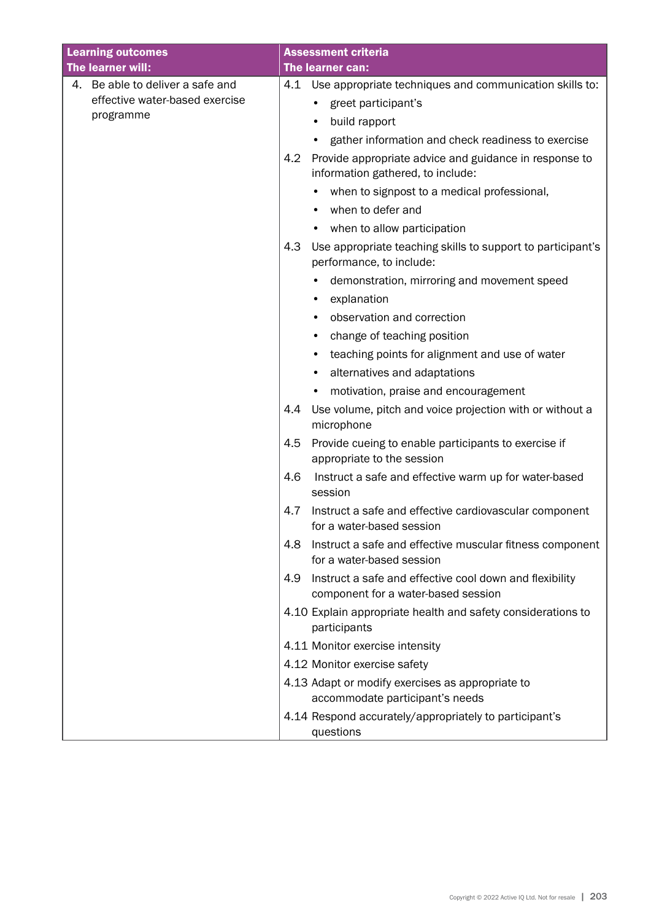| Learning outcomes<br>The learner will: | Assessment criteria<br>The learner can: |
|---|---|
| 4. Be able to deliver a safe and effective water-based exercise programme | 4.1 Use appropriate techniques and communication skills to:<br>• greet participant's<br>• build rapport<br>• gather information and check readiness to exercise<br>4.2 Provide appropriate advice and guidance in response to information gathered, to include:<br>• when to signpost to a medical professional,<br>• when to defer and<br>• when to allow participation<br>4.3 Use appropriate teaching skills to support to participant's performance, to include:<br>• demonstration, mirroring and movement speed<br>• explanation<br>• observation and correction<br>• change of teaching position<br>• teaching points for alignment and use of water<br>• alternatives and adaptations<br>• motivation, praise and encouragement<br>4.4 Use volume, pitch and voice projection with or without a microphone<br>4.5 Provide cueing to enable participants to exercise if appropriate to the session<br>4.6 Instruct a safe and effective warm up for water-based session<br>4.7 Instruct a safe and effective cardiovascular component for a water-based session<br>4.8 Instruct a safe and effective muscular fitness component for a water-based session<br>4.9 Instruct a safe and effective cool down and flexibility component for a water-based session<br>4.10 Explain appropriate health and safety considerations to participants<br>4.11 Monitor exercise intensity<br>4.12 Monitor exercise safety<br>4.13 Adapt or modify exercises as appropriate to accommodate participant's needs<br>4.14 Respond accurately/appropriately to participant's questions |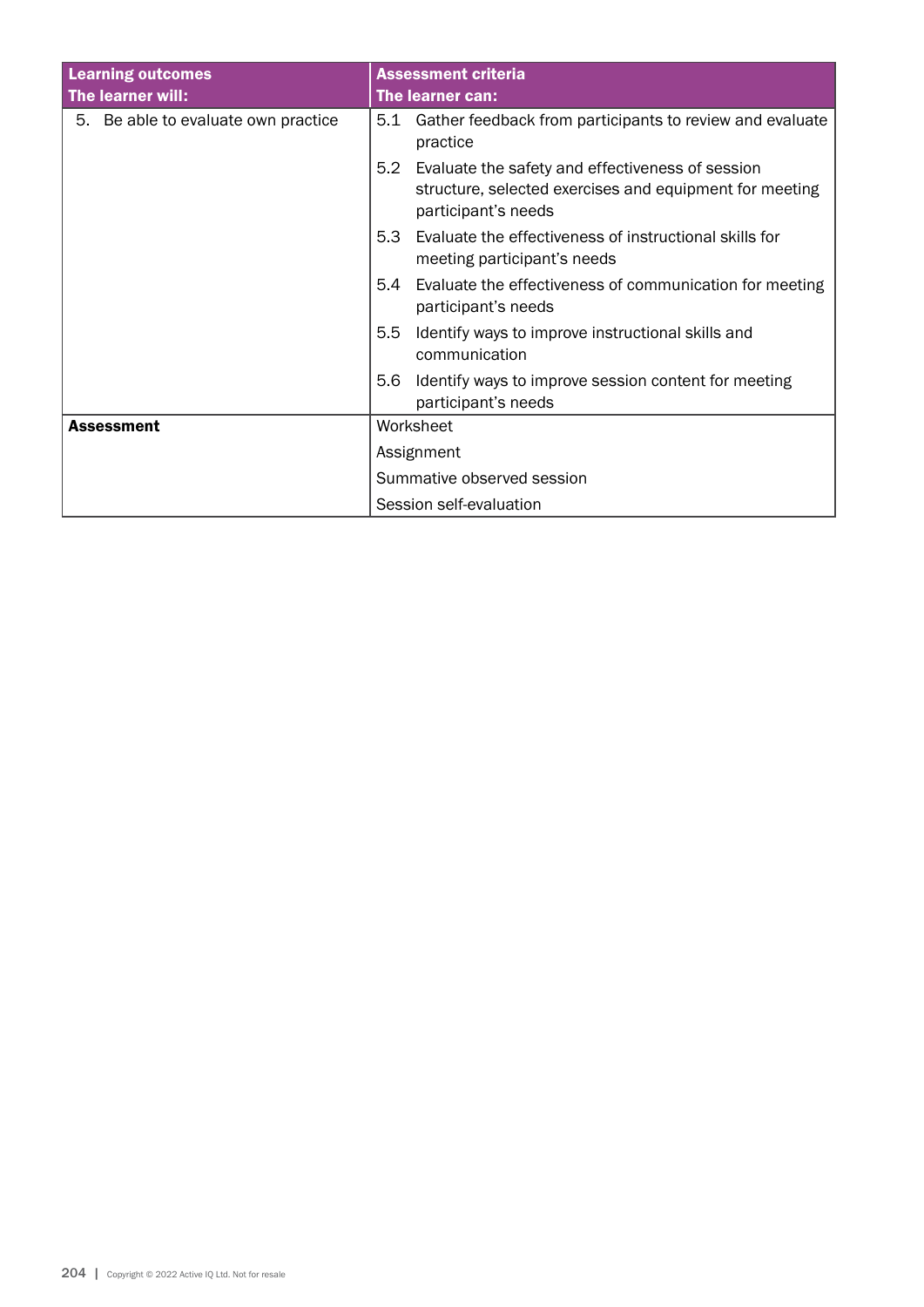| Learning outcomes<br>The learner will: | Assessment criteria<br>The learner can: |
|---|---|
| 5. Be able to evaluate own practice | 5.1 Gather feedback from participants to review and evaluate practice |
| | 5.2 Evaluate the safety and effectiveness of session structure, selected exercises and equipment for meeting participant's needs |
| | 5.3 Evaluate the effectiveness of instructional skills for meeting participant's needs |
| | 5.4 Evaluate the effectiveness of communication for meeting participant's needs |
| | 5.5 Identify ways to improve instructional skills and communication |
| | 5.6 Identify ways to improve session content for meeting participant's needs |
| **Assessment** | Worksheet |
| | Assignment |
| | Summative observed session |
| | Session self-evaluation |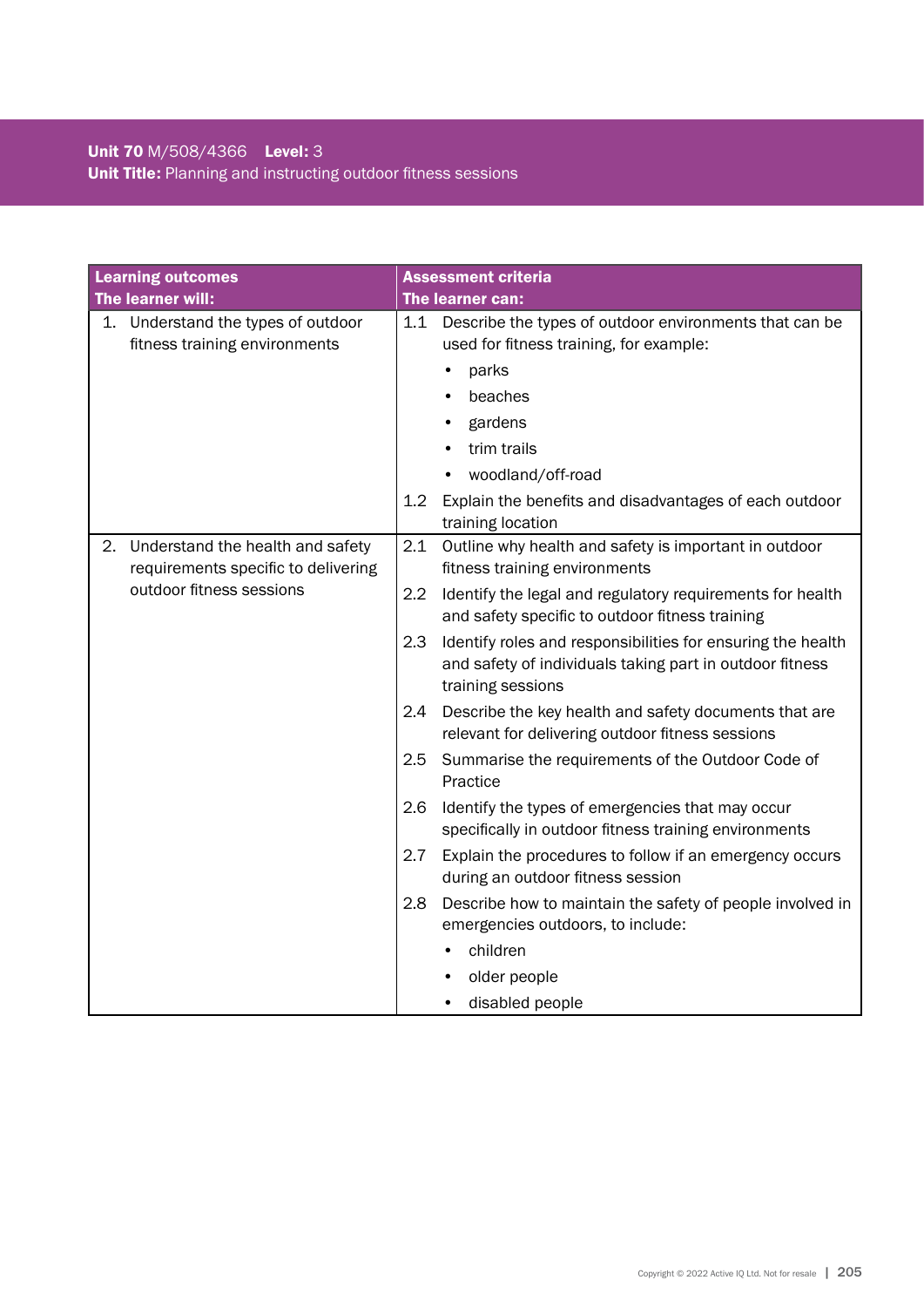**Unit 70** M/508/4366 **Level:** 3
**Unit Title:** Planning and instructing outdoor fitness sessions

| Learning outcomes<br>The learner will: | Assessment criteria<br>The learner can: |
|---|---|
| 1. Understand the types of outdoor fitness training environments | 1.1 Describe the types of outdoor environments that can be used for fitness training, for example:<br>• parks<br>• beaches<br>• gardens<br>• trim trails<br>• woodland/off-road |
| | 1.2 Explain the benefits and disadvantages of each outdoor training location |
| 2. Understand the health and safety requirements specific to delivering outdoor fitness sessions | 2.1 Outline why health and safety is important in outdoor fitness training environments |
| | 2.2 Identify the legal and regulatory requirements for health and safety specific to outdoor fitness training |
| | 2.3 Identify roles and responsibilities for ensuring the health and safety of individuals taking part in outdoor fitness training sessions |
| | 2.4 Describe the key health and safety documents that are relevant for delivering outdoor fitness sessions |
| | 2.5 Summarise the requirements of the Outdoor Code of Practice |
| | 2.6 Identify the types of emergencies that may occur specifically in outdoor fitness training environments |
| | 2.7 Explain the procedures to follow if an emergency occurs during an outdoor fitness session |
| | 2.8 Describe how to maintain the safety of people involved in emergencies outdoors, to include:<br>• children<br>• older people<br>• disabled people |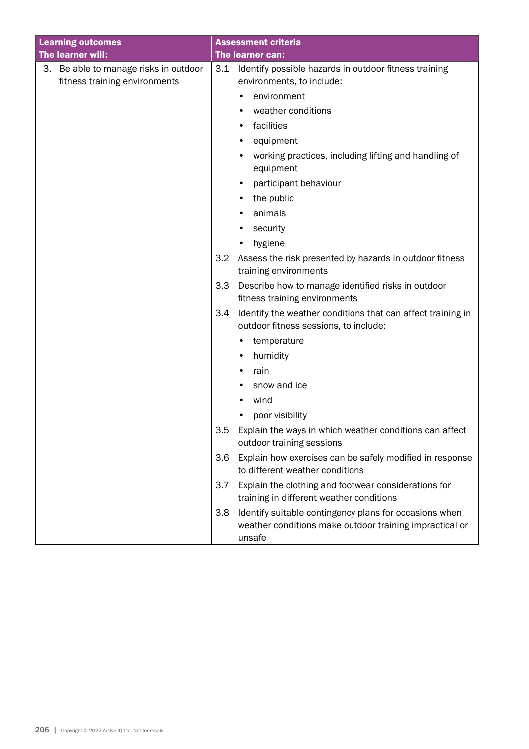| Learning outcomes<br>The learner will: | Assessment criteria<br>The learner can: |
|---|---|
| 3. Be able to manage risks in outdoor fitness training environments | 3.1 Identify possible hazards in outdoor fitness training environments, to include:<br>• environment<br>• weather conditions<br>• facilities<br>• equipment<br>• working practices, including lifting and handling of equipment<br>• participant behaviour<br>• the public<br>• animals<br>• security<br>• hygiene |
| | 3.2 Assess the risk presented by hazards in outdoor fitness training environments |
| | 3.3 Describe how to manage identified risks in outdoor fitness training environments |
| | 3.4 Identify the weather conditions that can affect training in outdoor fitness sessions, to include:<br>• temperature<br>• humidity<br>• rain<br>• snow and ice<br>• wind<br>• poor visibility |
| | 3.5 Explain the ways in which weather conditions can affect outdoor training sessions |
| | 3.6 Explain how exercises can be safely modified in response to different weather conditions |
| | 3.7 Explain the clothing and footwear considerations for training in different weather conditions |
| | 3.8 Identify suitable contingency plans for occasions when weather conditions make outdoor training impractical or unsafe |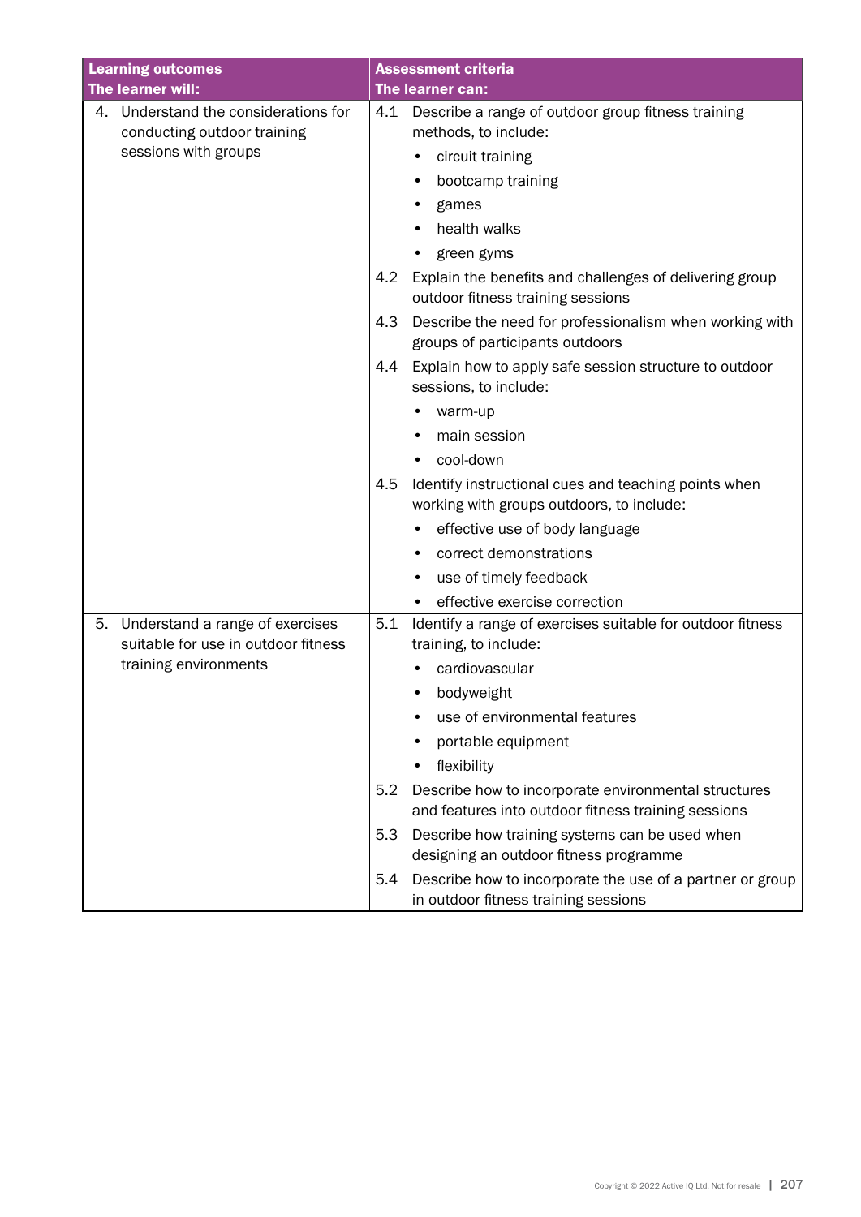| Learning outcomes<br>The learner will: | Assessment criteria<br>The learner can: |
|---|---|
| 4. Understand the considerations for conducting outdoor training sessions with groups | 4.1 Describe a range of outdoor group fitness training methods, to include:<br>• circuit training<br>• bootcamp training<br>• games<br>• health walks<br>• green gyms<br>4.2 Explain the benefits and challenges of delivering group outdoor fitness training sessions<br>4.3 Describe the need for professionalism when working with groups of participants outdoors<br>4.4 Explain how to apply safe session structure to outdoor sessions, to include:<br>• warm-up<br>• main session<br>• cool-down<br>4.5 Identify instructional cues and teaching points when working with groups outdoors, to include:<br>• effective use of body language<br>• correct demonstrations<br>• use of timely feedback<br>• effective exercise correction |
| 5. Understand a range of exercises suitable for use in outdoor fitness training environments | 5.1 Identify a range of exercises suitable for outdoor fitness training, to include:<br>• cardiovascular<br>• bodyweight<br>• use of environmental features<br>• portable equipment<br>• flexibility<br>5.2 Describe how to incorporate environmental structures and features into outdoor fitness training sessions<br>5.3 Describe how training systems can be used when designing an outdoor fitness programme<br>5.4 Describe how to incorporate the use of a partner or group in outdoor fitness training sessions |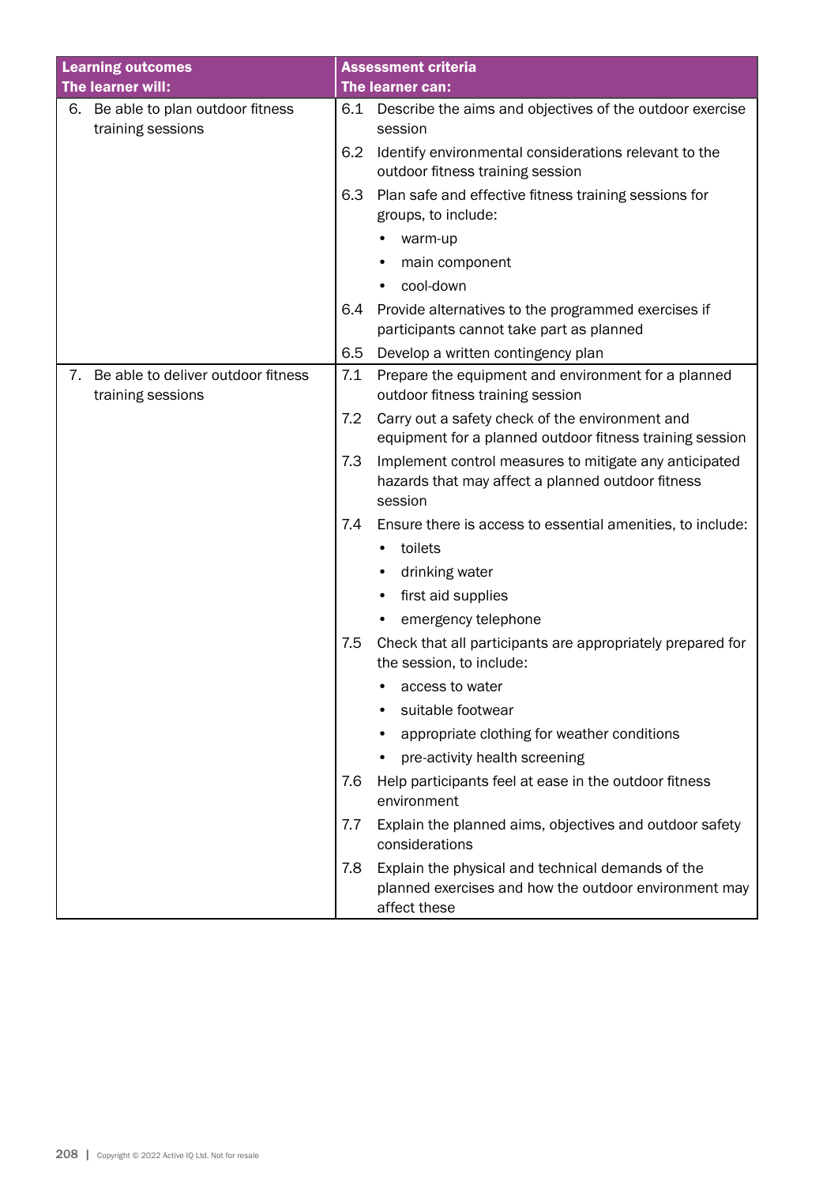| Learning outcomes<br>The learner will: | Assessment criteria<br>The learner can: |
|---|---|
| 6. Be able to plan outdoor fitness training sessions | 6.1 Describe the aims and objectives of the outdoor exercise session<br>6.2 Identify environmental considerations relevant to the outdoor fitness training session<br>6.3 Plan safe and effective fitness training sessions for groups, to include:<br>• warm-up<br>• main component<br>• cool-down<br>6.4 Provide alternatives to the programmed exercises if participants cannot take part as planned<br>6.5 Develop a written contingency plan |
| 7. Be able to deliver outdoor fitness training sessions | 7.1 Prepare the equipment and environment for a planned outdoor fitness training session<br>7.2 Carry out a safety check of the environment and equipment for a planned outdoor fitness training session<br>7.3 Implement control measures to mitigate any anticipated hazards that may affect a planned outdoor fitness session<br>7.4 Ensure there is access to essential amenities, to include:<br>• toilets<br>• drinking water<br>• first aid supplies<br>• emergency telephone<br>7.5 Check that all participants are appropriately prepared for the session, to include:<br>• access to water<br>• suitable footwear<br>• appropriate clothing for weather conditions<br>• pre-activity health screening<br>7.6 Help participants feel at ease in the outdoor fitness environment<br>7.7 Explain the planned aims, objectives and outdoor safety considerations<br>7.8 Explain the physical and technical demands of the planned exercises and how the outdoor environment may affect these |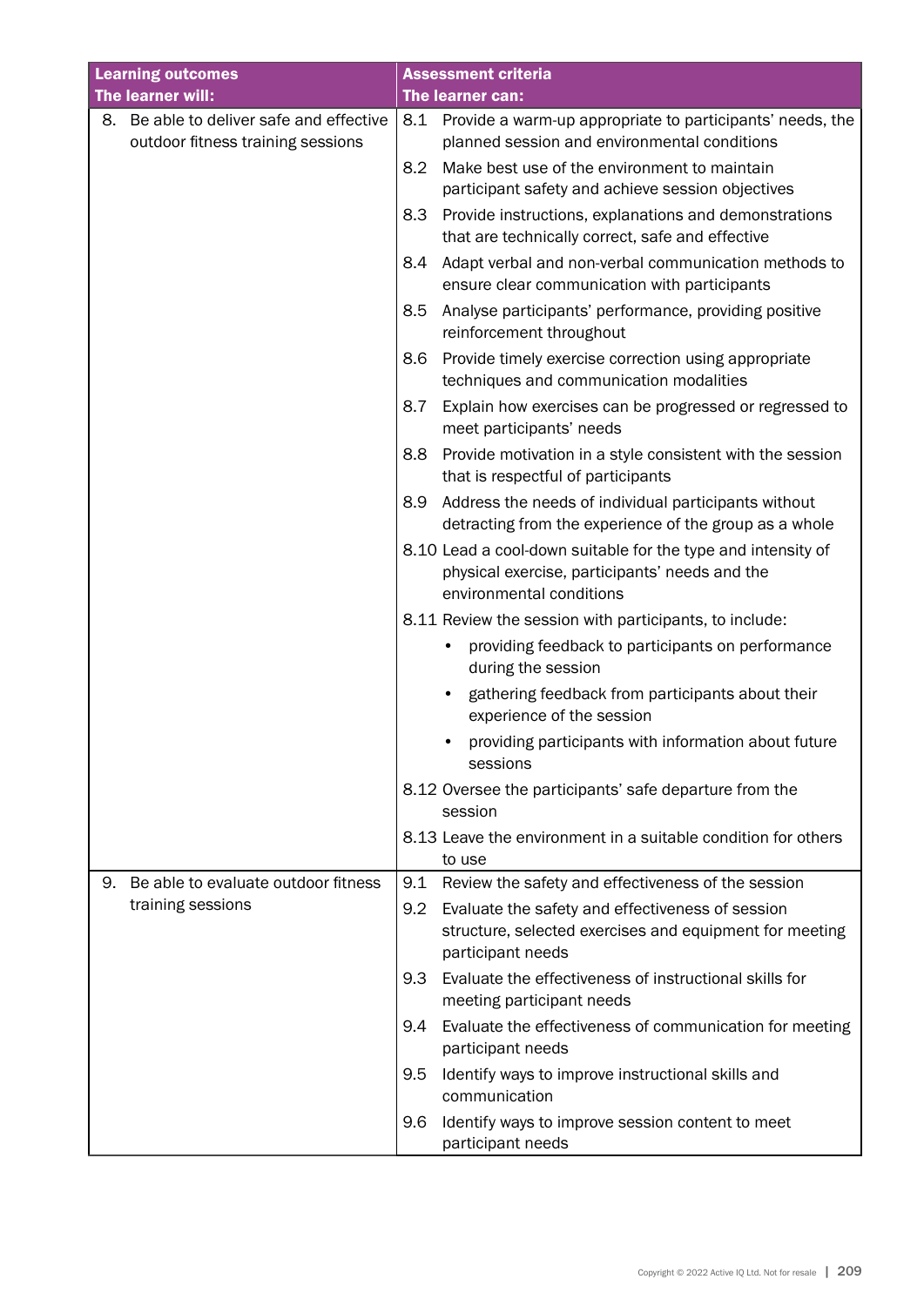| Learning outcomes<br>The learner will: | Assessment criteria<br>The learner can: |
| --- | --- |
| 8. Be able to deliver safe and effective outdoor fitness training sessions | 8.1 Provide a warm-up appropriate to participants' needs, the planned session and environmental conditions |
| | 8.2 Make best use of the environment to maintain participant safety and achieve session objectives |
| | 8.3 Provide instructions, explanations and demonstrations that are technically correct, safe and effective |
| | 8.4 Adapt verbal and non-verbal communication methods to ensure clear communication with participants |
| | 8.5 Analyse participants' performance, providing positive reinforcement throughout |
| | 8.6 Provide timely exercise correction using appropriate techniques and communication modalities |
| | 8.7 Explain how exercises can be progressed or regressed to meet participants' needs |
| | 8.8 Provide motivation in a style consistent with the session that is respectful of participants |
| | 8.9 Address the needs of individual participants without detracting from the experience of the group as a whole |
| | 8.10 Lead a cool-down suitable for the type and intensity of physical exercise, participants' needs and the environmental conditions |
| | 8.11 Review the session with participants, to include:<br>• providing feedback to participants on performance during the session<br>• gathering feedback from participants about their experience of the session<br>• providing participants with information about future sessions |
| | 8.12 Oversee the participants' safe departure from the session |
| | 8.13 Leave the environment in a suitable condition for others to use |
| 9. Be able to evaluate outdoor fitness training sessions | 9.1 Review the safety and effectiveness of the session |
| | 9.2 Evaluate the safety and effectiveness of session structure, selected exercises and equipment for meeting participant needs |
| | 9.3 Evaluate the effectiveness of instructional skills for meeting participant needs |
| | 9.4 Evaluate the effectiveness of communication for meeting participant needs |
| | 9.5 Identify ways to improve instructional skills and communication |
| | 9.6 Identify ways to improve session content to meet participant needs |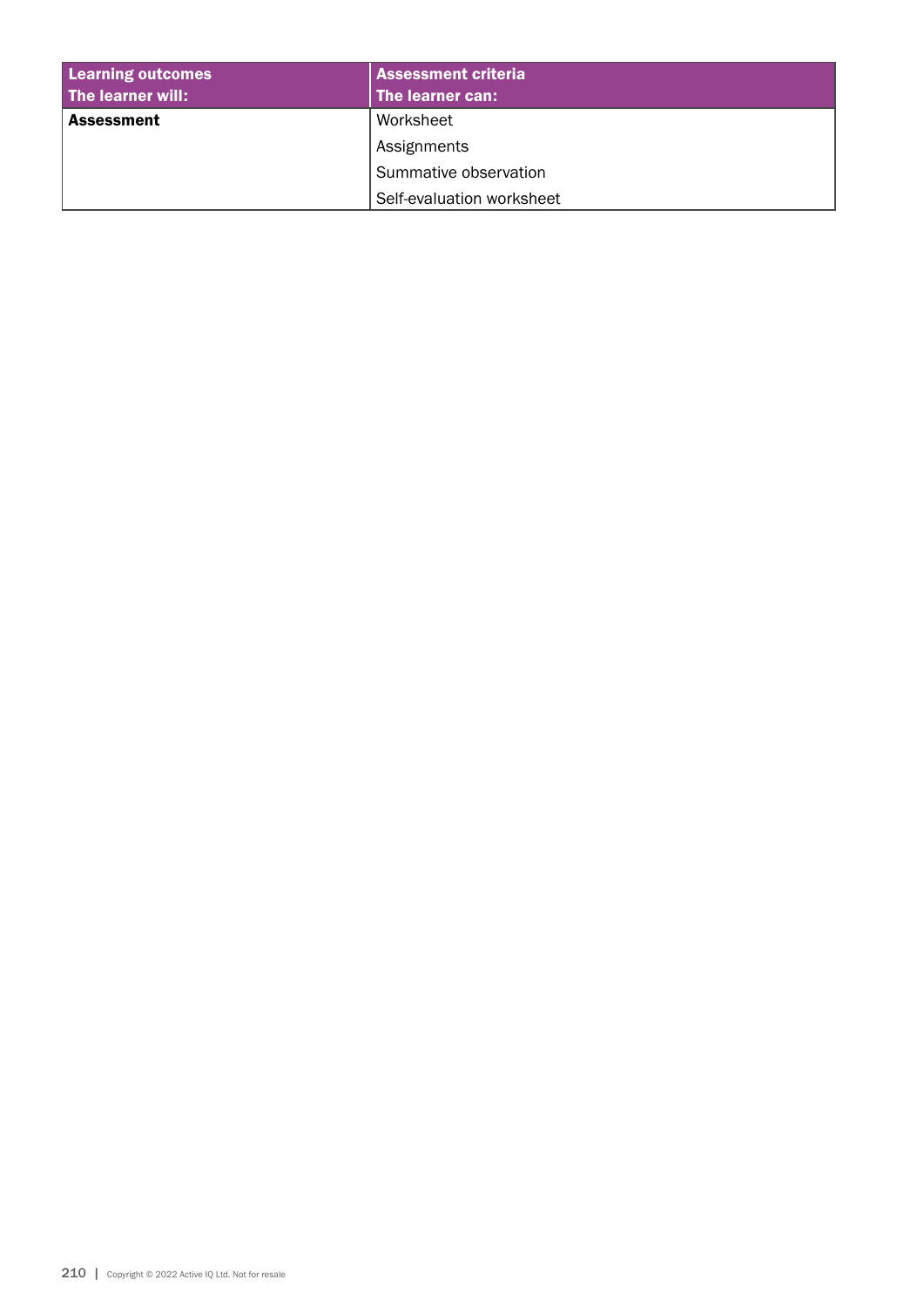| Learning outcomes<br>The learner will: | Assessment criteria<br>The learner can: |
|---|---|
| **Assessment** | Worksheet |
| | Assignments |
| | Summative observation |
| | Self-evaluation worksheet |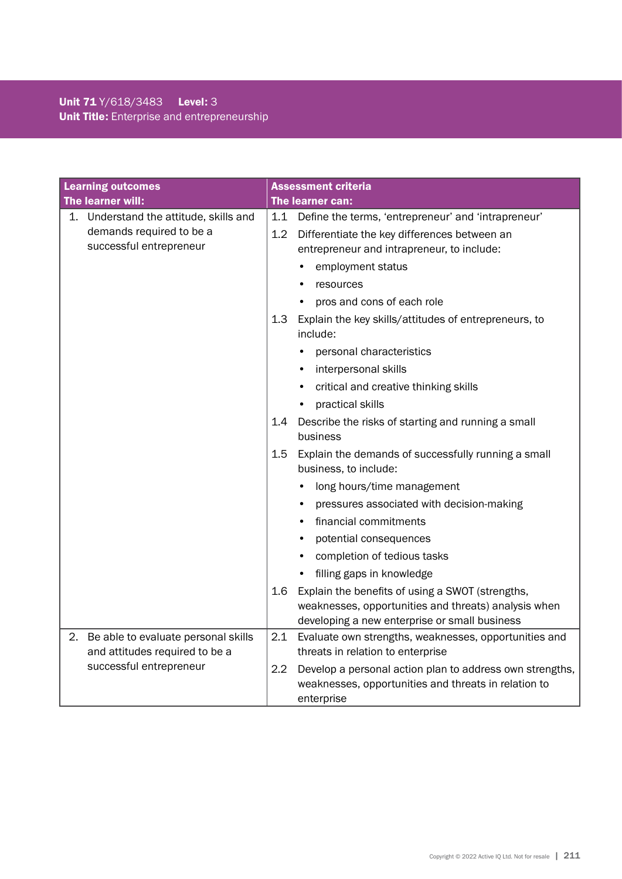**Unit 71** Y/618/3483 **Level:** 3
**Unit Title:** Enterprise and entrepreneurship

| Learning outcomes<br>The learner will: | Assessment criteria<br>The learner can: |
|---|---|
| 1. Understand the attitude, skills and demands required to be a successful entrepreneur | 1.1 Define the terms, 'entrepreneur' and 'intrapreneur'<br>1.2 Differentiate the key differences between an entrepreneur and intrapreneur, to include:<br>• employment status<br>• resources<br>• pros and cons of each role<br>1.3 Explain the key skills/attitudes of entrepreneurs, to include:<br>• personal characteristics<br>• interpersonal skills<br>• critical and creative thinking skills<br>• practical skills<br>1.4 Describe the risks of starting and running a small business<br>1.5 Explain the demands of successfully running a small business, to include:<br>• long hours/time management<br>• pressures associated with decision-making<br>• financial commitments<br>• potential consequences<br>• completion of tedious tasks<br>• filling gaps in knowledge<br>1.6 Explain the benefits of using a SWOT (strengths, weaknesses, opportunities and threats) analysis when developing a new enterprise or small business |
| 2. Be able to evaluate personal skills and attitudes required to be a successful entrepreneur | 2.1 Evaluate own strengths, weaknesses, opportunities and threats in relation to enterprise<br>2.2 Develop a personal action plan to address own strengths, weaknesses, opportunities and threats in relation to enterprise |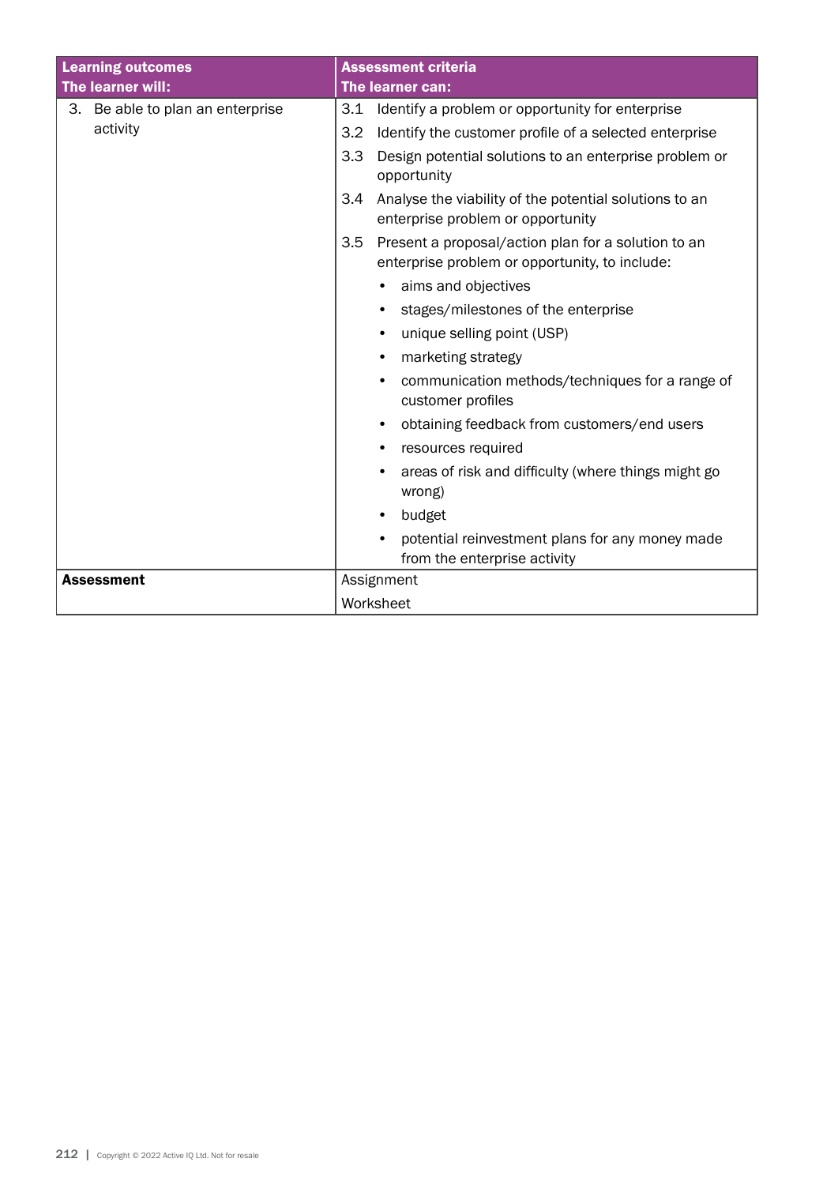| Learning outcomes<br>The learner will: | Assessment criteria<br>The learner can: |
|---|---|
| 3. Be able to plan an enterprise activity | 3.1 Identify a problem or opportunity for enterprise<br>3.2 Identify the customer profile of a selected enterprise<br>3.3 Design potential solutions to an enterprise problem or opportunity<br>3.4 Analyse the viability of the potential solutions to an enterprise problem or opportunity<br>3.5 Present a proposal/action plan for a solution to an enterprise problem or opportunity, to include:<br>• aims and objectives<br>• stages/milestones of the enterprise<br>• unique selling point (USP)<br>• marketing strategy<br>• communication methods/techniques for a range of customer profiles<br>• obtaining feedback from customers/end users<br>• resources required<br>• areas of risk and difficulty (where things might go wrong)<br>• budget<br>• potential reinvestment plans for any money made from the enterprise activity |
| **Assessment** | Assignment<br>Worksheet |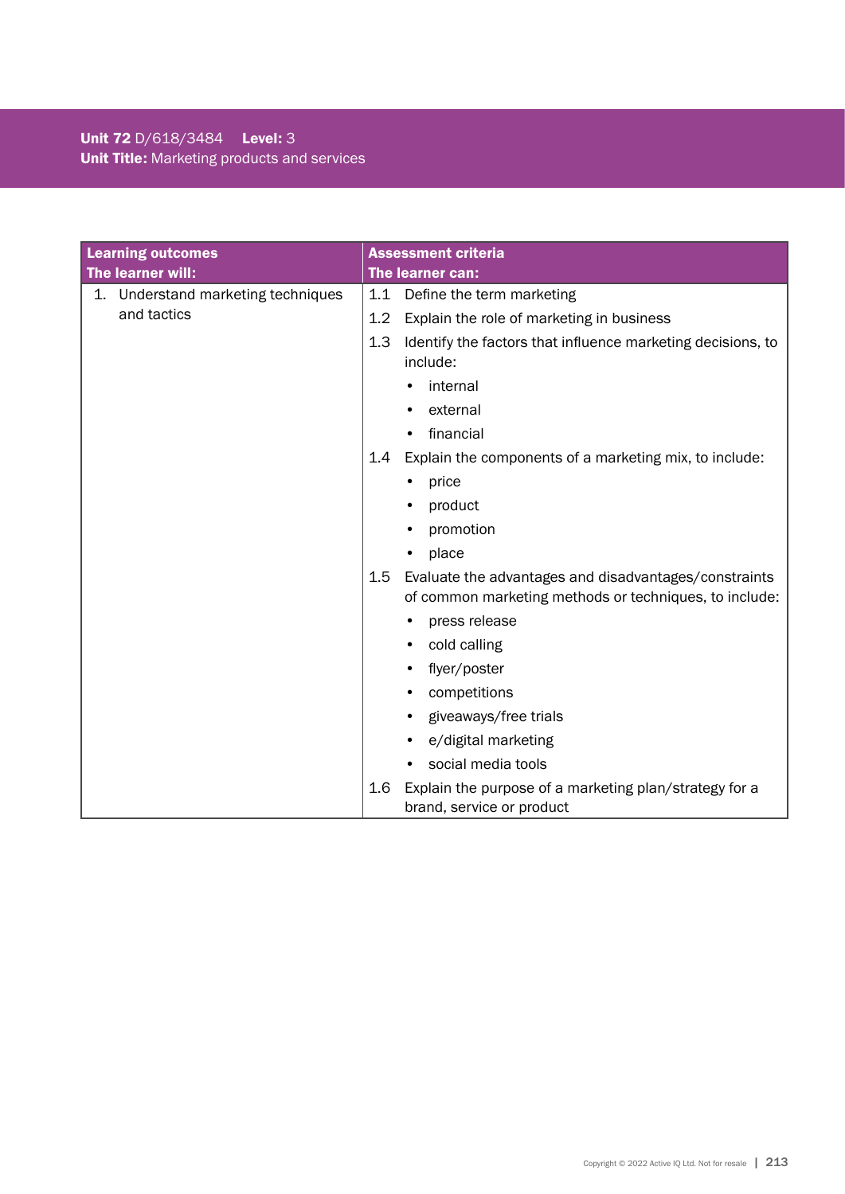**Unit 72** D/618/3484 **Level:** 3
**Unit Title:** Marketing products and services

| **Learning outcomes**<br>**The learner will:** | **Assessment criteria**<br>**The learner can:** |
|---|---|
| 1. Understand marketing techniques and tactics | 1.1 Define the term marketing |
| | 1.2 Explain the role of marketing in business |
| | 1.3 Identify the factors that influence marketing decisions, to include:<br>• internal<br>• external<br>• financial |
| | 1.4 Explain the components of a marketing mix, to include:<br>• price<br>• product<br>• promotion<br>• place |
| | 1.5 Evaluate the advantages and disadvantages/constraints of common marketing methods or techniques, to include:<br>• press release<br>• cold calling<br>• flyer/poster<br>• competitions<br>• giveaways/free trials<br>• e/digital marketing<br>• social media tools |
| | 1.6 Explain the purpose of a marketing plan/strategy for a brand, service or product |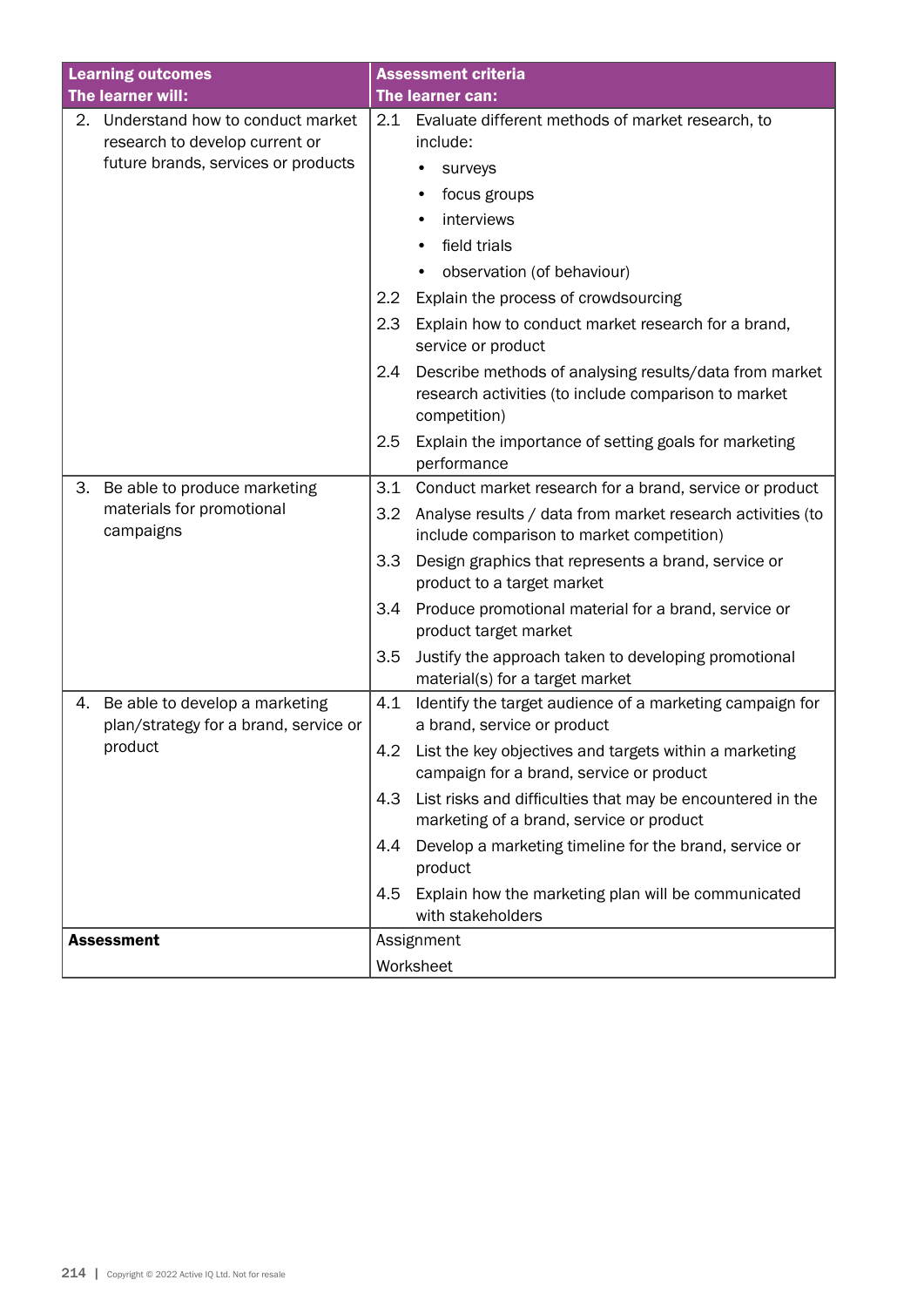| Learning outcomes<br>The learner will: | Assessment criteria<br>The learner can: |
|---|---|
| 2. Understand how to conduct market research to develop current or future brands, services or products | 2.1 Evaluate different methods of market research, to include:<br>• surveys<br>• focus groups<br>• interviews<br>• field trials<br>• observation (of behaviour)<br>2.2 Explain the process of crowdsourcing<br>2.3 Explain how to conduct market research for a brand, service or product<br>2.4 Describe methods of analysing results/data from market research activities (to include comparison to market competition)<br>2.5 Explain the importance of setting goals for marketing performance |
| 3. Be able to produce marketing materials for promotional campaigns | 3.1 Conduct market research for a brand, service or product<br>3.2 Analyse results / data from market research activities (to include comparison to market competition)<br>3.3 Design graphics that represents a brand, service or product to a target market<br>3.4 Produce promotional material for a brand, service or product target market<br>3.5 Justify the approach taken to developing promotional material(s) for a target market |
| 4. Be able to develop a marketing plan/strategy for a brand, service or product | 4.1 Identify the target audience of a marketing campaign for a brand, service or product<br>4.2 List the key objectives and targets within a marketing campaign for a brand, service or product<br>4.3 List risks and difficulties that may be encountered in the marketing of a brand, service or product<br>4.4 Develop a marketing timeline for the brand, service or product<br>4.5 Explain how the marketing plan will be communicated with stakeholders |
| **Assessment** | Assignment<br>Worksheet |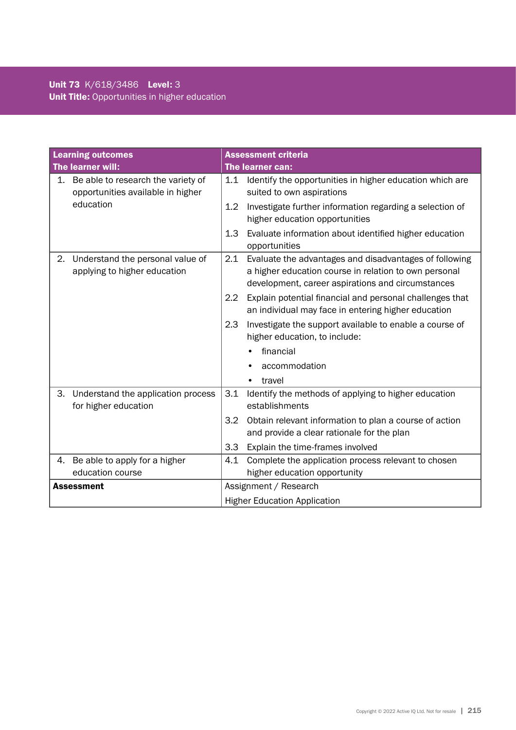**Unit 73** K/618/3486 **Level:** 3
**Unit Title:** Opportunities in higher education

| **Learning outcomes**<br>**The learner will:** | **Assessment criteria**<br>**The learner can:** |
|---|---|
| 1. Be able to research the variety of opportunities available in higher education | 1.1 Identify the opportunities in higher education which are suited to own aspirations<br>1.2 Investigate further information regarding a selection of higher education opportunities<br>1.3 Evaluate information about identified higher education opportunities |
| 2. Understand the personal value of applying to higher education | 2.1 Evaluate the advantages and disadvantages of following a higher education course in relation to own personal development, career aspirations and circumstances<br>2.2 Explain potential financial and personal challenges that an individual may face in entering higher education<br>2.3 Investigate the support available to enable a course of higher education, to include:<br>• financial<br>• accommodation<br>• travel |
| 3. Understand the application process for higher education | 3.1 Identify the methods of applying to higher education establishments<br>3.2 Obtain relevant information to plan a course of action and provide a clear rationale for the plan<br>3.3 Explain the time-frames involved |
| 4. Be able to apply for a higher education course | 4.1 Complete the application process relevant to chosen higher education opportunity |
| **Assessment** | Assignment / Research<br>Higher Education Application |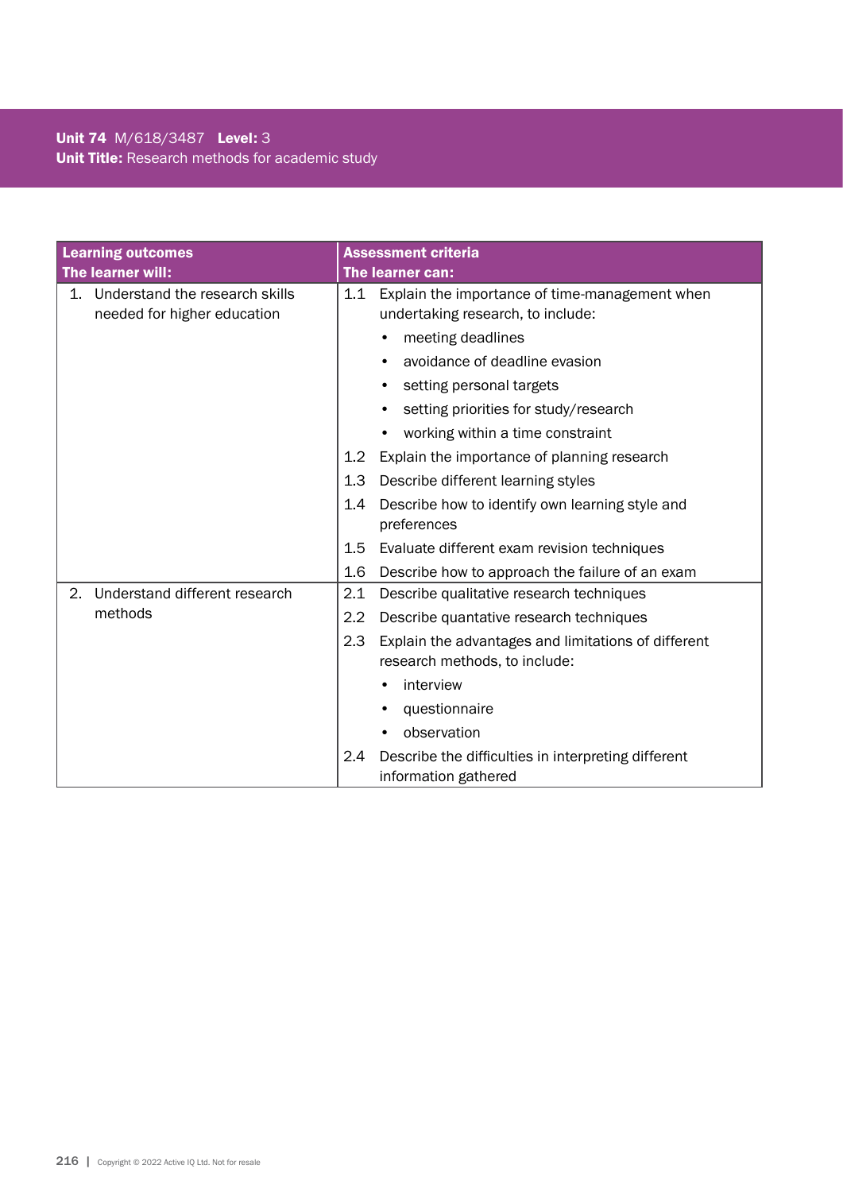**Unit 74** M/618/3487 **Level:** 3
**Unit Title:** Research methods for academic study

| **Learning outcomes**<br>**The learner will:** | **Assessment criteria**<br>**The learner can:** |
|---|---|
| 1. Understand the research skills needed for higher education | 1.1 Explain the importance of time-management when undertaking research, to include:<br>• meeting deadlines<br>• avoidance of deadline evasion<br>• setting personal targets<br>• setting priorities for study/research<br>• working within a time constraint<br>1.2 Explain the importance of planning research<br>1.3 Describe different learning styles<br>1.4 Describe how to identify own learning style and preferences<br>1.5 Evaluate different exam revision techniques<br>1.6 Describe how to approach the failure of an exam |
| 2. Understand different research methods | 2.1 Describe qualitative research techniques<br>2.2 Describe quantative research techniques<br>2.3 Explain the advantages and limitations of different research methods, to include:<br>• interview<br>• questionnaire<br>• observation<br>2.4 Describe the difficulties in interpreting different information gathered |

Copyright © 2022 Active IQ Ltd. Not for resale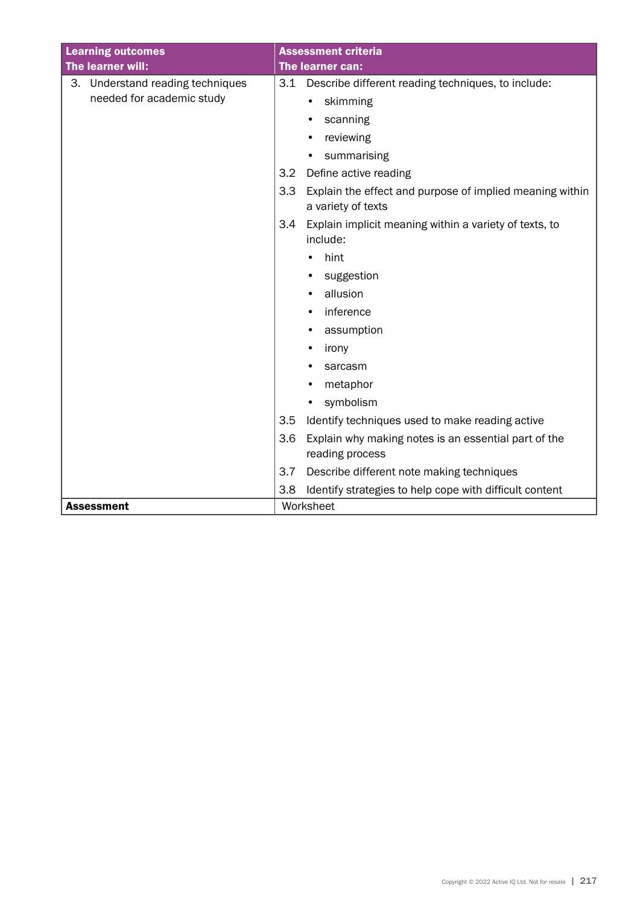| Learning outcomes<br>The learner will: | Assessment criteria<br>The learner can: |
|---|---|
| 3. Understand reading techniques needed for academic study | 3.1 Describe different reading techniques, to include:<br>• skimming<br>• scanning<br>• reviewing<br>• summarising<br>3.2 Define active reading<br>3.3 Explain the effect and purpose of implied meaning within a variety of texts<br>3.4 Explain implicit meaning within a variety of texts, to include:<br>• hint<br>• suggestion<br>• allusion<br>• inference<br>• assumption<br>• irony<br>• sarcasm<br>• metaphor<br>• symbolism<br>3.5 Identify techniques used to make reading active<br>3.6 Explain why making notes is an essential part of the reading process<br>3.7 Describe different note making techniques<br>3.8 Identify strategies to help cope with difficult content |
| **Assessment** | Worksheet |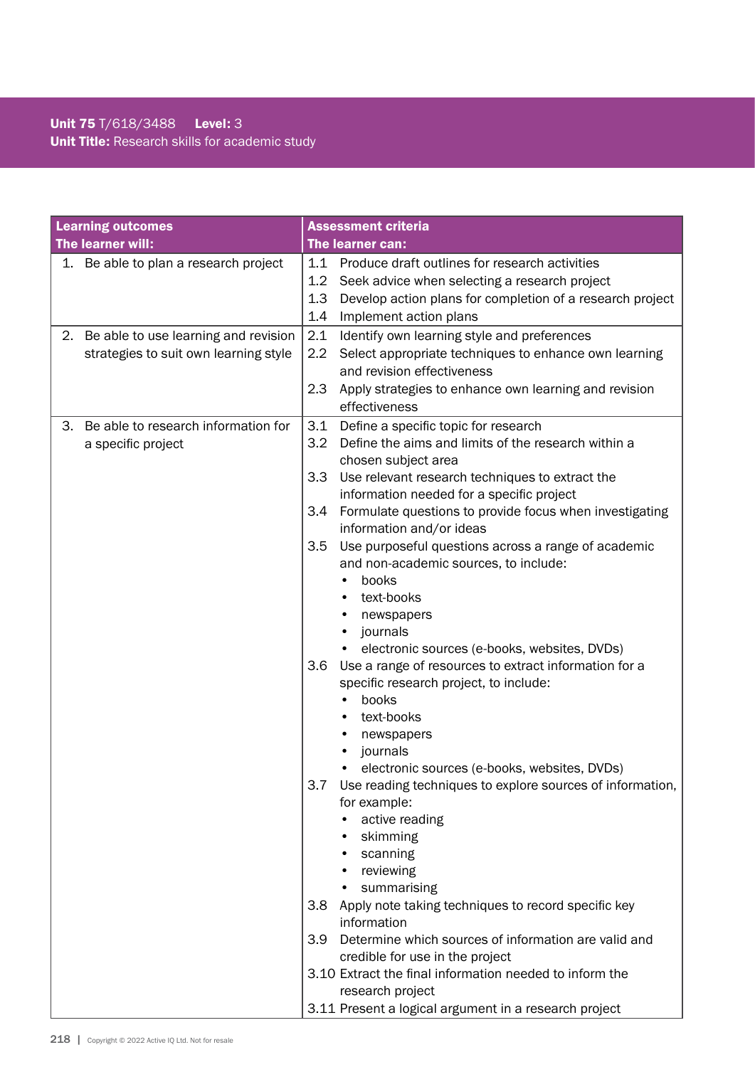**Unit 75** T/618/3488 **Level:** 3
**Unit Title:** Research skills for academic study

| Learning outcomes<br>The learner will: | Assessment criteria<br>The learner can: |
|---|---|
| 1. Be able to plan a research project | 1.1 Produce draft outlines for research activities<br>1.2 Seek advice when selecting a research project<br>1.3 Develop action plans for completion of a research project<br>1.4 Implement action plans |
| 2. Be able to use learning and revision strategies to suit own learning style | 2.1 Identify own learning style and preferences<br>2.2 Select appropriate techniques to enhance own learning and revision effectiveness<br>2.3 Apply strategies to enhance own learning and revision effectiveness |
| 3. Be able to research information for a specific project | 3.1 Define a specific topic for research<br>3.2 Define the aims and limits of the research within a chosen subject area<br>3.3 Use relevant research techniques to extract the information needed for a specific project<br>3.4 Formulate questions to provide focus when investigating information and/or ideas<br>3.5 Use purposeful questions across a range of academic and non-academic sources, to include:<br>• books<br>• text-books<br>• newspapers<br>• journals<br>• electronic sources (e-books, websites, DVDs)<br>3.6 Use a range of resources to extract information for a specific research project, to include:<br>• books<br>• text-books<br>• newspapers<br>• journals<br>• electronic sources (e-books, websites, DVDs)<br>3.7 Use reading techniques to explore sources of information, for example:<br>• active reading<br>• skimming<br>• scanning<br>• reviewing<br>• summarising<br>3.8 Apply note taking techniques to record specific key information<br>3.9 Determine which sources of information are valid and credible for use in the project<br>3.10 Extract the final information needed to inform the research project<br>3.11 Present a logical argument in a research project |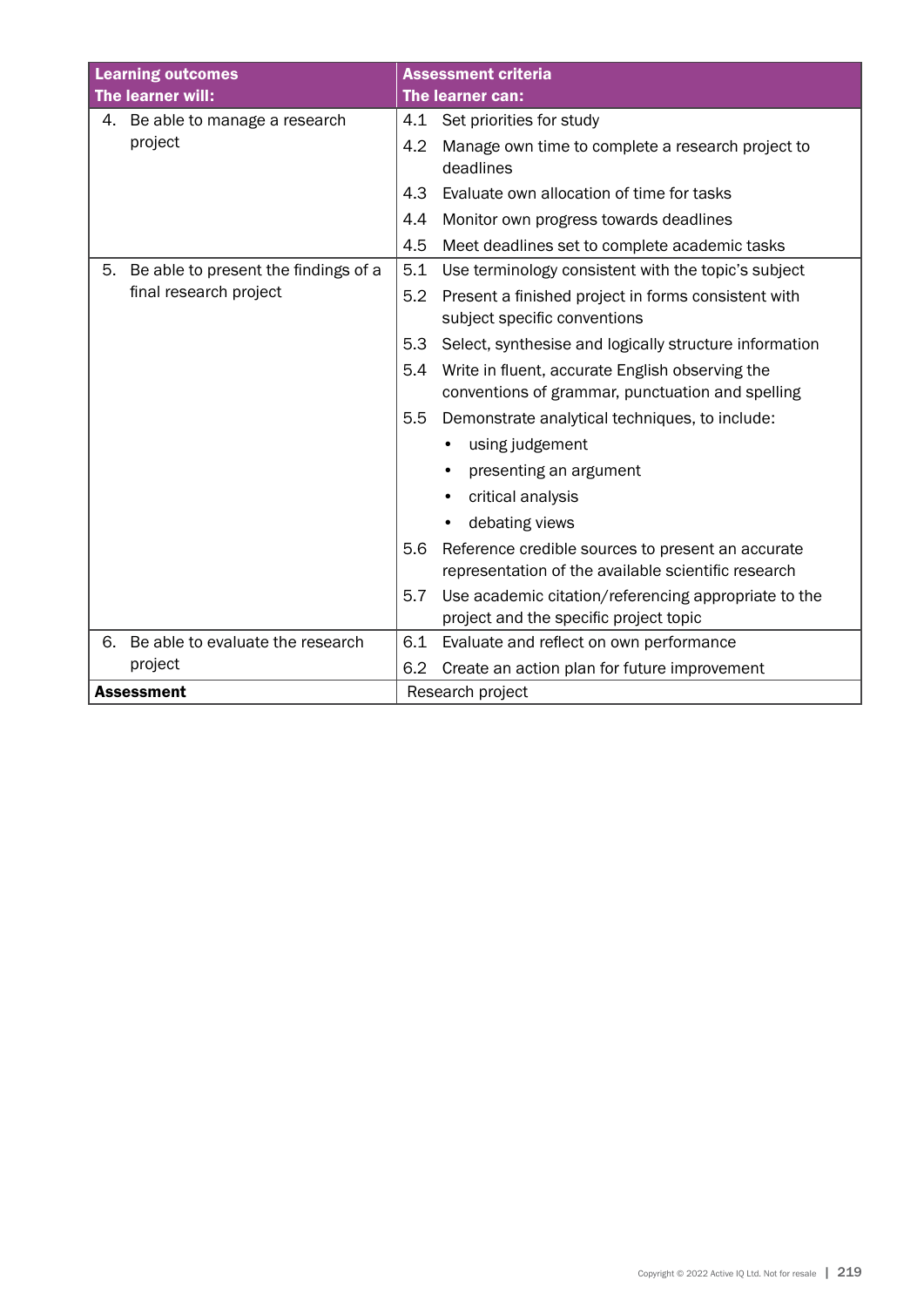| Learning outcomes<br>The learner will: | Assessment criteria<br>The learner can: |
|---|---|
| 4. Be able to manage a research project | 4.1 Set priorities for study<br>4.2 Manage own time to complete a research project to deadlines<br>4.3 Evaluate own allocation of time for tasks<br>4.4 Monitor own progress towards deadlines<br>4.5 Meet deadlines set to complete academic tasks |
| 5. Be able to present the findings of a final research project | 5.1 Use terminology consistent with the topic's subject<br>5.2 Present a finished project in forms consistent with subject specific conventions<br>5.3 Select, synthesise and logically structure information<br>5.4 Write in fluent, accurate English observing the conventions of grammar, punctuation and spelling<br>5.5 Demonstrate analytical techniques, to include:<br>• using judgement<br>• presenting an argument<br>• critical analysis<br>• debating views<br>5.6 Reference credible sources to present an accurate representation of the available scientific research<br>5.7 Use academic citation/referencing appropriate to the project and the specific project topic |
| 6. Be able to evaluate the research project | 6.1 Evaluate and reflect on own performance<br>6.2 Create an action plan for future improvement |
| **Assessment** | Research project |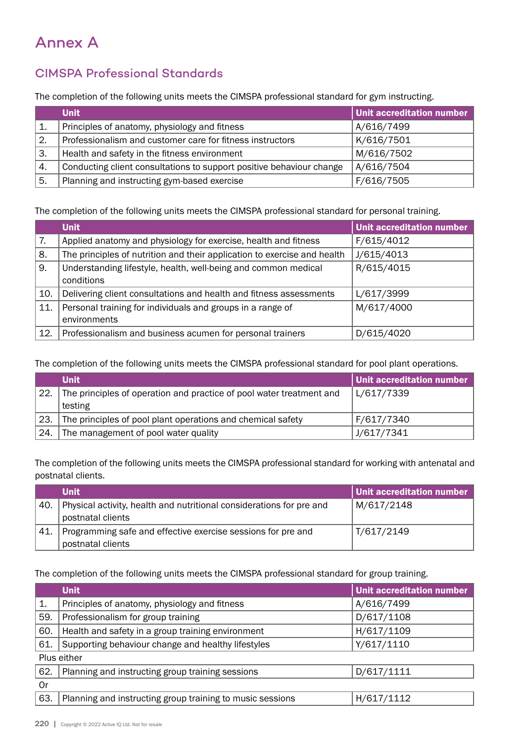# Annex A

## CIMSPA Professional Standards

The completion of the following units meets the CIMSPA professional standard for gym instructing.

| | Unit | Unit accreditation number |
|---|---|---|
| 1. | Principles of anatomy, physiology and fitness | A/616/7499 |
| 2. | Professionalism and customer care for fitness instructors | K/616/7501 |
| 3. | Health and safety in the fitness environment | M/616/7502 |
| 4. | Conducting client consultations to support positive behaviour change | A/616/7504 |
| 5. | Planning and instructing gym-based exercise | F/616/7505 |

The completion of the following units meets the CIMSPA professional standard for personal training.

| | Unit | Unit accreditation number |
|---|---|---|
| 7. | Applied anatomy and physiology for exercise, health and fitness | F/615/4012 |
| 8. | The principles of nutrition and their application to exercise and health | J/615/4013 |
| 9. | Understanding lifestyle, health, well-being and common medical conditions | R/615/4015 |
| 10. | Delivering client consultations and health and fitness assessments | L/617/3999 |
| 11. | Personal training for individuals and groups in a range of environments | M/617/4000 |
| 12. | Professionalism and business acumen for personal trainers | D/615/4020 |

The completion of the following units meets the CIMSPA professional standard for pool plant operations.

| | Unit | Unit accreditation number |
|---|---|---|
| 22. | The principles of operation and practice of pool water treatment and testing | L/617/7339 |
| 23. | The principles of pool plant operations and chemical safety | F/617/7340 |
| 24. | The management of pool water quality | J/617/7341 |

The completion of the following units meets the CIMSPA professional standard for working with antenatal and postnatal clients.

| | Unit | Unit accreditation number |
|---|---|---|
| 40. | Physical activity, health and nutritional considerations for pre and postnatal clients | M/617/2148 |
| 41. | Programming safe and effective exercise sessions for pre and postnatal clients | T/617/2149 |

The completion of the following units meets the CIMSPA professional standard for group training.

| | Unit | Unit accreditation number |
|---|---|---|
| 1. | Principles of anatomy, physiology and fitness | A/616/7499 |
| 59. | Professionalism for group training | D/617/1108 |
| 60. | Health and safety in a group training environment | H/617/1109 |
| 61. | Supporting behaviour change and healthy lifestyles | Y/617/1110 |
| Plus either | | |
| 62. | Planning and instructing group training sessions | D/617/1111 |
| Or | | |
| 63. | Planning and instructing group training to music sessions | H/617/1112 |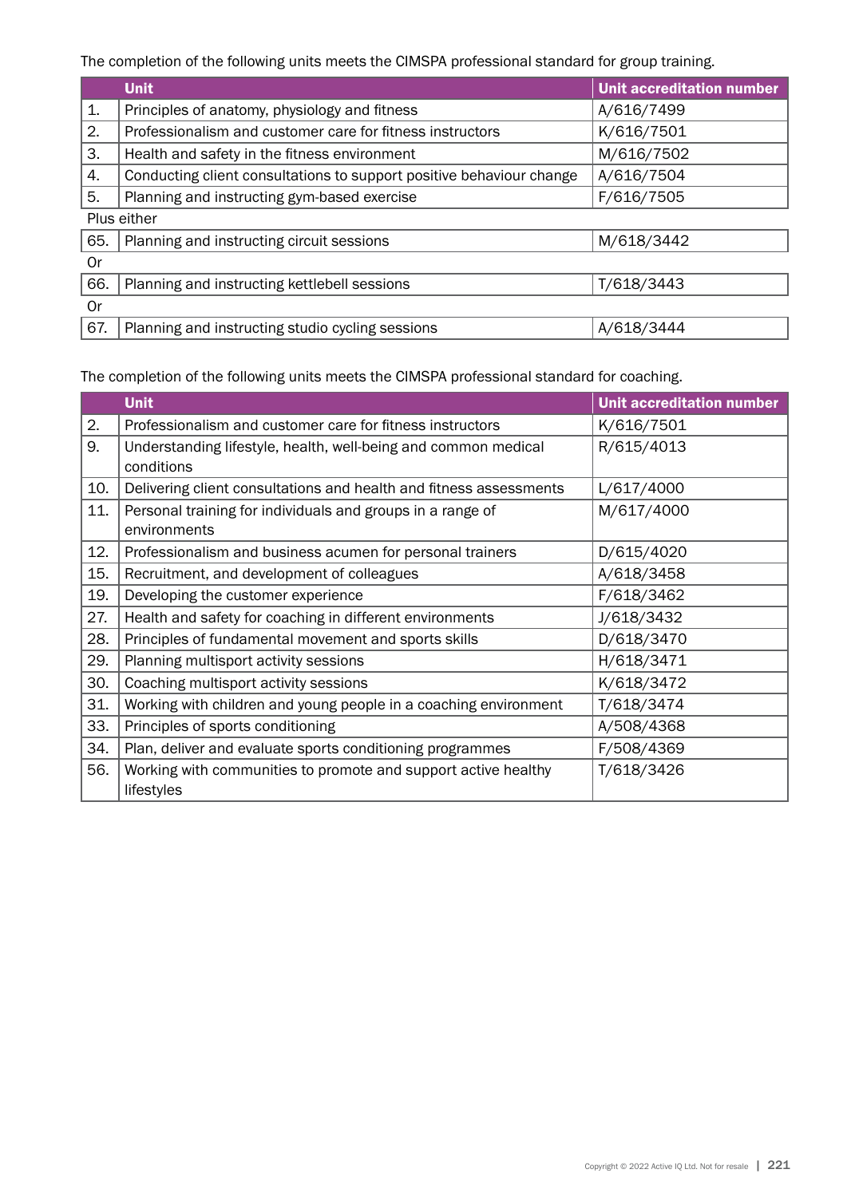The completion of the following units meets the CIMSPA professional standard for group training.

| | Unit | Unit accreditation number |
|---|---|---|
| 1. | Principles of anatomy, physiology and fitness | A/616/7499 |
| 2. | Professionalism and customer care for fitness instructors | K/616/7501 |
| 3. | Health and safety in the fitness environment | M/616/7502 |
| 4. | Conducting client consultations to support positive behaviour change | A/616/7504 |
| 5. | Planning and instructing gym-based exercise | F/616/7505 |
| Plus either | | |
| 65. | Planning and instructing circuit sessions | M/618/3442 |
| Or | | |
| 66. | Planning and instructing kettlebell sessions | T/618/3443 |
| Or | | |
| 67. | Planning and instructing studio cycling sessions | A/618/3444 |

The completion of the following units meets the CIMSPA professional standard for coaching.

| | Unit | Unit accreditation number |
|---|---|---|
| 2. | Professionalism and customer care for fitness instructors | K/616/7501 |
| 9. | Understanding lifestyle, health, well-being and common medical conditions | R/615/4013 |
| 10. | Delivering client consultations and health and fitness assessments | L/617/4000 |
| 11. | Personal training for individuals and groups in a range of environments | M/617/4000 |
| 12. | Professionalism and business acumen for personal trainers | D/615/4020 |
| 15. | Recruitment, and development of colleagues | A/618/3458 |
| 19. | Developing the customer experience | F/618/3462 |
| 27. | Health and safety for coaching in different environments | J/618/3432 |
| 28. | Principles of fundamental movement and sports skills | D/618/3470 |
| 29. | Planning multisport activity sessions | H/618/3471 |
| 30. | Coaching multisport activity sessions | K/618/3472 |
| 31. | Working with children and young people in a coaching environment | T/618/3474 |
| 33. | Principles of sports conditioning | A/508/4368 |
| 34. | Plan, deliver and evaluate sports conditioning programmes | F/508/4369 |
| 56. | Working with communities to promote and support active healthy lifestyles | T/618/3426 |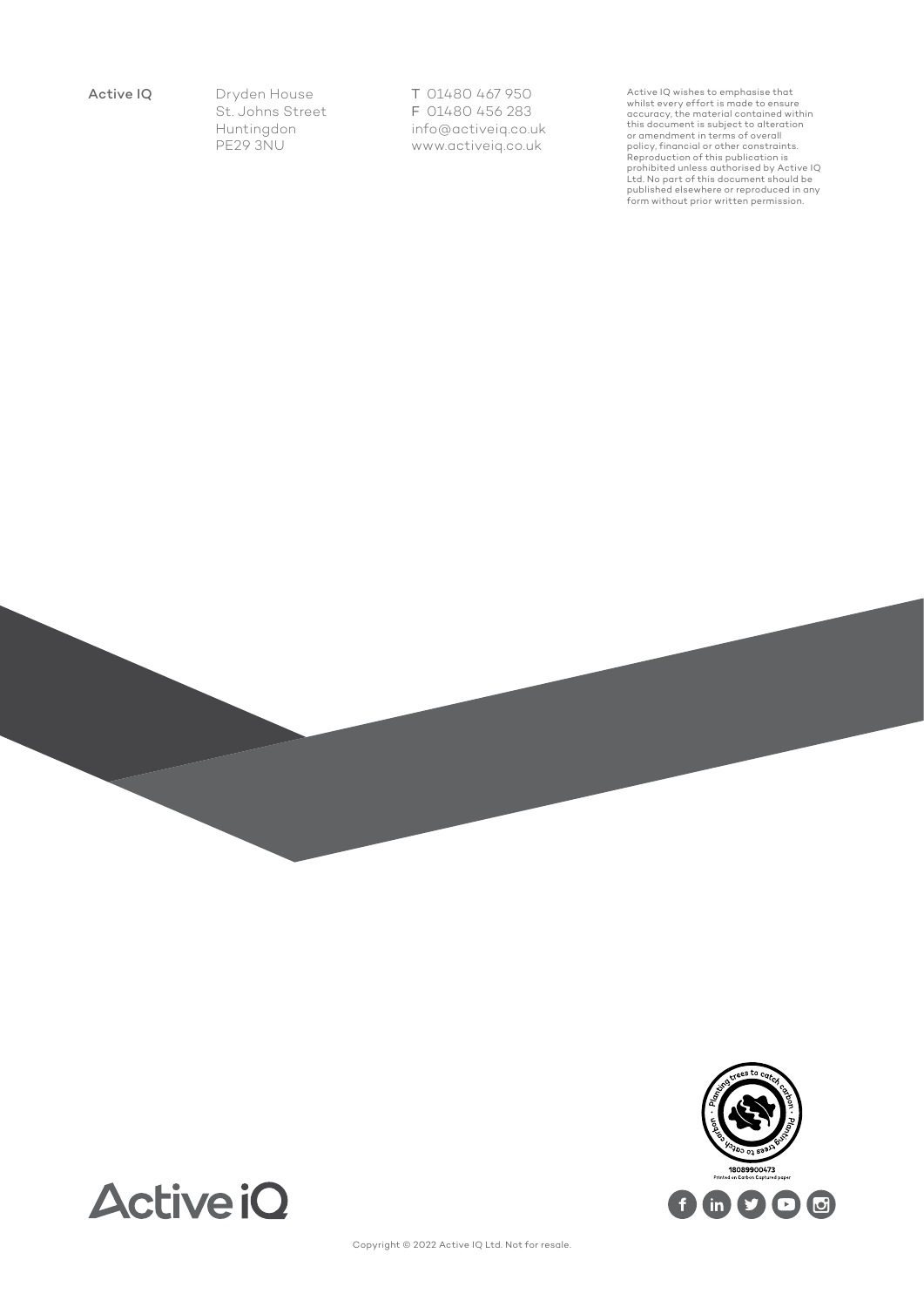**Active IQ**

Dryden House
St. Johns Street
Huntingdon
PE29 3NU

T 01480 467 950
F 01480 456 283
info@activeiq.co.uk
www.activeiq.co.uk

Active IQ wishes to emphasise that whilst every effort is made to ensure accuracy, the material contained within this document is subject to alteration or amendment in terms of overall policy, financial or other constraints. Reproduction of this publication is prohibited unless authorised by Active IQ Ltd. No part of this document should be published elsewhere or reproduced in any form without prior written permission.

Planting trees to catch carbon · Planting trees to catch carbon

18089900473
Printed on Carbon Captured paper

Active iQ

Copyright © 2022 Active IQ Ltd. Not for resale.